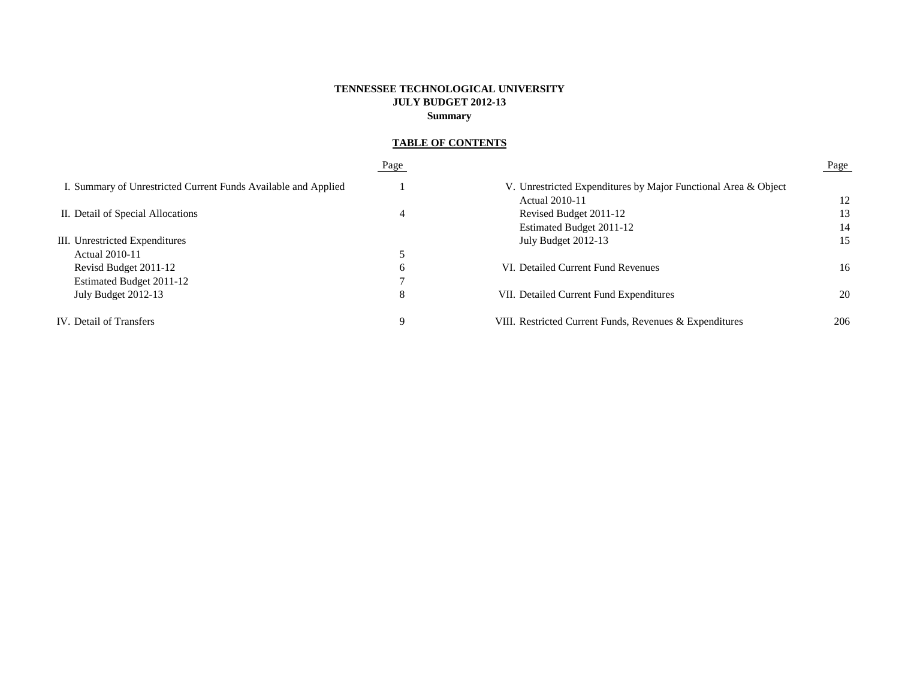**TENNESSEE TECHNOLOGICAL UNIVERSITY**
**JULY BUDGET 2012-13**
**Summary**

**TABLE OF CONTENTS**

| | Page |
|---|---|
| I. Summary of Unrestricted Current Funds Available and Applied | 1 |
| II. Detail of Special Allocations | 4 |
| III. Unrestricted Expenditures | |
| Actual 2010-11 | 5 |
| Revisd Budget 2011-12 | 6 |
| Estimated Budget 2011-12 | 7 |
| July Budget 2012-13 | 8 |
| IV. Detail of Transfers | 9 |
| V. Unrestricted Expenditures by Major Functional Area & Object | |
| Actual 2010-11 | 12 |
| Revised Budget 2011-12 | 13 |
| Estimated Budget 2011-12 | 14 |
| July Budget 2012-13 | 15 |
| VI. Detailed Current Fund Revenues | 16 |
| VII. Detailed Current Fund Expenditures | 20 |
| VIII. Restricted Current Funds, Revenues & Expenditures | 206 |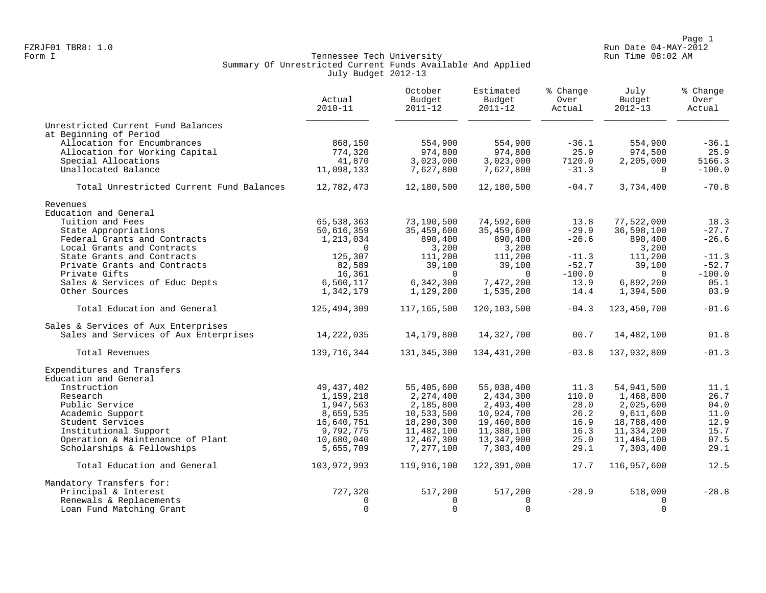FZRJF01 TBR8: 1.0
Form I

Run Date 04-MAY-2012
Run Time 08:02 AM

## Tennessee Tech University
### Summary Of Unrestricted Current Funds Available And Applied
### July Budget 2012-13

| | Actual 2010-11 | October Budget 2011-12 | Estimated Budget 2011-12 | % Change Over Actual | July Budget 2012-13 | % Change Over Actual |
|---|---|---|---|---|---|---|
| Unrestricted Current Fund Balances at Beginning of Period | | | | | | |
| Allocation for Encumbrances | 868,150 | 554,900 | 554,900 | -36.1 | 554,900 | -36.1 |
| Allocation for Working Capital | 774,320 | 974,800 | 974,800 | 25.9 | 974,500 | 25.9 |
| Special Allocations | 41,870 | 3,023,000 | 3,023,000 | 7120.0 | 2,205,000 | 5166.3 |
| Unallocated Balance | 11,098,133 | 7,627,800 | 7,627,800 | -31.3 | 0 | -100.0 |
| Total Unrestricted Current Fund Balances | 12,782,473 | 12,180,500 | 12,180,500 | -04.7 | 3,734,400 | -70.8 |
| Revenues | | | | | | |
| Education and General | | | | | | |
| Tuition and Fees | 65,538,363 | 73,190,500 | 74,592,600 | 13.8 | 77,522,000 | 18.3 |
| State Appropriations | 50,616,359 | 35,459,600 | 35,459,600 | -29.9 | 36,598,100 | -27.7 |
| Federal Grants and Contracts | 1,213,034 | 890,400 | 890,400 | -26.6 | 890,400 | -26.6 |
| Local Grants and Contracts | 0 | 3,200 | 3,200 | | 3,200 | |
| State Grants and Contracts | 125,307 | 111,200 | 111,200 | -11.3 | 111,200 | -11.3 |
| Private Grants and Contracts | 82,589 | 39,100 | 39,100 | -52.7 | 39,100 | -52.7 |
| Private Gifts | 16,361 | 0 | 0 | -100.0 | 0 | -100.0 |
| Sales & Services of Educ Depts | 6,560,117 | 6,342,300 | 7,472,200 | 13.9 | 6,892,200 | 05.1 |
| Other Sources | 1,342,179 | 1,129,200 | 1,535,200 | 14.4 | 1,394,500 | 03.9 |
| Total Education and General | 125,494,309 | 117,165,500 | 120,103,500 | -04.3 | 123,450,700 | -01.6 |
| Sales & Services of Aux Enterprises | | | | | | |
| Sales and Services of Aux Enterprises | 14,222,035 | 14,179,800 | 14,327,700 | 00.7 | 14,482,100 | 01.8 |
| Total Revenues | 139,716,344 | 131,345,300 | 134,431,200 | -03.8 | 137,932,800 | -01.3 |
| Expenditures and Transfers | | | | | | |
| Education and General | | | | | | |
| Instruction | 49,437,402 | 55,405,600 | 55,038,400 | 11.3 | 54,941,500 | 11.1 |
| Research | 1,159,218 | 2,274,400 | 2,434,300 | 110.0 | 1,468,800 | 26.7 |
| Public Service | 1,947,563 | 2,185,800 | 2,493,400 | 28.0 | 2,025,600 | 04.0 |
| Academic Support | 8,659,535 | 10,533,500 | 10,924,700 | 26.2 | 9,611,600 | 11.0 |
| Student Services | 16,640,751 | 18,290,300 | 19,460,800 | 16.9 | 18,788,400 | 12.9 |
| Institutional Support | 9,792,775 | 11,482,100 | 11,388,100 | 16.3 | 11,334,200 | 15.7 |
| Operation & Maintenance of Plant | 10,680,040 | 12,467,300 | 13,347,900 | 25.0 | 11,484,100 | 07.5 |
| Scholarships & Fellowships | 5,655,709 | 7,277,100 | 7,303,400 | 29.1 | 7,303,400 | 29.1 |
| Total Education and General | 103,972,993 | 119,916,100 | 122,391,000 | 17.7 | 116,957,600 | 12.5 |
| Mandatory Transfers for: | | | | | | |
| Principal & Interest | 727,320 | 517,200 | 517,200 | -28.9 | 518,000 | -28.8 |
| Renewals & Replacements | 0 | 0 | 0 | | 0 | |
| Loan Fund Matching Grant | 0 | 0 | 0 | | 0 | |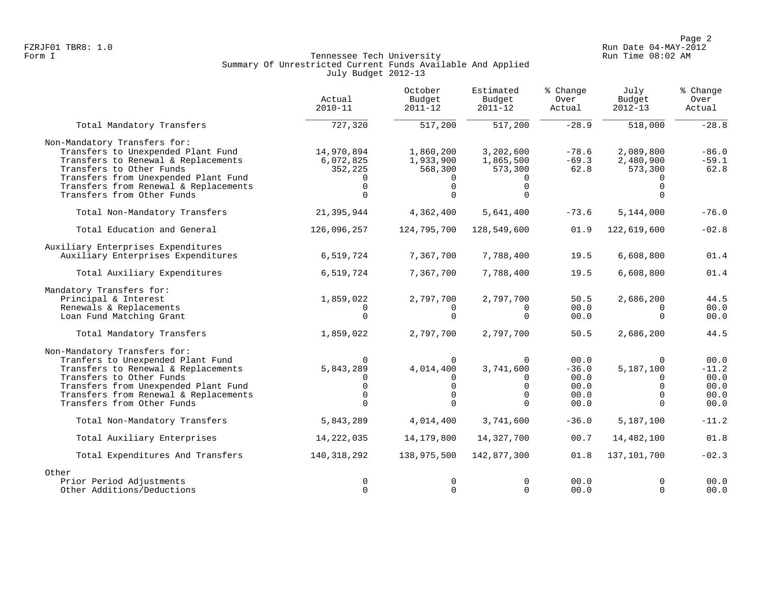FZRJF01 TBR8: 1.0
Form I

Tennessee Tech University
Summary Of Unrestricted Current Funds Available And Applied
July Budget 2012-13

Run Date 04-MAY-2012
Run Time 08:02 AM

| | Actual 2010-11 | October Budget 2011-12 | Estimated Budget 2011-12 | % Change Over Actual | July Budget 2012-13 | % Change Over Actual |
|---|---|---|---|---|---|---|
| Total Mandatory Transfers | 727,320 | 517,200 | 517,200 | -28.9 | 518,000 | -28.8 |
| Non-Mandatory Transfers for: | | | | | | |
| Transfers to Unexpended Plant Fund | 14,970,894 | 1,860,200 | 3,202,600 | -78.6 | 2,089,800 | -86.0 |
| Transfers to Renewal & Replacements | 6,072,825 | 1,933,900 | 1,865,500 | -69.3 | 2,480,900 | -59.1 |
| Transfers to Other Funds | 352,225 | 568,300 | 573,300 | 62.8 | 573,300 | 62.8 |
| Transfers from Unexpended Plant Fund | 0 | 0 | 0 | | 0 | |
| Transfers from Renewal & Replacements | 0 | 0 | 0 | | 0 | |
| Transfers from Other Funds | 0 | 0 | 0 | | 0 | |
| Total Non-Mandatory Transfers | 21,395,944 | 4,362,400 | 5,641,400 | -73.6 | 5,144,000 | -76.0 |
| Total Education and General | 126,096,257 | 124,795,700 | 128,549,600 | 01.9 | 122,619,600 | -02.8 |
| Auxiliary Enterprises Expenditures | | | | | | |
| Auxiliary Enterprises Expenditures | 6,519,724 | 7,367,700 | 7,788,400 | 19.5 | 6,608,800 | 01.4 |
| Total Auxiliary Expenditures | 6,519,724 | 7,367,700 | 7,788,400 | 19.5 | 6,608,800 | 01.4 |
| Mandatory Transfers for: | | | | | | |
| Principal & Interest | 1,859,022 | 2,797,700 | 2,797,700 | 50.5 | 2,686,200 | 44.5 |
| Renewals & Replacements | 0 | 0 | 0 | 00.0 | 0 | 00.0 |
| Loan Fund Matching Grant | 0 | 0 | 0 | 00.0 | 0 | 00.0 |
| Total Mandatory Transfers | 1,859,022 | 2,797,700 | 2,797,700 | 50.5 | 2,686,200 | 44.5 |
| Non-Mandatory Transfers for: | | | | | | |
| Tranfers to Unexpended Plant Fund | 0 | 0 | 0 | 00.0 | 0 | 00.0 |
| Transfers to Renewal & Replacements | 5,843,289 | 4,014,400 | 3,741,600 | -36.0 | 5,187,100 | -11.2 |
| Transfers to Other Funds | 0 | 0 | 0 | 00.0 | 0 | 00.0 |
| Transfers from Unexpended Plant Fund | 0 | 0 | 0 | 00.0 | 0 | 00.0 |
| Transfers from Renewal & Replacements | 0 | 0 | 0 | 00.0 | 0 | 00.0 |
| Transfers from Other Funds | 0 | 0 | 0 | 00.0 | 0 | 00.0 |
| Total Non-Mandatory Transfers | 5,843,289 | 4,014,400 | 3,741,600 | -36.0 | 5,187,100 | -11.2 |
| Total Auxiliary Enterprises | 14,222,035 | 14,179,800 | 14,327,700 | 00.7 | 14,482,100 | 01.8 |
| Total Expenditures And Transfers | 140,318,292 | 138,975,500 | 142,877,300 | 01.8 | 137,101,700 | -02.3 |
| Other | | | | | | |
| Prior Period Adjustments | 0 | 0 | 0 | 00.0 | 0 | 00.0 |
| Other Additions/Deductions | 0 | 0 | 0 | 00.0 | 0 | 00.0 |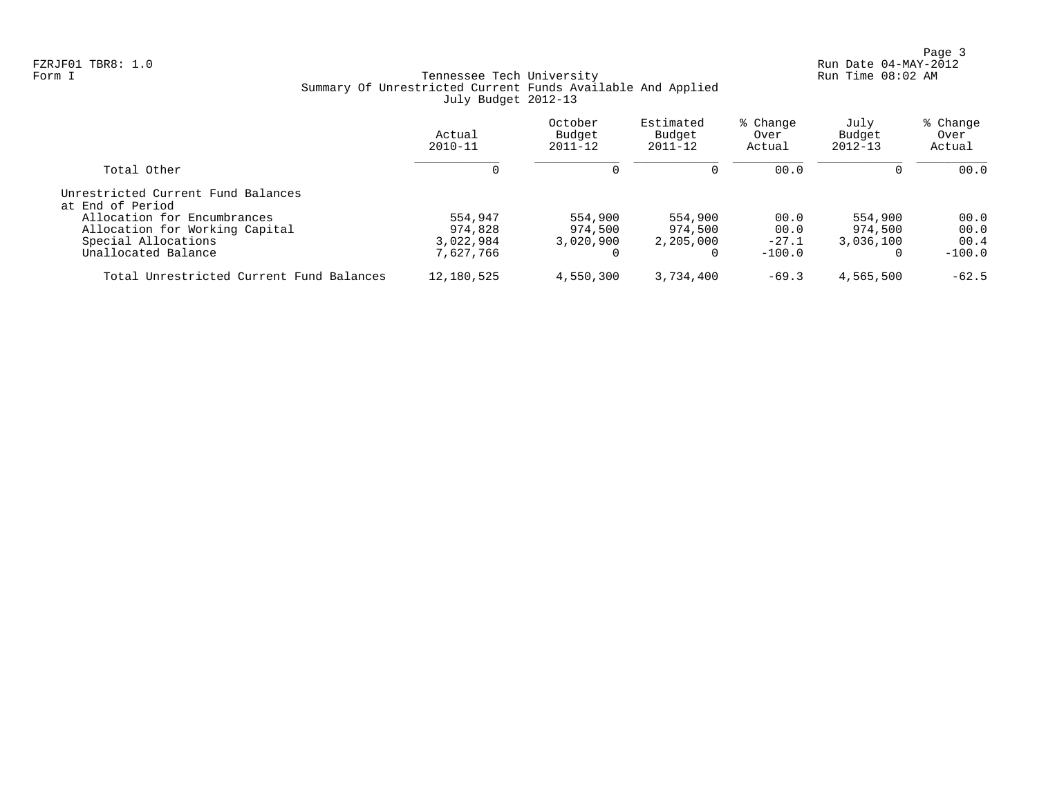FZRJF01 TBR8: 1.0
Form I

Tennessee Tech University
Summary Of Unrestricted Current Funds Available And Applied
July Budget 2012-13

Run Date 04-MAY-2012
Run Time 08:02 AM

| | Actual 2010-11 | October Budget 2011-12 | Estimated Budget 2011-12 | % Change Over Actual | July Budget 2012-13 | % Change Over Actual |
|---|---|---|---|---|---|---|
| Total Other | 0 | 0 | 0 | 00.0 | 0 | 00.0 |
| Unrestricted Current Fund Balances at End of Period | | | | | | |
| Allocation for Encumbrances | 554,947 | 554,900 | 554,900 | 00.0 | 554,900 | 00.0 |
| Allocation for Working Capital | 974,828 | 974,500 | 974,500 | 00.0 | 974,500 | 00.0 |
| Special Allocations | 3,022,984 | 3,020,900 | 2,205,000 | -27.1 | 3,036,100 | 00.4 |
| Unallocated Balance | 7,627,766 | 0 | 0 | -100.0 | 0 | -100.0 |
| Total Unrestricted Current Fund Balances | 12,180,525 | 4,550,300 | 3,734,400 | -69.3 | 4,565,500 | -62.5 |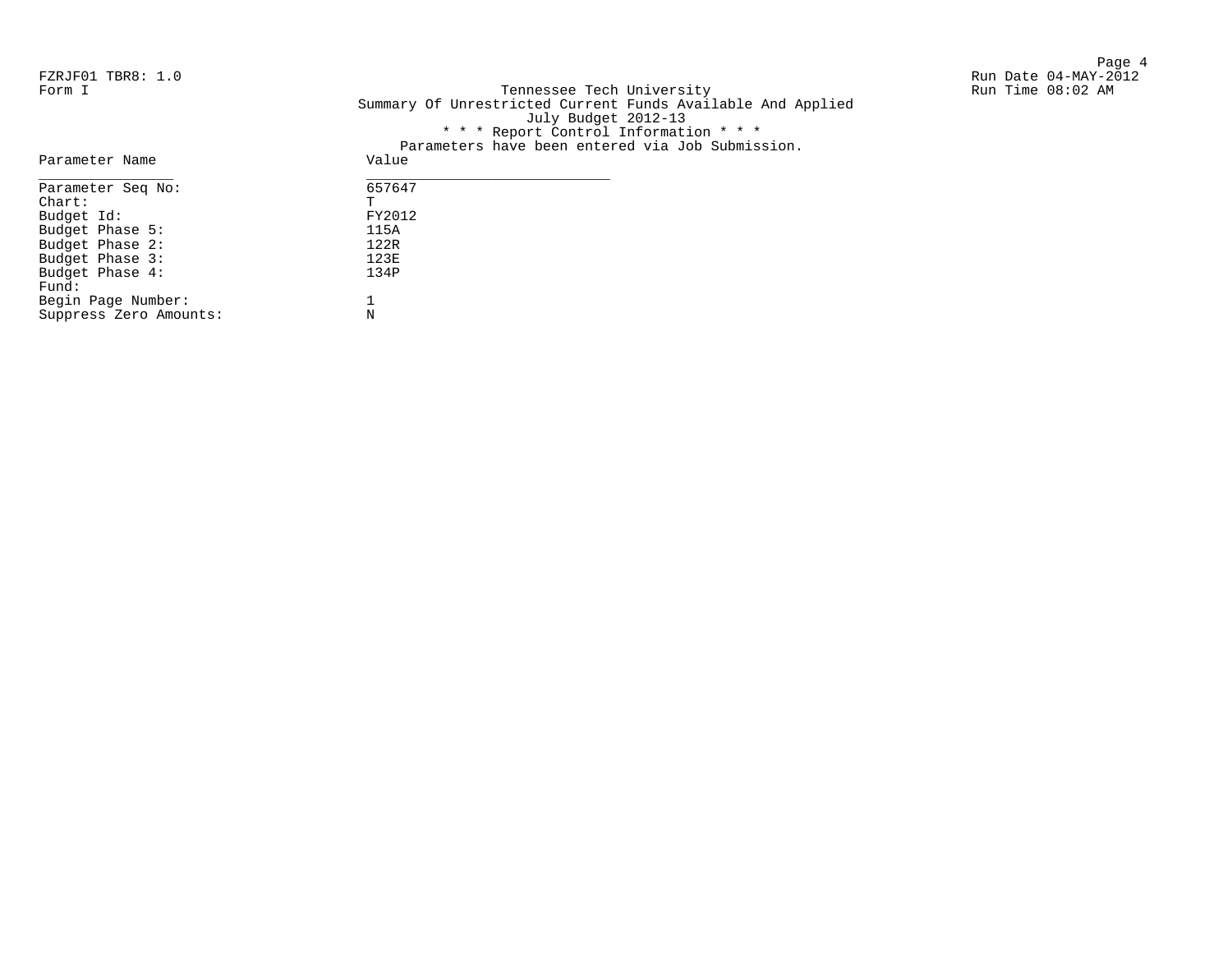FZRJF01 TBR8: 1.0
Form I

Run Date 04-MAY-2012
Run Time 08:02 AM

Tennessee Tech University
Summary Of Unrestricted Current Funds Available And Applied
July Budget 2012-13
* * * Report Control Information * * *
Parameters have been entered via Job Submission.

| Parameter Name | Value |
|---|---|
| Parameter Seq No: | 657647 |
| Chart: | T |
| Budget Id: | FY2012 |
| Budget Phase 5: | 115A |
| Budget Phase 2: | 122R |
| Budget Phase 3: | 123E |
| Budget Phase 4: | 134P |
| Fund: | |
| Begin Page Number: | 1 |
| Suppress Zero Amounts: | N |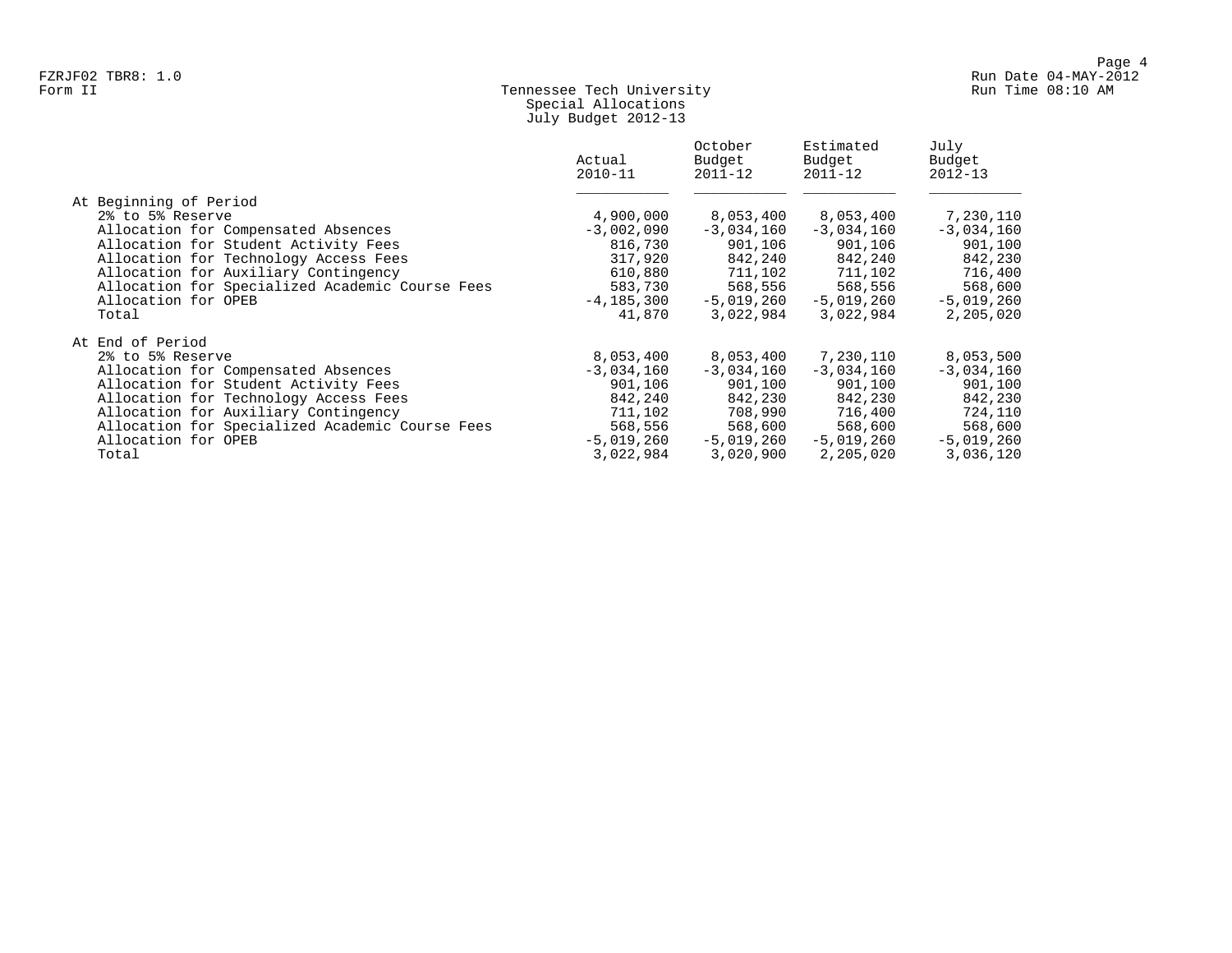# Tennessee Tech University

## Special Allocations

### July Budget 2012-13

FZRJF02 TBR8: 1.0
Form II

Run Date 04-MAY-2012
Run Time 08:10 AM

| | Actual 2010-11 | October Budget 2011-12 | Estimated Budget 2011-12 | July Budget 2012-13 |
|---|---|---|---|---|
| **At Beginning of Period** | | | | |
| 2% to 5% Reserve | 4,900,000 | 8,053,400 | 8,053,400 | 7,230,110 |
| Allocation for Compensated Absences | -3,002,090 | -3,034,160 | -3,034,160 | -3,034,160 |
| Allocation for Student Activity Fees | 816,730 | 901,106 | 901,106 | 901,100 |
| Allocation for Technology Access Fees | 317,920 | 842,240 | 842,240 | 842,230 |
| Allocation for Auxiliary Contingency | 610,880 | 711,102 | 711,102 | 716,400 |
| Allocation for Specialized Academic Course Fees | 583,730 | 568,556 | 568,556 | 568,600 |
| Allocation for OPEB | -4,185,300 | -5,019,260 | -5,019,260 | -5,019,260 |
| Total | 41,870 | 3,022,984 | 3,022,984 | 2,205,020 |
| **At End of Period** | | | | |
| 2% to 5% Reserve | 8,053,400 | 8,053,400 | 7,230,110 | 8,053,500 |
| Allocation for Compensated Absences | -3,034,160 | -3,034,160 | -3,034,160 | -3,034,160 |
| Allocation for Student Activity Fees | 901,106 | 901,100 | 901,100 | 901,100 |
| Allocation for Technology Access Fees | 842,240 | 842,230 | 842,230 | 842,230 |
| Allocation for Auxiliary Contingency | 711,102 | 708,990 | 716,400 | 724,110 |
| Allocation for Specialized Academic Course Fees | 568,556 | 568,600 | 568,600 | 568,600 |
| Allocation for OPEB | -5,019,260 | -5,019,260 | -5,019,260 | -5,019,260 |
| Total | 3,022,984 | 3,020,900 | 2,205,020 | 3,036,120 |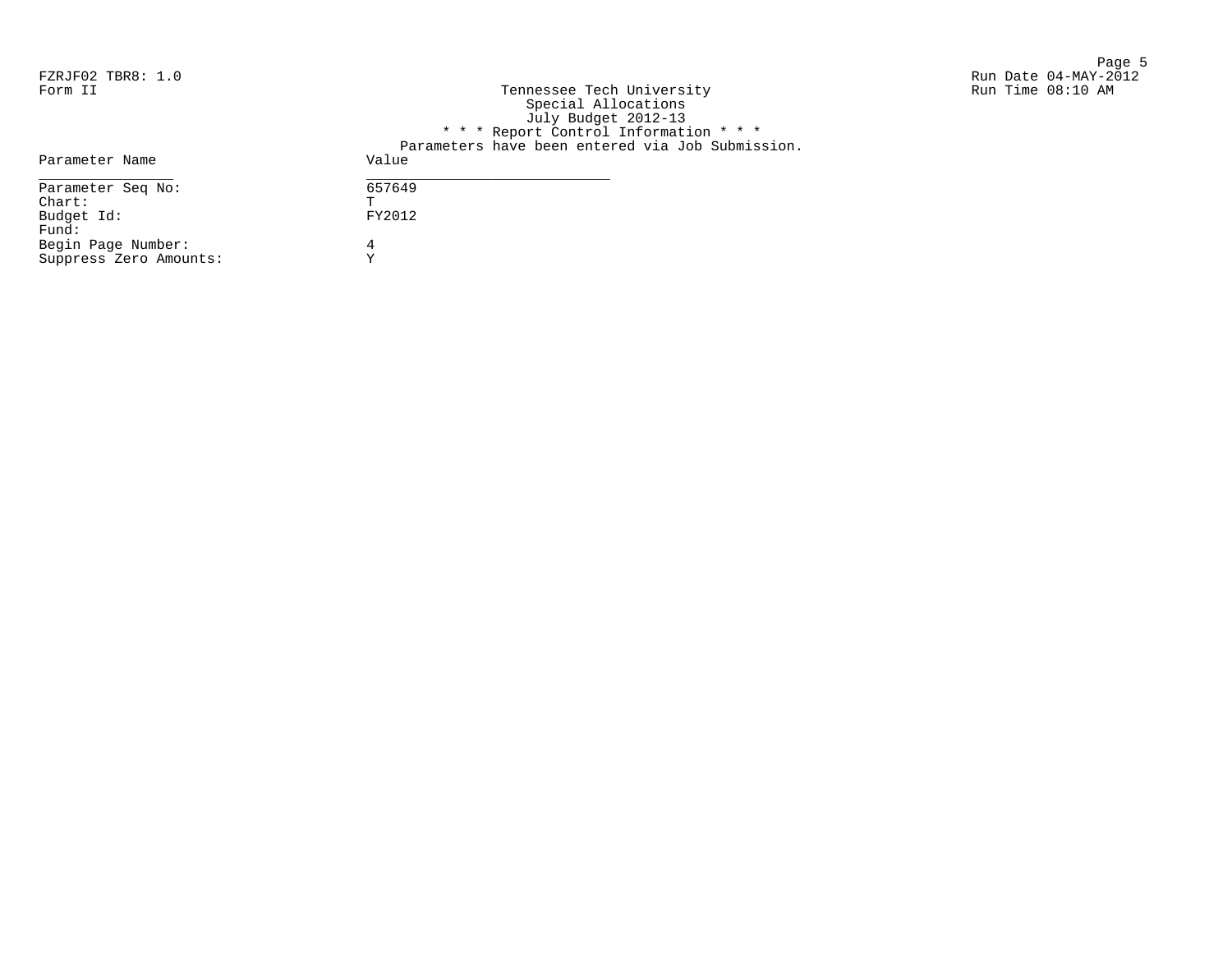FZRJF02 TBR8: 1.0
Form II

Run Date 04-MAY-2012
Run Time 08:10 AM

Tennessee Tech University
Special Allocations
July Budget 2012-13
* * * Report Control Information * * *
Parameters have been entered via Job Submission.

| Parameter Name | Value |
|---|---|
| Parameter Seq No: | 657649 |
| Chart: | T |
| Budget Id: | FY2012 |
| Fund: | |
| Begin Page Number: | 4 |
| Suppress Zero Amounts: | Y |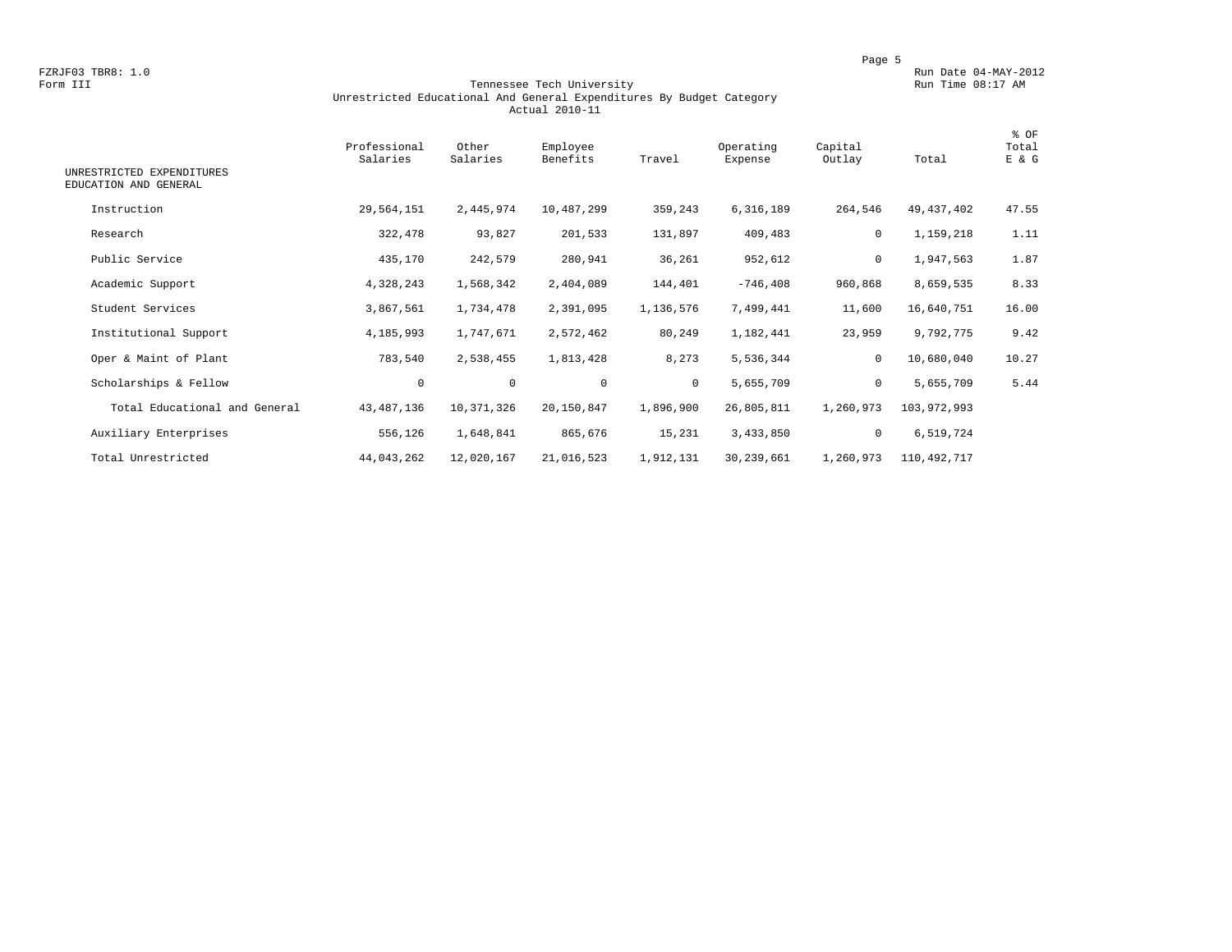FZRJF03 TBR8: 1.0
Form III

Run Date 04-MAY-2012
Run Time 08:17 AM

# Tennessee Tech University
## Unrestricted Educational And General Expenditures By Budget Category
### Actual 2010-11

| UNRESTRICTED EXPENDITURES EDUCATION AND GENERAL | Professional Salaries | Other Salaries | Employee Benefits | Travel | Operating Expense | Capital Outlay | Total | % OF Total E & G |
|---|---|---|---|---|---|---|---|---|
| Instruction | 29,564,151 | 2,445,974 | 10,487,299 | 359,243 | 6,316,189 | 264,546 | 49,437,402 | 47.55 |
| Research | 322,478 | 93,827 | 201,533 | 131,897 | 409,483 | 0 | 1,159,218 | 1.11 |
| Public Service | 435,170 | 242,579 | 280,941 | 36,261 | 952,612 | 0 | 1,947,563 | 1.87 |
| Academic Support | 4,328,243 | 1,568,342 | 2,404,089 | 144,401 | -746,408 | 960,868 | 8,659,535 | 8.33 |
| Student Services | 3,867,561 | 1,734,478 | 2,391,095 | 1,136,576 | 7,499,441 | 11,600 | 16,640,751 | 16.00 |
| Institutional Support | 4,185,993 | 1,747,671 | 2,572,462 | 80,249 | 1,182,441 | 23,959 | 9,792,775 | 9.42 |
| Oper & Maint of Plant | 783,540 | 2,538,455 | 1,813,428 | 8,273 | 5,536,344 | 0 | 10,680,040 | 10.27 |
| Scholarships & Fellow | 0 | 0 | 0 | 0 | 5,655,709 | 0 | 5,655,709 | 5.44 |
| Total Educational and General | 43,487,136 | 10,371,326 | 20,150,847 | 1,896,900 | 26,805,811 | 1,260,973 | 103,972,993 | |
| Auxiliary Enterprises | 556,126 | 1,648,841 | 865,676 | 15,231 | 3,433,850 | 0 | 6,519,724 | |
| Total Unrestricted | 44,043,262 | 12,020,167 | 21,016,523 | 1,912,131 | 30,239,661 | 1,260,973 | 110,492,717 | |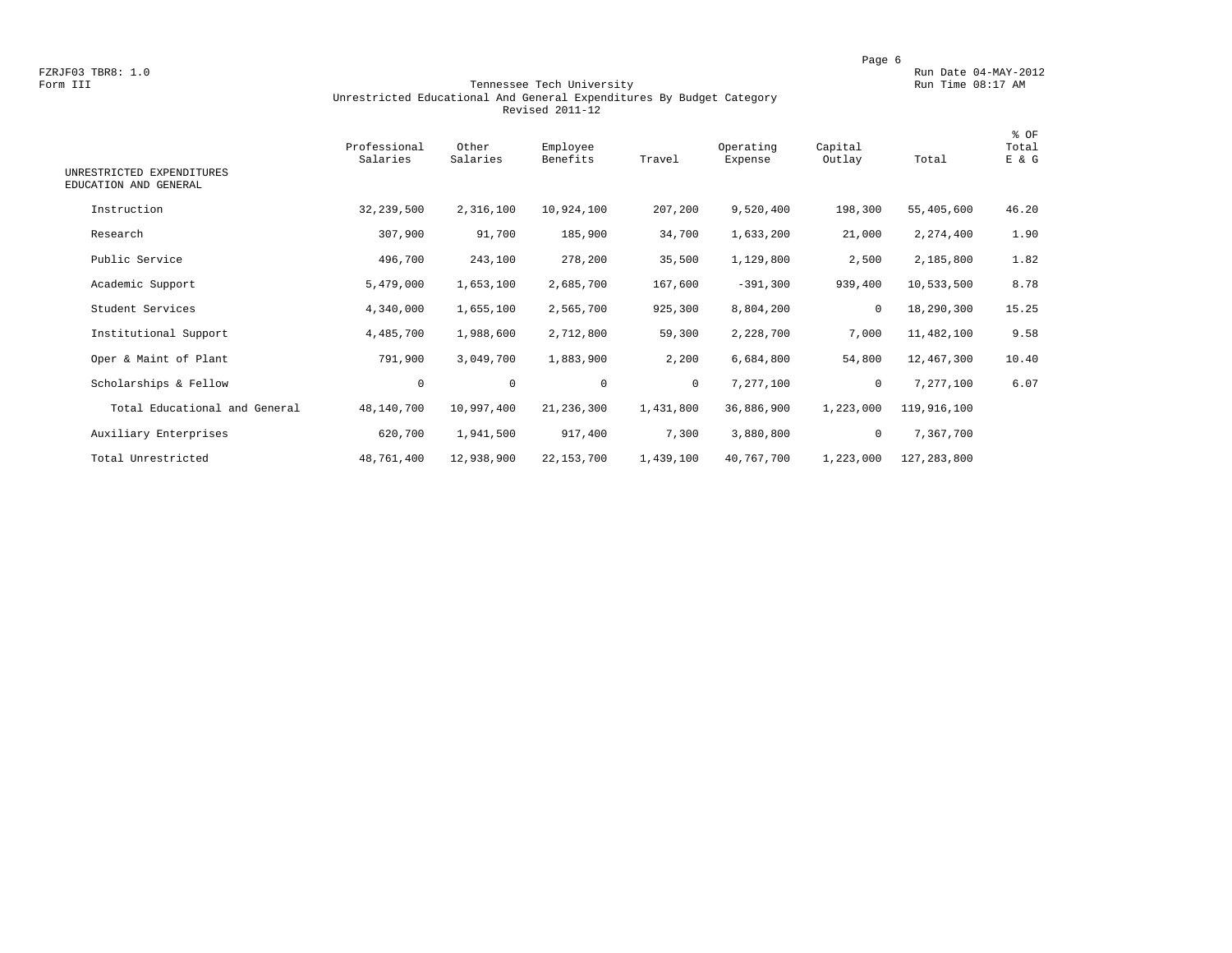FZRJF03 TBR8: 1.0
Form III

Run Date 04-MAY-2012
Run Time 08:17 AM

# Tennessee Tech University
## Unrestricted Educational And General Expenditures By Budget Category
### Revised 2011-12

| UNRESTRICTED EXPENDITURES EDUCATION AND GENERAL | Professional Salaries | Other Salaries | Employee Benefits | Travel | Operating Expense | Capital Outlay | Total | % OF Total E & G |
|---|---|---|---|---|---|---|---|---|
| Instruction | 32,239,500 | 2,316,100 | 10,924,100 | 207,200 | 9,520,400 | 198,300 | 55,405,600 | 46.20 |
| Research | 307,900 | 91,700 | 185,900 | 34,700 | 1,633,200 | 21,000 | 2,274,400 | 1.90 |
| Public Service | 496,700 | 243,100 | 278,200 | 35,500 | 1,129,800 | 2,500 | 2,185,800 | 1.82 |
| Academic Support | 5,479,000 | 1,653,100 | 2,685,700 | 167,600 | -391,300 | 939,400 | 10,533,500 | 8.78 |
| Student Services | 4,340,000 | 1,655,100 | 2,565,700 | 925,300 | 8,804,200 | 0 | 18,290,300 | 15.25 |
| Institutional Support | 4,485,700 | 1,988,600 | 2,712,800 | 59,300 | 2,228,700 | 7,000 | 11,482,100 | 9.58 |
| Oper & Maint of Plant | 791,900 | 3,049,700 | 1,883,900 | 2,200 | 6,684,800 | 54,800 | 12,467,300 | 10.40 |
| Scholarships & Fellow | 0 | 0 | 0 | 0 | 7,277,100 | 0 | 7,277,100 | 6.07 |
| Total Educational and General | 48,140,700 | 10,997,400 | 21,236,300 | 1,431,800 | 36,886,900 | 1,223,000 | 119,916,100 | |
| Auxiliary Enterprises | 620,700 | 1,941,500 | 917,400 | 7,300 | 3,880,800 | 0 | 7,367,700 | |
| Total Unrestricted | 48,761,400 | 12,938,900 | 22,153,700 | 1,439,100 | 40,767,700 | 1,223,000 | 127,283,800 | |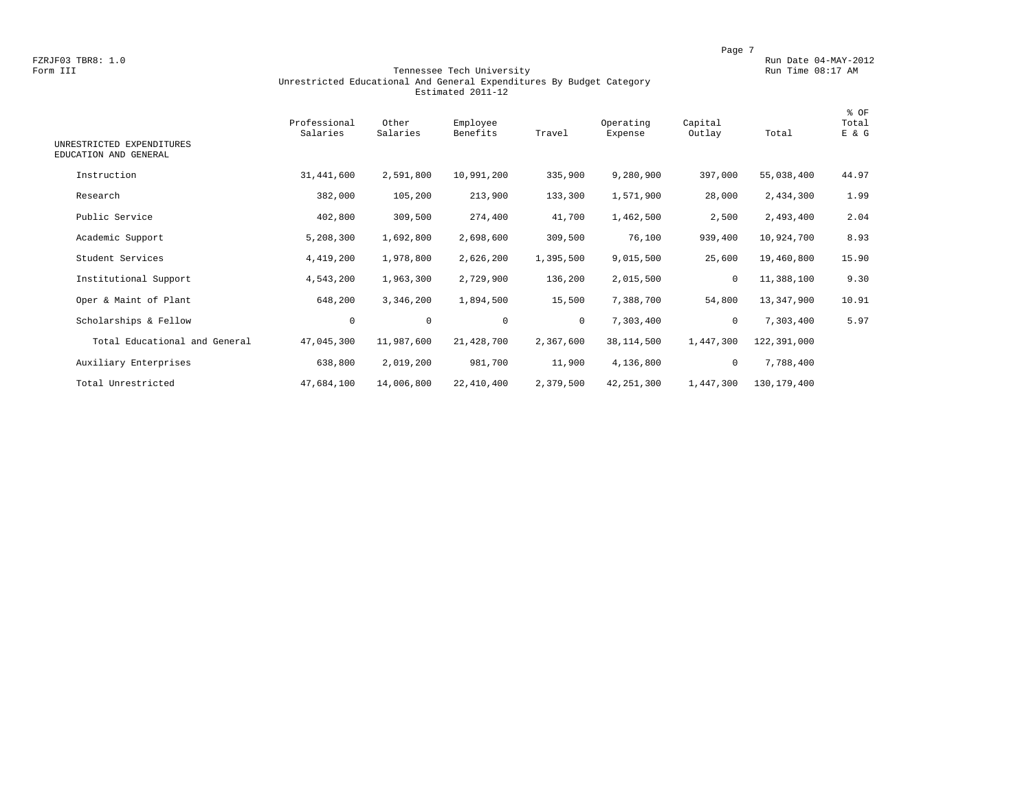FZRJF03 TBR8: 1.0
Form III

Run Date 04-MAY-2012
Run Time 08:17 AM

# Tennessee Tech University
## Unrestricted Educational And General Expenditures By Budget Category
### Estimated 2011-12

| UNRESTRICTED EXPENDITURES EDUCATION AND GENERAL | Professional Salaries | Other Salaries | Employee Benefits | Travel | Operating Expense | Capital Outlay | Total | % OF Total E & G |
|---|---|---|---|---|---|---|---|---|
| Instruction | 31,441,600 | 2,591,800 | 10,991,200 | 335,900 | 9,280,900 | 397,000 | 55,038,400 | 44.97 |
| Research | 382,000 | 105,200 | 213,900 | 133,300 | 1,571,900 | 28,000 | 2,434,300 | 1.99 |
| Public Service | 402,800 | 309,500 | 274,400 | 41,700 | 1,462,500 | 2,500 | 2,493,400 | 2.04 |
| Academic Support | 5,208,300 | 1,692,800 | 2,698,600 | 309,500 | 76,100 | 939,400 | 10,924,700 | 8.93 |
| Student Services | 4,419,200 | 1,978,800 | 2,626,200 | 1,395,500 | 9,015,500 | 25,600 | 19,460,800 | 15.90 |
| Institutional Support | 4,543,200 | 1,963,300 | 2,729,900 | 136,200 | 2,015,500 | 0 | 11,388,100 | 9.30 |
| Oper & Maint of Plant | 648,200 | 3,346,200 | 1,894,500 | 15,500 | 7,388,700 | 54,800 | 13,347,900 | 10.91 |
| Scholarships & Fellow | 0 | 0 | 0 | 0 | 7,303,400 | 0 | 7,303,400 | 5.97 |
| Total Educational and General | 47,045,300 | 11,987,600 | 21,428,700 | 2,367,600 | 38,114,500 | 1,447,300 | 122,391,000 | |
| Auxiliary Enterprises | 638,800 | 2,019,200 | 981,700 | 11,900 | 4,136,800 | 0 | 7,788,400 | |
| Total Unrestricted | 47,684,100 | 14,006,800 | 22,410,400 | 2,379,500 | 42,251,300 | 1,447,300 | 130,179,400 | |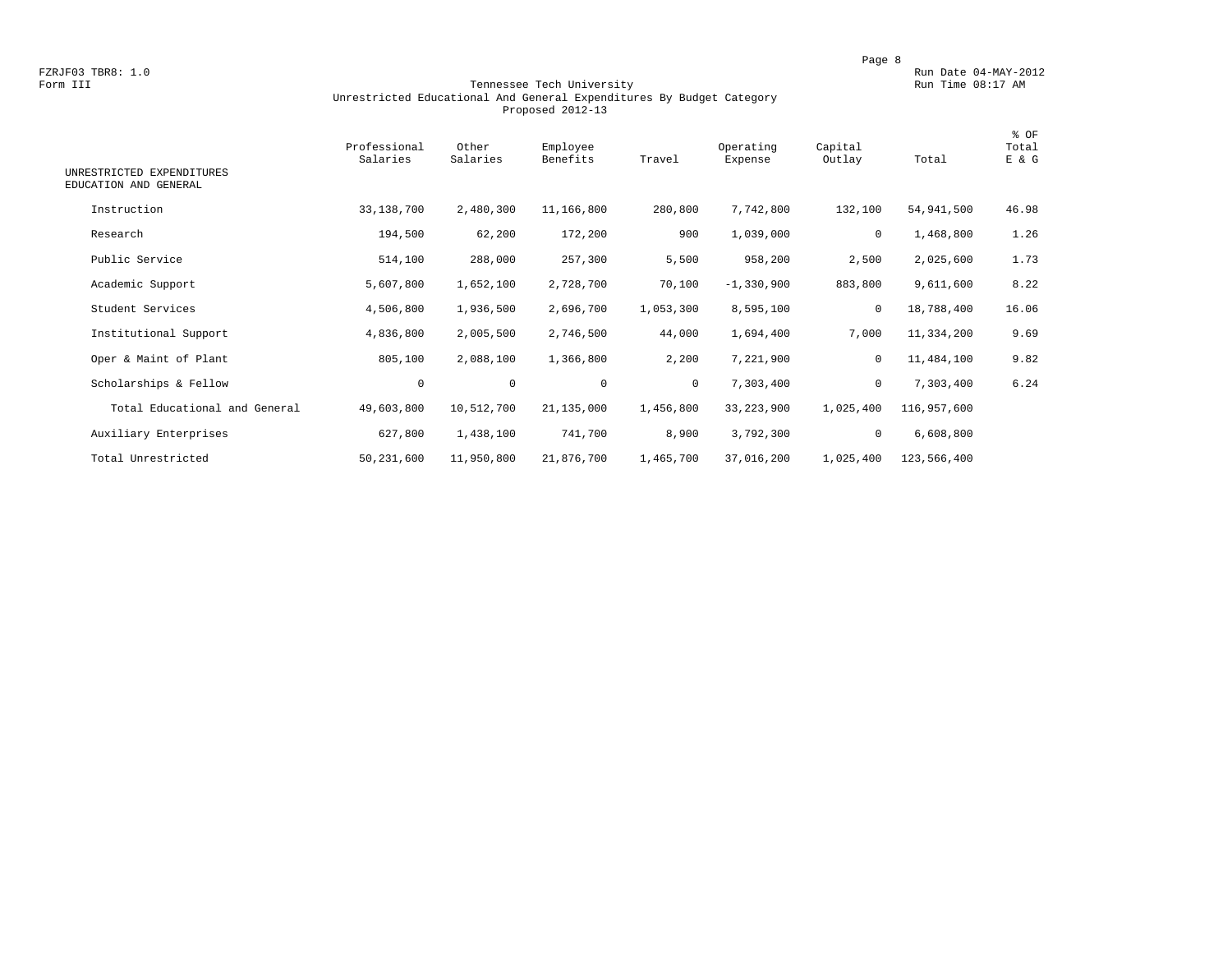FZRJF03 TBR8: 1.0
Form III

Run Date 04-MAY-2012
Run Time 08:17 AM

# Tennessee Tech University
## Unrestricted Educational And General Expenditures By Budget Category
### Proposed 2012-13

| UNRESTRICTED EXPENDITURES EDUCATION AND GENERAL | Professional Salaries | Other Salaries | Employee Benefits | Travel | Operating Expense | Capital Outlay | Total | % OF Total E & G |
|---|---|---|---|---|---|---|---|---|
| Instruction | 33,138,700 | 2,480,300 | 11,166,800 | 280,800 | 7,742,800 | 132,100 | 54,941,500 | 46.98 |
| Research | 194,500 | 62,200 | 172,200 | 900 | 1,039,000 | 0 | 1,468,800 | 1.26 |
| Public Service | 514,100 | 288,000 | 257,300 | 5,500 | 958,200 | 2,500 | 2,025,600 | 1.73 |
| Academic Support | 5,607,800 | 1,652,100 | 2,728,700 | 70,100 | -1,330,900 | 883,800 | 9,611,600 | 8.22 |
| Student Services | 4,506,800 | 1,936,500 | 2,696,700 | 1,053,300 | 8,595,100 | 0 | 18,788,400 | 16.06 |
| Institutional Support | 4,836,800 | 2,005,500 | 2,746,500 | 44,000 | 1,694,400 | 7,000 | 11,334,200 | 9.69 |
| Oper & Maint of Plant | 805,100 | 2,088,100 | 1,366,800 | 2,200 | 7,221,900 | 0 | 11,484,100 | 9.82 |
| Scholarships & Fellow | 0 | 0 | 0 | 0 | 7,303,400 | 0 | 7,303,400 | 6.24 |
| Total Educational and General | 49,603,800 | 10,512,700 | 21,135,000 | 1,456,800 | 33,223,900 | 1,025,400 | 116,957,600 | |
| Auxiliary Enterprises | 627,800 | 1,438,100 | 741,700 | 8,900 | 3,792,300 | 0 | 6,608,800 | |
| Total Unrestricted | 50,231,600 | 11,950,800 | 21,876,700 | 1,465,700 | 37,016,200 | 1,025,400 | 123,566,400 | |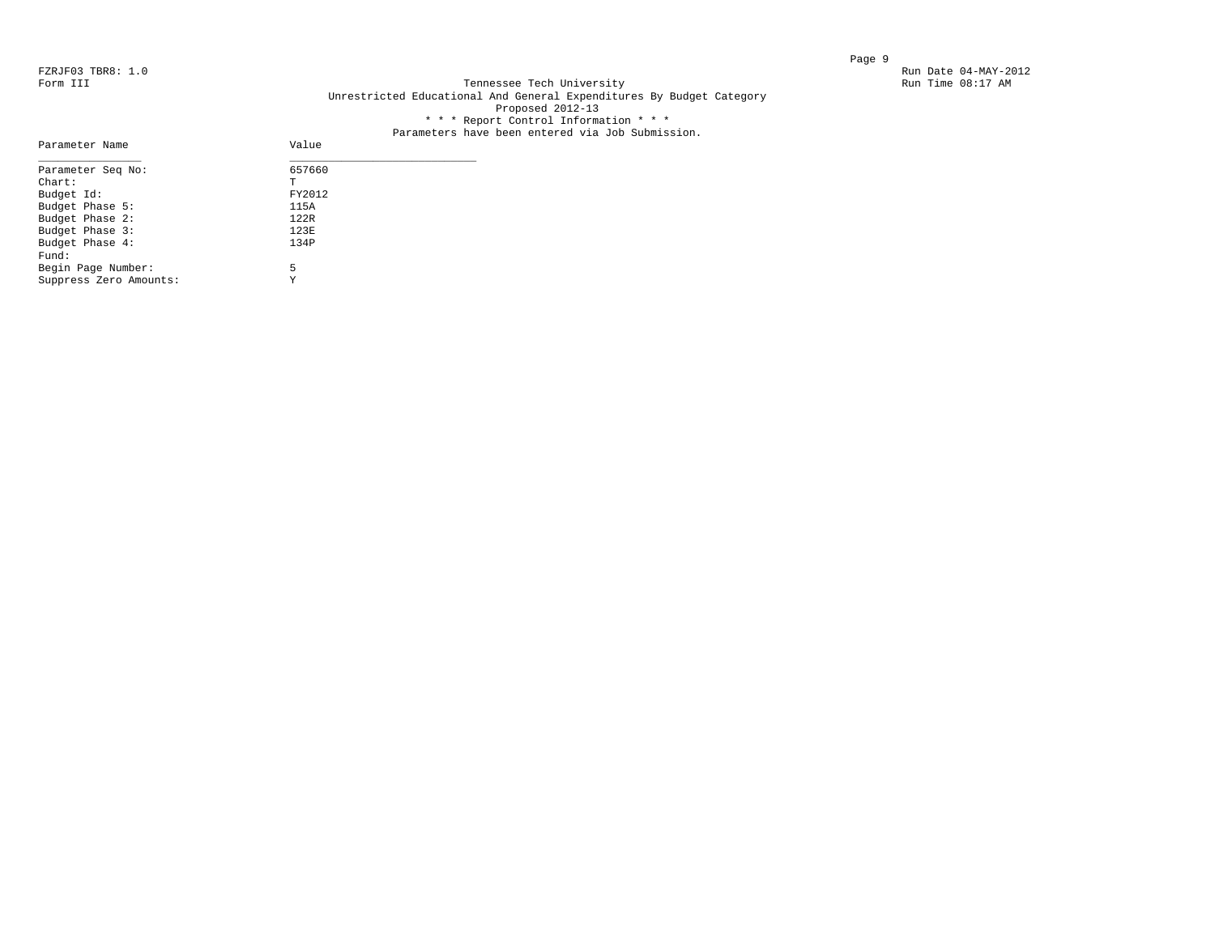FZRJF03 TBR8: 1.0
Form III

Run Date 04-MAY-2012
Run Time 08:17 AM

Tennessee Tech University
Unrestricted Educational And General Expenditures By Budget Category
Proposed 2012-13
* * * Report Control Information * * *
Parameters have been entered via Job Submission.

| Parameter Name | Value |
|---|---|
| Parameter Seq No: | 657660 |
| Chart: | T |
| Budget Id: | FY2012 |
| Budget Phase 5: | 115A |
| Budget Phase 2: | 122R |
| Budget Phase 3: | 123E |
| Budget Phase 4: | 134P |
| Fund: | |
| Begin Page Number: | 5 |
| Suppress Zero Amounts: | Y |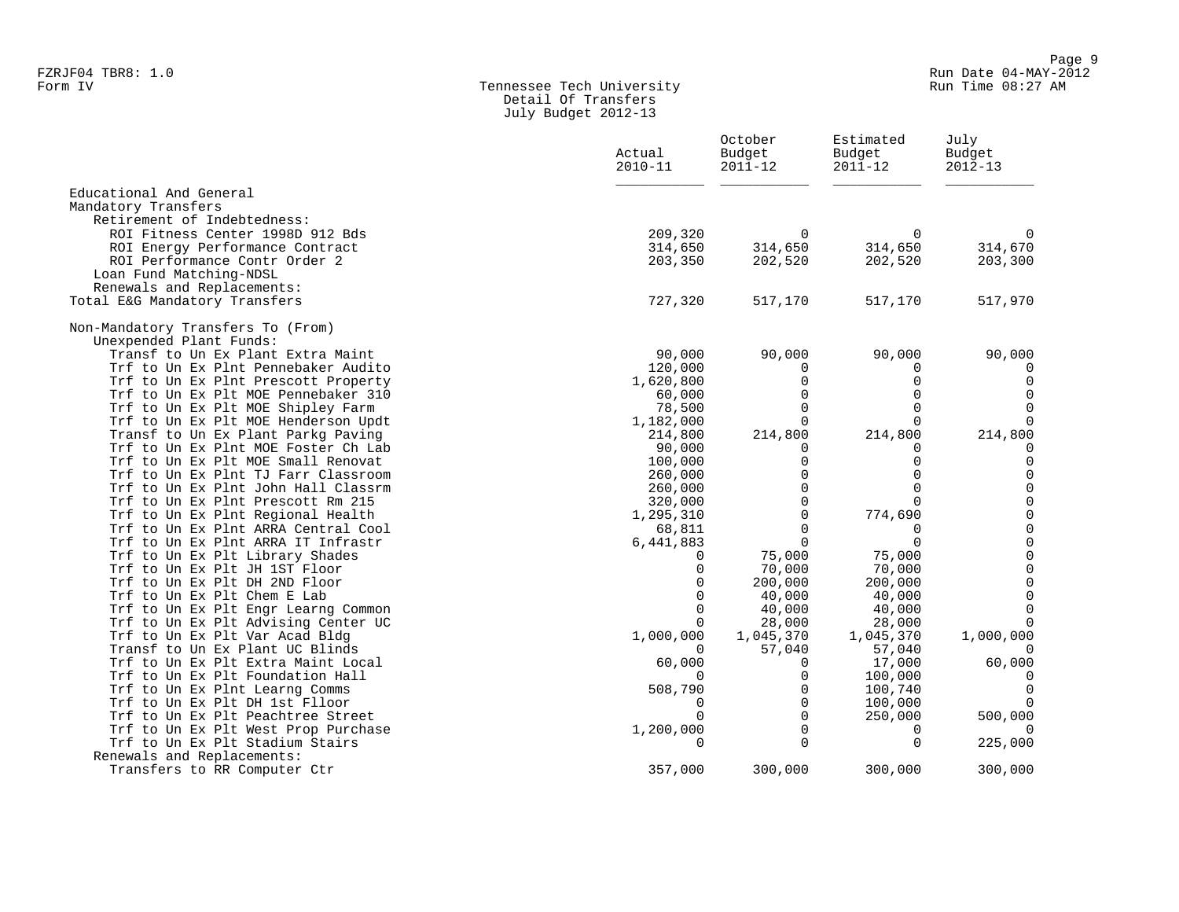FZRJF04 TBR8: 1.0
Form IV

Run Date 04-MAY-2012
Run Time 08:27 AM

# Tennessee Tech University
## Detail Of Transfers
### July Budget 2012-13

| | Actual 2010-11 | October Budget 2011-12 | Estimated Budget 2011-12 | July Budget 2012-13 |
|---|---|---|---|---|
| Educational And General | | | | |
| Mandatory Transfers | | | | |
| Retirement of Indebtedness: | | | | |
| ROI Fitness Center 1998D 912 Bds | 209,320 | 0 | 0 | 0 |
| ROI Energy Performance Contract | 314,650 | 314,650 | 314,650 | 314,670 |
| ROI Performance Contr Order 2 | 203,350 | 202,520 | 202,520 | 203,300 |
| Loan Fund Matching-NDSL | | | | |
| Renewals and Replacements: | | | | |
| Total E&G Mandatory Transfers | 727,320 | 517,170 | 517,170 | 517,970 |
| | | | | |
| Non-Mandatory Transfers To (From) | | | | |
| Unexpended Plant Funds: | | | | |
| Transf to Un Ex Plant Extra Maint | 90,000 | 90,000 | 90,000 | 90,000 |
| Trf to Un Ex Plnt Pennebaker Audito | 120,000 | 0 | 0 | 0 |
| Trf to Un Ex Plnt Prescott Property | 1,620,800 | 0 | 0 | 0 |
| Trf to Un Ex Plt MOE Pennebaker 310 | 60,000 | 0 | 0 | 0 |
| Trf to Un Ex Plt MOE Shipley Farm | 78,500 | 0 | 0 | 0 |
| Trf to Un Ex Plt MOE Henderson Updt | 1,182,000 | 0 | 0 | 0 |
| Transf to Un Ex Plant Parkg Paving | 214,800 | 214,800 | 214,800 | 214,800 |
| Trf to Un Ex Plnt MOE Foster Ch Lab | 90,000 | 0 | 0 | 0 |
| Trf to Un Ex Plt MOE Small Renovat | 100,000 | 0 | 0 | 0 |
| Trf to Un Ex Plnt TJ Farr Classroom | 260,000 | 0 | 0 | 0 |
| Trf to Un Ex Plnt John Hall Classrm | 260,000 | 0 | 0 | 0 |
| Trf to Un Ex Plnt Prescott Rm 215 | 320,000 | 0 | 0 | 0 |
| Trf to Un Ex Plnt Regional Health | 1,295,310 | 0 | 774,690 | 0 |
| Trf to Un Ex Plnt ARRA Central Cool | 68,811 | 0 | 0 | 0 |
| Trf to Un Ex Plnt ARRA IT Infrastr | 6,441,883 | 0 | 0 | 0 |
| Trf to Un Ex Plt Library Shades | 0 | 75,000 | 75,000 | 0 |
| Trf to Un Ex Plt JH 1ST Floor | 0 | 70,000 | 70,000 | 0 |
| Trf to Un Ex Plt DH 2ND Floor | 0 | 200,000 | 200,000 | 0 |
| Trf to Un Ex Plt Chem E Lab | 0 | 40,000 | 40,000 | 0 |
| Trf to Un Ex Plt Engr Learng Common | 0 | 40,000 | 40,000 | 0 |
| Trf to Un Ex Plt Advising Center UC | 0 | 28,000 | 28,000 | 0 |
| Trf to Un Ex Plt Var Acad Bldg | 1,000,000 | 1,045,370 | 1,045,370 | 1,000,000 |
| Transf to Un Ex Plant UC Blinds | 0 | 57,040 | 57,040 | 0 |
| Trf to Un Ex Plt Extra Maint Local | 60,000 | 0 | 17,000 | 60,000 |
| Trf to Un Ex Plt Foundation Hall | 0 | 0 | 100,000 | 0 |
| Trf to Un Ex Plnt Learng Comms | 508,790 | 0 | 100,740 | 0 |
| Trf to Un Ex Plt DH 1st Flloor | 0 | 0 | 100,000 | 0 |
| Trf to Un Ex Plt Peachtree Street | 0 | 0 | 250,000 | 500,000 |
| Trf to Un Ex Plt West Prop Purchase | 1,200,000 | 0 | 0 | 0 |
| Trf to Un Ex Plt Stadium Stairs | 0 | 0 | 0 | 225,000 |
| Renewals and Replacements: | | | | |
| Transfers to RR Computer Ctr | 357,000 | 300,000 | 300,000 | 300,000 |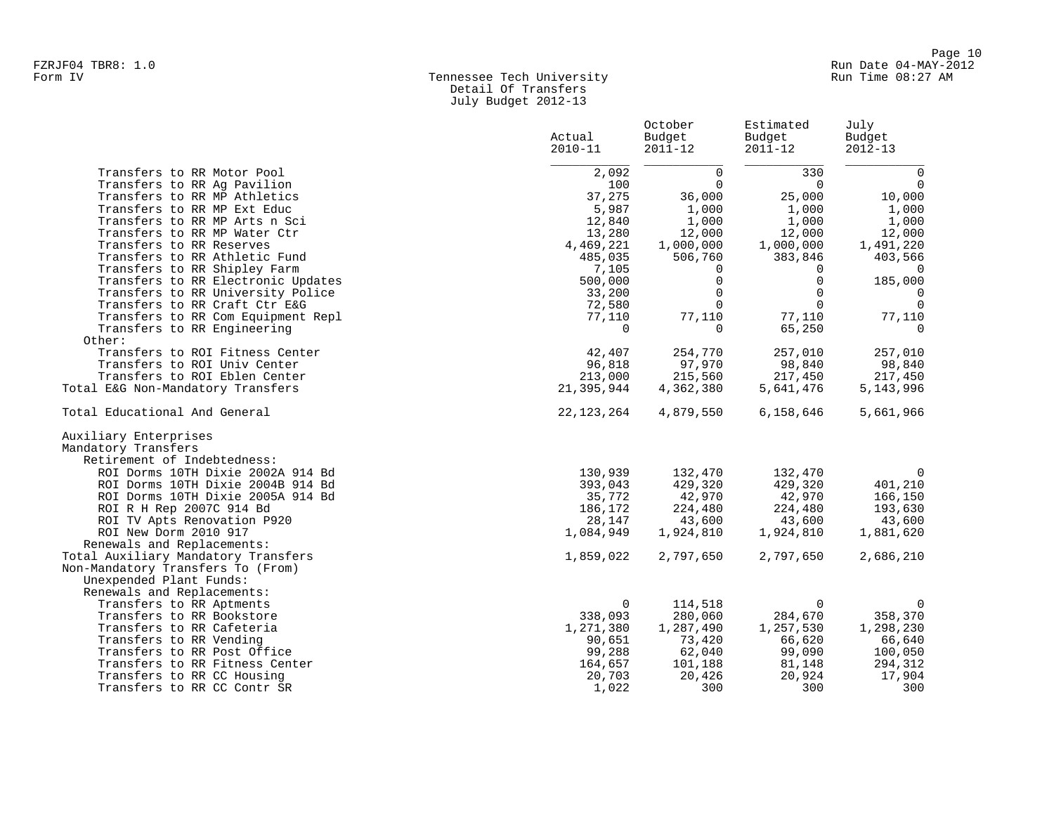FZRJF04 TBR8: 1.0
Form IV

Run Date 04-MAY-2012
Run Time 08:27 AM

## Tennessee Tech University
### Detail Of Transfers
### July Budget 2012-13

| | Actual 2010-11 | October Budget 2011-12 | Estimated Budget 2011-12 | July Budget 2012-13 |
|---|---|---|---|---|
| Transfers to RR Motor Pool | 2,092 | 0 | 330 | 0 |
| Transfers to RR Ag Pavilion | 100 | 0 | 0 | 0 |
| Transfers to RR MP Athletics | 37,275 | 36,000 | 25,000 | 10,000 |
| Transfers to RR MP Ext Educ | 5,987 | 1,000 | 1,000 | 1,000 |
| Transfers to RR MP Arts n Sci | 12,840 | 1,000 | 1,000 | 1,000 |
| Transfers to RR MP Water Ctr | 13,280 | 12,000 | 12,000 | 12,000 |
| Transfers to RR Reserves | 4,469,221 | 1,000,000 | 1,000,000 | 1,491,220 |
| Transfers to RR Athletic Fund | 485,035 | 506,760 | 383,846 | 403,566 |
| Transfers to RR Shipley Farm | 7,105 | 0 | 0 | 0 |
| Transfers to RR Electronic Updates | 500,000 | 0 | 0 | 185,000 |
| Transfers to RR University Police | 33,200 | 0 | 0 | 0 |
| Transfers to RR Craft Ctr E&G | 72,580 | 0 | 0 | 0 |
| Transfers to RR Com Equipment Repl | 77,110 | 77,110 | 77,110 | 77,110 |
| Transfers to RR Engineering | 0 | 0 | 65,250 | 0 |
| Other: | | | | |
| Transfers to ROI Fitness Center | 42,407 | 254,770 | 257,010 | 257,010 |
| Transfers to ROI Univ Center | 96,818 | 97,970 | 98,840 | 98,840 |
| Transfers to ROI Eblen Center | 213,000 | 215,560 | 217,450 | 217,450 |
| Total E&G Non-Mandatory Transfers | 21,395,944 | 4,362,380 | 5,641,476 | 5,143,996 |
| | | | | |
| Total Educational And General | 22,123,264 | 4,879,550 | 6,158,646 | 5,661,966 |
| | | | | |
| Auxiliary Enterprises | | | | |
| Mandatory Transfers | | | | |
| Retirement of Indebtedness: | | | | |
| ROI Dorms 10TH Dixie 2002A 914 Bd | 130,939 | 132,470 | 132,470 | 0 |
| ROI Dorms 10TH Dixie 2004B 914 Bd | 393,043 | 429,320 | 429,320 | 401,210 |
| ROI Dorms 10TH Dixie 2005A 914 Bd | 35,772 | 42,970 | 42,970 | 166,150 |
| ROI R H Rep 2007C 914 Bd | 186,172 | 224,480 | 224,480 | 193,630 |
| ROI TV Apts Renovation P920 | 28,147 | 43,600 | 43,600 | 43,600 |
| ROI New Dorm 2010 917 | 1,084,949 | 1,924,810 | 1,924,810 | 1,881,620 |
| Renewals and Replacements: | | | | |
| Total Auxiliary Mandatory Transfers | 1,859,022 | 2,797,650 | 2,797,650 | 2,686,210 |
| Non-Mandatory Transfers To (From) | | | | |
| Unexpended Plant Funds: | | | | |
| Renewals and Replacements: | | | | |
| Transfers to RR Aptments | 0 | 114,518 | 0 | 0 |
| Transfers to RR Bookstore | 338,093 | 280,060 | 284,670 | 358,370 |
| Transfers to RR Cafeteria | 1,271,380 | 1,287,490 | 1,257,530 | 1,298,230 |
| Transfers to RR Vending | 90,651 | 73,420 | 66,620 | 66,640 |
| Transfers to RR Post Office | 99,288 | 62,040 | 99,090 | 100,050 |
| Transfers to RR Fitness Center | 164,657 | 101,188 | 81,148 | 294,312 |
| Transfers to RR CC Housing | 20,703 | 20,426 | 20,924 | 17,904 |
| Transfers to RR CC Contr SR | 1,022 | 300 | 300 | 300 |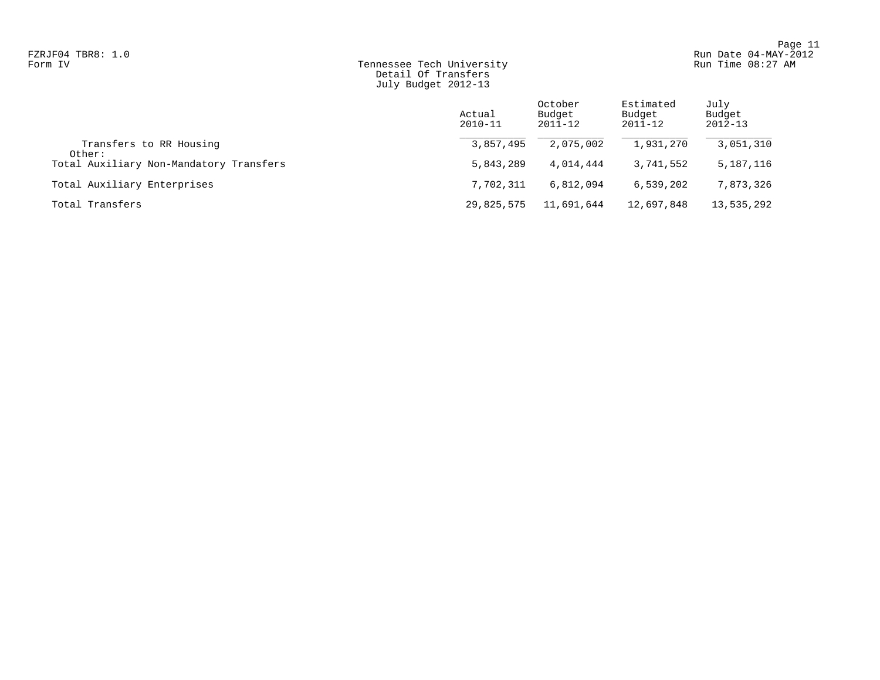Tennessee Tech University
Detail Of Transfers
July Budget 2012-13

| | Actual 2010-11 | October Budget 2011-12 | Estimated Budget 2011-12 | July Budget 2012-13 |
|---|---|---|---|---|
| Transfers to RR Housing | 3,857,495 | 2,075,002 | 1,931,270 | 3,051,310 |
| Other: | | | | |
| Total Auxiliary Non-Mandatory Transfers | 5,843,289 | 4,014,444 | 3,741,552 | 5,187,116 |
| Total Auxiliary Enterprises | 7,702,311 | 6,812,094 | 6,539,202 | 7,873,326 |
| Total Transfers | 29,825,575 | 11,691,644 | 12,697,848 | 13,535,292 |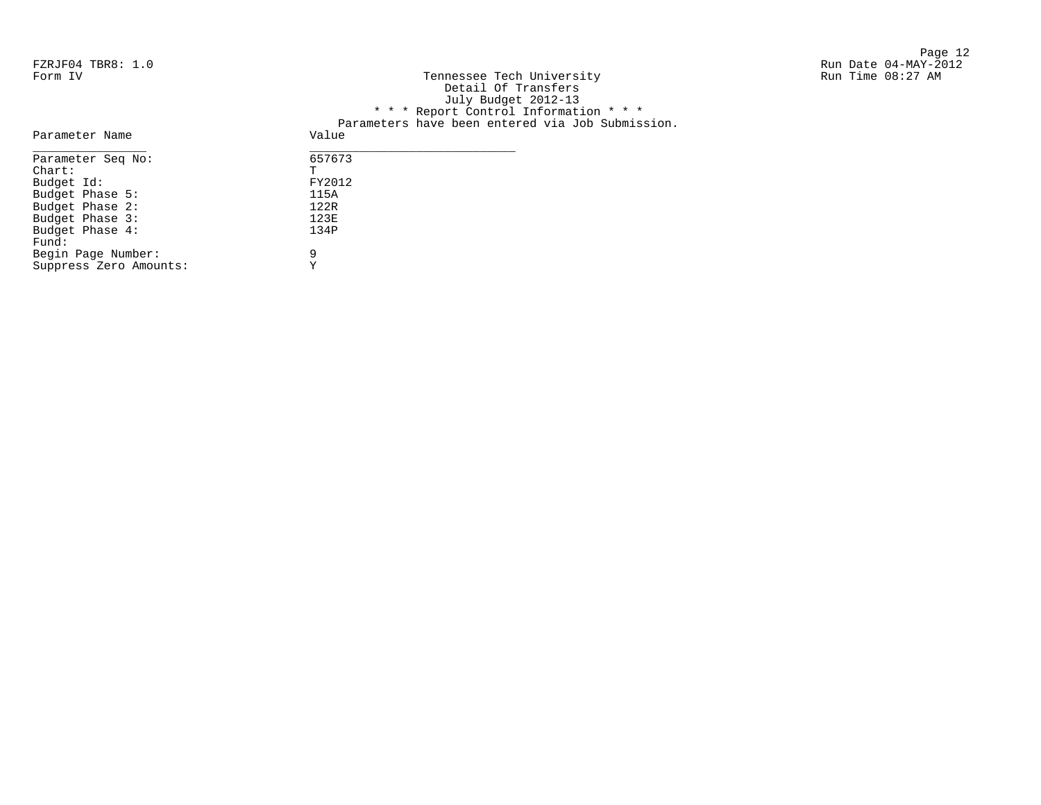FZRJF04 TBR8: 1.0
Form IV

Run Date 04-MAY-2012
Run Time 08:27 AM

Tennessee Tech University
Detail Of Transfers
July Budget 2012-13
* * * Report Control Information * * *
Parameters have been entered via Job Submission.

| Parameter Name | Value |
|---|---|
| Parameter Seq No: | 657673 |
| Chart: | T |
| Budget Id: | FY2012 |
| Budget Phase 5: | 115A |
| Budget Phase 2: | 122R |
| Budget Phase 3: | 123E |
| Budget Phase 4: | 134P |
| Fund: | |
| Begin Page Number: | 9 |
| Suppress Zero Amounts: | Y |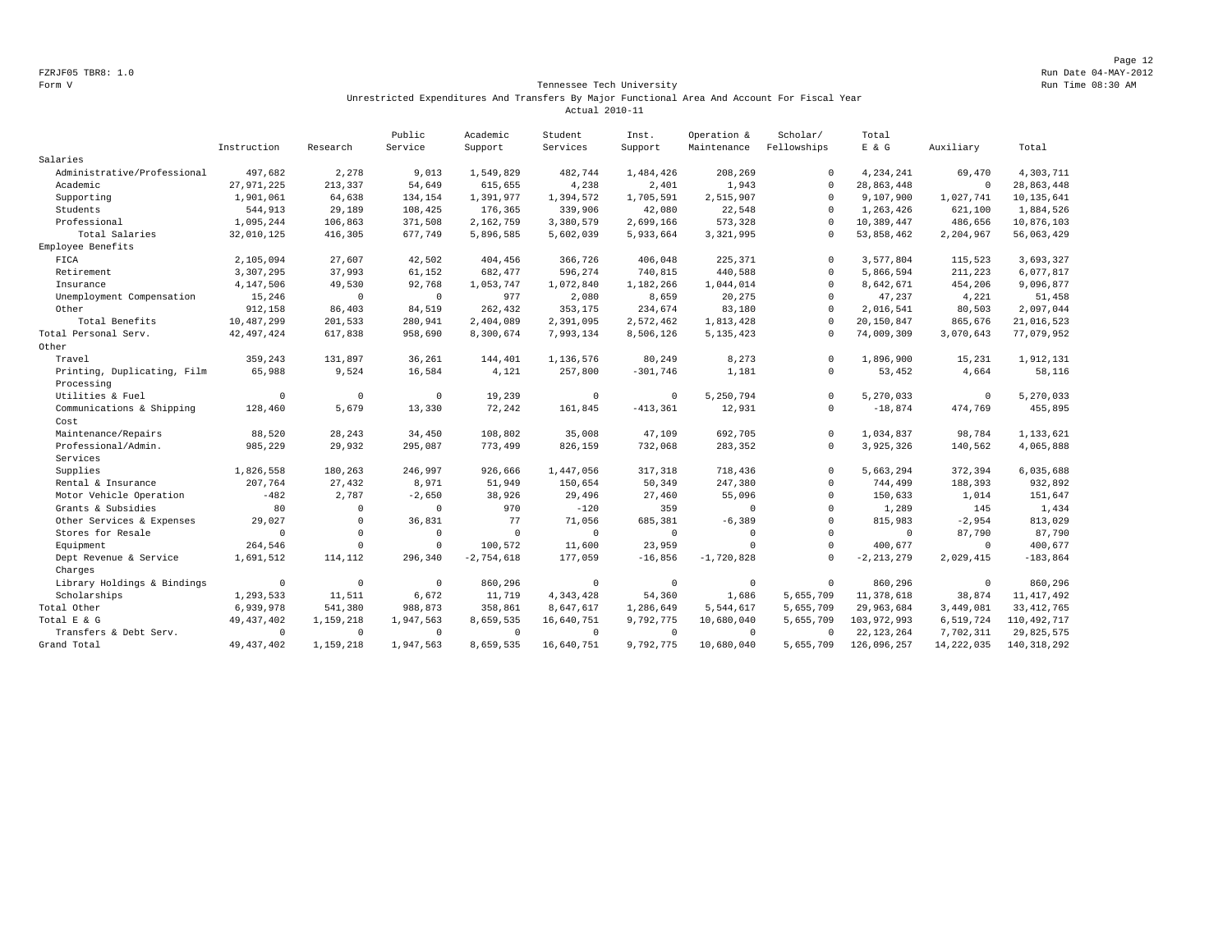FZRJF05 TBR8: 1.0

Form V

Run Date 04-MAY-2012

Run Time 08:30 AM

## Tennessee Tech University

Unrestricted Expenditures And Transfers By Major Functional Area And Account For Fiscal Year

Actual 2010-11

| | Instruction | Research | Public Service | Academic Support | Student Services | Inst. Support | Operation & Maintenance | Scholar/ Fellowships | Total E & G | Auxiliary | Total |
|---|---|---|---|---|---|---|---|---|---|---|---|
| Salaries | | | | | | | | | | | |
| Administrative/Professional | 497,682 | 2,278 | 9,013 | 1,549,829 | 482,744 | 1,484,426 | 208,269 | 0 | 4,234,241 | 69,470 | 4,303,711 |
| Academic | 27,971,225 | 213,337 | 54,649 | 615,655 | 4,238 | 2,401 | 1,943 | 0 | 28,863,448 | 0 | 28,863,448 |
| Supporting | 1,901,061 | 64,638 | 134,154 | 1,391,977 | 1,394,572 | 1,705,591 | 2,515,907 | 0 | 9,107,900 | 1,027,741 | 10,135,641 |
| Students | 544,913 | 29,189 | 108,425 | 176,365 | 339,906 | 42,080 | 22,548 | 0 | 1,263,426 | 621,100 | 1,884,526 |
| Professional | 1,095,244 | 106,863 | 371,508 | 2,162,759 | 3,380,579 | 2,699,166 | 573,328 | 0 | 10,389,447 | 486,656 | 10,876,103 |
| Total Salaries | 32,010,125 | 416,305 | 677,749 | 5,896,585 | 5,602,039 | 5,933,664 | 3,321,995 | 0 | 53,858,462 | 2,204,967 | 56,063,429 |
| Employee Benefits | | | | | | | | | | | |
| FICA | 2,105,094 | 27,607 | 42,502 | 404,456 | 366,726 | 406,048 | 225,371 | 0 | 3,577,804 | 115,523 | 3,693,327 |
| Retirement | 3,307,295 | 37,993 | 61,152 | 682,477 | 596,274 | 740,815 | 440,588 | 0 | 5,866,594 | 211,223 | 6,077,817 |
| Insurance | 4,147,506 | 49,530 | 92,768 | 1,053,747 | 1,072,840 | 1,182,266 | 1,044,014 | 0 | 8,642,671 | 454,206 | 9,096,877 |
| Unemployment Compensation | 15,246 | 0 | 0 | 977 | 2,080 | 8,659 | 20,275 | 0 | 47,237 | 4,221 | 51,458 |
| Other | 912,158 | 86,403 | 84,519 | 262,432 | 353,175 | 234,674 | 83,180 | 0 | 2,016,541 | 80,503 | 2,097,044 |
| Total Benefits | 10,487,299 | 201,533 | 280,941 | 2,404,089 | 2,391,095 | 2,572,462 | 1,813,428 | 0 | 20,150,847 | 865,676 | 21,016,523 |
| Total Personal Serv. | 42,497,424 | 617,838 | 958,690 | 8,300,674 | 7,993,134 | 8,506,126 | 5,135,423 | 0 | 74,009,309 | 3,070,643 | 77,079,952 |
| Other | | | | | | | | | | | |
| Travel | 359,243 | 131,897 | 36,261 | 144,401 | 1,136,576 | 80,249 | 8,273 | 0 | 1,896,900 | 15,231 | 1,912,131 |
| Printing, Duplicating, Film Processing | 65,988 | 9,524 | 16,584 | 4,121 | 257,800 | -301,746 | 1,181 | 0 | 53,452 | 4,664 | 58,116 |
| Utilities & Fuel | 0 | 0 | 0 | 19,239 | 0 | 0 | 5,250,794 | 0 | 5,270,033 | 0 | 5,270,033 |
| Communications & Shipping Cost | 128,460 | 5,679 | 13,330 | 72,242 | 161,845 | -413,361 | 12,931 | 0 | -18,874 | 474,769 | 455,895 |
| Maintenance/Repairs | 88,520 | 28,243 | 34,450 | 108,802 | 35,008 | 47,109 | 692,705 | 0 | 1,034,837 | 98,784 | 1,133,621 |
| Professional/Admin. Services | 985,229 | 29,932 | 295,087 | 773,499 | 826,159 | 732,068 | 283,352 | 0 | 3,925,326 | 140,562 | 4,065,888 |
| Supplies | 1,826,558 | 180,263 | 246,997 | 926,666 | 1,447,056 | 317,318 | 718,436 | 0 | 5,663,294 | 372,394 | 6,035,688 |
| Rental & Insurance | 207,764 | 27,432 | 8,971 | 51,949 | 150,654 | 50,349 | 247,380 | 0 | 744,499 | 188,393 | 932,892 |
| Motor Vehicle Operation | -482 | 2,787 | -2,650 | 38,926 | 29,496 | 27,460 | 55,096 | 0 | 150,633 | 1,014 | 151,647 |
| Grants & Subsidies | 80 | 0 | 0 | 970 | -120 | 359 | 0 | 0 | 1,289 | 145 | 1,434 |
| Other Services & Expenses | 29,027 | 0 | 36,831 | 77 | 71,056 | 685,381 | -6,389 | 0 | 815,983 | -2,954 | 813,029 |
| Stores for Resale | 0 | 0 | 0 | 0 | 0 | 0 | 0 | 0 | 0 | 87,790 | 87,790 |
| Equipment | 264,546 | 0 | 0 | 100,572 | 11,600 | 23,959 | 0 | 0 | 400,677 | 0 | 400,677 |
| Dept Revenue & Service Charges | 1,691,512 | 114,112 | 296,340 | -2,754,618 | 177,059 | -16,856 | -1,720,828 | 0 | -2,213,279 | 2,029,415 | -183,864 |
| Library Holdings & Bindings | 0 | 0 | 0 | 860,296 | 0 | 0 | 0 | 0 | 860,296 | 0 | 860,296 |
| Scholarships | 1,293,533 | 11,511 | 6,672 | 11,719 | 4,343,428 | 54,360 | 1,686 | 5,655,709 | 11,378,618 | 38,874 | 11,417,492 |
| Total Other | 6,939,978 | 541,380 | 988,873 | 358,861 | 8,647,617 | 1,286,649 | 5,544,617 | 5,655,709 | 29,963,684 | 3,449,081 | 33,412,765 |
| Total E & G | 49,437,402 | 1,159,218 | 1,947,563 | 8,659,535 | 16,640,751 | 9,792,775 | 10,680,040 | 5,655,709 | 103,972,993 | 6,519,724 | 110,492,717 |
| Transfers & Debt Serv. | 0 | 0 | 0 | 0 | 0 | 0 | 0 | 0 | 22,123,264 | 7,702,311 | 29,825,575 |
| Grand Total | 49,437,402 | 1,159,218 | 1,947,563 | 8,659,535 | 16,640,751 | 9,792,775 | 10,680,040 | 5,655,709 | 126,096,257 | 14,222,035 | 140,318,292 |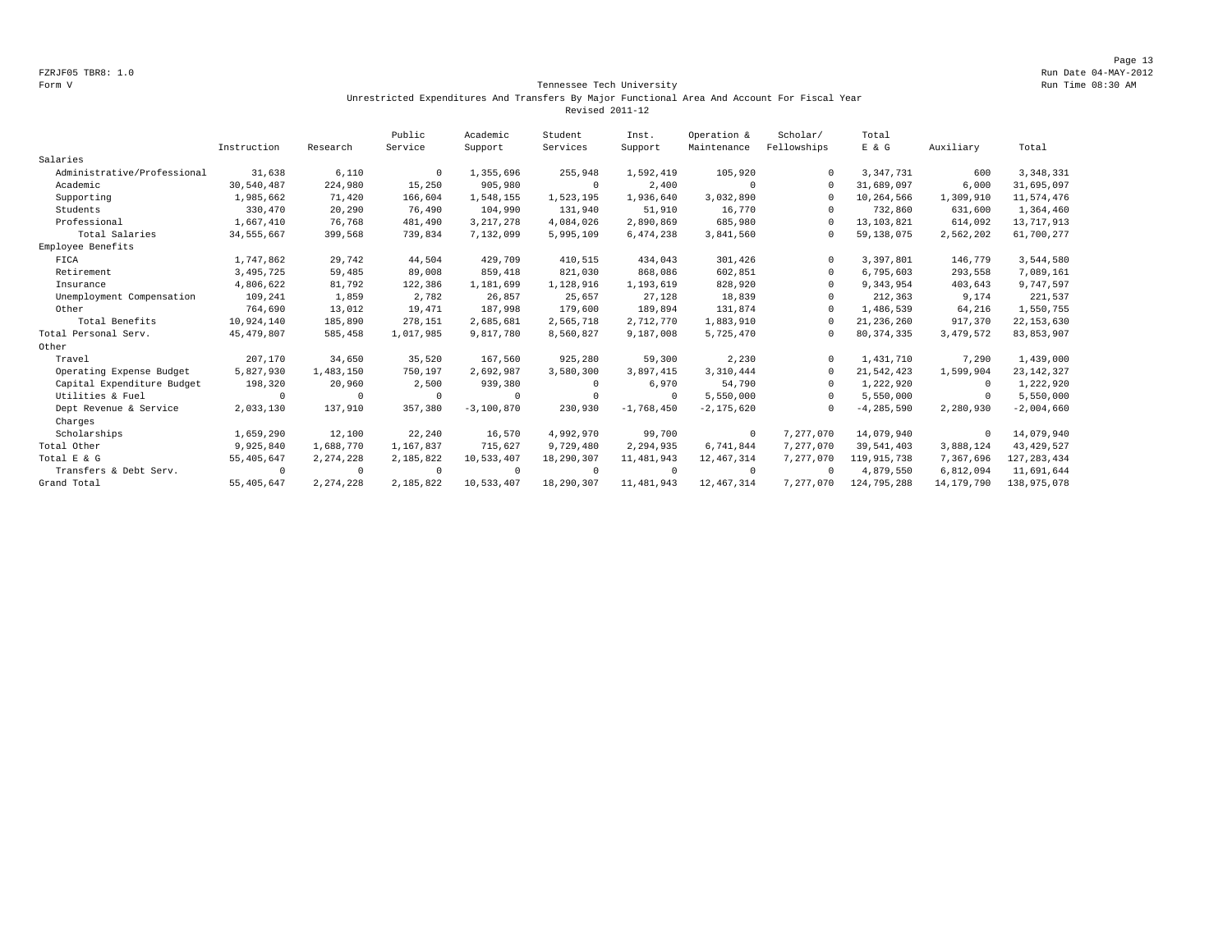FZRJF05 TBR8: 1.0
Form V

Tennessee Tech University
Unrestricted Expenditures And Transfers By Major Functional Area And Account For Fiscal Year
Revised 2011-12

| | Instruction | Research | Public Service | Academic Support | Student Services | Inst. Support | Operation & Maintenance | Scholar/ Fellowships | Total E & G | Auxiliary | Total |
|---|---|---|---|---|---|---|---|---|---|---|---|
| Salaries | | | | | | | | | | | |
| Administrative/Professional | 31,638 | 6,110 | 0 | 1,355,696 | 255,948 | 1,592,419 | 105,920 | 0 | 3,347,731 | 600 | 3,348,331 |
| Academic | 30,540,487 | 224,980 | 15,250 | 905,980 | 0 | 2,400 | 0 | 0 | 31,689,097 | 6,000 | 31,695,097 |
| Supporting | 1,985,662 | 71,420 | 166,604 | 1,548,155 | 1,523,195 | 1,936,640 | 3,032,890 | 0 | 10,264,566 | 1,309,910 | 11,574,476 |
| Students | 330,470 | 20,290 | 76,490 | 104,990 | 131,940 | 51,910 | 16,770 | 0 | 732,860 | 631,600 | 1,364,460 |
| Professional | 1,667,410 | 76,768 | 481,490 | 3,217,278 | 4,084,026 | 2,890,869 | 685,980 | 0 | 13,103,821 | 614,092 | 13,717,913 |
| Total Salaries | 34,555,667 | 399,568 | 739,834 | 7,132,099 | 5,995,109 | 6,474,238 | 3,841,560 | 0 | 59,138,075 | 2,562,202 | 61,700,277 |
| Employee Benefits | | | | | | | | | | | |
| FICA | 1,747,862 | 29,742 | 44,504 | 429,709 | 410,515 | 434,043 | 301,426 | 0 | 3,397,801 | 146,779 | 3,544,580 |
| Retirement | 3,495,725 | 59,485 | 89,008 | 859,418 | 821,030 | 868,086 | 602,851 | 0 | 6,795,603 | 293,558 | 7,089,161 |
| Insurance | 4,806,622 | 81,792 | 122,386 | 1,181,699 | 1,128,916 | 1,193,619 | 828,920 | 0 | 9,343,954 | 403,643 | 9,747,597 |
| Unemployment Compensation | 109,241 | 1,859 | 2,782 | 26,857 | 25,657 | 27,128 | 18,839 | 0 | 212,363 | 9,174 | 221,537 |
| Other | 764,690 | 13,012 | 19,471 | 187,998 | 179,600 | 189,894 | 131,874 | 0 | 1,486,539 | 64,216 | 1,550,755 |
| Total Benefits | 10,924,140 | 185,890 | 278,151 | 2,685,681 | 2,565,718 | 2,712,770 | 1,883,910 | 0 | 21,236,260 | 917,370 | 22,153,630 |
| Total Personal Serv. | 45,479,807 | 585,458 | 1,017,985 | 9,817,780 | 8,560,827 | 9,187,008 | 5,725,470 | 0 | 80,374,335 | 3,479,572 | 83,853,907 |
| Other | | | | | | | | | | | |
| Travel | 207,170 | 34,650 | 35,520 | 167,560 | 925,280 | 59,300 | 2,230 | 0 | 1,431,710 | 7,290 | 1,439,000 |
| Operating Expense Budget | 5,827,930 | 1,483,150 | 750,197 | 2,692,987 | 3,580,300 | 3,897,415 | 3,310,444 | 0 | 21,542,423 | 1,599,904 | 23,142,327 |
| Capital Expenditure Budget | 198,320 | 20,960 | 2,500 | 939,380 | 0 | 6,970 | 54,790 | 0 | 1,222,920 | 0 | 1,222,920 |
| Utilities & Fuel | 0 | 0 | 0 | 0 | 0 | 0 | 5,550,000 | 0 | 5,550,000 | 0 | 5,550,000 |
| Dept Revenue & Service Charges | 2,033,130 | 137,910 | 357,380 | -3,100,870 | 230,930 | -1,768,450 | -2,175,620 | 0 | -4,285,590 | 2,280,930 | -2,004,660 |
| Scholarships | 1,659,290 | 12,100 | 22,240 | 16,570 | 4,992,970 | 99,700 | 0 | 7,277,070 | 14,079,940 | 0 | 14,079,940 |
| Total Other | 9,925,840 | 1,688,770 | 1,167,837 | 715,627 | 9,729,480 | 2,294,935 | 6,741,844 | 7,277,070 | 39,541,403 | 3,888,124 | 43,429,527 |
| Total E & G | 55,405,647 | 2,274,228 | 2,185,822 | 10,533,407 | 18,290,307 | 11,481,943 | 12,467,314 | 7,277,070 | 119,915,738 | 7,367,696 | 127,283,434 |
| Transfers & Debt Serv. | 0 | 0 | 0 | 0 | 0 | 0 | 0 | 0 | 4,879,550 | 6,812,094 | 11,691,644 |
| Grand Total | 55,405,647 | 2,274,228 | 2,185,822 | 10,533,407 | 18,290,307 | 11,481,943 | 12,467,314 | 7,277,070 | 124,795,288 | 14,179,790 | 138,975,078 |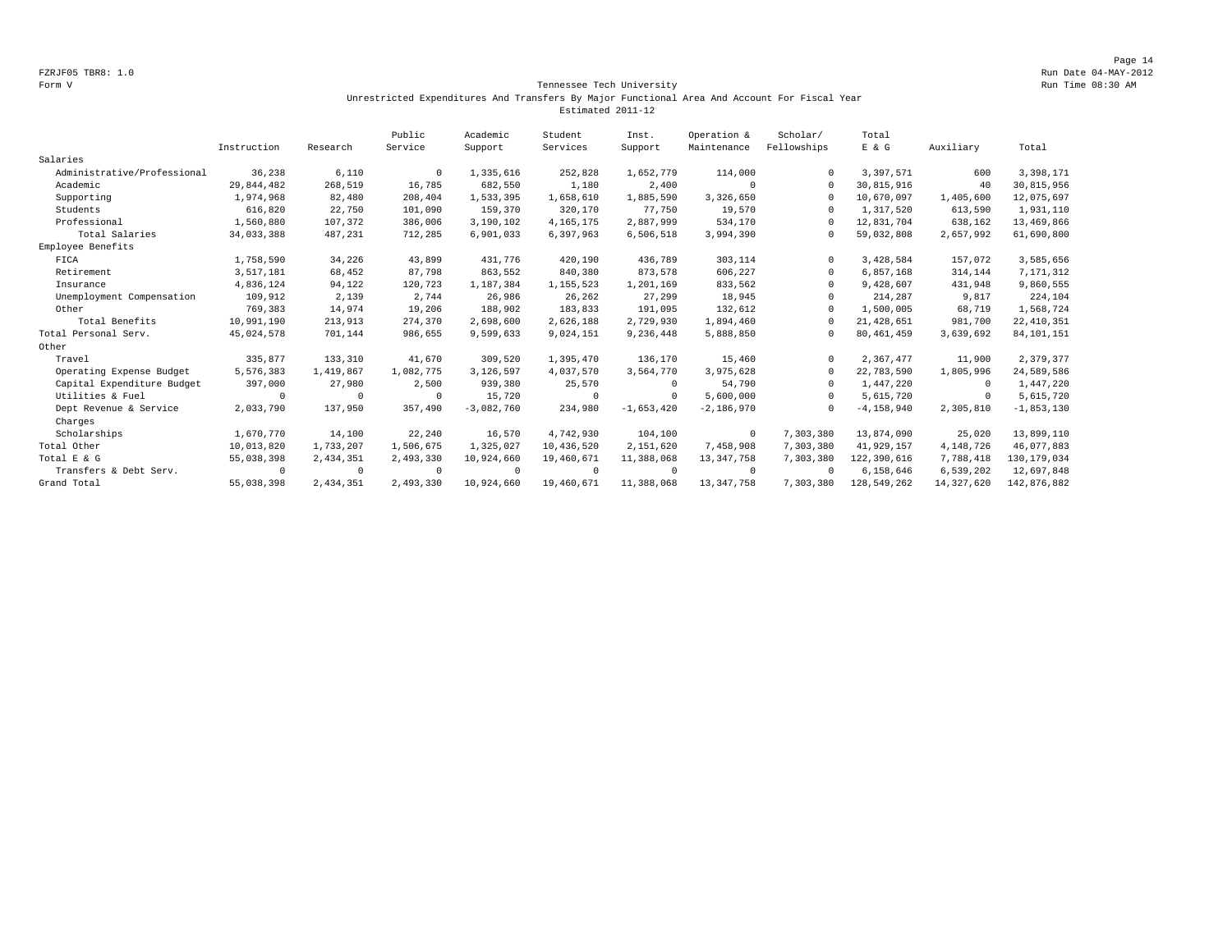Form V

Tennessee Tech University

Unrestricted Expenditures And Transfers By Major Functional Area And Account For Fiscal Year

Estimated 2011-12

| | Instruction | Research | Public Service | Academic Support | Student Services | Inst. Support | Operation & Maintenance | Scholar/ Fellowships | Total E & G | Auxiliary | Total |
|---|---|---|---|---|---|---|---|---|---|---|---|
| Salaries | | | | | | | | | | | |
| Administrative/Professional | 36,238 | 6,110 | 0 | 1,335,616 | 252,828 | 1,652,779 | 114,000 | 0 | 3,397,571 | 600 | 3,398,171 |
| Academic | 29,844,482 | 268,519 | 16,785 | 682,550 | 1,180 | 2,400 | 0 | 0 | 30,815,916 | 40 | 30,815,956 |
| Supporting | 1,974,968 | 82,480 | 208,404 | 1,533,395 | 1,658,610 | 1,885,590 | 3,326,650 | 0 | 10,670,097 | 1,405,600 | 12,075,697 |
| Students | 616,820 | 22,750 | 101,090 | 159,370 | 320,170 | 77,750 | 19,570 | 0 | 1,317,520 | 613,590 | 1,931,110 |
| Professional | 1,560,880 | 107,372 | 386,006 | 3,190,102 | 4,165,175 | 2,887,999 | 534,170 | 0 | 12,831,704 | 638,162 | 13,469,866 |
| Total Salaries | 34,033,388 | 487,231 | 712,285 | 6,901,033 | 6,397,963 | 6,506,518 | 3,994,390 | 0 | 59,032,808 | 2,657,992 | 61,690,800 |
| Employee Benefits | | | | | | | | | | | |
| FICA | 1,758,590 | 34,226 | 43,899 | 431,776 | 420,190 | 436,789 | 303,114 | 0 | 3,428,584 | 157,072 | 3,585,656 |
| Retirement | 3,517,181 | 68,452 | 87,798 | 863,552 | 840,380 | 873,578 | 606,227 | 0 | 6,857,168 | 314,144 | 7,171,312 |
| Insurance | 4,836,124 | 94,122 | 120,723 | 1,187,384 | 1,155,523 | 1,201,169 | 833,562 | 0 | 9,428,607 | 431,948 | 9,860,555 |
| Unemployment Compensation | 109,912 | 2,139 | 2,744 | 26,986 | 26,262 | 27,299 | 18,945 | 0 | 214,287 | 9,817 | 224,104 |
| Other | 769,383 | 14,974 | 19,206 | 188,902 | 183,833 | 191,095 | 132,612 | 0 | 1,500,005 | 68,719 | 1,568,724 |
| Total Benefits | 10,991,190 | 213,913 | 274,370 | 2,698,600 | 2,626,188 | 2,729,930 | 1,894,460 | 0 | 21,428,651 | 981,700 | 22,410,351 |
| Total Personal Serv. | 45,024,578 | 701,144 | 986,655 | 9,599,633 | 9,024,151 | 9,236,448 | 5,888,850 | 0 | 80,461,459 | 3,639,692 | 84,101,151 |
| Other | | | | | | | | | | | |
| Travel | 335,877 | 133,310 | 41,670 | 309,520 | 1,395,470 | 136,170 | 15,460 | 0 | 2,367,477 | 11,900 | 2,379,377 |
| Operating Expense Budget | 5,576,383 | 1,419,867 | 1,082,775 | 3,126,597 | 4,037,570 | 3,564,770 | 3,975,628 | 0 | 22,783,590 | 1,805,996 | 24,589,586 |
| Capital Expenditure Budget | 397,000 | 27,980 | 2,500 | 939,380 | 25,570 | 0 | 54,790 | 0 | 1,447,220 | 0 | 1,447,220 |
| Utilities & Fuel | 0 | 0 | 0 | 15,720 | 0 | 0 | 5,600,000 | 0 | 5,615,720 | 0 | 5,615,720 |
| Dept Revenue & Service Charges | 2,033,790 | 137,950 | 357,490 | -3,082,760 | 234,980 | -1,653,420 | -2,186,970 | 0 | -4,158,940 | 2,305,810 | -1,853,130 |
| Scholarships | 1,670,770 | 14,100 | 22,240 | 16,570 | 4,742,930 | 104,100 | 0 | 7,303,380 | 13,874,090 | 25,020 | 13,899,110 |
| Total Other | 10,013,820 | 1,733,207 | 1,506,675 | 1,325,027 | 10,436,520 | 2,151,620 | 7,458,908 | 7,303,380 | 41,929,157 | 4,148,726 | 46,077,883 |
| Total E & G | 55,038,398 | 2,434,351 | 2,493,330 | 10,924,660 | 19,460,671 | 11,388,068 | 13,347,758 | 7,303,380 | 122,390,616 | 7,788,418 | 130,179,034 |
| Transfers & Debt Serv. | 0 | 0 | 0 | 0 | 0 | 0 | 0 | 0 | 6,158,646 | 6,539,202 | 12,697,848 |
| Grand Total | 55,038,398 | 2,434,351 | 2,493,330 | 10,924,660 | 19,460,671 | 11,388,068 | 13,347,758 | 7,303,380 | 128,549,262 | 14,327,620 | 142,876,882 |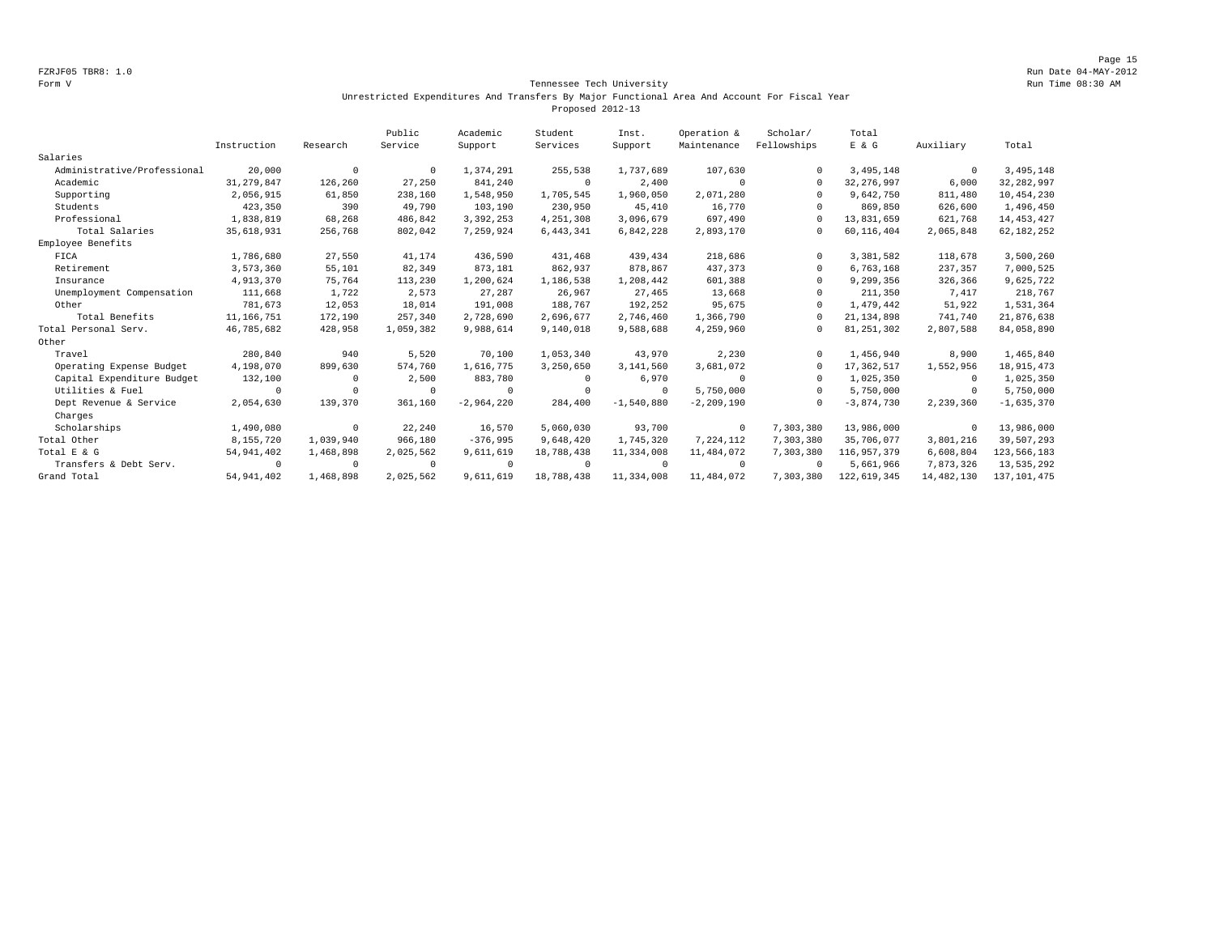FZRJF05 TBR8: 1.0
Form V

Tennessee Tech University
Unrestricted Expenditures And Transfers By Major Functional Area And Account For Fiscal Year
Proposed 2012-13

Run Date 04-MAY-2012
Run Time 08:30 AM

| | Instruction | Research | Public Service | Academic Support | Student Services | Inst. Support | Operation & Maintenance | Scholar/ Fellowships | Total E & G | Auxiliary | Total |
|---|---|---|---|---|---|---|---|---|---|---|---|
| Salaries | | | | | | | | | | | |
| Administrative/Professional | 20,000 | 0 | 0 | 1,374,291 | 255,538 | 1,737,689 | 107,630 | 0 | 3,495,148 | 0 | 3,495,148 |
| Academic | 31,279,847 | 126,260 | 27,250 | 841,240 | 0 | 2,400 | 0 | 0 | 32,276,997 | 6,000 | 32,282,997 |
| Supporting | 2,056,915 | 61,850 | 238,160 | 1,548,950 | 1,705,545 | 1,960,050 | 2,071,280 | 0 | 9,642,750 | 811,480 | 10,454,230 |
| Students | 423,350 | 390 | 49,790 | 103,190 | 230,950 | 45,410 | 16,770 | 0 | 869,850 | 626,600 | 1,496,450 |
| Professional | 1,838,819 | 68,268 | 486,842 | 3,392,253 | 4,251,308 | 3,096,679 | 697,490 | 0 | 13,831,659 | 621,768 | 14,453,427 |
| Total Salaries | 35,618,931 | 256,768 | 802,042 | 7,259,924 | 6,443,341 | 6,842,228 | 2,893,170 | 0 | 60,116,404 | 2,065,848 | 62,182,252 |
| Employee Benefits | | | | | | | | | | | |
| FICA | 1,786,680 | 27,550 | 41,174 | 436,590 | 431,468 | 439,434 | 218,686 | 0 | 3,381,582 | 118,678 | 3,500,260 |
| Retirement | 3,573,360 | 55,101 | 82,349 | 873,181 | 862,937 | 878,867 | 437,373 | 0 | 6,763,168 | 237,357 | 7,000,525 |
| Insurance | 4,913,370 | 75,764 | 113,230 | 1,200,624 | 1,186,538 | 1,208,442 | 601,388 | 0 | 9,299,356 | 326,366 | 9,625,722 |
| Unemployment Compensation | 111,668 | 1,722 | 2,573 | 27,287 | 26,967 | 27,465 | 13,668 | 0 | 211,350 | 7,417 | 218,767 |
| Other | 781,673 | 12,053 | 18,014 | 191,008 | 188,767 | 192,252 | 95,675 | 0 | 1,479,442 | 51,922 | 1,531,364 |
| Total Benefits | 11,166,751 | 172,190 | 257,340 | 2,728,690 | 2,696,677 | 2,746,460 | 1,366,790 | 0 | 21,134,898 | 741,740 | 21,876,638 |
| Total Personal Serv. | 46,785,682 | 428,958 | 1,059,382 | 9,988,614 | 9,140,018 | 9,588,688 | 4,259,960 | 0 | 81,251,302 | 2,807,588 | 84,058,890 |
| Other | | | | | | | | | | | |
| Travel | 280,840 | 940 | 5,520 | 70,100 | 1,053,340 | 43,970 | 2,230 | 0 | 1,456,940 | 8,900 | 1,465,840 |
| Operating Expense Budget | 4,198,070 | 899,630 | 574,760 | 1,616,775 | 3,250,650 | 3,141,560 | 3,681,072 | 0 | 17,362,517 | 1,552,956 | 18,915,473 |
| Capital Expenditure Budget | 132,100 | 0 | 2,500 | 883,780 | 0 | 6,970 | 0 | 0 | 1,025,350 | 0 | 1,025,350 |
| Utilities & Fuel | 0 | 0 | 0 | 0 | 0 | 0 | 5,750,000 | 0 | 5,750,000 | 0 | 5,750,000 |
| Dept Revenue & Service Charges | 2,054,630 | 139,370 | 361,160 | -2,964,220 | 284,400 | -1,540,880 | -2,209,190 | 0 | -3,874,730 | 2,239,360 | -1,635,370 |
| Scholarships | 1,490,080 | 0 | 22,240 | 16,570 | 5,060,030 | 93,700 | 0 | 7,303,380 | 13,986,000 | 0 | 13,986,000 |
| Total Other | 8,155,720 | 1,039,940 | 966,180 | -376,995 | 9,648,420 | 1,745,320 | 7,224,112 | 7,303,380 | 35,706,077 | 3,801,216 | 39,507,293 |
| Total E & G | 54,941,402 | 1,468,898 | 2,025,562 | 9,611,619 | 18,788,438 | 11,334,008 | 11,484,072 | 7,303,380 | 116,957,379 | 6,608,804 | 123,566,183 |
| Transfers & Debt Serv. | 0 | 0 | 0 | 0 | 0 | 0 | 0 | 0 | 5,661,966 | 7,873,326 | 13,535,292 |
| Grand Total | 54,941,402 | 1,468,898 | 2,025,562 | 9,611,619 | 18,788,438 | 11,334,008 | 11,484,072 | 7,303,380 | 122,619,345 | 14,482,130 | 137,101,475 |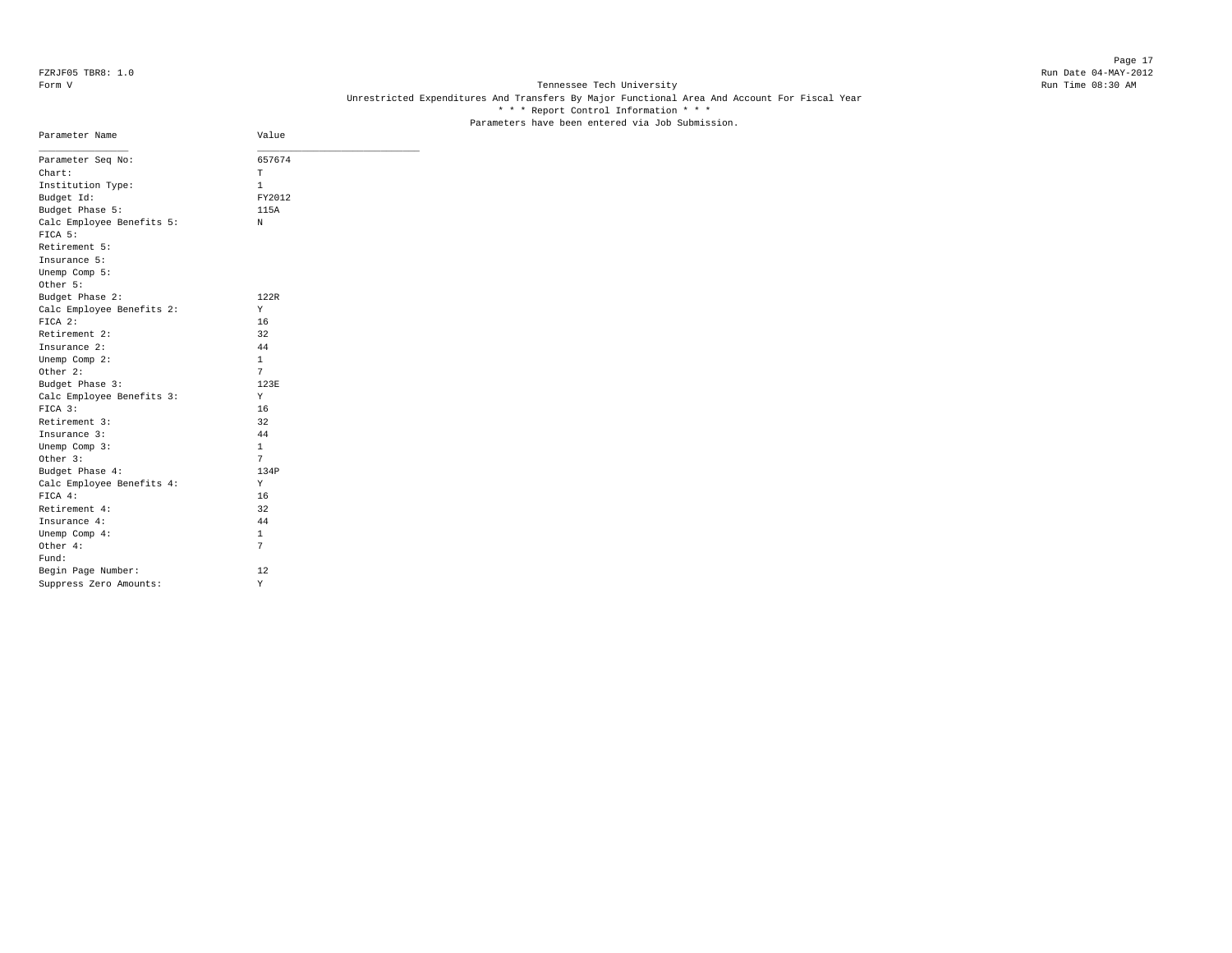FZRJF05 TBR8: 1.0
Form V

Tennessee Tech University
Unrestricted Expenditures And Transfers By Major Functional Area And Account For Fiscal Year
\* \* \* Report Control Information \* \* \*
Parameters have been entered via Job Submission.

Run Date 04-MAY-2012
Run Time 08:30 AM

| Parameter Name | Value |
|---|---|
| Parameter Seq No: | 657674 |
| Chart: | T |
| Institution Type: | 1 |
| Budget Id: | FY2012 |
| Budget Phase 5: | 115A |
| Calc Employee Benefits 5: | N |
| FICA 5: | |
| Retirement 5: | |
| Insurance 5: | |
| Unemp Comp 5: | |
| Other 5: | |
| Budget Phase 2: | 122R |
| Calc Employee Benefits 2: | Y |
| FICA 2: | 16 |
| Retirement 2: | 32 |
| Insurance 2: | 44 |
| Unemp Comp 2: | 1 |
| Other 2: | 7 |
| Budget Phase 3: | 123E |
| Calc Employee Benefits 3: | Y |
| FICA 3: | 16 |
| Retirement 3: | 32 |
| Insurance 3: | 44 |
| Unemp Comp 3: | 1 |
| Other 3: | 7 |
| Budget Phase 4: | 134P |
| Calc Employee Benefits 4: | Y |
| FICA 4: | 16 |
| Retirement 4: | 32 |
| Insurance 4: | 44 |
| Unemp Comp 4: | 1 |
| Other 4: | 7 |
| Fund: | |
| Begin Page Number: | 12 |
| Suppress Zero Amounts: | Y |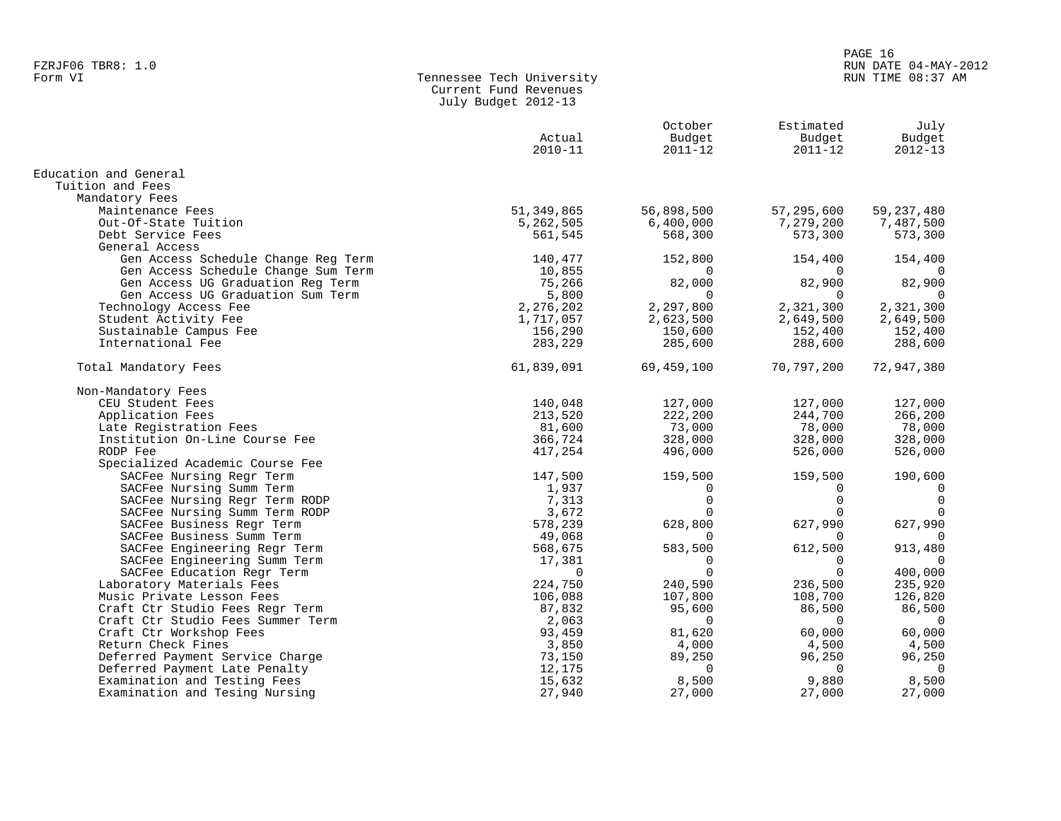FZRJF06 TBR8: 1.0
Form VI

# Tennessee Tech University
## Current Fund Revenues
### July Budget 2012-13

| | Actual 2010-11 | October Budget 2011-12 | Estimated Budget 2011-12 | July Budget 2012-13 |
|---|---|---|---|---|
| Education and General | | | | |
| Tuition and Fees | | | | |
| Mandatory Fees | | | | |
| Maintenance Fees | 51,349,865 | 56,898,500 | 57,295,600 | 59,237,480 |
| Out-Of-State Tuition | 5,262,505 | 6,400,000 | 7,279,200 | 7,487,500 |
| Debt Service Fees | 561,545 | 568,300 | 573,300 | 573,300 |
| General Access | | | | |
| Gen Access Schedule Change Reg Term | 140,477 | 152,800 | 154,400 | 154,400 |
| Gen Access Schedule Change Sum Term | 10,855 | 0 | 0 | 0 |
| Gen Access UG Graduation Reg Term | 75,266 | 82,000 | 82,900 | 82,900 |
| Gen Access UG Graduation Sum Term | 5,800 | 0 | 0 | 0 |
| Technology Access Fee | 2,276,202 | 2,297,800 | 2,321,300 | 2,321,300 |
| Student Activity Fee | 1,717,057 | 2,623,500 | 2,649,500 | 2,649,500 |
| Sustainable Campus Fee | 156,290 | 150,600 | 152,400 | 152,400 |
| International Fee | 283,229 | 285,600 | 288,600 | 288,600 |
| Total Mandatory Fees | 61,839,091 | 69,459,100 | 70,797,200 | 72,947,380 |
| Non-Mandatory Fees | | | | |
| CEU Student Fees | 140,048 | 127,000 | 127,000 | 127,000 |
| Application Fees | 213,520 | 222,200 | 244,700 | 266,200 |
| Late Registration Fees | 81,600 | 73,000 | 78,000 | 78,000 |
| Institution On-Line Course Fee | 366,724 | 328,000 | 328,000 | 328,000 |
| RODP Fee | 417,254 | 496,000 | 526,000 | 526,000 |
| Specialized Academic Course Fee | | | | |
| SACFee Nursing Regr Term | 147,500 | 159,500 | 159,500 | 190,600 |
| SACFee Nursing Summ Term | 1,937 | 0 | 0 | 0 |
| SACFee Nursing Regr Term RODP | 7,313 | 0 | 0 | 0 |
| SACFee Nursing Summ Term RODP | 3,672 | 0 | 0 | 0 |
| SACFee Business Regr Term | 578,239 | 628,800 | 627,990 | 627,990 |
| SACFee Business Summ Term | 49,068 | 0 | 0 | 0 |
| SACFee Engineering Regr Term | 568,675 | 583,500 | 612,500 | 913,480 |
| SACFee Engineering Summ Term | 17,381 | 0 | 0 | 0 |
| SACFee Education Regr Term | 0 | 0 | 0 | 400,000 |
| Laboratory Materials Fees | 224,750 | 240,590 | 236,500 | 235,920 |
| Music Private Lesson Fees | 106,088 | 107,800 | 108,700 | 126,820 |
| Craft Ctr Studio Fees Regr Term | 87,832 | 95,600 | 86,500 | 86,500 |
| Craft Ctr Studio Fees Summer Term | 2,063 | 0 | 0 | 0 |
| Craft Ctr Workshop Fees | 93,459 | 81,620 | 60,000 | 60,000 |
| Return Check Fines | 3,850 | 4,000 | 4,500 | 4,500 |
| Deferred Payment Service Charge | 73,150 | 89,250 | 96,250 | 96,250 |
| Deferred Payment Late Penalty | 12,175 | 0 | 0 | 0 |
| Examination and Testing Fees | 15,632 | 8,500 | 9,880 | 8,500 |
| Examination and Tesing Nursing | 27,940 | 27,000 | 27,000 | 27,000 |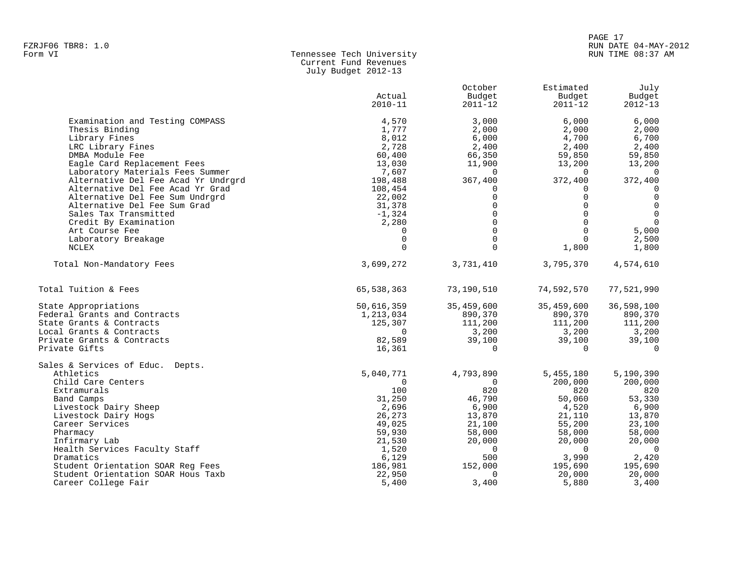FZRJF06 TBR8: 1.0
Form VI

Tennessee Tech University
Current Fund Revenues
July Budget 2012-13

| | Actual 2010-11 | October Budget 2011-12 | Estimated Budget 2011-12 | July Budget 2012-13 |
|---|---|---|---|---|
| Examination and Testing COMPASS | 4,570 | 3,000 | 6,000 | 6,000 |
| Thesis Binding | 1,777 | 2,000 | 2,000 | 2,000 |
| Library Fines | 8,012 | 6,000 | 4,700 | 6,700 |
| LRC Library Fines | 2,728 | 2,400 | 2,400 | 2,400 |
| DMBA Module Fee | 60,400 | 66,350 | 59,850 | 59,850 |
| Eagle Card Replacement Fees | 13,030 | 11,900 | 13,200 | 13,200 |
| Laboratory Materials Fees Summer | 7,607 | 0 | 0 | 0 |
| Alternative Del Fee Acad Yr Undrgrd | 198,488 | 367,400 | 372,400 | 372,400 |
| Alternative Del Fee Acad Yr Grad | 108,454 | 0 | 0 | 0 |
| Alternative Del Fee Sum Undrgrd | 22,002 | 0 | 0 | 0 |
| Alternative Del Fee Sum Grad | 31,378 | 0 | 0 | 0 |
| Sales Tax Transmitted | -1,324 | 0 | 0 | 0 |
| Credit By Examination | 2,280 | 0 | 0 | 0 |
| Art Course Fee | 0 | 0 | 0 | 5,000 |
| Laboratory Breakage | 0 | 0 | 0 | 2,500 |
| NCLEX | 0 | 0 | 1,800 | 1,800 |
| Total Non-Mandatory Fees | 3,699,272 | 3,731,410 | 3,795,370 | 4,574,610 |
| Total Tuition & Fees | 65,538,363 | 73,190,510 | 74,592,570 | 77,521,990 |
| State Appropriations | 50,616,359 | 35,459,600 | 35,459,600 | 36,598,100 |
| Federal Grants and Contracts | 1,213,034 | 890,370 | 890,370 | 890,370 |
| State Grants & Contracts | 125,307 | 111,200 | 111,200 | 111,200 |
| Local Grants & Contracts | 0 | 3,200 | 3,200 | 3,200 |
| Private Grants & Contracts | 82,589 | 39,100 | 39,100 | 39,100 |
| Private Gifts | 16,361 | 0 | 0 | 0 |
| Sales & Services of Educ. Depts. | | | | |
| Athletics | 5,040,771 | 4,793,890 | 5,455,180 | 5,190,390 |
| Child Care Centers | 0 | 0 | 200,000 | 200,000 |
| Extramurals | 100 | 820 | 820 | 820 |
| Band Camps | 31,250 | 46,790 | 50,060 | 53,330 |
| Livestock Dairy Sheep | 2,696 | 6,900 | 4,520 | 6,900 |
| Livestock Dairy Hogs | 26,273 | 13,870 | 21,110 | 13,870 |
| Career Services | 49,025 | 21,100 | 55,200 | 23,100 |
| Pharmacy | 59,930 | 58,000 | 58,000 | 58,000 |
| Infirmary Lab | 21,530 | 20,000 | 20,000 | 20,000 |
| Health Services Faculty Staff | 1,520 | 0 | 0 | 0 |
| Dramatics | 6,129 | 500 | 3,990 | 2,420 |
| Student Orientation SOAR Reg Fees | 186,981 | 152,000 | 195,690 | 195,690 |
| Student Orientation SOAR Hous Taxb | 22,950 | 0 | 20,000 | 20,000 |
| Career College Fair | 5,400 | 3,400 | 5,880 | 3,400 |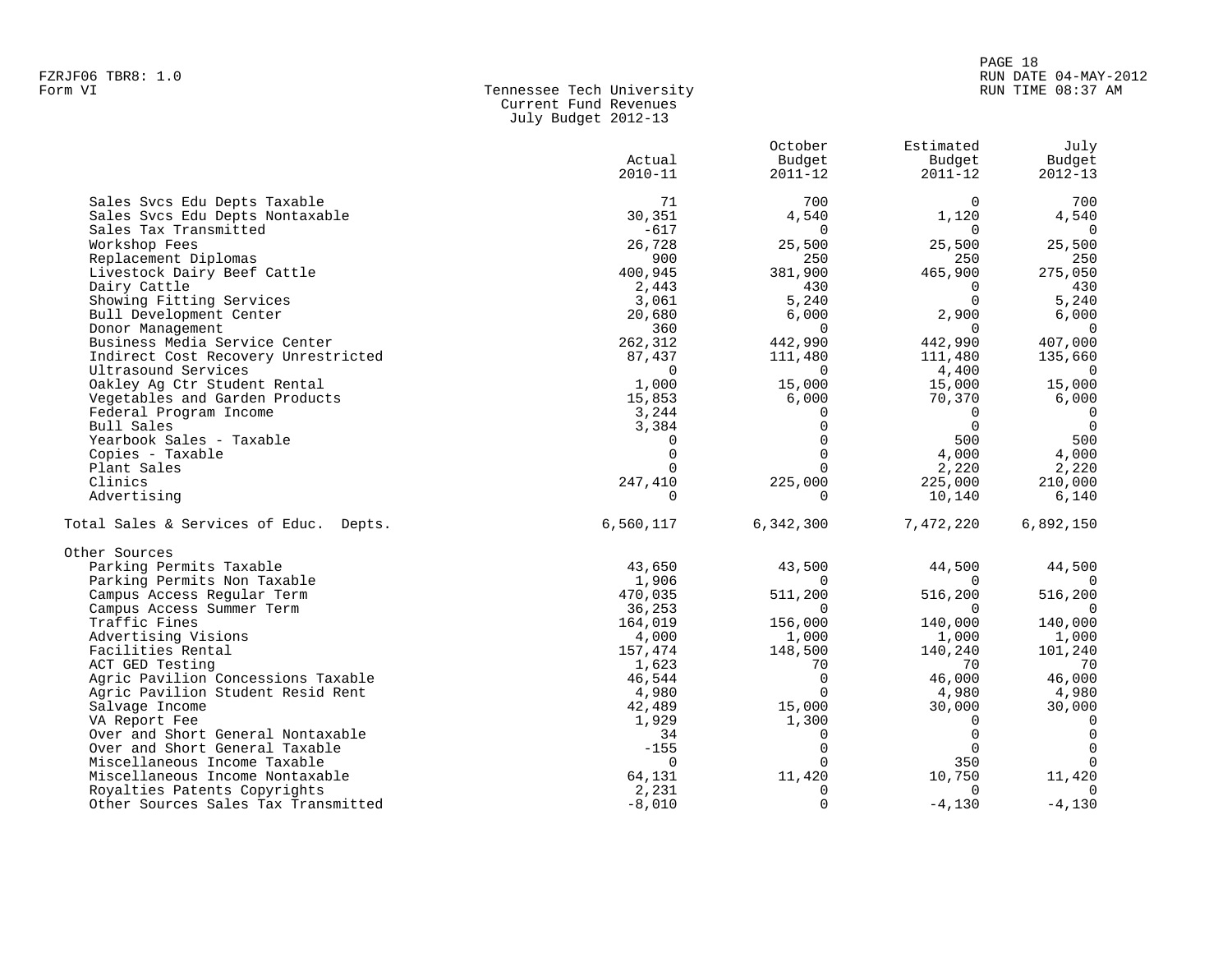FZRJF06 TBR8: 1.0
Form VI

# Tennessee Tech University
## Current Fund Revenues
### July Budget 2012-13

| | Actual 2010-11 | October Budget 2011-12 | Estimated Budget 2011-12 | July Budget 2012-13 |
|---|---|---|---|---|
| Sales Svcs Edu Depts Taxable | 71 | 700 | 0 | 700 |
| Sales Svcs Edu Depts Nontaxable | 30,351 | 4,540 | 1,120 | 4,540 |
| Sales Tax Transmitted | -617 | 0 | 0 | 0 |
| Workshop Fees | 26,728 | 25,500 | 25,500 | 25,500 |
| Replacement Diplomas | 900 | 250 | 250 | 250 |
| Livestock Dairy Beef Cattle | 400,945 | 381,900 | 465,900 | 275,050 |
| Dairy Cattle | 2,443 | 430 | 0 | 430 |
| Showing Fitting Services | 3,061 | 5,240 | 0 | 5,240 |
| Bull Development Center | 20,680 | 6,000 | 2,900 | 6,000 |
| Donor Management | 360 | 0 | 0 | 0 |
| Business Media Service Center | 262,312 | 442,990 | 442,990 | 407,000 |
| Indirect Cost Recovery Unrestricted | 87,437 | 111,480 | 111,480 | 135,660 |
| Ultrasound Services | 0 | 0 | 4,400 | 0 |
| Oakley Ag Ctr Student Rental | 1,000 | 15,000 | 15,000 | 15,000 |
| Vegetables and Garden Products | 15,853 | 6,000 | 70,370 | 6,000 |
| Federal Program Income | 3,244 | 0 | 0 | 0 |
| Bull Sales | 3,384 | 0 | 0 | 0 |
| Yearbook Sales - Taxable | 0 | 0 | 500 | 500 |
| Copies - Taxable | 0 | 0 | 4,000 | 4,000 |
| Plant Sales | 0 | 0 | 2,220 | 2,220 |
| Clinics | 247,410 | 225,000 | 225,000 | 210,000 |
| Advertising | 0 | 0 | 10,140 | 6,140 |
| Total Sales & Services of Educ. Depts. | 6,560,117 | 6,342,300 | 7,472,220 | 6,892,150 |
| Other Sources | | | | |
| Parking Permits Taxable | 43,650 | 43,500 | 44,500 | 44,500 |
| Parking Permits Non Taxable | 1,906 | 0 | 0 | 0 |
| Campus Access Regular Term | 470,035 | 511,200 | 516,200 | 516,200 |
| Campus Access Summer Term | 36,253 | 0 | 0 | 0 |
| Traffic Fines | 164,019 | 156,000 | 140,000 | 140,000 |
| Advertising Visions | 4,000 | 1,000 | 1,000 | 1,000 |
| Facilities Rental | 157,474 | 148,500 | 140,240 | 101,240 |
| ACT GED Testing | 1,623 | 70 | 70 | 70 |
| Agric Pavilion Concessions Taxable | 46,544 | 0 | 46,000 | 46,000 |
| Agric Pavilion Student Resid Rent | 4,980 | 0 | 4,980 | 4,980 |
| Salvage Income | 42,489 | 15,000 | 30,000 | 30,000 |
| VA Report Fee | 1,929 | 1,300 | 0 | 0 |
| Over and Short General Nontaxable | 34 | 0 | 0 | 0 |
| Over and Short General Taxable | -155 | 0 | 0 | 0 |
| Miscellaneous Income Taxable | 0 | 0 | 350 | 0 |
| Miscellaneous Income Nontaxable | 64,131 | 11,420 | 10,750 | 11,420 |
| Royalties Patents Copyrights | 2,231 | 0 | 0 | 0 |
| Other Sources Sales Tax Transmitted | -8,010 | 0 | -4,130 | -4,130 |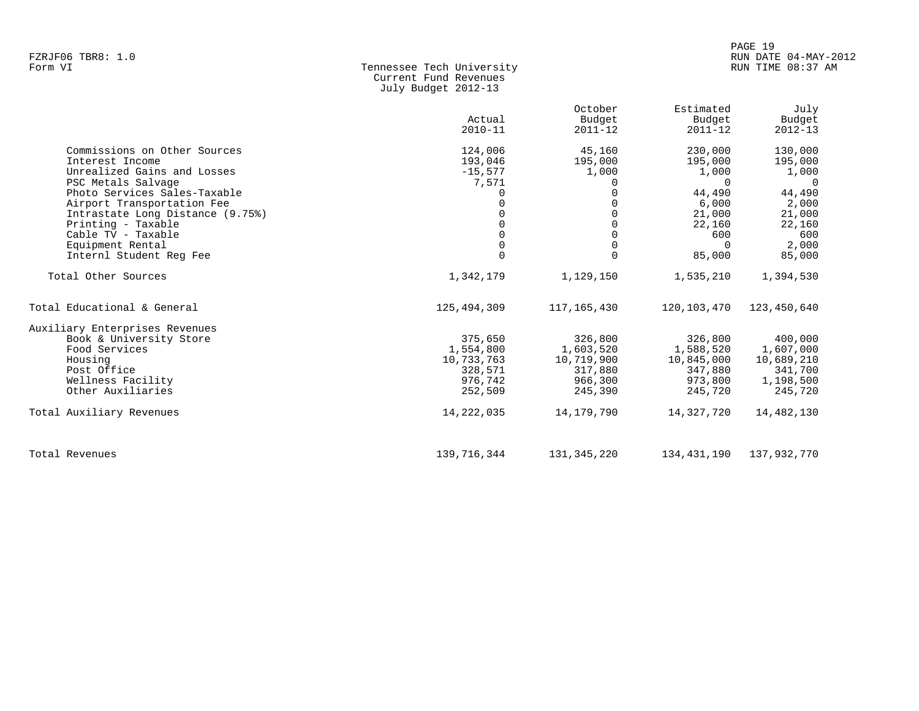FZRJF06 TBR8: 1.0
Form VI

# Tennessee Tech University
## Current Fund Revenues
### July Budget 2012-13

| | Actual 2010-11 | October Budget 2011-12 | Estimated Budget 2011-12 | July Budget 2012-13 |
|---|---|---|---|---|
| Commissions on Other Sources | 124,006 | 45,160 | 230,000 | 130,000 |
| Interest Income | 193,046 | 195,000 | 195,000 | 195,000 |
| Unrealized Gains and Losses | -15,577 | 1,000 | 1,000 | 1,000 |
| PSC Metals Salvage | 7,571 | 0 | 0 | 0 |
| Photo Services Sales-Taxable | 0 | 0 | 44,490 | 44,490 |
| Airport Transportation Fee | 0 | 0 | 6,000 | 2,000 |
| Intrastate Long Distance (9.75%) | 0 | 0 | 21,000 | 21,000 |
| Printing - Taxable | 0 | 0 | 22,160 | 22,160 |
| Cable TV - Taxable | 0 | 0 | 600 | 600 |
| Equipment Rental | 0 | 0 | 0 | 2,000 |
| Internl Student Reg Fee | 0 | 0 | 85,000 | 85,000 |
| Total Other Sources | 1,342,179 | 1,129,150 | 1,535,210 | 1,394,530 |
| Total Educational & General | 125,494,309 | 117,165,430 | 120,103,470 | 123,450,640 |
| Auxiliary Enterprises Revenues | | | | |
| Book & University Store | 375,650 | 326,800 | 326,800 | 400,000 |
| Food Services | 1,554,800 | 1,603,520 | 1,588,520 | 1,607,000 |
| Housing | 10,733,763 | 10,719,900 | 10,845,000 | 10,689,210 |
| Post Office | 328,571 | 317,880 | 347,880 | 341,700 |
| Wellness Facility | 976,742 | 966,300 | 973,800 | 1,198,500 |
| Other Auxiliaries | 252,509 | 245,390 | 245,720 | 245,720 |
| Total Auxiliary Revenues | 14,222,035 | 14,179,790 | 14,327,720 | 14,482,130 |
| Total Revenues | 139,716,344 | 131,345,220 | 134,431,190 | 137,932,770 |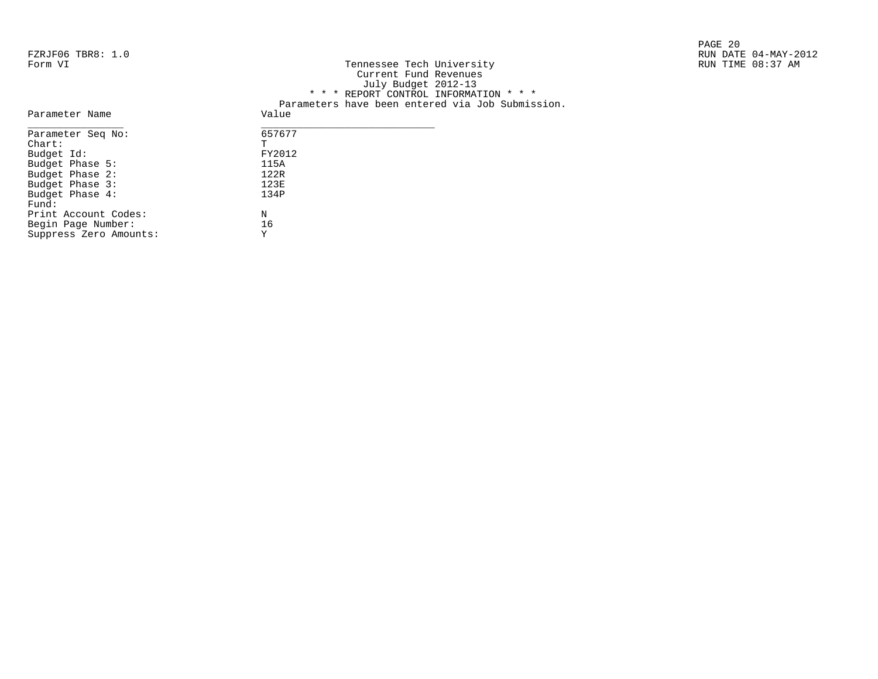FZRJF06 TBR8: 1.0
Form VI

Tennessee Tech University
Current Fund Revenues
July Budget 2012-13

RUN DATE 04-MAY-2012
RUN TIME 08:37 AM

\* \* \* REPORT CONTROL INFORMATION \* \* \*

Parameters have been entered via Job Submission.

| Parameter Name | Value |
|---|---|
| Parameter Seq No: | 657677 |
| Chart: | T |
| Budget Id: | FY2012 |
| Budget Phase 5: | 115A |
| Budget Phase 2: | 122R |
| Budget Phase 3: | 123E |
| Budget Phase 4: | 134P |
| Fund: | |
| Print Account Codes: | N |
| Begin Page Number: | 16 |
| Suppress Zero Amounts: | Y |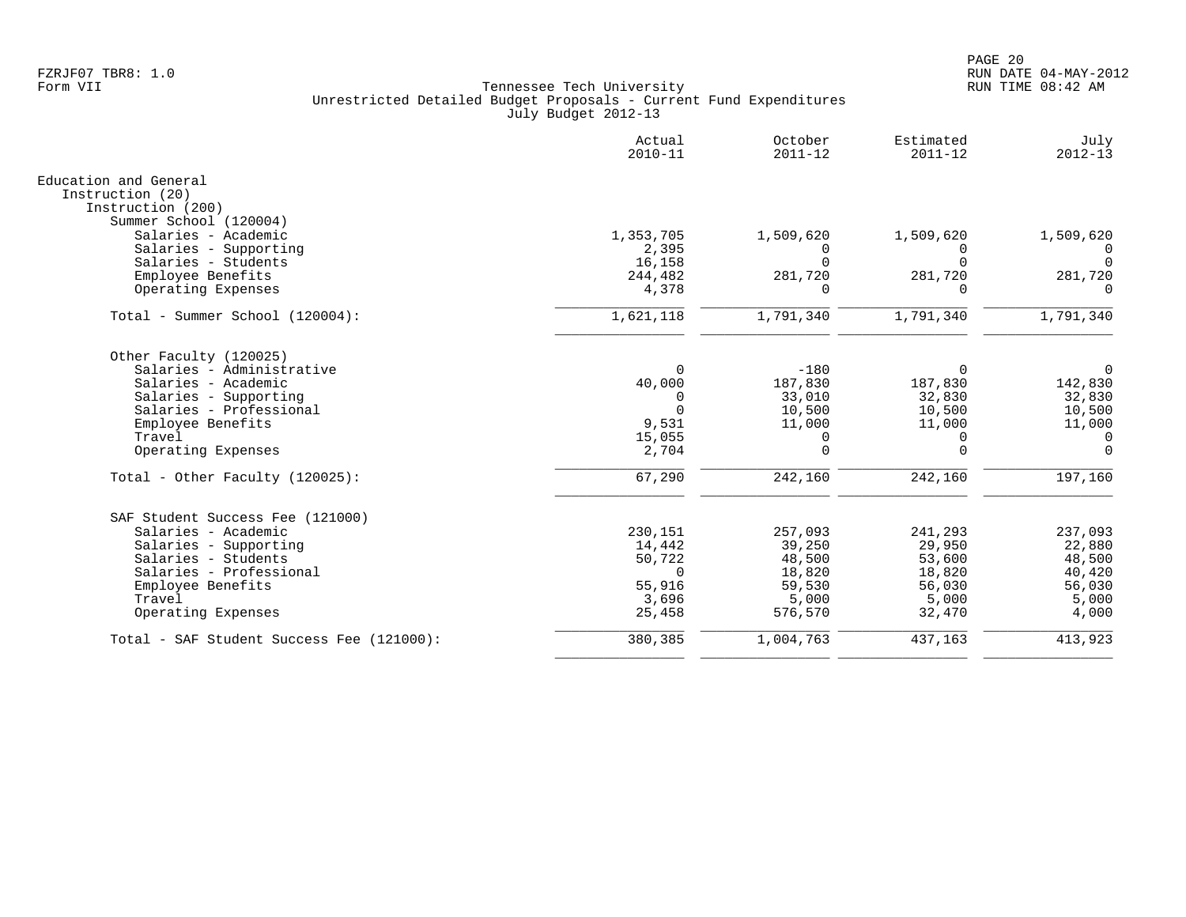FZRJF07 TBR8: 1.0
Form VII

RUN DATE 04-MAY-2012
RUN TIME 08:42 AM

# Tennessee Tech University
## Unrestricted Detailed Budget Proposals - Current Fund Expenditures
### July Budget 2012-13

| | Actual 2010-11 | October 2011-12 | Estimated 2011-12 | July 2012-13 |
|---|---|---|---|---|
| **Education and General** | | | | |
| Instruction (20) | | | | |
| Instruction (200) | | | | |
| Summer School (120004) | | | | |
| Salaries - Academic | 1,353,705 | 1,509,620 | 1,509,620 | 1,509,620 |
| Salaries - Supporting | 2,395 | 0 | 0 | 0 |
| Salaries - Students | 16,158 | 0 | 0 | 0 |
| Employee Benefits | 244,482 | 281,720 | 281,720 | 281,720 |
| Operating Expenses | 4,378 | 0 | 0 | 0 |
| Total - Summer School (120004): | 1,621,118 | 1,791,340 | 1,791,340 | 1,791,340 |
| Other Faculty (120025) | | | | |
| Salaries - Administrative | 0 | -180 | 0 | 0 |
| Salaries - Academic | 40,000 | 187,830 | 187,830 | 142,830 |
| Salaries - Supporting | 0 | 33,010 | 32,830 | 32,830 |
| Salaries - Professional | 0 | 10,500 | 10,500 | 10,500 |
| Employee Benefits | 9,531 | 11,000 | 11,000 | 11,000 |
| Travel | 15,055 | 0 | 0 | 0 |
| Operating Expenses | 2,704 | 0 | 0 | 0 |
| Total - Other Faculty (120025): | 67,290 | 242,160 | 242,160 | 197,160 |
| SAF Student Success Fee (121000) | | | | |
| Salaries - Academic | 230,151 | 257,093 | 241,293 | 237,093 |
| Salaries - Supporting | 14,442 | 39,250 | 29,950 | 22,880 |
| Salaries - Students | 50,722 | 48,500 | 53,600 | 48,500 |
| Salaries - Professional | 0 | 18,820 | 18,820 | 40,420 |
| Employee Benefits | 55,916 | 59,530 | 56,030 | 56,030 |
| Travel | 3,696 | 5,000 | 5,000 | 5,000 |
| Operating Expenses | 25,458 | 576,570 | 32,470 | 4,000 |
| Total - SAF Student Success Fee (121000): | 380,385 | 1,004,763 | 437,163 | 413,923 |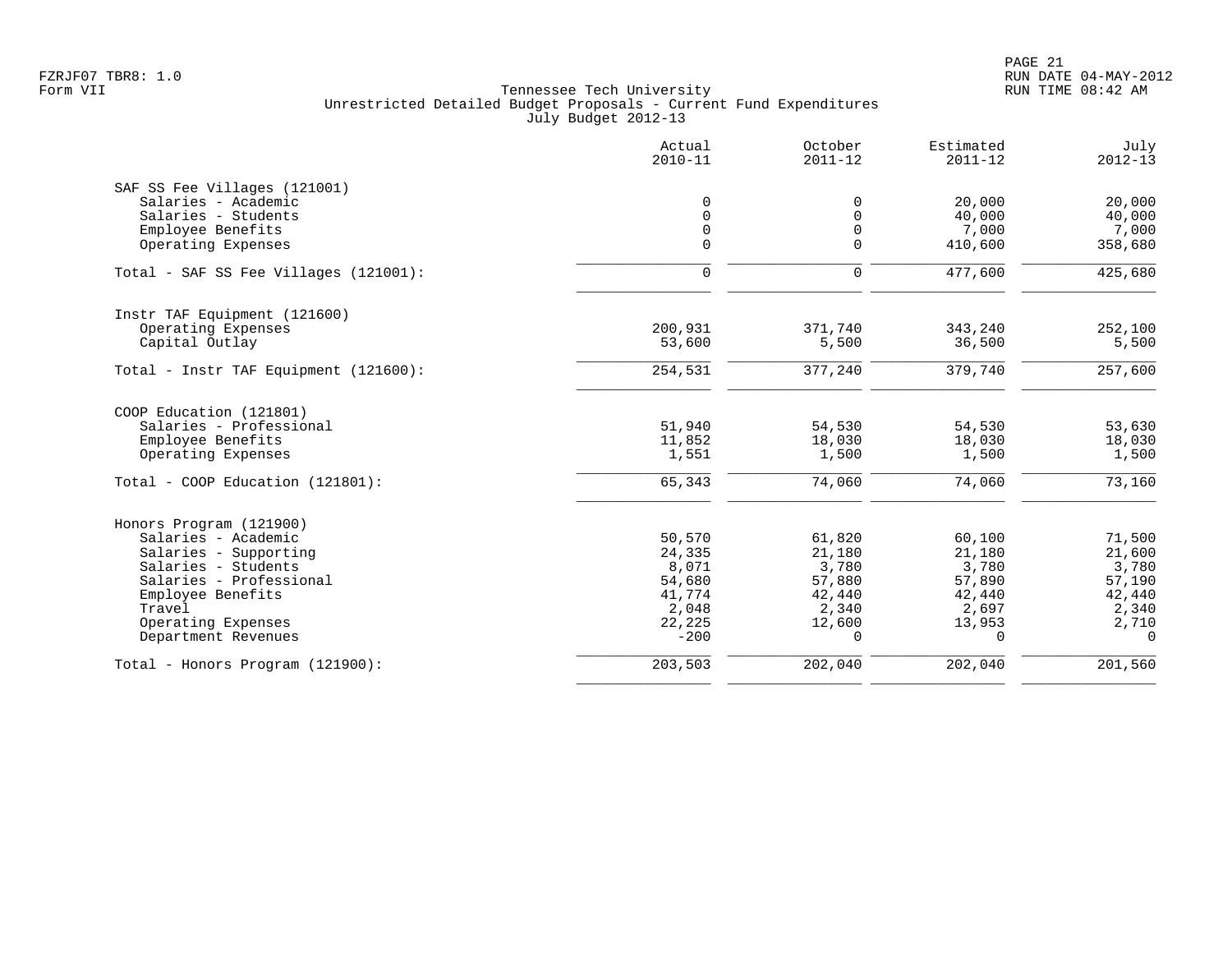FZRJF07 TBR8: 1.0
Form VII

Tennessee Tech University
Unrestricted Detailed Budget Proposals - Current Fund Expenditures
July Budget 2012-13

RUN DATE 04-MAY-2012
RUN TIME 08:42 AM

| | Actual 2010-11 | October 2011-12 | Estimated 2011-12 | July 2012-13 |
|---|---|---|---|---|
| **SAF SS Fee Villages (121001)** | | | | |
| Salaries - Academic | 0 | 0 | 20,000 | 20,000 |
| Salaries - Students | 0 | 0 | 40,000 | 40,000 |
| Employee Benefits | 0 | 0 | 7,000 | 7,000 |
| Operating Expenses | 0 | 0 | 410,600 | 358,680 |
| Total - SAF SS Fee Villages (121001): | 0 | 0 | 477,600 | 425,680 |
| **Instr TAF Equipment (121600)** | | | | |
| Operating Expenses | 200,931 | 371,740 | 343,240 | 252,100 |
| Capital Outlay | 53,600 | 5,500 | 36,500 | 5,500 |
| Total - Instr TAF Equipment (121600): | 254,531 | 377,240 | 379,740 | 257,600 |
| **COOP Education (121801)** | | | | |
| Salaries - Professional | 51,940 | 54,530 | 54,530 | 53,630 |
| Employee Benefits | 11,852 | 18,030 | 18,030 | 18,030 |
| Operating Expenses | 1,551 | 1,500 | 1,500 | 1,500 |
| Total - COOP Education (121801): | 65,343 | 74,060 | 74,060 | 73,160 |
| **Honors Program (121900)** | | | | |
| Salaries - Academic | 50,570 | 61,820 | 60,100 | 71,500 |
| Salaries - Supporting | 24,335 | 21,180 | 21,180 | 21,600 |
| Salaries - Students | 8,071 | 3,780 | 3,780 | 3,780 |
| Salaries - Professional | 54,680 | 57,880 | 57,890 | 57,190 |
| Employee Benefits | 41,774 | 42,440 | 42,440 | 42,440 |
| Travel | 2,048 | 2,340 | 2,697 | 2,340 |
| Operating Expenses | 22,225 | 12,600 | 13,953 | 2,710 |
| Department Revenues | -200 | 0 | 0 | 0 |
| Total - Honors Program (121900): | 203,503 | 202,040 | 202,040 | 201,560 |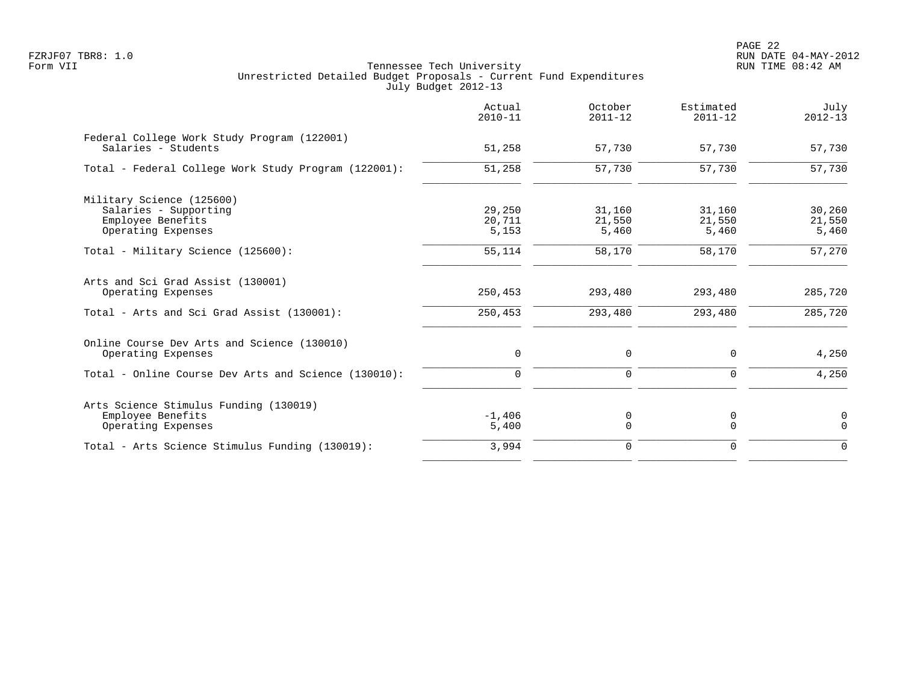Tennessee Tech University
Unrestricted Detailed Budget Proposals - Current Fund Expenditures
July Budget 2012-13

| | Actual 2010-11 | October 2011-12 | Estimated 2011-12 | July 2012-13 |
|---|---|---|---|---|
| **Federal College Work Study Program (122001)** | | | | |
| Salaries - Students | 51,258 | 57,730 | 57,730 | 57,730 |
| Total - Federal College Work Study Program (122001): | 51,258 | 57,730 | 57,730 | 57,730 |
| **Military Science (125600)** | | | | |
| Salaries - Supporting | 29,250 | 31,160 | 31,160 | 30,260 |
| Employee Benefits | 20,711 | 21,550 | 21,550 | 21,550 |
| Operating Expenses | 5,153 | 5,460 | 5,460 | 5,460 |
| Total - Military Science (125600): | 55,114 | 58,170 | 58,170 | 57,270 |
| **Arts and Sci Grad Assist (130001)** | | | | |
| Operating Expenses | 250,453 | 293,480 | 293,480 | 285,720 |
| Total - Arts and Sci Grad Assist (130001): | 250,453 | 293,480 | 293,480 | 285,720 |
| **Online Course Dev Arts and Science (130010)** | | | | |
| Operating Expenses | 0 | 0 | 0 | 4,250 |
| Total - Online Course Dev Arts and Science (130010): | 0 | 0 | 0 | 4,250 |
| **Arts Science Stimulus Funding (130019)** | | | | |
| Employee Benefits | -1,406 | 0 | 0 | 0 |
| Operating Expenses | 5,400 | 0 | 0 | 0 |
| Total - Arts Science Stimulus Funding (130019): | 3,994 | 0 | 0 | 0 |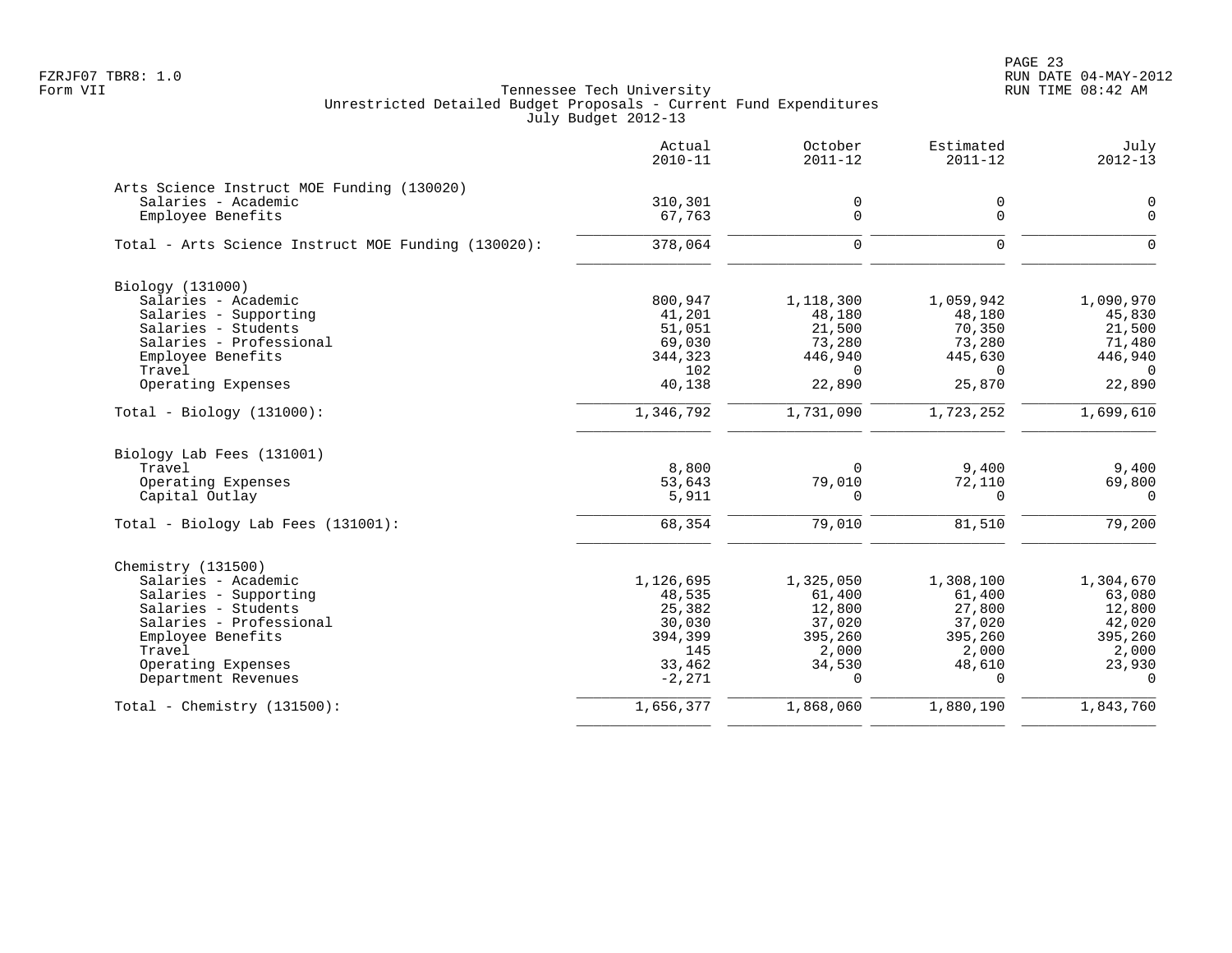FZRJF07 TBR8: 1.0
Form VII

Tennessee Tech University
Unrestricted Detailed Budget Proposals - Current Fund Expenditures
July Budget 2012-13

RUN DATE 04-MAY-2012
RUN TIME 08:42 AM

| | Actual 2010-11 | October 2011-12 | Estimated 2011-12 | July 2012-13 |
|---|---|---|---|---|
| **Arts Science Instruct MOE Funding (130020)** | | | | |
| Salaries - Academic | 310,301 | 0 | 0 | 0 |
| Employee Benefits | 67,763 | 0 | 0 | 0 |
| Total - Arts Science Instruct MOE Funding (130020): | 378,064 | 0 | 0 | 0 |
| **Biology (131000)** | | | | |
| Salaries - Academic | 800,947 | 1,118,300 | 1,059,942 | 1,090,970 |
| Salaries - Supporting | 41,201 | 48,180 | 48,180 | 45,830 |
| Salaries - Students | 51,051 | 21,500 | 70,350 | 21,500 |
| Salaries - Professional | 69,030 | 73,280 | 73,280 | 71,480 |
| Employee Benefits | 344,323 | 446,940 | 445,630 | 446,940 |
| Travel | 102 | 0 | 0 | 0 |
| Operating Expenses | 40,138 | 22,890 | 25,870 | 22,890 |
| Total - Biology (131000): | 1,346,792 | 1,731,090 | 1,723,252 | 1,699,610 |
| **Biology Lab Fees (131001)** | | | | |
| Travel | 8,800 | 0 | 9,400 | 9,400 |
| Operating Expenses | 53,643 | 79,010 | 72,110 | 69,800 |
| Capital Outlay | 5,911 | 0 | 0 | 0 |
| Total - Biology Lab Fees (131001): | 68,354 | 79,010 | 81,510 | 79,200 |
| **Chemistry (131500)** | | | | |
| Salaries - Academic | 1,126,695 | 1,325,050 | 1,308,100 | 1,304,670 |
| Salaries - Supporting | 48,535 | 61,400 | 61,400 | 63,080 |
| Salaries - Students | 25,382 | 12,800 | 27,800 | 12,800 |
| Salaries - Professional | 30,030 | 37,020 | 37,020 | 42,020 |
| Employee Benefits | 394,399 | 395,260 | 395,260 | 395,260 |
| Travel | 145 | 2,000 | 2,000 | 2,000 |
| Operating Expenses | 33,462 | 34,530 | 48,610 | 23,930 |
| Department Revenues | -2,271 | 0 | 0 | 0 |
| Total - Chemistry (131500): | 1,656,377 | 1,868,060 | 1,880,190 | 1,843,760 |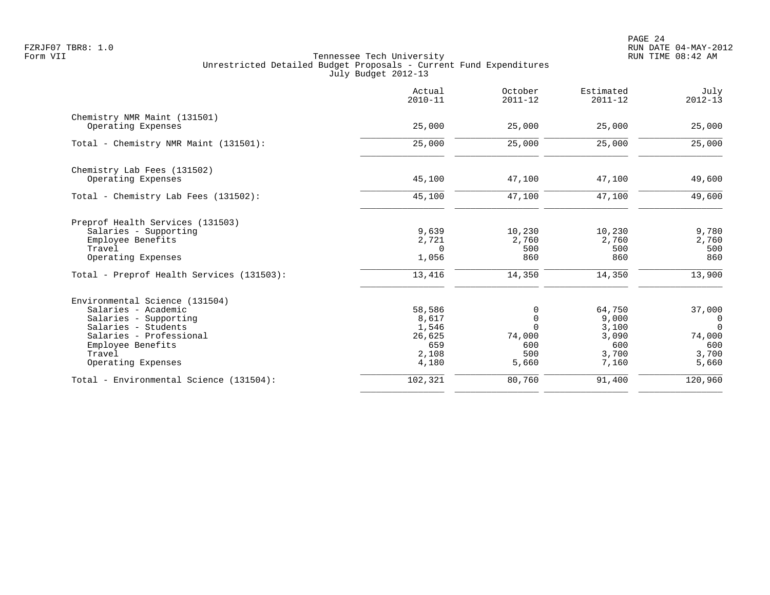Tennessee Tech University
Unrestricted Detailed Budget Proposals - Current Fund Expenditures
July Budget 2012-13

FZRJF07 TBR8: 1.0
Form VII

RUN DATE 04-MAY-2012
RUN TIME 08:42 AM

| | Actual 2010-11 | October 2011-12 | Estimated 2011-12 | July 2012-13 |
|---|---|---|---|---|
| **Chemistry NMR Maint (131501)** | | | | |
| Operating Expenses | 25,000 | 25,000 | 25,000 | 25,000 |
| Total - Chemistry NMR Maint (131501): | 25,000 | 25,000 | 25,000 | 25,000 |
| **Chemistry Lab Fees (131502)** | | | | |
| Operating Expenses | 45,100 | 47,100 | 47,100 | 49,600 |
| Total - Chemistry Lab Fees (131502): | 45,100 | 47,100 | 47,100 | 49,600 |
| **Preprof Health Services (131503)** | | | | |
| Salaries - Supporting | 9,639 | 10,230 | 10,230 | 9,780 |
| Employee Benefits | 2,721 | 2,760 | 2,760 | 2,760 |
| Travel | 0 | 500 | 500 | 500 |
| Operating Expenses | 1,056 | 860 | 860 | 860 |
| Total - Preprof Health Services (131503): | 13,416 | 14,350 | 14,350 | 13,900 |
| **Environmental Science (131504)** | | | | |
| Salaries - Academic | 58,586 | 0 | 64,750 | 37,000 |
| Salaries - Supporting | 8,617 | 0 | 9,000 | 0 |
| Salaries - Students | 1,546 | 0 | 3,100 | 0 |
| Salaries - Professional | 26,625 | 74,000 | 3,090 | 74,000 |
| Employee Benefits | 659 | 600 | 600 | 600 |
| Travel | 2,108 | 500 | 3,700 | 3,700 |
| Operating Expenses | 4,180 | 5,660 | 7,160 | 5,660 |
| Total - Environmental Science (131504): | 102,321 | 80,760 | 91,400 | 120,960 |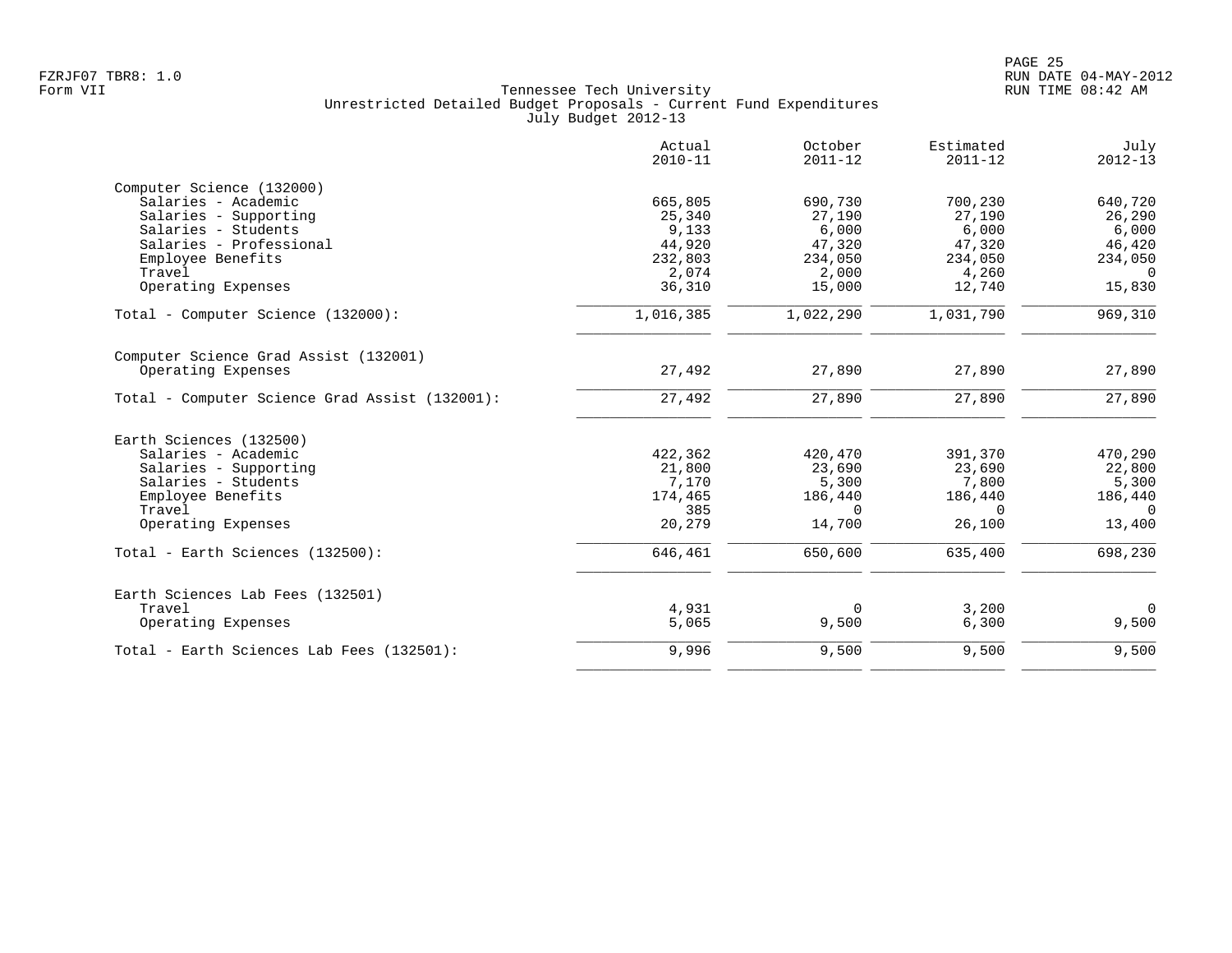Tennessee Tech University
Unrestricted Detailed Budget Proposals - Current Fund Expenditures
July Budget 2012-13

| | Actual 2010-11 | October 2011-12 | Estimated 2011-12 | July 2012-13 |
|---|---|---|---|---|
| **Computer Science (132000)** | | | | |
| Salaries - Academic | 665,805 | 690,730 | 700,230 | 640,720 |
| Salaries - Supporting | 25,340 | 27,190 | 27,190 | 26,290 |
| Salaries - Students | 9,133 | 6,000 | 6,000 | 6,000 |
| Salaries - Professional | 44,920 | 47,320 | 47,320 | 46,420 |
| Employee Benefits | 232,803 | 234,050 | 234,050 | 234,050 |
| Travel | 2,074 | 2,000 | 4,260 | 0 |
| Operating Expenses | 36,310 | 15,000 | 12,740 | 15,830 |
| Total - Computer Science (132000): | 1,016,385 | 1,022,290 | 1,031,790 | 969,310 |
| **Computer Science Grad Assist (132001)** | | | | |
| Operating Expenses | 27,492 | 27,890 | 27,890 | 27,890 |
| Total - Computer Science Grad Assist (132001): | 27,492 | 27,890 | 27,890 | 27,890 |
| **Earth Sciences (132500)** | | | | |
| Salaries - Academic | 422,362 | 420,470 | 391,370 | 470,290 |
| Salaries - Supporting | 21,800 | 23,690 | 23,690 | 22,800 |
| Salaries - Students | 7,170 | 5,300 | 7,800 | 5,300 |
| Employee Benefits | 174,465 | 186,440 | 186,440 | 186,440 |
| Travel | 385 | 0 | 0 | 0 |
| Operating Expenses | 20,279 | 14,700 | 26,100 | 13,400 |
| Total - Earth Sciences (132500): | 646,461 | 650,600 | 635,400 | 698,230 |
| **Earth Sciences Lab Fees (132501)** | | | | |
| Travel | 4,931 | 0 | 3,200 | 0 |
| Operating Expenses | 5,065 | 9,500 | 6,300 | 9,500 |
| Total - Earth Sciences Lab Fees (132501): | 9,996 | 9,500 | 9,500 | 9,500 |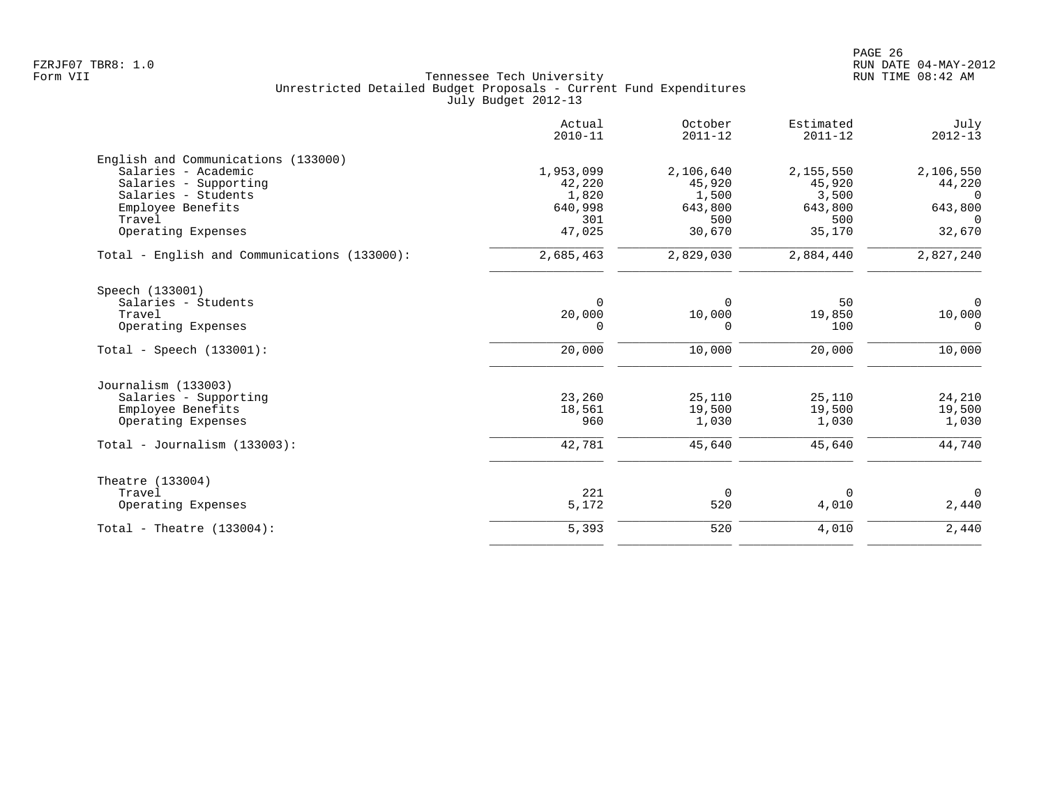Tennessee Tech University
Unrestricted Detailed Budget Proposals - Current Fund Expenditures
July Budget 2012-13

Form VII

| | Actual 2010-11 | October 2011-12 | Estimated 2011-12 | July 2012-13 |
|---|---|---|---|---|
| **English and Communications (133000)** | | | | |
| Salaries - Academic | 1,953,099 | 2,106,640 | 2,155,550 | 2,106,550 |
| Salaries - Supporting | 42,220 | 45,920 | 45,920 | 44,220 |
| Salaries - Students | 1,820 | 1,500 | 3,500 | 0 |
| Employee Benefits | 640,998 | 643,800 | 643,800 | 643,800 |
| Travel | 301 | 500 | 500 | 0 |
| Operating Expenses | 47,025 | 30,670 | 35,170 | 32,670 |
| Total - English and Communications (133000): | 2,685,463 | 2,829,030 | 2,884,440 | 2,827,240 |
| **Speech (133001)** | | | | |
| Salaries - Students | 0 | 0 | 50 | 0 |
| Travel | 20,000 | 10,000 | 19,850 | 10,000 |
| Operating Expenses | 0 | 0 | 100 | 0 |
| Total - Speech (133001): | 20,000 | 10,000 | 20,000 | 10,000 |
| **Journalism (133003)** | | | | |
| Salaries - Supporting | 23,260 | 25,110 | 25,110 | 24,210 |
| Employee Benefits | 18,561 | 19,500 | 19,500 | 19,500 |
| Operating Expenses | 960 | 1,030 | 1,030 | 1,030 |
| Total - Journalism (133003): | 42,781 | 45,640 | 45,640 | 44,740 |
| **Theatre (133004)** | | | | |
| Travel | 221 | 0 | 0 | 0 |
| Operating Expenses | 5,172 | 520 | 4,010 | 2,440 |
| Total - Theatre (133004): | 5,393 | 520 | 4,010 | 2,440 |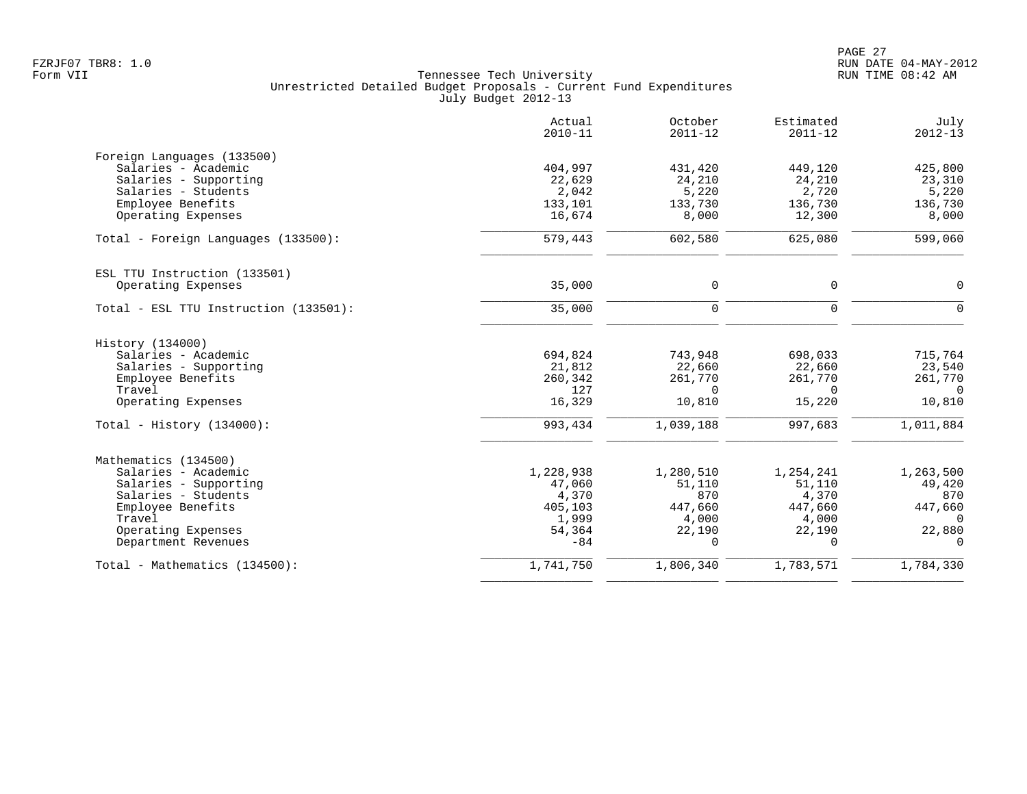FZRJF07 TBR8: 1.0
Form VII

Tennessee Tech University
Unrestricted Detailed Budget Proposals - Current Fund Expenditures
July Budget 2012-13

RUN DATE 04-MAY-2012
RUN TIME 08:42 AM

| | Actual 2010-11 | October 2011-12 | Estimated 2011-12 | July 2012-13 |
|---|---|---|---|---|
| **Foreign Languages (133500)** | | | | |
| Salaries - Academic | 404,997 | 431,420 | 449,120 | 425,800 |
| Salaries - Supporting | 22,629 | 24,210 | 24,210 | 23,310 |
| Salaries - Students | 2,042 | 5,220 | 2,720 | 5,220 |
| Employee Benefits | 133,101 | 133,730 | 136,730 | 136,730 |
| Operating Expenses | 16,674 | 8,000 | 12,300 | 8,000 |
| Total - Foreign Languages (133500): | 579,443 | 602,580 | 625,080 | 599,060 |
| **ESL TTU Instruction (133501)** | | | | |
| Operating Expenses | 35,000 | 0 | 0 | 0 |
| Total - ESL TTU Instruction (133501): | 35,000 | 0 | 0 | 0 |
| **History (134000)** | | | | |
| Salaries - Academic | 694,824 | 743,948 | 698,033 | 715,764 |
| Salaries - Supporting | 21,812 | 22,660 | 22,660 | 23,540 |
| Employee Benefits | 260,342 | 261,770 | 261,770 | 261,770 |
| Travel | 127 | 0 | 0 | 0 |
| Operating Expenses | 16,329 | 10,810 | 15,220 | 10,810 |
| Total - History (134000): | 993,434 | 1,039,188 | 997,683 | 1,011,884 |
| **Mathematics (134500)** | | | | |
| Salaries - Academic | 1,228,938 | 1,280,510 | 1,254,241 | 1,263,500 |
| Salaries - Supporting | 47,060 | 51,110 | 51,110 | 49,420 |
| Salaries - Students | 4,370 | 870 | 4,370 | 870 |
| Employee Benefits | 405,103 | 447,660 | 447,660 | 447,660 |
| Travel | 1,999 | 4,000 | 4,000 | 0 |
| Operating Expenses | 54,364 | 22,190 | 22,190 | 22,880 |
| Department Revenues | -84 | 0 | 0 | 0 |
| Total - Mathematics (134500): | 1,741,750 | 1,806,340 | 1,783,571 | 1,784,330 |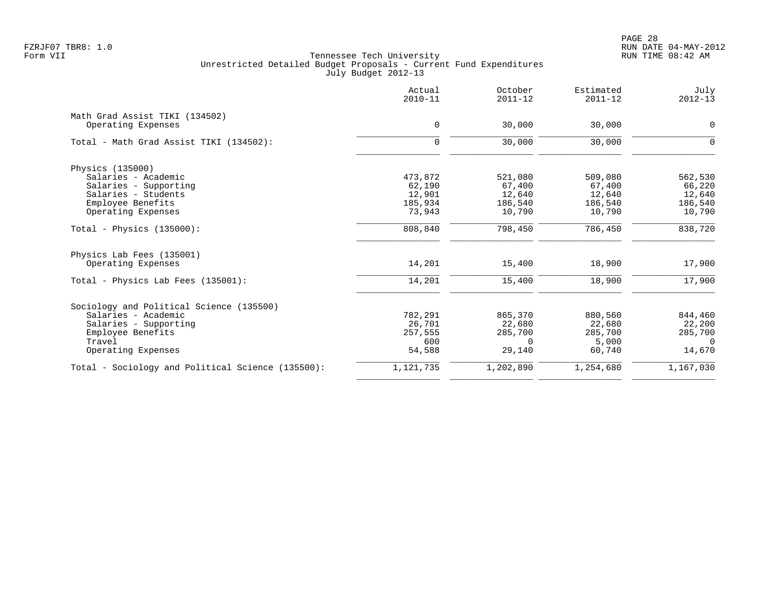FZRJF07 TBR8: 1.0
Form VII

Tennessee Tech University
Unrestricted Detailed Budget Proposals - Current Fund Expenditures
July Budget 2012-13

RUN DATE 04-MAY-2012
RUN TIME 08:42 AM

| | Actual 2010-11 | October 2011-12 | Estimated 2011-12 | July 2012-13 |
|---|---|---|---|---|
| **Math Grad Assist TIKI (134502)** | | | | |
| Operating Expenses | 0 | 30,000 | 30,000 | 0 |
| Total - Math Grad Assist TIKI (134502): | 0 | 30,000 | 30,000 | 0 |
| **Physics (135000)** | | | | |
| Salaries - Academic | 473,872 | 521,080 | 509,080 | 562,530 |
| Salaries - Supporting | 62,190 | 67,400 | 67,400 | 66,220 |
| Salaries - Students | 12,901 | 12,640 | 12,640 | 12,640 |
| Employee Benefits | 185,934 | 186,540 | 186,540 | 186,540 |
| Operating Expenses | 73,943 | 10,790 | 10,790 | 10,790 |
| Total - Physics (135000): | 808,840 | 798,450 | 786,450 | 838,720 |
| **Physics Lab Fees (135001)** | | | | |
| Operating Expenses | 14,201 | 15,400 | 18,900 | 17,900 |
| Total - Physics Lab Fees (135001): | 14,201 | 15,400 | 18,900 | 17,900 |
| **Sociology and Political Science (135500)** | | | | |
| Salaries - Academic | 782,291 | 865,370 | 880,560 | 844,460 |
| Salaries - Supporting | 26,701 | 22,680 | 22,680 | 22,200 |
| Employee Benefits | 257,555 | 285,700 | 285,700 | 285,700 |
| Travel | 600 | 0 | 5,000 | 0 |
| Operating Expenses | 54,588 | 29,140 | 60,740 | 14,670 |
| Total - Sociology and Political Science (135500): | 1,121,735 | 1,202,890 | 1,254,680 | 1,167,030 |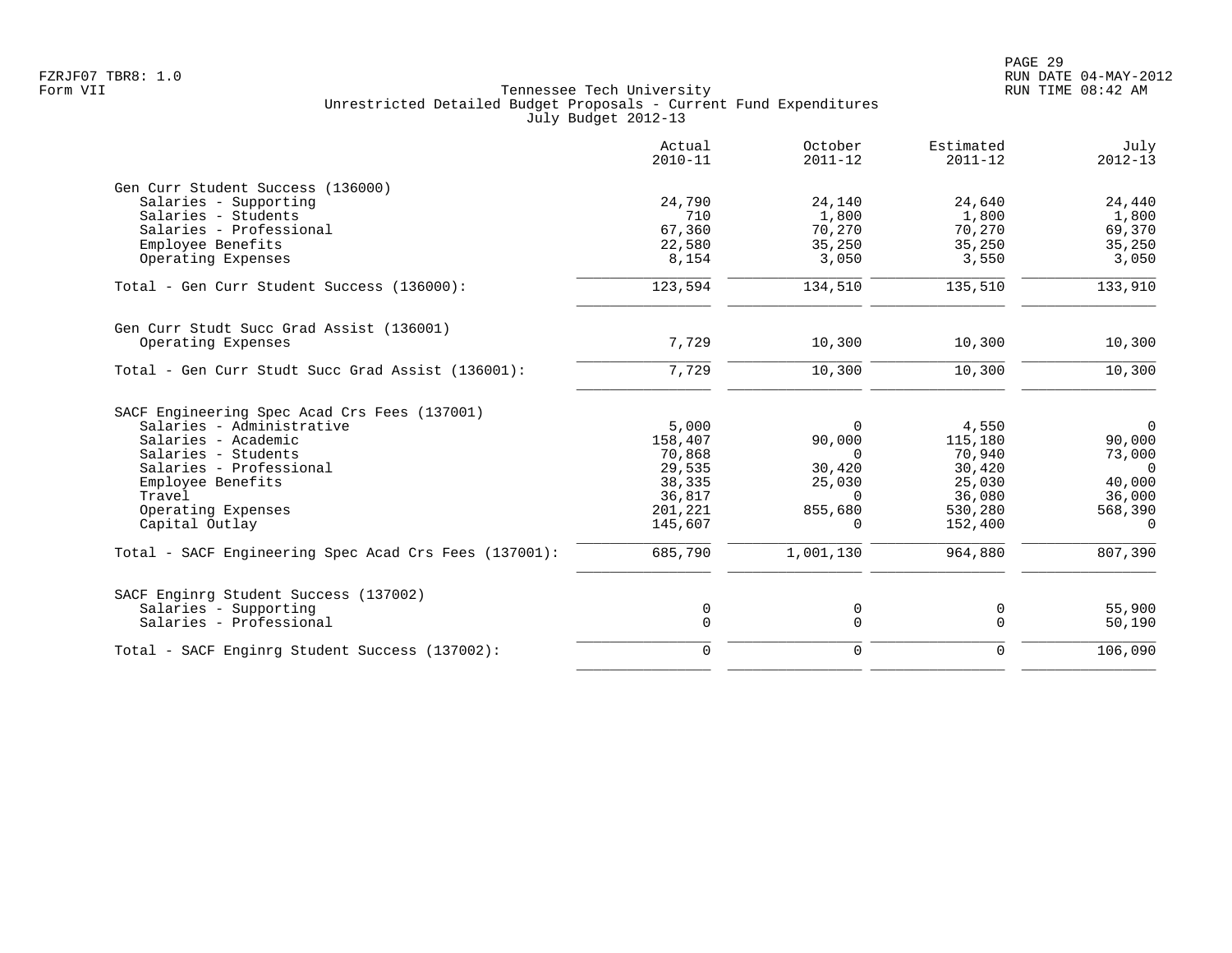Tennessee Tech University
Unrestricted Detailed Budget Proposals - Current Fund Expenditures
July Budget 2012-13

| | Actual 2010-11 | October 2011-12 | Estimated 2011-12 | July 2012-13 |
|---|---|---|---|---|
| **Gen Curr Student Success (136000)** | | | | |
| Salaries - Supporting | 24,790 | 24,140 | 24,640 | 24,440 |
| Salaries - Students | 710 | 1,800 | 1,800 | 1,800 |
| Salaries - Professional | 67,360 | 70,270 | 70,270 | 69,370 |
| Employee Benefits | 22,580 | 35,250 | 35,250 | 35,250 |
| Operating Expenses | 8,154 | 3,050 | 3,550 | 3,050 |
| Total - Gen Curr Student Success (136000): | 123,594 | 134,510 | 135,510 | 133,910 |
| **Gen Curr Studt Succ Grad Assist (136001)** | | | | |
| Operating Expenses | 7,729 | 10,300 | 10,300 | 10,300 |
| Total - Gen Curr Studt Succ Grad Assist (136001): | 7,729 | 10,300 | 10,300 | 10,300 |
| **SACF Engineering Spec Acad Crs Fees (137001)** | | | | |
| Salaries - Administrative | 5,000 | 0 | 4,550 | 0 |
| Salaries - Academic | 158,407 | 90,000 | 115,180 | 90,000 |
| Salaries - Students | 70,868 | 0 | 70,940 | 73,000 |
| Salaries - Professional | 29,535 | 30,420 | 30,420 | 0 |
| Employee Benefits | 38,335 | 25,030 | 25,030 | 40,000 |
| Travel | 36,817 | 0 | 36,080 | 36,000 |
| Operating Expenses | 201,221 | 855,680 | 530,280 | 568,390 |
| Capital Outlay | 145,607 | 0 | 152,400 | 0 |
| Total - SACF Engineering Spec Acad Crs Fees (137001): | 685,790 | 1,001,130 | 964,880 | 807,390 |
| **SACF Enginrg Student Success (137002)** | | | | |
| Salaries - Supporting | 0 | 0 | 0 | 55,900 |
| Salaries - Professional | 0 | 0 | 0 | 50,190 |
| Total - SACF Enginrg Student Success (137002): | 0 | 0 | 0 | 106,090 |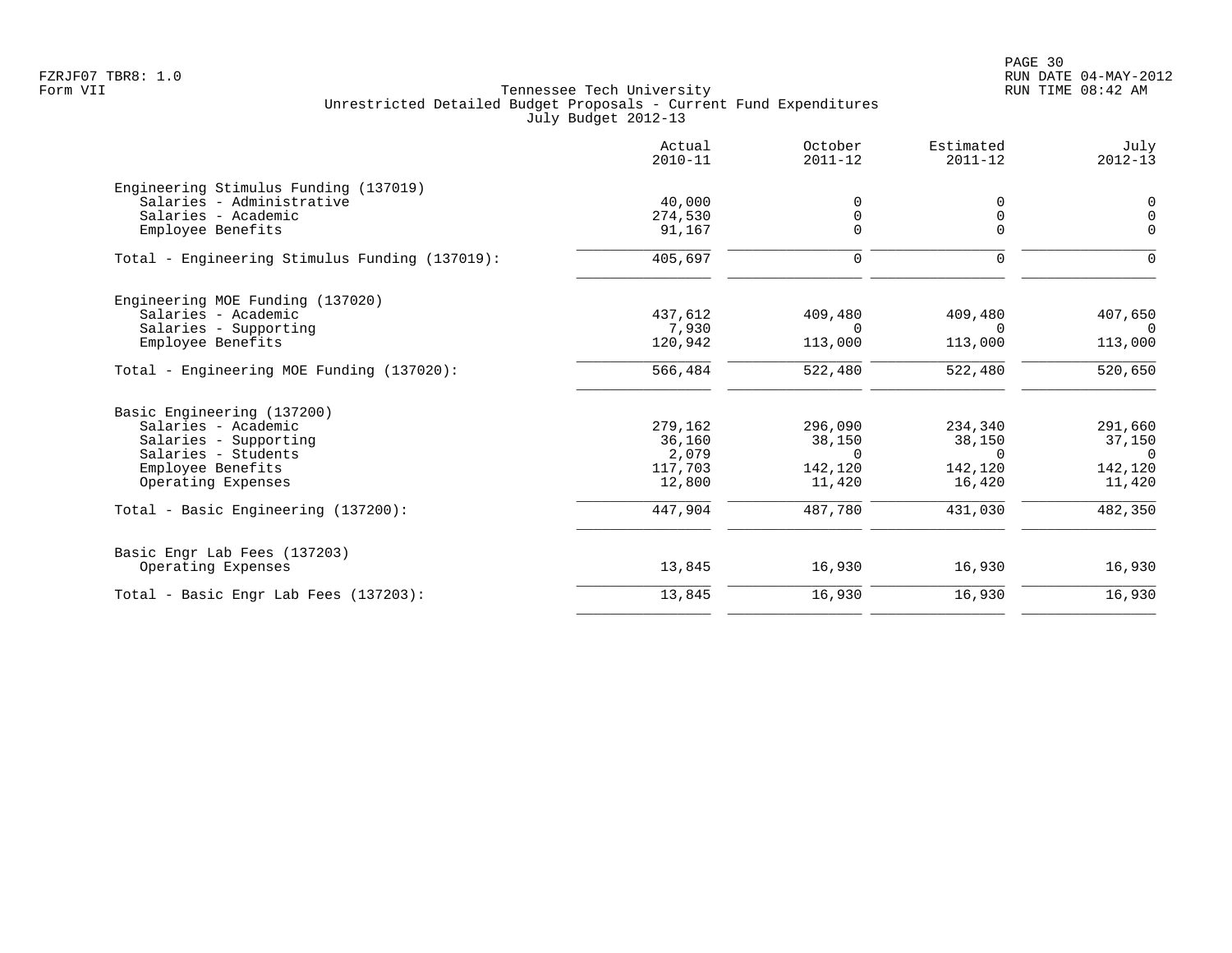Tennessee Tech University
Unrestricted Detailed Budget Proposals - Current Fund Expenditures
July Budget 2012-13

| | Actual 2010-11 | October 2011-12 | Estimated 2011-12 | July 2012-13 |
|---|---|---|---|---|
| **Engineering Stimulus Funding (137019)** | | | | |
| Salaries - Administrative | 40,000 | 0 | 0 | 0 |
| Salaries - Academic | 274,530 | 0 | 0 | 0 |
| Employee Benefits | 91,167 | 0 | 0 | 0 |
| Total - Engineering Stimulus Funding (137019): | 405,697 | 0 | 0 | 0 |
| **Engineering MOE Funding (137020)** | | | | |
| Salaries - Academic | 437,612 | 409,480 | 409,480 | 407,650 |
| Salaries - Supporting | 7,930 | 0 | 0 | 0 |
| Employee Benefits | 120,942 | 113,000 | 113,000 | 113,000 |
| Total - Engineering MOE Funding (137020): | 566,484 | 522,480 | 522,480 | 520,650 |
| **Basic Engineering (137200)** | | | | |
| Salaries - Academic | 279,162 | 296,090 | 234,340 | 291,660 |
| Salaries - Supporting | 36,160 | 38,150 | 38,150 | 37,150 |
| Salaries - Students | 2,079 | 0 | 0 | 0 |
| Employee Benefits | 117,703 | 142,120 | 142,120 | 142,120 |
| Operating Expenses | 12,800 | 11,420 | 16,420 | 11,420 |
| Total - Basic Engineering (137200): | 447,904 | 487,780 | 431,030 | 482,350 |
| **Basic Engr Lab Fees (137203)** | | | | |
| Operating Expenses | 13,845 | 16,930 | 16,930 | 16,930 |
| Total - Basic Engr Lab Fees (137203): | 13,845 | 16,930 | 16,930 | 16,930 |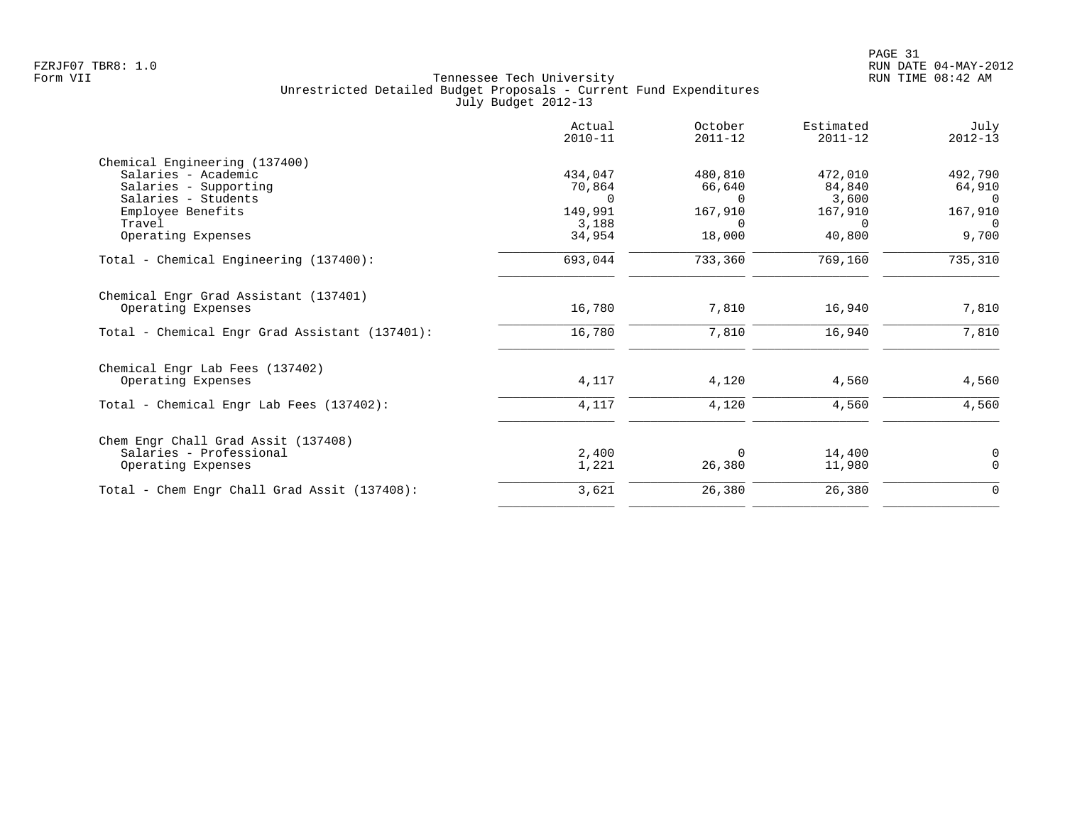Tennessee Tech University
Unrestricted Detailed Budget Proposals - Current Fund Expenditures
July Budget 2012-13

| | Actual 2010-11 | October 2011-12 | Estimated 2011-12 | July 2012-13 |
|---|---|---|---|---|
| **Chemical Engineering (137400)** | | | | |
| Salaries - Academic | 434,047 | 480,810 | 472,010 | 492,790 |
| Salaries - Supporting | 70,864 | 66,640 | 84,840 | 64,910 |
| Salaries - Students | 0 | 0 | 3,600 | 0 |
| Employee Benefits | 149,991 | 167,910 | 167,910 | 167,910 |
| Travel | 3,188 | 0 | 0 | 0 |
| Operating Expenses | 34,954 | 18,000 | 40,800 | 9,700 |
| Total - Chemical Engineering (137400): | 693,044 | 733,360 | 769,160 | 735,310 |
| **Chemical Engr Grad Assistant (137401)** | | | | |
| Operating Expenses | 16,780 | 7,810 | 16,940 | 7,810 |
| Total - Chemical Engr Grad Assistant (137401): | 16,780 | 7,810 | 16,940 | 7,810 |
| **Chemical Engr Lab Fees (137402)** | | | | |
| Operating Expenses | 4,117 | 4,120 | 4,560 | 4,560 |
| Total - Chemical Engr Lab Fees (137402): | 4,117 | 4,120 | 4,560 | 4,560 |
| **Chem Engr Chall Grad Assit (137408)** | | | | |
| Salaries - Professional | 2,400 | 0 | 14,400 | 0 |
| Operating Expenses | 1,221 | 26,380 | 11,980 | 0 |
| Total - Chem Engr Chall Grad Assit (137408): | 3,621 | 26,380 | 26,380 | 0 |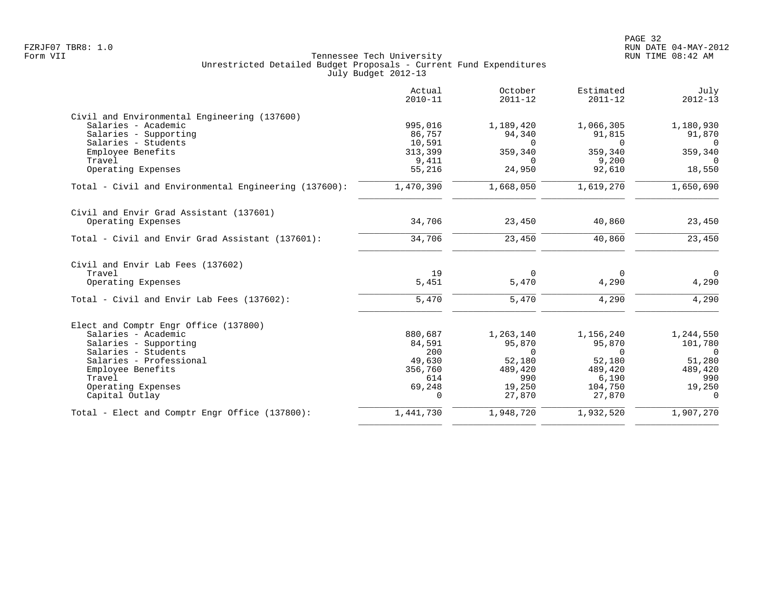Tennessee Tech University
Unrestricted Detailed Budget Proposals - Current Fund Expenditures
July Budget 2012-13

Form VII

| | Actual 2010-11 | October 2011-12 | Estimated 2011-12 | July 2012-13 |
|---|---|---|---|---|
| **Civil and Environmental Engineering (137600)** | | | | |
| Salaries - Academic | 995,016 | 1,189,420 | 1,066,305 | 1,180,930 |
| Salaries - Supporting | 86,757 | 94,340 | 91,815 | 91,870 |
| Salaries - Students | 10,591 | 0 | 0 | 0 |
| Employee Benefits | 313,399 | 359,340 | 359,340 | 359,340 |
| Travel | 9,411 | 0 | 9,200 | 0 |
| Operating Expenses | 55,216 | 24,950 | 92,610 | 18,550 |
| Total - Civil and Environmental Engineering (137600): | 1,470,390 | 1,668,050 | 1,619,270 | 1,650,690 |
| **Civil and Envir Grad Assistant (137601)** | | | | |
| Operating Expenses | 34,706 | 23,450 | 40,860 | 23,450 |
| Total - Civil and Envir Grad Assistant (137601): | 34,706 | 23,450 | 40,860 | 23,450 |
| **Civil and Envir Lab Fees (137602)** | | | | |
| Travel | 19 | 0 | 0 | 0 |
| Operating Expenses | 5,451 | 5,470 | 4,290 | 4,290 |
| Total - Civil and Envir Lab Fees (137602): | 5,470 | 5,470 | 4,290 | 4,290 |
| **Elect and Comptr Engr Office (137800)** | | | | |
| Salaries - Academic | 880,687 | 1,263,140 | 1,156,240 | 1,244,550 |
| Salaries - Supporting | 84,591 | 95,870 | 95,870 | 101,780 |
| Salaries - Students | 200 | 0 | 0 | 0 |
| Salaries - Professional | 49,630 | 52,180 | 52,180 | 51,280 |
| Employee Benefits | 356,760 | 489,420 | 489,420 | 489,420 |
| Travel | 614 | 990 | 6,190 | 990 |
| Operating Expenses | 69,248 | 19,250 | 104,750 | 19,250 |
| Capital Outlay | 0 | 27,870 | 27,870 | 0 |
| Total - Elect and Comptr Engr Office (137800): | 1,441,730 | 1,948,720 | 1,932,520 | 1,907,270 |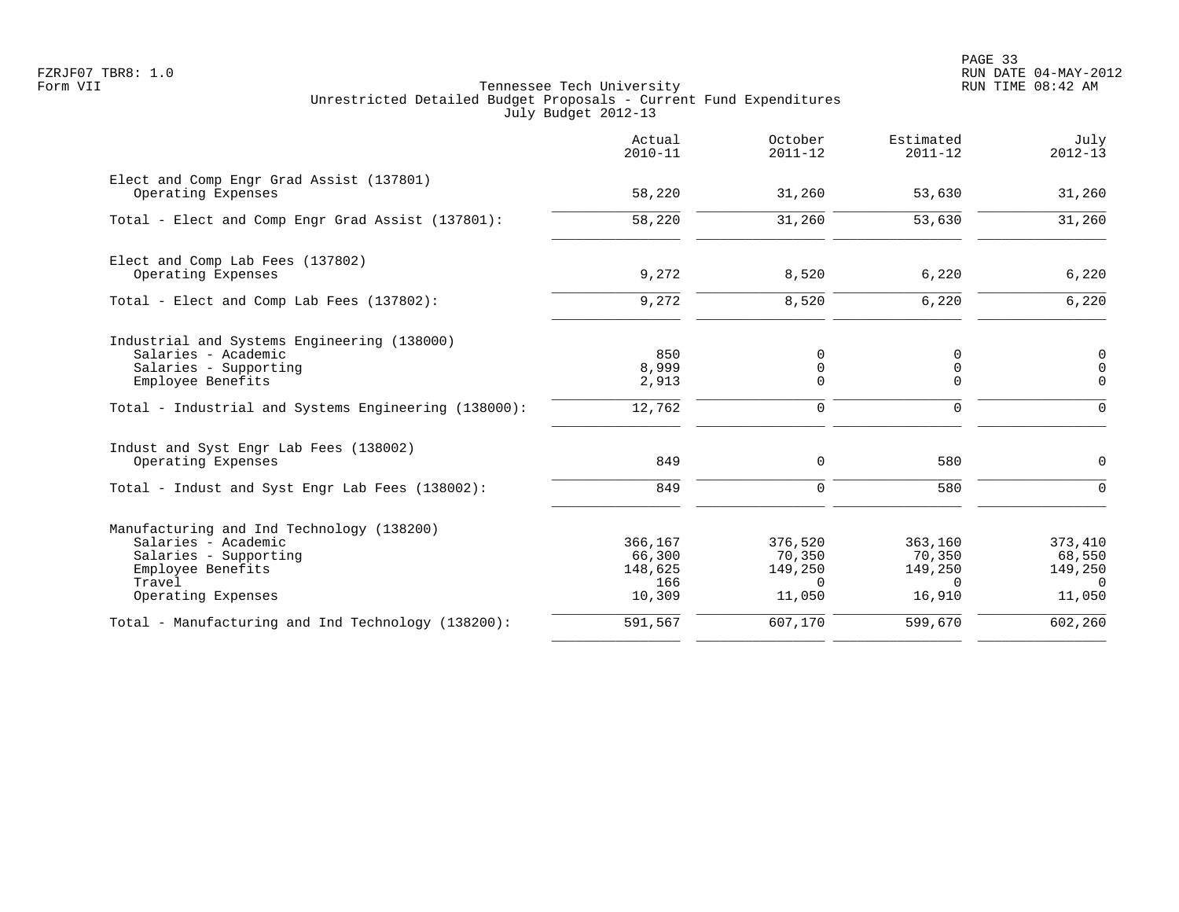Tennessee Tech University
Unrestricted Detailed Budget Proposals - Current Fund Expenditures
July Budget 2012-13

| | Actual 2010-11 | October 2011-12 | Estimated 2011-12 | July 2012-13 |
|---|---|---|---|---|
| **Elect and Comp Engr Grad Assist (137801)** | | | | |
| Operating Expenses | 58,220 | 31,260 | 53,630 | 31,260 |
| Total - Elect and Comp Engr Grad Assist (137801): | 58,220 | 31,260 | 53,630 | 31,260 |
| **Elect and Comp Lab Fees (137802)** | | | | |
| Operating Expenses | 9,272 | 8,520 | 6,220 | 6,220 |
| Total - Elect and Comp Lab Fees (137802): | 9,272 | 8,520 | 6,220 | 6,220 |
| **Industrial and Systems Engineering (138000)** | | | | |
| Salaries - Academic | 850 | 0 | 0 | 0 |
| Salaries - Supporting | 8,999 | 0 | 0 | 0 |
| Employee Benefits | 2,913 | 0 | 0 | 0 |
| Total - Industrial and Systems Engineering (138000): | 12,762 | 0 | 0 | 0 |
| **Indust and Syst Engr Lab Fees (138002)** | | | | |
| Operating Expenses | 849 | 0 | 580 | 0 |
| Total - Indust and Syst Engr Lab Fees (138002): | 849 | 0 | 580 | 0 |
| **Manufacturing and Ind Technology (138200)** | | | | |
| Salaries - Academic | 366,167 | 376,520 | 363,160 | 373,410 |
| Salaries - Supporting | 66,300 | 70,350 | 70,350 | 68,550 |
| Employee Benefits | 148,625 | 149,250 | 149,250 | 149,250 |
| Travel | 166 | 0 | 0 | 0 |
| Operating Expenses | 10,309 | 11,050 | 16,910 | 11,050 |
| Total - Manufacturing and Ind Technology (138200): | 591,567 | 607,170 | 599,670 | 602,260 |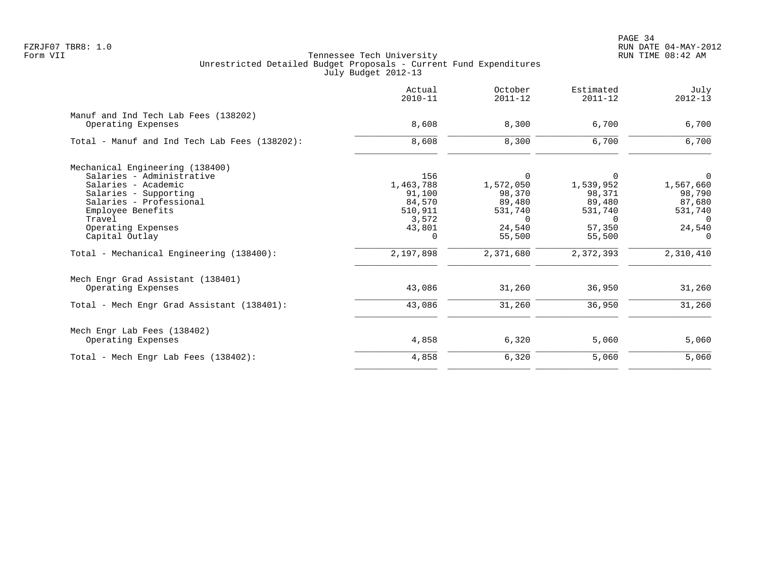Tennessee Tech University
Unrestricted Detailed Budget Proposals - Current Fund Expenditures
July Budget 2012-13

| | Actual 2010-11 | October 2011-12 | Estimated 2011-12 | July 2012-13 |
|---|---|---|---|---|
| **Manuf and Ind Tech Lab Fees (138202)** | | | | |
| Operating Expenses | 8,608 | 8,300 | 6,700 | 6,700 |
| Total - Manuf and Ind Tech Lab Fees (138202): | 8,608 | 8,300 | 6,700 | 6,700 |
| **Mechanical Engineering (138400)** | | | | |
| Salaries - Administrative | 156 | 0 | 0 | 0 |
| Salaries - Academic | 1,463,788 | 1,572,050 | 1,539,952 | 1,567,660 |
| Salaries - Supporting | 91,100 | 98,370 | 98,371 | 98,790 |
| Salaries - Professional | 84,570 | 89,480 | 89,480 | 87,680 |
| Employee Benefits | 510,911 | 531,740 | 531,740 | 531,740 |
| Travel | 3,572 | 0 | 0 | 0 |
| Operating Expenses | 43,801 | 24,540 | 57,350 | 24,540 |
| Capital Outlay | 0 | 55,500 | 55,500 | 0 |
| Total - Mechanical Engineering (138400): | 2,197,898 | 2,371,680 | 2,372,393 | 2,310,410 |
| **Mech Engr Grad Assistant (138401)** | | | | |
| Operating Expenses | 43,086 | 31,260 | 36,950 | 31,260 |
| Total - Mech Engr Grad Assistant (138401): | 43,086 | 31,260 | 36,950 | 31,260 |
| **Mech Engr Lab Fees (138402)** | | | | |
| Operating Expenses | 4,858 | 6,320 | 5,060 | 5,060 |
| Total - Mech Engr Lab Fees (138402): | 4,858 | 6,320 | 5,060 | 5,060 |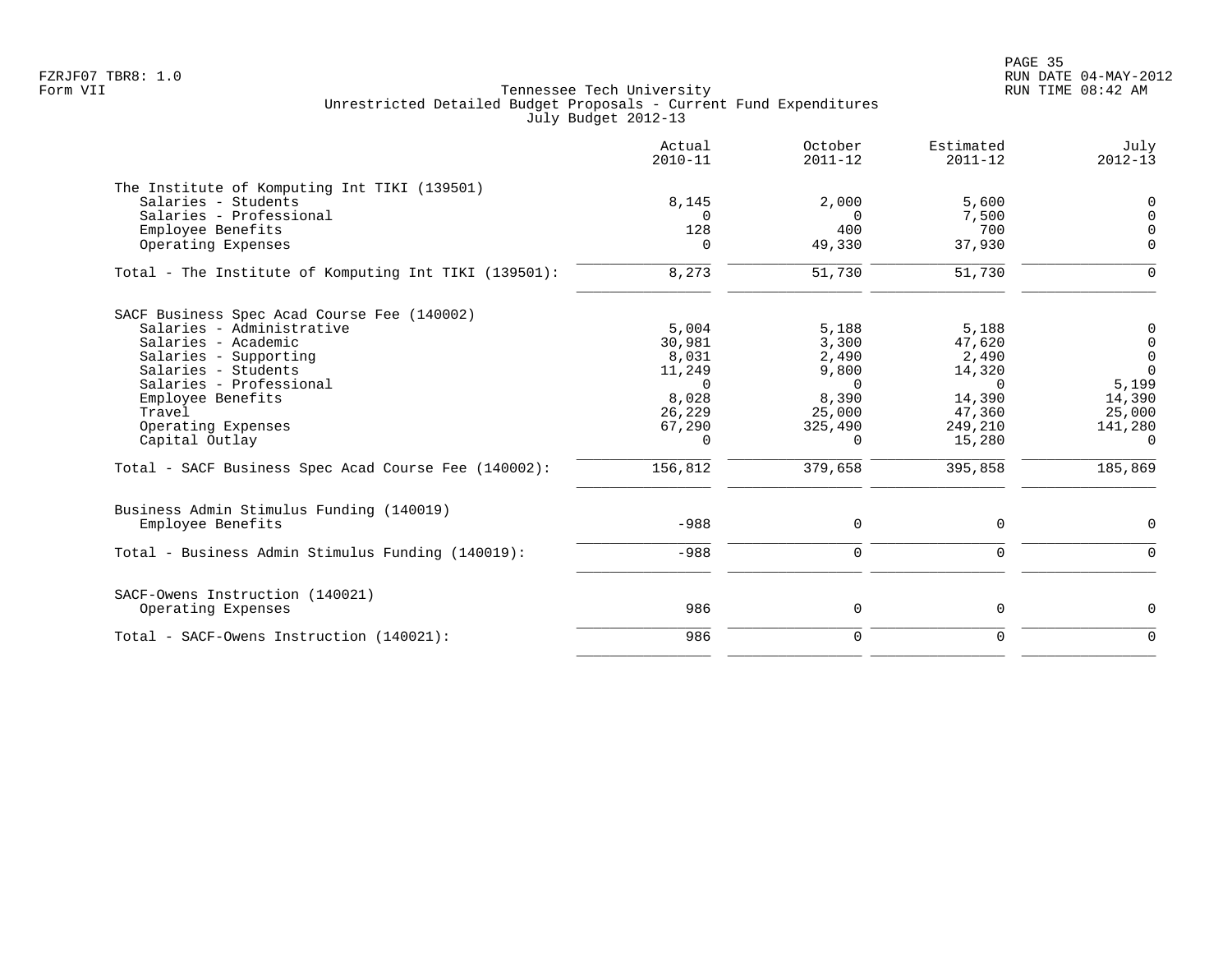Tennessee Tech University
Unrestricted Detailed Budget Proposals - Current Fund Expenditures
July Budget 2012-13

| | Actual 2010-11 | October 2011-12 | Estimated 2011-12 | July 2012-13 |
|---|---|---|---|---|
| **The Institute of Komputing Int TIKI (139501)** | | | | |
| Salaries - Students | 8,145 | 2,000 | 5,600 | 0 |
| Salaries - Professional | 0 | 0 | 7,500 | 0 |
| Employee Benefits | 128 | 400 | 700 | 0 |
| Operating Expenses | 0 | 49,330 | 37,930 | 0 |
| Total - The Institute of Komputing Int TIKI (139501): | 8,273 | 51,730 | 51,730 | 0 |
| **SACF Business Spec Acad Course Fee (140002)** | | | | |
| Salaries - Administrative | 5,004 | 5,188 | 5,188 | 0 |
| Salaries - Academic | 30,981 | 3,300 | 47,620 | 0 |
| Salaries - Supporting | 8,031 | 2,490 | 2,490 | 0 |
| Salaries - Students | 11,249 | 9,800 | 14,320 | 0 |
| Salaries - Professional | 0 | 0 | 0 | 5,199 |
| Employee Benefits | 8,028 | 8,390 | 14,390 | 14,390 |
| Travel | 26,229 | 25,000 | 47,360 | 25,000 |
| Operating Expenses | 67,290 | 325,490 | 249,210 | 141,280 |
| Capital Outlay | 0 | 0 | 15,280 | 0 |
| Total - SACF Business Spec Acad Course Fee (140002): | 156,812 | 379,658 | 395,858 | 185,869 |
| **Business Admin Stimulus Funding (140019)** | | | | |
| Employee Benefits | -988 | 0 | 0 | 0 |
| Total - Business Admin Stimulus Funding (140019): | -988 | 0 | 0 | 0 |
| **SACF-Owens Instruction (140021)** | | | | |
| Operating Expenses | 986 | 0 | 0 | 0 |
| Total - SACF-Owens Instruction (140021): | 986 | 0 | 0 | 0 |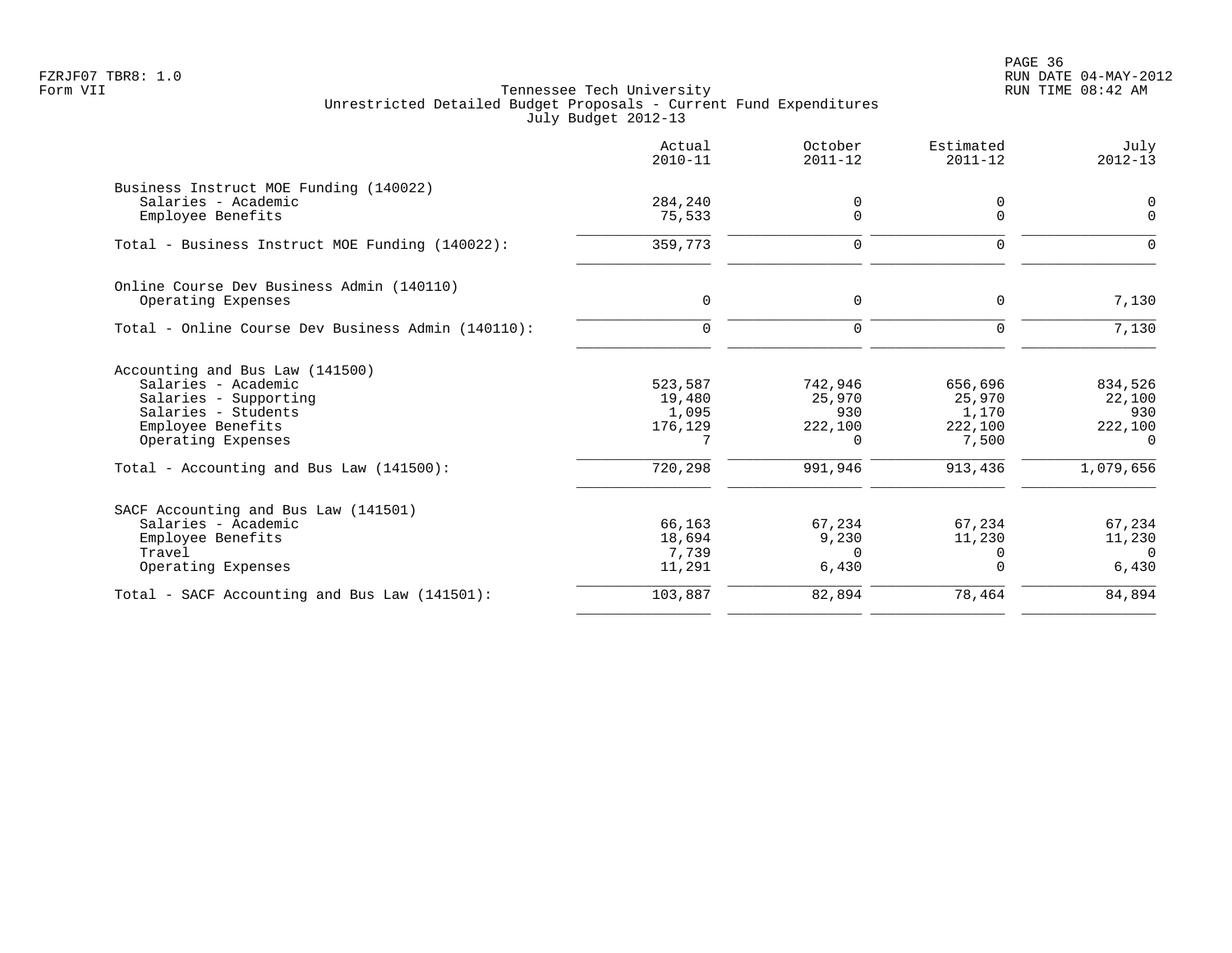Tennessee Tech University
Unrestricted Detailed Budget Proposals - Current Fund Expenditures
July Budget 2012-13

| | Actual 2010-11 | October 2011-12 | Estimated 2011-12 | July 2012-13 |
|---|---|---|---|---|
| **Business Instruct MOE Funding (140022)** | | | | |
| Salaries - Academic | 284,240 | 0 | 0 | 0 |
| Employee Benefits | 75,533 | 0 | 0 | 0 |
| Total - Business Instruct MOE Funding (140022): | 359,773 | 0 | 0 | 0 |
| **Online Course Dev Business Admin (140110)** | | | | |
| Operating Expenses | 0 | 0 | 0 | 7,130 |
| Total - Online Course Dev Business Admin (140110): | 0 | 0 | 0 | 7,130 |
| **Accounting and Bus Law (141500)** | | | | |
| Salaries - Academic | 523,587 | 742,946 | 656,696 | 834,526 |
| Salaries - Supporting | 19,480 | 25,970 | 25,970 | 22,100 |
| Salaries - Students | 1,095 | 930 | 1,170 | 930 |
| Employee Benefits | 176,129 | 222,100 | 222,100 | 222,100 |
| Operating Expenses | 7 | 0 | 7,500 | 0 |
| Total - Accounting and Bus Law (141500): | 720,298 | 991,946 | 913,436 | 1,079,656 |
| **SACF Accounting and Bus Law (141501)** | | | | |
| Salaries - Academic | 66,163 | 67,234 | 67,234 | 67,234 |
| Employee Benefits | 18,694 | 9,230 | 11,230 | 11,230 |
| Travel | 7,739 | 0 | 0 | 0 |
| Operating Expenses | 11,291 | 6,430 | 0 | 6,430 |
| Total - SACF Accounting and Bus Law (141501): | 103,887 | 82,894 | 78,464 | 84,894 |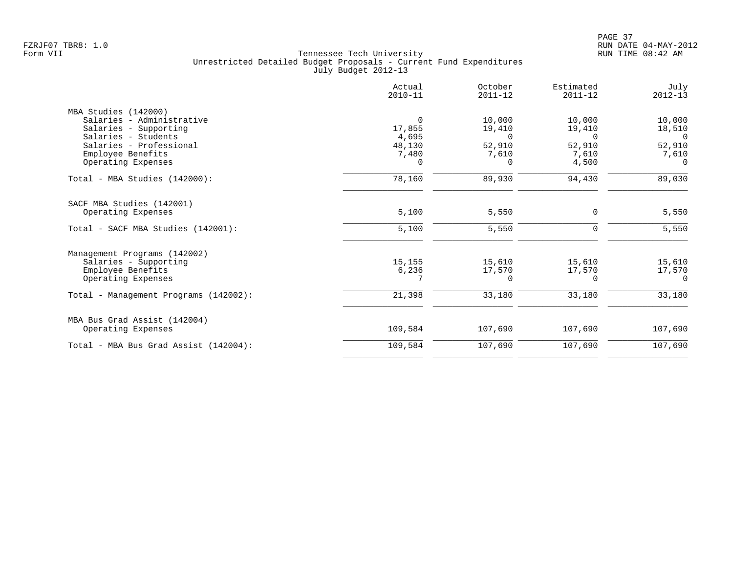Tennessee Tech University
Unrestricted Detailed Budget Proposals - Current Fund Expenditures
July Budget 2012-13

| | Actual 2010-11 | October 2011-12 | Estimated 2011-12 | July 2012-13 |
|---|---|---|---|---|
| **MBA Studies (142000)** | | | | |
| Salaries - Administrative | 0 | 10,000 | 10,000 | 10,000 |
| Salaries - Supporting | 17,855 | 19,410 | 19,410 | 18,510 |
| Salaries - Students | 4,695 | 0 | 0 | 0 |
| Salaries - Professional | 48,130 | 52,910 | 52,910 | 52,910 |
| Employee Benefits | 7,480 | 7,610 | 7,610 | 7,610 |
| Operating Expenses | 0 | 0 | 4,500 | 0 |
| Total - MBA Studies (142000): | 78,160 | 89,930 | 94,430 | 89,030 |
| **SACF MBA Studies (142001)** | | | | |
| Operating Expenses | 5,100 | 5,550 | 0 | 5,550 |
| Total - SACF MBA Studies (142001): | 5,100 | 5,550 | 0 | 5,550 |
| **Management Programs (142002)** | | | | |
| Salaries - Supporting | 15,155 | 15,610 | 15,610 | 15,610 |
| Employee Benefits | 6,236 | 17,570 | 17,570 | 17,570 |
| Operating Expenses | 7 | 0 | 0 | 0 |
| Total - Management Programs (142002): | 21,398 | 33,180 | 33,180 | 33,180 |
| **MBA Bus Grad Assist (142004)** | | | | |
| Operating Expenses | 109,584 | 107,690 | 107,690 | 107,690 |
| Total - MBA Bus Grad Assist (142004): | 109,584 | 107,690 | 107,690 | 107,690 |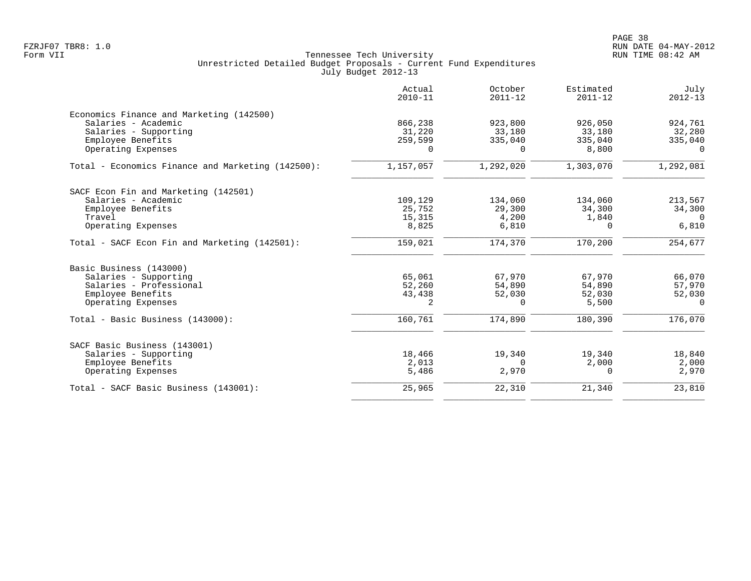Tennessee Tech University
Unrestricted Detailed Budget Proposals - Current Fund Expenditures
July Budget 2012-13

Form VII

| | Actual 2010-11 | October 2011-12 | Estimated 2011-12 | July 2012-13 |
|---|---|---|---|---|
| **Economics Finance and Marketing (142500)** | | | | |
| Salaries - Academic | 866,238 | 923,800 | 926,050 | 924,761 |
| Salaries - Supporting | 31,220 | 33,180 | 33,180 | 32,280 |
| Employee Benefits | 259,599 | 335,040 | 335,040 | 335,040 |
| Operating Expenses | 0 | 0 | 8,800 | 0 |
| Total - Economics Finance and Marketing (142500): | 1,157,057 | 1,292,020 | 1,303,070 | 1,292,081 |
| **SACF Econ Fin and Marketing (142501)** | | | | |
| Salaries - Academic | 109,129 | 134,060 | 134,060 | 213,567 |
| Employee Benefits | 25,752 | 29,300 | 34,300 | 34,300 |
| Travel | 15,315 | 4,200 | 1,840 | 0 |
| Operating Expenses | 8,825 | 6,810 | 0 | 6,810 |
| Total - SACF Econ Fin and Marketing (142501): | 159,021 | 174,370 | 170,200 | 254,677 |
| **Basic Business (143000)** | | | | |
| Salaries - Supporting | 65,061 | 67,970 | 67,970 | 66,070 |
| Salaries - Professional | 52,260 | 54,890 | 54,890 | 57,970 |
| Employee Benefits | 43,438 | 52,030 | 52,030 | 52,030 |
| Operating Expenses | 2 | 0 | 5,500 | 0 |
| Total - Basic Business (143000): | 160,761 | 174,890 | 180,390 | 176,070 |
| **SACF Basic Business (143001)** | | | | |
| Salaries - Supporting | 18,466 | 19,340 | 19,340 | 18,840 |
| Employee Benefits | 2,013 | 0 | 2,000 | 2,000 |
| Operating Expenses | 5,486 | 2,970 | 0 | 2,970 |
| Total - SACF Basic Business (143001): | 25,965 | 22,310 | 21,340 | 23,810 |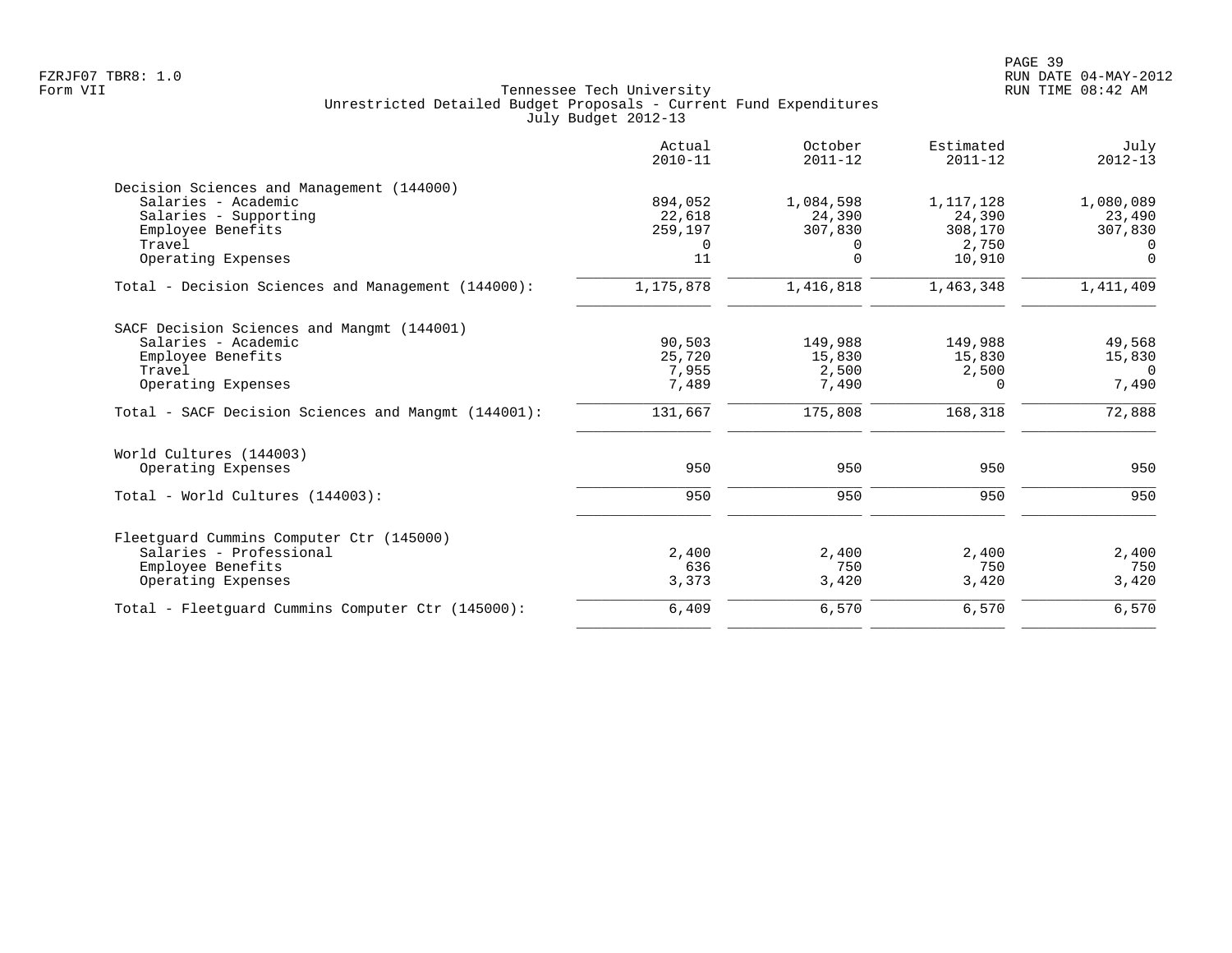FZRJF07 TBR8: 1.0
Form VII

Tennessee Tech University
Unrestricted Detailed Budget Proposals - Current Fund Expenditures
July Budget 2012-13

| | Actual 2010-11 | October 2011-12 | Estimated 2011-12 | July 2012-13 |
|---|---|---|---|---|
| **Decision Sciences and Management (144000)** | | | | |
| Salaries - Academic | 894,052 | 1,084,598 | 1,117,128 | 1,080,089 |
| Salaries - Supporting | 22,618 | 24,390 | 24,390 | 23,490 |
| Employee Benefits | 259,197 | 307,830 | 308,170 | 307,830 |
| Travel | 0 | 0 | 2,750 | 0 |
| Operating Expenses | 11 | 0 | 10,910 | 0 |
| Total - Decision Sciences and Management (144000): | 1,175,878 | 1,416,818 | 1,463,348 | 1,411,409 |
| **SACF Decision Sciences and Mangmt (144001)** | | | | |
| Salaries - Academic | 90,503 | 149,988 | 149,988 | 49,568 |
| Employee Benefits | 25,720 | 15,830 | 15,830 | 15,830 |
| Travel | 7,955 | 2,500 | 2,500 | 0 |
| Operating Expenses | 7,489 | 7,490 | 0 | 7,490 |
| Total - SACF Decision Sciences and Mangmt (144001): | 131,667 | 175,808 | 168,318 | 72,888 |
| **World Cultures (144003)** | | | | |
| Operating Expenses | 950 | 950 | 950 | 950 |
| Total - World Cultures (144003): | 950 | 950 | 950 | 950 |
| **Fleetguard Cummins Computer Ctr (145000)** | | | | |
| Salaries - Professional | 2,400 | 2,400 | 2,400 | 2,400 |
| Employee Benefits | 636 | 750 | 750 | 750 |
| Operating Expenses | 3,373 | 3,420 | 3,420 | 3,420 |
| Total - Fleetguard Cummins Computer Ctr (145000): | 6,409 | 6,570 | 6,570 | 6,570 |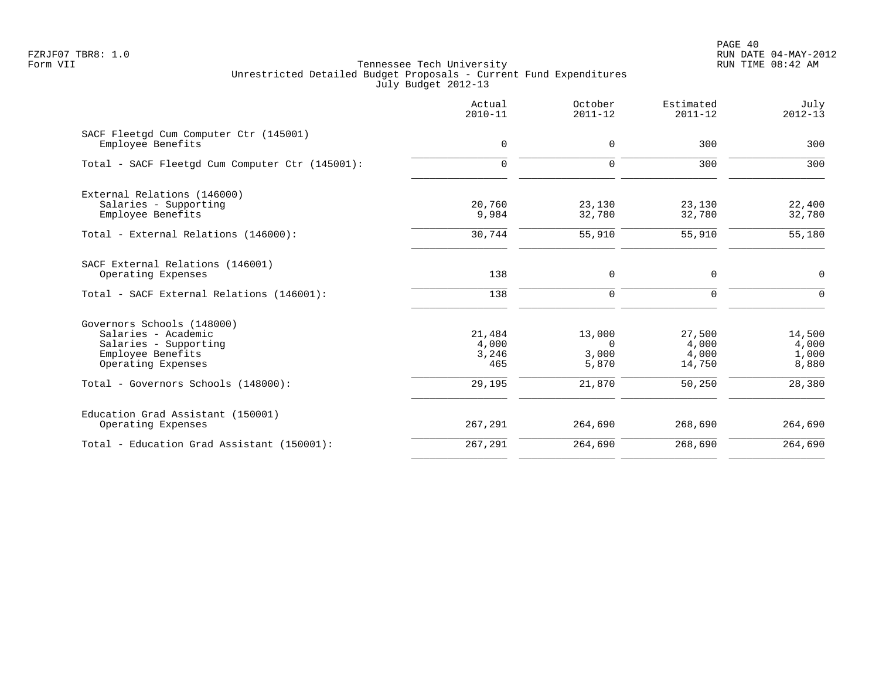Tennessee Tech University
Unrestricted Detailed Budget Proposals - Current Fund Expenditures
July Budget 2012-13

| | Actual 2010-11 | October 2011-12 | Estimated 2011-12 | July 2012-13 |
|---|---|---|---|---|
| **SACF Fleetgd Cum Computer Ctr (145001)** | | | | |
| Employee Benefits | 0 | 0 | 300 | 300 |
| Total - SACF Fleetgd Cum Computer Ctr (145001): | 0 | 0 | 300 | 300 |
| **External Relations (146000)** | | | | |
| Salaries - Supporting | 20,760 | 23,130 | 23,130 | 22,400 |
| Employee Benefits | 9,984 | 32,780 | 32,780 | 32,780 |
| Total - External Relations (146000): | 30,744 | 55,910 | 55,910 | 55,180 |
| **SACF External Relations (146001)** | | | | |
| Operating Expenses | 138 | 0 | 0 | 0 |
| Total - SACF External Relations (146001): | 138 | 0 | 0 | 0 |
| **Governors Schools (148000)** | | | | |
| Salaries - Academic | 21,484 | 13,000 | 27,500 | 14,500 |
| Salaries - Supporting | 4,000 | 0 | 4,000 | 4,000 |
| Employee Benefits | 3,246 | 3,000 | 4,000 | 1,000 |
| Operating Expenses | 465 | 5,870 | 14,750 | 8,880 |
| Total - Governors Schools (148000): | 29,195 | 21,870 | 50,250 | 28,380 |
| **Education Grad Assistant (150001)** | | | | |
| Operating Expenses | 267,291 | 264,690 | 268,690 | 264,690 |
| Total - Education Grad Assistant (150001): | 267,291 | 264,690 | 268,690 | 264,690 |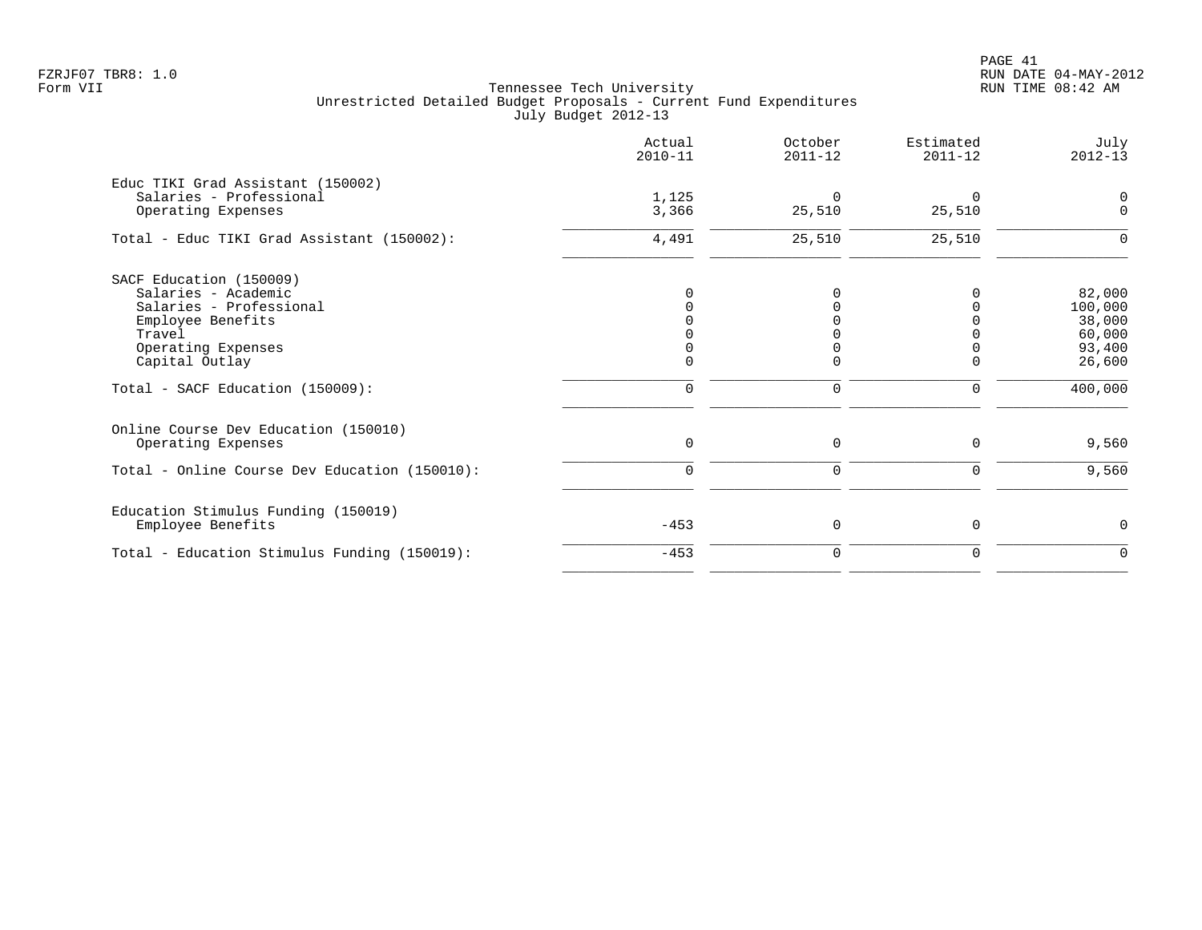FZRJF07 TBR8: 1.0
Form VII

Tennessee Tech University
Unrestricted Detailed Budget Proposals - Current Fund Expenditures
July Budget 2012-13

RUN DATE 04-MAY-2012
RUN TIME 08:42 AM

| | Actual 2010-11 | October 2011-12 | Estimated 2011-12 | July 2012-13 |
|---|---|---|---|---|
| **Educ TIKI Grad Assistant (150002)** | | | | |
| Salaries - Professional | 1,125 | 0 | 0 | 0 |
| Operating Expenses | 3,366 | 25,510 | 25,510 | 0 |
| Total - Educ TIKI Grad Assistant (150002): | 4,491 | 25,510 | 25,510 | 0 |
| **SACF Education (150009)** | | | | |
| Salaries - Academic | 0 | 0 | 0 | 82,000 |
| Salaries - Professional | 0 | 0 | 0 | 100,000 |
| Employee Benefits | 0 | 0 | 0 | 38,000 |
| Travel | 0 | 0 | 0 | 60,000 |
| Operating Expenses | 0 | 0 | 0 | 93,400 |
| Capital Outlay | 0 | 0 | 0 | 26,600 |
| Total - SACF Education (150009): | 0 | 0 | 0 | 400,000 |
| **Online Course Dev Education (150010)** | | | | |
| Operating Expenses | 0 | 0 | 0 | 9,560 |
| Total - Online Course Dev Education (150010): | 0 | 0 | 0 | 9,560 |
| **Education Stimulus Funding (150019)** | | | | |
| Employee Benefits | -453 | 0 | 0 | 0 |
| Total - Education Stimulus Funding (150019): | -453 | 0 | 0 | 0 |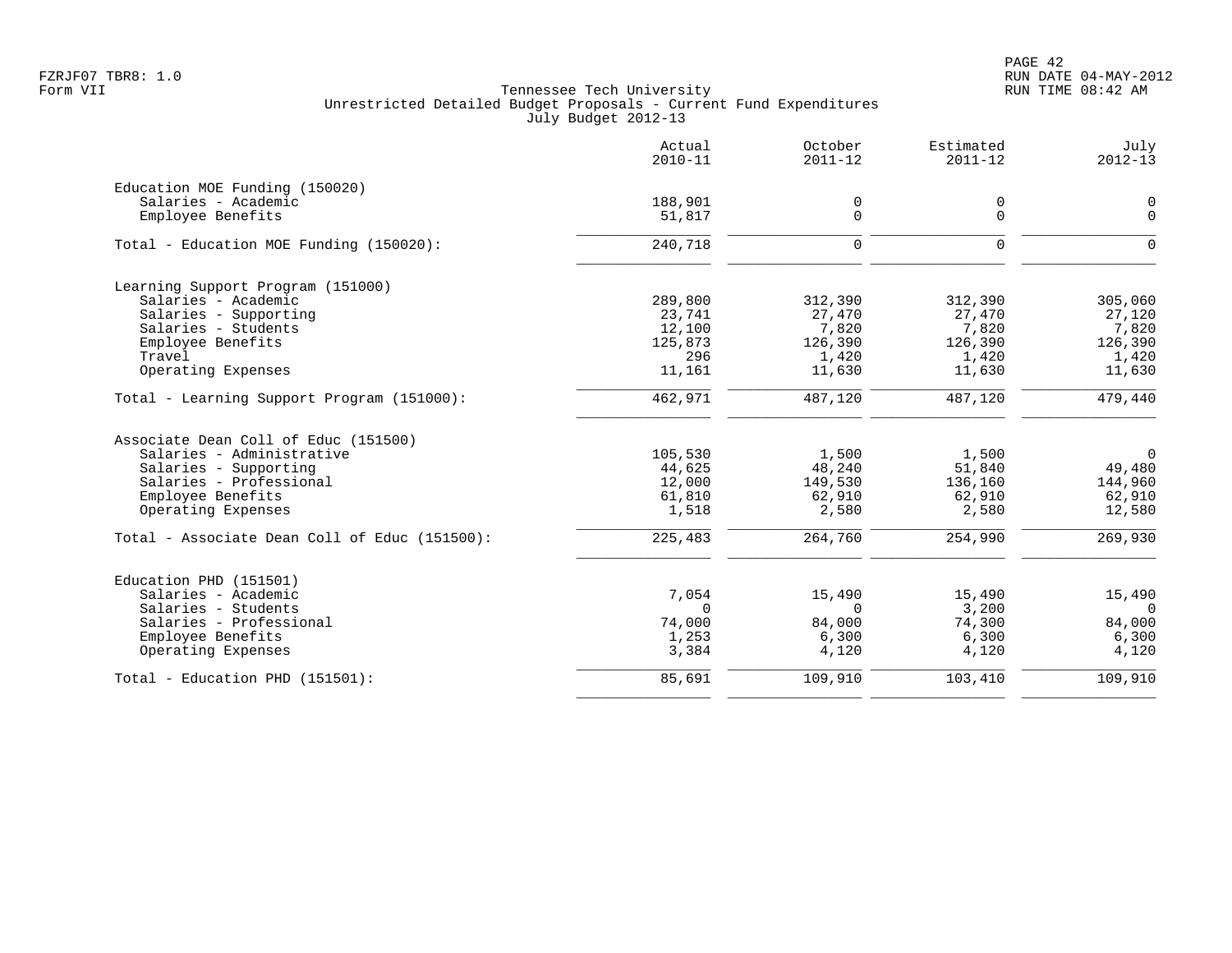Tennessee Tech University
Unrestricted Detailed Budget Proposals - Current Fund Expenditures
July Budget 2012-13

| | Actual 2010-11 | October 2011-12 | Estimated 2011-12 | July 2012-13 |
|---|---|---|---|---|
| **Education MOE Funding (150020)** | | | | |
| Salaries - Academic | 188,901 | 0 | 0 | 0 |
| Employee Benefits | 51,817 | 0 | 0 | 0 |
| Total - Education MOE Funding (150020): | 240,718 | 0 | 0 | 0 |
| **Learning Support Program (151000)** | | | | |
| Salaries - Academic | 289,800 | 312,390 | 312,390 | 305,060 |
| Salaries - Supporting | 23,741 | 27,470 | 27,470 | 27,120 |
| Salaries - Students | 12,100 | 7,820 | 7,820 | 7,820 |
| Employee Benefits | 125,873 | 126,390 | 126,390 | 126,390 |
| Travel | 296 | 1,420 | 1,420 | 1,420 |
| Operating Expenses | 11,161 | 11,630 | 11,630 | 11,630 |
| Total - Learning Support Program (151000): | 462,971 | 487,120 | 487,120 | 479,440 |
| **Associate Dean Coll of Educ (151500)** | | | | |
| Salaries - Administrative | 105,530 | 1,500 | 1,500 | 0 |
| Salaries - Supporting | 44,625 | 48,240 | 51,840 | 49,480 |
| Salaries - Professional | 12,000 | 149,530 | 136,160 | 144,960 |
| Employee Benefits | 61,810 | 62,910 | 62,910 | 62,910 |
| Operating Expenses | 1,518 | 2,580 | 2,580 | 12,580 |
| Total - Associate Dean Coll of Educ (151500): | 225,483 | 264,760 | 254,990 | 269,930 |
| **Education PHD (151501)** | | | | |
| Salaries - Academic | 7,054 | 15,490 | 15,490 | 15,490 |
| Salaries - Students | 0 | 0 | 3,200 | 0 |
| Salaries - Professional | 74,000 | 84,000 | 74,300 | 84,000 |
| Employee Benefits | 1,253 | 6,300 | 6,300 | 6,300 |
| Operating Expenses | 3,384 | 4,120 | 4,120 | 4,120 |
| Total - Education PHD (151501): | 85,691 | 109,910 | 103,410 | 109,910 |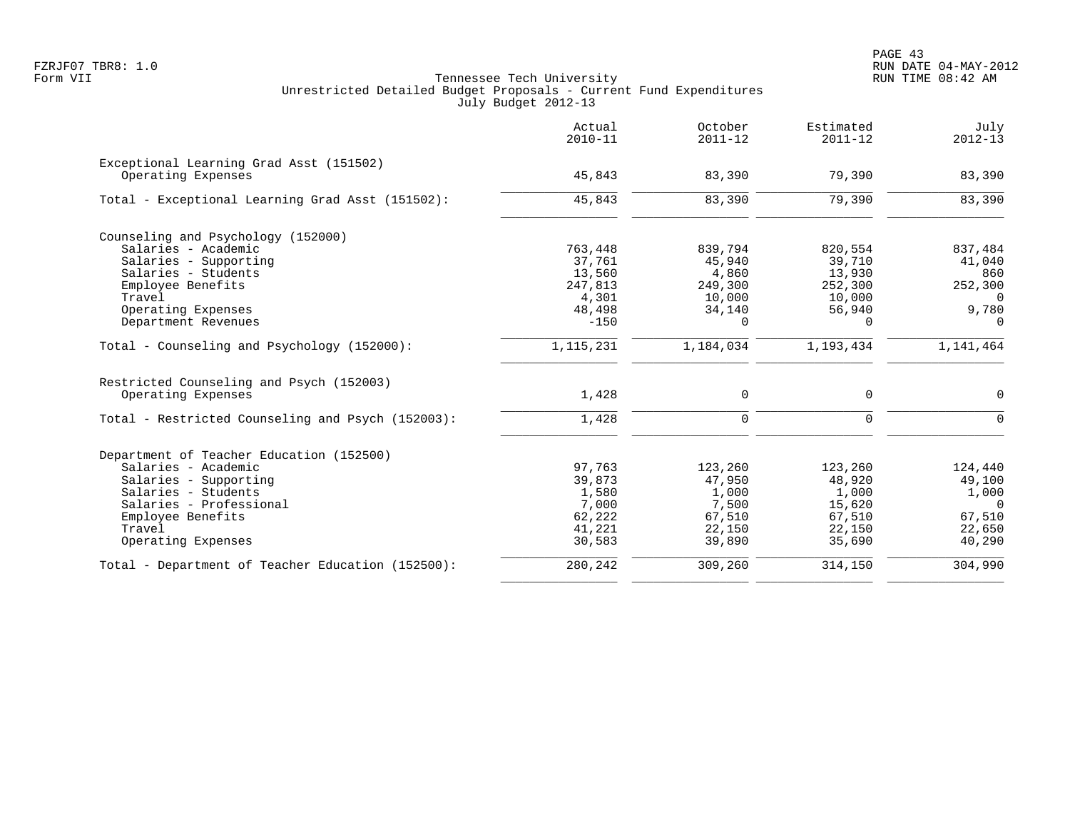Tennessee Tech University
Unrestricted Detailed Budget Proposals - Current Fund Expenditures
July Budget 2012-13

| | Actual 2010-11 | October 2011-12 | Estimated 2011-12 | July 2012-13 |
|---|---|---|---|---|
| **Exceptional Learning Grad Asst (151502)** | | | | |
| Operating Expenses | 45,843 | 83,390 | 79,390 | 83,390 |
| Total - Exceptional Learning Grad Asst (151502): | 45,843 | 83,390 | 79,390 | 83,390 |
| **Counseling and Psychology (152000)** | | | | |
| Salaries - Academic | 763,448 | 839,794 | 820,554 | 837,484 |
| Salaries - Supporting | 37,761 | 45,940 | 39,710 | 41,040 |
| Salaries - Students | 13,560 | 4,860 | 13,930 | 860 |
| Employee Benefits | 247,813 | 249,300 | 252,300 | 252,300 |
| Travel | 4,301 | 10,000 | 10,000 | 0 |
| Operating Expenses | 48,498 | 34,140 | 56,940 | 9,780 |
| Department Revenues | -150 | 0 | 0 | 0 |
| Total - Counseling and Psychology (152000): | 1,115,231 | 1,184,034 | 1,193,434 | 1,141,464 |
| **Restricted Counseling and Psych (152003)** | | | | |
| Operating Expenses | 1,428 | 0 | 0 | 0 |
| Total - Restricted Counseling and Psych (152003): | 1,428 | 0 | 0 | 0 |
| **Department of Teacher Education (152500)** | | | | |
| Salaries - Academic | 97,763 | 123,260 | 123,260 | 124,440 |
| Salaries - Supporting | 39,873 | 47,950 | 48,920 | 49,100 |
| Salaries - Students | 1,580 | 1,000 | 1,000 | 1,000 |
| Salaries - Professional | 7,000 | 7,500 | 15,620 | 0 |
| Employee Benefits | 62,222 | 67,510 | 67,510 | 67,510 |
| Travel | 41,221 | 22,150 | 22,150 | 22,650 |
| Operating Expenses | 30,583 | 39,890 | 35,690 | 40,290 |
| Total - Department of Teacher Education (152500): | 280,242 | 309,260 | 314,150 | 304,990 |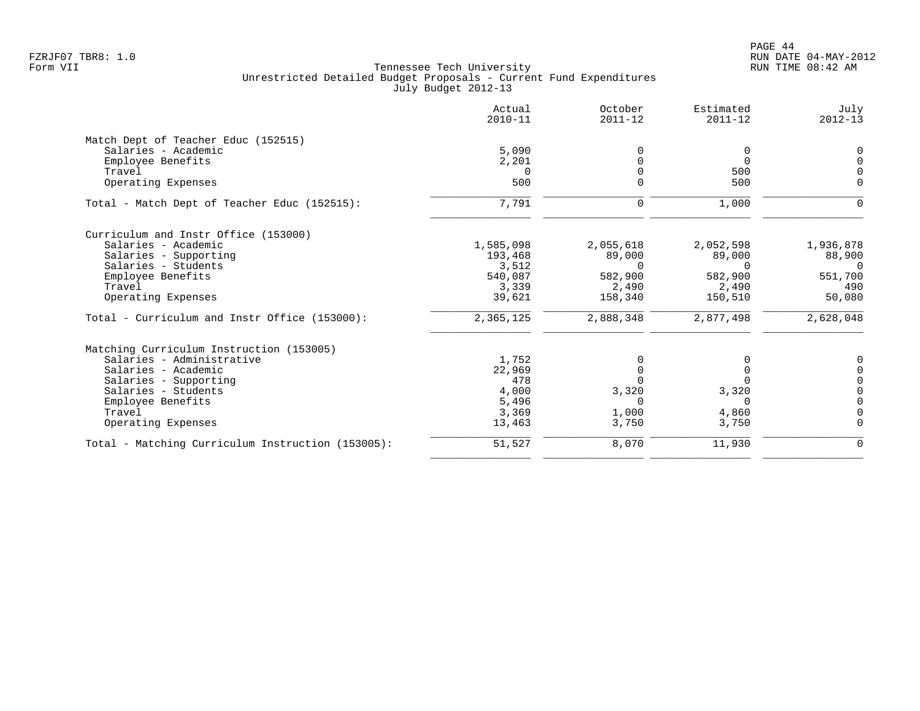Tennessee Tech University
Unrestricted Detailed Budget Proposals - Current Fund Expenditures
July Budget 2012-13

| | Actual 2010-11 | October 2011-12 | Estimated 2011-12 | July 2012-13 |
|---|---|---|---|---|
| **Match Dept of Teacher Educ (152515)** | | | | |
| Salaries - Academic | 5,090 | 0 | 0 | 0 |
| Employee Benefits | 2,201 | 0 | 0 | 0 |
| Travel | 0 | 0 | 500 | 0 |
| Operating Expenses | 500 | 0 | 500 | 0 |
| Total - Match Dept of Teacher Educ (152515): | 7,791 | 0 | 1,000 | 0 |
| **Curriculum and Instr Office (153000)** | | | | |
| Salaries - Academic | 1,585,098 | 2,055,618 | 2,052,598 | 1,936,878 |
| Salaries - Supporting | 193,468 | 89,000 | 89,000 | 88,900 |
| Salaries - Students | 3,512 | 0 | 0 | 0 |
| Employee Benefits | 540,087 | 582,900 | 582,900 | 551,700 |
| Travel | 3,339 | 2,490 | 2,490 | 490 |
| Operating Expenses | 39,621 | 158,340 | 150,510 | 50,080 |
| Total - Curriculum and Instr Office (153000): | 2,365,125 | 2,888,348 | 2,877,498 | 2,628,048 |
| **Matching Curriculum Instruction (153005)** | | | | |
| Salaries - Administrative | 1,752 | 0 | 0 | 0 |
| Salaries - Academic | 22,969 | 0 | 0 | 0 |
| Salaries - Supporting | 478 | 0 | 0 | 0 |
| Salaries - Students | 4,000 | 3,320 | 3,320 | 0 |
| Employee Benefits | 5,496 | 0 | 0 | 0 |
| Travel | 3,369 | 1,000 | 4,860 | 0 |
| Operating Expenses | 13,463 | 3,750 | 3,750 | 0 |
| Total - Matching Curriculum Instruction (153005): | 51,527 | 8,070 | 11,930 | 0 |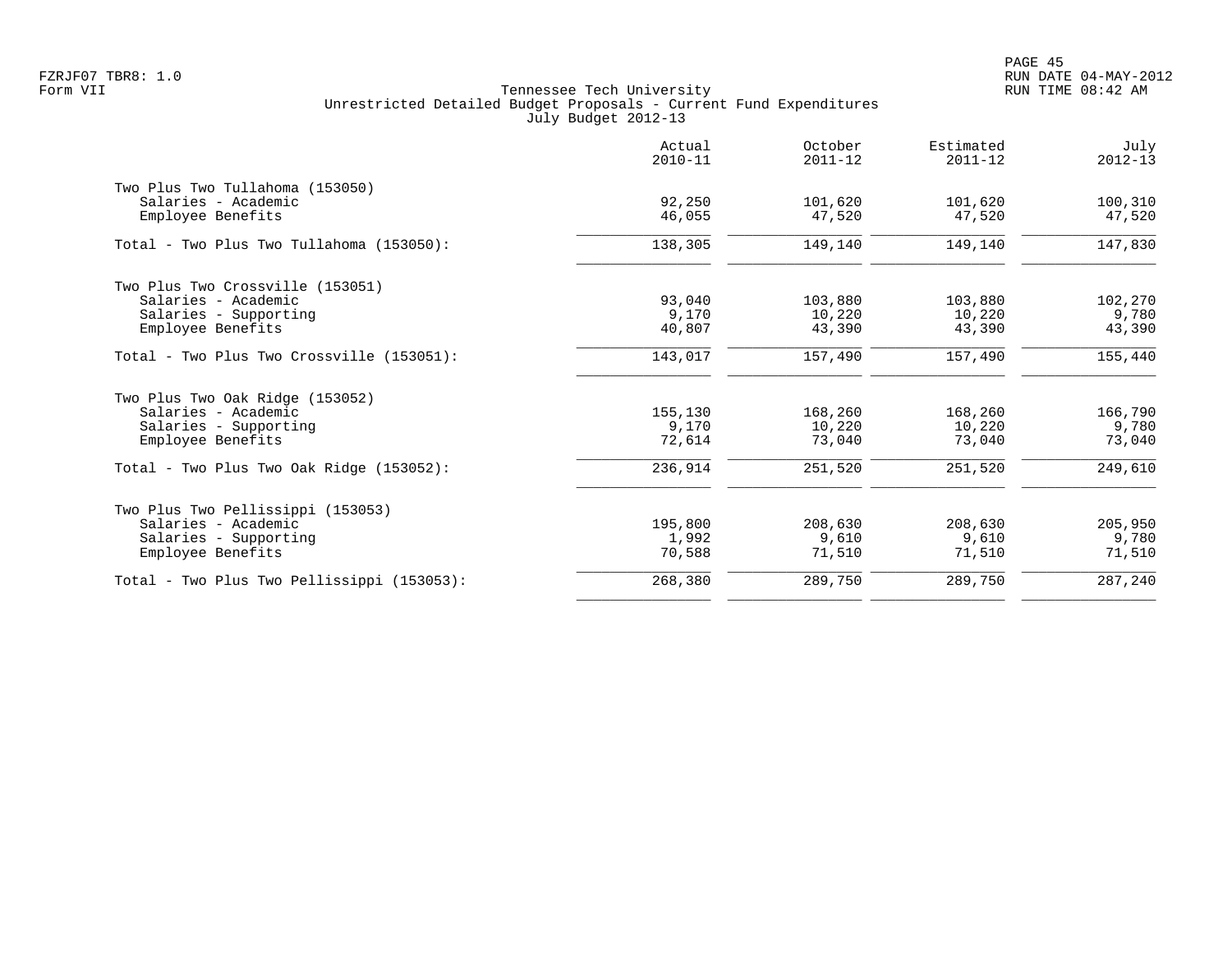Tennessee Tech University
Unrestricted Detailed Budget Proposals - Current Fund Expenditures
July Budget 2012-13

| | Actual 2010-11 | October 2011-12 | Estimated 2011-12 | July 2012-13 |
|---|---|---|---|---|
| Two Plus Two Tullahoma (153050) | | | | |
| Salaries - Academic | 92,250 | 101,620 | 101,620 | 100,310 |
| Employee Benefits | 46,055 | 47,520 | 47,520 | 47,520 |
| Total - Two Plus Two Tullahoma (153050): | 138,305 | 149,140 | 149,140 | 147,830 |
| Two Plus Two Crossville (153051) | | | | |
| Salaries - Academic | 93,040 | 103,880 | 103,880 | 102,270 |
| Salaries - Supporting | 9,170 | 10,220 | 10,220 | 9,780 |
| Employee Benefits | 40,807 | 43,390 | 43,390 | 43,390 |
| Total - Two Plus Two Crossville (153051): | 143,017 | 157,490 | 157,490 | 155,440 |
| Two Plus Two Oak Ridge (153052) | | | | |
| Salaries - Academic | 155,130 | 168,260 | 168,260 | 166,790 |
| Salaries - Supporting | 9,170 | 10,220 | 10,220 | 9,780 |
| Employee Benefits | 72,614 | 73,040 | 73,040 | 73,040 |
| Total - Two Plus Two Oak Ridge (153052): | 236,914 | 251,520 | 251,520 | 249,610 |
| Two Plus Two Pellissippi (153053) | | | | |
| Salaries - Academic | 195,800 | 208,630 | 208,630 | 205,950 |
| Salaries - Supporting | 1,992 | 9,610 | 9,610 | 9,780 |
| Employee Benefits | 70,588 | 71,510 | 71,510 | 71,510 |
| Total - Two Plus Two Pellissippi (153053): | 268,380 | 289,750 | 289,750 | 287,240 |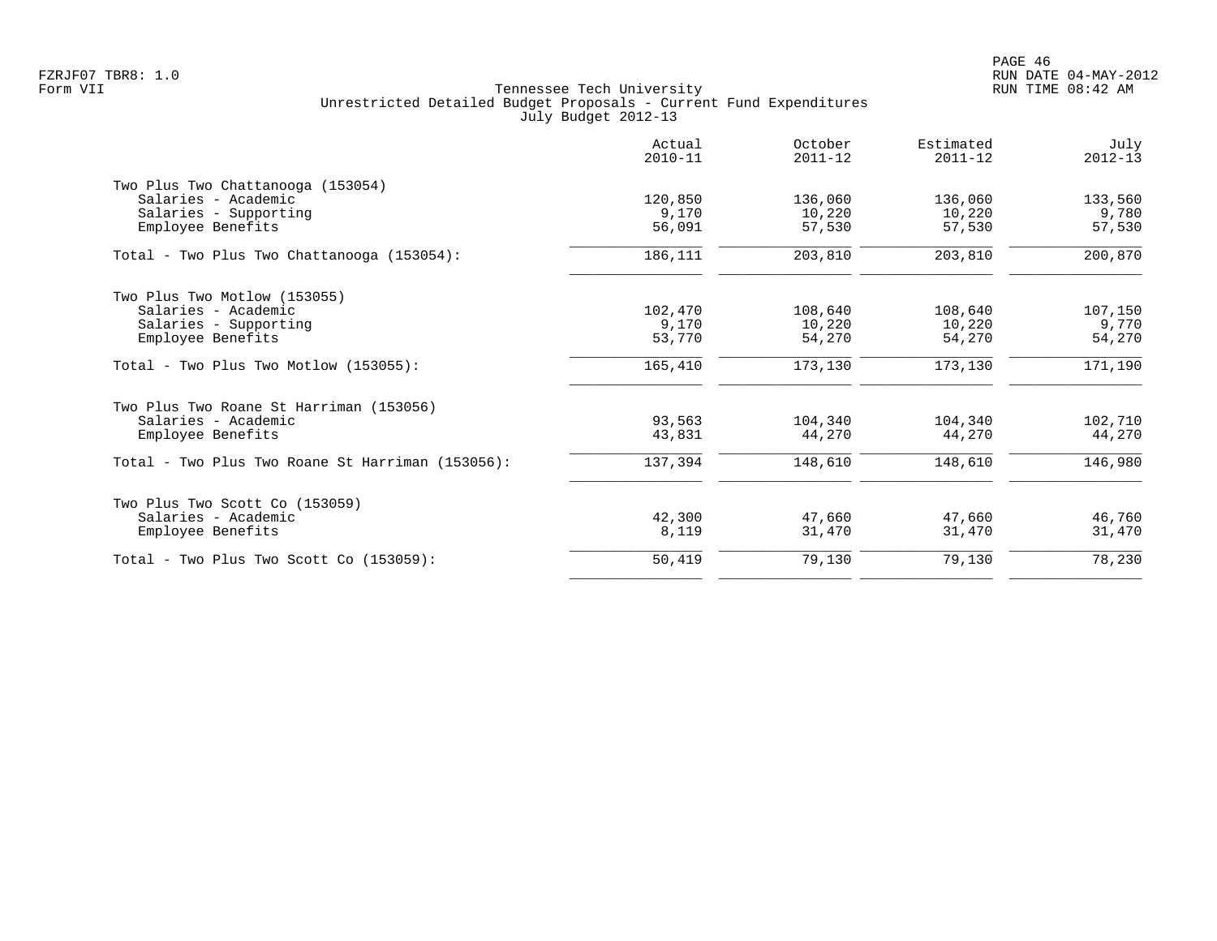FZRJF07 TBR8: 1.0
Form VII

Tennessee Tech University
Unrestricted Detailed Budget Proposals - Current Fund Expenditures
July Budget 2012-13

RUN DATE 04-MAY-2012
RUN TIME 08:42 AM

| | Actual 2010-11 | October 2011-12 | Estimated 2011-12 | July 2012-13 |
|---|---|---|---|---|
| Two Plus Two Chattanooga (153054) | | | | |
| Salaries - Academic | 120,850 | 136,060 | 136,060 | 133,560 |
| Salaries - Supporting | 9,170 | 10,220 | 10,220 | 9,780 |
| Employee Benefits | 56,091 | 57,530 | 57,530 | 57,530 |
| Total - Two Plus Two Chattanooga (153054): | 186,111 | 203,810 | 203,810 | 200,870 |
| Two Plus Two Motlow (153055) | | | | |
| Salaries - Academic | 102,470 | 108,640 | 108,640 | 107,150 |
| Salaries - Supporting | 9,170 | 10,220 | 10,220 | 9,770 |
| Employee Benefits | 53,770 | 54,270 | 54,270 | 54,270 |
| Total - Two Plus Two Motlow (153055): | 165,410 | 173,130 | 173,130 | 171,190 |
| Two Plus Two Roane St Harriman (153056) | | | | |
| Salaries - Academic | 93,563 | 104,340 | 104,340 | 102,710 |
| Employee Benefits | 43,831 | 44,270 | 44,270 | 44,270 |
| Total - Two Plus Two Roane St Harriman (153056): | 137,394 | 148,610 | 148,610 | 146,980 |
| Two Plus Two Scott Co (153059) | | | | |
| Salaries - Academic | 42,300 | 47,660 | 47,660 | 46,760 |
| Employee Benefits | 8,119 | 31,470 | 31,470 | 31,470 |
| Total - Two Plus Two Scott Co (153059): | 50,419 | 79,130 | 79,130 | 78,230 |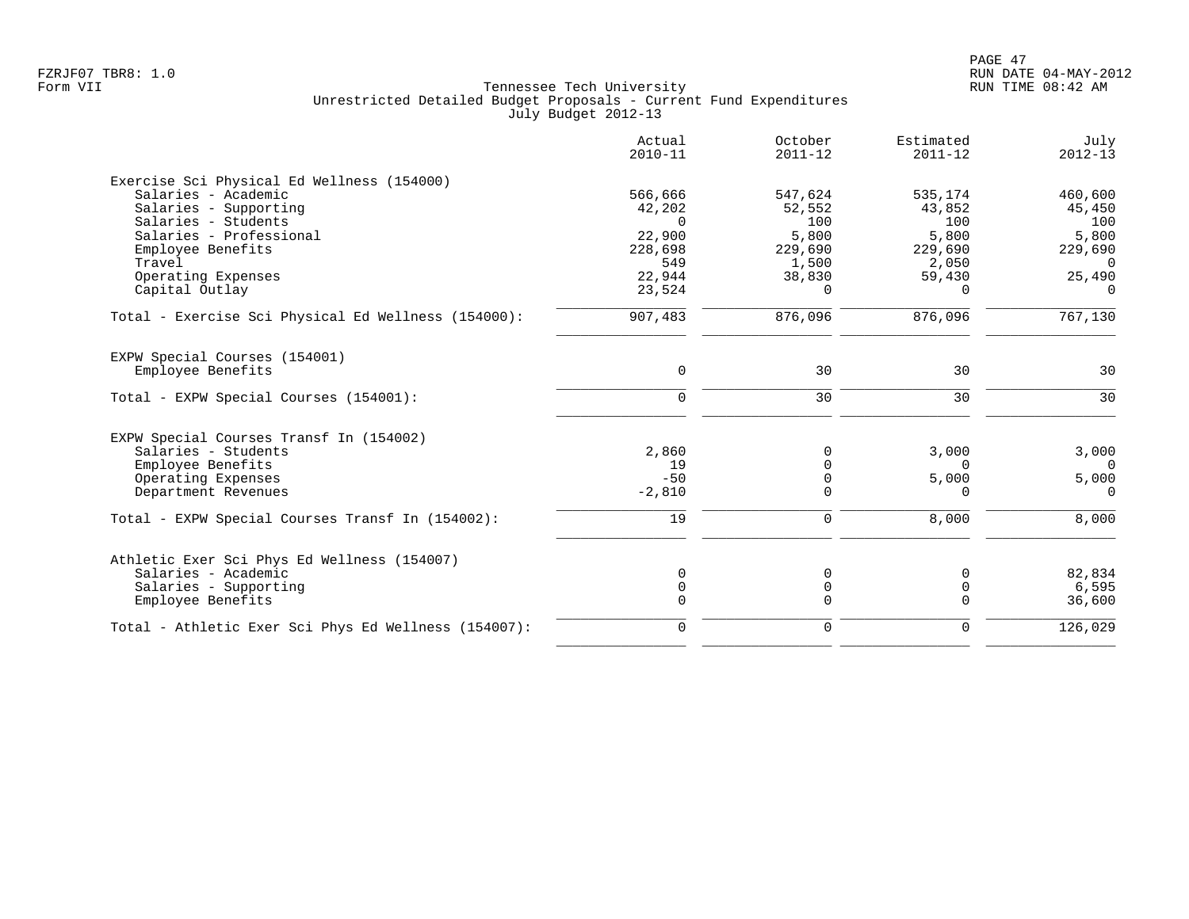Tennessee Tech University
Unrestricted Detailed Budget Proposals - Current Fund Expenditures
July Budget 2012-13

Form VII

| | Actual 2010-11 | October 2011-12 | Estimated 2011-12 | July 2012-13 |
|---|---|---|---|---|
| **Exercise Sci Physical Ed Wellness (154000)** | | | | |
| Salaries - Academic | 566,666 | 547,624 | 535,174 | 460,600 |
| Salaries - Supporting | 42,202 | 52,552 | 43,852 | 45,450 |
| Salaries - Students | 0 | 100 | 100 | 100 |
| Salaries - Professional | 22,900 | 5,800 | 5,800 | 5,800 |
| Employee Benefits | 228,698 | 229,690 | 229,690 | 229,690 |
| Travel | 549 | 1,500 | 2,050 | 0 |
| Operating Expenses | 22,944 | 38,830 | 59,430 | 25,490 |
| Capital Outlay | 23,524 | 0 | 0 | 0 |
| Total - Exercise Sci Physical Ed Wellness (154000): | 907,483 | 876,096 | 876,096 | 767,130 |
| **EXPW Special Courses (154001)** | | | | |
| Employee Benefits | 0 | 30 | 30 | 30 |
| Total - EXPW Special Courses (154001): | 0 | 30 | 30 | 30 |
| **EXPW Special Courses Transf In (154002)** | | | | |
| Salaries - Students | 2,860 | 0 | 3,000 | 3,000 |
| Employee Benefits | 19 | 0 | 0 | 0 |
| Operating Expenses | -50 | 0 | 5,000 | 5,000 |
| Department Revenues | -2,810 | 0 | 0 | 0 |
| Total - EXPW Special Courses Transf In (154002): | 19 | 0 | 8,000 | 8,000 |
| **Athletic Exer Sci Phys Ed Wellness (154007)** | | | | |
| Salaries - Academic | 0 | 0 | 0 | 82,834 |
| Salaries - Supporting | 0 | 0 | 0 | 6,595 |
| Employee Benefits | 0 | 0 | 0 | 36,600 |
| Total - Athletic Exer Sci Phys Ed Wellness (154007): | 0 | 0 | 0 | 126,029 |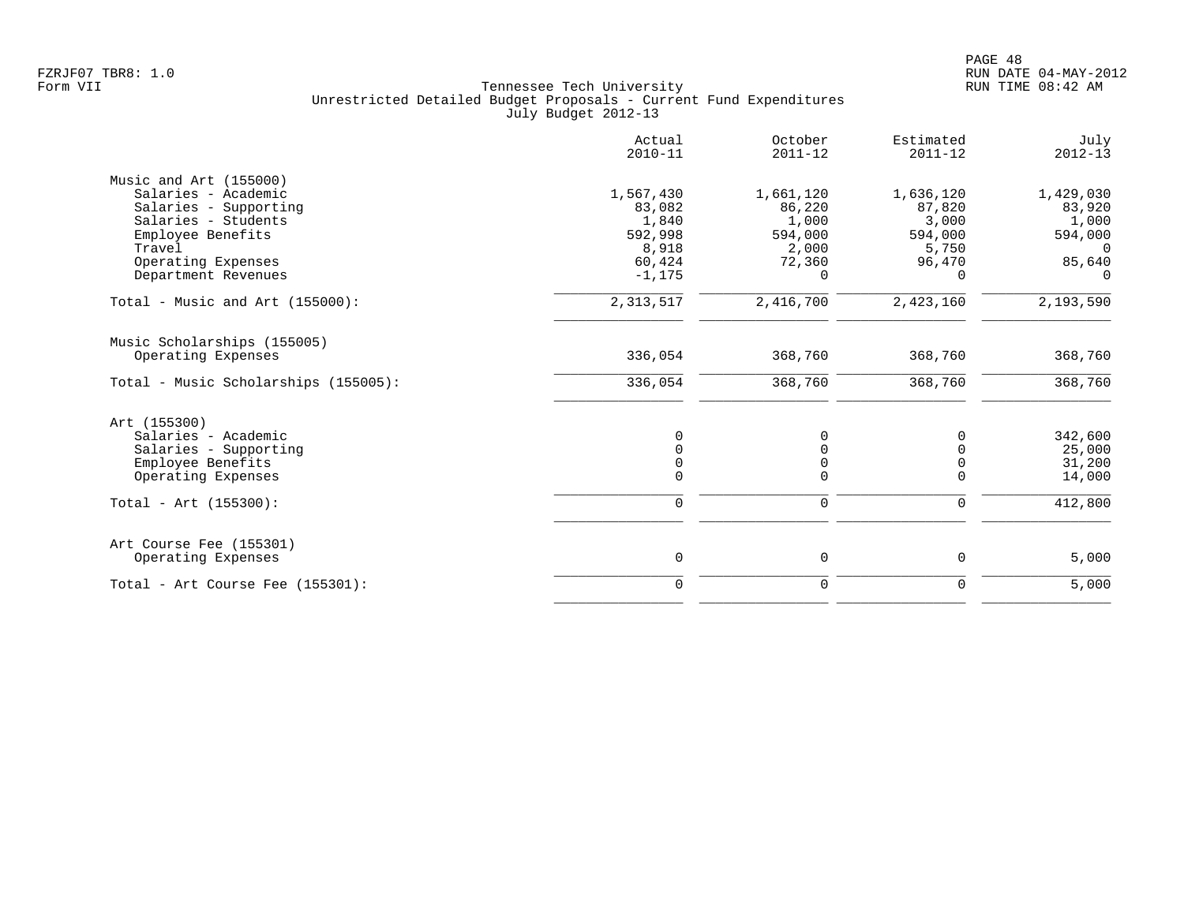Tennessee Tech University
Unrestricted Detailed Budget Proposals - Current Fund Expenditures
July Budget 2012-13

FZRJF07 TBR8: 1.0
Form VII

RUN DATE 04-MAY-2012
RUN TIME 08:42 AM

| | Actual 2010-11 | October 2011-12 | Estimated 2011-12 | July 2012-13 |
|---|---|---|---|---|
| Music and Art (155000) | | | | |
| Salaries - Academic | 1,567,430 | 1,661,120 | 1,636,120 | 1,429,030 |
| Salaries - Supporting | 83,082 | 86,220 | 87,820 | 83,920 |
| Salaries - Students | 1,840 | 1,000 | 3,000 | 1,000 |
| Employee Benefits | 592,998 | 594,000 | 594,000 | 594,000 |
| Travel | 8,918 | 2,000 | 5,750 | 0 |
| Operating Expenses | 60,424 | 72,360 | 96,470 | 85,640 |
| Department Revenues | -1,175 | 0 | 0 | 0 |
| Total - Music and Art (155000): | 2,313,517 | 2,416,700 | 2,423,160 | 2,193,590 |
| Music Scholarships (155005) | | | | |
| Operating Expenses | 336,054 | 368,760 | 368,760 | 368,760 |
| Total - Music Scholarships (155005): | 336,054 | 368,760 | 368,760 | 368,760 |
| Art (155300) | | | | |
| Salaries - Academic | 0 | 0 | 0 | 342,600 |
| Salaries - Supporting | 0 | 0 | 0 | 25,000 |
| Employee Benefits | 0 | 0 | 0 | 31,200 |
| Operating Expenses | 0 | 0 | 0 | 14,000 |
| Total - Art (155300): | 0 | 0 | 0 | 412,800 |
| Art Course Fee (155301) | | | | |
| Operating Expenses | 0 | 0 | 0 | 5,000 |
| Total - Art Course Fee (155301): | 0 | 0 | 0 | 5,000 |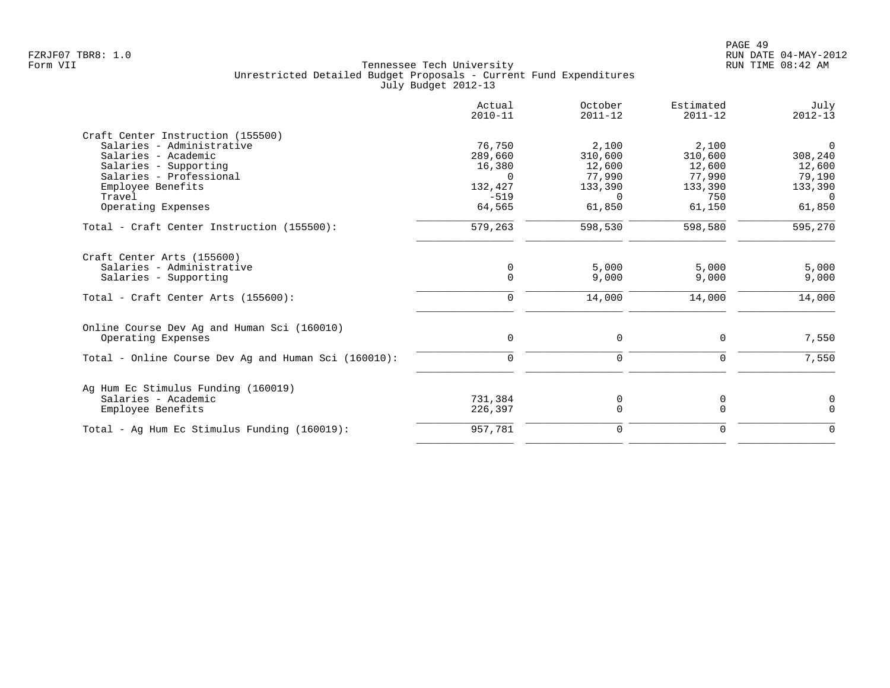Tennessee Tech University
Unrestricted Detailed Budget Proposals - Current Fund Expenditures
July Budget 2012-13

| | Actual 2010-11 | October 2011-12 | Estimated 2011-12 | July 2012-13 |
|---|---|---|---|---|
| **Craft Center Instruction (155500)** | | | | |
| Salaries - Administrative | 76,750 | 2,100 | 2,100 | 0 |
| Salaries - Academic | 289,660 | 310,600 | 310,600 | 308,240 |
| Salaries - Supporting | 16,380 | 12,600 | 12,600 | 12,600 |
| Salaries - Professional | 0 | 77,990 | 77,990 | 79,190 |
| Employee Benefits | 132,427 | 133,390 | 133,390 | 133,390 |
| Travel | -519 | 0 | 750 | 0 |
| Operating Expenses | 64,565 | 61,850 | 61,150 | 61,850 |
| Total - Craft Center Instruction (155500): | 579,263 | 598,530 | 598,580 | 595,270 |
| **Craft Center Arts (155600)** | | | | |
| Salaries - Administrative | 0 | 5,000 | 5,000 | 5,000 |
| Salaries - Supporting | 0 | 9,000 | 9,000 | 9,000 |
| Total - Craft Center Arts (155600): | 0 | 14,000 | 14,000 | 14,000 |
| **Online Course Dev Ag and Human Sci (160010)** | | | | |
| Operating Expenses | 0 | 0 | 0 | 7,550 |
| Total - Online Course Dev Ag and Human Sci (160010): | 0 | 0 | 0 | 7,550 |
| **Ag Hum Ec Stimulus Funding (160019)** | | | | |
| Salaries - Academic | 731,384 | 0 | 0 | 0 |
| Employee Benefits | 226,397 | 0 | 0 | 0 |
| Total - Ag Hum Ec Stimulus Funding (160019): | 957,781 | 0 | 0 | 0 |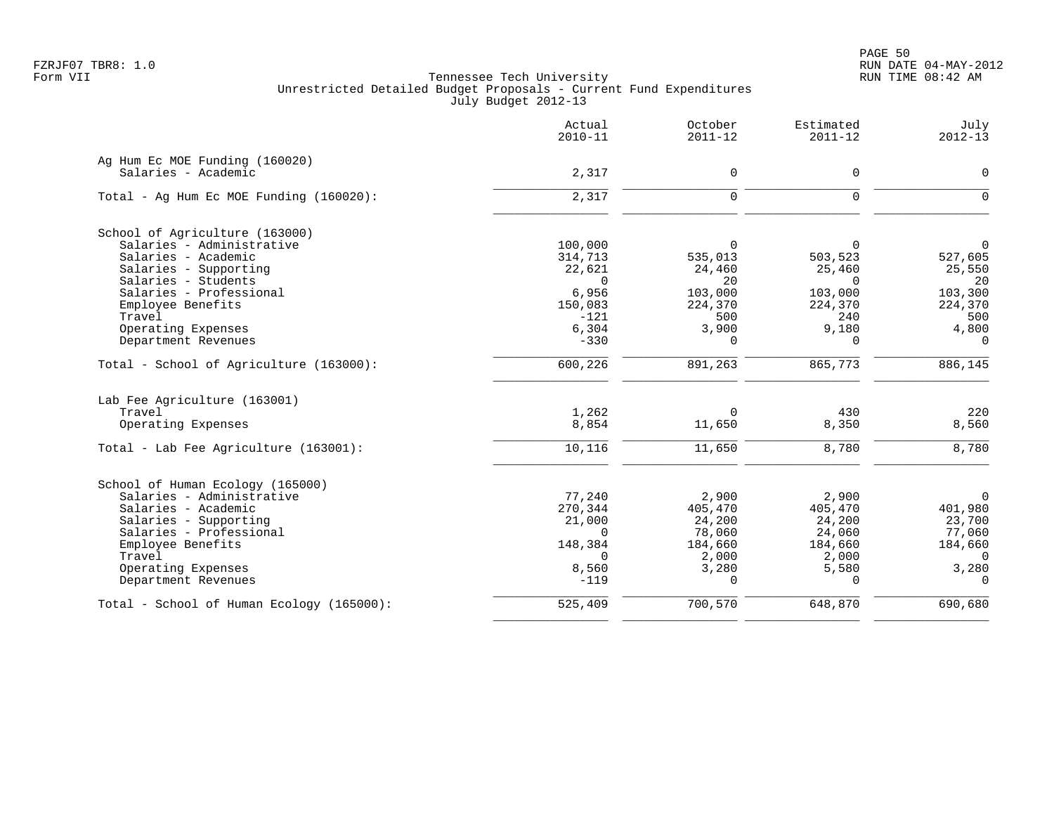Form VII

Tennessee Tech University
Unrestricted Detailed Budget Proposals - Current Fund Expenditures
July Budget 2012-13

| | Actual 2010-11 | October 2011-12 | Estimated 2011-12 | July 2012-13 |
|---|---|---|---|---|
| **Ag Hum Ec MOE Funding (160020)** | | | | |
| Salaries - Academic | 2,317 | 0 | 0 | 0 |
| Total - Ag Hum Ec MOE Funding (160020): | 2,317 | 0 | 0 | 0 |
| **School of Agriculture (163000)** | | | | |
| Salaries - Administrative | 100,000 | 0 | 0 | 0 |
| Salaries - Academic | 314,713 | 535,013 | 503,523 | 527,605 |
| Salaries - Supporting | 22,621 | 24,460 | 25,460 | 25,550 |
| Salaries - Students | 0 | 20 | 0 | 20 |
| Salaries - Professional | 6,956 | 103,000 | 103,000 | 103,300 |
| Employee Benefits | 150,083 | 224,370 | 224,370 | 224,370 |
| Travel | -121 | 500 | 240 | 500 |
| Operating Expenses | 6,304 | 3,900 | 9,180 | 4,800 |
| Department Revenues | -330 | 0 | 0 | 0 |
| Total - School of Agriculture (163000): | 600,226 | 891,263 | 865,773 | 886,145 |
| **Lab Fee Agriculture (163001)** | | | | |
| Travel | 1,262 | 0 | 430 | 220 |
| Operating Expenses | 8,854 | 11,650 | 8,350 | 8,560 |
| Total - Lab Fee Agriculture (163001): | 10,116 | 11,650 | 8,780 | 8,780 |
| **School of Human Ecology (165000)** | | | | |
| Salaries - Administrative | 77,240 | 2,900 | 2,900 | 0 |
| Salaries - Academic | 270,344 | 405,470 | 405,470 | 401,980 |
| Salaries - Supporting | 21,000 | 24,200 | 24,200 | 23,700 |
| Salaries - Professional | 0 | 78,060 | 24,060 | 77,060 |
| Employee Benefits | 148,384 | 184,660 | 184,660 | 184,660 |
| Travel | 0 | 2,000 | 2,000 | 0 |
| Operating Expenses | 8,560 | 3,280 | 5,580 | 3,280 |
| Department Revenues | -119 | 0 | 0 | 0 |
| Total - School of Human Ecology (165000): | 525,409 | 700,570 | 648,870 | 690,680 |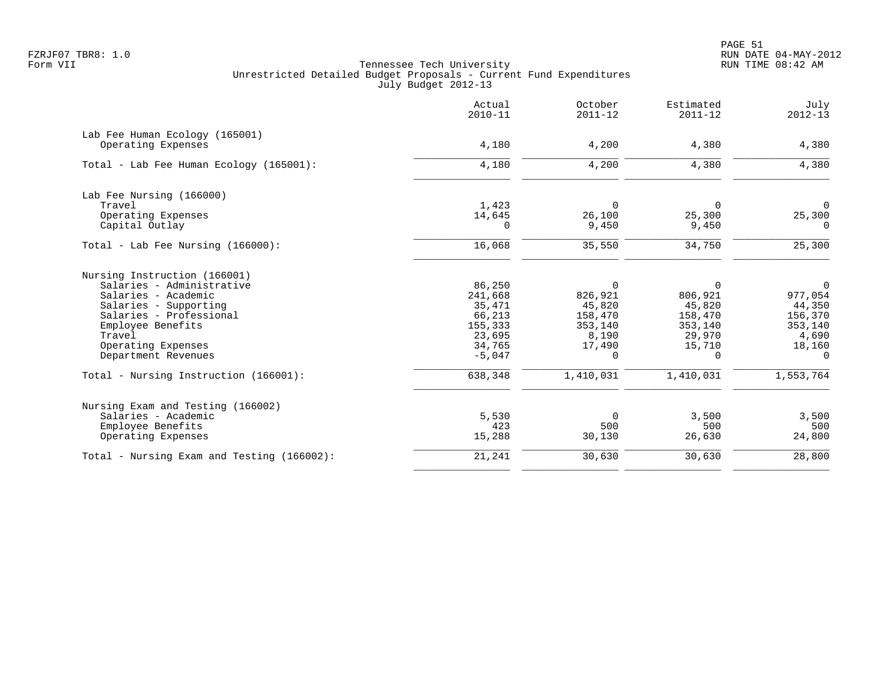Tennessee Tech University
Unrestricted Detailed Budget Proposals - Current Fund Expenditures
July Budget 2012-13

| | Actual 2010-11 | October 2011-12 | Estimated 2011-12 | July 2012-13 |
|---|---|---|---|---|
| **Lab Fee Human Ecology (165001)** | | | | |
| Operating Expenses | 4,180 | 4,200 | 4,380 | 4,380 |
| Total - Lab Fee Human Ecology (165001): | 4,180 | 4,200 | 4,380 | 4,380 |
| **Lab Fee Nursing (166000)** | | | | |
| Travel | 1,423 | 0 | 0 | 0 |
| Operating Expenses | 14,645 | 26,100 | 25,300 | 25,300 |
| Capital Outlay | 0 | 9,450 | 9,450 | 0 |
| Total - Lab Fee Nursing (166000): | 16,068 | 35,550 | 34,750 | 25,300 |
| **Nursing Instruction (166001)** | | | | |
| Salaries - Administrative | 86,250 | 0 | 0 | 0 |
| Salaries - Academic | 241,668 | 826,921 | 806,921 | 977,054 |
| Salaries - Supporting | 35,471 | 45,820 | 45,820 | 44,350 |
| Salaries - Professional | 66,213 | 158,470 | 158,470 | 156,370 |
| Employee Benefits | 155,333 | 353,140 | 353,140 | 353,140 |
| Travel | 23,695 | 8,190 | 29,970 | 4,690 |
| Operating Expenses | 34,765 | 17,490 | 15,710 | 18,160 |
| Department Revenues | -5,047 | 0 | 0 | 0 |
| Total - Nursing Instruction (166001): | 638,348 | 1,410,031 | 1,410,031 | 1,553,764 |
| **Nursing Exam and Testing (166002)** | | | | |
| Salaries - Academic | 5,530 | 0 | 3,500 | 3,500 |
| Employee Benefits | 423 | 500 | 500 | 500 |
| Operating Expenses | 15,288 | 30,130 | 26,630 | 24,800 |
| Total - Nursing Exam and Testing (166002): | 21,241 | 30,630 | 30,630 | 28,800 |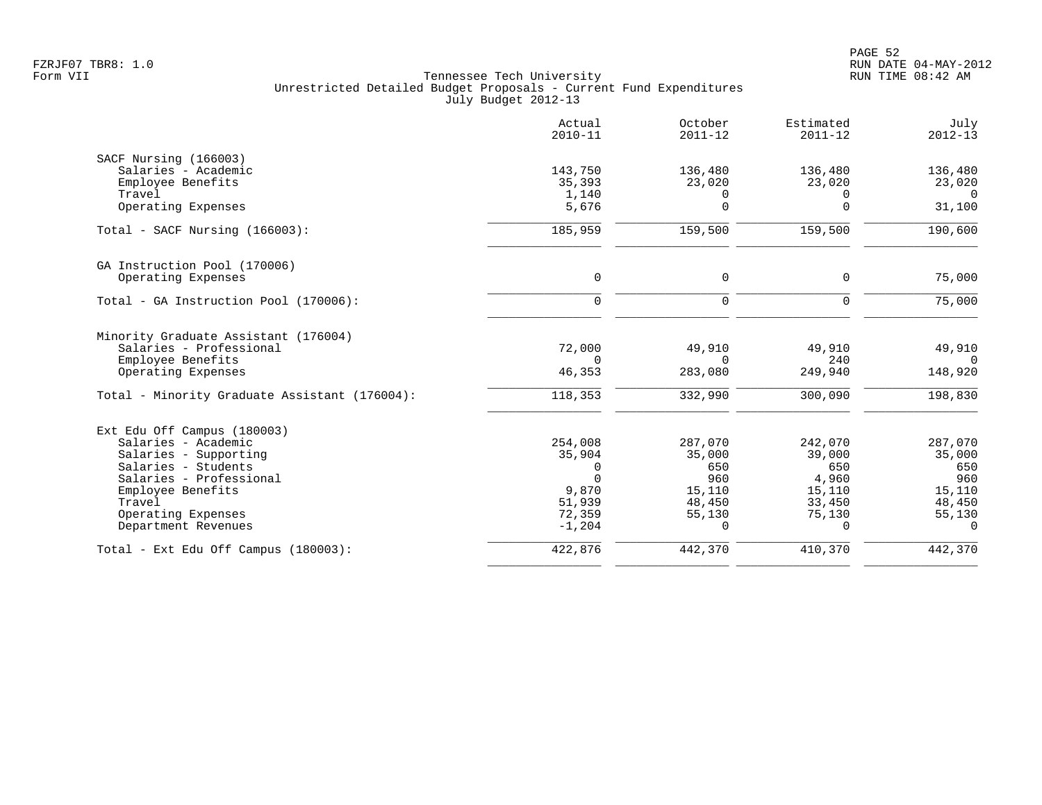FZRJF07 TBR8: 1.0
Form VII

Tennessee Tech University
Unrestricted Detailed Budget Proposals - Current Fund Expenditures
July Budget 2012-13

RUN DATE 04-MAY-2012
RUN TIME 08:42 AM

| | Actual 2010-11 | October 2011-12 | Estimated 2011-12 | July 2012-13 |
|---|---|---|---|---|
| SACF Nursing (166003) | | | | |
| Salaries - Academic | 143,750 | 136,480 | 136,480 | 136,480 |
| Employee Benefits | 35,393 | 23,020 | 23,020 | 23,020 |
| Travel | 1,140 | 0 | 0 | 0 |
| Operating Expenses | 5,676 | 0 | 0 | 31,100 |
| Total - SACF Nursing (166003): | 185,959 | 159,500 | 159,500 | 190,600 |
| GA Instruction Pool (170006) | | | | |
| Operating Expenses | 0 | 0 | 0 | 75,000 |
| Total - GA Instruction Pool (170006): | 0 | 0 | 0 | 75,000 |
| Minority Graduate Assistant (176004) | | | | |
| Salaries - Professional | 72,000 | 49,910 | 49,910 | 49,910 |
| Employee Benefits | 0 | 0 | 240 | 0 |
| Operating Expenses | 46,353 | 283,080 | 249,940 | 148,920 |
| Total - Minority Graduate Assistant (176004): | 118,353 | 332,990 | 300,090 | 198,830 |
| Ext Edu Off Campus (180003) | | | | |
| Salaries - Academic | 254,008 | 287,070 | 242,070 | 287,070 |
| Salaries - Supporting | 35,904 | 35,000 | 39,000 | 35,000 |
| Salaries - Students | 0 | 650 | 650 | 650 |
| Salaries - Professional | 0 | 960 | 4,960 | 960 |
| Employee Benefits | 9,870 | 15,110 | 15,110 | 15,110 |
| Travel | 51,939 | 48,450 | 33,450 | 48,450 |
| Operating Expenses | 72,359 | 55,130 | 75,130 | 55,130 |
| Department Revenues | -1,204 | 0 | 0 | 0 |
| Total - Ext Edu Off Campus (180003): | 422,876 | 442,370 | 410,370 | 442,370 |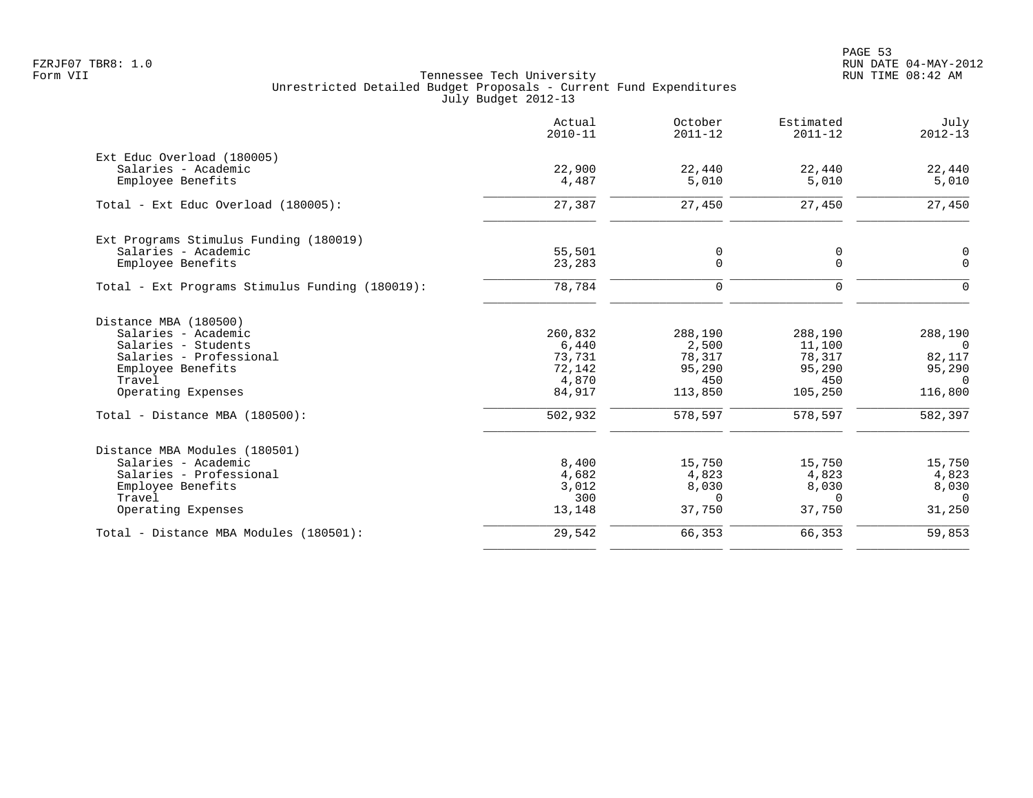FZRJF07 TBR8: 1.0
Form VII

Tennessee Tech University
Unrestricted Detailed Budget Proposals - Current Fund Expenditures
July Budget 2012-13

RUN DATE 04-MAY-2012
RUN TIME 08:42 AM

| | Actual 2010-11 | October 2011-12 | Estimated 2011-12 | July 2012-13 |
|---|---|---|---|---|
| **Ext Educ Overload (180005)** | | | | |
| Salaries - Academic | 22,900 | 22,440 | 22,440 | 22,440 |
| Employee Benefits | 4,487 | 5,010 | 5,010 | 5,010 |
| Total - Ext Educ Overload (180005): | 27,387 | 27,450 | 27,450 | 27,450 |
| **Ext Programs Stimulus Funding (180019)** | | | | |
| Salaries - Academic | 55,501 | 0 | 0 | 0 |
| Employee Benefits | 23,283 | 0 | 0 | 0 |
| Total - Ext Programs Stimulus Funding (180019): | 78,784 | 0 | 0 | 0 |
| **Distance MBA (180500)** | | | | |
| Salaries - Academic | 260,832 | 288,190 | 288,190 | 288,190 |
| Salaries - Students | 6,440 | 2,500 | 11,100 | 0 |
| Salaries - Professional | 73,731 | 78,317 | 78,317 | 82,117 |
| Employee Benefits | 72,142 | 95,290 | 95,290 | 95,290 |
| Travel | 4,870 | 450 | 450 | 0 |
| Operating Expenses | 84,917 | 113,850 | 105,250 | 116,800 |
| Total - Distance MBA (180500): | 502,932 | 578,597 | 578,597 | 582,397 |
| **Distance MBA Modules (180501)** | | | | |
| Salaries - Academic | 8,400 | 15,750 | 15,750 | 15,750 |
| Salaries - Professional | 4,682 | 4,823 | 4,823 | 4,823 |
| Employee Benefits | 3,012 | 8,030 | 8,030 | 8,030 |
| Travel | 300 | 0 | 0 | 0 |
| Operating Expenses | 13,148 | 37,750 | 37,750 | 31,250 |
| Total - Distance MBA Modules (180501): | 29,542 | 66,353 | 66,353 | 59,853 |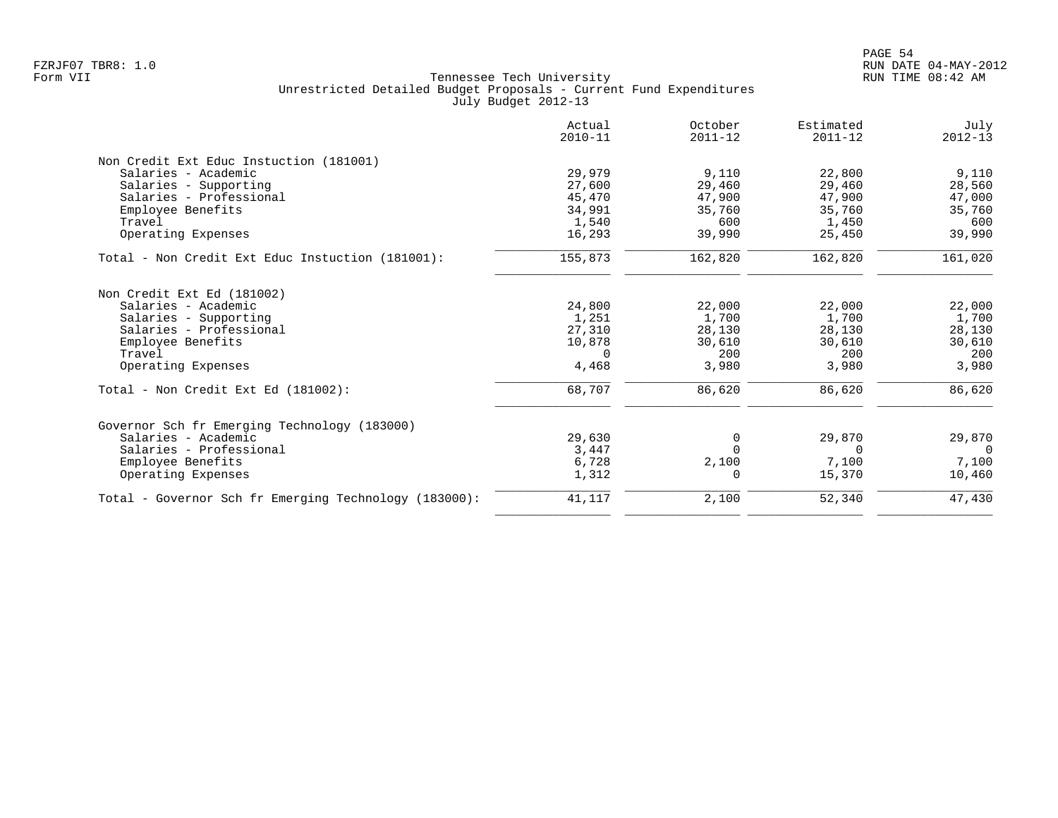Tennessee Tech University
Unrestricted Detailed Budget Proposals - Current Fund Expenditures
July Budget 2012-13

| | Actual 2010-11 | October 2011-12 | Estimated 2011-12 | July 2012-13 |
|---|---|---|---|---|
| **Non Credit Ext Educ Instuction (181001)** | | | | |
| Salaries - Academic | 29,979 | 9,110 | 22,800 | 9,110 |
| Salaries - Supporting | 27,600 | 29,460 | 29,460 | 28,560 |
| Salaries - Professional | 45,470 | 47,900 | 47,900 | 47,000 |
| Employee Benefits | 34,991 | 35,760 | 35,760 | 35,760 |
| Travel | 1,540 | 600 | 1,450 | 600 |
| Operating Expenses | 16,293 | 39,990 | 25,450 | 39,990 |
| Total - Non Credit Ext Educ Instuction (181001): | 155,873 | 162,820 | 162,820 | 161,020 |
| **Non Credit Ext Ed (181002)** | | | | |
| Salaries - Academic | 24,800 | 22,000 | 22,000 | 22,000 |
| Salaries - Supporting | 1,251 | 1,700 | 1,700 | 1,700 |
| Salaries - Professional | 27,310 | 28,130 | 28,130 | 28,130 |
| Employee Benefits | 10,878 | 30,610 | 30,610 | 30,610 |
| Travel | 0 | 200 | 200 | 200 |
| Operating Expenses | 4,468 | 3,980 | 3,980 | 3,980 |
| Total - Non Credit Ext Ed (181002): | 68,707 | 86,620 | 86,620 | 86,620 |
| **Governor Sch fr Emerging Technology (183000)** | | | | |
| Salaries - Academic | 29,630 | 0 | 29,870 | 29,870 |
| Salaries - Professional | 3,447 | 0 | 0 | 0 |
| Employee Benefits | 6,728 | 2,100 | 7,100 | 7,100 |
| Operating Expenses | 1,312 | 0 | 15,370 | 10,460 |
| Total - Governor Sch fr Emerging Technology (183000): | 41,117 | 2,100 | 52,340 | 47,430 |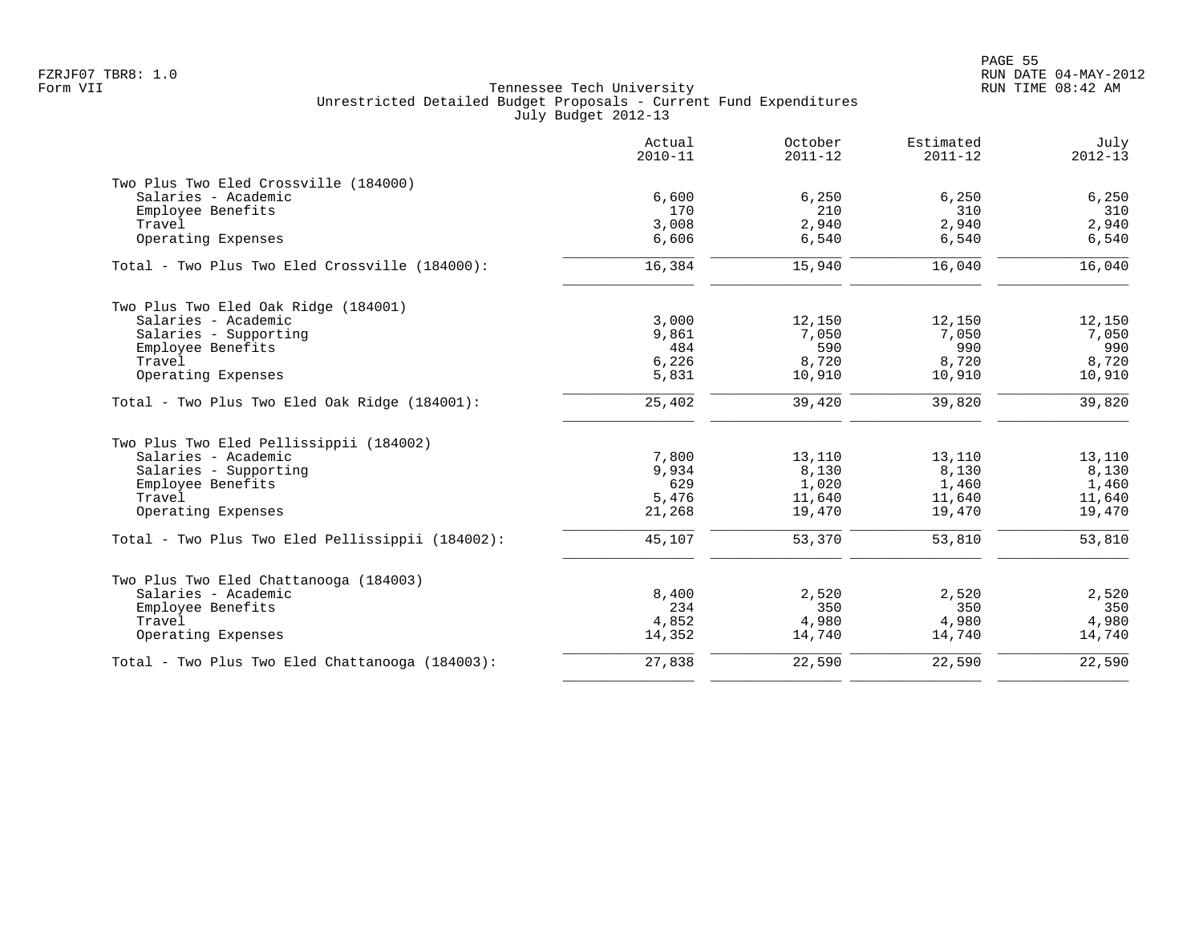Tennessee Tech University
Unrestricted Detailed Budget Proposals - Current Fund Expenditures
July Budget 2012-13

| | Actual 2010-11 | October 2011-12 | Estimated 2011-12 | July 2012-13 |
|---|---|---|---|---|
| Two Plus Two Eled Crossville (184000) | | | | |
| Salaries - Academic | 6,600 | 6,250 | 6,250 | 6,250 |
| Employee Benefits | 170 | 210 | 310 | 310 |
| Travel | 3,008 | 2,940 | 2,940 | 2,940 |
| Operating Expenses | 6,606 | 6,540 | 6,540 | 6,540 |
| Total - Two Plus Two Eled Crossville (184000): | 16,384 | 15,940 | 16,040 | 16,040 |
| Two Plus Two Eled Oak Ridge (184001) | | | | |
| Salaries - Academic | 3,000 | 12,150 | 12,150 | 12,150 |
| Salaries - Supporting | 9,861 | 7,050 | 7,050 | 7,050 |
| Employee Benefits | 484 | 590 | 990 | 990 |
| Travel | 6,226 | 8,720 | 8,720 | 8,720 |
| Operating Expenses | 5,831 | 10,910 | 10,910 | 10,910 |
| Total - Two Plus Two Eled Oak Ridge (184001): | 25,402 | 39,420 | 39,820 | 39,820 |
| Two Plus Two Eled Pellissippii (184002) | | | | |
| Salaries - Academic | 7,800 | 13,110 | 13,110 | 13,110 |
| Salaries - Supporting | 9,934 | 8,130 | 8,130 | 8,130 |
| Employee Benefits | 629 | 1,020 | 1,460 | 1,460 |
| Travel | 5,476 | 11,640 | 11,640 | 11,640 |
| Operating Expenses | 21,268 | 19,470 | 19,470 | 19,470 |
| Total - Two Plus Two Eled Pellissippii (184002): | 45,107 | 53,370 | 53,810 | 53,810 |
| Two Plus Two Eled Chattanooga (184003) | | | | |
| Salaries - Academic | 8,400 | 2,520 | 2,520 | 2,520 |
| Employee Benefits | 234 | 350 | 350 | 350 |
| Travel | 4,852 | 4,980 | 4,980 | 4,980 |
| Operating Expenses | 14,352 | 14,740 | 14,740 | 14,740 |
| Total - Two Plus Two Eled Chattanooga (184003): | 27,838 | 22,590 | 22,590 | 22,590 |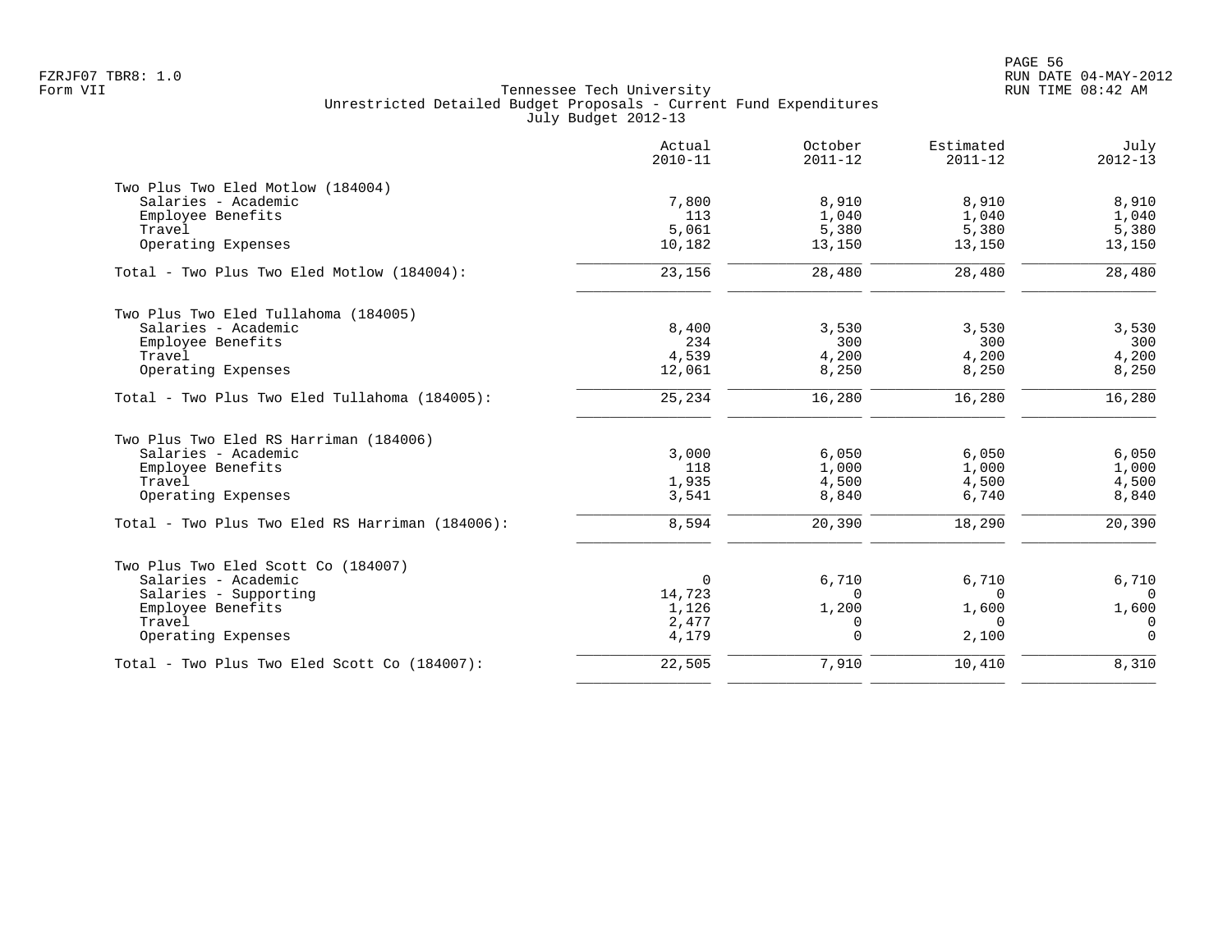Tennessee Tech University
Unrestricted Detailed Budget Proposals - Current Fund Expenditures
July Budget 2012-13

| | Actual 2010-11 | October 2011-12 | Estimated 2011-12 | July 2012-13 |
|---|---|---|---|---|
| **Two Plus Two Eled Motlow (184004)** | | | | |
| Salaries - Academic | 7,800 | 8,910 | 8,910 | 8,910 |
| Employee Benefits | 113 | 1,040 | 1,040 | 1,040 |
| Travel | 5,061 | 5,380 | 5,380 | 5,380 |
| Operating Expenses | 10,182 | 13,150 | 13,150 | 13,150 |
| Total - Two Plus Two Eled Motlow (184004): | 23,156 | 28,480 | 28,480 | 28,480 |
| **Two Plus Two Eled Tullahoma (184005)** | | | | |
| Salaries - Academic | 8,400 | 3,530 | 3,530 | 3,530 |
| Employee Benefits | 234 | 300 | 300 | 300 |
| Travel | 4,539 | 4,200 | 4,200 | 4,200 |
| Operating Expenses | 12,061 | 8,250 | 8,250 | 8,250 |
| Total - Two Plus Two Eled Tullahoma (184005): | 25,234 | 16,280 | 16,280 | 16,280 |
| **Two Plus Two Eled RS Harriman (184006)** | | | | |
| Salaries - Academic | 3,000 | 6,050 | 6,050 | 6,050 |
| Employee Benefits | 118 | 1,000 | 1,000 | 1,000 |
| Travel | 1,935 | 4,500 | 4,500 | 4,500 |
| Operating Expenses | 3,541 | 8,840 | 6,740 | 8,840 |
| Total - Two Plus Two Eled RS Harriman (184006): | 8,594 | 20,390 | 18,290 | 20,390 |
| **Two Plus Two Eled Scott Co (184007)** | | | | |
| Salaries - Academic | 0 | 6,710 | 6,710 | 6,710 |
| Salaries - Supporting | 14,723 | 0 | 0 | 0 |
| Employee Benefits | 1,126 | 1,200 | 1,600 | 1,600 |
| Travel | 2,477 | 0 | 0 | 0 |
| Operating Expenses | 4,179 | 0 | 2,100 | 0 |
| Total - Two Plus Two Eled Scott Co (184007): | 22,505 | 7,910 | 10,410 | 8,310 |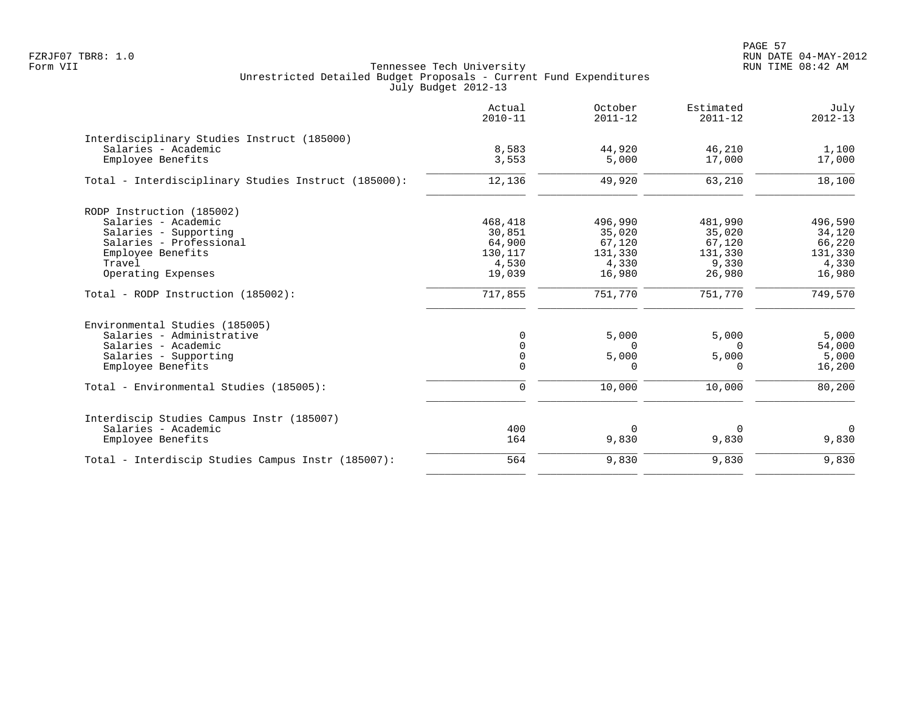Tennessee Tech University
Unrestricted Detailed Budget Proposals - Current Fund Expenditures
July Budget 2012-13

Form VII

| | Actual 2010-11 | October 2011-12 | Estimated 2011-12 | July 2012-13 |
|---|---|---|---|---|
| **Interdisciplinary Studies Instruct (185000)** | | | | |
| Salaries - Academic | 8,583 | 44,920 | 46,210 | 1,100 |
| Employee Benefits | 3,553 | 5,000 | 17,000 | 17,000 |
| Total - Interdisciplinary Studies Instruct (185000): | 12,136 | 49,920 | 63,210 | 18,100 |
| **RODP Instruction (185002)** | | | | |
| Salaries - Academic | 468,418 | 496,990 | 481,990 | 496,590 |
| Salaries - Supporting | 30,851 | 35,020 | 35,020 | 34,120 |
| Salaries - Professional | 64,900 | 67,120 | 67,120 | 66,220 |
| Employee Benefits | 130,117 | 131,330 | 131,330 | 131,330 |
| Travel | 4,530 | 4,330 | 9,330 | 4,330 |
| Operating Expenses | 19,039 | 16,980 | 26,980 | 16,980 |
| Total - RODP Instruction (185002): | 717,855 | 751,770 | 751,770 | 749,570 |
| **Environmental Studies (185005)** | | | | |
| Salaries - Administrative | 0 | 5,000 | 5,000 | 5,000 |
| Salaries - Academic | 0 | 0 | 0 | 54,000 |
| Salaries - Supporting | 0 | 5,000 | 5,000 | 5,000 |
| Employee Benefits | 0 | 0 | 0 | 16,200 |
| Total - Environmental Studies (185005): | 0 | 10,000 | 10,000 | 80,200 |
| **Interdiscip Studies Campus Instr (185007)** | | | | |
| Salaries - Academic | 400 | 0 | 0 | 0 |
| Employee Benefits | 164 | 9,830 | 9,830 | 9,830 |
| Total - Interdiscip Studies Campus Instr (185007): | 564 | 9,830 | 9,830 | 9,830 |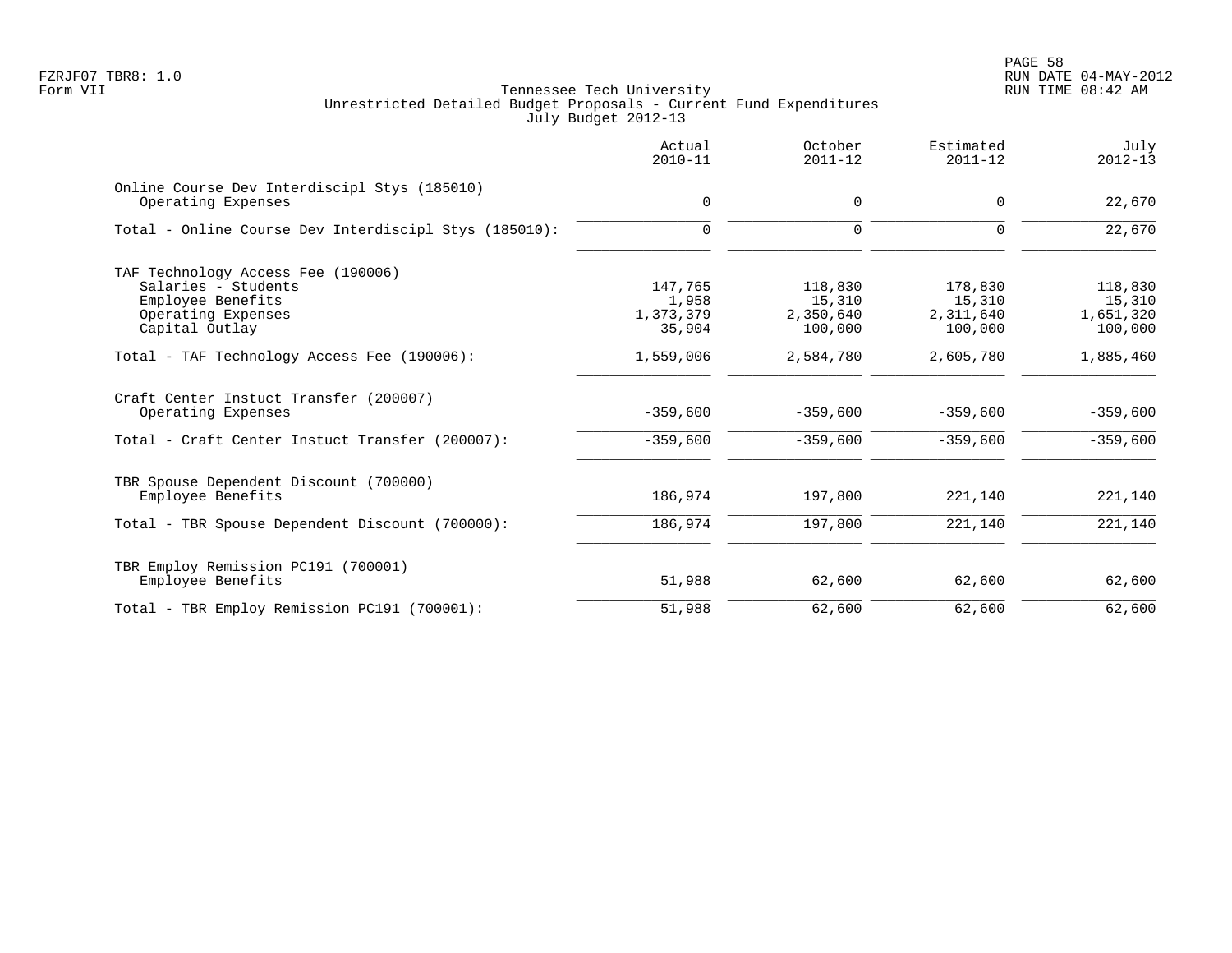FZRJF07 TBR8: 1.0
Form VII

Tennessee Tech University
Unrestricted Detailed Budget Proposals - Current Fund Expenditures
July Budget 2012-13

RUN DATE 04-MAY-2012
RUN TIME 08:42 AM

| | Actual 2010-11 | October 2011-12 | Estimated 2011-12 | July 2012-13 |
|---|---|---|---|---|
| **Online Course Dev Interdiscipl Stys (185010)** | | | | |
| Operating Expenses | 0 | 0 | 0 | 22,670 |
| Total - Online Course Dev Interdiscipl Stys (185010): | 0 | 0 | 0 | 22,670 |
| **TAF Technology Access Fee (190006)** | | | | |
| Salaries - Students | 147,765 | 118,830 | 178,830 | 118,830 |
| Employee Benefits | 1,958 | 15,310 | 15,310 | 15,310 |
| Operating Expenses | 1,373,379 | 2,350,640 | 2,311,640 | 1,651,320 |
| Capital Outlay | 35,904 | 100,000 | 100,000 | 100,000 |
| Total - TAF Technology Access Fee (190006): | 1,559,006 | 2,584,780 | 2,605,780 | 1,885,460 |
| **Craft Center Instuct Transfer (200007)** | | | | |
| Operating Expenses | -359,600 | -359,600 | -359,600 | -359,600 |
| Total - Craft Center Instuct Transfer (200007): | -359,600 | -359,600 | -359,600 | -359,600 |
| **TBR Spouse Dependent Discount (700000)** | | | | |
| Employee Benefits | 186,974 | 197,800 | 221,140 | 221,140 |
| Total - TBR Spouse Dependent Discount (700000): | 186,974 | 197,800 | 221,140 | 221,140 |
| **TBR Employ Remission PC191 (700001)** | | | | |
| Employee Benefits | 51,988 | 62,600 | 62,600 | 62,600 |
| Total - TBR Employ Remission PC191 (700001): | 51,988 | 62,600 | 62,600 | 62,600 |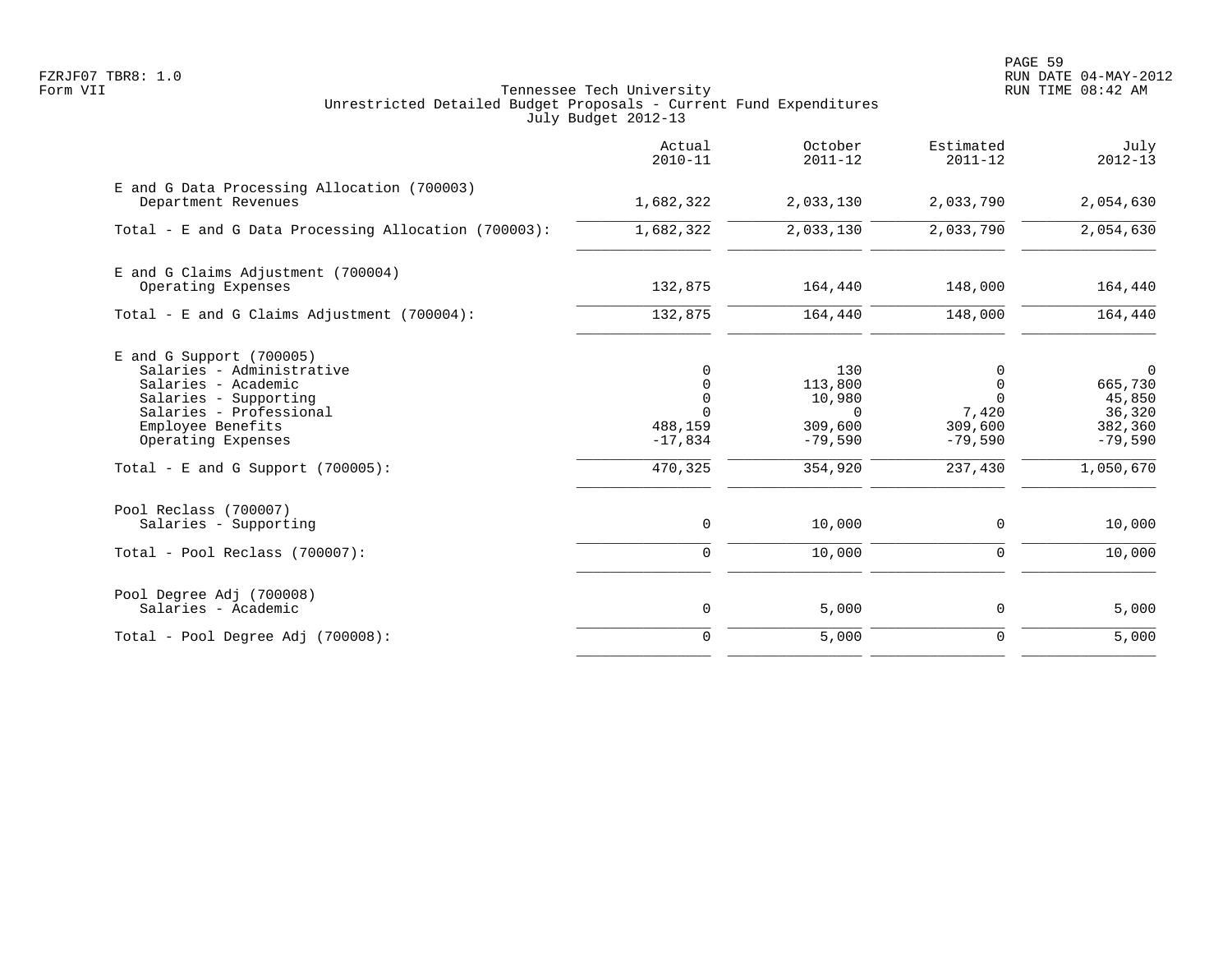Tennessee Tech University
Unrestricted Detailed Budget Proposals - Current Fund Expenditures
July Budget 2012-13

Form VII

| | Actual 2010-11 | October 2011-12 | Estimated 2011-12 | July 2012-13 |
|---|---|---|---|---|
| **E and G Data Processing Allocation (700003)** | | | | |
| Department Revenues | 1,682,322 | 2,033,130 | 2,033,790 | 2,054,630 |
| Total - E and G Data Processing Allocation (700003): | 1,682,322 | 2,033,130 | 2,033,790 | 2,054,630 |
| **E and G Claims Adjustment (700004)** | | | | |
| Operating Expenses | 132,875 | 164,440 | 148,000 | 164,440 |
| Total - E and G Claims Adjustment (700004): | 132,875 | 164,440 | 148,000 | 164,440 |
| **E and G Support (700005)** | | | | |
| Salaries - Administrative | 0 | 130 | 0 | 0 |
| Salaries - Academic | 0 | 113,800 | 0 | 665,730 |
| Salaries - Supporting | 0 | 10,980 | 0 | 45,850 |
| Salaries - Professional | 0 | 0 | 7,420 | 36,320 |
| Employee Benefits | 488,159 | 309,600 | 309,600 | 382,360 |
| Operating Expenses | -17,834 | -79,590 | -79,590 | -79,590 |
| Total - E and G Support (700005): | 470,325 | 354,920 | 237,430 | 1,050,670 |
| **Pool Reclass (700007)** | | | | |
| Salaries - Supporting | 0 | 10,000 | 0 | 10,000 |
| Total - Pool Reclass (700007): | 0 | 10,000 | 0 | 10,000 |
| **Pool Degree Adj (700008)** | | | | |
| Salaries - Academic | 0 | 5,000 | 0 | 5,000 |
| Total - Pool Degree Adj (700008): | 0 | 5,000 | 0 | 5,000 |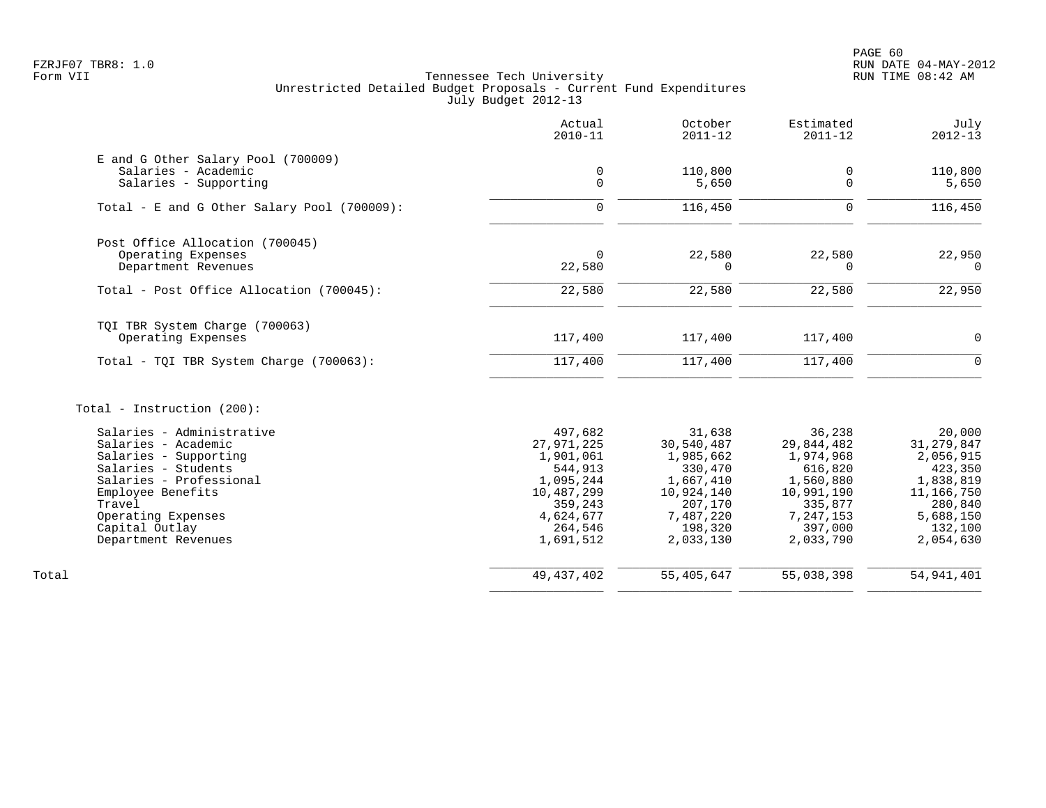FZRJF07 TBR8: 1.0
Form VII

Tennessee Tech University
Unrestricted Detailed Budget Proposals - Current Fund Expenditures
July Budget 2012-13

RUN DATE 04-MAY-2012
RUN TIME 08:42 AM

| | Actual 2010-11 | October 2011-12 | Estimated 2011-12 | July 2012-13 |
|---|---|---|---|---|
| **E and G Other Salary Pool (700009)** | | | | |
| Salaries - Academic | 0 | 110,800 | 0 | 110,800 |
| Salaries - Supporting | 0 | 5,650 | 0 | 5,650 |
| Total - E and G Other Salary Pool (700009): | 0 | 116,450 | 0 | 116,450 |
| **Post Office Allocation (700045)** | | | | |
| Operating Expenses | 0 | 22,580 | 22,580 | 22,950 |
| Department Revenues | 22,580 | 0 | 0 | 0 |
| Total - Post Office Allocation (700045): | 22,580 | 22,580 | 22,580 | 22,950 |
| **TQI TBR System Charge (700063)** | | | | |
| Operating Expenses | 117,400 | 117,400 | 117,400 | 0 |
| Total - TQI TBR System Charge (700063): | 117,400 | 117,400 | 117,400 | 0 |
| **Total - Instruction (200):** | | | | |
| Salaries - Administrative | 497,682 | 31,638 | 36,238 | 20,000 |
| Salaries - Academic | 27,971,225 | 30,540,487 | 29,844,482 | 31,279,847 |
| Salaries - Supporting | 1,901,061 | 1,985,662 | 1,974,968 | 2,056,915 |
| Salaries - Students | 544,913 | 330,470 | 616,820 | 423,350 |
| Salaries - Professional | 1,095,244 | 1,667,410 | 1,560,880 | 1,838,819 |
| Employee Benefits | 10,487,299 | 10,924,140 | 10,991,190 | 11,166,750 |
| Travel | 359,243 | 207,170 | 335,877 | 280,840 |
| Operating Expenses | 4,624,677 | 7,487,220 | 7,247,153 | 5,688,150 |
| Capital Outlay | 264,546 | 198,320 | 397,000 | 132,100 |
| Department Revenues | 1,691,512 | 2,033,130 | 2,033,790 | 2,054,630 |
| **Total** | 49,437,402 | 55,405,647 | 55,038,398 | 54,941,401 |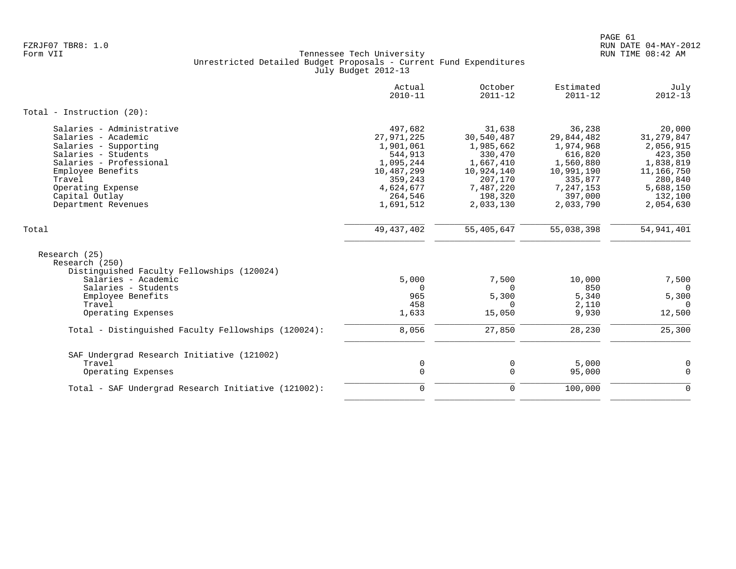Tennessee Tech University
Unrestricted Detailed Budget Proposals - Current Fund Expenditures
July Budget 2012-13

| | Actual 2010-11 | October 2011-12 | Estimated 2011-12 | July 2012-13 |
|---|---|---|---|---|
| **Total - Instruction (20):** | | | | |
| Salaries - Administrative | 497,682 | 31,638 | 36,238 | 20,000 |
| Salaries - Academic | 27,971,225 | 30,540,487 | 29,844,482 | 31,279,847 |
| Salaries - Supporting | 1,901,061 | 1,985,662 | 1,974,968 | 2,056,915 |
| Salaries - Students | 544,913 | 330,470 | 616,820 | 423,350 |
| Salaries - Professional | 1,095,244 | 1,667,410 | 1,560,880 | 1,838,819 |
| Employee Benefits | 10,487,299 | 10,924,140 | 10,991,190 | 11,166,750 |
| Travel | 359,243 | 207,170 | 335,877 | 280,840 |
| Operating Expense | 4,624,677 | 7,487,220 | 7,247,153 | 5,688,150 |
| Capital Outlay | 264,546 | 198,320 | 397,000 | 132,100 |
| Department Revenues | 1,691,512 | 2,033,130 | 2,033,790 | 2,054,630 |
| **Total** | 49,437,402 | 55,405,647 | 55,038,398 | 54,941,401 |
| Research (25) | | | | |
| Research (250) | | | | |
| Distinguished Faculty Fellowships (120024) | | | | |
| Salaries - Academic | 5,000 | 7,500 | 10,000 | 7,500 |
| Salaries - Students | 0 | 0 | 850 | 0 |
| Employee Benefits | 965 | 5,300 | 5,340 | 5,300 |
| Travel | 458 | 0 | 2,110 | 0 |
| Operating Expenses | 1,633 | 15,050 | 9,930 | 12,500 |
| Total - Distinguished Faculty Fellowships (120024): | 8,056 | 27,850 | 28,230 | 25,300 |
| SAF Undergrad Research Initiative (121002) | | | | |
| Travel | 0 | 0 | 5,000 | 0 |
| Operating Expenses | 0 | 0 | 95,000 | 0 |
| Total - SAF Undergrad Research Initiative (121002): | 0 | 0 | 100,000 | 0 |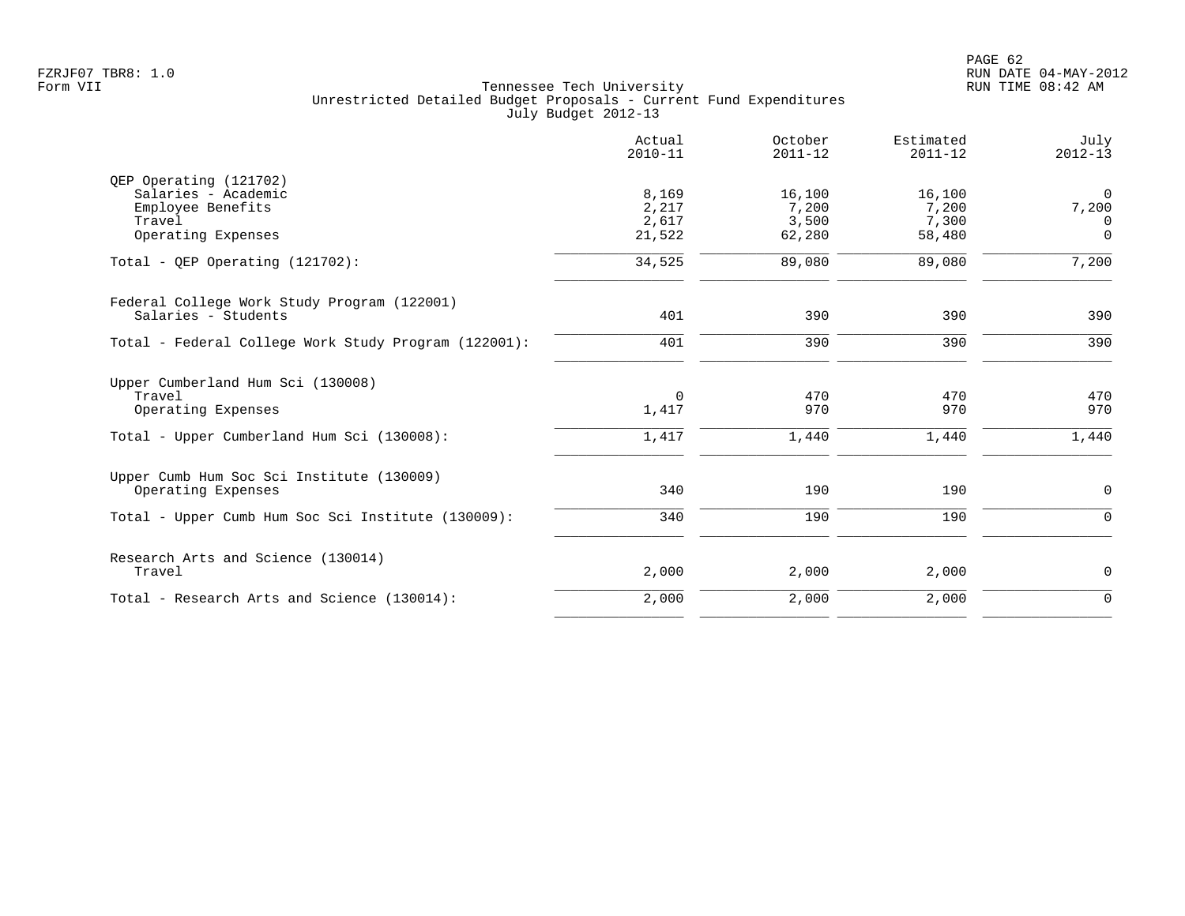FZRJF07 TBR8: 1.0
Form VII

Tennessee Tech University
Unrestricted Detailed Budget Proposals - Current Fund Expenditures
July Budget 2012-13

PAGE 62
RUN DATE 04-MAY-2012
RUN TIME 08:42 AM

| | Actual 2010-11 | October 2011-12 | Estimated 2011-12 | July 2012-13 |
|---|---|---|---|---|
| QEP Operating (121702) | | | | |
| Salaries - Academic | 8,169 | 16,100 | 16,100 | 0 |
| Employee Benefits | 2,217 | 7,200 | 7,200 | 7,200 |
| Travel | 2,617 | 3,500 | 7,300 | 0 |
| Operating Expenses | 21,522 | 62,280 | 58,480 | 0 |
| Total - QEP Operating (121702): | 34,525 | 89,080 | 89,080 | 7,200 |
| Federal College Work Study Program (122001) | | | | |
| Salaries - Students | 401 | 390 | 390 | 390 |
| Total - Federal College Work Study Program (122001): | 401 | 390 | 390 | 390 |
| Upper Cumberland Hum Sci (130008) | | | | |
| Travel | 0 | 470 | 470 | 470 |
| Operating Expenses | 1,417 | 970 | 970 | 970 |
| Total - Upper Cumberland Hum Sci (130008): | 1,417 | 1,440 | 1,440 | 1,440 |
| Upper Cumb Hum Soc Sci Institute (130009) | | | | |
| Operating Expenses | 340 | 190 | 190 | 0 |
| Total - Upper Cumb Hum Soc Sci Institute (130009): | 340 | 190 | 190 | 0 |
| Research Arts and Science (130014) | | | | |
| Travel | 2,000 | 2,000 | 2,000 | 0 |
| Total - Research Arts and Science (130014): | 2,000 | 2,000 | 2,000 | 0 |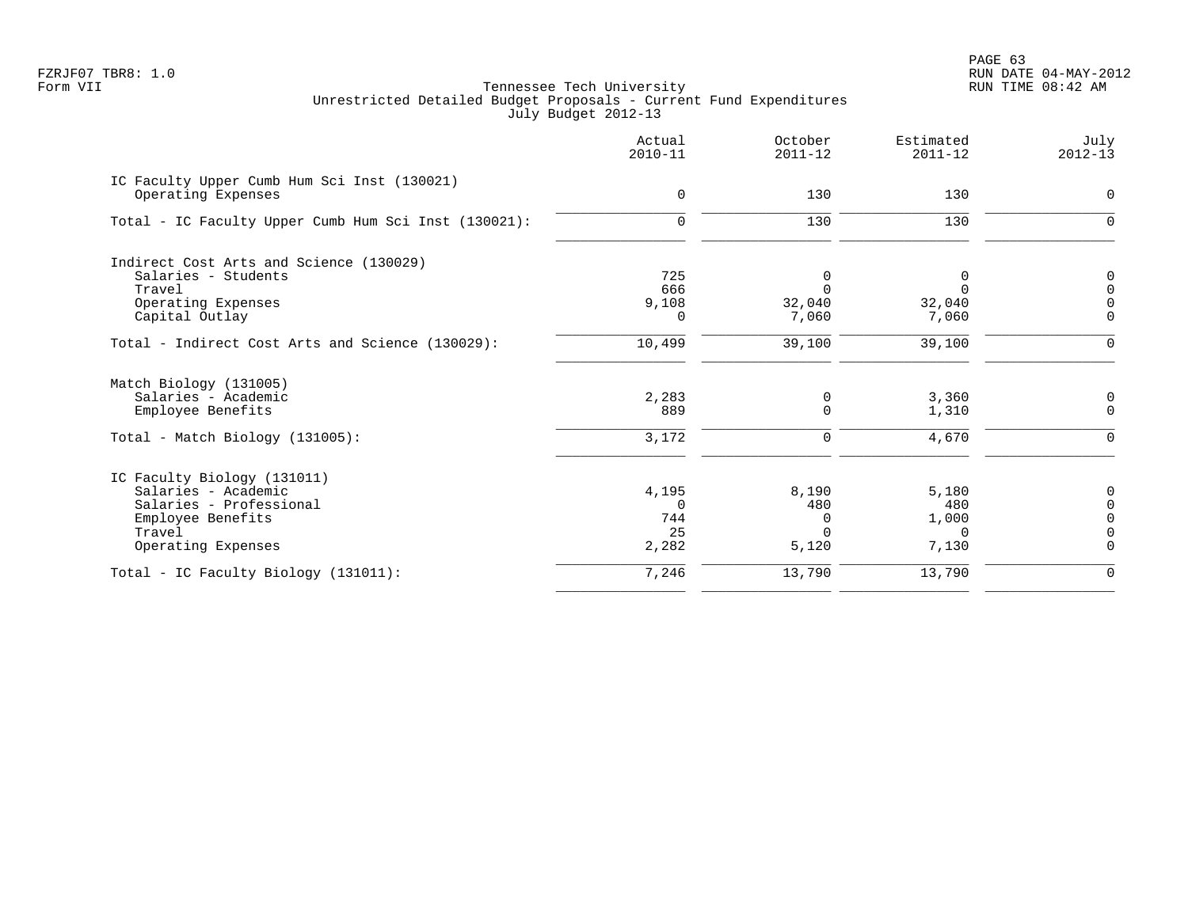Tennessee Tech University
Unrestricted Detailed Budget Proposals - Current Fund Expenditures
July Budget 2012-13

Form VII

| | Actual 2010-11 | October 2011-12 | Estimated 2011-12 | July 2012-13 |
|---|---|---|---|---|
| **IC Faculty Upper Cumb Hum Sci Inst (130021)** | | | | |
| Operating Expenses | 0 | 130 | 130 | 0 |
| Total - IC Faculty Upper Cumb Hum Sci Inst (130021): | 0 | 130 | 130 | 0 |
| **Indirect Cost Arts and Science (130029)** | | | | |
| Salaries - Students | 725 | 0 | 0 | 0 |
| Travel | 666 | 0 | 0 | 0 |
| Operating Expenses | 9,108 | 32,040 | 32,040 | 0 |
| Capital Outlay | 0 | 7,060 | 7,060 | 0 |
| Total - Indirect Cost Arts and Science (130029): | 10,499 | 39,100 | 39,100 | 0 |
| **Match Biology (131005)** | | | | |
| Salaries - Academic | 2,283 | 0 | 3,360 | 0 |
| Employee Benefits | 889 | 0 | 1,310 | 0 |
| Total - Match Biology (131005): | 3,172 | 0 | 4,670 | 0 |
| **IC Faculty Biology (131011)** | | | | |
| Salaries - Academic | 4,195 | 8,190 | 5,180 | 0 |
| Salaries - Professional | 0 | 480 | 480 | 0 |
| Employee Benefits | 744 | 0 | 1,000 | 0 |
| Travel | 25 | 0 | 0 | 0 |
| Operating Expenses | 2,282 | 5,120 | 7,130 | 0 |
| Total - IC Faculty Biology (131011): | 7,246 | 13,790 | 13,790 | 0 |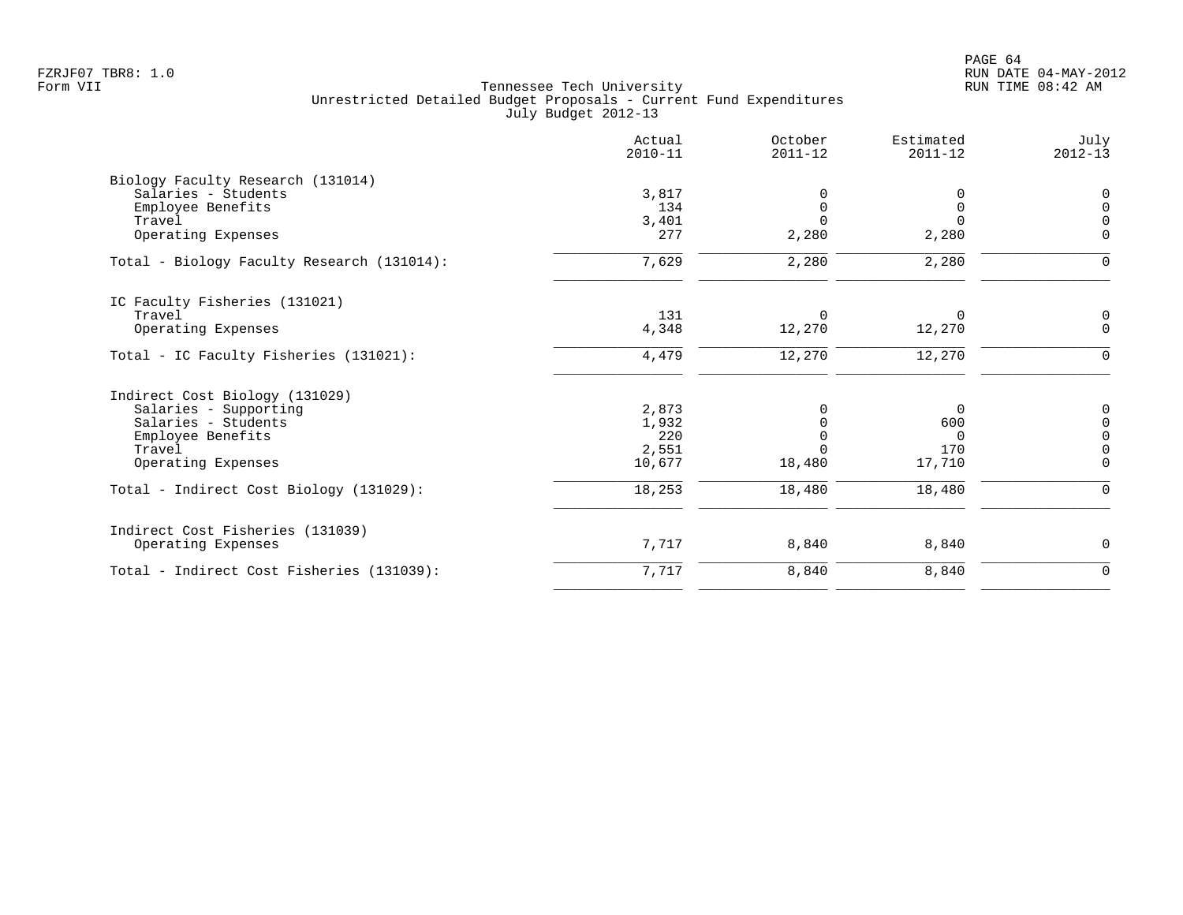Tennessee Tech University
Unrestricted Detailed Budget Proposals - Current Fund Expenditures
July Budget 2012-13

| | Actual 2010-11 | October 2011-12 | Estimated 2011-12 | July 2012-13 |
|---|---|---|---|---|
| **Biology Faculty Research (131014)** | | | | |
| Salaries - Students | 3,817 | 0 | 0 | 0 |
| Employee Benefits | 134 | 0 | 0 | 0 |
| Travel | 3,401 | 0 | 0 | 0 |
| Operating Expenses | 277 | 2,280 | 2,280 | 0 |
| Total - Biology Faculty Research (131014): | 7,629 | 2,280 | 2,280 | 0 |
| **IC Faculty Fisheries (131021)** | | | | |
| Travel | 131 | 0 | 0 | 0 |
| Operating Expenses | 4,348 | 12,270 | 12,270 | 0 |
| Total - IC Faculty Fisheries (131021): | 4,479 | 12,270 | 12,270 | 0 |
| **Indirect Cost Biology (131029)** | | | | |
| Salaries - Supporting | 2,873 | 0 | 0 | 0 |
| Salaries - Students | 1,932 | 0 | 600 | 0 |
| Employee Benefits | 220 | 0 | 0 | 0 |
| Travel | 2,551 | 0 | 170 | 0 |
| Operating Expenses | 10,677 | 18,480 | 17,710 | 0 |
| Total - Indirect Cost Biology (131029): | 18,253 | 18,480 | 18,480 | 0 |
| **Indirect Cost Fisheries (131039)** | | | | |
| Operating Expenses | 7,717 | 8,840 | 8,840 | 0 |
| Total - Indirect Cost Fisheries (131039): | 7,717 | 8,840 | 8,840 | 0 |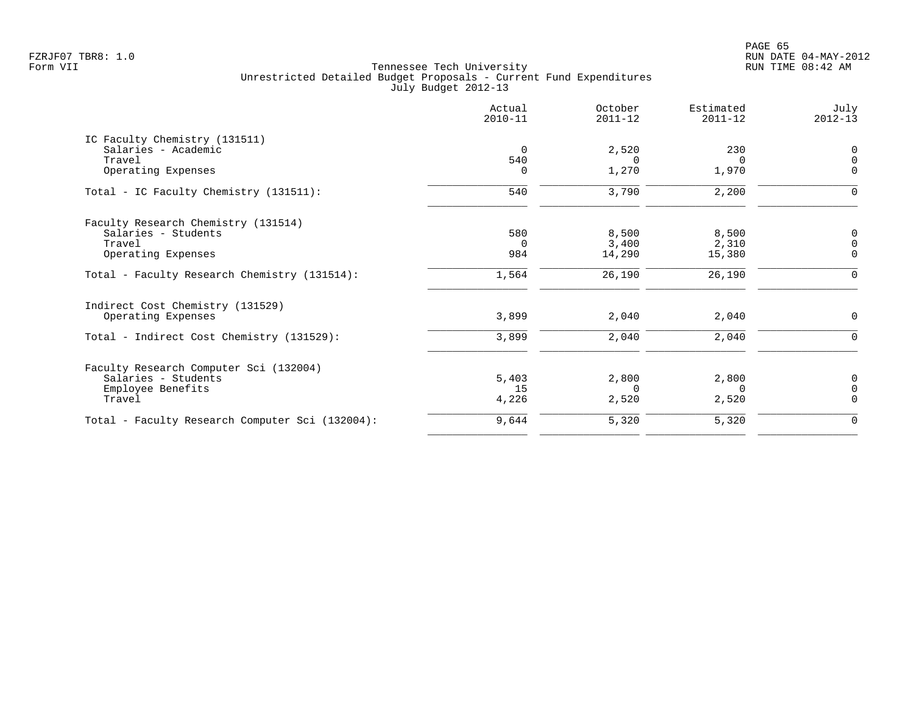Tennessee Tech University
Unrestricted Detailed Budget Proposals - Current Fund Expenditures
July Budget 2012-13

| | Actual 2010-11 | October 2011-12 | Estimated 2011-12 | July 2012-13 |
|---|---|---|---|---|
| **IC Faculty Chemistry (131511)** | | | | |
| Salaries - Academic | 0 | 2,520 | 230 | 0 |
| Travel | 540 | 0 | 0 | 0 |
| Operating Expenses | 0 | 1,270 | 1,970 | 0 |
| Total - IC Faculty Chemistry (131511): | 540 | 3,790 | 2,200 | 0 |
| **Faculty Research Chemistry (131514)** | | | | |
| Salaries - Students | 580 | 8,500 | 8,500 | 0 |
| Travel | 0 | 3,400 | 2,310 | 0 |
| Operating Expenses | 984 | 14,290 | 15,380 | 0 |
| Total - Faculty Research Chemistry (131514): | 1,564 | 26,190 | 26,190 | 0 |
| **Indirect Cost Chemistry (131529)** | | | | |
| Operating Expenses | 3,899 | 2,040 | 2,040 | 0 |
| Total - Indirect Cost Chemistry (131529): | 3,899 | 2,040 | 2,040 | 0 |
| **Faculty Research Computer Sci (132004)** | | | | |
| Salaries - Students | 5,403 | 2,800 | 2,800 | 0 |
| Employee Benefits | 15 | 0 | 0 | 0 |
| Travel | 4,226 | 2,520 | 2,520 | 0 |
| Total - Faculty Research Computer Sci (132004): | 9,644 | 5,320 | 5,320 | 0 |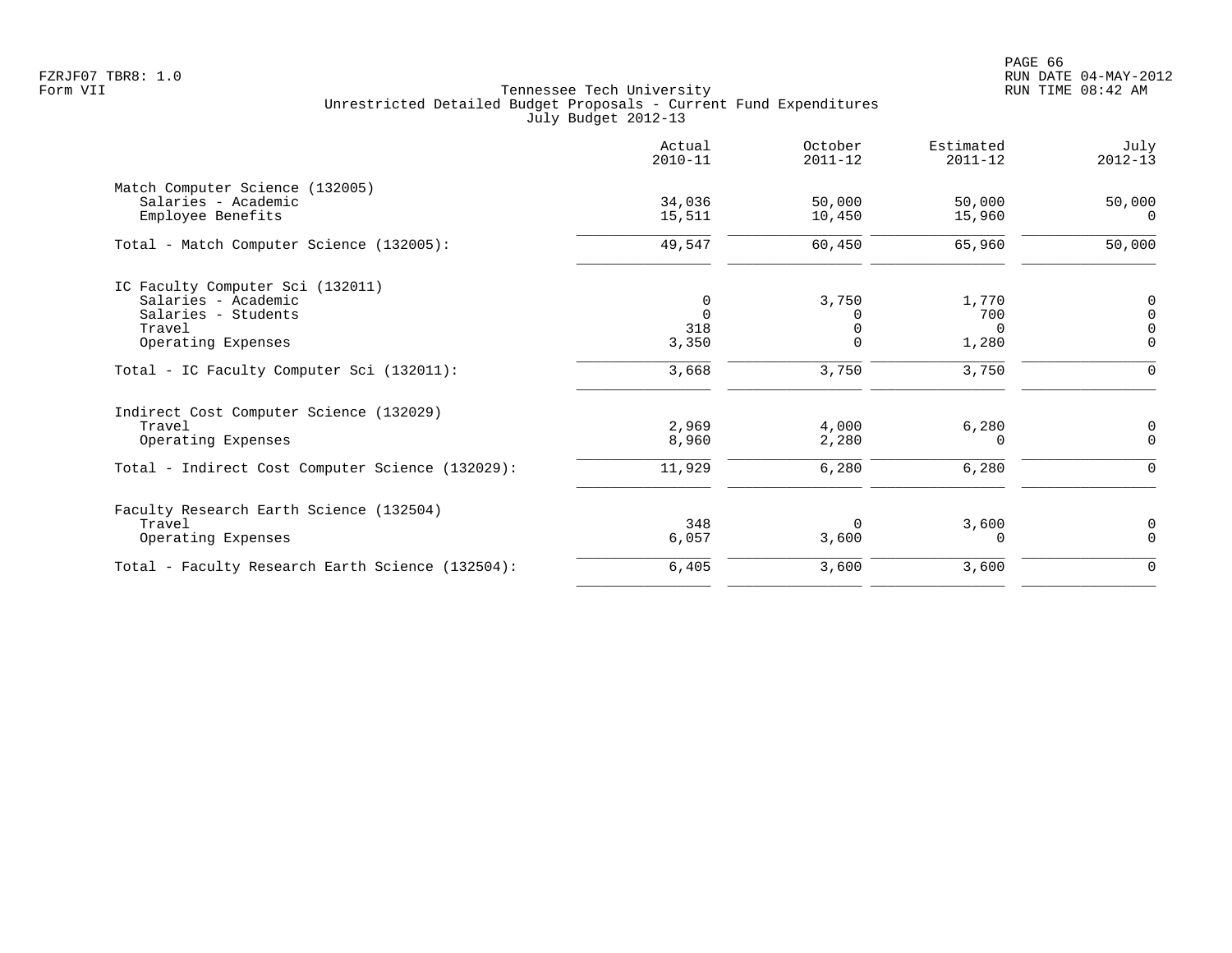Tennessee Tech University
Unrestricted Detailed Budget Proposals - Current Fund Expenditures
July Budget 2012-13

Form VII

| | Actual 2010-11 | October 2011-12 | Estimated 2011-12 | July 2012-13 |
|---|---|---|---|---|
| **Match Computer Science (132005)** | | | | |
| Salaries - Academic | 34,036 | 50,000 | 50,000 | 50,000 |
| Employee Benefits | 15,511 | 10,450 | 15,960 | 0 |
| Total - Match Computer Science (132005): | 49,547 | 60,450 | 65,960 | 50,000 |
| **IC Faculty Computer Sci (132011)** | | | | |
| Salaries - Academic | 0 | 3,750 | 1,770 | 0 |
| Salaries - Students | 0 | 0 | 700 | 0 |
| Travel | 318 | 0 | 0 | 0 |
| Operating Expenses | 3,350 | 0 | 1,280 | 0 |
| Total - IC Faculty Computer Sci (132011): | 3,668 | 3,750 | 3,750 | 0 |
| **Indirect Cost Computer Science (132029)** | | | | |
| Travel | 2,969 | 4,000 | 6,280 | 0 |
| Operating Expenses | 8,960 | 2,280 | 0 | 0 |
| Total - Indirect Cost Computer Science (132029): | 11,929 | 6,280 | 6,280 | 0 |
| **Faculty Research Earth Science (132504)** | | | | |
| Travel | 348 | 0 | 3,600 | 0 |
| Operating Expenses | 6,057 | 3,600 | 0 | 0 |
| Total - Faculty Research Earth Science (132504): | 6,405 | 3,600 | 3,600 | 0 |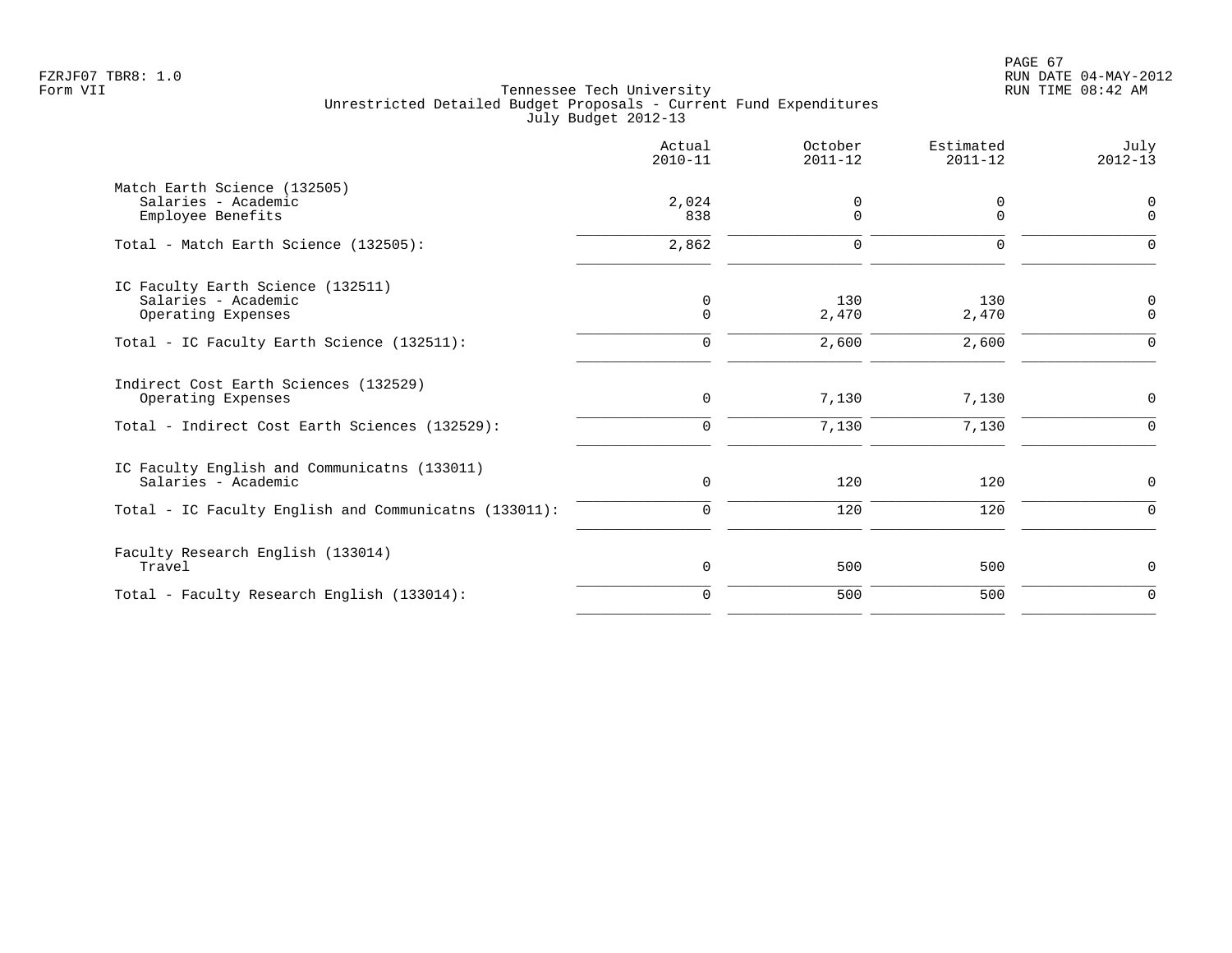Tennessee Tech University
Unrestricted Detailed Budget Proposals - Current Fund Expenditures
July Budget 2012-13

| | Actual 2010-11 | October 2011-12 | Estimated 2011-12 | July 2012-13 |
|---|---|---|---|---|
| Match Earth Science (132505) | | | | |
| Salaries - Academic | 2,024 | 0 | 0 | 0 |
| Employee Benefits | 838 | 0 | 0 | 0 |
| Total - Match Earth Science (132505): | 2,862 | 0 | 0 | 0 |
| IC Faculty Earth Science (132511) | | | | |
| Salaries - Academic | 0 | 130 | 130 | 0 |
| Operating Expenses | 0 | 2,470 | 2,470 | 0 |
| Total - IC Faculty Earth Science (132511): | 0 | 2,600 | 2,600 | 0 |
| Indirect Cost Earth Sciences (132529) | | | | |
| Operating Expenses | 0 | 7,130 | 7,130 | 0 |
| Total - Indirect Cost Earth Sciences (132529): | 0 | 7,130 | 7,130 | 0 |
| IC Faculty English and Communicatns (133011) | | | | |
| Salaries - Academic | 0 | 120 | 120 | 0 |
| Total - IC Faculty English and Communicatns (133011): | 0 | 120 | 120 | 0 |
| Faculty Research English (133014) | | | | |
| Travel | 0 | 500 | 500 | 0 |
| Total - Faculty Research English (133014): | 0 | 500 | 500 | 0 |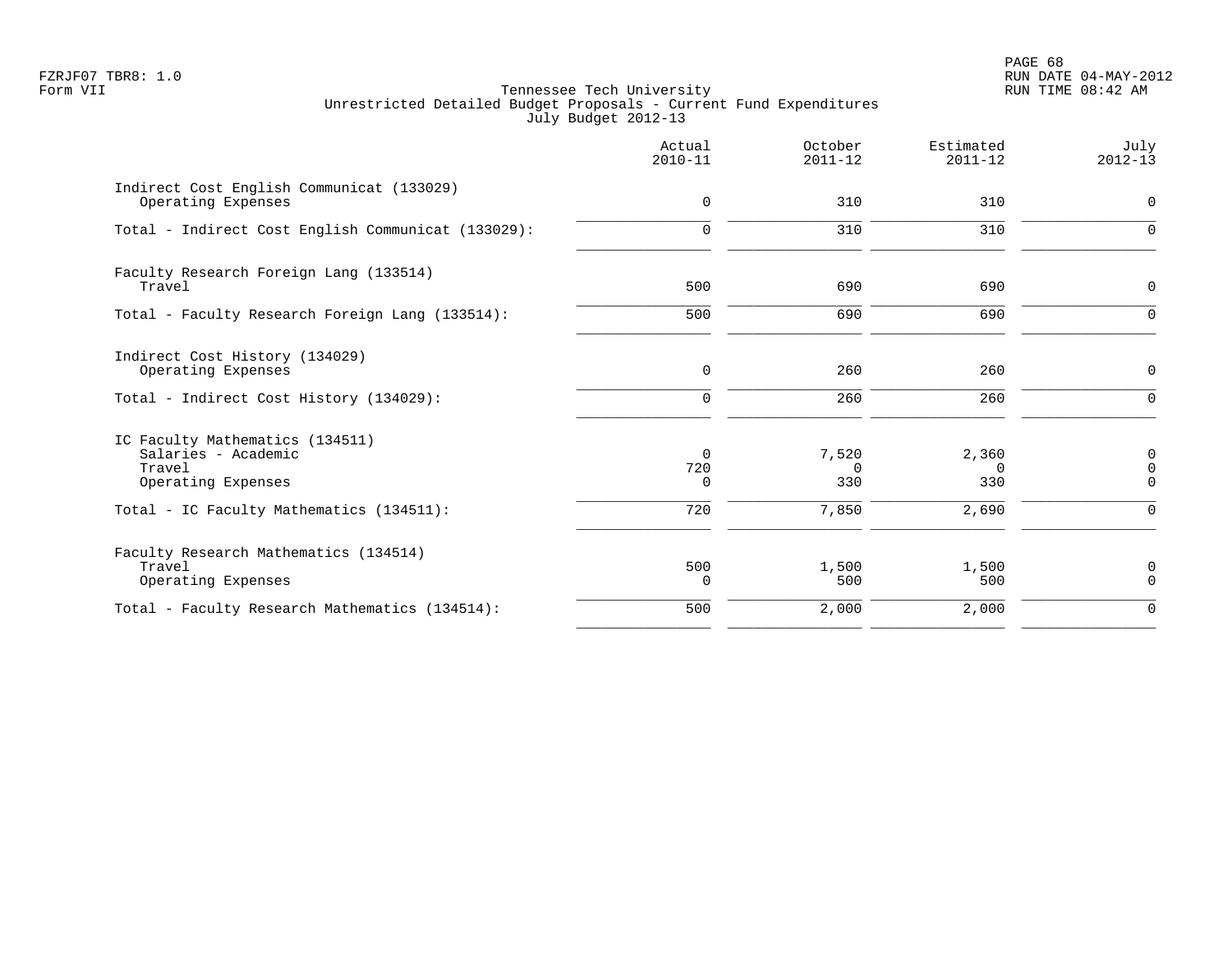Tennessee Tech University
Unrestricted Detailed Budget Proposals - Current Fund Expenditures
July Budget 2012-13

| | Actual 2010-11 | October 2011-12 | Estimated 2011-12 | July 2012-13 |
|---|---|---|---|---|
| **Indirect Cost English Communicat (133029)** | | | | |
| Operating Expenses | 0 | 310 | 310 | 0 |
| Total - Indirect Cost English Communicat (133029): | 0 | 310 | 310 | 0 |
| **Faculty Research Foreign Lang (133514)** | | | | |
| Travel | 500 | 690 | 690 | 0 |
| Total - Faculty Research Foreign Lang (133514): | 500 | 690 | 690 | 0 |
| **Indirect Cost History (134029)** | | | | |
| Operating Expenses | 0 | 260 | 260 | 0 |
| Total - Indirect Cost History (134029): | 0 | 260 | 260 | 0 |
| **IC Faculty Mathematics (134511)** | | | | |
| Salaries - Academic | 0 | 7,520 | 2,360 | 0 |
| Travel | 720 | 0 | 0 | 0 |
| Operating Expenses | 0 | 330 | 330 | 0 |
| Total - IC Faculty Mathematics (134511): | 720 | 7,850 | 2,690 | 0 |
| **Faculty Research Mathematics (134514)** | | | | |
| Travel | 500 | 1,500 | 1,500 | 0 |
| Operating Expenses | 0 | 500 | 500 | 0 |
| Total - Faculty Research Mathematics (134514): | 500 | 2,000 | 2,000 | 0 |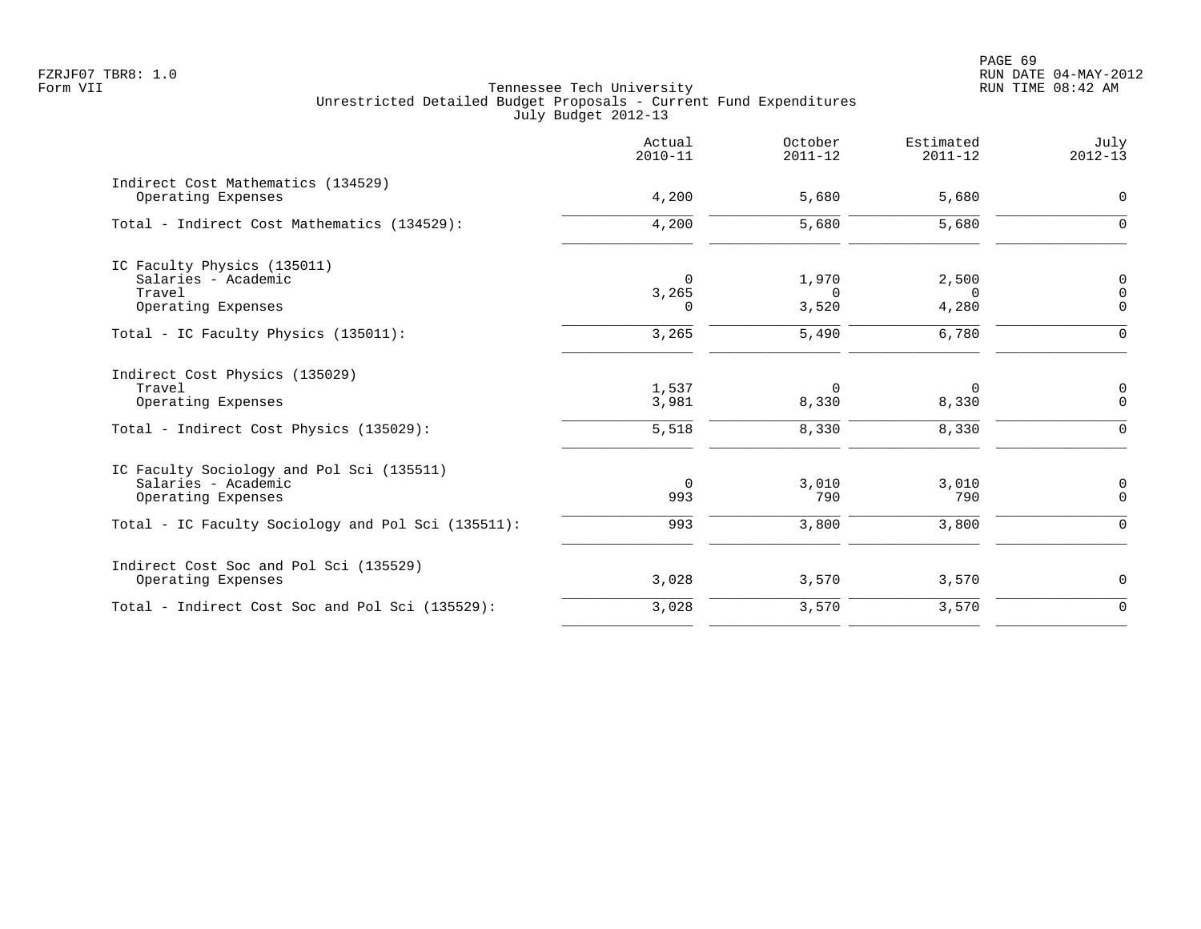FZRJF07 TBR8: 1.0
Form VII

Tennessee Tech University
Unrestricted Detailed Budget Proposals - Current Fund Expenditures
July Budget 2012-13

RUN DATE 04-MAY-2012
RUN TIME 08:42 AM

| | Actual 2010-11 | October 2011-12 | Estimated 2011-12 | July 2012-13 |
|---|---|---|---|---|
| **Indirect Cost Mathematics (134529)** | | | | |
| Operating Expenses | 4,200 | 5,680 | 5,680 | 0 |
| Total - Indirect Cost Mathematics (134529): | 4,200 | 5,680 | 5,680 | 0 |
| **IC Faculty Physics (135011)** | | | | |
| Salaries - Academic | 0 | 1,970 | 2,500 | 0 |
| Travel | 3,265 | 0 | 0 | 0 |
| Operating Expenses | 0 | 3,520 | 4,280 | 0 |
| Total - IC Faculty Physics (135011): | 3,265 | 5,490 | 6,780 | 0 |
| **Indirect Cost Physics (135029)** | | | | |
| Travel | 1,537 | 0 | 0 | 0 |
| Operating Expenses | 3,981 | 8,330 | 8,330 | 0 |
| Total - Indirect Cost Physics (135029): | 5,518 | 8,330 | 8,330 | 0 |
| **IC Faculty Sociology and Pol Sci (135511)** | | | | |
| Salaries - Academic | 0 | 3,010 | 3,010 | 0 |
| Operating Expenses | 993 | 790 | 790 | 0 |
| Total - IC Faculty Sociology and Pol Sci (135511): | 993 | 3,800 | 3,800 | 0 |
| **Indirect Cost Soc and Pol Sci (135529)** | | | | |
| Operating Expenses | 3,028 | 3,570 | 3,570 | 0 |
| Total - Indirect Cost Soc and Pol Sci (135529): | 3,028 | 3,570 | 3,570 | 0 |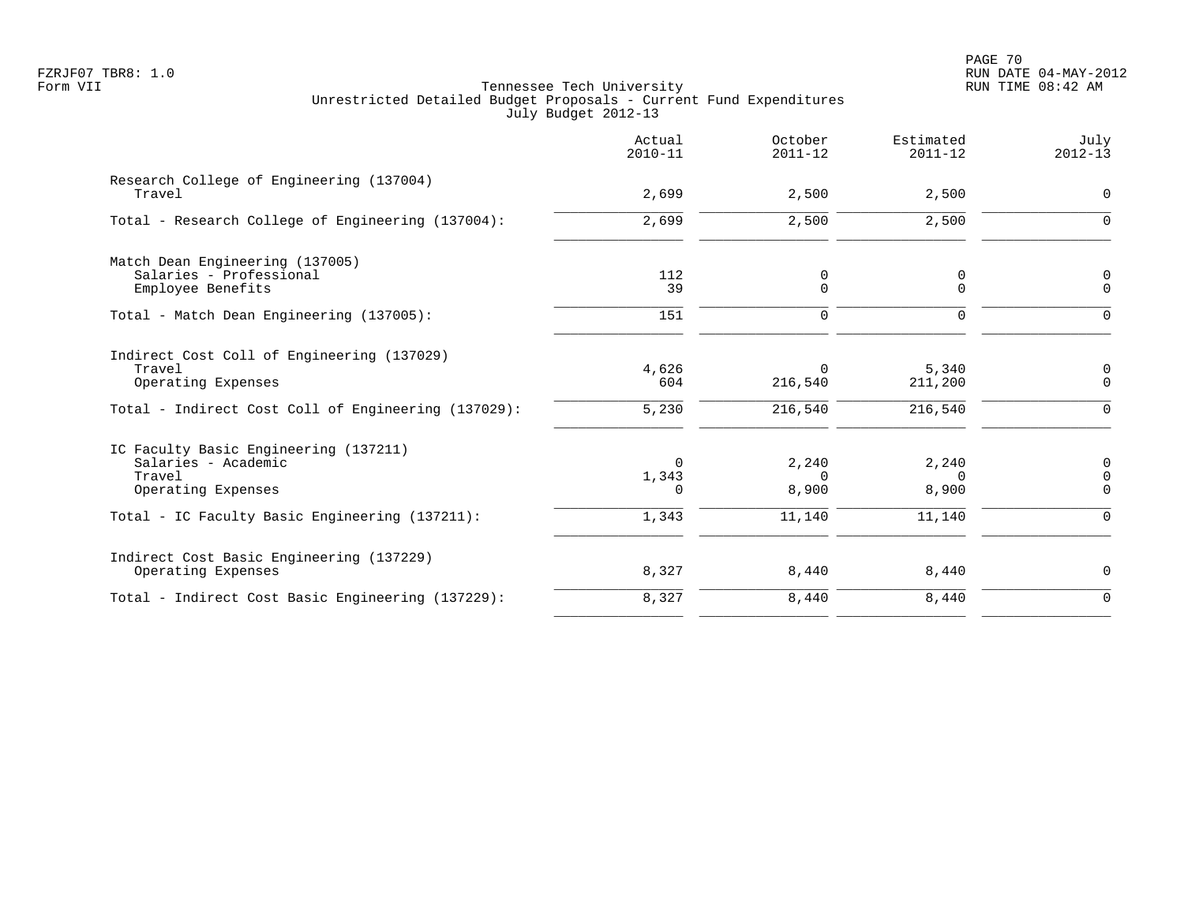Tennessee Tech University
Unrestricted Detailed Budget Proposals - Current Fund Expenditures
July Budget 2012-13

| | Actual 2010-11 | October 2011-12 | Estimated 2011-12 | July 2012-13 |
|---|---|---|---|---|
| **Research College of Engineering (137004)** | | | | |
| Travel | 2,699 | 2,500 | 2,500 | 0 |
| Total - Research College of Engineering (137004): | 2,699 | 2,500 | 2,500 | 0 |
| **Match Dean Engineering (137005)** | | | | |
| Salaries - Professional | 112 | 0 | 0 | 0 |
| Employee Benefits | 39 | 0 | 0 | 0 |
| Total - Match Dean Engineering (137005): | 151 | 0 | 0 | 0 |
| **Indirect Cost Coll of Engineering (137029)** | | | | |
| Travel | 4,626 | 0 | 5,340 | 0 |
| Operating Expenses | 604 | 216,540 | 211,200 | 0 |
| Total - Indirect Cost Coll of Engineering (137029): | 5,230 | 216,540 | 216,540 | 0 |
| **IC Faculty Basic Engineering (137211)** | | | | |
| Salaries - Academic | 0 | 2,240 | 2,240 | 0 |
| Travel | 1,343 | 0 | 0 | 0 |
| Operating Expenses | 0 | 8,900 | 8,900 | 0 |
| Total - IC Faculty Basic Engineering (137211): | 1,343 | 11,140 | 11,140 | 0 |
| **Indirect Cost Basic Engineering (137229)** | | | | |
| Operating Expenses | 8,327 | 8,440 | 8,440 | 0 |
| Total - Indirect Cost Basic Engineering (137229): | 8,327 | 8,440 | 8,440 | 0 |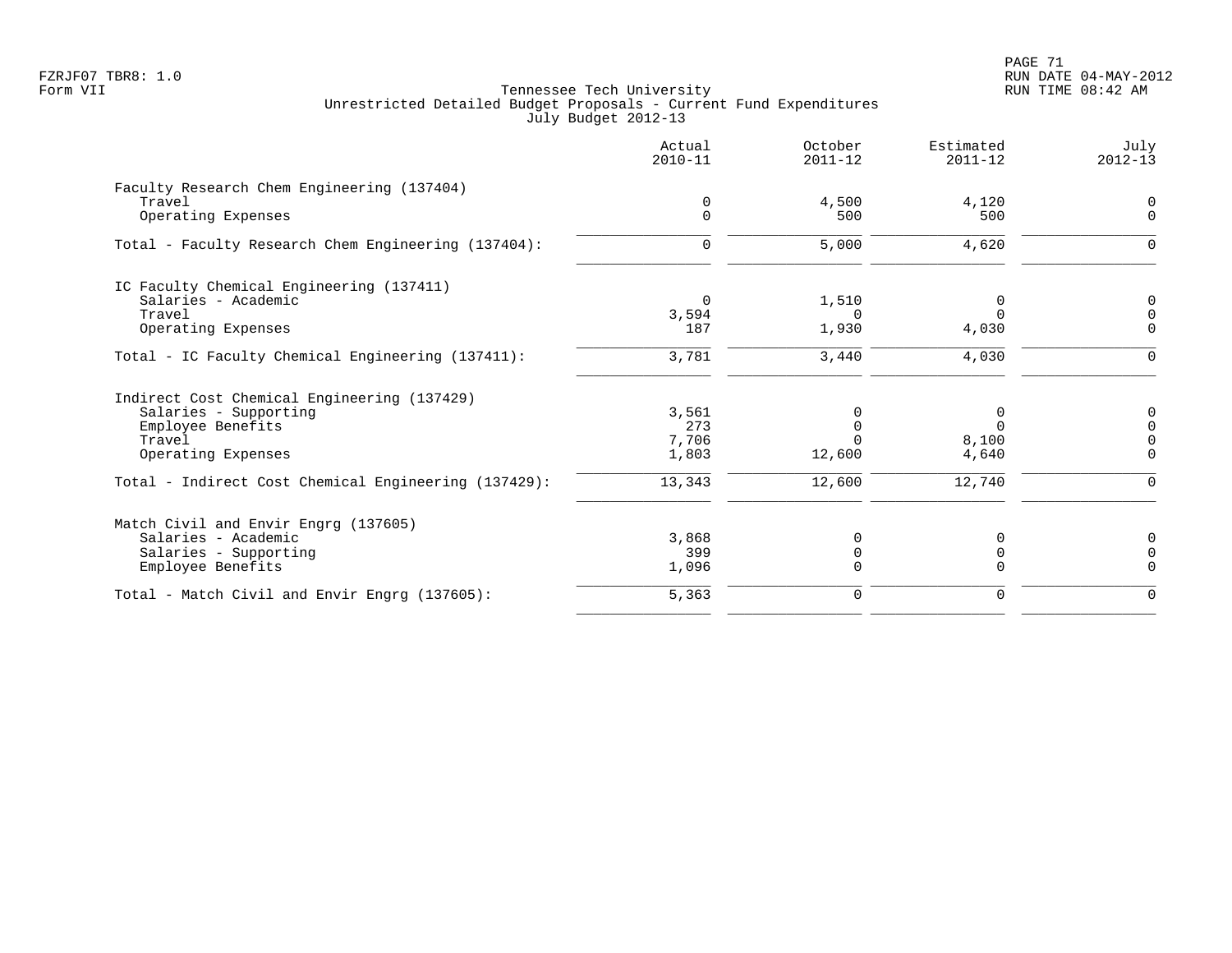Tennessee Tech University
Unrestricted Detailed Budget Proposals - Current Fund Expenditures
July Budget 2012-13

| | Actual 2010-11 | October 2011-12 | Estimated 2011-12 | July 2012-13 |
|---|---|---|---|---|
| **Faculty Research Chem Engineering (137404)** | | | | |
| Travel | 0 | 4,500 | 4,120 | 0 |
| Operating Expenses | 0 | 500 | 500 | 0 |
| Total - Faculty Research Chem Engineering (137404): | 0 | 5,000 | 4,620 | 0 |
| **IC Faculty Chemical Engineering (137411)** | | | | |
| Salaries - Academic | 0 | 1,510 | 0 | 0 |
| Travel | 3,594 | 0 | 0 | 0 |
| Operating Expenses | 187 | 1,930 | 4,030 | 0 |
| Total - IC Faculty Chemical Engineering (137411): | 3,781 | 3,440 | 4,030 | 0 |
| **Indirect Cost Chemical Engineering (137429)** | | | | |
| Salaries - Supporting | 3,561 | 0 | 0 | 0 |
| Employee Benefits | 273 | 0 | 0 | 0 |
| Travel | 7,706 | 0 | 8,100 | 0 |
| Operating Expenses | 1,803 | 12,600 | 4,640 | 0 |
| Total - Indirect Cost Chemical Engineering (137429): | 13,343 | 12,600 | 12,740 | 0 |
| **Match Civil and Envir Engrg (137605)** | | | | |
| Salaries - Academic | 3,868 | 0 | 0 | 0 |
| Salaries - Supporting | 399 | 0 | 0 | 0 |
| Employee Benefits | 1,096 | 0 | 0 | 0 |
| Total - Match Civil and Envir Engrg (137605): | 5,363 | 0 | 0 | 0 |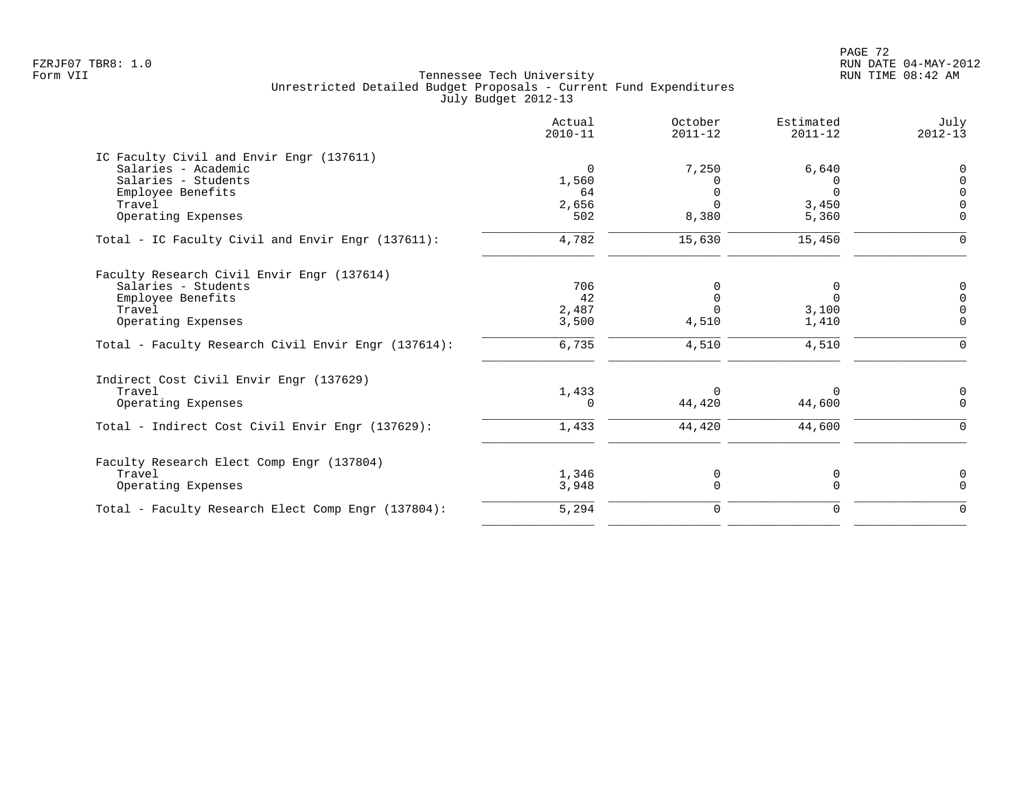FZRJF07 TBR8: 1.0
Form VII

Tennessee Tech University
Unrestricted Detailed Budget Proposals - Current Fund Expenditures
July Budget 2012-13

RUN DATE 04-MAY-2012
RUN TIME 08:42 AM

| | Actual 2010-11 | October 2011-12 | Estimated 2011-12 | July 2012-13 |
|---|---|---|---|---|
| IC Faculty Civil and Envir Engr (137611) | | | | |
| Salaries - Academic | 0 | 7,250 | 6,640 | 0 |
| Salaries - Students | 1,560 | 0 | 0 | 0 |
| Employee Benefits | 64 | 0 | 0 | 0 |
| Travel | 2,656 | 0 | 3,450 | 0 |
| Operating Expenses | 502 | 8,380 | 5,360 | 0 |
| Total - IC Faculty Civil and Envir Engr (137611): | 4,782 | 15,630 | 15,450 | 0 |
| Faculty Research Civil Envir Engr (137614) | | | | |
| Salaries - Students | 706 | 0 | 0 | 0 |
| Employee Benefits | 42 | 0 | 0 | 0 |
| Travel | 2,487 | 0 | 3,100 | 0 |
| Operating Expenses | 3,500 | 4,510 | 1,410 | 0 |
| Total - Faculty Research Civil Envir Engr (137614): | 6,735 | 4,510 | 4,510 | 0 |
| Indirect Cost Civil Envir Engr (137629) | | | | |
| Travel | 1,433 | 0 | 0 | 0 |
| Operating Expenses | 0 | 44,420 | 44,600 | 0 |
| Total - Indirect Cost Civil Envir Engr (137629): | 1,433 | 44,420 | 44,600 | 0 |
| Faculty Research Elect Comp Engr (137804) | | | | |
| Travel | 1,346 | 0 | 0 | 0 |
| Operating Expenses | 3,948 | 0 | 0 | 0 |
| Total - Faculty Research Elect Comp Engr (137804): | 5,294 | 0 | 0 | 0 |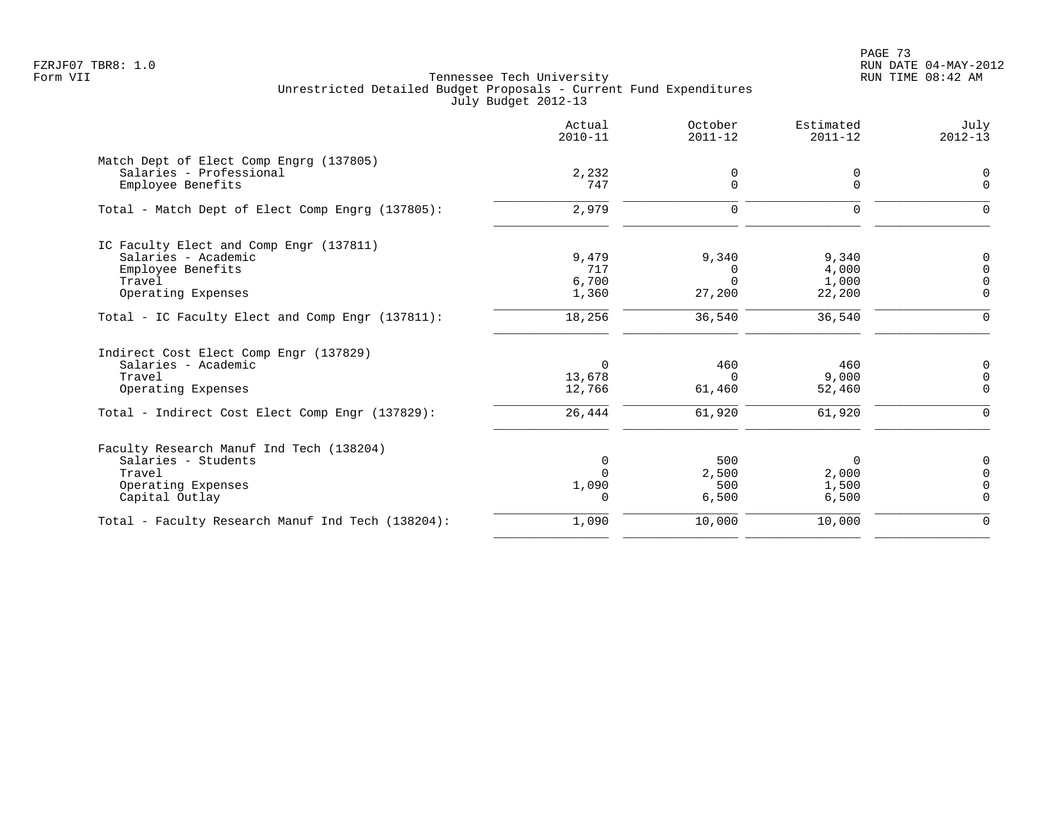Form VII

# Tennessee Tech University
## Unrestricted Detailed Budget Proposals - Current Fund Expenditures
### July Budget 2012-13

| | Actual 2010-11 | October 2011-12 | Estimated 2011-12 | July 2012-13 |
|---|---|---|---|---|
| **Match Dept of Elect Comp Engrg (137805)** | | | | |
| Salaries - Professional | 2,232 | 0 | 0 | 0 |
| Employee Benefits | 747 | 0 | 0 | 0 |
| Total - Match Dept of Elect Comp Engrg (137805): | 2,979 | 0 | 0 | 0 |
| **IC Faculty Elect and Comp Engr (137811)** | | | | |
| Salaries - Academic | 9,479 | 9,340 | 9,340 | 0 |
| Employee Benefits | 717 | 0 | 4,000 | 0 |
| Travel | 6,700 | 0 | 1,000 | 0 |
| Operating Expenses | 1,360 | 27,200 | 22,200 | 0 |
| Total - IC Faculty Elect and Comp Engr (137811): | 18,256 | 36,540 | 36,540 | 0 |
| **Indirect Cost Elect Comp Engr (137829)** | | | | |
| Salaries - Academic | 0 | 460 | 460 | 0 |
| Travel | 13,678 | 0 | 9,000 | 0 |
| Operating Expenses | 12,766 | 61,460 | 52,460 | 0 |
| Total - Indirect Cost Elect Comp Engr (137829): | 26,444 | 61,920 | 61,920 | 0 |
| **Faculty Research Manuf Ind Tech (138204)** | | | | |
| Salaries - Students | 0 | 500 | 0 | 0 |
| Travel | 0 | 2,500 | 2,000 | 0 |
| Operating Expenses | 1,090 | 500 | 1,500 | 0 |
| Capital Outlay | 0 | 6,500 | 6,500 | 0 |
| Total - Faculty Research Manuf Ind Tech (138204): | 1,090 | 10,000 | 10,000 | 0 |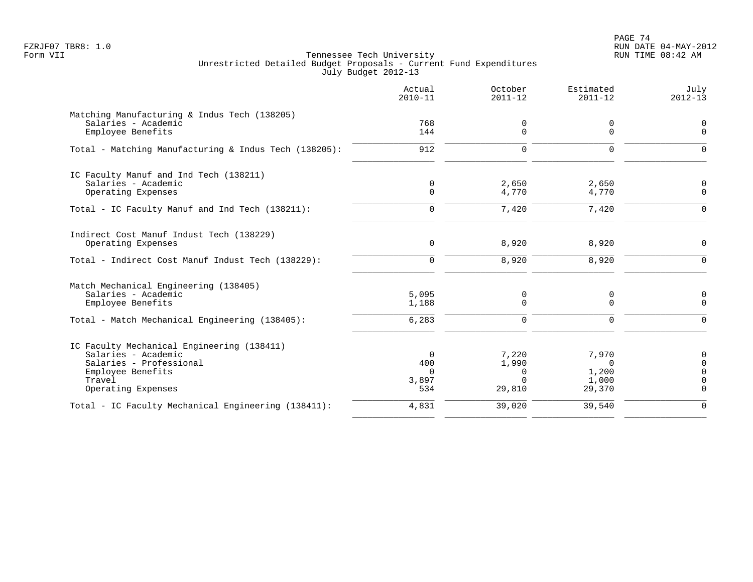Tennessee Tech University
Unrestricted Detailed Budget Proposals - Current Fund Expenditures
July Budget 2012-13

Form VII

| | Actual 2010-11 | October 2011-12 | Estimated 2011-12 | July 2012-13 |
|---|---|---|---|---|
| **Matching Manufacturing & Indus Tech (138205)** | | | | |
| Salaries - Academic | 768 | 0 | 0 | 0 |
| Employee Benefits | 144 | 0 | 0 | 0 |
| Total - Matching Manufacturing & Indus Tech (138205): | 912 | 0 | 0 | 0 |
| **IC Faculty Manuf and Ind Tech (138211)** | | | | |
| Salaries - Academic | 0 | 2,650 | 2,650 | 0 |
| Operating Expenses | 0 | 4,770 | 4,770 | 0 |
| Total - IC Faculty Manuf and Ind Tech (138211): | 0 | 7,420 | 7,420 | 0 |
| **Indirect Cost Manuf Indust Tech (138229)** | | | | |
| Operating Expenses | 0 | 8,920 | 8,920 | 0 |
| Total - Indirect Cost Manuf Indust Tech (138229): | 0 | 8,920 | 8,920 | 0 |
| **Match Mechanical Engineering (138405)** | | | | |
| Salaries - Academic | 5,095 | 0 | 0 | 0 |
| Employee Benefits | 1,188 | 0 | 0 | 0 |
| Total - Match Mechanical Engineering (138405): | 6,283 | 0 | 0 | 0 |
| **IC Faculty Mechanical Engineering (138411)** | | | | |
| Salaries - Academic | 0 | 7,220 | 7,970 | 0 |
| Salaries - Professional | 400 | 1,990 | 0 | 0 |
| Employee Benefits | 0 | 0 | 1,200 | 0 |
| Travel | 3,897 | 0 | 1,000 | 0 |
| Operating Expenses | 534 | 29,810 | 29,370 | 0 |
| Total - IC Faculty Mechanical Engineering (138411): | 4,831 | 39,020 | 39,540 | 0 |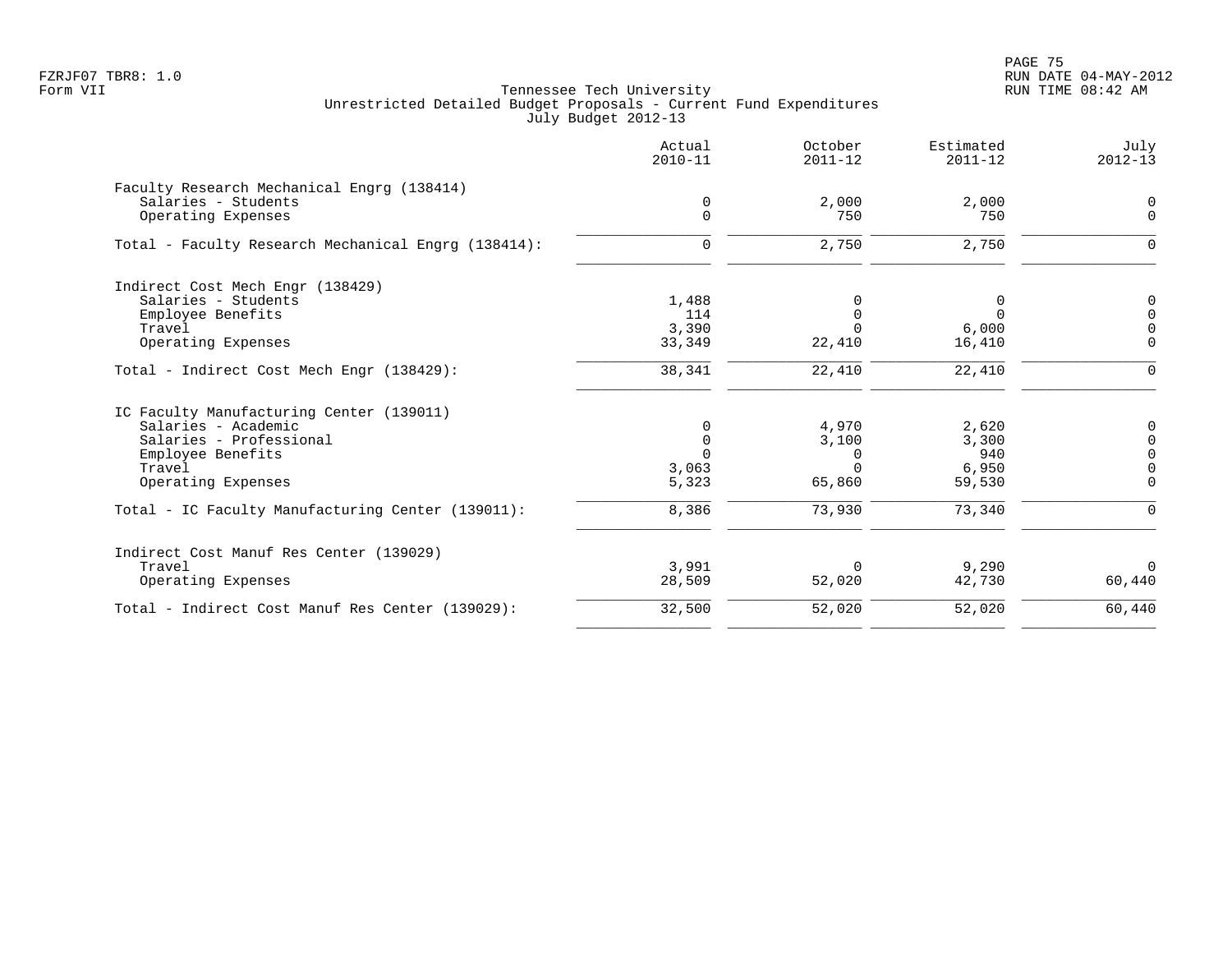Tennessee Tech University
Unrestricted Detailed Budget Proposals - Current Fund Expenditures
July Budget 2012-13

| | Actual 2010-11 | October 2011-12 | Estimated 2011-12 | July 2012-13 |
|---|---|---|---|---|
| Faculty Research Mechanical Engrg (138414) | | | | |
| Salaries - Students | 0 | 2,000 | 2,000 | 0 |
| Operating Expenses | 0 | 750 | 750 | 0 |
| Total - Faculty Research Mechanical Engrg (138414): | 0 | 2,750 | 2,750 | 0 |
| Indirect Cost Mech Engr (138429) | | | | |
| Salaries - Students | 1,488 | 0 | 0 | 0 |
| Employee Benefits | 114 | 0 | 0 | 0 |
| Travel | 3,390 | 0 | 6,000 | 0 |
| Operating Expenses | 33,349 | 22,410 | 16,410 | 0 |
| Total - Indirect Cost Mech Engr (138429): | 38,341 | 22,410 | 22,410 | 0 |
| IC Faculty Manufacturing Center (139011) | | | | |
| Salaries - Academic | 0 | 4,970 | 2,620 | 0 |
| Salaries - Professional | 0 | 3,100 | 3,300 | 0 |
| Employee Benefits | 0 | 0 | 940 | 0 |
| Travel | 3,063 | 0 | 6,950 | 0 |
| Operating Expenses | 5,323 | 65,860 | 59,530 | 0 |
| Total - IC Faculty Manufacturing Center (139011): | 8,386 | 73,930 | 73,340 | 0 |
| Indirect Cost Manuf Res Center (139029) | | | | |
| Travel | 3,991 | 0 | 9,290 | 0 |
| Operating Expenses | 28,509 | 52,020 | 42,730 | 60,440 |
| Total - Indirect Cost Manuf Res Center (139029): | 32,500 | 52,020 | 52,020 | 60,440 |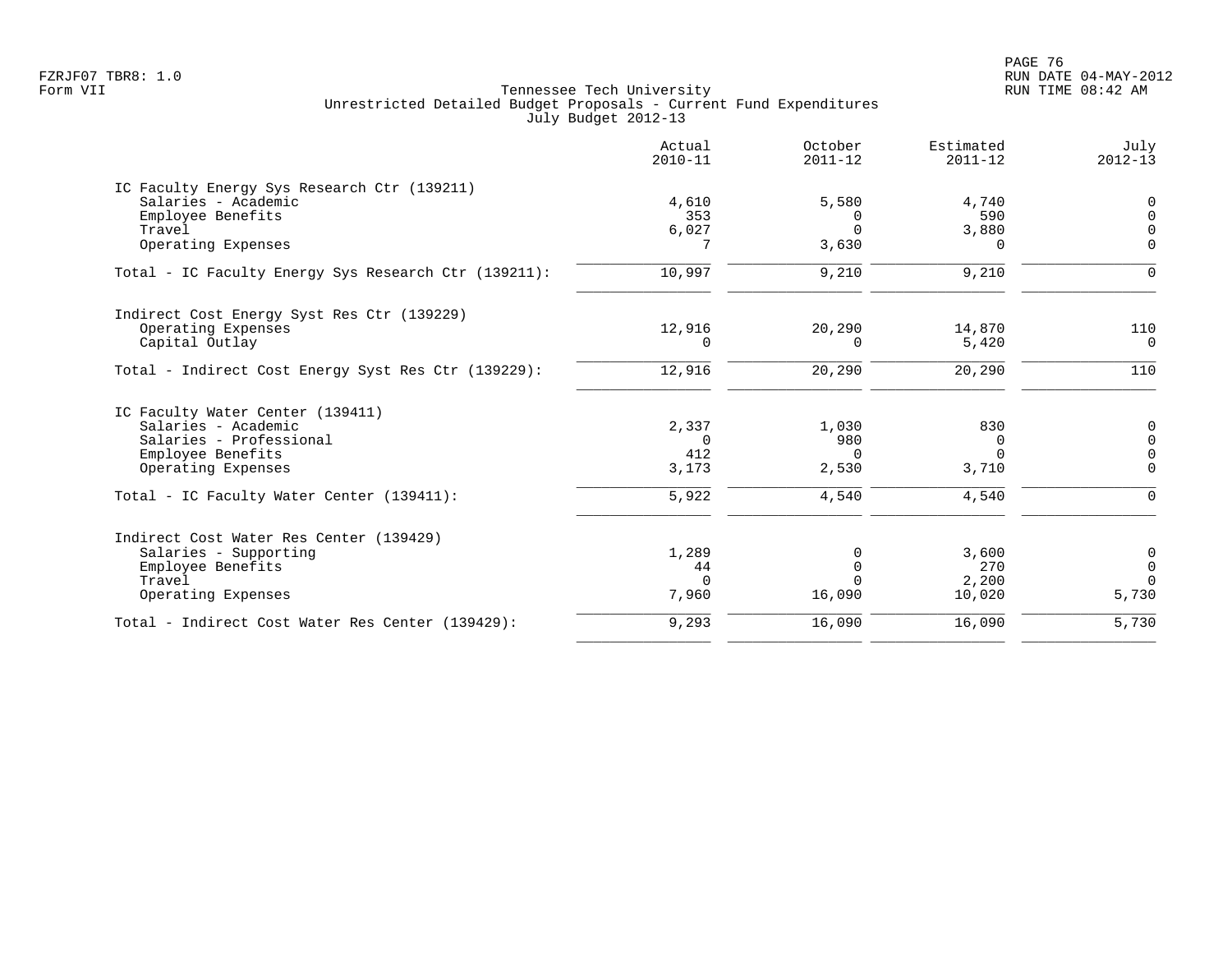FZRJF07 TBR8: 1.0
Form VII

Tennessee Tech University
Unrestricted Detailed Budget Proposals - Current Fund Expenditures
July Budget 2012-13

RUN DATE 04-MAY-2012
RUN TIME 08:42 AM

| | Actual 2010-11 | October 2011-12 | Estimated 2011-12 | July 2012-13 |
|---|---|---|---|---|
| **IC Faculty Energy Sys Research Ctr (139211)** | | | | |
| Salaries - Academic | 4,610 | 5,580 | 4,740 | 0 |
| Employee Benefits | 353 | 0 | 590 | 0 |
| Travel | 6,027 | 0 | 3,880 | 0 |
| Operating Expenses | 7 | 3,630 | 0 | 0 |
| Total - IC Faculty Energy Sys Research Ctr (139211): | 10,997 | 9,210 | 9,210 | 0 |
| **Indirect Cost Energy Syst Res Ctr (139229)** | | | | |
| Operating Expenses | 12,916 | 20,290 | 14,870 | 110 |
| Capital Outlay | 0 | 0 | 5,420 | 0 |
| Total - Indirect Cost Energy Syst Res Ctr (139229): | 12,916 | 20,290 | 20,290 | 110 |
| **IC Faculty Water Center (139411)** | | | | |
| Salaries - Academic | 2,337 | 1,030 | 830 | 0 |
| Salaries - Professional | 0 | 980 | 0 | 0 |
| Employee Benefits | 412 | 0 | 0 | 0 |
| Operating Expenses | 3,173 | 2,530 | 3,710 | 0 |
| Total - IC Faculty Water Center (139411): | 5,922 | 4,540 | 4,540 | 0 |
| **Indirect Cost Water Res Center (139429)** | | | | |
| Salaries - Supporting | 1,289 | 0 | 3,600 | 0 |
| Employee Benefits | 44 | 0 | 270 | 0 |
| Travel | 0 | 0 | 2,200 | 0 |
| Operating Expenses | 7,960 | 16,090 | 10,020 | 5,730 |
| Total - Indirect Cost Water Res Center (139429): | 9,293 | 16,090 | 16,090 | 5,730 |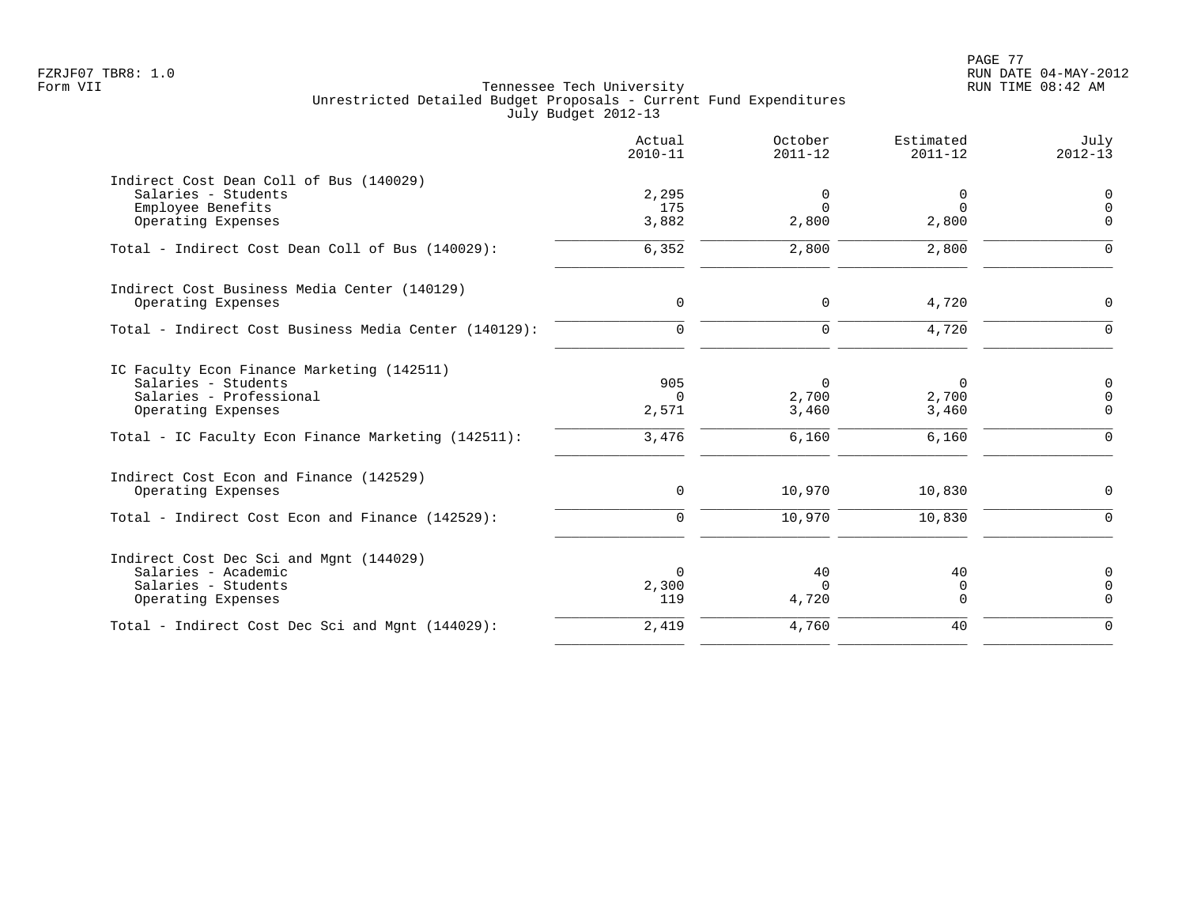Tennessee Tech University
Unrestricted Detailed Budget Proposals - Current Fund Expenditures
July Budget 2012-13

| | Actual 2010-11 | October 2011-12 | Estimated 2011-12 | July 2012-13 |
|---|---|---|---|---|
| **Indirect Cost Dean Coll of Bus (140029)** | | | | |
| Salaries - Students | 2,295 | 0 | 0 | 0 |
| Employee Benefits | 175 | 0 | 0 | 0 |
| Operating Expenses | 3,882 | 2,800 | 2,800 | 0 |
| Total - Indirect Cost Dean Coll of Bus (140029): | 6,352 | 2,800 | 2,800 | 0 |
| **Indirect Cost Business Media Center (140129)** | | | | |
| Operating Expenses | 0 | 0 | 4,720 | 0 |
| Total - Indirect Cost Business Media Center (140129): | 0 | 0 | 4,720 | 0 |
| **IC Faculty Econ Finance Marketing (142511)** | | | | |
| Salaries - Students | 905 | 0 | 0 | 0 |
| Salaries - Professional | 0 | 2,700 | 2,700 | 0 |
| Operating Expenses | 2,571 | 3,460 | 3,460 | 0 |
| Total - IC Faculty Econ Finance Marketing (142511): | 3,476 | 6,160 | 6,160 | 0 |
| **Indirect Cost Econ and Finance (142529)** | | | | |
| Operating Expenses | 0 | 10,970 | 10,830 | 0 |
| Total - Indirect Cost Econ and Finance (142529): | 0 | 10,970 | 10,830 | 0 |
| **Indirect Cost Dec Sci and Mgnt (144029)** | | | | |
| Salaries - Academic | 0 | 40 | 40 | 0 |
| Salaries - Students | 2,300 | 0 | 0 | 0 |
| Operating Expenses | 119 | 4,720 | 0 | 0 |
| Total - Indirect Cost Dec Sci and Mgnt (144029): | 2,419 | 4,760 | 40 | 0 |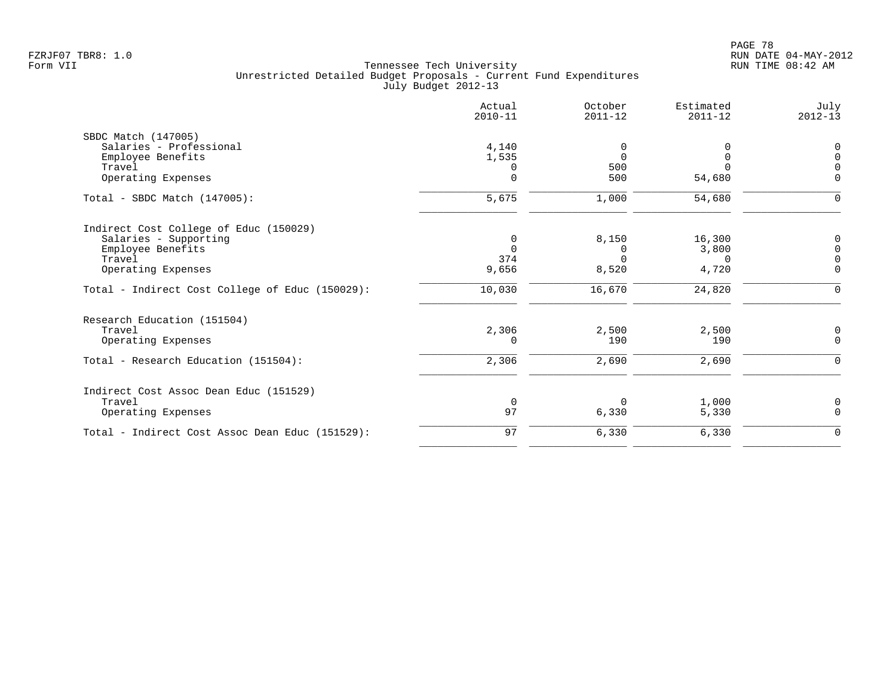Tennessee Tech University
Unrestricted Detailed Budget Proposals - Current Fund Expenditures
July Budget 2012-13

Form VII

| | Actual 2010-11 | October 2011-12 | Estimated 2011-12 | July 2012-13 |
|---|---|---|---|---|
| **SBDC Match (147005)** | | | | |
| Salaries - Professional | 4,140 | 0 | 0 | 0 |
| Employee Benefits | 1,535 | 0 | 0 | 0 |
| Travel | 0 | 500 | 0 | 0 |
| Operating Expenses | 0 | 500 | 54,680 | 0 |
| Total - SBDC Match (147005): | 5,675 | 1,000 | 54,680 | 0 |
| **Indirect Cost College of Educ (150029)** | | | | |
| Salaries - Supporting | 0 | 8,150 | 16,300 | 0 |
| Employee Benefits | 0 | 0 | 3,800 | 0 |
| Travel | 374 | 0 | 0 | 0 |
| Operating Expenses | 9,656 | 8,520 | 4,720 | 0 |
| Total - Indirect Cost College of Educ (150029): | 10,030 | 16,670 | 24,820 | 0 |
| **Research Education (151504)** | | | | |
| Travel | 2,306 | 2,500 | 2,500 | 0 |
| Operating Expenses | 0 | 190 | 190 | 0 |
| Total - Research Education (151504): | 2,306 | 2,690 | 2,690 | 0 |
| **Indirect Cost Assoc Dean Educ (151529)** | | | | |
| Travel | 0 | 0 | 1,000 | 0 |
| Operating Expenses | 97 | 6,330 | 5,330 | 0 |
| Total - Indirect Cost Assoc Dean Educ (151529): | 97 | 6,330 | 6,330 | 0 |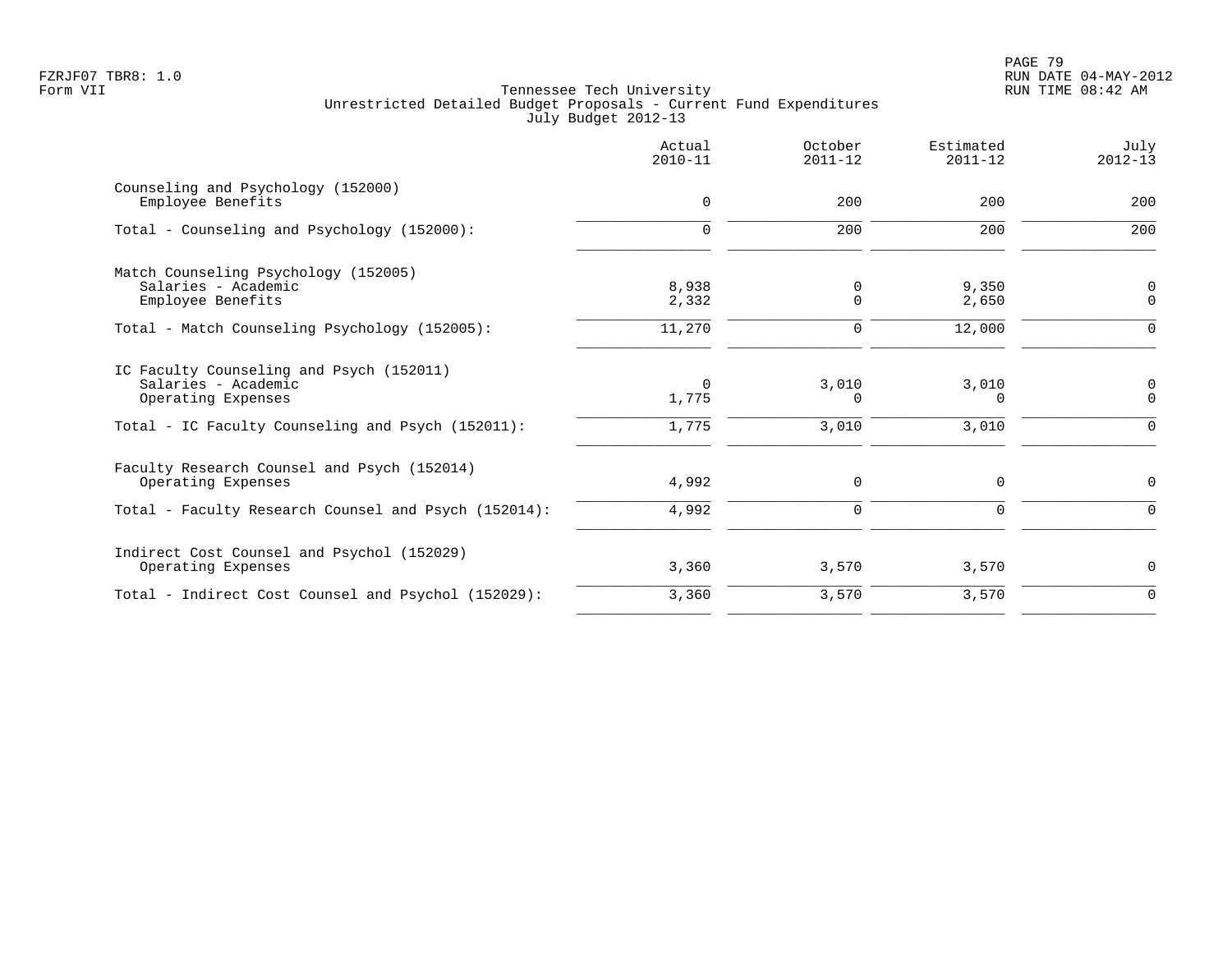Tennessee Tech University
Unrestricted Detailed Budget Proposals - Current Fund Expenditures
July Budget 2012-13

| | Actual 2010-11 | October 2011-12 | Estimated 2011-12 | July 2012-13 |
|---|---|---|---|---|
| **Counseling and Psychology (152000)** | | | | |
| Employee Benefits | 0 | 200 | 200 | 200 |
| Total - Counseling and Psychology (152000): | 0 | 200 | 200 | 200 |
| **Match Counseling Psychology (152005)** | | | | |
| Salaries - Academic | 8,938 | 0 | 9,350 | 0 |
| Employee Benefits | 2,332 | 0 | 2,650 | 0 |
| Total - Match Counseling Psychology (152005): | 11,270 | 0 | 12,000 | 0 |
| **IC Faculty Counseling and Psych (152011)** | | | | |
| Salaries - Academic | 0 | 3,010 | 3,010 | 0 |
| Operating Expenses | 1,775 | 0 | 0 | 0 |
| Total - IC Faculty Counseling and Psych (152011): | 1,775 | 3,010 | 3,010 | 0 |
| **Faculty Research Counsel and Psych (152014)** | | | | |
| Operating Expenses | 4,992 | 0 | 0 | 0 |
| Total - Faculty Research Counsel and Psych (152014): | 4,992 | 0 | 0 | 0 |
| **Indirect Cost Counsel and Psychol (152029)** | | | | |
| Operating Expenses | 3,360 | 3,570 | 3,570 | 0 |
| Total - Indirect Cost Counsel and Psychol (152029): | 3,360 | 3,570 | 3,570 | 0 |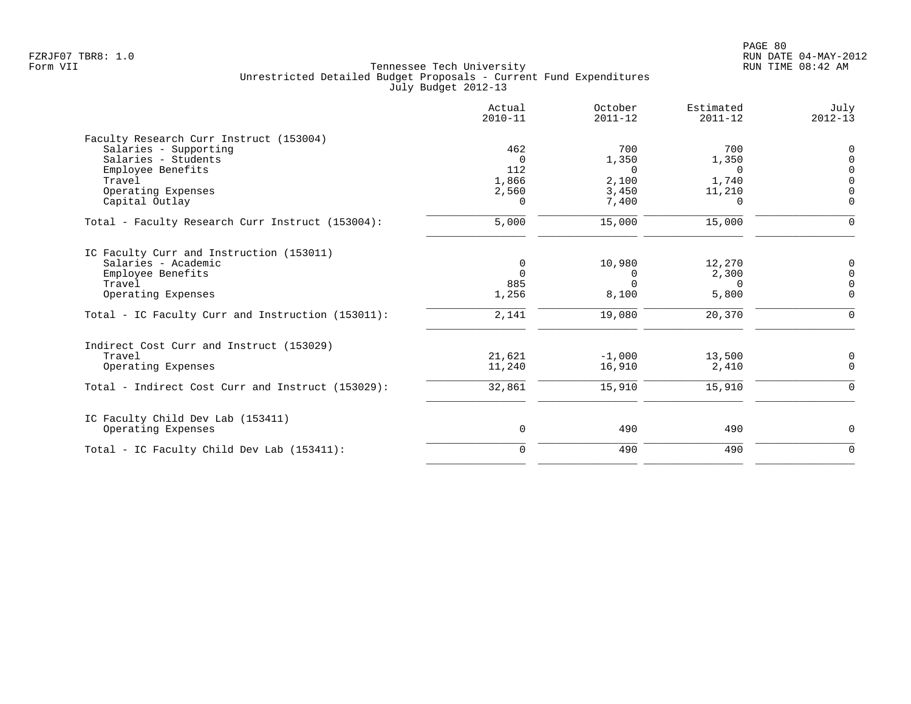Tennessee Tech University
Unrestricted Detailed Budget Proposals - Current Fund Expenditures
July Budget 2012-13

Form VII

| | Actual 2010-11 | October 2011-12 | Estimated 2011-12 | July 2012-13 |
|---|---|---|---|---|
| **Faculty Research Curr Instruct (153004)** | | | | |
| Salaries - Supporting | 462 | 700 | 700 | 0 |
| Salaries - Students | 0 | 1,350 | 1,350 | 0 |
| Employee Benefits | 112 | 0 | 0 | 0 |
| Travel | 1,866 | 2,100 | 1,740 | 0 |
| Operating Expenses | 2,560 | 3,450 | 11,210 | 0 |
| Capital Outlay | 0 | 7,400 | 0 | 0 |
| Total - Faculty Research Curr Instruct (153004): | 5,000 | 15,000 | 15,000 | 0 |
| **IC Faculty Curr and Instruction (153011)** | | | | |
| Salaries - Academic | 0 | 10,980 | 12,270 | 0 |
| Employee Benefits | 0 | 0 | 2,300 | 0 |
| Travel | 885 | 0 | 0 | 0 |
| Operating Expenses | 1,256 | 8,100 | 5,800 | 0 |
| Total - IC Faculty Curr and Instruction (153011): | 2,141 | 19,080 | 20,370 | 0 |
| **Indirect Cost Curr and Instruct (153029)** | | | | |
| Travel | 21,621 | -1,000 | 13,500 | 0 |
| Operating Expenses | 11,240 | 16,910 | 2,410 | 0 |
| Total - Indirect Cost Curr and Instruct (153029): | 32,861 | 15,910 | 15,910 | 0 |
| **IC Faculty Child Dev Lab (153411)** | | | | |
| Operating Expenses | 0 | 490 | 490 | 0 |
| Total - IC Faculty Child Dev Lab (153411): | 0 | 490 | 490 | 0 |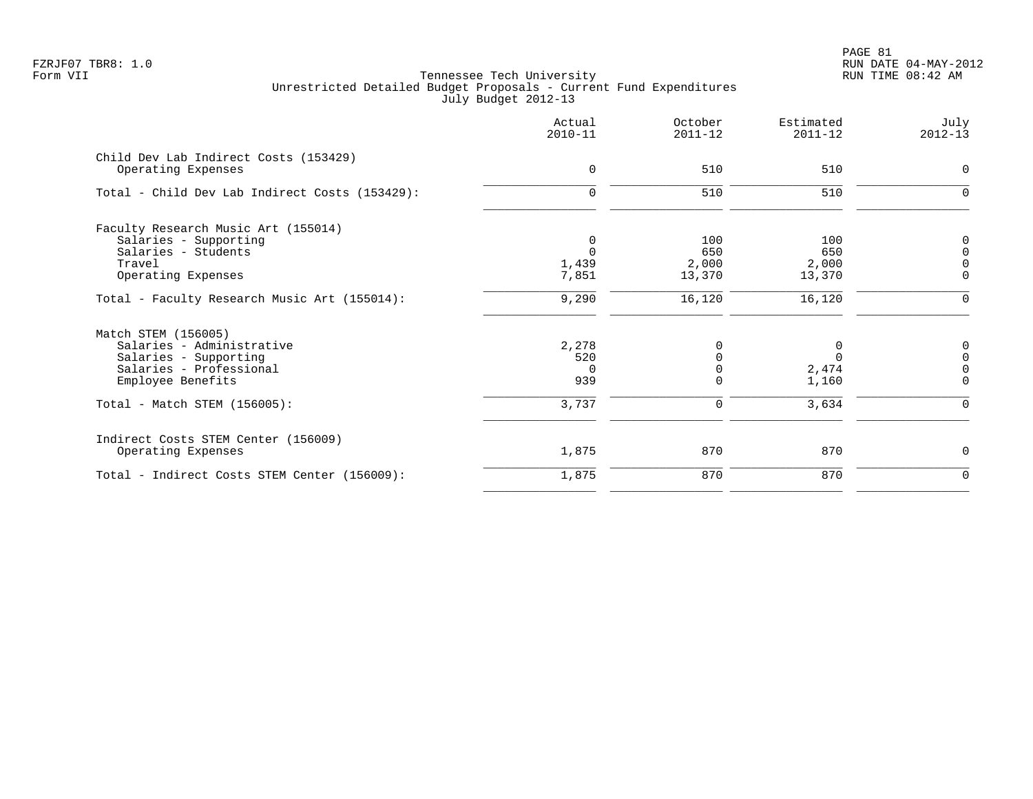Tennessee Tech University
Unrestricted Detailed Budget Proposals - Current Fund Expenditures
July Budget 2012-13

Form VII

| | Actual 2010-11 | October 2011-12 | Estimated 2011-12 | July 2012-13 |
|---|---|---|---|---|
| **Child Dev Lab Indirect Costs (153429)** | | | | |
| Operating Expenses | 0 | 510 | 510 | 0 |
| Total - Child Dev Lab Indirect Costs (153429): | 0 | 510 | 510 | 0 |
| **Faculty Research Music Art (155014)** | | | | |
| Salaries - Supporting | 0 | 100 | 100 | 0 |
| Salaries - Students | 0 | 650 | 650 | 0 |
| Travel | 1,439 | 2,000 | 2,000 | 0 |
| Operating Expenses | 7,851 | 13,370 | 13,370 | 0 |
| Total - Faculty Research Music Art (155014): | 9,290 | 16,120 | 16,120 | 0 |
| **Match STEM (156005)** | | | | |
| Salaries - Administrative | 2,278 | 0 | 0 | 0 |
| Salaries - Supporting | 520 | 0 | 0 | 0 |
| Salaries - Professional | 0 | 0 | 2,474 | 0 |
| Employee Benefits | 939 | 0 | 1,160 | 0 |
| Total - Match STEM (156005): | 3,737 | 0 | 3,634 | 0 |
| **Indirect Costs STEM Center (156009)** | | | | |
| Operating Expenses | 1,875 | 870 | 870 | 0 |
| Total - Indirect Costs STEM Center (156009): | 1,875 | 870 | 870 | 0 |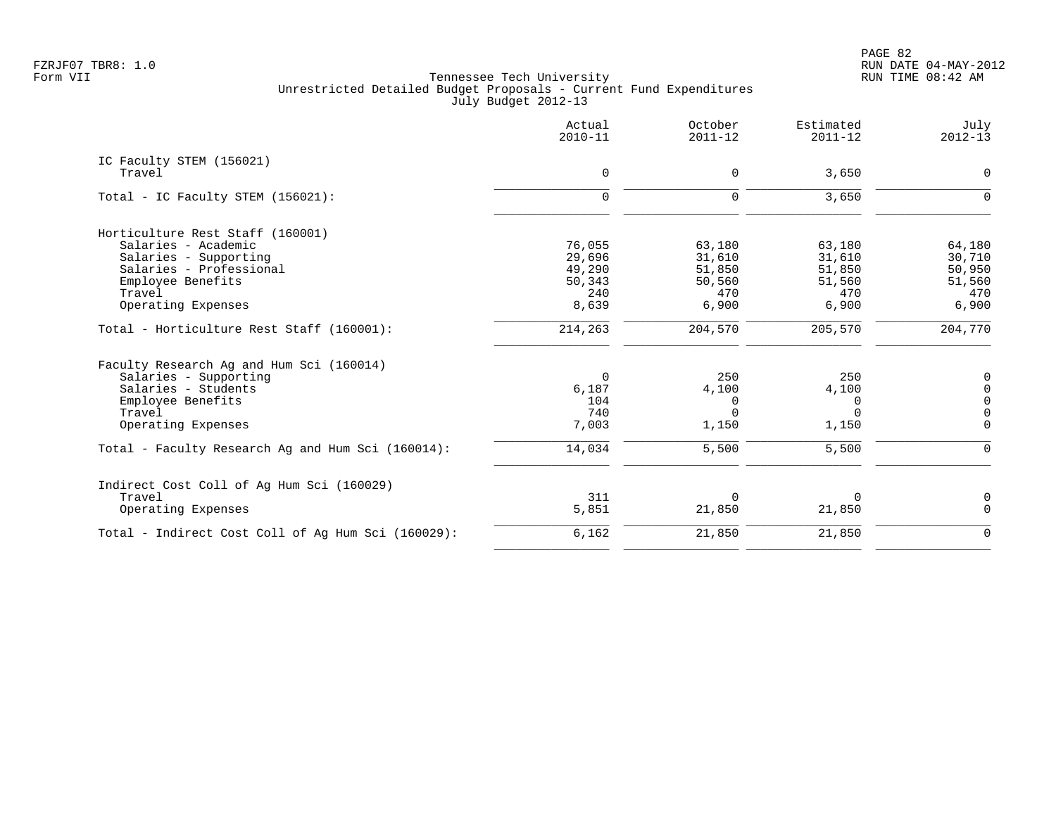Tennessee Tech University
Unrestricted Detailed Budget Proposals - Current Fund Expenditures
July Budget 2012-13

| | Actual 2010-11 | October 2011-12 | Estimated 2011-12 | July 2012-13 |
|---|---|---|---|---|
| **IC Faculty STEM (156021)** | | | | |
| Travel | 0 | 0 | 3,650 | 0 |
| Total - IC Faculty STEM (156021): | 0 | 0 | 3,650 | 0 |
| **Horticulture Rest Staff (160001)** | | | | |
| Salaries - Academic | 76,055 | 63,180 | 63,180 | 64,180 |
| Salaries - Supporting | 29,696 | 31,610 | 31,610 | 30,710 |
| Salaries - Professional | 49,290 | 51,850 | 51,850 | 50,950 |
| Employee Benefits | 50,343 | 50,560 | 51,560 | 51,560 |
| Travel | 240 | 470 | 470 | 470 |
| Operating Expenses | 8,639 | 6,900 | 6,900 | 6,900 |
| Total - Horticulture Rest Staff (160001): | 214,263 | 204,570 | 205,570 | 204,770 |
| **Faculty Research Ag and Hum Sci (160014)** | | | | |
| Salaries - Supporting | 0 | 250 | 250 | 0 |
| Salaries - Students | 6,187 | 4,100 | 4,100 | 0 |
| Employee Benefits | 104 | 0 | 0 | 0 |
| Travel | 740 | 0 | 0 | 0 |
| Operating Expenses | 7,003 | 1,150 | 1,150 | 0 |
| Total - Faculty Research Ag and Hum Sci (160014): | 14,034 | 5,500 | 5,500 | 0 |
| **Indirect Cost Coll of Ag Hum Sci (160029)** | | | | |
| Travel | 311 | 0 | 0 | 0 |
| Operating Expenses | 5,851 | 21,850 | 21,850 | 0 |
| Total - Indirect Cost Coll of Ag Hum Sci (160029): | 6,162 | 21,850 | 21,850 | 0 |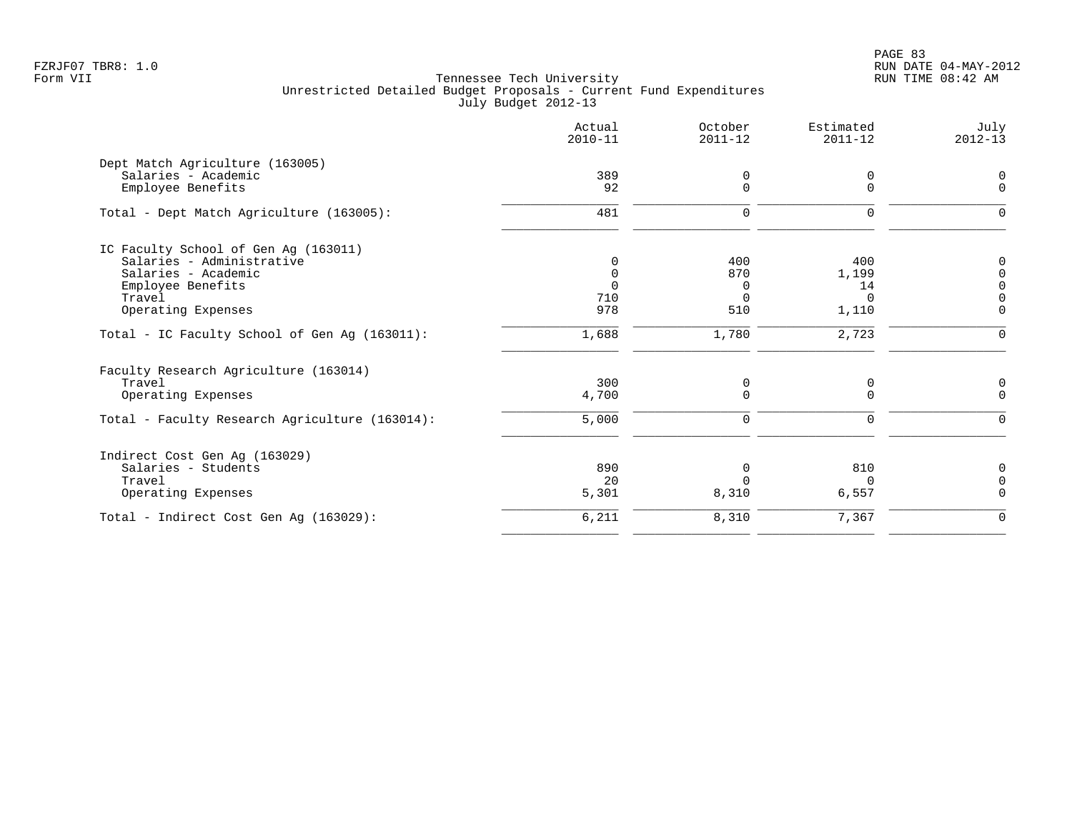Tennessee Tech University
Unrestricted Detailed Budget Proposals - Current Fund Expenditures
July Budget 2012-13

| | Actual 2010-11 | October 2011-12 | Estimated 2011-12 | July 2012-13 |
|---|---|---|---|---|
| **Dept Match Agriculture (163005)** | | | | |
| Salaries - Academic | 389 | 0 | 0 | 0 |
| Employee Benefits | 92 | 0 | 0 | 0 |
| Total - Dept Match Agriculture (163005): | 481 | 0 | 0 | 0 |
| **IC Faculty School of Gen Ag (163011)** | | | | |
| Salaries - Administrative | 0 | 400 | 400 | 0 |
| Salaries - Academic | 0 | 870 | 1,199 | 0 |
| Employee Benefits | 0 | 0 | 14 | 0 |
| Travel | 710 | 0 | 0 | 0 |
| Operating Expenses | 978 | 510 | 1,110 | 0 |
| Total - IC Faculty School of Gen Ag (163011): | 1,688 | 1,780 | 2,723 | 0 |
| **Faculty Research Agriculture (163014)** | | | | |
| Travel | 300 | 0 | 0 | 0 |
| Operating Expenses | 4,700 | 0 | 0 | 0 |
| Total - Faculty Research Agriculture (163014): | 5,000 | 0 | 0 | 0 |
| **Indirect Cost Gen Ag (163029)** | | | | |
| Salaries - Students | 890 | 0 | 810 | 0 |
| Travel | 20 | 0 | 0 | 0 |
| Operating Expenses | 5,301 | 8,310 | 6,557 | 0 |
| Total - Indirect Cost Gen Ag (163029): | 6,211 | 8,310 | 7,367 | 0 |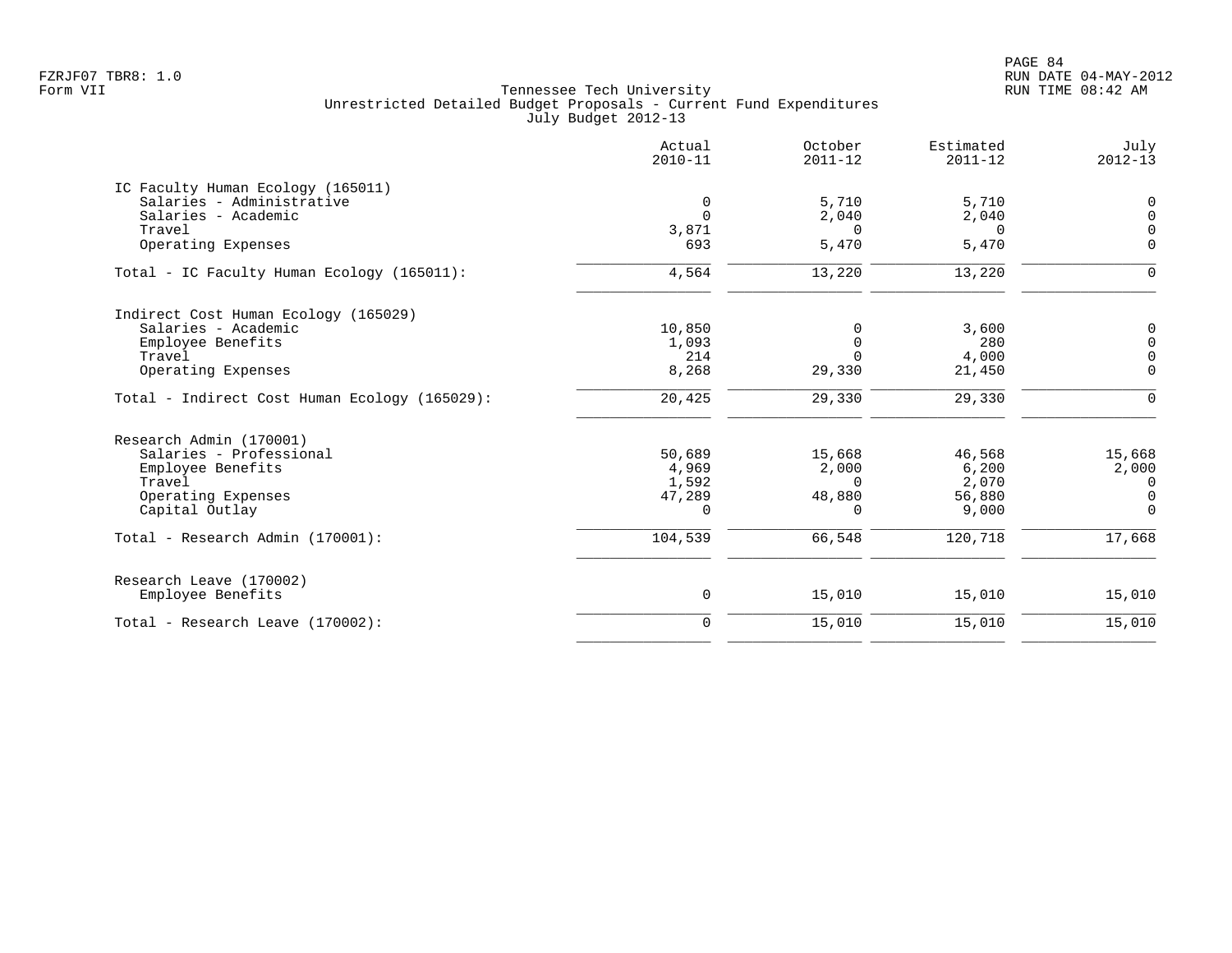Tennessee Tech University
Unrestricted Detailed Budget Proposals - Current Fund Expenditures
July Budget 2012-13

| | Actual 2010-11 | October 2011-12 | Estimated 2011-12 | July 2012-13 |
|---|---|---|---|---|
| **IC Faculty Human Ecology (165011)** | | | | |
| Salaries - Administrative | 0 | 5,710 | 5,710 | 0 |
| Salaries - Academic | 0 | 2,040 | 2,040 | 0 |
| Travel | 3,871 | 0 | 0 | 0 |
| Operating Expenses | 693 | 5,470 | 5,470 | 0 |
| Total - IC Faculty Human Ecology (165011): | 4,564 | 13,220 | 13,220 | 0 |
| **Indirect Cost Human Ecology (165029)** | | | | |
| Salaries - Academic | 10,850 | 0 | 3,600 | 0 |
| Employee Benefits | 1,093 | 0 | 280 | 0 |
| Travel | 214 | 0 | 4,000 | 0 |
| Operating Expenses | 8,268 | 29,330 | 21,450 | 0 |
| Total - Indirect Cost Human Ecology (165029): | 20,425 | 29,330 | 29,330 | 0 |
| **Research Admin (170001)** | | | | |
| Salaries - Professional | 50,689 | 15,668 | 46,568 | 15,668 |
| Employee Benefits | 4,969 | 2,000 | 6,200 | 2,000 |
| Travel | 1,592 | 0 | 2,070 | 0 |
| Operating Expenses | 47,289 | 48,880 | 56,880 | 0 |
| Capital Outlay | 0 | 0 | 9,000 | 0 |
| Total - Research Admin (170001): | 104,539 | 66,548 | 120,718 | 17,668 |
| **Research Leave (170002)** | | | | |
| Employee Benefits | 0 | 15,010 | 15,010 | 15,010 |
| Total - Research Leave (170002): | 0 | 15,010 | 15,010 | 15,010 |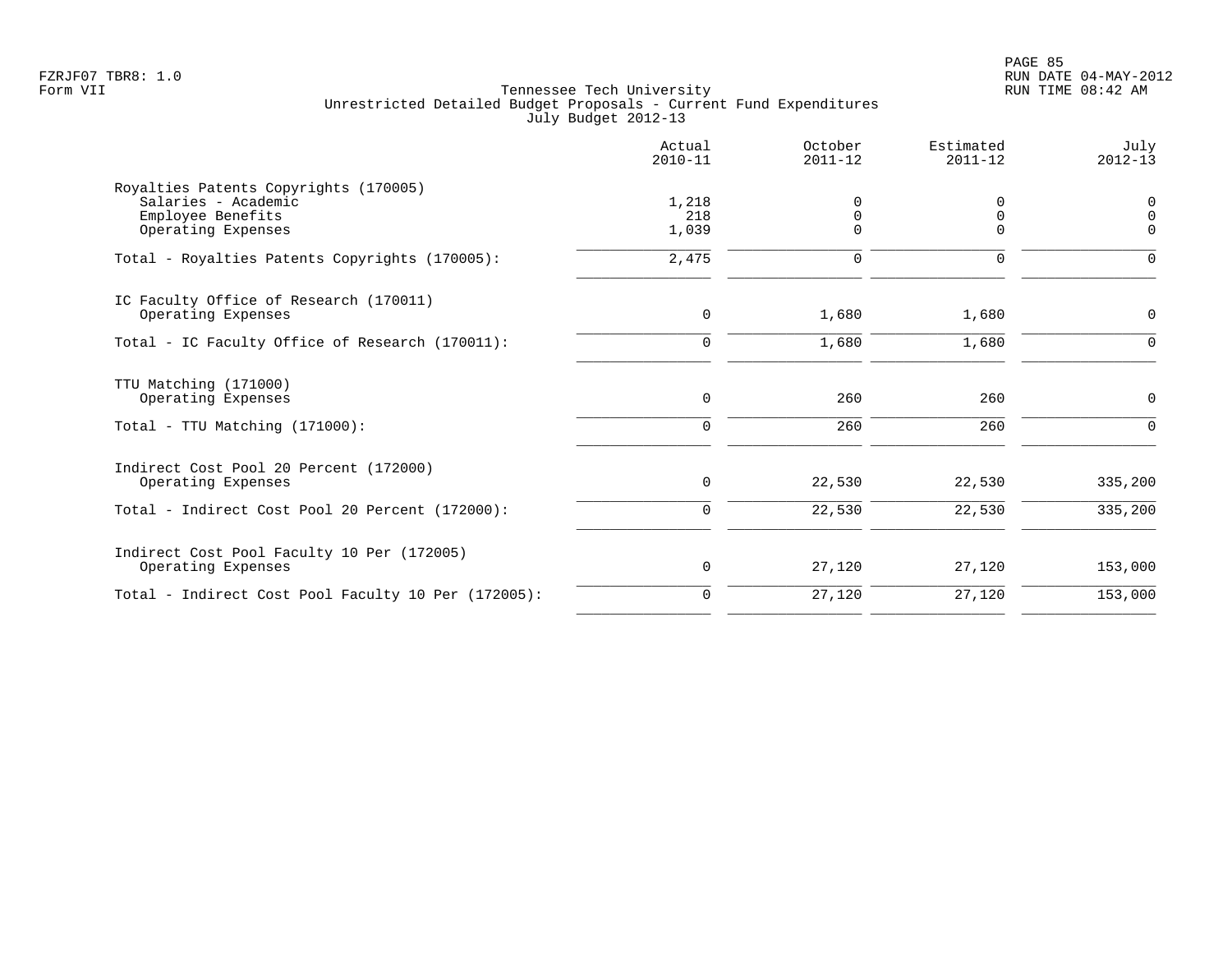Tennessee Tech University
Unrestricted Detailed Budget Proposals - Current Fund Expenditures
July Budget 2012-13

| | Actual 2010-11 | October 2011-12 | Estimated 2011-12 | July 2012-13 |
|---|---|---|---|---|
| **Royalties Patents Copyrights (170005)** | | | | |
| Salaries - Academic | 1,218 | 0 | 0 | 0 |
| Employee Benefits | 218 | 0 | 0 | 0 |
| Operating Expenses | 1,039 | 0 | 0 | 0 |
| Total - Royalties Patents Copyrights (170005): | 2,475 | 0 | 0 | 0 |
| **IC Faculty Office of Research (170011)** | | | | |
| Operating Expenses | 0 | 1,680 | 1,680 | 0 |
| Total - IC Faculty Office of Research (170011): | 0 | 1,680 | 1,680 | 0 |
| **TTU Matching (171000)** | | | | |
| Operating Expenses | 0 | 260 | 260 | 0 |
| Total - TTU Matching (171000): | 0 | 260 | 260 | 0 |
| **Indirect Cost Pool 20 Percent (172000)** | | | | |
| Operating Expenses | 0 | 22,530 | 22,530 | 335,200 |
| Total - Indirect Cost Pool 20 Percent (172000): | 0 | 22,530 | 22,530 | 335,200 |
| **Indirect Cost Pool Faculty 10 Per (172005)** | | | | |
| Operating Expenses | 0 | 27,120 | 27,120 | 153,000 |
| Total - Indirect Cost Pool Faculty 10 Per (172005): | 0 | 27,120 | 27,120 | 153,000 |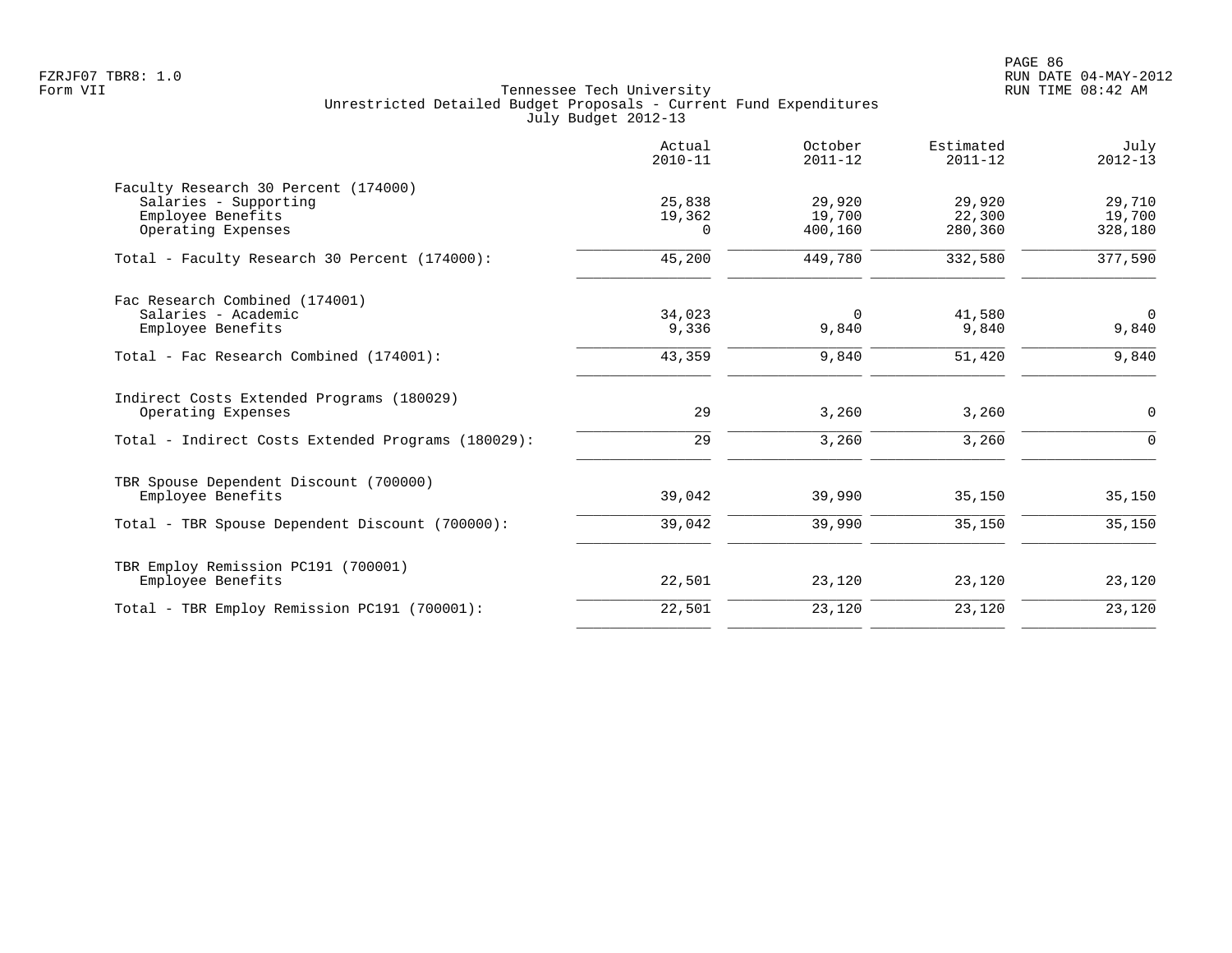Tennessee Tech University
Unrestricted Detailed Budget Proposals - Current Fund Expenditures
July Budget 2012-13

| | Actual 2010-11 | October 2011-12 | Estimated 2011-12 | July 2012-13 |
|---|---|---|---|---|
| **Faculty Research 30 Percent (174000)** | | | | |
| Salaries - Supporting | 25,838 | 29,920 | 29,920 | 29,710 |
| Employee Benefits | 19,362 | 19,700 | 22,300 | 19,700 |
| Operating Expenses | 0 | 400,160 | 280,360 | 328,180 |
| Total - Faculty Research 30 Percent (174000): | 45,200 | 449,780 | 332,580 | 377,590 |
| **Fac Research Combined (174001)** | | | | |
| Salaries - Academic | 34,023 | 0 | 41,580 | 0 |
| Employee Benefits | 9,336 | 9,840 | 9,840 | 9,840 |
| Total - Fac Research Combined (174001): | 43,359 | 9,840 | 51,420 | 9,840 |
| **Indirect Costs Extended Programs (180029)** | | | | |
| Operating Expenses | 29 | 3,260 | 3,260 | 0 |
| Total - Indirect Costs Extended Programs (180029): | 29 | 3,260 | 3,260 | 0 |
| **TBR Spouse Dependent Discount (700000)** | | | | |
| Employee Benefits | 39,042 | 39,990 | 35,150 | 35,150 |
| Total - TBR Spouse Dependent Discount (700000): | 39,042 | 39,990 | 35,150 | 35,150 |
| **TBR Employ Remission PC191 (700001)** | | | | |
| Employee Benefits | 22,501 | 23,120 | 23,120 | 23,120 |
| Total - TBR Employ Remission PC191 (700001): | 22,501 | 23,120 | 23,120 | 23,120 |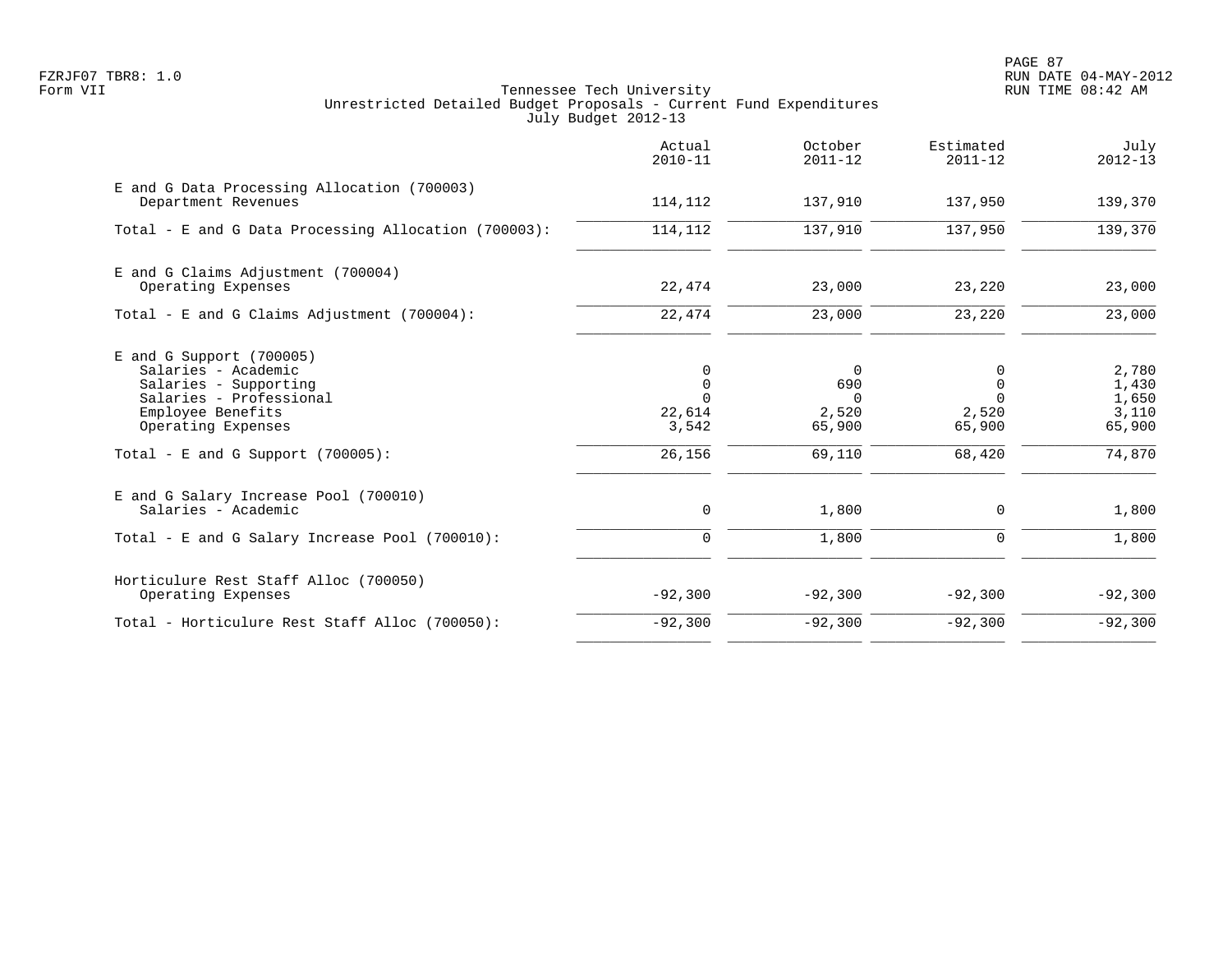FZRJF07 TBR8: 1.0
Form VII

Tennessee Tech University
Unrestricted Detailed Budget Proposals - Current Fund Expenditures
July Budget 2012-13

RUN DATE 04-MAY-2012
RUN TIME 08:42 AM

| | Actual 2010-11 | October 2011-12 | Estimated 2011-12 | July 2012-13 |
|---|---|---|---|---|
| E and G Data Processing Allocation (700003) | | | | |
| Department Revenues | 114,112 | 137,910 | 137,950 | 139,370 |
| Total - E and G Data Processing Allocation (700003): | 114,112 | 137,910 | 137,950 | 139,370 |
| E and G Claims Adjustment (700004) | | | | |
| Operating Expenses | 22,474 | 23,000 | 23,220 | 23,000 |
| Total - E and G Claims Adjustment (700004): | 22,474 | 23,000 | 23,220 | 23,000 |
| E and G Support (700005) | | | | |
| Salaries - Academic | 0 | 0 | 0 | 2,780 |
| Salaries - Supporting | 0 | 690 | 0 | 1,430 |
| Salaries - Professional | 0 | 0 | 0 | 1,650 |
| Employee Benefits | 22,614 | 2,520 | 2,520 | 3,110 |
| Operating Expenses | 3,542 | 65,900 | 65,900 | 65,900 |
| Total - E and G Support (700005): | 26,156 | 69,110 | 68,420 | 74,870 |
| E and G Salary Increase Pool (700010) | | | | |
| Salaries - Academic | 0 | 1,800 | 0 | 1,800 |
| Total - E and G Salary Increase Pool (700010): | 0 | 1,800 | 0 | 1,800 |
| Horticulure Rest Staff Alloc (700050) | | | | |
| Operating Expenses | -92,300 | -92,300 | -92,300 | -92,300 |
| Total - Horticulure Rest Staff Alloc (700050): | -92,300 | -92,300 | -92,300 | -92,300 |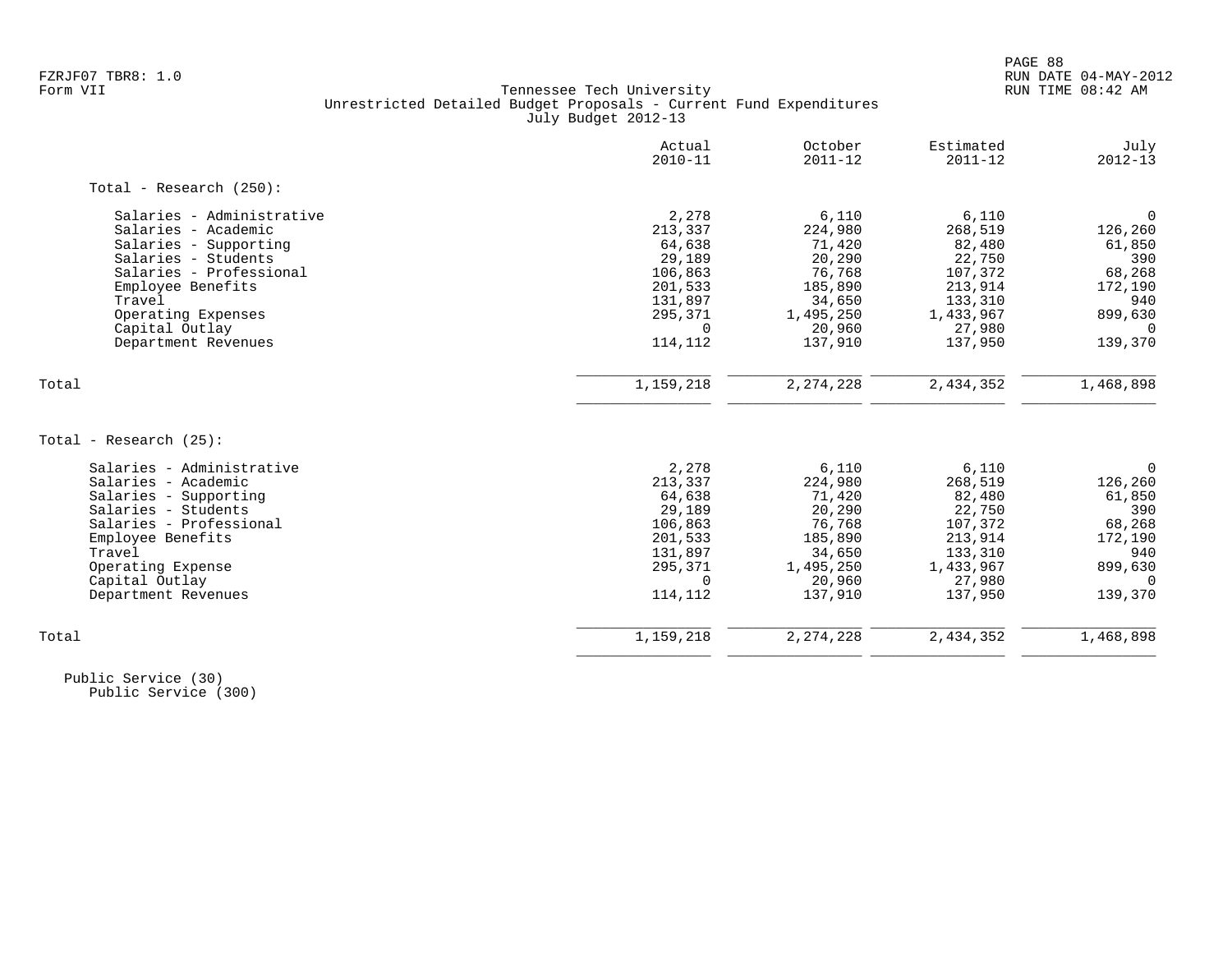FZRJF07 TBR8: 1.0
Form VII

# Tennessee Tech University
## Unrestricted Detailed Budget Proposals - Current Fund Expenditures
### July Budget 2012-13

RUN DATE 04-MAY-2012
RUN TIME 08:42 AM

| | Actual 2010-11 | October 2011-12 | Estimated 2011-12 | July 2012-13 |
|---|---|---|---|---|
| **Total - Research (250):** | | | | |
| Salaries - Administrative | 2,278 | 6,110 | 6,110 | 0 |
| Salaries - Academic | 213,337 | 224,980 | 268,519 | 126,260 |
| Salaries - Supporting | 64,638 | 71,420 | 82,480 | 61,850 |
| Salaries - Students | 29,189 | 20,290 | 22,750 | 390 |
| Salaries - Professional | 106,863 | 76,768 | 107,372 | 68,268 |
| Employee Benefits | 201,533 | 185,890 | 213,914 | 172,190 |
| Travel | 131,897 | 34,650 | 133,310 | 940 |
| Operating Expenses | 295,371 | 1,495,250 | 1,433,967 | 899,630 |
| Capital Outlay | 0 | 20,960 | 27,980 | 0 |
| Department Revenues | 114,112 | 137,910 | 137,950 | 139,370 |
| Total | 1,159,218 | 2,274,228 | 2,434,352 | 1,468,898 |

| | Actual 2010-11 | October 2011-12 | Estimated 2011-12 | July 2012-13 |
|---|---|---|---|---|
| **Total - Research (25):** | | | | |
| Salaries - Administrative | 2,278 | 6,110 | 6,110 | 0 |
| Salaries - Academic | 213,337 | 224,980 | 268,519 | 126,260 |
| Salaries - Supporting | 64,638 | 71,420 | 82,480 | 61,850 |
| Salaries - Students | 29,189 | 20,290 | 22,750 | 390 |
| Salaries - Professional | 106,863 | 76,768 | 107,372 | 68,268 |
| Employee Benefits | 201,533 | 185,890 | 213,914 | 172,190 |
| Travel | 131,897 | 34,650 | 133,310 | 940 |
| Operating Expense | 295,371 | 1,495,250 | 1,433,967 | 899,630 |
| Capital Outlay | 0 | 20,960 | 27,980 | 0 |
| Department Revenues | 114,112 | 137,910 | 137,950 | 139,370 |
| Total | 1,159,218 | 2,274,228 | 2,434,352 | 1,468,898 |

Public Service (30)
Public Service (300)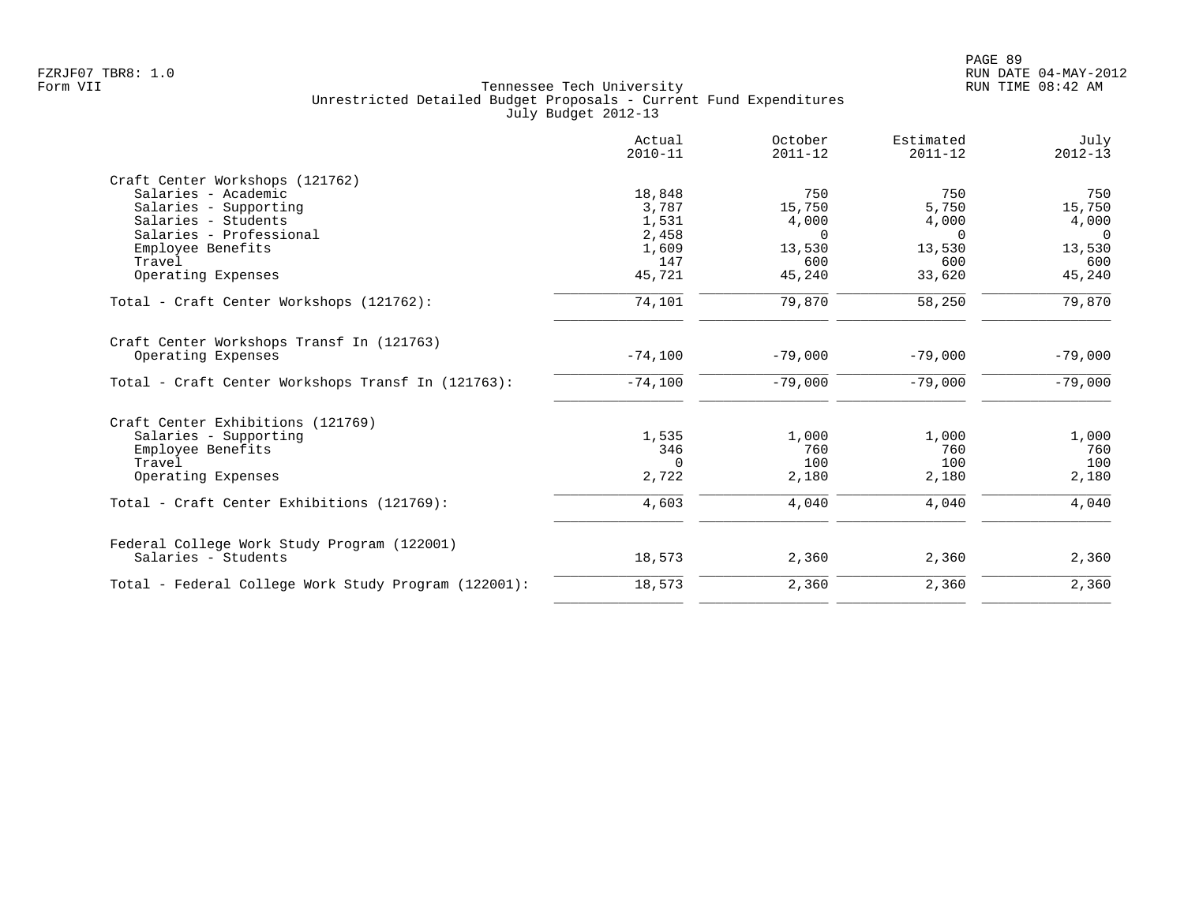Tennessee Tech University
Unrestricted Detailed Budget Proposals - Current Fund Expenditures
July Budget 2012-13

| | Actual 2010-11 | October 2011-12 | Estimated 2011-12 | July 2012-13 |
|---|---|---|---|---|
| **Craft Center Workshops (121762)** | | | | |
| Salaries - Academic | 18,848 | 750 | 750 | 750 |
| Salaries - Supporting | 3,787 | 15,750 | 5,750 | 15,750 |
| Salaries - Students | 1,531 | 4,000 | 4,000 | 4,000 |
| Salaries - Professional | 2,458 | 0 | 0 | 0 |
| Employee Benefits | 1,609 | 13,530 | 13,530 | 13,530 |
| Travel | 147 | 600 | 600 | 600 |
| Operating Expenses | 45,721 | 45,240 | 33,620 | 45,240 |
| Total - Craft Center Workshops (121762): | 74,101 | 79,870 | 58,250 | 79,870 |
| **Craft Center Workshops Transf In (121763)** | | | | |
| Operating Expenses | -74,100 | -79,000 | -79,000 | -79,000 |
| Total - Craft Center Workshops Transf In (121763): | -74,100 | -79,000 | -79,000 | -79,000 |
| **Craft Center Exhibitions (121769)** | | | | |
| Salaries - Supporting | 1,535 | 1,000 | 1,000 | 1,000 |
| Employee Benefits | 346 | 760 | 760 | 760 |
| Travel | 0 | 100 | 100 | 100 |
| Operating Expenses | 2,722 | 2,180 | 2,180 | 2,180 |
| Total - Craft Center Exhibitions (121769): | 4,603 | 4,040 | 4,040 | 4,040 |
| **Federal College Work Study Program (122001)** | | | | |
| Salaries - Students | 18,573 | 2,360 | 2,360 | 2,360 |
| Total - Federal College Work Study Program (122001): | 18,573 | 2,360 | 2,360 | 2,360 |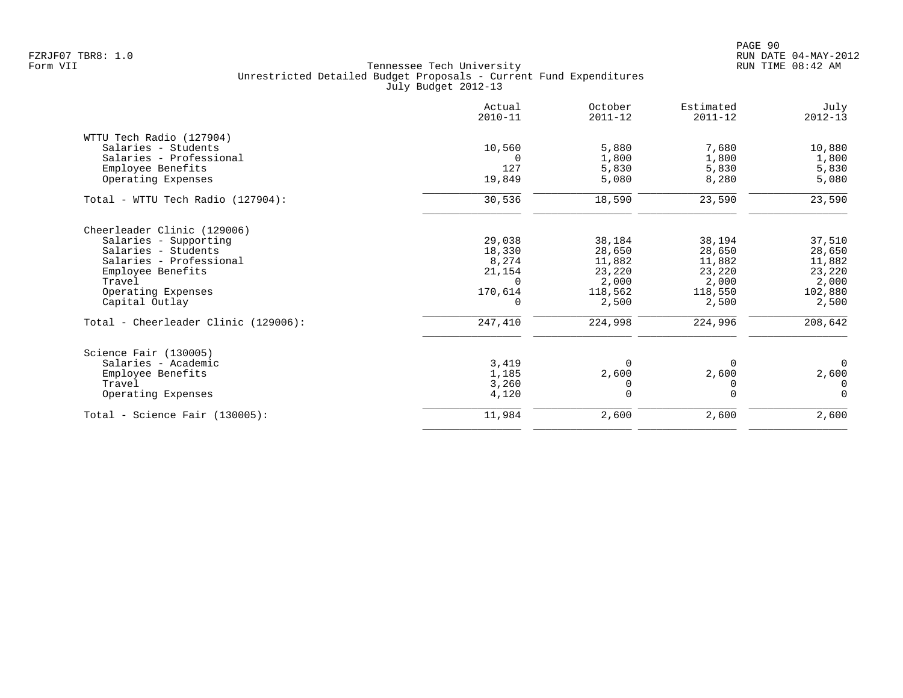Tennessee Tech University
Unrestricted Detailed Budget Proposals - Current Fund Expenditures
July Budget 2012-13

| | Actual 2010-11 | October 2011-12 | Estimated 2011-12 | July 2012-13 |
|---|---|---|---|---|
| **WTTU Tech Radio (127904)** | | | | |
| Salaries - Students | 10,560 | 5,880 | 7,680 | 10,880 |
| Salaries - Professional | 0 | 1,800 | 1,800 | 1,800 |
| Employee Benefits | 127 | 5,830 | 5,830 | 5,830 |
| Operating Expenses | 19,849 | 5,080 | 8,280 | 5,080 |
| Total - WTTU Tech Radio (127904): | 30,536 | 18,590 | 23,590 | 23,590 |
| **Cheerleader Clinic (129006)** | | | | |
| Salaries - Supporting | 29,038 | 38,184 | 38,194 | 37,510 |
| Salaries - Students | 18,330 | 28,650 | 28,650 | 28,650 |
| Salaries - Professional | 8,274 | 11,882 | 11,882 | 11,882 |
| Employee Benefits | 21,154 | 23,220 | 23,220 | 23,220 |
| Travel | 0 | 2,000 | 2,000 | 2,000 |
| Operating Expenses | 170,614 | 118,562 | 118,550 | 102,880 |
| Capital Outlay | 0 | 2,500 | 2,500 | 2,500 |
| Total - Cheerleader Clinic (129006): | 247,410 | 224,998 | 224,996 | 208,642 |
| **Science Fair (130005)** | | | | |
| Salaries - Academic | 3,419 | 0 | 0 | 0 |
| Employee Benefits | 1,185 | 2,600 | 2,600 | 2,600 |
| Travel | 3,260 | 0 | 0 | 0 |
| Operating Expenses | 4,120 | 0 | 0 | 0 |
| Total - Science Fair (130005): | 11,984 | 2,600 | 2,600 | 2,600 |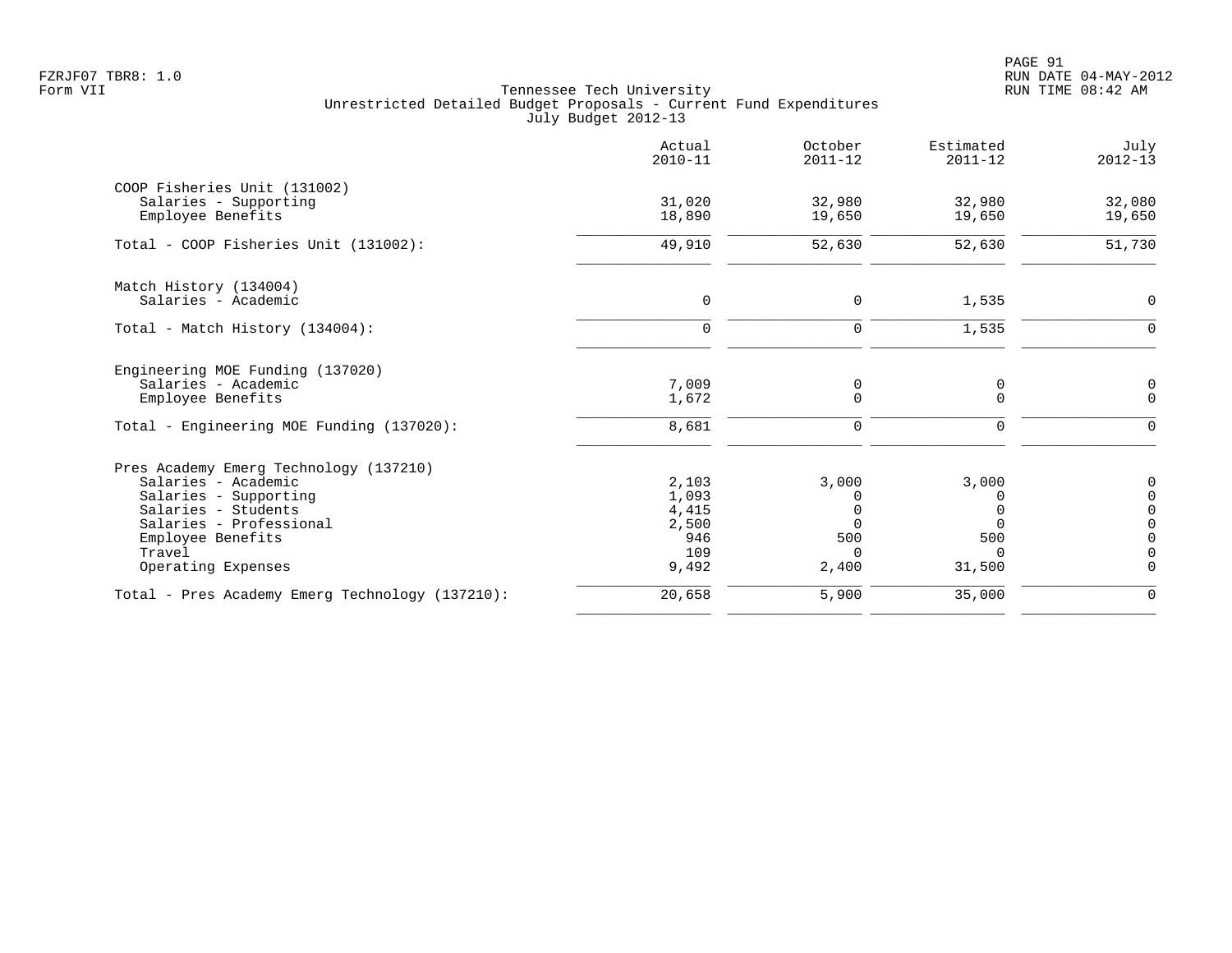FZRJF07 TBR8: 1.0
Form VII

Tennessee Tech University
Unrestricted Detailed Budget Proposals - Current Fund Expenditures
July Budget 2012-13

| | Actual 2010-11 | October 2011-12 | Estimated 2011-12 | July 2012-13 |
|---|---|---|---|---|
| **COOP Fisheries Unit (131002)** | | | | |
| Salaries - Supporting | 31,020 | 32,980 | 32,980 | 32,080 |
| Employee Benefits | 18,890 | 19,650 | 19,650 | 19,650 |
| Total - COOP Fisheries Unit (131002): | 49,910 | 52,630 | 52,630 | 51,730 |
| **Match History (134004)** | | | | |
| Salaries - Academic | 0 | 0 | 1,535 | 0 |
| Total - Match History (134004): | 0 | 0 | 1,535 | 0 |
| **Engineering MOE Funding (137020)** | | | | |
| Salaries - Academic | 7,009 | 0 | 0 | 0 |
| Employee Benefits | 1,672 | 0 | 0 | 0 |
| Total - Engineering MOE Funding (137020): | 8,681 | 0 | 0 | 0 |
| **Pres Academy Emerg Technology (137210)** | | | | |
| Salaries - Academic | 2,103 | 3,000 | 3,000 | 0 |
| Salaries - Supporting | 1,093 | 0 | 0 | 0 |
| Salaries - Students | 4,415 | 0 | 0 | 0 |
| Salaries - Professional | 2,500 | 0 | 0 | 0 |
| Employee Benefits | 946 | 500 | 500 | 0 |
| Travel | 109 | 0 | 0 | 0 |
| Operating Expenses | 9,492 | 2,400 | 31,500 | 0 |
| Total - Pres Academy Emerg Technology (137210): | 20,658 | 5,900 | 35,000 | 0 |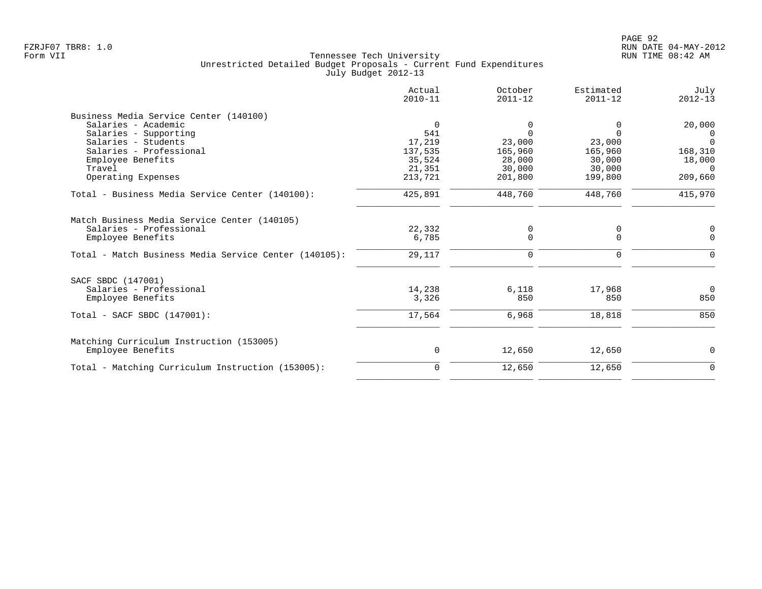Tennessee Tech University
Unrestricted Detailed Budget Proposals - Current Fund Expenditures
July Budget 2012-13

| | Actual 2010-11 | October 2011-12 | Estimated 2011-12 | July 2012-13 |
|---|---|---|---|---|
| **Business Media Service Center (140100)** | | | | |
| Salaries - Academic | 0 | 0 | 0 | 20,000 |
| Salaries - Supporting | 541 | 0 | 0 | 0 |
| Salaries - Students | 17,219 | 23,000 | 23,000 | 0 |
| Salaries - Professional | 137,535 | 165,960 | 165,960 | 168,310 |
| Employee Benefits | 35,524 | 28,000 | 30,000 | 18,000 |
| Travel | 21,351 | 30,000 | 30,000 | 0 |
| Operating Expenses | 213,721 | 201,800 | 199,800 | 209,660 |
| Total - Business Media Service Center (140100): | 425,891 | 448,760 | 448,760 | 415,970 |
| **Match Business Media Service Center (140105)** | | | | |
| Salaries - Professional | 22,332 | 0 | 0 | 0 |
| Employee Benefits | 6,785 | 0 | 0 | 0 |
| Total - Match Business Media Service Center (140105): | 29,117 | 0 | 0 | 0 |
| **SACF SBDC (147001)** | | | | |
| Salaries - Professional | 14,238 | 6,118 | 17,968 | 0 |
| Employee Benefits | 3,326 | 850 | 850 | 850 |
| Total - SACF SBDC (147001): | 17,564 | 6,968 | 18,818 | 850 |
| **Matching Curriculum Instruction (153005)** | | | | |
| Employee Benefits | 0 | 12,650 | 12,650 | 0 |
| Total - Matching Curriculum Instruction (153005): | 0 | 12,650 | 12,650 | 0 |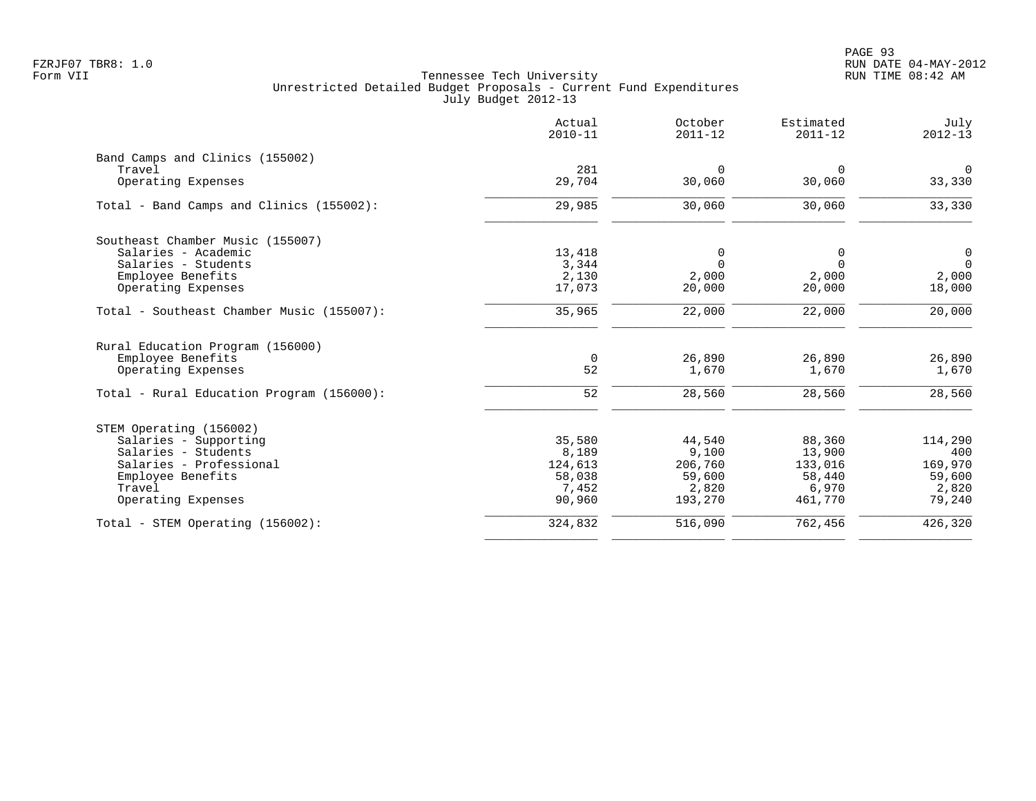FZRJF07 TBR8: 1.0
Form VII

Tennessee Tech University
Unrestricted Detailed Budget Proposals - Current Fund Expenditures
July Budget 2012-13

| | Actual 2010-11 | October 2011-12 | Estimated 2011-12 | July 2012-13 |
|---|---|---|---|---|
| Band Camps and Clinics (155002) | | | | |
| Travel | 281 | 0 | 0 | 0 |
| Operating Expenses | 29,704 | 30,060 | 30,060 | 33,330 |
| Total - Band Camps and Clinics (155002): | 29,985 | 30,060 | 30,060 | 33,330 |
| Southeast Chamber Music (155007) | | | | |
| Salaries - Academic | 13,418 | 0 | 0 | 0 |
| Salaries - Students | 3,344 | 0 | 0 | 0 |
| Employee Benefits | 2,130 | 2,000 | 2,000 | 2,000 |
| Operating Expenses | 17,073 | 20,000 | 20,000 | 18,000 |
| Total - Southeast Chamber Music (155007): | 35,965 | 22,000 | 22,000 | 20,000 |
| Rural Education Program (156000) | | | | |
| Employee Benefits | 0 | 26,890 | 26,890 | 26,890 |
| Operating Expenses | 52 | 1,670 | 1,670 | 1,670 |
| Total - Rural Education Program (156000): | 52 | 28,560 | 28,560 | 28,560 |
| STEM Operating (156002) | | | | |
| Salaries - Supporting | 35,580 | 44,540 | 88,360 | 114,290 |
| Salaries - Students | 8,189 | 9,100 | 13,900 | 400 |
| Salaries - Professional | 124,613 | 206,760 | 133,016 | 169,970 |
| Employee Benefits | 58,038 | 59,600 | 58,440 | 59,600 |
| Travel | 7,452 | 2,820 | 6,970 | 2,820 |
| Operating Expenses | 90,960 | 193,270 | 461,770 | 79,240 |
| Total - STEM Operating (156002): | 324,832 | 516,090 | 762,456 | 426,320 |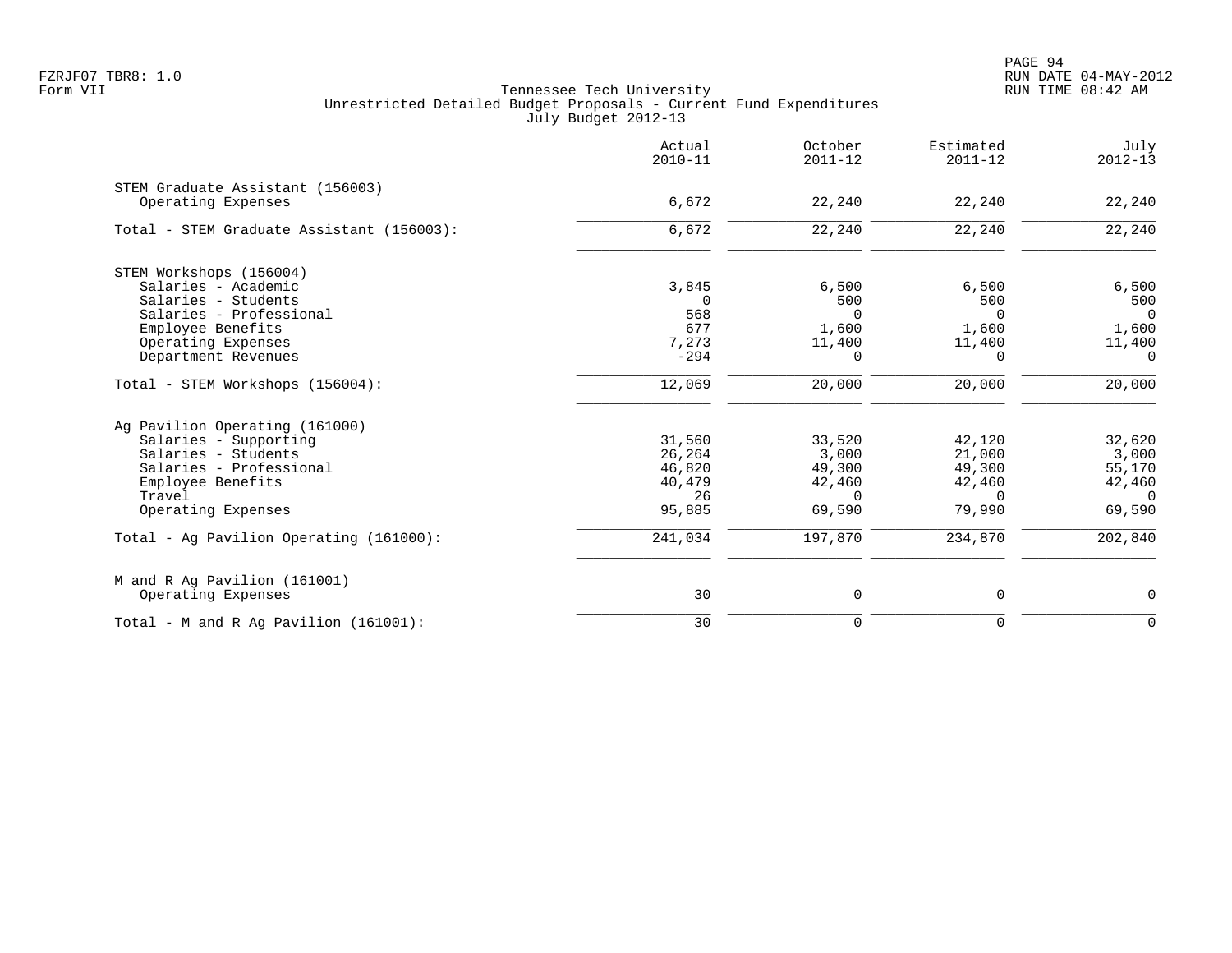FZRJF07 TBR8: 1.0
Form VII

Tennessee Tech University
Unrestricted Detailed Budget Proposals - Current Fund Expenditures
July Budget 2012-13

RUN DATE 04-MAY-2012
RUN TIME 08:42 AM

| | Actual 2010-11 | October 2011-12 | Estimated 2011-12 | July 2012-13 |
|---|---|---|---|---|
| STEM Graduate Assistant (156003) | | | | |
| Operating Expenses | 6,672 | 22,240 | 22,240 | 22,240 |
| Total - STEM Graduate Assistant (156003): | 6,672 | 22,240 | 22,240 | 22,240 |
| STEM Workshops (156004) | | | | |
| Salaries - Academic | 3,845 | 6,500 | 6,500 | 6,500 |
| Salaries - Students | 0 | 500 | 500 | 500 |
| Salaries - Professional | 568 | 0 | 0 | 0 |
| Employee Benefits | 677 | 1,600 | 1,600 | 1,600 |
| Operating Expenses | 7,273 | 11,400 | 11,400 | 11,400 |
| Department Revenues | -294 | 0 | 0 | 0 |
| Total - STEM Workshops (156004): | 12,069 | 20,000 | 20,000 | 20,000 |
| Ag Pavilion Operating (161000) | | | | |
| Salaries - Supporting | 31,560 | 33,520 | 42,120 | 32,620 |
| Salaries - Students | 26,264 | 3,000 | 21,000 | 3,000 |
| Salaries - Professional | 46,820 | 49,300 | 49,300 | 55,170 |
| Employee Benefits | 40,479 | 42,460 | 42,460 | 42,460 |
| Travel | 26 | 0 | 0 | 0 |
| Operating Expenses | 95,885 | 69,590 | 79,990 | 69,590 |
| Total - Ag Pavilion Operating (161000): | 241,034 | 197,870 | 234,870 | 202,840 |
| M and R Ag Pavilion (161001) | | | | |
| Operating Expenses | 30 | 0 | 0 | 0 |
| Total - M and R Ag Pavilion (161001): | 30 | 0 | 0 | 0 |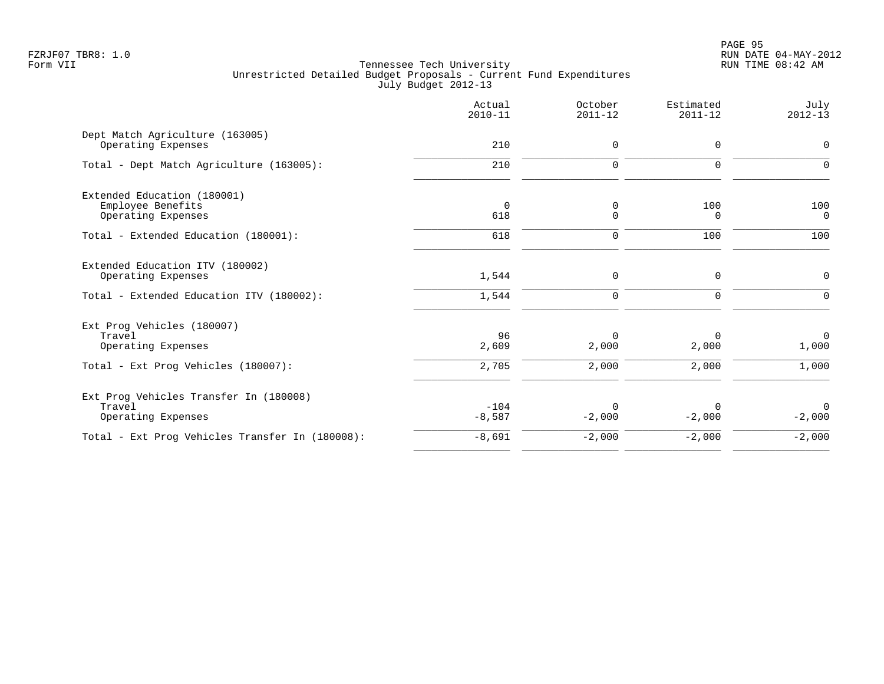Tennessee Tech University
Unrestricted Detailed Budget Proposals - Current Fund Expenditures
July Budget 2012-13

| | Actual 2010-11 | October 2011-12 | Estimated 2011-12 | July 2012-13 |
|---|---|---|---|---|
| Dept Match Agriculture (163005) | | | | |
| Operating Expenses | 210 | 0 | 0 | 0 |
| Total - Dept Match Agriculture (163005): | 210 | 0 | 0 | 0 |
| Extended Education (180001) | | | | |
| Employee Benefits | 0 | 0 | 100 | 100 |
| Operating Expenses | 618 | 0 | 0 | 0 |
| Total - Extended Education (180001): | 618 | 0 | 100 | 100 |
| Extended Education ITV (180002) | | | | |
| Operating Expenses | 1,544 | 0 | 0 | 0 |
| Total - Extended Education ITV (180002): | 1,544 | 0 | 0 | 0 |
| Ext Prog Vehicles (180007) | | | | |
| Travel | 96 | 0 | 0 | 0 |
| Operating Expenses | 2,609 | 2,000 | 2,000 | 1,000 |
| Total - Ext Prog Vehicles (180007): | 2,705 | 2,000 | 2,000 | 1,000 |
| Ext Prog Vehicles Transfer In (180008) | | | | |
| Travel | -104 | 0 | 0 | 0 |
| Operating Expenses | -8,587 | -2,000 | -2,000 | -2,000 |
| Total - Ext Prog Vehicles Transfer In (180008): | -8,691 | -2,000 | -2,000 | -2,000 |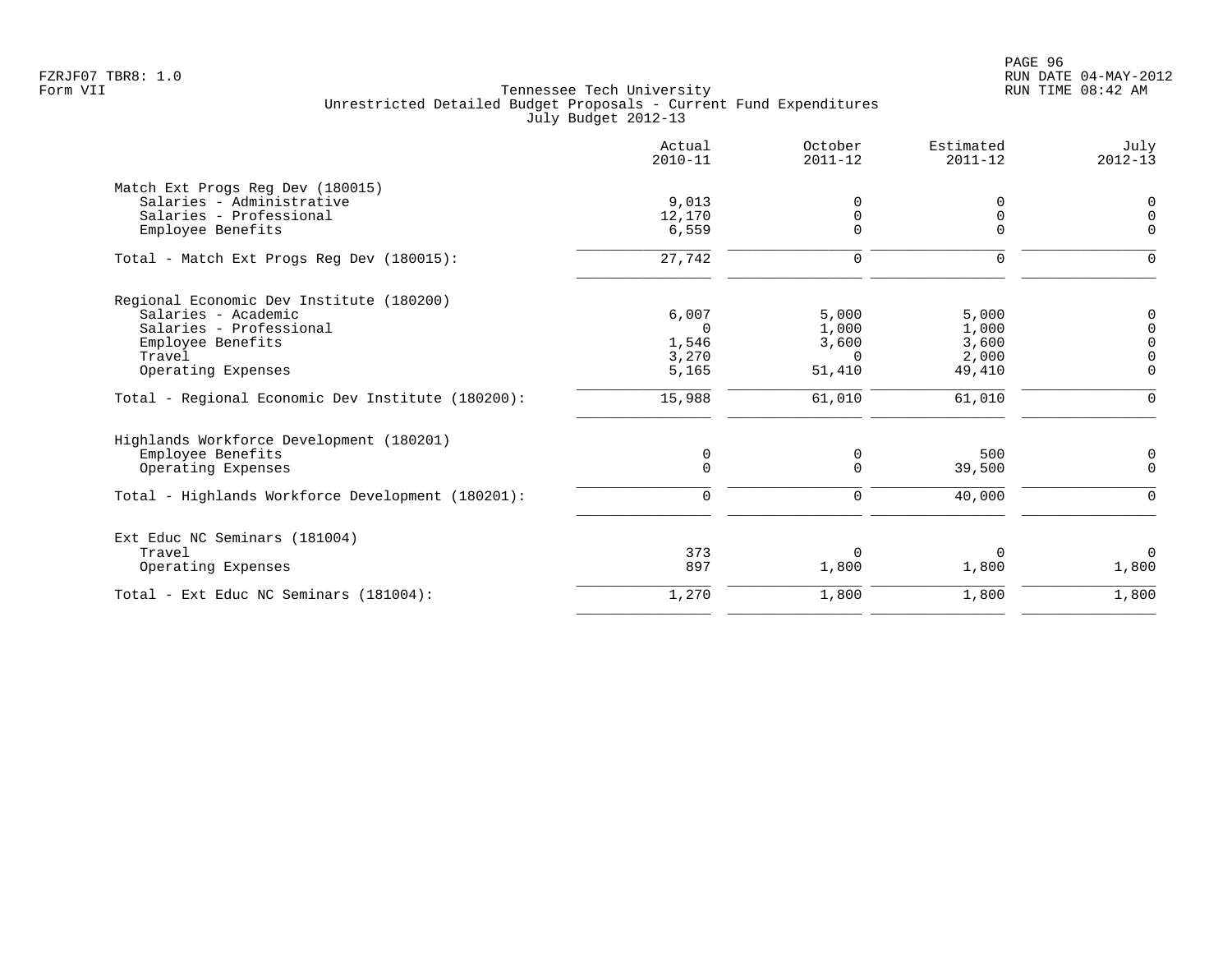FZRJF07 TBR8: 1.0
Form VII

Tennessee Tech University
Unrestricted Detailed Budget Proposals - Current Fund Expenditures
July Budget 2012-13

| | Actual 2010-11 | October 2011-12 | Estimated 2011-12 | July 2012-13 |
|---|---|---|---|---|
| **Match Ext Progs Reg Dev (180015)** | | | | |
| Salaries - Administrative | 9,013 | 0 | 0 | 0 |
| Salaries - Professional | 12,170 | 0 | 0 | 0 |
| Employee Benefits | 6,559 | 0 | 0 | 0 |
| Total - Match Ext Progs Reg Dev (180015): | 27,742 | 0 | 0 | 0 |
| **Regional Economic Dev Institute (180200)** | | | | |
| Salaries - Academic | 6,007 | 5,000 | 5,000 | 0 |
| Salaries - Professional | 0 | 1,000 | 1,000 | 0 |
| Employee Benefits | 1,546 | 3,600 | 3,600 | 0 |
| Travel | 3,270 | 0 | 2,000 | 0 |
| Operating Expenses | 5,165 | 51,410 | 49,410 | 0 |
| Total - Regional Economic Dev Institute (180200): | 15,988 | 61,010 | 61,010 | 0 |
| **Highlands Workforce Development (180201)** | | | | |
| Employee Benefits | 0 | 0 | 500 | 0 |
| Operating Expenses | 0 | 0 | 39,500 | 0 |
| Total - Highlands Workforce Development (180201): | 0 | 0 | 40,000 | 0 |
| **Ext Educ NC Seminars (181004)** | | | | |
| Travel | 373 | 0 | 0 | 0 |
| Operating Expenses | 897 | 1,800 | 1,800 | 1,800 |
| Total - Ext Educ NC Seminars (181004): | 1,270 | 1,800 | 1,800 | 1,800 |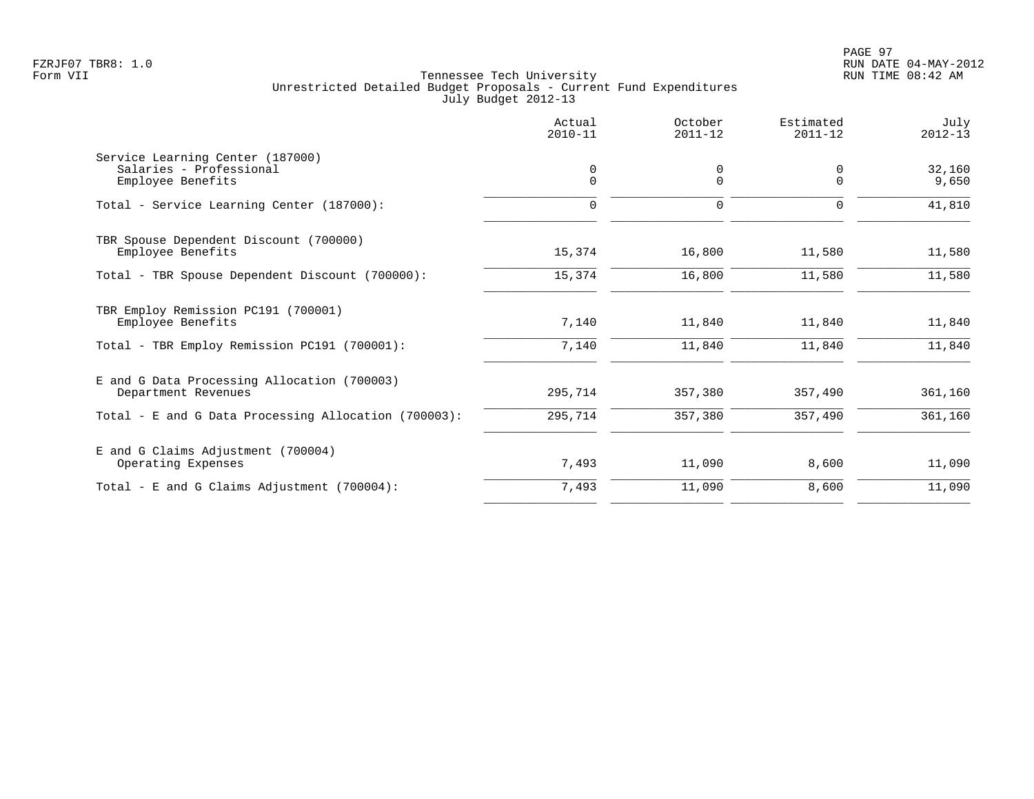Tennessee Tech University
Unrestricted Detailed Budget Proposals - Current Fund Expenditures
July Budget 2012-13

| | Actual 2010-11 | October 2011-12 | Estimated 2011-12 | July 2012-13 |
|---|---|---|---|---|
| Service Learning Center (187000) | | | | |
| Salaries - Professional | 0 | 0 | 0 | 32,160 |
| Employee Benefits | 0 | 0 | 0 | 9,650 |
| Total - Service Learning Center (187000): | 0 | 0 | 0 | 41,810 |
| TBR Spouse Dependent Discount (700000) | | | | |
| Employee Benefits | 15,374 | 16,800 | 11,580 | 11,580 |
| Total - TBR Spouse Dependent Discount (700000): | 15,374 | 16,800 | 11,580 | 11,580 |
| TBR Employ Remission PC191 (700001) | | | | |
| Employee Benefits | 7,140 | 11,840 | 11,840 | 11,840 |
| Total - TBR Employ Remission PC191 (700001): | 7,140 | 11,840 | 11,840 | 11,840 |
| E and G Data Processing Allocation (700003) | | | | |
| Department Revenues | 295,714 | 357,380 | 357,490 | 361,160 |
| Total - E and G Data Processing Allocation (700003): | 295,714 | 357,380 | 357,490 | 361,160 |
| E and G Claims Adjustment (700004) | | | | |
| Operating Expenses | 7,493 | 11,090 | 8,600 | 11,090 |
| Total - E and G Claims Adjustment (700004): | 7,493 | 11,090 | 8,600 | 11,090 |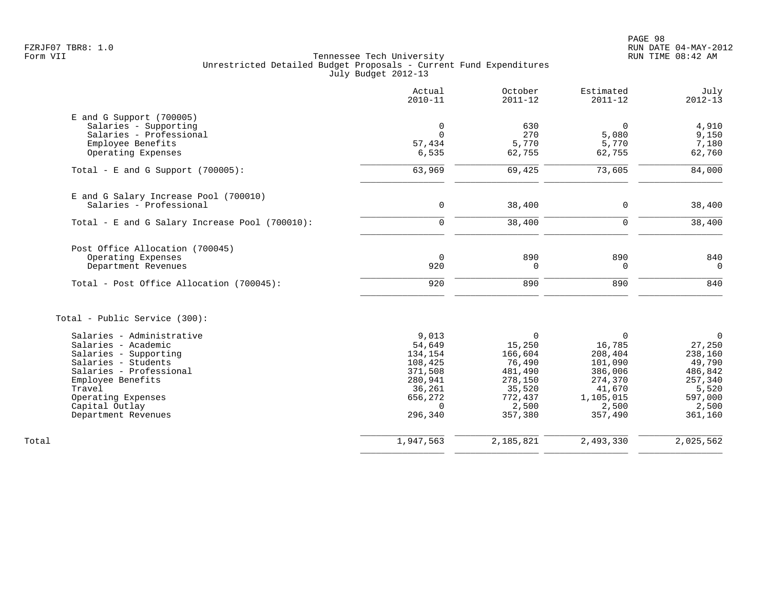Tennessee Tech University
Unrestricted Detailed Budget Proposals - Current Fund Expenditures
July Budget 2012-13

| | Actual 2010-11 | October 2011-12 | Estimated 2011-12 | July 2012-13 |
|---|---|---|---|---|
| **E and G Support (700005)** | | | | |
| Salaries - Supporting | 0 | 630 | 0 | 4,910 |
| Salaries - Professional | 0 | 270 | 5,080 | 9,150 |
| Employee Benefits | 57,434 | 5,770 | 5,770 | 7,180 |
| Operating Expenses | 6,535 | 62,755 | 62,755 | 62,760 |
| Total - E and G Support (700005): | 63,969 | 69,425 | 73,605 | 84,000 |
| **E and G Salary Increase Pool (700010)** | | | | |
| Salaries - Professional | 0 | 38,400 | 0 | 38,400 |
| Total - E and G Salary Increase Pool (700010): | 0 | 38,400 | 0 | 38,400 |
| **Post Office Allocation (700045)** | | | | |
| Operating Expenses | 0 | 890 | 890 | 840 |
| Department Revenues | 920 | 0 | 0 | 0 |
| Total - Post Office Allocation (700045): | 920 | 890 | 890 | 840 |
| **Total - Public Service (300):** | | | | |
| Salaries - Administrative | 9,013 | 0 | 0 | 0 |
| Salaries - Academic | 54,649 | 15,250 | 16,785 | 27,250 |
| Salaries - Supporting | 134,154 | 166,604 | 208,404 | 238,160 |
| Salaries - Students | 108,425 | 76,490 | 101,090 | 49,790 |
| Salaries - Professional | 371,508 | 481,490 | 386,006 | 486,842 |
| Employee Benefits | 280,941 | 278,150 | 274,370 | 257,340 |
| Travel | 36,261 | 35,520 | 41,670 | 5,520 |
| Operating Expenses | 656,272 | 772,437 | 1,105,015 | 597,000 |
| Capital Outlay | 0 | 2,500 | 2,500 | 2,500 |
| Department Revenues | 296,340 | 357,380 | 357,490 | 361,160 |
| **Total** | 1,947,563 | 2,185,821 | 2,493,330 | 2,025,562 |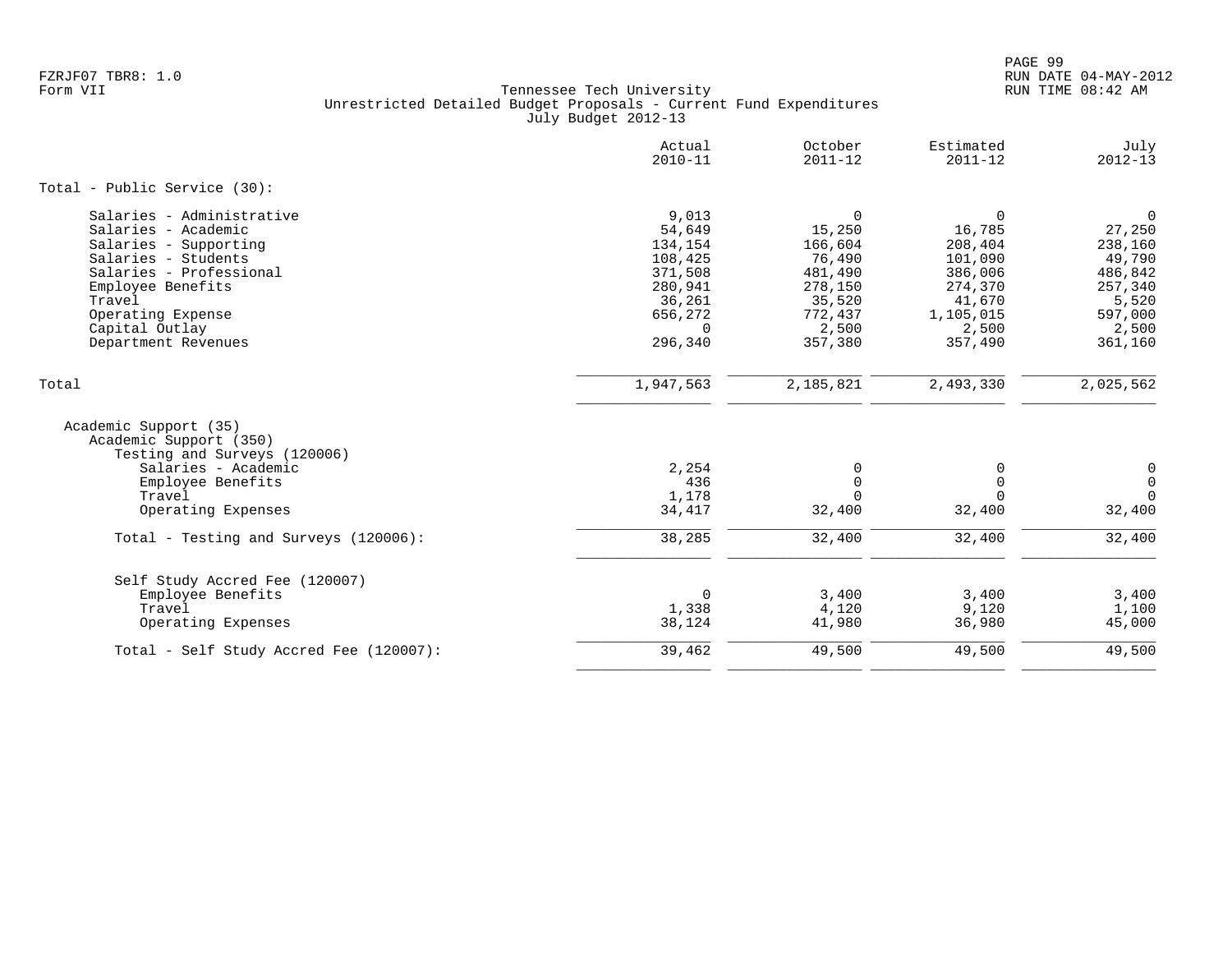Tennessee Tech University
Unrestricted Detailed Budget Proposals - Current Fund Expenditures
July Budget 2012-13

| | Actual 2010-11 | October 2011-12 | Estimated 2011-12 | July 2012-13 |
|---|---|---|---|---|
| **Total - Public Service (30):** | | | | |
| Salaries - Administrative | 9,013 | 0 | 0 | 0 |
| Salaries - Academic | 54,649 | 15,250 | 16,785 | 27,250 |
| Salaries - Supporting | 134,154 | 166,604 | 208,404 | 238,160 |
| Salaries - Students | 108,425 | 76,490 | 101,090 | 49,790 |
| Salaries - Professional | 371,508 | 481,490 | 386,006 | 486,842 |
| Employee Benefits | 280,941 | 278,150 | 274,370 | 257,340 |
| Travel | 36,261 | 35,520 | 41,670 | 5,520 |
| Operating Expense | 656,272 | 772,437 | 1,105,015 | 597,000 |
| Capital Outlay | 0 | 2,500 | 2,500 | 2,500 |
| Department Revenues | 296,340 | 357,380 | 357,490 | 361,160 |
| Total | 1,947,563 | 2,185,821 | 2,493,330 | 2,025,562 |
| Academic Support (35) | | | | |
| Academic Support (350) | | | | |
| Testing and Surveys (120006) | | | | |
| Salaries - Academic | 2,254 | 0 | 0 | 0 |
| Employee Benefits | 436 | 0 | 0 | 0 |
| Travel | 1,178 | 0 | 0 | 0 |
| Operating Expenses | 34,417 | 32,400 | 32,400 | 32,400 |
| Total - Testing and Surveys (120006): | 38,285 | 32,400 | 32,400 | 32,400 |
| Self Study Accred Fee (120007) | | | | |
| Employee Benefits | 0 | 3,400 | 3,400 | 3,400 |
| Travel | 1,338 | 4,120 | 9,120 | 1,100 |
| Operating Expenses | 38,124 | 41,980 | 36,980 | 45,000 |
| Total - Self Study Accred Fee (120007): | 39,462 | 49,500 | 49,500 | 49,500 |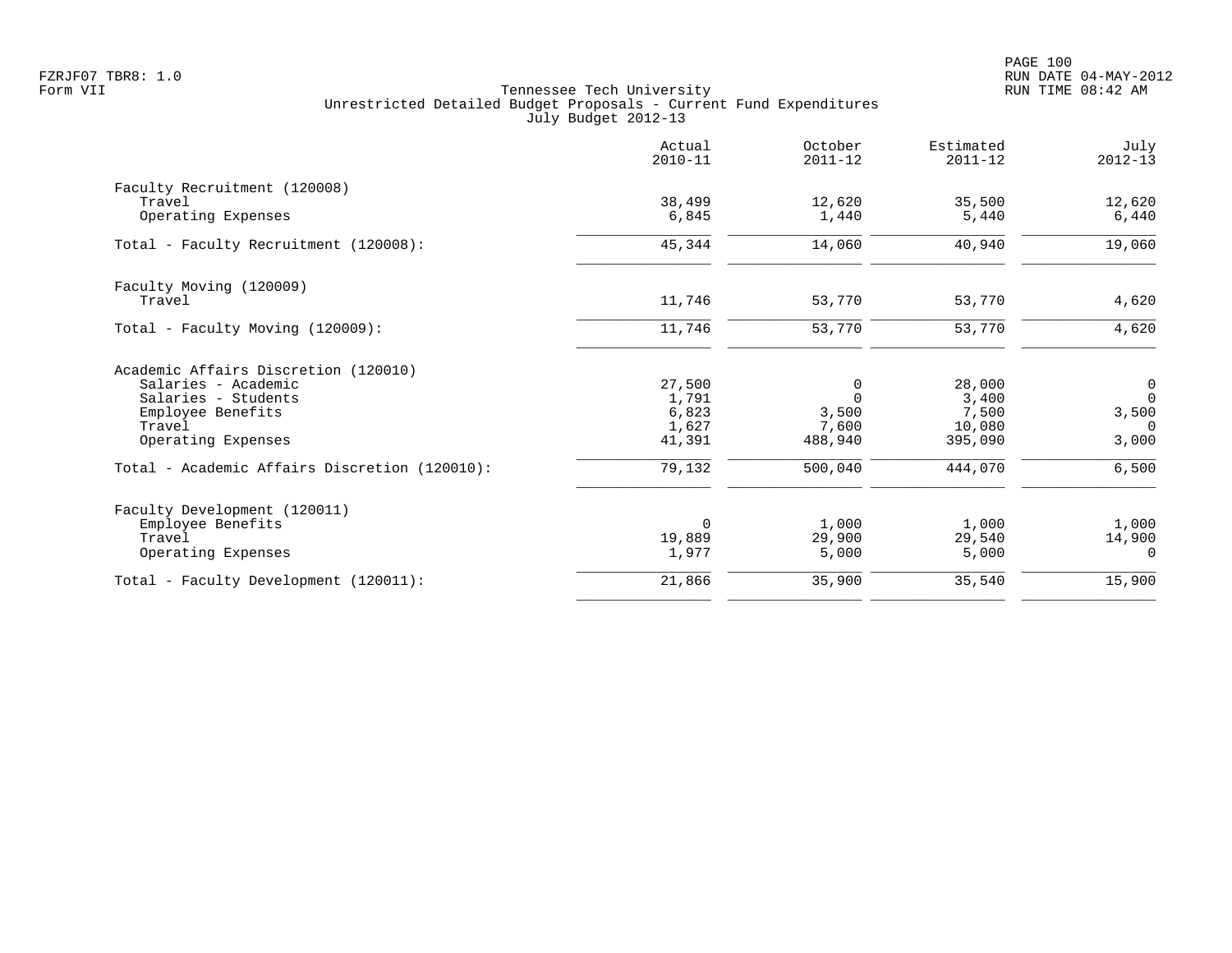Tennessee Tech University
Unrestricted Detailed Budget Proposals - Current Fund Expenditures
July Budget 2012-13

| | Actual 2010-11 | October 2011-12 | Estimated 2011-12 | July 2012-13 |
|---|---|---|---|---|
| Faculty Recruitment (120008) | | | | |
| Travel | 38,499 | 12,620 | 35,500 | 12,620 |
| Operating Expenses | 6,845 | 1,440 | 5,440 | 6,440 |
| Total - Faculty Recruitment (120008): | 45,344 | 14,060 | 40,940 | 19,060 |
| Faculty Moving (120009) | | | | |
| Travel | 11,746 | 53,770 | 53,770 | 4,620 |
| Total - Faculty Moving (120009): | 11,746 | 53,770 | 53,770 | 4,620 |
| Academic Affairs Discretion (120010) | | | | |
| Salaries - Academic | 27,500 | 0 | 28,000 | 0 |
| Salaries - Students | 1,791 | 0 | 3,400 | 0 |
| Employee Benefits | 6,823 | 3,500 | 7,500 | 3,500 |
| Travel | 1,627 | 7,600 | 10,080 | 0 |
| Operating Expenses | 41,391 | 488,940 | 395,090 | 3,000 |
| Total - Academic Affairs Discretion (120010): | 79,132 | 500,040 | 444,070 | 6,500 |
| Faculty Development (120011) | | | | |
| Employee Benefits | 0 | 1,000 | 1,000 | 1,000 |
| Travel | 19,889 | 29,900 | 29,540 | 14,900 |
| Operating Expenses | 1,977 | 5,000 | 5,000 | 0 |
| Total - Faculty Development (120011): | 21,866 | 35,900 | 35,540 | 15,900 |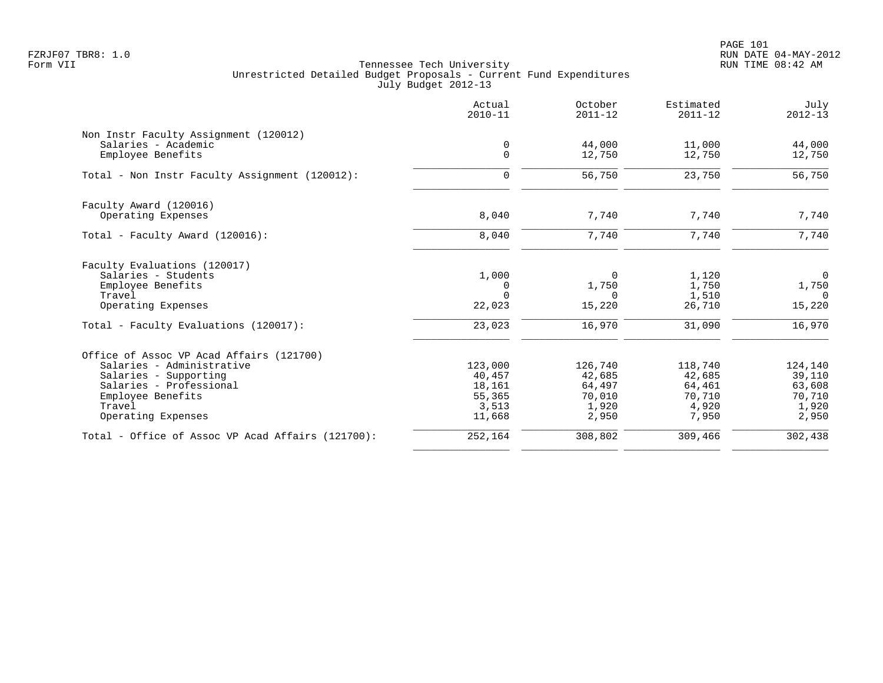Tennessee Tech University
Unrestricted Detailed Budget Proposals - Current Fund Expenditures
July Budget 2012-13

| | Actual 2010-11 | October 2011-12 | Estimated 2011-12 | July 2012-13 |
|---|---|---|---|---|
| **Non Instr Faculty Assignment (120012)** | | | | |
| Salaries - Academic | 0 | 44,000 | 11,000 | 44,000 |
| Employee Benefits | 0 | 12,750 | 12,750 | 12,750 |
| Total - Non Instr Faculty Assignment (120012): | 0 | 56,750 | 23,750 | 56,750 |
| **Faculty Award (120016)** | | | | |
| Operating Expenses | 8,040 | 7,740 | 7,740 | 7,740 |
| Total - Faculty Award (120016): | 8,040 | 7,740 | 7,740 | 7,740 |
| **Faculty Evaluations (120017)** | | | | |
| Salaries - Students | 1,000 | 0 | 1,120 | 0 |
| Employee Benefits | 0 | 1,750 | 1,750 | 1,750 |
| Travel | 0 | 0 | 1,510 | 0 |
| Operating Expenses | 22,023 | 15,220 | 26,710 | 15,220 |
| Total - Faculty Evaluations (120017): | 23,023 | 16,970 | 31,090 | 16,970 |
| **Office of Assoc VP Acad Affairs (121700)** | | | | |
| Salaries - Administrative | 123,000 | 126,740 | 118,740 | 124,140 |
| Salaries - Supporting | 40,457 | 42,685 | 42,685 | 39,110 |
| Salaries - Professional | 18,161 | 64,497 | 64,461 | 63,608 |
| Employee Benefits | 55,365 | 70,010 | 70,710 | 70,710 |
| Travel | 3,513 | 1,920 | 4,920 | 1,920 |
| Operating Expenses | 11,668 | 2,950 | 7,950 | 2,950 |
| Total - Office of Assoc VP Acad Affairs (121700): | 252,164 | 308,802 | 309,466 | 302,438 |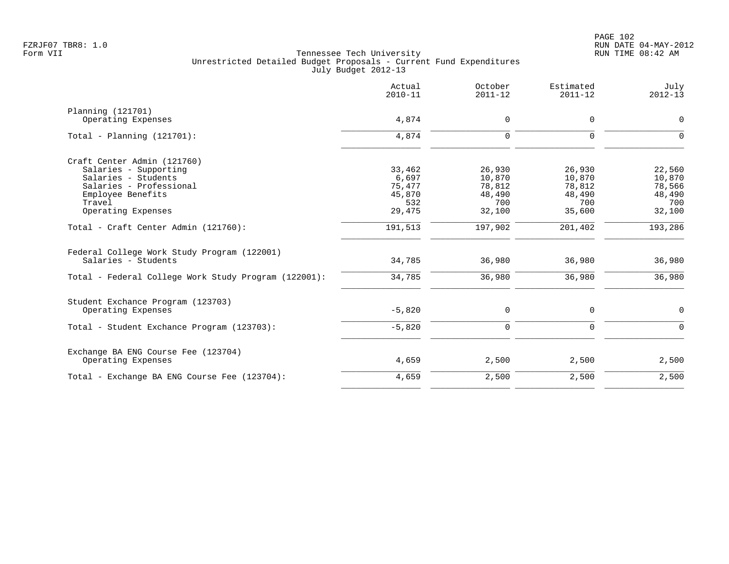FZRJF07 TBR8: 1.0
Form VII

Tennessee Tech University
Unrestricted Detailed Budget Proposals - Current Fund Expenditures
July Budget 2012-13

RUN DATE 04-MAY-2012
RUN TIME 08:42 AM

| | Actual 2010-11 | October 2011-12 | Estimated 2011-12 | July 2012-13 |
|---|---|---|---|---|
| **Planning (121701)** | | | | |
| Operating Expenses | 4,874 | 0 | 0 | 0 |
| Total - Planning (121701): | 4,874 | 0 | 0 | 0 |
| **Craft Center Admin (121760)** | | | | |
| Salaries - Supporting | 33,462 | 26,930 | 26,930 | 22,560 |
| Salaries - Students | 6,697 | 10,870 | 10,870 | 10,870 |
| Salaries - Professional | 75,477 | 78,812 | 78,812 | 78,566 |
| Employee Benefits | 45,870 | 48,490 | 48,490 | 48,490 |
| Travel | 532 | 700 | 700 | 700 |
| Operating Expenses | 29,475 | 32,100 | 35,600 | 32,100 |
| Total - Craft Center Admin (121760): | 191,513 | 197,902 | 201,402 | 193,286 |
| **Federal College Work Study Program (122001)** | | | | |
| Salaries - Students | 34,785 | 36,980 | 36,980 | 36,980 |
| Total - Federal College Work Study Program (122001): | 34,785 | 36,980 | 36,980 | 36,980 |
| **Student Exchance Program (123703)** | | | | |
| Operating Expenses | -5,820 | 0 | 0 | 0 |
| Total - Student Exchance Program (123703): | -5,820 | 0 | 0 | 0 |
| **Exchange BA ENG Course Fee (123704)** | | | | |
| Operating Expenses | 4,659 | 2,500 | 2,500 | 2,500 |
| Total - Exchange BA ENG Course Fee (123704): | 4,659 | 2,500 | 2,500 | 2,500 |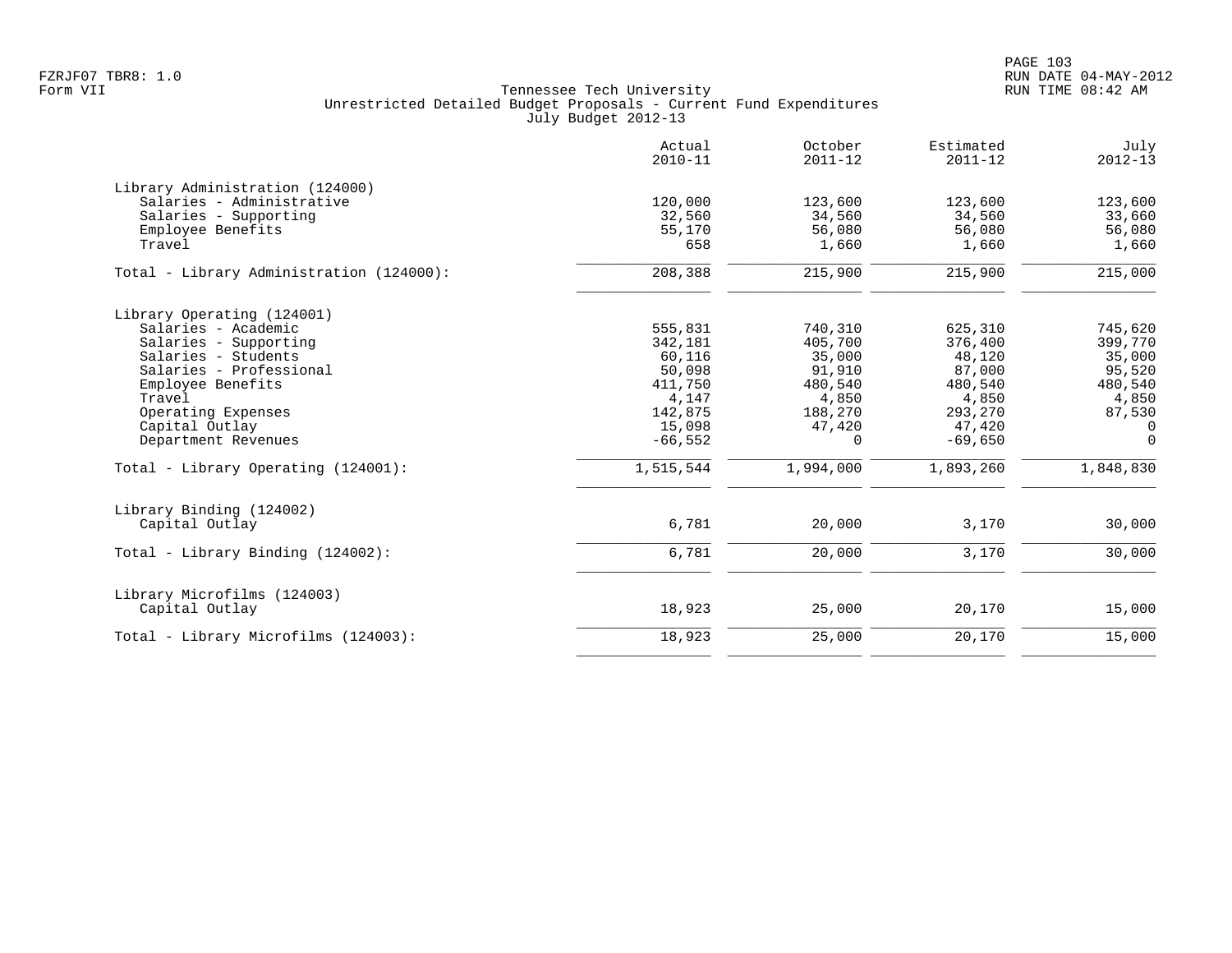Tennessee Tech University
Unrestricted Detailed Budget Proposals - Current Fund Expenditures
July Budget 2012-13

Form VII

|  | Actual 2010-11 | October 2011-12 | Estimated 2011-12 | July 2012-13 |
|---|---|---|---|---|
| **Library Administration (124000)** | | | | |
| Salaries - Administrative | 120,000 | 123,600 | 123,600 | 123,600 |
| Salaries - Supporting | 32,560 | 34,560 | 34,560 | 33,660 |
| Employee Benefits | 55,170 | 56,080 | 56,080 | 56,080 |
| Travel | 658 | 1,660 | 1,660 | 1,660 |
| Total - Library Administration (124000): | 208,388 | 215,900 | 215,900 | 215,000 |
| **Library Operating (124001)** | | | | |
| Salaries - Academic | 555,831 | 740,310 | 625,310 | 745,620 |
| Salaries - Supporting | 342,181 | 405,700 | 376,400 | 399,770 |
| Salaries - Students | 60,116 | 35,000 | 48,120 | 35,000 |
| Salaries - Professional | 50,098 | 91,910 | 87,000 | 95,520 |
| Employee Benefits | 411,750 | 480,540 | 480,540 | 480,540 |
| Travel | 4,147 | 4,850 | 4,850 | 4,850 |
| Operating Expenses | 142,875 | 188,270 | 293,270 | 87,530 |
| Capital Outlay | 15,098 | 47,420 | 47,420 | 0 |
| Department Revenues | -66,552 | 0 | -69,650 | 0 |
| Total - Library Operating (124001): | 1,515,544 | 1,994,000 | 1,893,260 | 1,848,830 |
| **Library Binding (124002)** | | | | |
| Capital Outlay | 6,781 | 20,000 | 3,170 | 30,000 |
| Total - Library Binding (124002): | 6,781 | 20,000 | 3,170 | 30,000 |
| **Library Microfilms (124003)** | | | | |
| Capital Outlay | 18,923 | 25,000 | 20,170 | 15,000 |
| Total - Library Microfilms (124003): | 18,923 | 25,000 | 20,170 | 15,000 |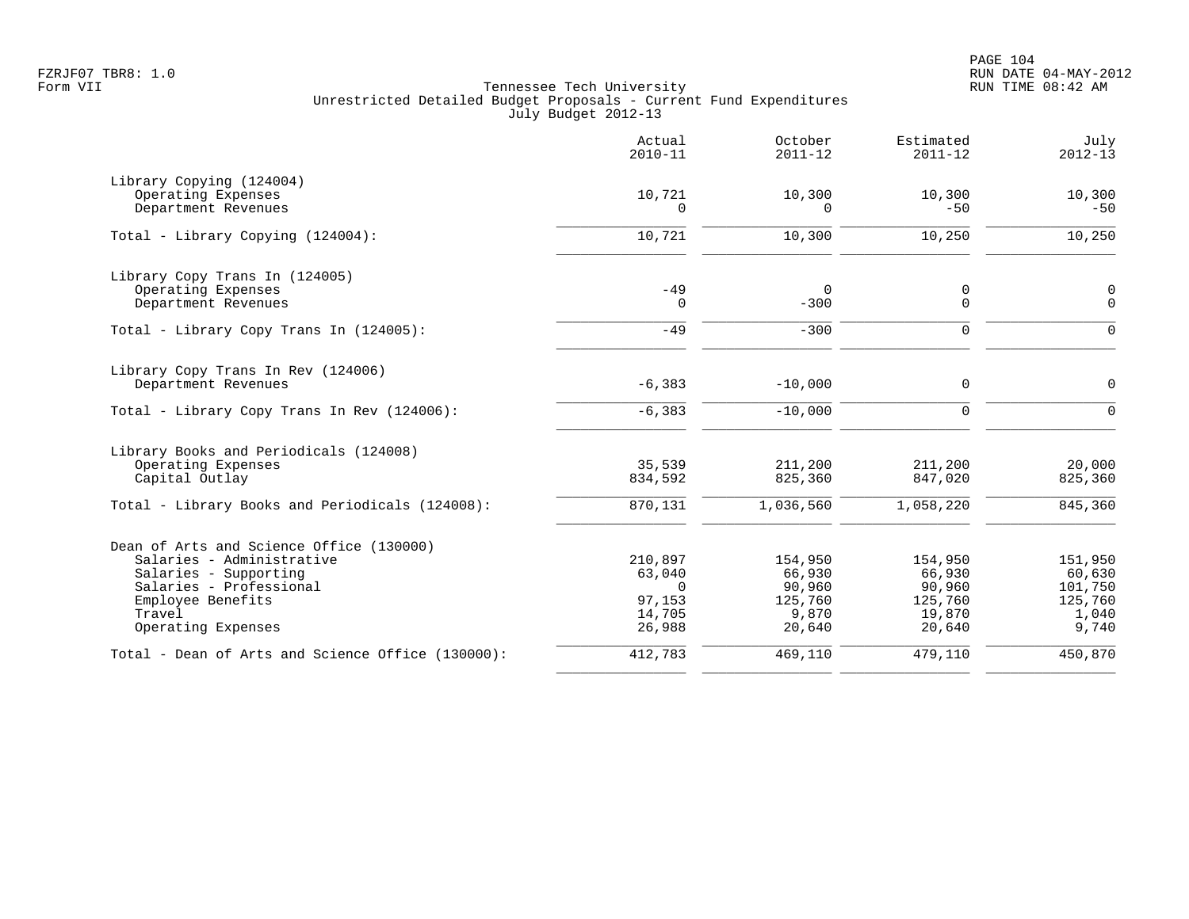Tennessee Tech University
Unrestricted Detailed Budget Proposals - Current Fund Expenditures
July Budget 2012-13

| | Actual 2010-11 | October 2011-12 | Estimated 2011-12 | July 2012-13 |
|---|---|---|---|---|
| **Library Copying (124004)** | | | | |
| Operating Expenses | 10,721 | 10,300 | 10,300 | 10,300 |
| Department Revenues | 0 | 0 | -50 | -50 |
| Total - Library Copying (124004): | 10,721 | 10,300 | 10,250 | 10,250 |
| **Library Copy Trans In (124005)** | | | | |
| Operating Expenses | -49 | 0 | 0 | 0 |
| Department Revenues | 0 | -300 | 0 | 0 |
| Total - Library Copy Trans In (124005): | -49 | -300 | 0 | 0 |
| **Library Copy Trans In Rev (124006)** | | | | |
| Department Revenues | -6,383 | -10,000 | 0 | 0 |
| Total - Library Copy Trans In Rev (124006): | -6,383 | -10,000 | 0 | 0 |
| **Library Books and Periodicals (124008)** | | | | |
| Operating Expenses | 35,539 | 211,200 | 211,200 | 20,000 |
| Capital Outlay | 834,592 | 825,360 | 847,020 | 825,360 |
| Total - Library Books and Periodicals (124008): | 870,131 | 1,036,560 | 1,058,220 | 845,360 |
| **Dean of Arts and Science Office (130000)** | | | | |
| Salaries - Administrative | 210,897 | 154,950 | 154,950 | 151,950 |
| Salaries - Supporting | 63,040 | 66,930 | 66,930 | 60,630 |
| Salaries - Professional | 0 | 90,960 | 90,960 | 101,750 |
| Employee Benefits | 97,153 | 125,760 | 125,760 | 125,760 |
| Travel | 14,705 | 9,870 | 19,870 | 1,040 |
| Operating Expenses | 26,988 | 20,640 | 20,640 | 9,740 |
| Total - Dean of Arts and Science Office (130000): | 412,783 | 469,110 | 479,110 | 450,870 |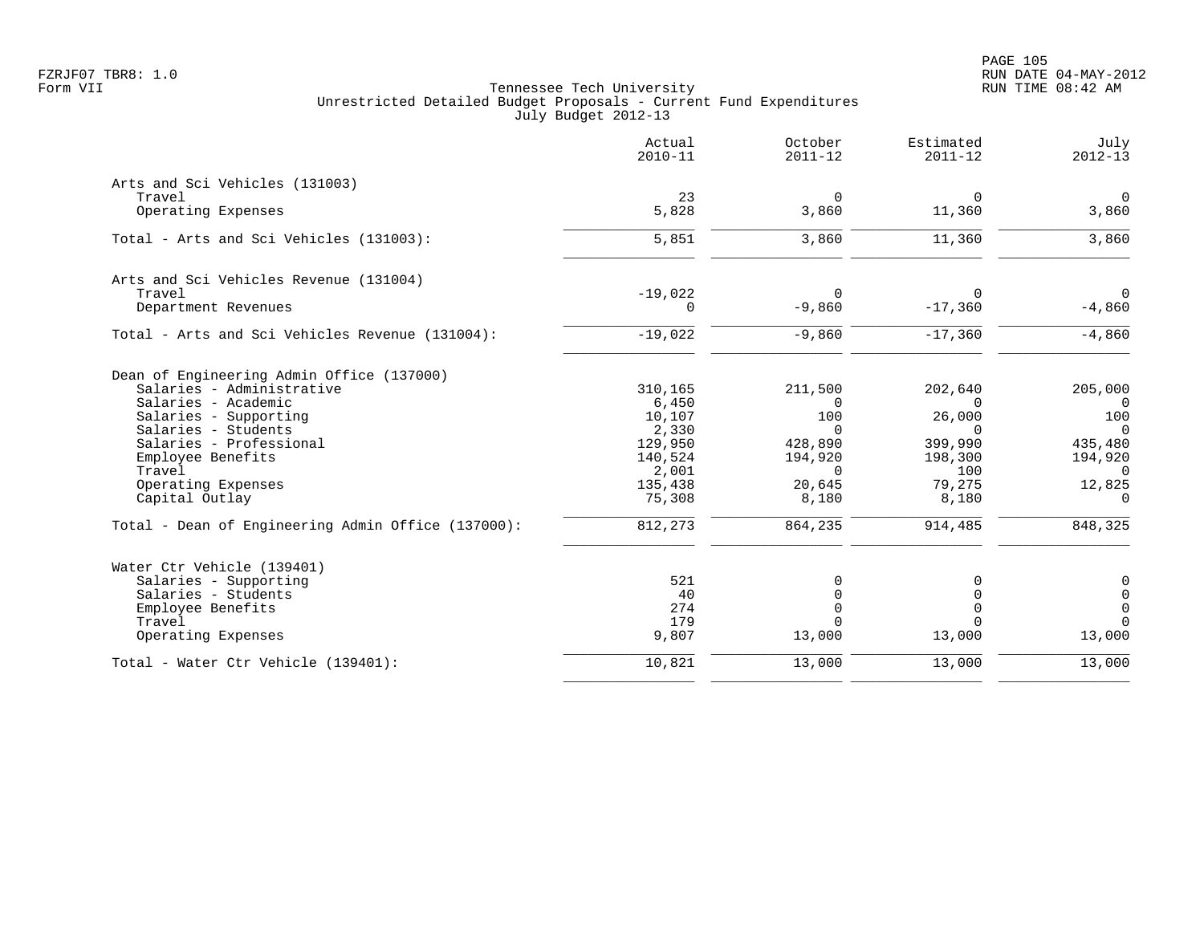FZRJF07 TBR8: 1.0
Form VII

Tennessee Tech University
Unrestricted Detailed Budget Proposals - Current Fund Expenditures
July Budget 2012-13

| | Actual 2010-11 | October 2011-12 | Estimated 2011-12 | July 2012-13 |
|---|---|---|---|---|
| **Arts and Sci Vehicles (131003)** | | | | |
| Travel | 23 | 0 | 0 | 0 |
| Operating Expenses | 5,828 | 3,860 | 11,360 | 3,860 |
| Total - Arts and Sci Vehicles (131003): | 5,851 | 3,860 | 11,360 | 3,860 |
| **Arts and Sci Vehicles Revenue (131004)** | | | | |
| Travel | -19,022 | 0 | 0 | 0 |
| Department Revenues | 0 | -9,860 | -17,360 | -4,860 |
| Total - Arts and Sci Vehicles Revenue (131004): | -19,022 | -9,860 | -17,360 | -4,860 |
| **Dean of Engineering Admin Office (137000)** | | | | |
| Salaries - Administrative | 310,165 | 211,500 | 202,640 | 205,000 |
| Salaries - Academic | 6,450 | 0 | 0 | 0 |
| Salaries - Supporting | 10,107 | 100 | 26,000 | 100 |
| Salaries - Students | 2,330 | 0 | 0 | 0 |
| Salaries - Professional | 129,950 | 428,890 | 399,990 | 435,480 |
| Employee Benefits | 140,524 | 194,920 | 198,300 | 194,920 |
| Travel | 2,001 | 0 | 100 | 0 |
| Operating Expenses | 135,438 | 20,645 | 79,275 | 12,825 |
| Capital Outlay | 75,308 | 8,180 | 8,180 | 0 |
| Total - Dean of Engineering Admin Office (137000): | 812,273 | 864,235 | 914,485 | 848,325 |
| **Water Ctr Vehicle (139401)** | | | | |
| Salaries - Supporting | 521 | 0 | 0 | 0 |
| Salaries - Students | 40 | 0 | 0 | 0 |
| Employee Benefits | 274 | 0 | 0 | 0 |
| Travel | 179 | 0 | 0 | 0 |
| Operating Expenses | 9,807 | 13,000 | 13,000 | 13,000 |
| Total - Water Ctr Vehicle (139401): | 10,821 | 13,000 | 13,000 | 13,000 |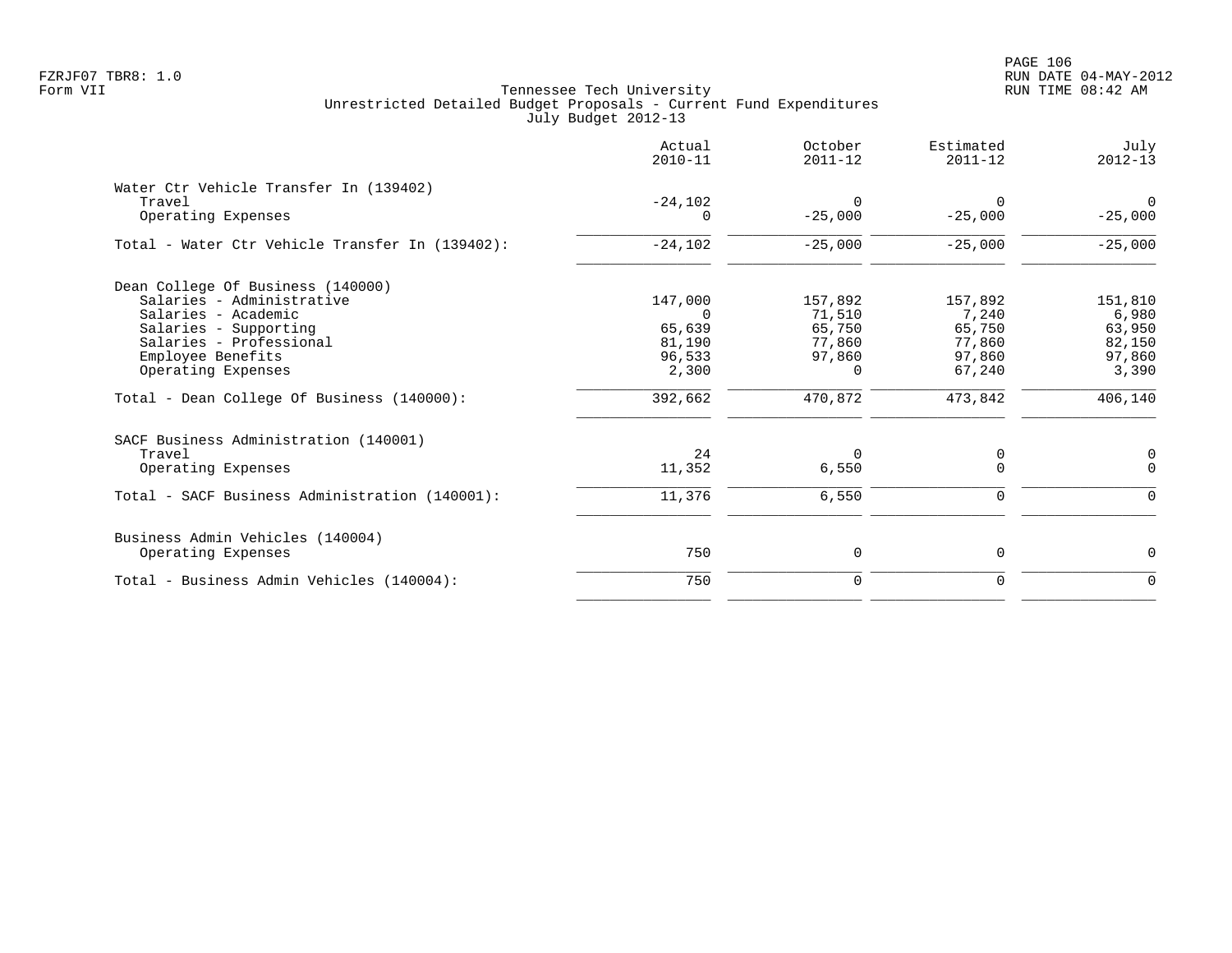Tennessee Tech University
Unrestricted Detailed Budget Proposals - Current Fund Expenditures
July Budget 2012-13

| | Actual 2010-11 | October 2011-12 | Estimated 2011-12 | July 2012-13 |
|---|---|---|---|---|
| **Water Ctr Vehicle Transfer In (139402)** | | | | |
| Travel | -24,102 | 0 | 0 | 0 |
| Operating Expenses | 0 | -25,000 | -25,000 | -25,000 |
| Total - Water Ctr Vehicle Transfer In (139402): | -24,102 | -25,000 | -25,000 | -25,000 |
| **Dean College Of Business (140000)** | | | | |
| Salaries - Administrative | 147,000 | 157,892 | 157,892 | 151,810 |
| Salaries - Academic | 0 | 71,510 | 7,240 | 6,980 |
| Salaries - Supporting | 65,639 | 65,750 | 65,750 | 63,950 |
| Salaries - Professional | 81,190 | 77,860 | 77,860 | 82,150 |
| Employee Benefits | 96,533 | 97,860 | 97,860 | 97,860 |
| Operating Expenses | 2,300 | 0 | 67,240 | 3,390 |
| Total - Dean College Of Business (140000): | 392,662 | 470,872 | 473,842 | 406,140 |
| **SACF Business Administration (140001)** | | | | |
| Travel | 24 | 0 | 0 | 0 |
| Operating Expenses | 11,352 | 6,550 | 0 | 0 |
| Total - SACF Business Administration (140001): | 11,376 | 6,550 | 0 | 0 |
| **Business Admin Vehicles (140004)** | | | | |
| Operating Expenses | 750 | 0 | 0 | 0 |
| Total - Business Admin Vehicles (140004): | 750 | 0 | 0 | 0 |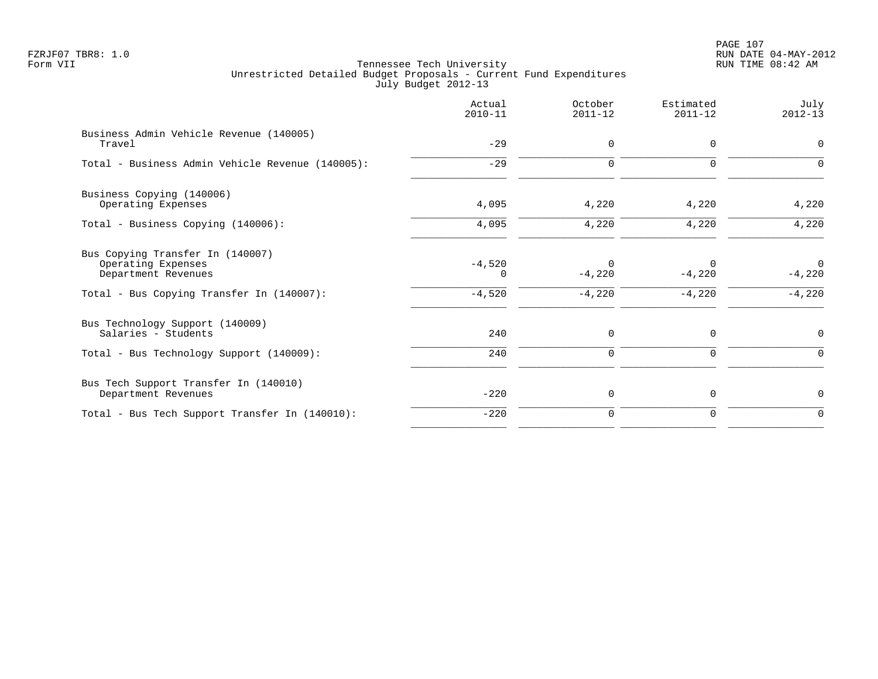Tennessee Tech University
Unrestricted Detailed Budget Proposals - Current Fund Expenditures
July Budget 2012-13

Form VII

| | Actual 2010-11 | October 2011-12 | Estimated 2011-12 | July 2012-13 |
|---|---|---|---|---|
| **Business Admin Vehicle Revenue (140005)** | | | | |
| Travel | -29 | 0 | 0 | 0 |
| Total - Business Admin Vehicle Revenue (140005): | -29 | 0 | 0 | 0 |
| **Business Copying (140006)** | | | | |
| Operating Expenses | 4,095 | 4,220 | 4,220 | 4,220 |
| Total - Business Copying (140006): | 4,095 | 4,220 | 4,220 | 4,220 |
| **Bus Copying Transfer In (140007)** | | | | |
| Operating Expenses | -4,520 | 0 | 0 | 0 |
| Department Revenues | 0 | -4,220 | -4,220 | -4,220 |
| Total - Bus Copying Transfer In (140007): | -4,520 | -4,220 | -4,220 | -4,220 |
| **Bus Technology Support (140009)** | | | | |
| Salaries - Students | 240 | 0 | 0 | 0 |
| Total - Bus Technology Support (140009): | 240 | 0 | 0 | 0 |
| **Bus Tech Support Transfer In (140010)** | | | | |
| Department Revenues | -220 | 0 | 0 | 0 |
| Total - Bus Tech Support Transfer In (140010): | -220 | 0 | 0 | 0 |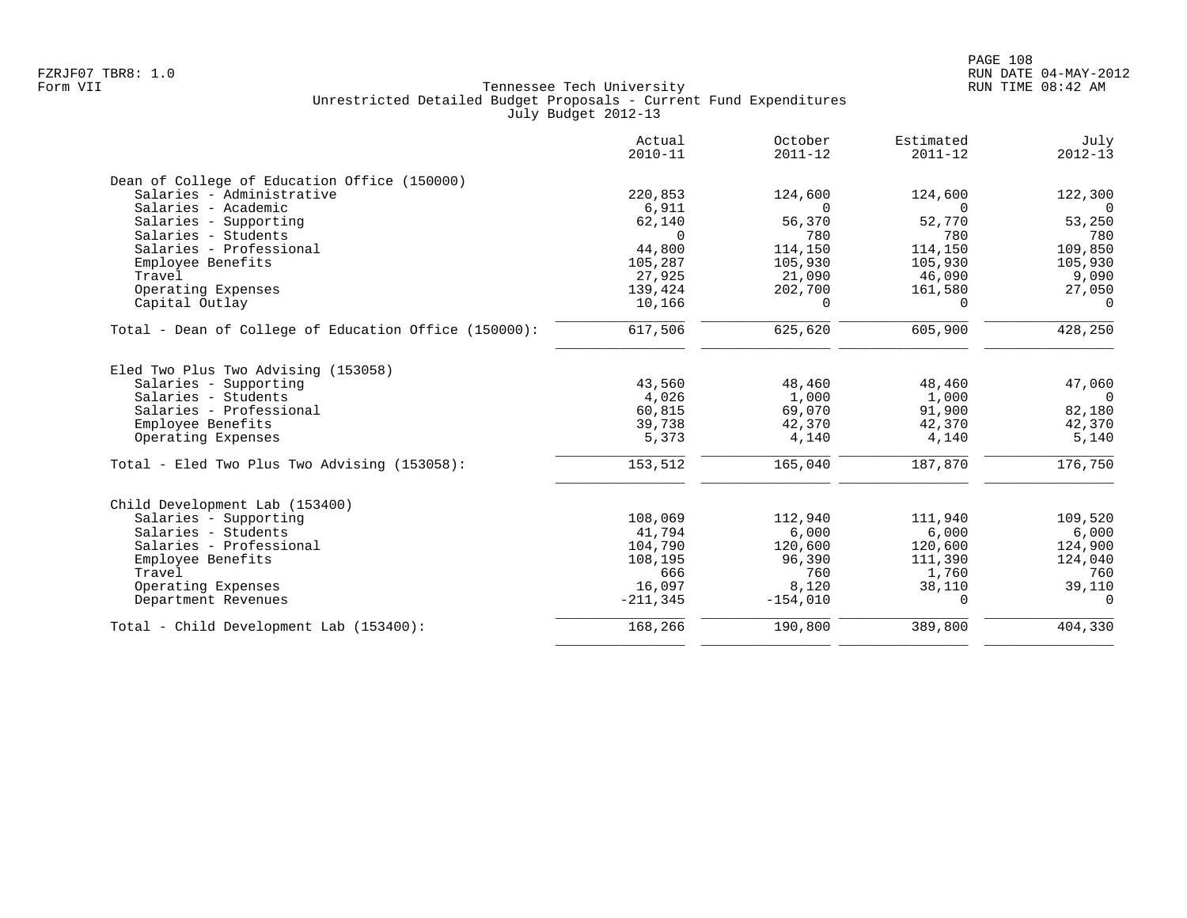Tennessee Tech University
Unrestricted Detailed Budget Proposals - Current Fund Expenditures
July Budget 2012-13

| | Actual 2010-11 | October 2011-12 | Estimated 2011-12 | July 2012-13 |
|---|---|---|---|---|
| **Dean of College of Education Office (150000)** | | | | |
| Salaries - Administrative | 220,853 | 124,600 | 124,600 | 122,300 |
| Salaries - Academic | 6,911 | 0 | 0 | 0 |
| Salaries - Supporting | 62,140 | 56,370 | 52,770 | 53,250 |
| Salaries - Students | 0 | 780 | 780 | 780 |
| Salaries - Professional | 44,800 | 114,150 | 114,150 | 109,850 |
| Employee Benefits | 105,287 | 105,930 | 105,930 | 105,930 |
| Travel | 27,925 | 21,090 | 46,090 | 9,090 |
| Operating Expenses | 139,424 | 202,700 | 161,580 | 27,050 |
| Capital Outlay | 10,166 | 0 | 0 | 0 |
| Total - Dean of College of Education Office (150000): | 617,506 | 625,620 | 605,900 | 428,250 |
| **Eled Two Plus Two Advising (153058)** | | | | |
| Salaries - Supporting | 43,560 | 48,460 | 48,460 | 47,060 |
| Salaries - Students | 4,026 | 1,000 | 1,000 | 0 |
| Salaries - Professional | 60,815 | 69,070 | 91,900 | 82,180 |
| Employee Benefits | 39,738 | 42,370 | 42,370 | 42,370 |
| Operating Expenses | 5,373 | 4,140 | 4,140 | 5,140 |
| Total - Eled Two Plus Two Advising (153058): | 153,512 | 165,040 | 187,870 | 176,750 |
| **Child Development Lab (153400)** | | | | |
| Salaries - Supporting | 108,069 | 112,940 | 111,940 | 109,520 |
| Salaries - Students | 41,794 | 6,000 | 6,000 | 6,000 |
| Salaries - Professional | 104,790 | 120,600 | 120,600 | 124,900 |
| Employee Benefits | 108,195 | 96,390 | 111,390 | 124,040 |
| Travel | 666 | 760 | 1,760 | 760 |
| Operating Expenses | 16,097 | 8,120 | 38,110 | 39,110 |
| Department Revenues | -211,345 | -154,010 | 0 | 0 |
| Total - Child Development Lab (153400): | 168,266 | 190,800 | 389,800 | 404,330 |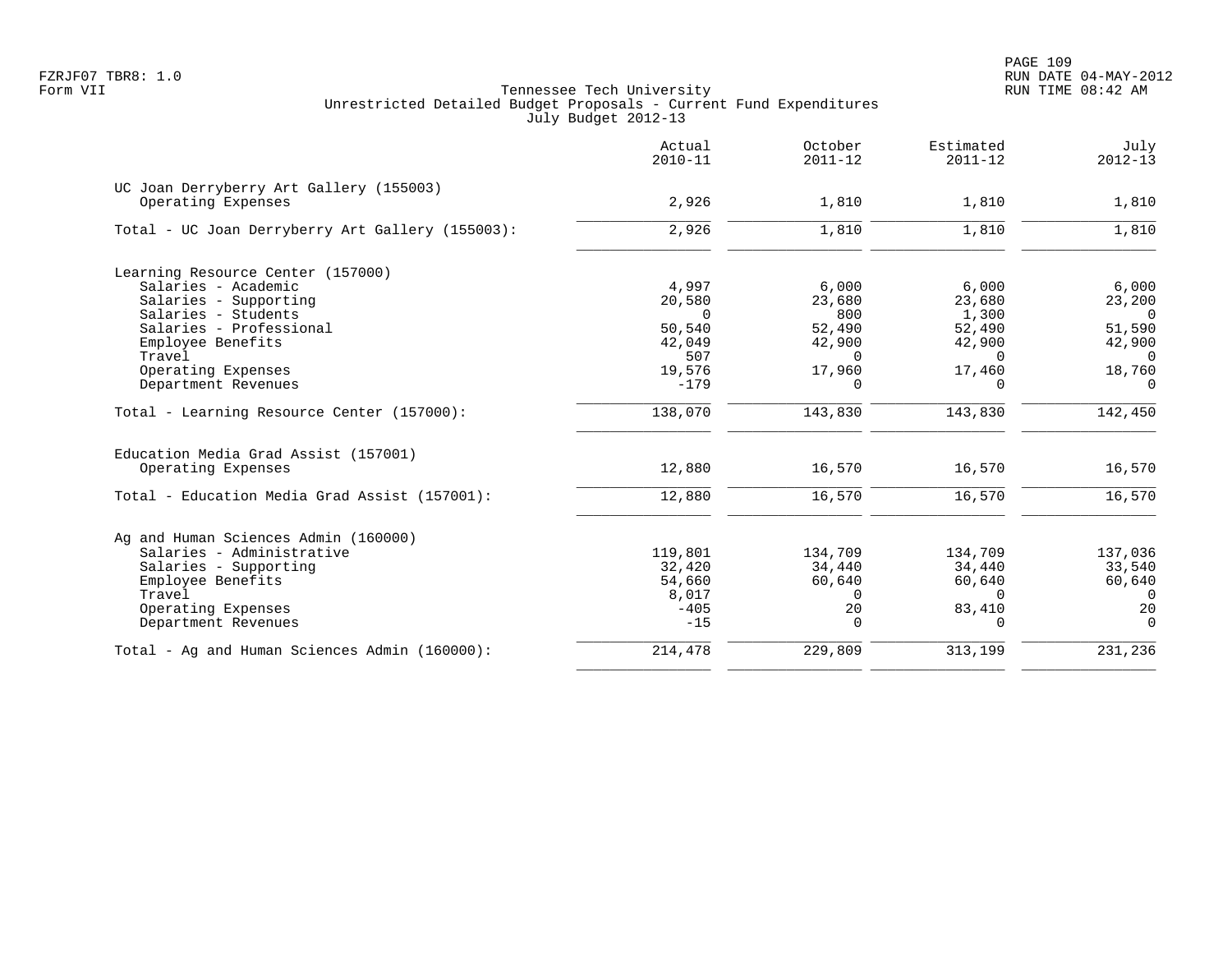FZRJF07 TBR8: 1.0
Form VII

Tennessee Tech University
Unrestricted Detailed Budget Proposals - Current Fund Expenditures
July Budget 2012-13

RUN DATE 04-MAY-2012
RUN TIME 08:42 AM

| | Actual 2010-11 | October 2011-12 | Estimated 2011-12 | July 2012-13 |
|---|---|---|---|---|
| **UC Joan Derryberry Art Gallery (155003)** | | | | |
| Operating Expenses | 2,926 | 1,810 | 1,810 | 1,810 |
| Total - UC Joan Derryberry Art Gallery (155003): | 2,926 | 1,810 | 1,810 | 1,810 |
| **Learning Resource Center (157000)** | | | | |
| Salaries - Academic | 4,997 | 6,000 | 6,000 | 6,000 |
| Salaries - Supporting | 20,580 | 23,680 | 23,680 | 23,200 |
| Salaries - Students | 0 | 800 | 1,300 | 0 |
| Salaries - Professional | 50,540 | 52,490 | 52,490 | 51,590 |
| Employee Benefits | 42,049 | 42,900 | 42,900 | 42,900 |
| Travel | 507 | 0 | 0 | 0 |
| Operating Expenses | 19,576 | 17,960 | 17,460 | 18,760 |
| Department Revenues | -179 | 0 | 0 | 0 |
| Total - Learning Resource Center (157000): | 138,070 | 143,830 | 143,830 | 142,450 |
| **Education Media Grad Assist (157001)** | | | | |
| Operating Expenses | 12,880 | 16,570 | 16,570 | 16,570 |
| Total - Education Media Grad Assist (157001): | 12,880 | 16,570 | 16,570 | 16,570 |
| **Ag and Human Sciences Admin (160000)** | | | | |
| Salaries - Administrative | 119,801 | 134,709 | 134,709 | 137,036 |
| Salaries - Supporting | 32,420 | 34,440 | 34,440 | 33,540 |
| Employee Benefits | 54,660 | 60,640 | 60,640 | 60,640 |
| Travel | 8,017 | 0 | 0 | 0 |
| Operating Expenses | -405 | 20 | 83,410 | 20 |
| Department Revenues | -15 | 0 | 0 | 0 |
| Total - Ag and Human Sciences Admin (160000): | 214,478 | 229,809 | 313,199 | 231,236 |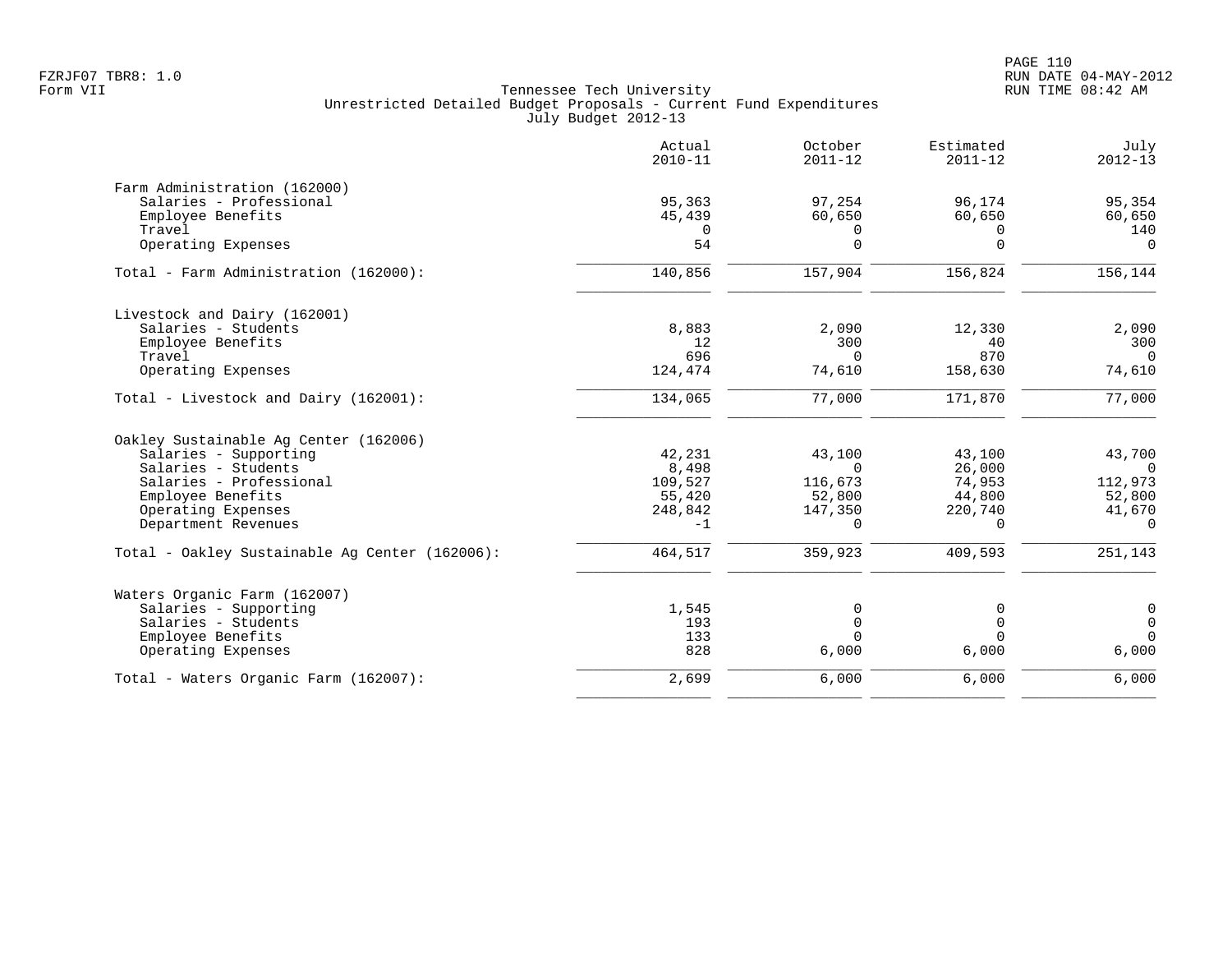FZRJF07 TBR8: 1.0
Form VII

Tennessee Tech University
Unrestricted Detailed Budget Proposals - Current Fund Expenditures
July Budget 2012-13

RUN DATE 04-MAY-2012
RUN TIME 08:42 AM

| | Actual 2010-11 | October 2011-12 | Estimated 2011-12 | July 2012-13 |
|---|---|---|---|---|
| **Farm Administration (162000)** | | | | |
| Salaries - Professional | 95,363 | 97,254 | 96,174 | 95,354 |
| Employee Benefits | 45,439 | 60,650 | 60,650 | 60,650 |
| Travel | 0 | 0 | 0 | 140 |
| Operating Expenses | 54 | 0 | 0 | 0 |
| Total - Farm Administration (162000): | 140,856 | 157,904 | 156,824 | 156,144 |
| **Livestock and Dairy (162001)** | | | | |
| Salaries - Students | 8,883 | 2,090 | 12,330 | 2,090 |
| Employee Benefits | 12 | 300 | 40 | 300 |
| Travel | 696 | 0 | 870 | 0 |
| Operating Expenses | 124,474 | 74,610 | 158,630 | 74,610 |
| Total - Livestock and Dairy (162001): | 134,065 | 77,000 | 171,870 | 77,000 |
| **Oakley Sustainable Ag Center (162006)** | | | | |
| Salaries - Supporting | 42,231 | 43,100 | 43,100 | 43,700 |
| Salaries - Students | 8,498 | 0 | 26,000 | 0 |
| Salaries - Professional | 109,527 | 116,673 | 74,953 | 112,973 |
| Employee Benefits | 55,420 | 52,800 | 44,800 | 52,800 |
| Operating Expenses | 248,842 | 147,350 | 220,740 | 41,670 |
| Department Revenues | -1 | 0 | 0 | 0 |
| Total - Oakley Sustainable Ag Center (162006): | 464,517 | 359,923 | 409,593 | 251,143 |
| **Waters Organic Farm (162007)** | | | | |
| Salaries - Supporting | 1,545 | 0 | 0 | 0 |
| Salaries - Students | 193 | 0 | 0 | 0 |
| Employee Benefits | 133 | 0 | 0 | 0 |
| Operating Expenses | 828 | 6,000 | 6,000 | 6,000 |
| Total - Waters Organic Farm (162007): | 2,699 | 6,000 | 6,000 | 6,000 |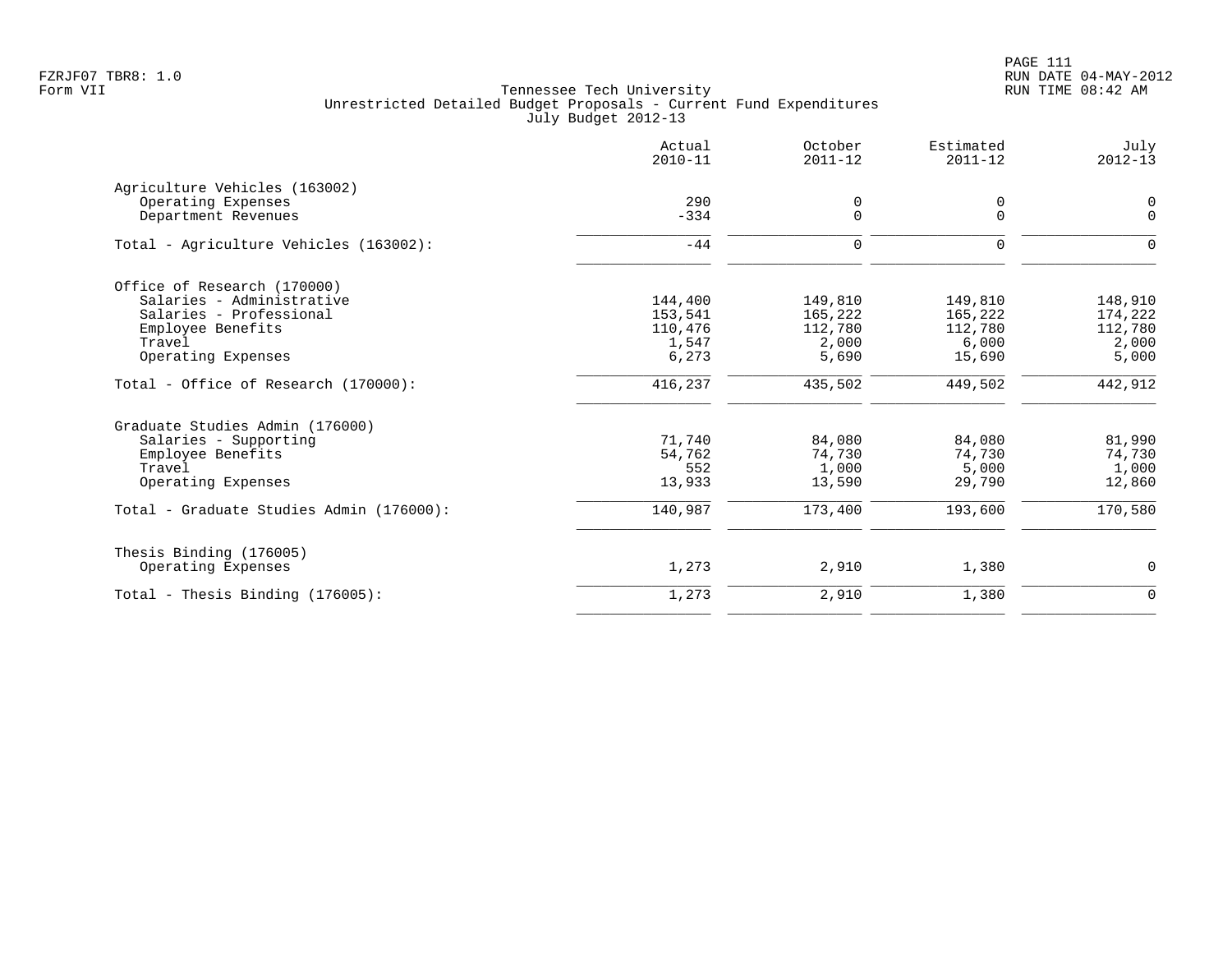Tennessee Tech University
Unrestricted Detailed Budget Proposals - Current Fund Expenditures
July Budget 2012-13

| | Actual 2010-11 | October 2011-12 | Estimated 2011-12 | July 2012-13 |
|---|---|---|---|---|
| **Agriculture Vehicles (163002)** | | | | |
| Operating Expenses | 290 | 0 | 0 | 0 |
| Department Revenues | -334 | 0 | 0 | 0 |
| Total - Agriculture Vehicles (163002): | -44 | 0 | 0 | 0 |
| **Office of Research (170000)** | | | | |
| Salaries - Administrative | 144,400 | 149,810 | 149,810 | 148,910 |
| Salaries - Professional | 153,541 | 165,222 | 165,222 | 174,222 |
| Employee Benefits | 110,476 | 112,780 | 112,780 | 112,780 |
| Travel | 1,547 | 2,000 | 6,000 | 2,000 |
| Operating Expenses | 6,273 | 5,690 | 15,690 | 5,000 |
| Total - Office of Research (170000): | 416,237 | 435,502 | 449,502 | 442,912 |
| **Graduate Studies Admin (176000)** | | | | |
| Salaries - Supporting | 71,740 | 84,080 | 84,080 | 81,990 |
| Employee Benefits | 54,762 | 74,730 | 74,730 | 74,730 |
| Travel | 552 | 1,000 | 5,000 | 1,000 |
| Operating Expenses | 13,933 | 13,590 | 29,790 | 12,860 |
| Total - Graduate Studies Admin (176000): | 140,987 | 173,400 | 193,600 | 170,580 |
| **Thesis Binding (176005)** | | | | |
| Operating Expenses | 1,273 | 2,910 | 1,380 | 0 |
| Total - Thesis Binding (176005): | 1,273 | 2,910 | 1,380 | 0 |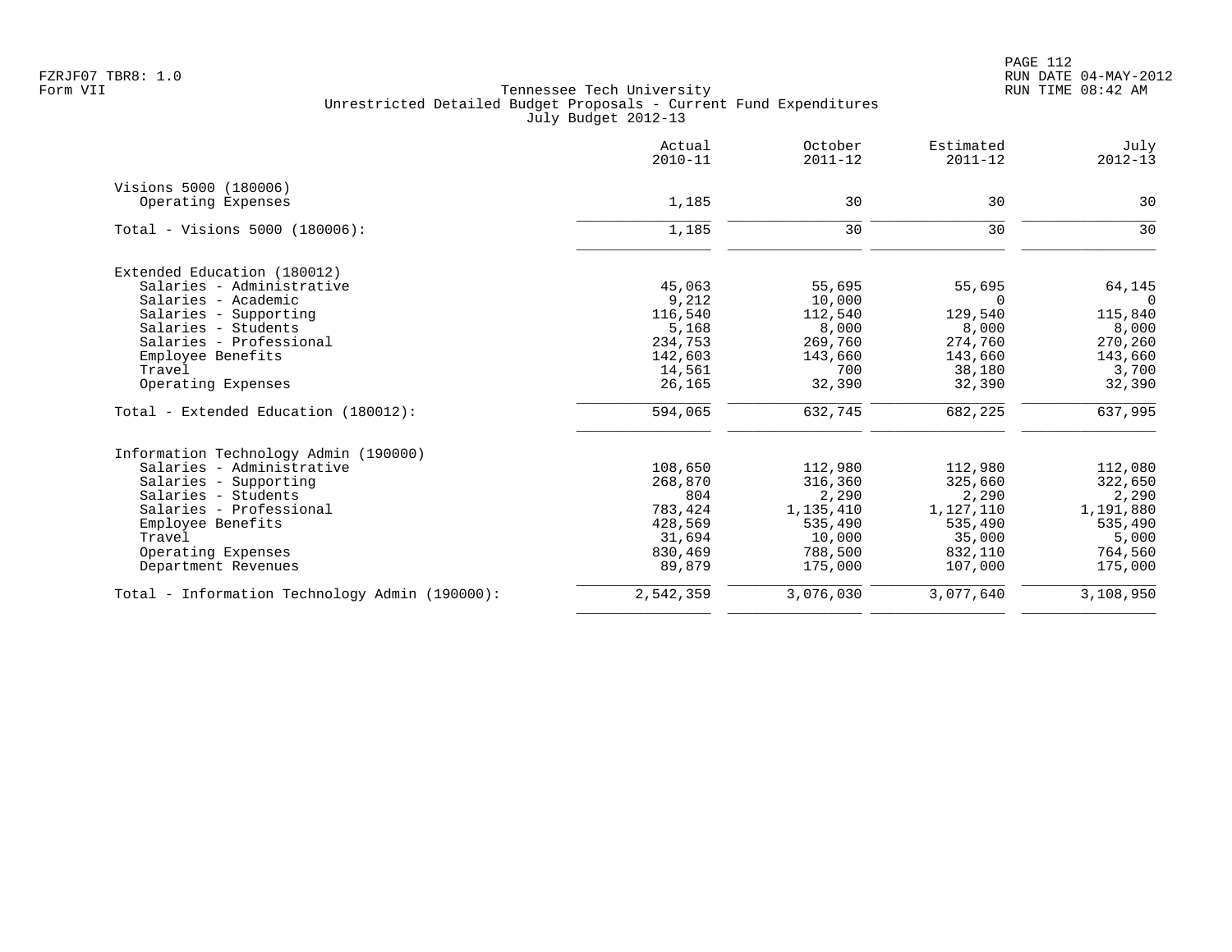Tennessee Tech University
Unrestricted Detailed Budget Proposals - Current Fund Expenditures
July Budget 2012-13

| | Actual 2010-11 | October 2011-12 | Estimated 2011-12 | July 2012-13 |
|---|---|---|---|---|
| **Visions 5000 (180006)** | | | | |
| Operating Expenses | 1,185 | 30 | 30 | 30 |
| Total - Visions 5000 (180006): | 1,185 | 30 | 30 | 30 |
| **Extended Education (180012)** | | | | |
| Salaries - Administrative | 45,063 | 55,695 | 55,695 | 64,145 |
| Salaries - Academic | 9,212 | 10,000 | 0 | 0 |
| Salaries - Supporting | 116,540 | 112,540 | 129,540 | 115,840 |
| Salaries - Students | 5,168 | 8,000 | 8,000 | 8,000 |
| Salaries - Professional | 234,753 | 269,760 | 274,760 | 270,260 |
| Employee Benefits | 142,603 | 143,660 | 143,660 | 143,660 |
| Travel | 14,561 | 700 | 38,180 | 3,700 |
| Operating Expenses | 26,165 | 32,390 | 32,390 | 32,390 |
| Total - Extended Education (180012): | 594,065 | 632,745 | 682,225 | 637,995 |
| **Information Technology Admin (190000)** | | | | |
| Salaries - Administrative | 108,650 | 112,980 | 112,980 | 112,080 |
| Salaries - Supporting | 268,870 | 316,360 | 325,660 | 322,650 |
| Salaries - Students | 804 | 2,290 | 2,290 | 2,290 |
| Salaries - Professional | 783,424 | 1,135,410 | 1,127,110 | 1,191,880 |
| Employee Benefits | 428,569 | 535,490 | 535,490 | 535,490 |
| Travel | 31,694 | 10,000 | 35,000 | 5,000 |
| Operating Expenses | 830,469 | 788,500 | 832,110 | 764,560 |
| Department Revenues | 89,879 | 175,000 | 107,000 | 175,000 |
| Total - Information Technology Admin (190000): | 2,542,359 | 3,076,030 | 3,077,640 | 3,108,950 |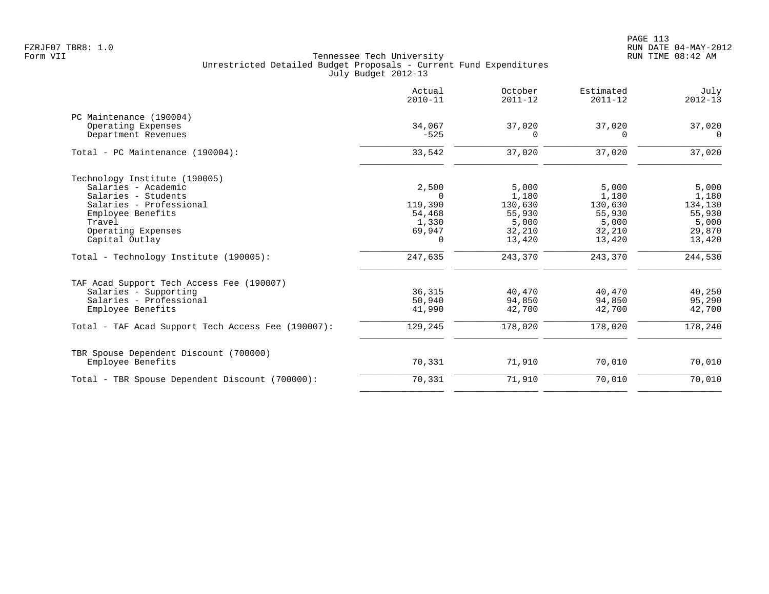Tennessee Tech University
Unrestricted Detailed Budget Proposals - Current Fund Expenditures
July Budget 2012-13

| | Actual 2010-11 | October 2011-12 | Estimated 2011-12 | July 2012-13 |
|---|---|---|---|---|
| **PC Maintenance (190004)** | | | | |
| Operating Expenses | 34,067 | 37,020 | 37,020 | 37,020 |
| Department Revenues | -525 | 0 | 0 | 0 |
| Total - PC Maintenance (190004): | 33,542 | 37,020 | 37,020 | 37,020 |
| **Technology Institute (190005)** | | | | |
| Salaries - Academic | 2,500 | 5,000 | 5,000 | 5,000 |
| Salaries - Students | 0 | 1,180 | 1,180 | 1,180 |
| Salaries - Professional | 119,390 | 130,630 | 130,630 | 134,130 |
| Employee Benefits | 54,468 | 55,930 | 55,930 | 55,930 |
| Travel | 1,330 | 5,000 | 5,000 | 5,000 |
| Operating Expenses | 69,947 | 32,210 | 32,210 | 29,870 |
| Capital Outlay | 0 | 13,420 | 13,420 | 13,420 |
| Total - Technology Institute (190005): | 247,635 | 243,370 | 243,370 | 244,530 |
| **TAF Acad Support Tech Access Fee (190007)** | | | | |
| Salaries - Supporting | 36,315 | 40,470 | 40,470 | 40,250 |
| Salaries - Professional | 50,940 | 94,850 | 94,850 | 95,290 |
| Employee Benefits | 41,990 | 42,700 | 42,700 | 42,700 |
| Total - TAF Acad Support Tech Access Fee (190007): | 129,245 | 178,020 | 178,020 | 178,240 |
| **TBR Spouse Dependent Discount (700000)** | | | | |
| Employee Benefits | 70,331 | 71,910 | 70,010 | 70,010 |
| Total - TBR Spouse Dependent Discount (700000): | 70,331 | 71,910 | 70,010 | 70,010 |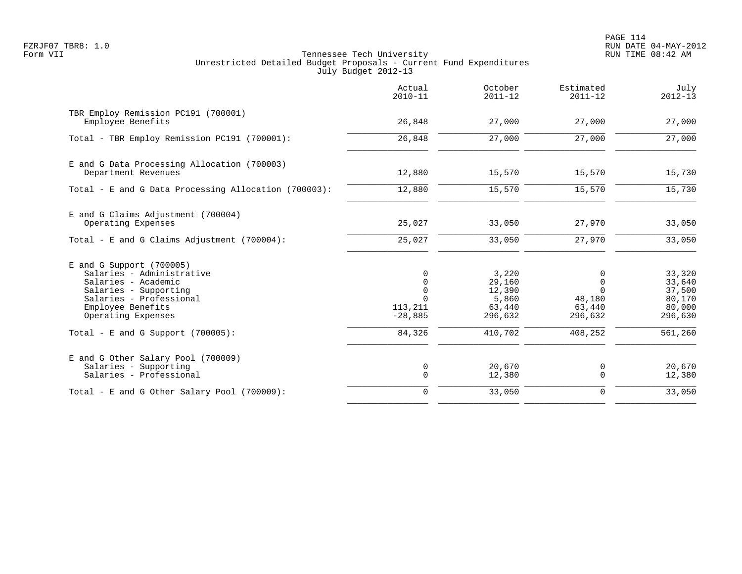Tennessee Tech University
Unrestricted Detailed Budget Proposals - Current Fund Expenditures
July Budget 2012-13

Form VII

| | Actual 2010-11 | October 2011-12 | Estimated 2011-12 | July 2012-13 |
|---|---|---|---|---|
| **TBR Employ Remission PC191 (700001)** | | | | |
| Employee Benefits | 26,848 | 27,000 | 27,000 | 27,000 |
| Total - TBR Employ Remission PC191 (700001): | 26,848 | 27,000 | 27,000 | 27,000 |
| **E and G Data Processing Allocation (700003)** | | | | |
| Department Revenues | 12,880 | 15,570 | 15,570 | 15,730 |
| Total - E and G Data Processing Allocation (700003): | 12,880 | 15,570 | 15,570 | 15,730 |
| **E and G Claims Adjustment (700004)** | | | | |
| Operating Expenses | 25,027 | 33,050 | 27,970 | 33,050 |
| Total - E and G Claims Adjustment (700004): | 25,027 | 33,050 | 27,970 | 33,050 |
| **E and G Support (700005)** | | | | |
| Salaries - Administrative | 0 | 3,220 | 0 | 33,320 |
| Salaries - Academic | 0 | 29,160 | 0 | 33,640 |
| Salaries - Supporting | 0 | 12,390 | 0 | 37,500 |
| Salaries - Professional | 0 | 5,860 | 48,180 | 80,170 |
| Employee Benefits | 113,211 | 63,440 | 63,440 | 80,000 |
| Operating Expenses | -28,885 | 296,632 | 296,632 | 296,630 |
| Total - E and G Support (700005): | 84,326 | 410,702 | 408,252 | 561,260 |
| **E and G Other Salary Pool (700009)** | | | | |
| Salaries - Supporting | 0 | 20,670 | 0 | 20,670 |
| Salaries - Professional | 0 | 12,380 | 0 | 12,380 |
| Total - E and G Other Salary Pool (700009): | 0 | 33,050 | 0 | 33,050 |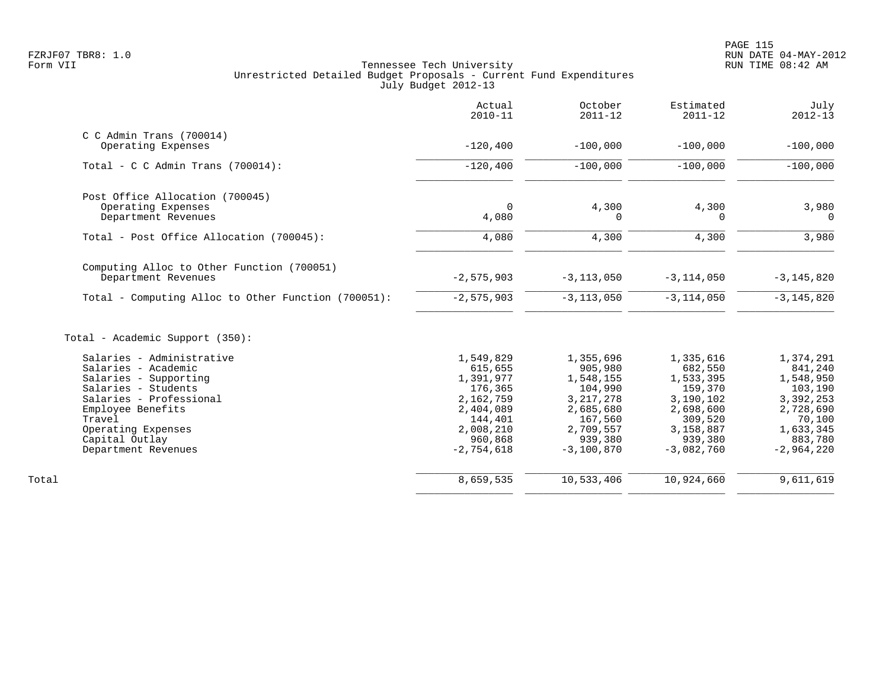FZRJF07 TBR8: 1.0
Form VII

Tennessee Tech University
Unrestricted Detailed Budget Proposals - Current Fund Expenditures
July Budget 2012-13

| | Actual 2010-11 | October 2011-12 | Estimated 2011-12 | July 2012-13 |
|---|---|---|---|---|
| C C Admin Trans (700014) | | | | |
| Operating Expenses | -120,400 | -100,000 | -100,000 | -100,000 |
| Total - C C Admin Trans (700014): | -120,400 | -100,000 | -100,000 | -100,000 |
| Post Office Allocation (700045) | | | | |
| Operating Expenses | 0 | 4,300 | 4,300 | 3,980 |
| Department Revenues | 4,080 | 0 | 0 | 0 |
| Total - Post Office Allocation (700045): | 4,080 | 4,300 | 4,300 | 3,980 |
| Computing Alloc to Other Function (700051) | | | | |
| Department Revenues | -2,575,903 | -3,113,050 | -3,114,050 | -3,145,820 |
| Total - Computing Alloc to Other Function (700051): | -2,575,903 | -3,113,050 | -3,114,050 | -3,145,820 |
| Total - Academic Support (350): | | | | |
| Salaries - Administrative | 1,549,829 | 1,355,696 | 1,335,616 | 1,374,291 |
| Salaries - Academic | 615,655 | 905,980 | 682,550 | 841,240 |
| Salaries - Supporting | 1,391,977 | 1,548,155 | 1,533,395 | 1,548,950 |
| Salaries - Students | 176,365 | 104,990 | 159,370 | 103,190 |
| Salaries - Professional | 2,162,759 | 3,217,278 | 3,190,102 | 3,392,253 |
| Employee Benefits | 2,404,089 | 2,685,680 | 2,698,600 | 2,728,690 |
| Travel | 144,401 | 167,560 | 309,520 | 70,100 |
| Operating Expenses | 2,008,210 | 2,709,557 | 3,158,887 | 1,633,345 |
| Capital Outlay | 960,868 | 939,380 | 939,380 | 883,780 |
| Department Revenues | -2,754,618 | -3,100,870 | -3,082,760 | -2,964,220 |
| Total | 8,659,535 | 10,533,406 | 10,924,660 | 9,611,619 |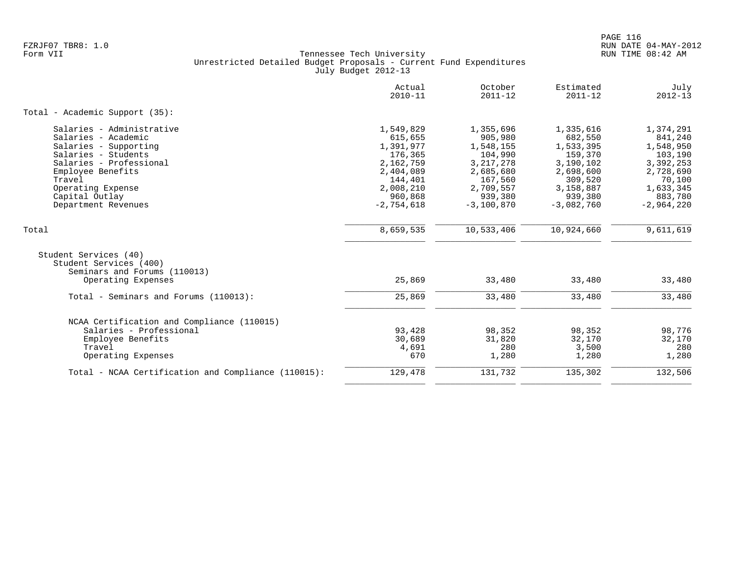Tennessee Tech University
Unrestricted Detailed Budget Proposals - Current Fund Expenditures
July Budget 2012-13

| | Actual 2010-11 | October 2011-12 | Estimated 2011-12 | July 2012-13 |
|---|---|---|---|---|
| **Total - Academic Support (35):** | | | | |
| Salaries - Administrative | 1,549,829 | 1,355,696 | 1,335,616 | 1,374,291 |
| Salaries - Academic | 615,655 | 905,980 | 682,550 | 841,240 |
| Salaries - Supporting | 1,391,977 | 1,548,155 | 1,533,395 | 1,548,950 |
| Salaries - Students | 176,365 | 104,990 | 159,370 | 103,190 |
| Salaries - Professional | 2,162,759 | 3,217,278 | 3,190,102 | 3,392,253 |
| Employee Benefits | 2,404,089 | 2,685,680 | 2,698,600 | 2,728,690 |
| Travel | 144,401 | 167,560 | 309,520 | 70,100 |
| Operating Expense | 2,008,210 | 2,709,557 | 3,158,887 | 1,633,345 |
| Capital Outlay | 960,868 | 939,380 | 939,380 | 883,780 |
| Department Revenues | -2,754,618 | -3,100,870 | -3,082,760 | -2,964,220 |
| Total | 8,659,535 | 10,533,406 | 10,924,660 | 9,611,619 |
| Student Services (40) | | | | |
| Student Services (400) | | | | |
| Seminars and Forums (110013) | | | | |
| Operating Expenses | 25,869 | 33,480 | 33,480 | 33,480 |
| Total - Seminars and Forums (110013): | 25,869 | 33,480 | 33,480 | 33,480 |
| NCAA Certification and Compliance (110015) | | | | |
| Salaries - Professional | 93,428 | 98,352 | 98,352 | 98,776 |
| Employee Benefits | 30,689 | 31,820 | 32,170 | 32,170 |
| Travel | 4,691 | 280 | 3,500 | 280 |
| Operating Expenses | 670 | 1,280 | 1,280 | 1,280 |
| Total - NCAA Certification and Compliance (110015): | 129,478 | 131,732 | 135,302 | 132,506 |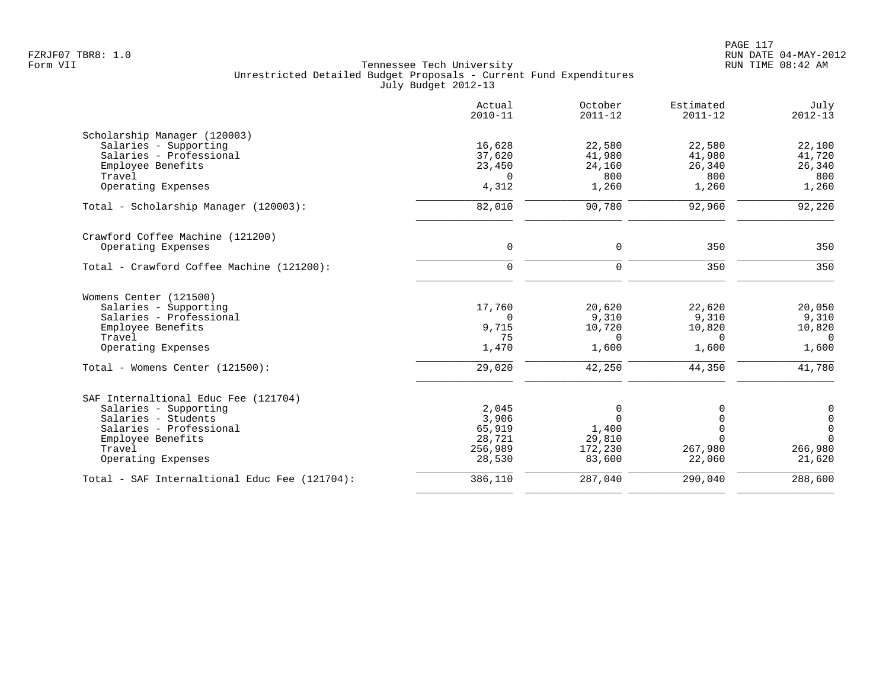Tennessee Tech University
Unrestricted Detailed Budget Proposals - Current Fund Expenditures
July Budget 2012-13

FZRJF07 TBR8: 1.0
Form VII

RUN DATE 04-MAY-2012
RUN TIME 08:42 AM

| | Actual 2010-11 | October 2011-12 | Estimated 2011-12 | July 2012-13 |
|---|---|---|---|---|
| **Scholarship Manager (120003)** | | | | |
| Salaries - Supporting | 16,628 | 22,580 | 22,580 | 22,100 |
| Salaries - Professional | 37,620 | 41,980 | 41,980 | 41,720 |
| Employee Benefits | 23,450 | 24,160 | 26,340 | 26,340 |
| Travel | 0 | 800 | 800 | 800 |
| Operating Expenses | 4,312 | 1,260 | 1,260 | 1,260 |
| Total - Scholarship Manager (120003): | 82,010 | 90,780 | 92,960 | 92,220 |
| **Crawford Coffee Machine (121200)** | | | | |
| Operating Expenses | 0 | 0 | 350 | 350 |
| Total - Crawford Coffee Machine (121200): | 0 | 0 | 350 | 350 |
| **Womens Center (121500)** | | | | |
| Salaries - Supporting | 17,760 | 20,620 | 22,620 | 20,050 |
| Salaries - Professional | 0 | 9,310 | 9,310 | 9,310 |
| Employee Benefits | 9,715 | 10,720 | 10,820 | 10,820 |
| Travel | 75 | 0 | 0 | 0 |
| Operating Expenses | 1,470 | 1,600 | 1,600 | 1,600 |
| Total - Womens Center (121500): | 29,020 | 42,250 | 44,350 | 41,780 |
| **SAF Internaltional Educ Fee (121704)** | | | | |
| Salaries - Supporting | 2,045 | 0 | 0 | 0 |
| Salaries - Students | 3,906 | 0 | 0 | 0 |
| Salaries - Professional | 65,919 | 1,400 | 0 | 0 |
| Employee Benefits | 28,721 | 29,810 | 0 | 0 |
| Travel | 256,989 | 172,230 | 267,980 | 266,980 |
| Operating Expenses | 28,530 | 83,600 | 22,060 | 21,620 |
| Total - SAF Internaltional Educ Fee (121704): | 386,110 | 287,040 | 290,040 | 288,600 |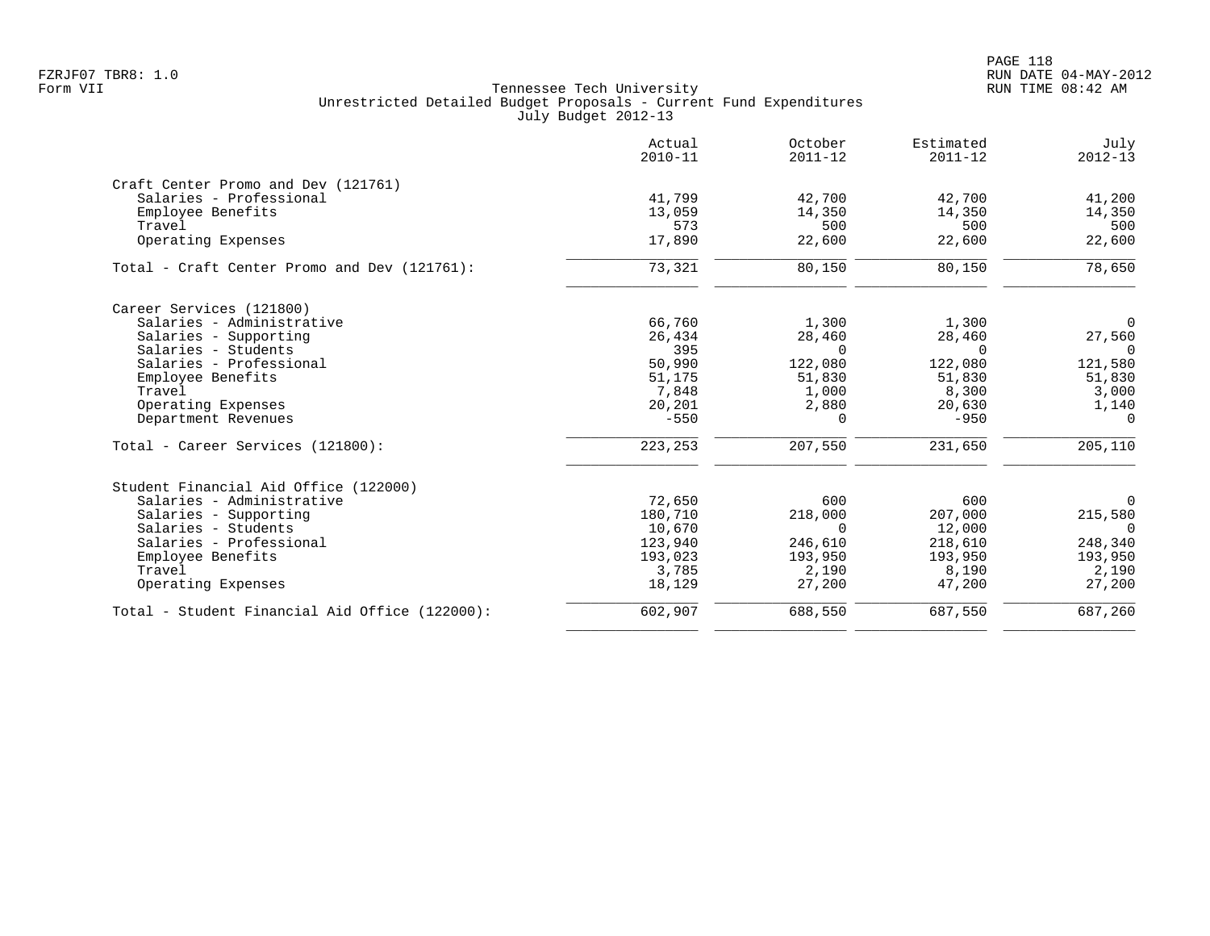FZRJF07 TBR8: 1.0
Form VII

Tennessee Tech University
Unrestricted Detailed Budget Proposals - Current Fund Expenditures
July Budget 2012-13

RUN DATE 04-MAY-2012
RUN TIME 08:42 AM

| | Actual 2010-11 | October 2011-12 | Estimated 2011-12 | July 2012-13 |
|---|---|---|---|---|
| **Craft Center Promo and Dev (121761)** | | | | |
| Salaries - Professional | 41,799 | 42,700 | 42,700 | 41,200 |
| Employee Benefits | 13,059 | 14,350 | 14,350 | 14,350 |
| Travel | 573 | 500 | 500 | 500 |
| Operating Expenses | 17,890 | 22,600 | 22,600 | 22,600 |
| Total - Craft Center Promo and Dev (121761): | 73,321 | 80,150 | 80,150 | 78,650 |
| **Career Services (121800)** | | | | |
| Salaries - Administrative | 66,760 | 1,300 | 1,300 | 0 |
| Salaries - Supporting | 26,434 | 28,460 | 28,460 | 27,560 |
| Salaries - Students | 395 | 0 | 0 | 0 |
| Salaries - Professional | 50,990 | 122,080 | 122,080 | 121,580 |
| Employee Benefits | 51,175 | 51,830 | 51,830 | 51,830 |
| Travel | 7,848 | 1,000 | 8,300 | 3,000 |
| Operating Expenses | 20,201 | 2,880 | 20,630 | 1,140 |
| Department Revenues | -550 | 0 | -950 | 0 |
| Total - Career Services (121800): | 223,253 | 207,550 | 231,650 | 205,110 |
| **Student Financial Aid Office (122000)** | | | | |
| Salaries - Administrative | 72,650 | 600 | 600 | 0 |
| Salaries - Supporting | 180,710 | 218,000 | 207,000 | 215,580 |
| Salaries - Students | 10,670 | 0 | 12,000 | 0 |
| Salaries - Professional | 123,940 | 246,610 | 218,610 | 248,340 |
| Employee Benefits | 193,023 | 193,950 | 193,950 | 193,950 |
| Travel | 3,785 | 2,190 | 8,190 | 2,190 |
| Operating Expenses | 18,129 | 27,200 | 47,200 | 27,200 |
| Total - Student Financial Aid Office (122000): | 602,907 | 688,550 | 687,550 | 687,260 |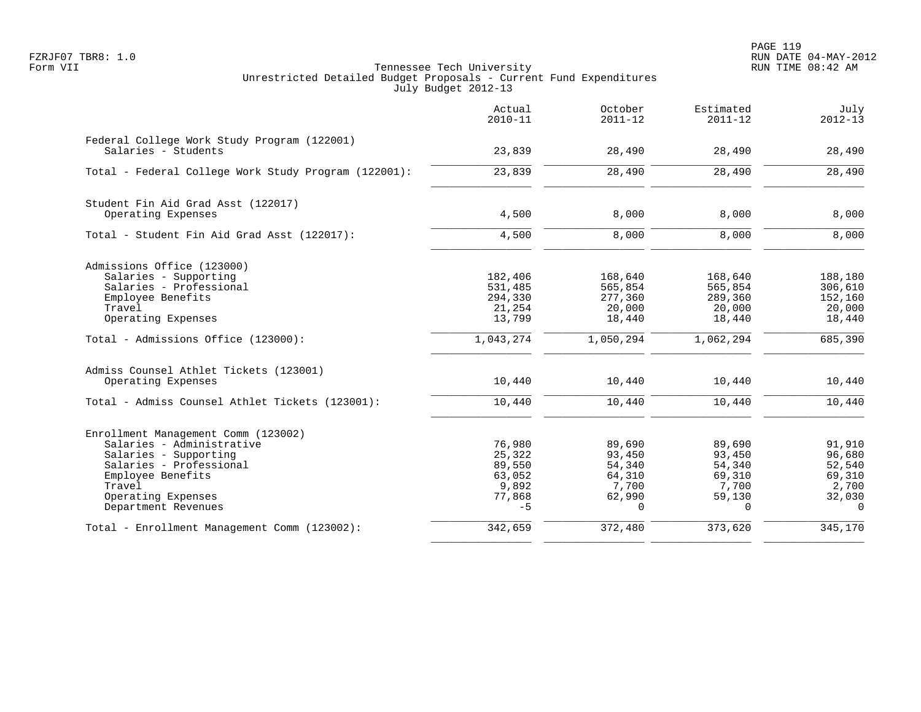Tennessee Tech University
Unrestricted Detailed Budget Proposals - Current Fund Expenditures
July Budget 2012-13

| | Actual 2010-11 | October 2011-12 | Estimated 2011-12 | July 2012-13 |
|---|---|---|---|---|
| **Federal College Work Study Program (122001)** | | | | |
| Salaries - Students | 23,839 | 28,490 | 28,490 | 28,490 |
| Total - Federal College Work Study Program (122001): | 23,839 | 28,490 | 28,490 | 28,490 |
| **Student Fin Aid Grad Asst (122017)** | | | | |
| Operating Expenses | 4,500 | 8,000 | 8,000 | 8,000 |
| Total - Student Fin Aid Grad Asst (122017): | 4,500 | 8,000 | 8,000 | 8,000 |
| **Admissions Office (123000)** | | | | |
| Salaries - Supporting | 182,406 | 168,640 | 168,640 | 188,180 |
| Salaries - Professional | 531,485 | 565,854 | 565,854 | 306,610 |
| Employee Benefits | 294,330 | 277,360 | 289,360 | 152,160 |
| Travel | 21,254 | 20,000 | 20,000 | 20,000 |
| Operating Expenses | 13,799 | 18,440 | 18,440 | 18,440 |
| Total - Admissions Office (123000): | 1,043,274 | 1,050,294 | 1,062,294 | 685,390 |
| **Admiss Counsel Athlet Tickets (123001)** | | | | |
| Operating Expenses | 10,440 | 10,440 | 10,440 | 10,440 |
| Total - Admiss Counsel Athlet Tickets (123001): | 10,440 | 10,440 | 10,440 | 10,440 |
| **Enrollment Management Comm (123002)** | | | | |
| Salaries - Administrative | 76,980 | 89,690 | 89,690 | 91,910 |
| Salaries - Supporting | 25,322 | 93,450 | 93,450 | 96,680 |
| Salaries - Professional | 89,550 | 54,340 | 54,340 | 52,540 |
| Employee Benefits | 63,052 | 64,310 | 69,310 | 69,310 |
| Travel | 9,892 | 7,700 | 7,700 | 2,700 |
| Operating Expenses | 77,868 | 62,990 | 59,130 | 32,030 |
| Department Revenues | -5 | 0 | 0 | 0 |
| Total - Enrollment Management Comm (123002): | 342,659 | 372,480 | 373,620 | 345,170 |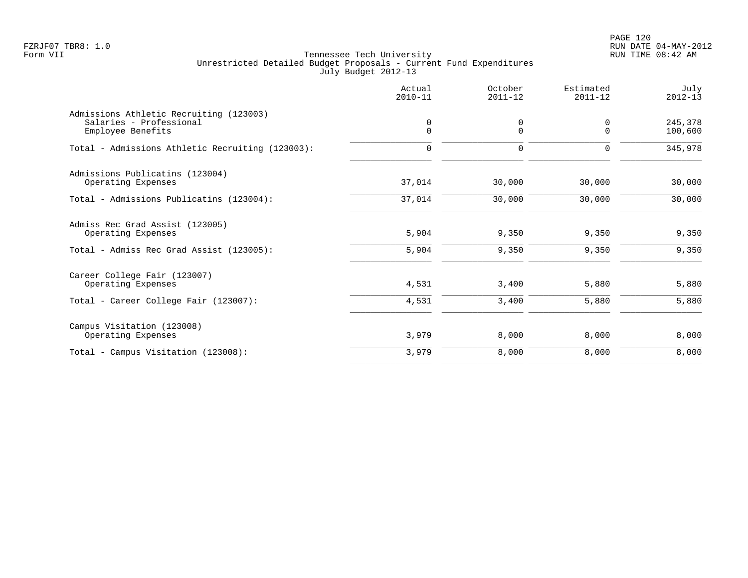Tennessee Tech University
Unrestricted Detailed Budget Proposals - Current Fund Expenditures
July Budget 2012-13

| | Actual 2010-11 | October 2011-12 | Estimated 2011-12 | July 2012-13 |
|---|---|---|---|---|
| Admissions Athletic Recruiting (123003) | | | | |
| Salaries - Professional | 0 | 0 | 0 | 245,378 |
| Employee Benefits | 0 | 0 | 0 | 100,600 |
| Total - Admissions Athletic Recruiting (123003): | 0 | 0 | 0 | 345,978 |
| Admissions Publicatins (123004) | | | | |
| Operating Expenses | 37,014 | 30,000 | 30,000 | 30,000 |
| Total - Admissions Publicatins (123004): | 37,014 | 30,000 | 30,000 | 30,000 |
| Admiss Rec Grad Assist (123005) | | | | |
| Operating Expenses | 5,904 | 9,350 | 9,350 | 9,350 |
| Total - Admiss Rec Grad Assist (123005): | 5,904 | 9,350 | 9,350 | 9,350 |
| Career College Fair (123007) | | | | |
| Operating Expenses | 4,531 | 3,400 | 5,880 | 5,880 |
| Total - Career College Fair (123007): | 4,531 | 3,400 | 5,880 | 5,880 |
| Campus Visitation (123008) | | | | |
| Operating Expenses | 3,979 | 8,000 | 8,000 | 8,000 |
| Total - Campus Visitation (123008): | 3,979 | 8,000 | 8,000 | 8,000 |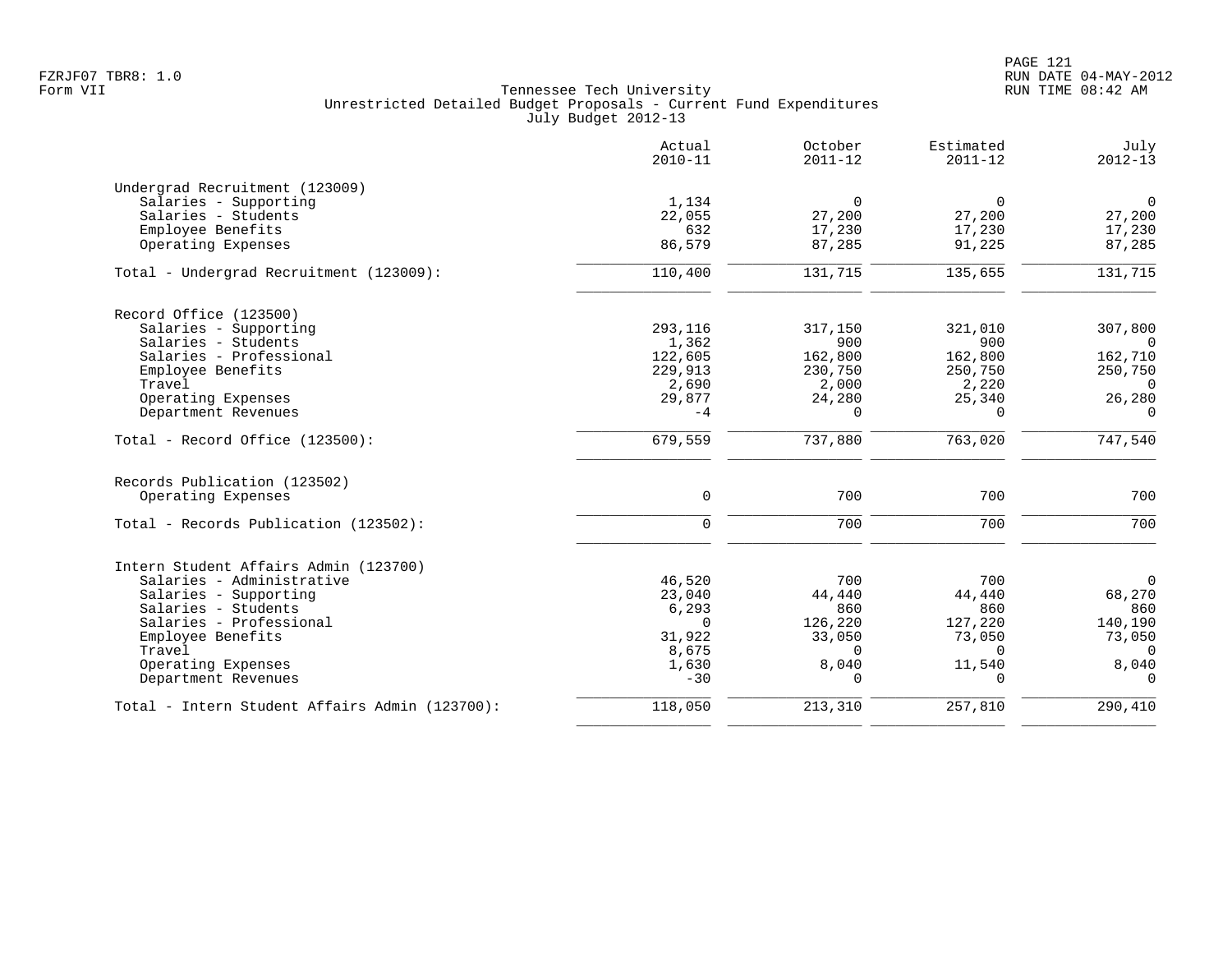Tennessee Tech University
Unrestricted Detailed Budget Proposals - Current Fund Expenditures
July Budget 2012-13

| | Actual 2010-11 | October 2011-12 | Estimated 2011-12 | July 2012-13 |
|---|---|---|---|---|
| **Undergrad Recruitment (123009)** | | | | |
| Salaries - Supporting | 1,134 | 0 | 0 | 0 |
| Salaries - Students | 22,055 | 27,200 | 27,200 | 27,200 |
| Employee Benefits | 632 | 17,230 | 17,230 | 17,230 |
| Operating Expenses | 86,579 | 87,285 | 91,225 | 87,285 |
| Total - Undergrad Recruitment (123009): | 110,400 | 131,715 | 135,655 | 131,715 |
| **Record Office (123500)** | | | | |
| Salaries - Supporting | 293,116 | 317,150 | 321,010 | 307,800 |
| Salaries - Students | 1,362 | 900 | 900 | 0 |
| Salaries - Professional | 122,605 | 162,800 | 162,800 | 162,710 |
| Employee Benefits | 229,913 | 230,750 | 250,750 | 250,750 |
| Travel | 2,690 | 2,000 | 2,220 | 0 |
| Operating Expenses | 29,877 | 24,280 | 25,340 | 26,280 |
| Department Revenues | -4 | 0 | 0 | 0 |
| Total - Record Office (123500): | 679,559 | 737,880 | 763,020 | 747,540 |
| **Records Publication (123502)** | | | | |
| Operating Expenses | 0 | 700 | 700 | 700 |
| Total - Records Publication (123502): | 0 | 700 | 700 | 700 |
| **Intern Student Affairs Admin (123700)** | | | | |
| Salaries - Administrative | 46,520 | 700 | 700 | 0 |
| Salaries - Supporting | 23,040 | 44,440 | 44,440 | 68,270 |
| Salaries - Students | 6,293 | 860 | 860 | 860 |
| Salaries - Professional | 0 | 126,220 | 127,220 | 140,190 |
| Employee Benefits | 31,922 | 33,050 | 73,050 | 73,050 |
| Travel | 8,675 | 0 | 0 | 0 |
| Operating Expenses | 1,630 | 8,040 | 11,540 | 8,040 |
| Department Revenues | -30 | 0 | 0 | 0 |
| Total - Intern Student Affairs Admin (123700): | 118,050 | 213,310 | 257,810 | 290,410 |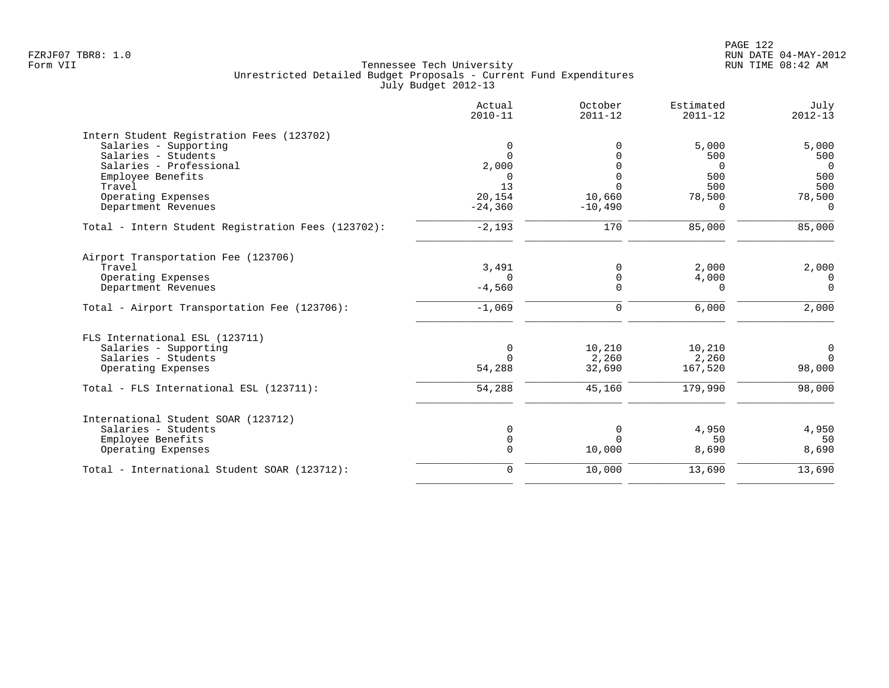Tennessee Tech University
Unrestricted Detailed Budget Proposals - Current Fund Expenditures
July Budget 2012-13

| | Actual 2010-11 | October 2011-12 | Estimated 2011-12 | July 2012-13 |
|---|---|---|---|---|
| **Intern Student Registration Fees (123702)** | | | | |
| Salaries - Supporting | 0 | 0 | 5,000 | 5,000 |
| Salaries - Students | 0 | 0 | 500 | 500 |
| Salaries - Professional | 2,000 | 0 | 0 | 0 |
| Employee Benefits | 0 | 0 | 500 | 500 |
| Travel | 13 | 0 | 500 | 500 |
| Operating Expenses | 20,154 | 10,660 | 78,500 | 78,500 |
| Department Revenues | -24,360 | -10,490 | 0 | 0 |
| Total - Intern Student Registration Fees (123702): | -2,193 | 170 | 85,000 | 85,000 |
| **Airport Transportation Fee (123706)** | | | | |
| Travel | 3,491 | 0 | 2,000 | 2,000 |
| Operating Expenses | 0 | 0 | 4,000 | 0 |
| Department Revenues | -4,560 | 0 | 0 | 0 |
| Total - Airport Transportation Fee (123706): | -1,069 | 0 | 6,000 | 2,000 |
| **FLS International ESL (123711)** | | | | |
| Salaries - Supporting | 0 | 10,210 | 10,210 | 0 |
| Salaries - Students | 0 | 2,260 | 2,260 | 0 |
| Operating Expenses | 54,288 | 32,690 | 167,520 | 98,000 |
| Total - FLS International ESL (123711): | 54,288 | 45,160 | 179,990 | 98,000 |
| **International Student SOAR (123712)** | | | | |
| Salaries - Students | 0 | 0 | 4,950 | 4,950 |
| Employee Benefits | 0 | 0 | 50 | 50 |
| Operating Expenses | 0 | 10,000 | 8,690 | 8,690 |
| Total - International Student SOAR (123712): | 0 | 10,000 | 13,690 | 13,690 |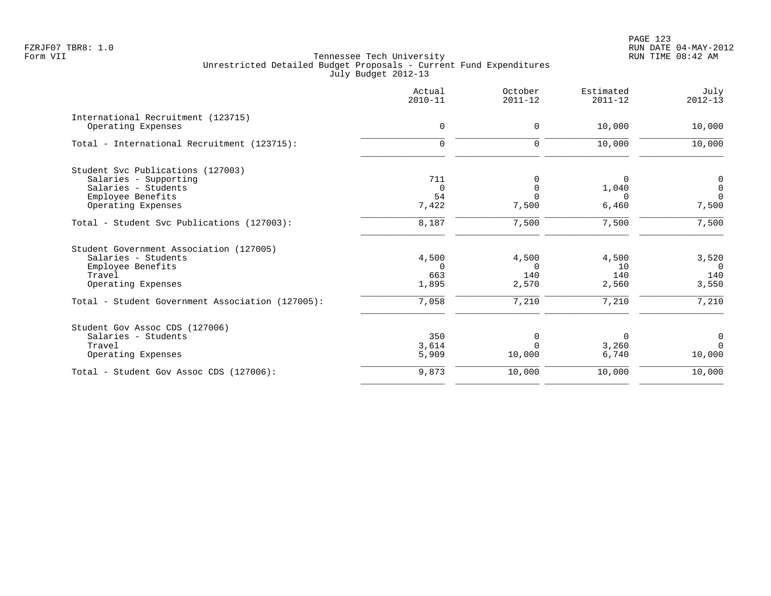FZRJF07 TBR8: 1.0
Form VII

Tennessee Tech University
Unrestricted Detailed Budget Proposals - Current Fund Expenditures
July Budget 2012-13

RUN DATE 04-MAY-2012
RUN TIME 08:42 AM

| | Actual 2010-11 | October 2011-12 | Estimated 2011-12 | July 2012-13 |
|---|---|---|---|---|
| International Recruitment (123715) | | | | |
| Operating Expenses | 0 | 0 | 10,000 | 10,000 |
| Total - International Recruitment (123715): | 0 | 0 | 10,000 | 10,000 |
| Student Svc Publications (127003) | | | | |
| Salaries - Supporting | 711 | 0 | 0 | 0 |
| Salaries - Students | 0 | 0 | 1,040 | 0 |
| Employee Benefits | 54 | 0 | 0 | 0 |
| Operating Expenses | 7,422 | 7,500 | 6,460 | 7,500 |
| Total - Student Svc Publications (127003): | 8,187 | 7,500 | 7,500 | 7,500 |
| Student Government Association (127005) | | | | |
| Salaries - Students | 4,500 | 4,500 | 4,500 | 3,520 |
| Employee Benefits | 0 | 0 | 10 | 0 |
| Travel | 663 | 140 | 140 | 140 |
| Operating Expenses | 1,895 | 2,570 | 2,560 | 3,550 |
| Total - Student Government Association (127005): | 7,058 | 7,210 | 7,210 | 7,210 |
| Student Gov Assoc CDS (127006) | | | | |
| Salaries - Students | 350 | 0 | 0 | 0 |
| Travel | 3,614 | 0 | 3,260 | 0 |
| Operating Expenses | 5,909 | 10,000 | 6,740 | 10,000 |
| Total - Student Gov Assoc CDS (127006): | 9,873 | 10,000 | 10,000 | 10,000 |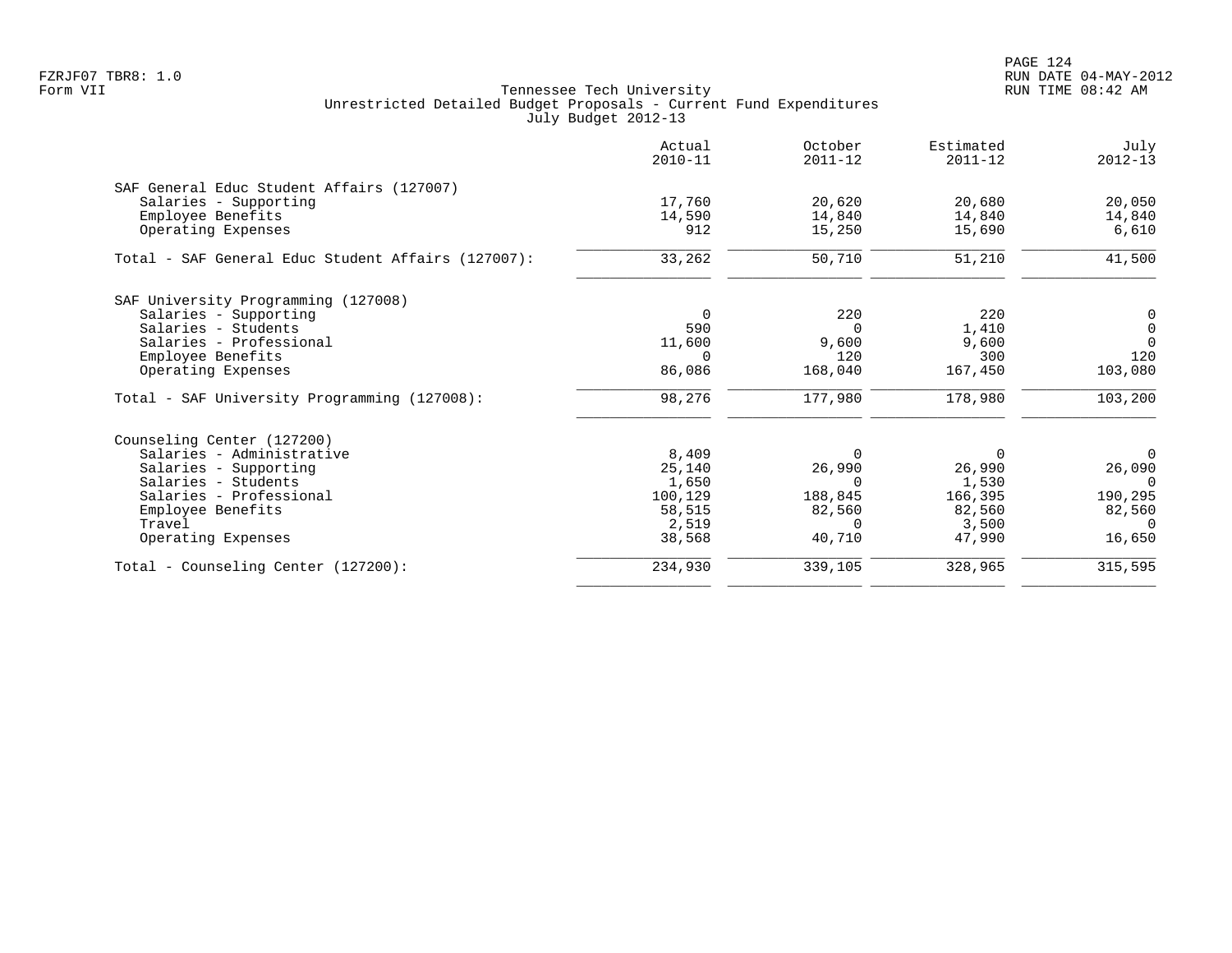Tennessee Tech University
Unrestricted Detailed Budget Proposals - Current Fund Expenditures
July Budget 2012-13

| | Actual 2010-11 | October 2011-12 | Estimated 2011-12 | July 2012-13 |
|---|---|---|---|---|
| **SAF General Educ Student Affairs (127007)** | | | | |
| Salaries - Supporting | 17,760 | 20,620 | 20,680 | 20,050 |
| Employee Benefits | 14,590 | 14,840 | 14,840 | 14,840 |
| Operating Expenses | 912 | 15,250 | 15,690 | 6,610 |
| Total - SAF General Educ Student Affairs (127007): | 33,262 | 50,710 | 51,210 | 41,500 |
| **SAF University Programming (127008)** | | | | |
| Salaries - Supporting | 0 | 220 | 220 | 0 |
| Salaries - Students | 590 | 0 | 1,410 | 0 |
| Salaries - Professional | 11,600 | 9,600 | 9,600 | 0 |
| Employee Benefits | 0 | 120 | 300 | 120 |
| Operating Expenses | 86,086 | 168,040 | 167,450 | 103,080 |
| Total - SAF University Programming (127008): | 98,276 | 177,980 | 178,980 | 103,200 |
| **Counseling Center (127200)** | | | | |
| Salaries - Administrative | 8,409 | 0 | 0 | 0 |
| Salaries - Supporting | 25,140 | 26,990 | 26,990 | 26,090 |
| Salaries - Students | 1,650 | 0 | 1,530 | 0 |
| Salaries - Professional | 100,129 | 188,845 | 166,395 | 190,295 |
| Employee Benefits | 58,515 | 82,560 | 82,560 | 82,560 |
| Travel | 2,519 | 0 | 3,500 | 0 |
| Operating Expenses | 38,568 | 40,710 | 47,990 | 16,650 |
| Total - Counseling Center (127200): | 234,930 | 339,105 | 328,965 | 315,595 |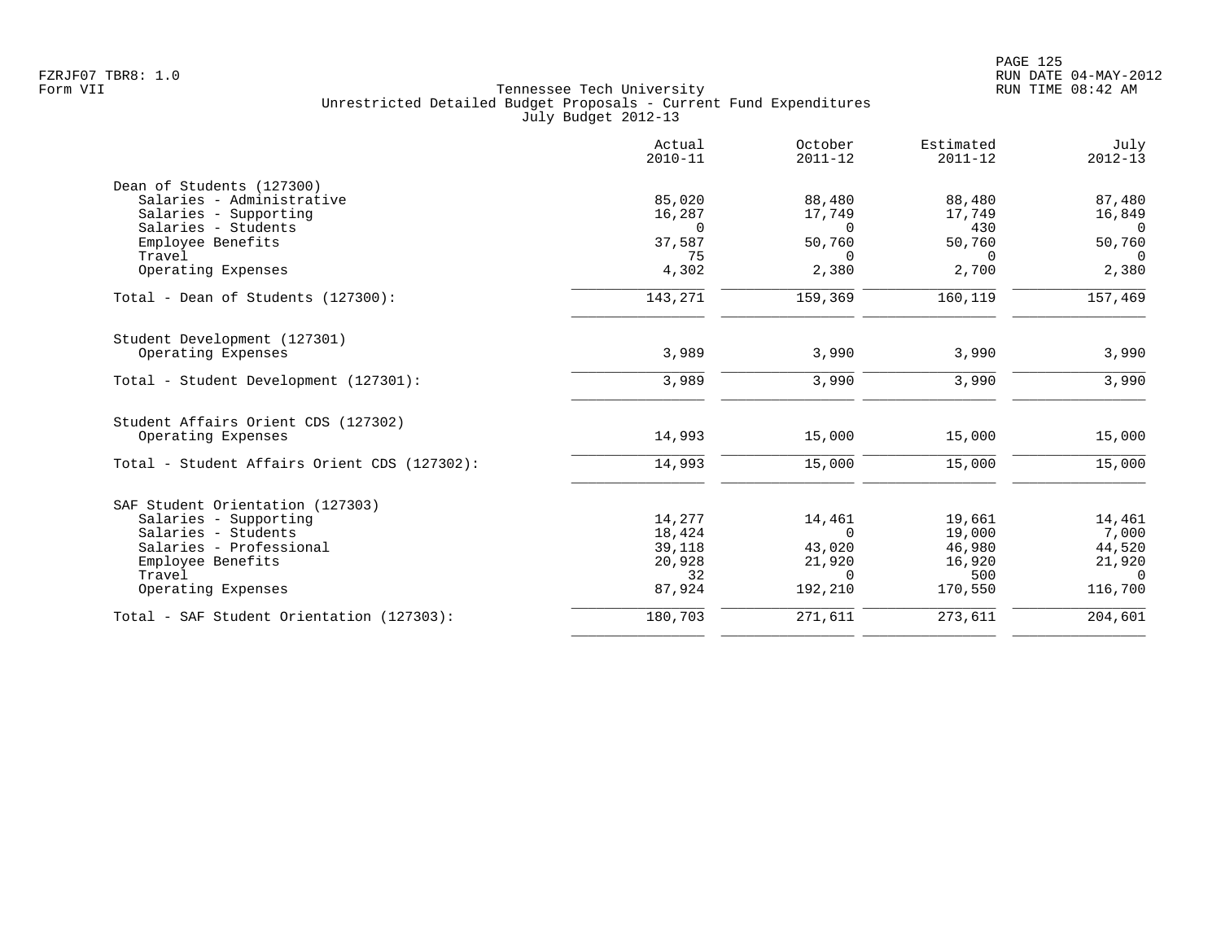Tennessee Tech University
Unrestricted Detailed Budget Proposals - Current Fund Expenditures
July Budget 2012-13

| | Actual 2010-11 | October 2011-12 | Estimated 2011-12 | July 2012-13 |
|---|---|---|---|---|
| **Dean of Students (127300)** | | | | |
| Salaries - Administrative | 85,020 | 88,480 | 88,480 | 87,480 |
| Salaries - Supporting | 16,287 | 17,749 | 17,749 | 16,849 |
| Salaries - Students | 0 | 0 | 430 | 0 |
| Employee Benefits | 37,587 | 50,760 | 50,760 | 50,760 |
| Travel | 75 | 0 | 0 | 0 |
| Operating Expenses | 4,302 | 2,380 | 2,700 | 2,380 |
| Total - Dean of Students (127300): | 143,271 | 159,369 | 160,119 | 157,469 |
| **Student Development (127301)** | | | | |
| Operating Expenses | 3,989 | 3,990 | 3,990 | 3,990 |
| Total - Student Development (127301): | 3,989 | 3,990 | 3,990 | 3,990 |
| **Student Affairs Orient CDS (127302)** | | | | |
| Operating Expenses | 14,993 | 15,000 | 15,000 | 15,000 |
| Total - Student Affairs Orient CDS (127302): | 14,993 | 15,000 | 15,000 | 15,000 |
| **SAF Student Orientation (127303)** | | | | |
| Salaries - Supporting | 14,277 | 14,461 | 19,661 | 14,461 |
| Salaries - Students | 18,424 | 0 | 19,000 | 7,000 |
| Salaries - Professional | 39,118 | 43,020 | 46,980 | 44,520 |
| Employee Benefits | 20,928 | 21,920 | 16,920 | 21,920 |
| Travel | 32 | 0 | 500 | 0 |
| Operating Expenses | 87,924 | 192,210 | 170,550 | 116,700 |
| Total - SAF Student Orientation (127303): | 180,703 | 271,611 | 273,611 | 204,601 |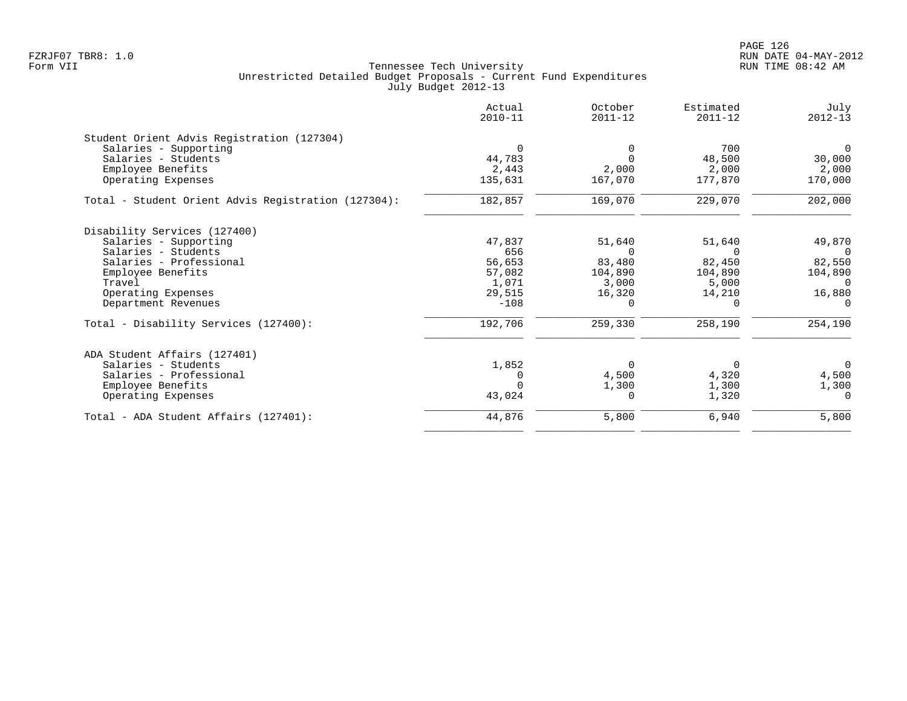FZRJF07 TBR8: 1.0
Form VII

Tennessee Tech University
Unrestricted Detailed Budget Proposals - Current Fund Expenditures
July Budget 2012-13

RUN DATE 04-MAY-2012
RUN TIME 08:42 AM

| | Actual 2010-11 | October 2011-12 | Estimated 2011-12 | July 2012-13 |
|---|---|---|---|---|
| **Student Orient Advis Registration (127304)** | | | | |
| Salaries - Supporting | 0 | 0 | 700 | 0 |
| Salaries - Students | 44,783 | 0 | 48,500 | 30,000 |
| Employee Benefits | 2,443 | 2,000 | 2,000 | 2,000 |
| Operating Expenses | 135,631 | 167,070 | 177,870 | 170,000 |
| Total - Student Orient Advis Registration (127304): | 182,857 | 169,070 | 229,070 | 202,000 |
| **Disability Services (127400)** | | | | |
| Salaries - Supporting | 47,837 | 51,640 | 51,640 | 49,870 |
| Salaries - Students | 656 | 0 | 0 | 0 |
| Salaries - Professional | 56,653 | 83,480 | 82,450 | 82,550 |
| Employee Benefits | 57,082 | 104,890 | 104,890 | 104,890 |
| Travel | 1,071 | 3,000 | 5,000 | 0 |
| Operating Expenses | 29,515 | 16,320 | 14,210 | 16,880 |
| Department Revenues | -108 | 0 | 0 | 0 |
| Total - Disability Services (127400): | 192,706 | 259,330 | 258,190 | 254,190 |
| **ADA Student Affairs (127401)** | | | | |
| Salaries - Students | 1,852 | 0 | 0 | 0 |
| Salaries - Professional | 0 | 4,500 | 4,320 | 4,500 |
| Employee Benefits | 0 | 1,300 | 1,300 | 1,300 |
| Operating Expenses | 43,024 | 0 | 1,320 | 0 |
| Total - ADA Student Affairs (127401): | 44,876 | 5,800 | 6,940 | 5,800 |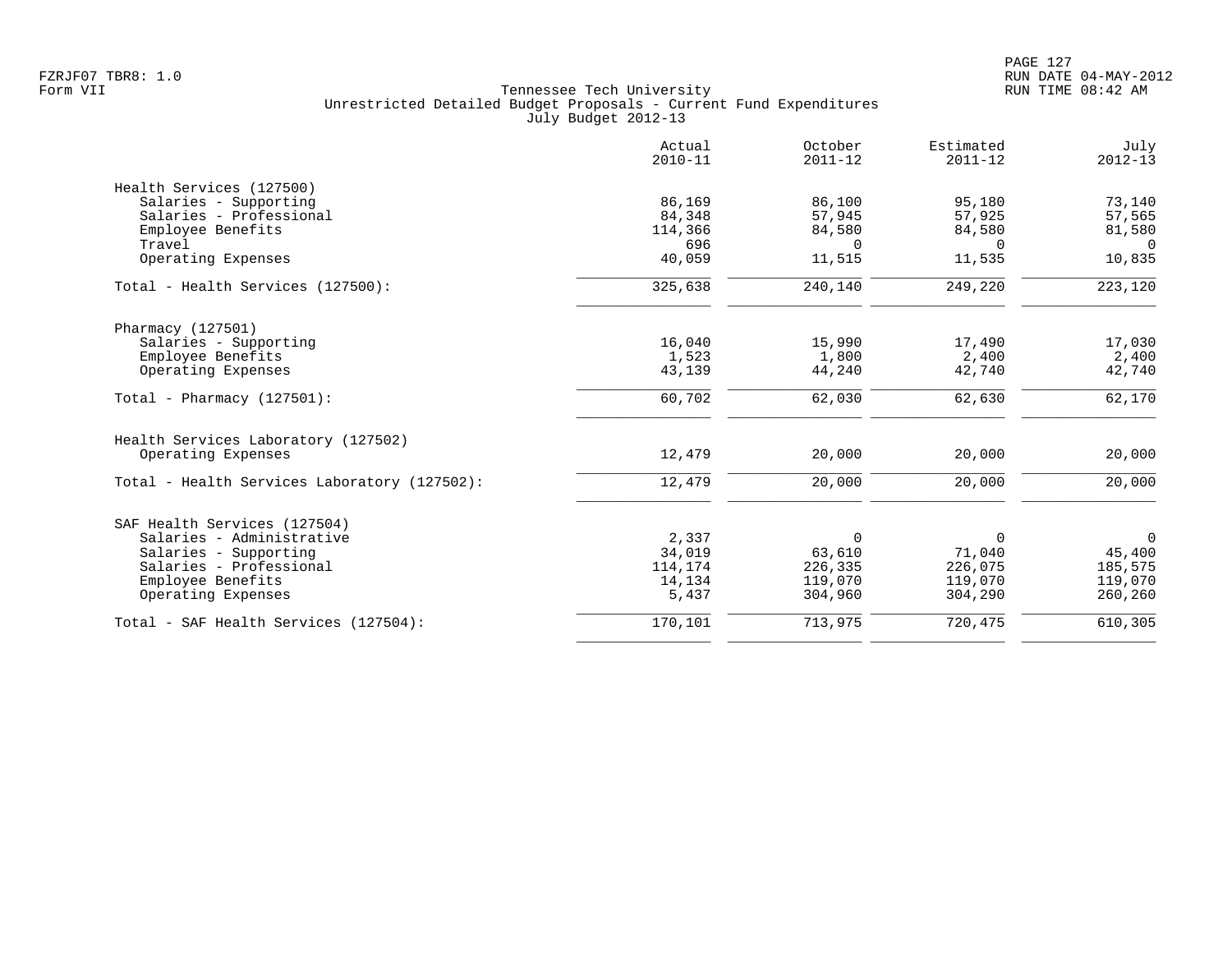FZRJF07 TBR8: 1.0
Form VII

Tennessee Tech University
Unrestricted Detailed Budget Proposals - Current Fund Expenditures
July Budget 2012-13

RUN DATE 04-MAY-2012
RUN TIME 08:42 AM

| | Actual 2010-11 | October 2011-12 | Estimated 2011-12 | July 2012-13 |
|---|---|---|---|---|
| Health Services (127500) | | | | |
| Salaries - Supporting | 86,169 | 86,100 | 95,180 | 73,140 |
| Salaries - Professional | 84,348 | 57,945 | 57,925 | 57,565 |
| Employee Benefits | 114,366 | 84,580 | 84,580 | 81,580 |
| Travel | 696 | 0 | 0 | 0 |
| Operating Expenses | 40,059 | 11,515 | 11,535 | 10,835 |
| Total - Health Services (127500): | 325,638 | 240,140 | 249,220 | 223,120 |
| Pharmacy (127501) | | | | |
| Salaries - Supporting | 16,040 | 15,990 | 17,490 | 17,030 |
| Employee Benefits | 1,523 | 1,800 | 2,400 | 2,400 |
| Operating Expenses | 43,139 | 44,240 | 42,740 | 42,740 |
| Total - Pharmacy (127501): | 60,702 | 62,030 | 62,630 | 62,170 |
| Health Services Laboratory (127502) | | | | |
| Operating Expenses | 12,479 | 20,000 | 20,000 | 20,000 |
| Total - Health Services Laboratory (127502): | 12,479 | 20,000 | 20,000 | 20,000 |
| SAF Health Services (127504) | | | | |
| Salaries - Administrative | 2,337 | 0 | 0 | 0 |
| Salaries - Supporting | 34,019 | 63,610 | 71,040 | 45,400 |
| Salaries - Professional | 114,174 | 226,335 | 226,075 | 185,575 |
| Employee Benefits | 14,134 | 119,070 | 119,070 | 119,070 |
| Operating Expenses | 5,437 | 304,960 | 304,290 | 260,260 |
| Total - SAF Health Services (127504): | 170,101 | 713,975 | 720,475 | 610,305 |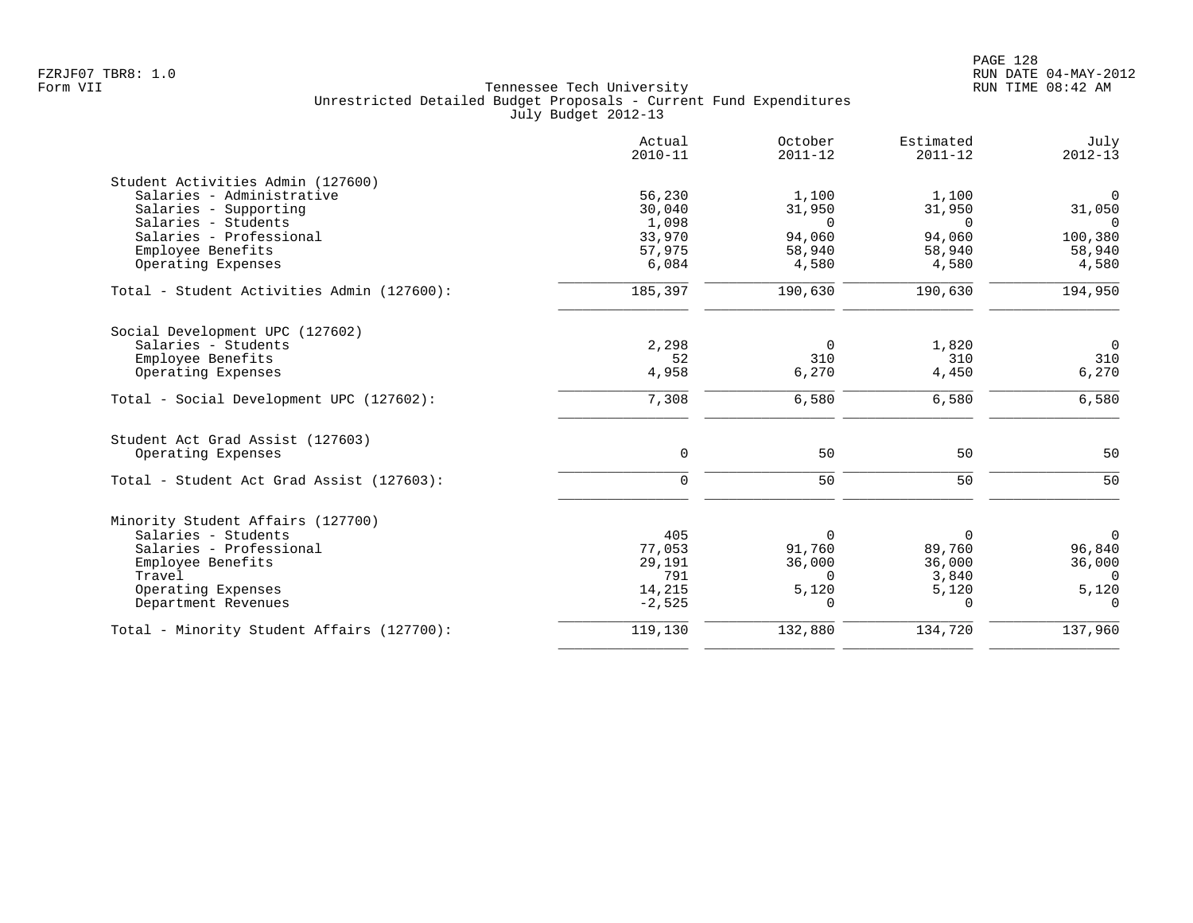Tennessee Tech University
Unrestricted Detailed Budget Proposals - Current Fund Expenditures
July Budget 2012-13

| | Actual 2010-11 | October 2011-12 | Estimated 2011-12 | July 2012-13 |
|---|---|---|---|---|
| **Student Activities Admin (127600)** | | | | |
| Salaries - Administrative | 56,230 | 1,100 | 1,100 | 0 |
| Salaries - Supporting | 30,040 | 31,950 | 31,950 | 31,050 |
| Salaries - Students | 1,098 | 0 | 0 | 0 |
| Salaries - Professional | 33,970 | 94,060 | 94,060 | 100,380 |
| Employee Benefits | 57,975 | 58,940 | 58,940 | 58,940 |
| Operating Expenses | 6,084 | 4,580 | 4,580 | 4,580 |
| Total - Student Activities Admin (127600): | 185,397 | 190,630 | 190,630 | 194,950 |
| **Social Development UPC (127602)** | | | | |
| Salaries - Students | 2,298 | 0 | 1,820 | 0 |
| Employee Benefits | 52 | 310 | 310 | 310 |
| Operating Expenses | 4,958 | 6,270 | 4,450 | 6,270 |
| Total - Social Development UPC (127602): | 7,308 | 6,580 | 6,580 | 6,580 |
| **Student Act Grad Assist (127603)** | | | | |
| Operating Expenses | 0 | 50 | 50 | 50 |
| Total - Student Act Grad Assist (127603): | 0 | 50 | 50 | 50 |
| **Minority Student Affairs (127700)** | | | | |
| Salaries - Students | 405 | 0 | 0 | 0 |
| Salaries - Professional | 77,053 | 91,760 | 89,760 | 96,840 |
| Employee Benefits | 29,191 | 36,000 | 36,000 | 36,000 |
| Travel | 791 | 0 | 3,840 | 0 |
| Operating Expenses | 14,215 | 5,120 | 5,120 | 5,120 |
| Department Revenues | -2,525 | 0 | 0 | 0 |
| Total - Minority Student Affairs (127700): | 119,130 | 132,880 | 134,720 | 137,960 |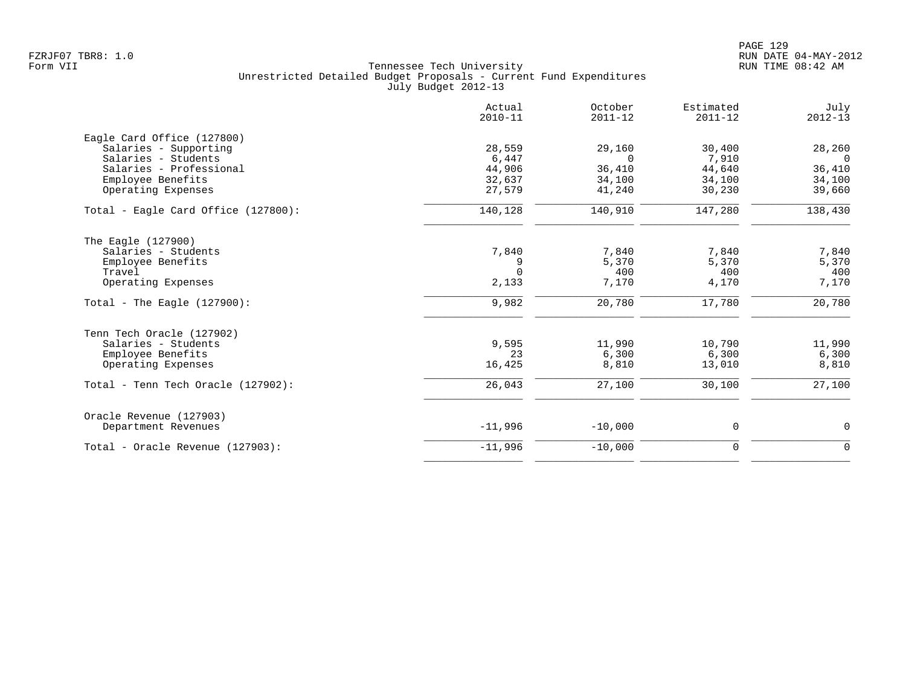FZRJF07 TBR8: 1.0
Form VII

Tennessee Tech University
Unrestricted Detailed Budget Proposals - Current Fund Expenditures
July Budget 2012-13

RUN DATE 04-MAY-2012
RUN TIME 08:42 AM

| | Actual 2010-11 | October 2011-12 | Estimated 2011-12 | July 2012-13 |
|---|---|---|---|---|
| **Eagle Card Office (127800)** | | | | |
| Salaries - Supporting | 28,559 | 29,160 | 30,400 | 28,260 |
| Salaries - Students | 6,447 | 0 | 7,910 | 0 |
| Salaries - Professional | 44,906 | 36,410 | 44,640 | 36,410 |
| Employee Benefits | 32,637 | 34,100 | 34,100 | 34,100 |
| Operating Expenses | 27,579 | 41,240 | 30,230 | 39,660 |
| Total - Eagle Card Office (127800): | 140,128 | 140,910 | 147,280 | 138,430 |
| **The Eagle (127900)** | | | | |
| Salaries - Students | 7,840 | 7,840 | 7,840 | 7,840 |
| Employee Benefits | 9 | 5,370 | 5,370 | 5,370 |
| Travel | 0 | 400 | 400 | 400 |
| Operating Expenses | 2,133 | 7,170 | 4,170 | 7,170 |
| Total - The Eagle (127900): | 9,982 | 20,780 | 17,780 | 20,780 |
| **Tenn Tech Oracle (127902)** | | | | |
| Salaries - Students | 9,595 | 11,990 | 10,790 | 11,990 |
| Employee Benefits | 23 | 6,300 | 6,300 | 6,300 |
| Operating Expenses | 16,425 | 8,810 | 13,010 | 8,810 |
| Total - Tenn Tech Oracle (127902): | 26,043 | 27,100 | 30,100 | 27,100 |
| **Oracle Revenue (127903)** | | | | |
| Department Revenues | -11,996 | -10,000 | 0 | 0 |
| Total - Oracle Revenue (127903): | -11,996 | -10,000 | 0 | 0 |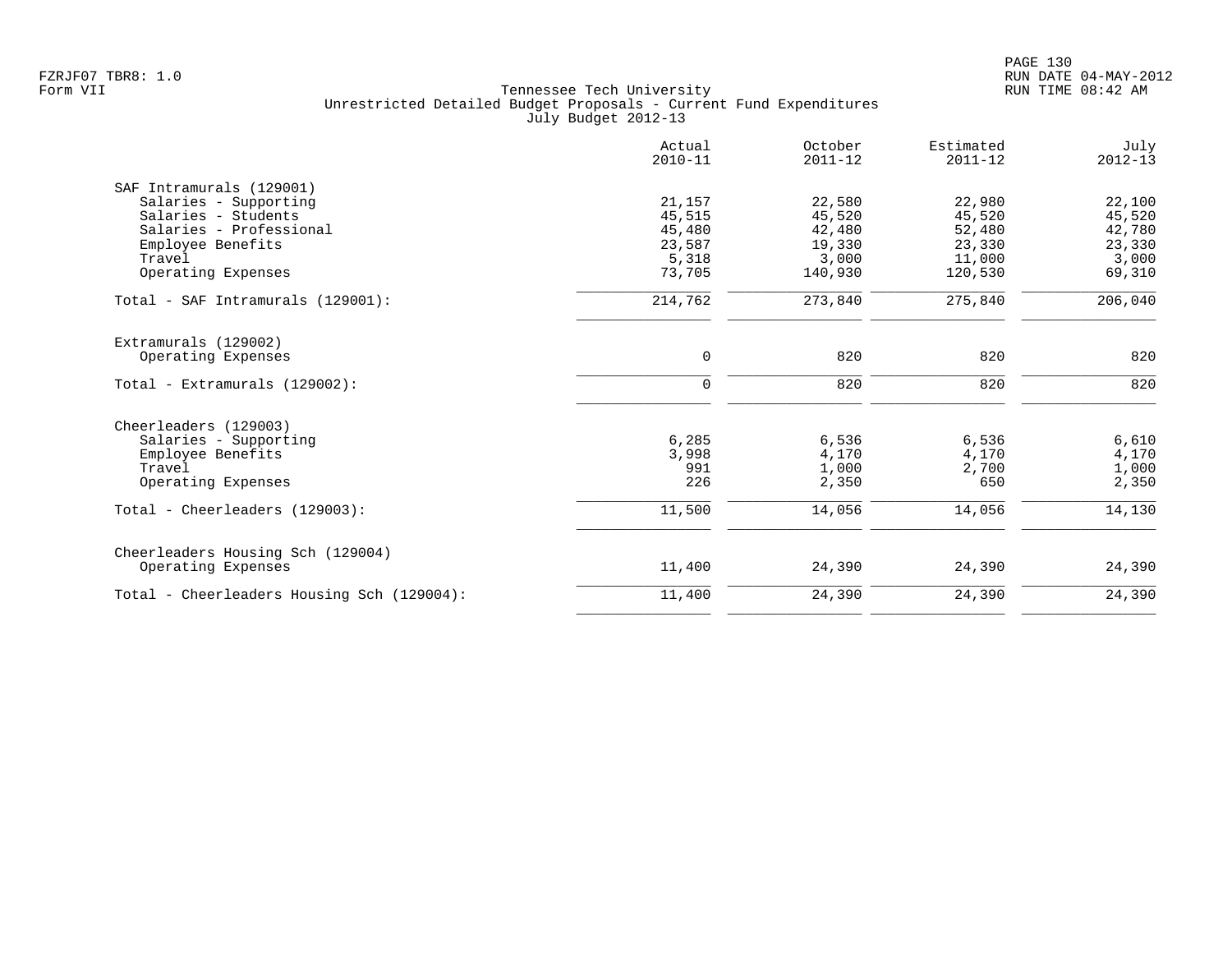Tennessee Tech University
Unrestricted Detailed Budget Proposals - Current Fund Expenditures
July Budget 2012-13

| | Actual 2010-11 | October 2011-12 | Estimated 2011-12 | July 2012-13 |
|---|---|---|---|---|
| **SAF Intramurals (129001)** | | | | |
| Salaries - Supporting | 21,157 | 22,580 | 22,980 | 22,100 |
| Salaries - Students | 45,515 | 45,520 | 45,520 | 45,520 |
| Salaries - Professional | 45,480 | 42,480 | 52,480 | 42,780 |
| Employee Benefits | 23,587 | 19,330 | 23,330 | 23,330 |
| Travel | 5,318 | 3,000 | 11,000 | 3,000 |
| Operating Expenses | 73,705 | 140,930 | 120,530 | 69,310 |
| Total - SAF Intramurals (129001): | 214,762 | 273,840 | 275,840 | 206,040 |
| **Extramurals (129002)** | | | | |
| Operating Expenses | 0 | 820 | 820 | 820 |
| Total - Extramurals (129002): | 0 | 820 | 820 | 820 |
| **Cheerleaders (129003)** | | | | |
| Salaries - Supporting | 6,285 | 6,536 | 6,536 | 6,610 |
| Employee Benefits | 3,998 | 4,170 | 4,170 | 4,170 |
| Travel | 991 | 1,000 | 2,700 | 1,000 |
| Operating Expenses | 226 | 2,350 | 650 | 2,350 |
| Total - Cheerleaders (129003): | 11,500 | 14,056 | 14,056 | 14,130 |
| **Cheerleaders Housing Sch (129004)** | | | | |
| Operating Expenses | 11,400 | 24,390 | 24,390 | 24,390 |
| Total - Cheerleaders Housing Sch (129004): | 11,400 | 24,390 | 24,390 | 24,390 |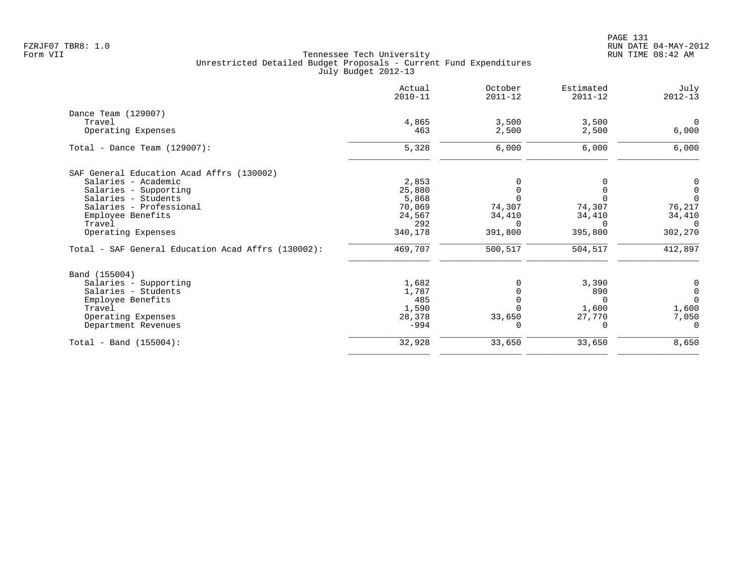FZRJF07 TBR8: 1.0
Form VII

Tennessee Tech University
Unrestricted Detailed Budget Proposals - Current Fund Expenditures
July Budget 2012-13

RUN DATE 04-MAY-2012
RUN TIME 08:42 AM

| | Actual 2010-11 | October 2011-12 | Estimated 2011-12 | July 2012-13 |
|---|---|---|---|---|
| **Dance Team (129007)** | | | | |
| Travel | 4,865 | 3,500 | 3,500 | 0 |
| Operating Expenses | 463 | 2,500 | 2,500 | 6,000 |
| Total - Dance Team (129007): | 5,328 | 6,000 | 6,000 | 6,000 |
| **SAF General Education Acad Affrs (130002)** | | | | |
| Salaries - Academic | 2,853 | 0 | 0 | 0 |
| Salaries - Supporting | 25,880 | 0 | 0 | 0 |
| Salaries - Students | 5,868 | 0 | 0 | 0 |
| Salaries - Professional | 70,069 | 74,307 | 74,307 | 76,217 |
| Employee Benefits | 24,567 | 34,410 | 34,410 | 34,410 |
| Travel | 292 | 0 | 0 | 0 |
| Operating Expenses | 340,178 | 391,800 | 395,800 | 302,270 |
| Total - SAF General Education Acad Affrs (130002): | 469,707 | 500,517 | 504,517 | 412,897 |
| **Band (155004)** | | | | |
| Salaries - Supporting | 1,682 | 0 | 3,390 | 0 |
| Salaries - Students | 1,787 | 0 | 890 | 0 |
| Employee Benefits | 485 | 0 | 0 | 0 |
| Travel | 1,590 | 0 | 1,600 | 1,600 |
| Operating Expenses | 28,378 | 33,650 | 27,770 | 7,050 |
| Department Revenues | -994 | 0 | 0 | 0 |
| Total - Band (155004): | 32,928 | 33,650 | 33,650 | 8,650 |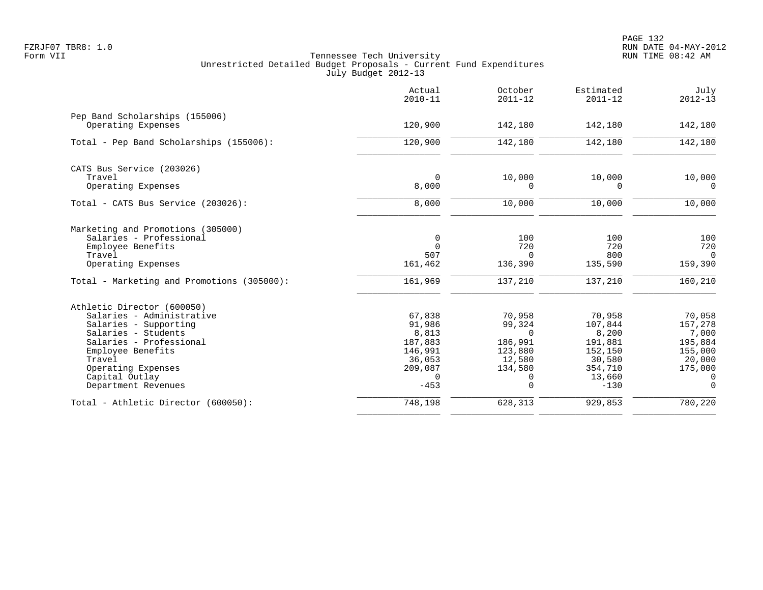Tennessee Tech University
Unrestricted Detailed Budget Proposals - Current Fund Expenditures
July Budget 2012-13

| | Actual 2010-11 | October 2011-12 | Estimated 2011-12 | July 2012-13 |
|---|---|---|---|---|
| **Pep Band Scholarships (155006)** | | | | |
| Operating Expenses | 120,900 | 142,180 | 142,180 | 142,180 |
| Total - Pep Band Scholarships (155006): | 120,900 | 142,180 | 142,180 | 142,180 |
| **CATS Bus Service (203026)** | | | | |
| Travel | 0 | 10,000 | 10,000 | 10,000 |
| Operating Expenses | 8,000 | 0 | 0 | 0 |
| Total - CATS Bus Service (203026): | 8,000 | 10,000 | 10,000 | 10,000 |
| **Marketing and Promotions (305000)** | | | | |
| Salaries - Professional | 0 | 100 | 100 | 100 |
| Employee Benefits | 0 | 720 | 720 | 720 |
| Travel | 507 | 0 | 800 | 0 |
| Operating Expenses | 161,462 | 136,390 | 135,590 | 159,390 |
| Total - Marketing and Promotions (305000): | 161,969 | 137,210 | 137,210 | 160,210 |
| **Athletic Director (600050)** | | | | |
| Salaries - Administrative | 67,838 | 70,958 | 70,958 | 70,058 |
| Salaries - Supporting | 91,986 | 99,324 | 107,844 | 157,278 |
| Salaries - Students | 8,813 | 0 | 8,200 | 7,000 |
| Salaries - Professional | 187,883 | 186,991 | 191,881 | 195,884 |
| Employee Benefits | 146,991 | 123,880 | 152,150 | 155,000 |
| Travel | 36,053 | 12,580 | 30,580 | 20,000 |
| Operating Expenses | 209,087 | 134,580 | 354,710 | 175,000 |
| Capital Outlay | 0 | 0 | 13,660 | 0 |
| Department Revenues | -453 | 0 | -130 | 0 |
| Total - Athletic Director (600050): | 748,198 | 628,313 | 929,853 | 780,220 |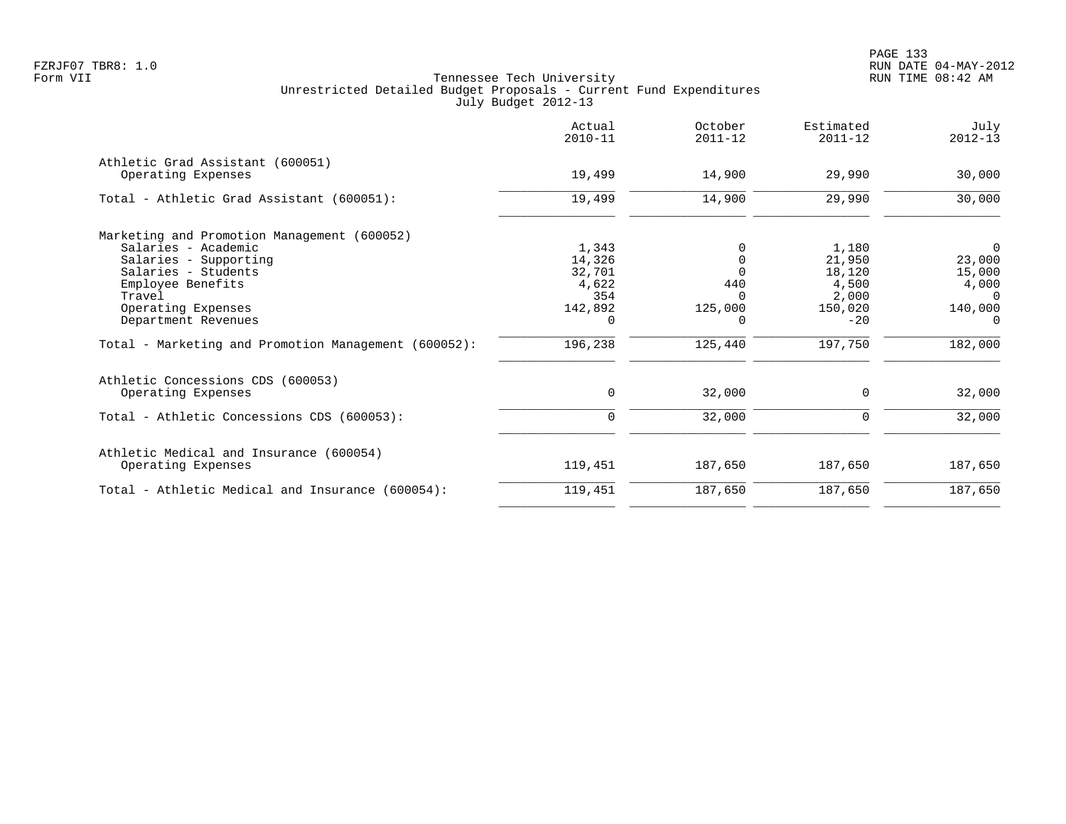Tennessee Tech University
Unrestricted Detailed Budget Proposals - Current Fund Expenditures
July Budget 2012-13

| | Actual 2010-11 | October 2011-12 | Estimated 2011-12 | July 2012-13 |
|---|---|---|---|---|
| **Athletic Grad Assistant (600051)** | | | | |
| Operating Expenses | 19,499 | 14,900 | 29,990 | 30,000 |
| Total - Athletic Grad Assistant (600051): | 19,499 | 14,900 | 29,990 | 30,000 |
| **Marketing and Promotion Management (600052)** | | | | |
| Salaries - Academic | 1,343 | 0 | 1,180 | 0 |
| Salaries - Supporting | 14,326 | 0 | 21,950 | 23,000 |
| Salaries - Students | 32,701 | 0 | 18,120 | 15,000 |
| Employee Benefits | 4,622 | 440 | 4,500 | 4,000 |
| Travel | 354 | 0 | 2,000 | 0 |
| Operating Expenses | 142,892 | 125,000 | 150,020 | 140,000 |
| Department Revenues | 0 | 0 | -20 | 0 |
| Total - Marketing and Promotion Management (600052): | 196,238 | 125,440 | 197,750 | 182,000 |
| **Athletic Concessions CDS (600053)** | | | | |
| Operating Expenses | 0 | 32,000 | 0 | 32,000 |
| Total - Athletic Concessions CDS (600053): | 0 | 32,000 | 0 | 32,000 |
| **Athletic Medical and Insurance (600054)** | | | | |
| Operating Expenses | 119,451 | 187,650 | 187,650 | 187,650 |
| Total - Athletic Medical and Insurance (600054): | 119,451 | 187,650 | 187,650 | 187,650 |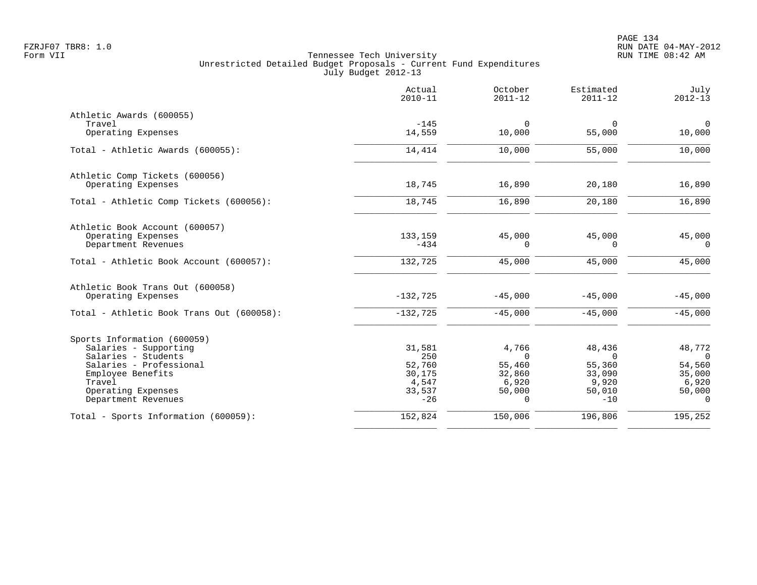Tennessee Tech University
Unrestricted Detailed Budget Proposals - Current Fund Expenditures
July Budget 2012-13

| | Actual 2010-11 | October 2011-12 | Estimated 2011-12 | July 2012-13 |
|---|---|---|---|---|
| **Athletic Awards (600055)** | | | | |
| Travel | -145 | 0 | 0 | 0 |
| Operating Expenses | 14,559 | 10,000 | 55,000 | 10,000 |
| Total - Athletic Awards (600055): | 14,414 | 10,000 | 55,000 | 10,000 |
| **Athletic Comp Tickets (600056)** | | | | |
| Operating Expenses | 18,745 | 16,890 | 20,180 | 16,890 |
| Total - Athletic Comp Tickets (600056): | 18,745 | 16,890 | 20,180 | 16,890 |
| **Athletic Book Account (600057)** | | | | |
| Operating Expenses | 133,159 | 45,000 | 45,000 | 45,000 |
| Department Revenues | -434 | 0 | 0 | 0 |
| Total - Athletic Book Account (600057): | 132,725 | 45,000 | 45,000 | 45,000 |
| **Athletic Book Trans Out (600058)** | | | | |
| Operating Expenses | -132,725 | -45,000 | -45,000 | -45,000 |
| Total - Athletic Book Trans Out (600058): | -132,725 | -45,000 | -45,000 | -45,000 |
| **Sports Information (600059)** | | | | |
| Salaries - Supporting | 31,581 | 4,766 | 48,436 | 48,772 |
| Salaries - Students | 250 | 0 | 0 | 0 |
| Salaries - Professional | 52,760 | 55,460 | 55,360 | 54,560 |
| Employee Benefits | 30,175 | 32,860 | 33,090 | 35,000 |
| Travel | 4,547 | 6,920 | 9,920 | 6,920 |
| Operating Expenses | 33,537 | 50,000 | 50,010 | 50,000 |
| Department Revenues | -26 | 0 | -10 | 0 |
| Total - Sports Information (600059): | 152,824 | 150,006 | 196,806 | 195,252 |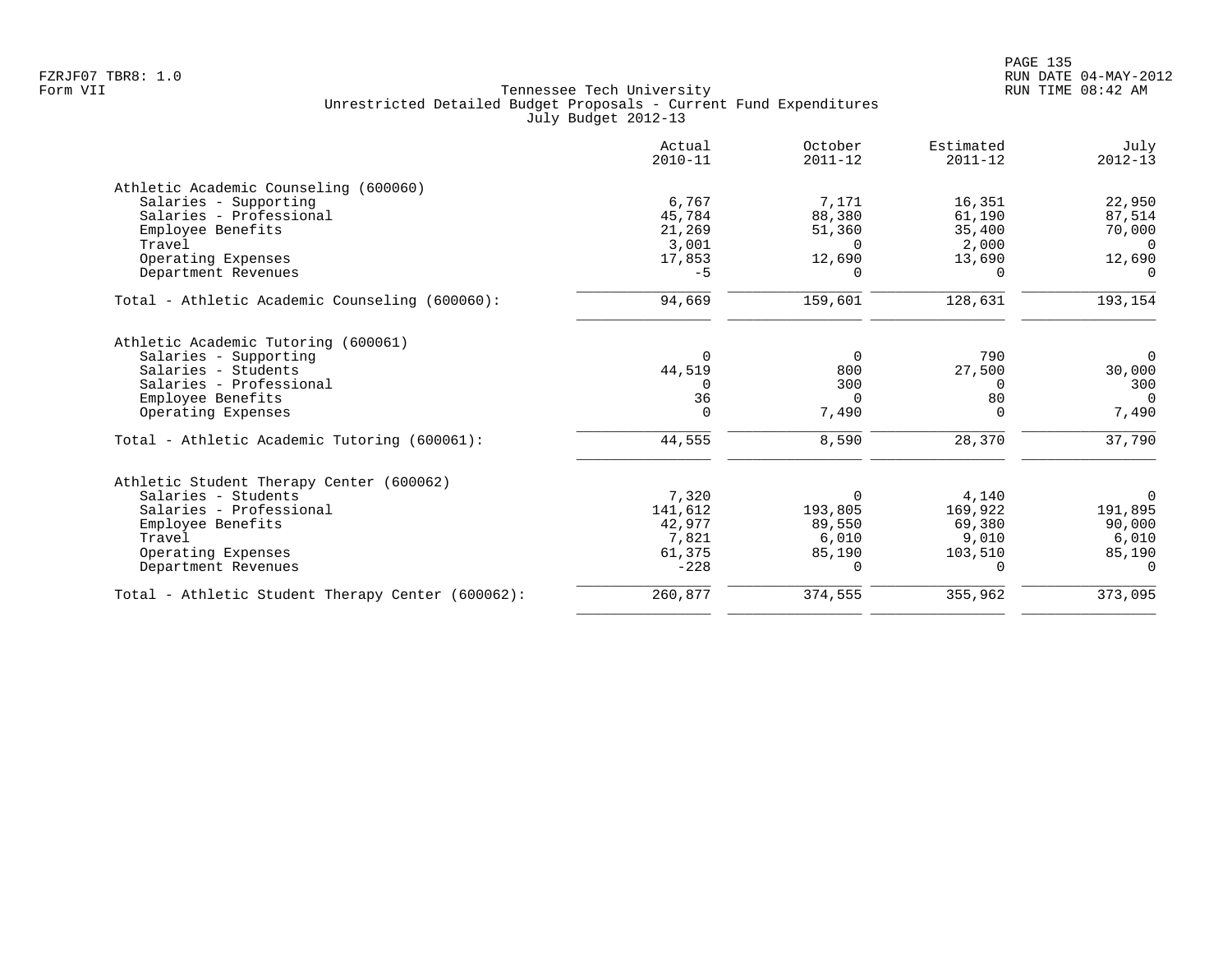Tennessee Tech University
Unrestricted Detailed Budget Proposals - Current Fund Expenditures
July Budget 2012-13

| | Actual 2010-11 | October 2011-12 | Estimated 2011-12 | July 2012-13 |
|---|---|---|---|---|
| **Athletic Academic Counseling (600060)** | | | | |
| Salaries - Supporting | 6,767 | 7,171 | 16,351 | 22,950 |
| Salaries - Professional | 45,784 | 88,380 | 61,190 | 87,514 |
| Employee Benefits | 21,269 | 51,360 | 35,400 | 70,000 |
| Travel | 3,001 | 0 | 2,000 | 0 |
| Operating Expenses | 17,853 | 12,690 | 13,690 | 12,690 |
| Department Revenues | -5 | 0 | 0 | 0 |
| Total - Athletic Academic Counseling (600060): | 94,669 | 159,601 | 128,631 | 193,154 |
| **Athletic Academic Tutoring (600061)** | | | | |
| Salaries - Supporting | 0 | 0 | 790 | 0 |
| Salaries - Students | 44,519 | 800 | 27,500 | 30,000 |
| Salaries - Professional | 0 | 300 | 0 | 300 |
| Employee Benefits | 36 | 0 | 80 | 0 |
| Operating Expenses | 0 | 7,490 | 0 | 7,490 |
| Total - Athletic Academic Tutoring (600061): | 44,555 | 8,590 | 28,370 | 37,790 |
| **Athletic Student Therapy Center (600062)** | | | | |
| Salaries - Students | 7,320 | 0 | 4,140 | 0 |
| Salaries - Professional | 141,612 | 193,805 | 169,922 | 191,895 |
| Employee Benefits | 42,977 | 89,550 | 69,380 | 90,000 |
| Travel | 7,821 | 6,010 | 9,010 | 6,010 |
| Operating Expenses | 61,375 | 85,190 | 103,510 | 85,190 |
| Department Revenues | -228 | 0 | 0 | 0 |
| Total - Athletic Student Therapy Center (600062): | 260,877 | 374,555 | 355,962 | 373,095 |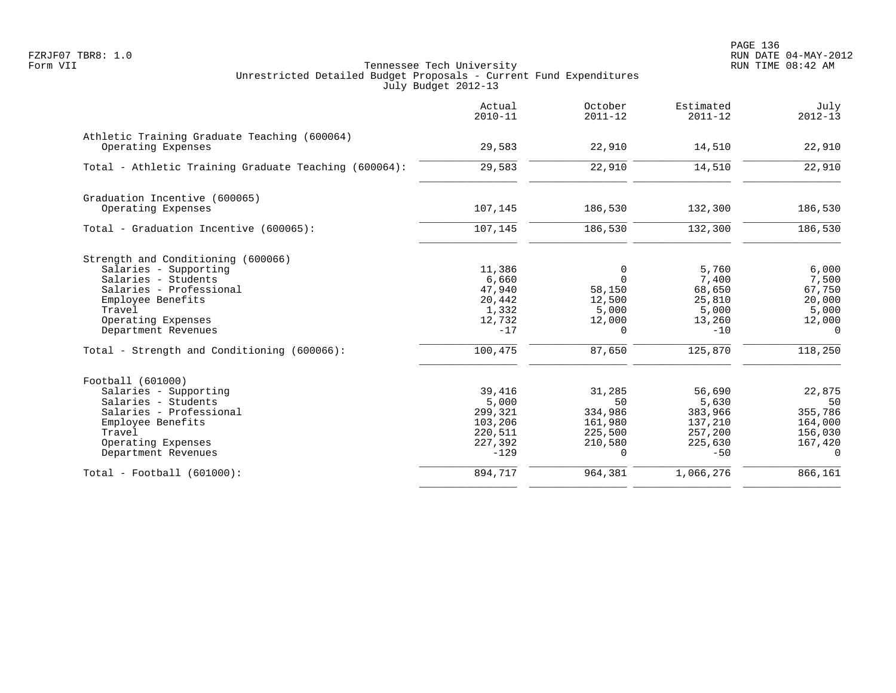Tennessee Tech University
Unrestricted Detailed Budget Proposals - Current Fund Expenditures
July Budget 2012-13

| | Actual 2010-11 | October 2011-12 | Estimated 2011-12 | July 2012-13 |
|---|---|---|---|---|
| **Athletic Training Graduate Teaching (600064)** | | | | |
| Operating Expenses | 29,583 | 22,910 | 14,510 | 22,910 |
| Total - Athletic Training Graduate Teaching (600064): | 29,583 | 22,910 | 14,510 | 22,910 |
| **Graduation Incentive (600065)** | | | | |
| Operating Expenses | 107,145 | 186,530 | 132,300 | 186,530 |
| Total - Graduation Incentive (600065): | 107,145 | 186,530 | 132,300 | 186,530 |
| **Strength and Conditioning (600066)** | | | | |
| Salaries - Supporting | 11,386 | 0 | 5,760 | 6,000 |
| Salaries - Students | 6,660 | 0 | 7,400 | 7,500 |
| Salaries - Professional | 47,940 | 58,150 | 68,650 | 67,750 |
| Employee Benefits | 20,442 | 12,500 | 25,810 | 20,000 |
| Travel | 1,332 | 5,000 | 5,000 | 5,000 |
| Operating Expenses | 12,732 | 12,000 | 13,260 | 12,000 |
| Department Revenues | -17 | 0 | -10 | 0 |
| Total - Strength and Conditioning (600066): | 100,475 | 87,650 | 125,870 | 118,250 |
| **Football (601000)** | | | | |
| Salaries - Supporting | 39,416 | 31,285 | 56,690 | 22,875 |
| Salaries - Students | 5,000 | 50 | 5,630 | 50 |
| Salaries - Professional | 299,321 | 334,986 | 383,966 | 355,786 |
| Employee Benefits | 103,206 | 161,980 | 137,210 | 164,000 |
| Travel | 220,511 | 225,500 | 257,200 | 156,030 |
| Operating Expenses | 227,392 | 210,580 | 225,630 | 167,420 |
| Department Revenues | -129 | 0 | -50 | 0 |
| Total - Football (601000): | 894,717 | 964,381 | 1,066,276 | 866,161 |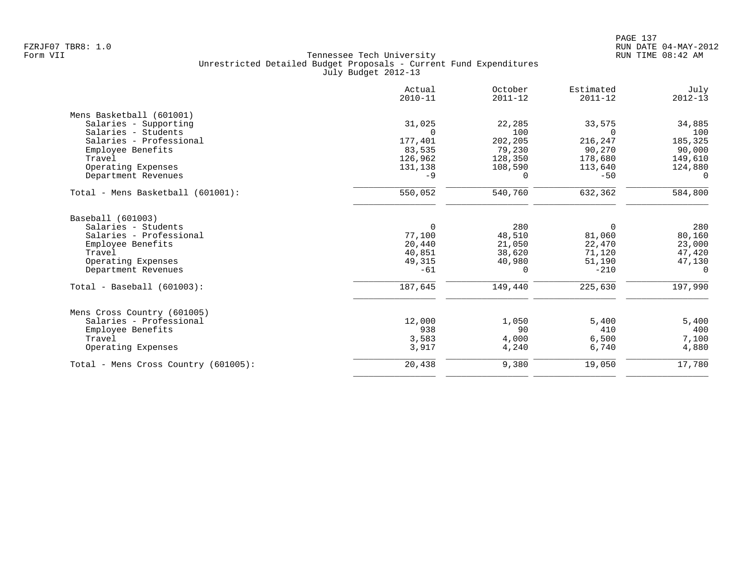FZRJF07 TBR8: 1.0
Form VII

# Tennessee Tech University
## Unrestricted Detailed Budget Proposals - Current Fund Expenditures
### July Budget 2012-13

RUN DATE 04-MAY-2012
RUN TIME 08:42 AM

| | Actual 2010-11 | October 2011-12 | Estimated 2011-12 | July 2012-13 |
|---|---|---|---|---|
| **Mens Basketball (601001)** | | | | |
| Salaries - Supporting | 31,025 | 22,285 | 33,575 | 34,885 |
| Salaries - Students | 0 | 100 | 0 | 100 |
| Salaries - Professional | 177,401 | 202,205 | 216,247 | 185,325 |
| Employee Benefits | 83,535 | 79,230 | 90,270 | 90,000 |
| Travel | 126,962 | 128,350 | 178,680 | 149,610 |
| Operating Expenses | 131,138 | 108,590 | 113,640 | 124,880 |
| Department Revenues | -9 | 0 | -50 | 0 |
| Total - Mens Basketball (601001): | 550,052 | 540,760 | 632,362 | 584,800 |
| **Baseball (601003)** | | | | |
| Salaries - Students | 0 | 280 | 0 | 280 |
| Salaries - Professional | 77,100 | 48,510 | 81,060 | 80,160 |
| Employee Benefits | 20,440 | 21,050 | 22,470 | 23,000 |
| Travel | 40,851 | 38,620 | 71,120 | 47,420 |
| Operating Expenses | 49,315 | 40,980 | 51,190 | 47,130 |
| Department Revenues | -61 | 0 | -210 | 0 |
| Total - Baseball (601003): | 187,645 | 149,440 | 225,630 | 197,990 |
| **Mens Cross Country (601005)** | | | | |
| Salaries - Professional | 12,000 | 1,050 | 5,400 | 5,400 |
| Employee Benefits | 938 | 90 | 410 | 400 |
| Travel | 3,583 | 4,000 | 6,500 | 7,100 |
| Operating Expenses | 3,917 | 4,240 | 6,740 | 4,880 |
| Total - Mens Cross Country (601005): | 20,438 | 9,380 | 19,050 | 17,780 |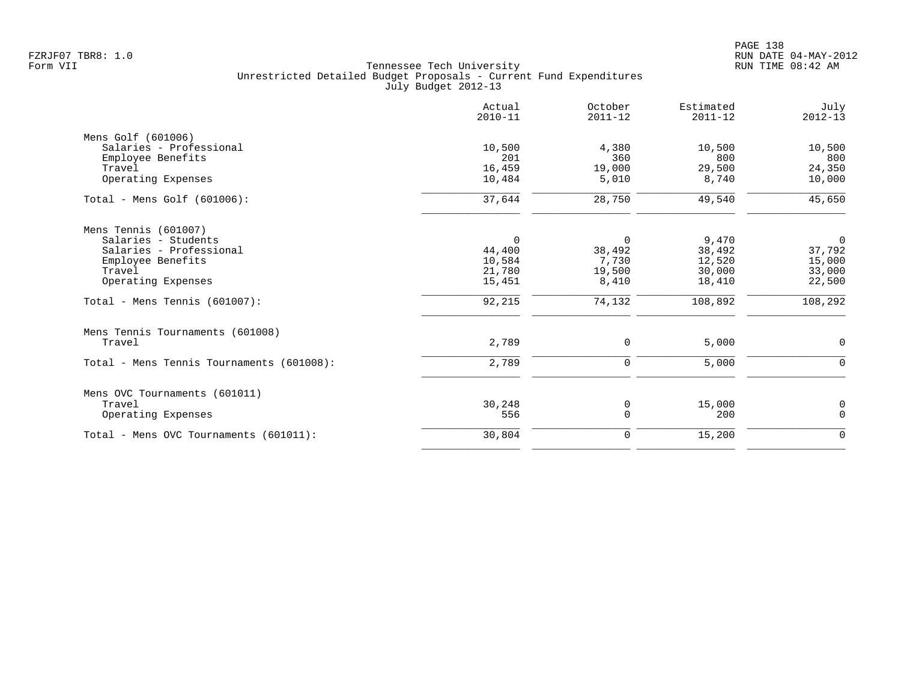Tennessee Tech University
Unrestricted Detailed Budget Proposals - Current Fund Expenditures
July Budget 2012-13

| | Actual 2010-11 | October 2011-12 | Estimated 2011-12 | July 2012-13 |
|---|---|---|---|---|
| **Mens Golf (601006)** | | | | |
| Salaries - Professional | 10,500 | 4,380 | 10,500 | 10,500 |
| Employee Benefits | 201 | 360 | 800 | 800 |
| Travel | 16,459 | 19,000 | 29,500 | 24,350 |
| Operating Expenses | 10,484 | 5,010 | 8,740 | 10,000 |
| Total - Mens Golf (601006): | 37,644 | 28,750 | 49,540 | 45,650 |
| **Mens Tennis (601007)** | | | | |
| Salaries - Students | 0 | 0 | 9,470 | 0 |
| Salaries - Professional | 44,400 | 38,492 | 38,492 | 37,792 |
| Employee Benefits | 10,584 | 7,730 | 12,520 | 15,000 |
| Travel | 21,780 | 19,500 | 30,000 | 33,000 |
| Operating Expenses | 15,451 | 8,410 | 18,410 | 22,500 |
| Total - Mens Tennis (601007): | 92,215 | 74,132 | 108,892 | 108,292 |
| **Mens Tennis Tournaments (601008)** | | | | |
| Travel | 2,789 | 0 | 5,000 | 0 |
| Total - Mens Tennis Tournaments (601008): | 2,789 | 0 | 5,000 | 0 |
| **Mens OVC Tournaments (601011)** | | | | |
| Travel | 30,248 | 0 | 15,000 | 0 |
| Operating Expenses | 556 | 0 | 200 | 0 |
| Total - Mens OVC Tournaments (601011): | 30,804 | 0 | 15,200 | 0 |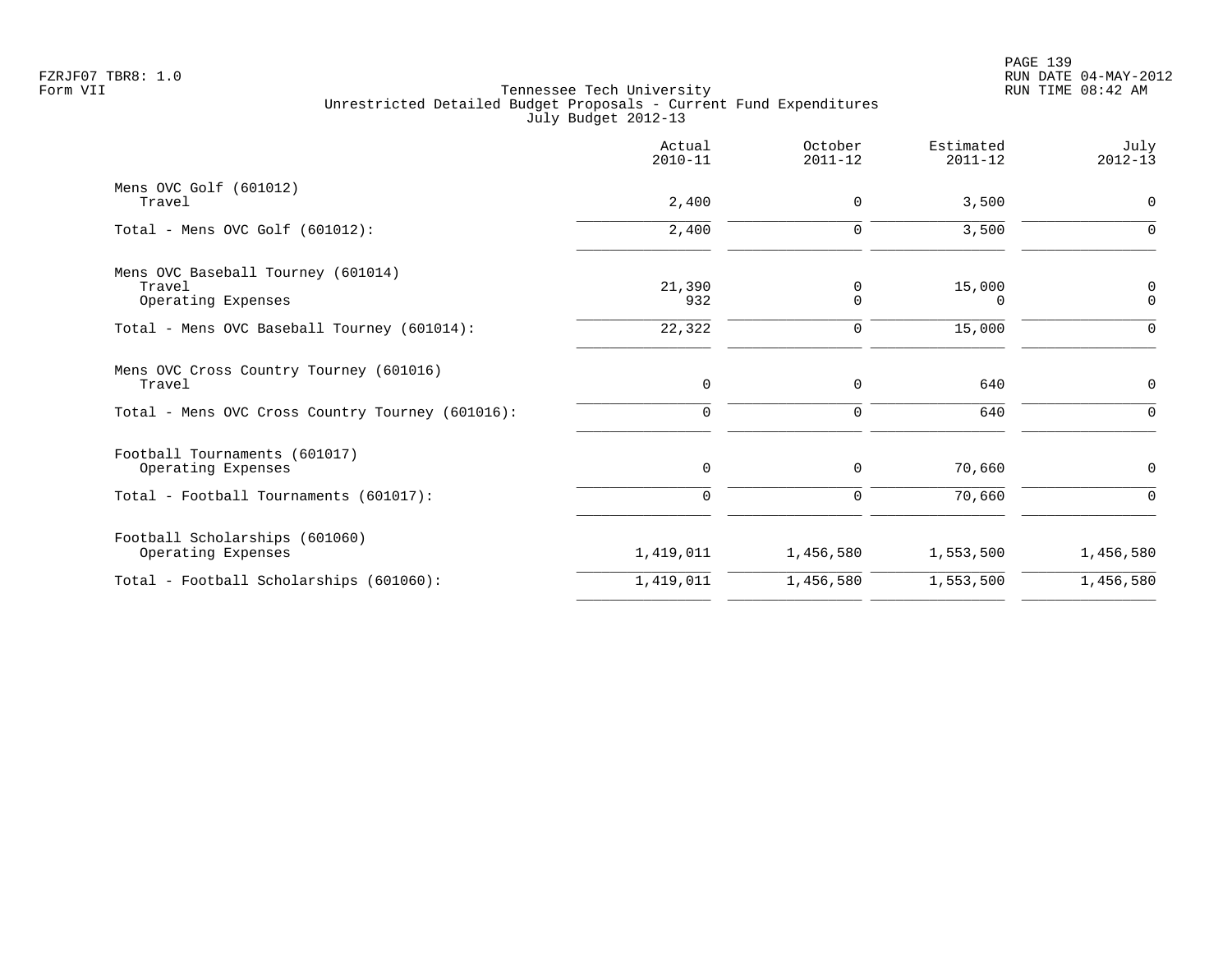Tennessee Tech University
Unrestricted Detailed Budget Proposals - Current Fund Expenditures
July Budget 2012-13

| | Actual 2010-11 | October 2011-12 | Estimated 2011-12 | July 2012-13 |
|---|---|---|---|---|
| Mens OVC Golf (601012) | | | | |
| Travel | 2,400 | 0 | 3,500 | 0 |
| Total - Mens OVC Golf (601012): | 2,400 | 0 | 3,500 | 0 |
| Mens OVC Baseball Tourney (601014) | | | | |
| Travel | 21,390 | 0 | 15,000 | 0 |
| Operating Expenses | 932 | 0 | 0 | 0 |
| Total - Mens OVC Baseball Tourney (601014): | 22,322 | 0 | 15,000 | 0 |
| Mens OVC Cross Country Tourney (601016) | | | | |
| Travel | 0 | 0 | 640 | 0 |
| Total - Mens OVC Cross Country Tourney (601016): | 0 | 0 | 640 | 0 |
| Football Tournaments (601017) | | | | |
| Operating Expenses | 0 | 0 | 70,660 | 0 |
| Total - Football Tournaments (601017): | 0 | 0 | 70,660 | 0 |
| Football Scholarships (601060) | | | | |
| Operating Expenses | 1,419,011 | 1,456,580 | 1,553,500 | 1,456,580 |
| Total - Football Scholarships (601060): | 1,419,011 | 1,456,580 | 1,553,500 | 1,456,580 |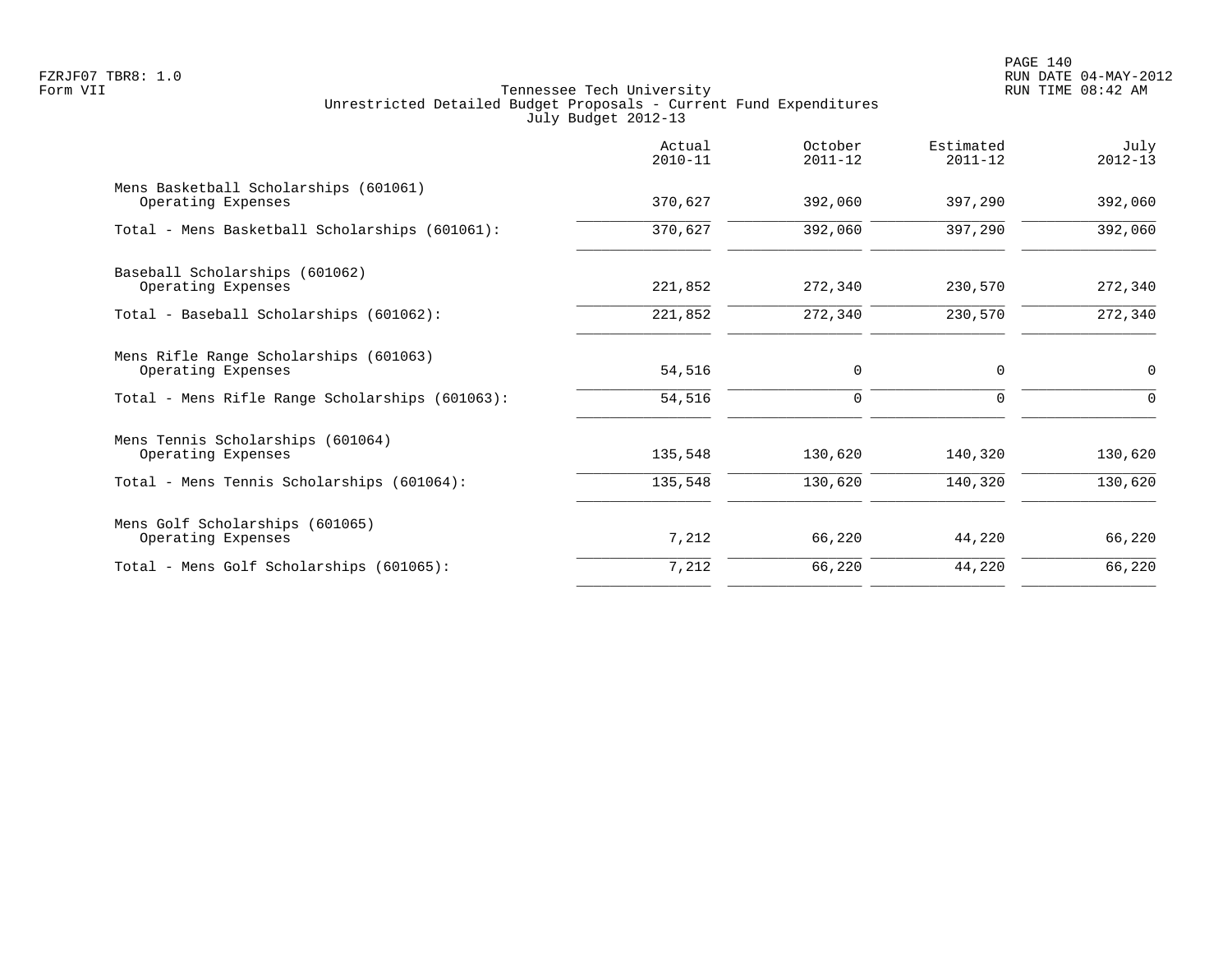FZRJF07 TBR8: 1.0
Form VII

Tennessee Tech University
Unrestricted Detailed Budget Proposals - Current Fund Expenditures
July Budget 2012-13

RUN DATE 04-MAY-2012
RUN TIME 08:42 AM

| | Actual 2010-11 | October 2011-12 | Estimated 2011-12 | July 2012-13 |
|---|---|---|---|---|
| Mens Basketball Scholarships (601061) | | | | |
| Operating Expenses | 370,627 | 392,060 | 397,290 | 392,060 |
| Total - Mens Basketball Scholarships (601061): | 370,627 | 392,060 | 397,290 | 392,060 |
| Baseball Scholarships (601062) | | | | |
| Operating Expenses | 221,852 | 272,340 | 230,570 | 272,340 |
| Total - Baseball Scholarships (601062): | 221,852 | 272,340 | 230,570 | 272,340 |
| Mens Rifle Range Scholarships (601063) | | | | |
| Operating Expenses | 54,516 | 0 | 0 | 0 |
| Total - Mens Rifle Range Scholarships (601063): | 54,516 | 0 | 0 | 0 |
| Mens Tennis Scholarships (601064) | | | | |
| Operating Expenses | 135,548 | 130,620 | 140,320 | 130,620 |
| Total - Mens Tennis Scholarships (601064): | 135,548 | 130,620 | 140,320 | 130,620 |
| Mens Golf Scholarships (601065) | | | | |
| Operating Expenses | 7,212 | 66,220 | 44,220 | 66,220 |
| Total - Mens Golf Scholarships (601065): | 7,212 | 66,220 | 44,220 | 66,220 |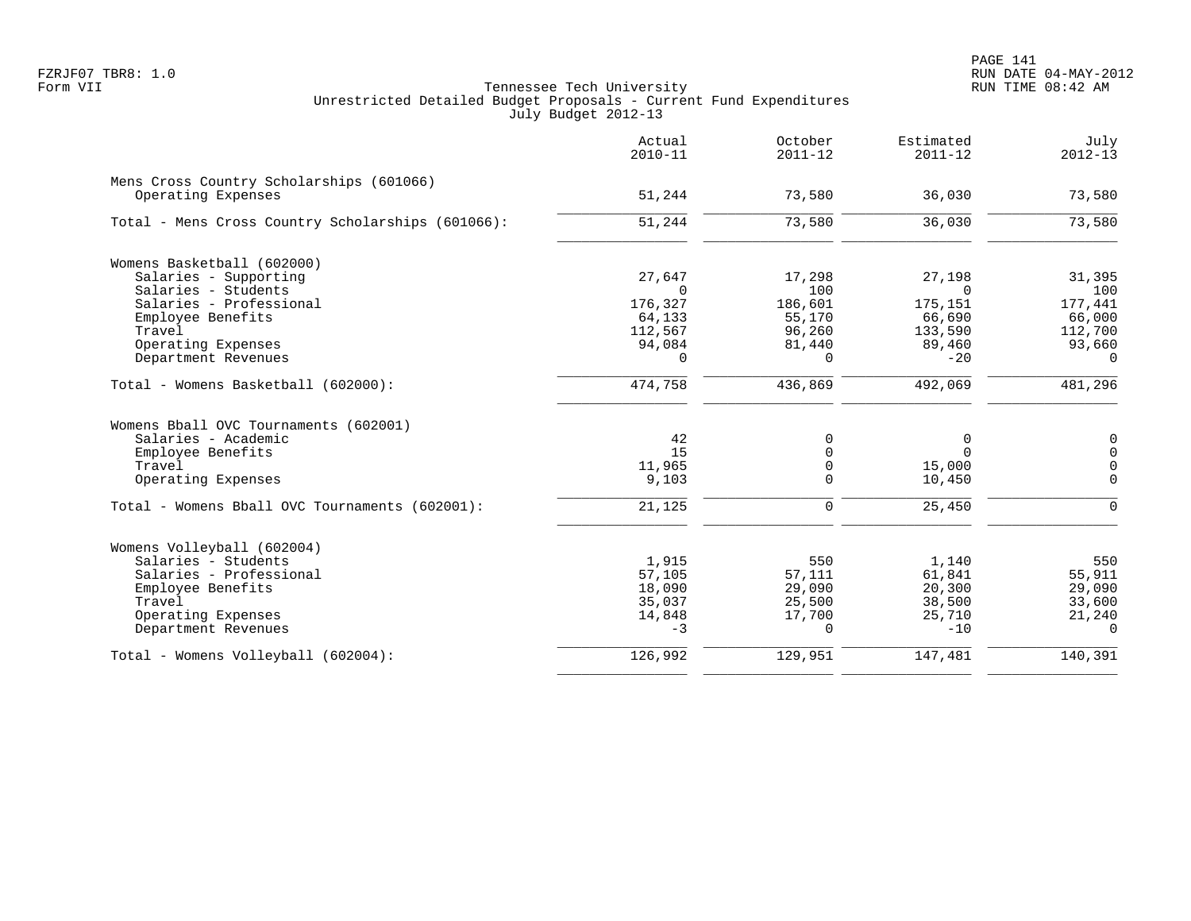Tennessee Tech University
Unrestricted Detailed Budget Proposals - Current Fund Expenditures
July Budget 2012-13

| | Actual 2010-11 | October 2011-12 | Estimated 2011-12 | July 2012-13 |
|---|---|---|---|---|
| **Mens Cross Country Scholarships (601066)** | | | | |
| Operating Expenses | 51,244 | 73,580 | 36,030 | 73,580 |
| Total - Mens Cross Country Scholarships (601066): | 51,244 | 73,580 | 36,030 | 73,580 |
| **Womens Basketball (602000)** | | | | |
| Salaries - Supporting | 27,647 | 17,298 | 27,198 | 31,395 |
| Salaries - Students | 0 | 100 | 0 | 100 |
| Salaries - Professional | 176,327 | 186,601 | 175,151 | 177,441 |
| Employee Benefits | 64,133 | 55,170 | 66,690 | 66,000 |
| Travel | 112,567 | 96,260 | 133,590 | 112,700 |
| Operating Expenses | 94,084 | 81,440 | 89,460 | 93,660 |
| Department Revenues | 0 | 0 | -20 | 0 |
| Total - Womens Basketball (602000): | 474,758 | 436,869 | 492,069 | 481,296 |
| **Womens Bball OVC Tournaments (602001)** | | | | |
| Salaries - Academic | 42 | 0 | 0 | 0 |
| Employee Benefits | 15 | 0 | 0 | 0 |
| Travel | 11,965 | 0 | 15,000 | 0 |
| Operating Expenses | 9,103 | 0 | 10,450 | 0 |
| Total - Womens Bball OVC Tournaments (602001): | 21,125 | 0 | 25,450 | 0 |
| **Womens Volleyball (602004)** | | | | |
| Salaries - Students | 1,915 | 550 | 1,140 | 550 |
| Salaries - Professional | 57,105 | 57,111 | 61,841 | 55,911 |
| Employee Benefits | 18,090 | 29,090 | 20,300 | 29,090 |
| Travel | 35,037 | 25,500 | 38,500 | 33,600 |
| Operating Expenses | 14,848 | 17,700 | 25,710 | 21,240 |
| Department Revenues | -3 | 0 | -10 | 0 |
| Total - Womens Volleyball (602004): | 126,992 | 129,951 | 147,481 | 140,391 |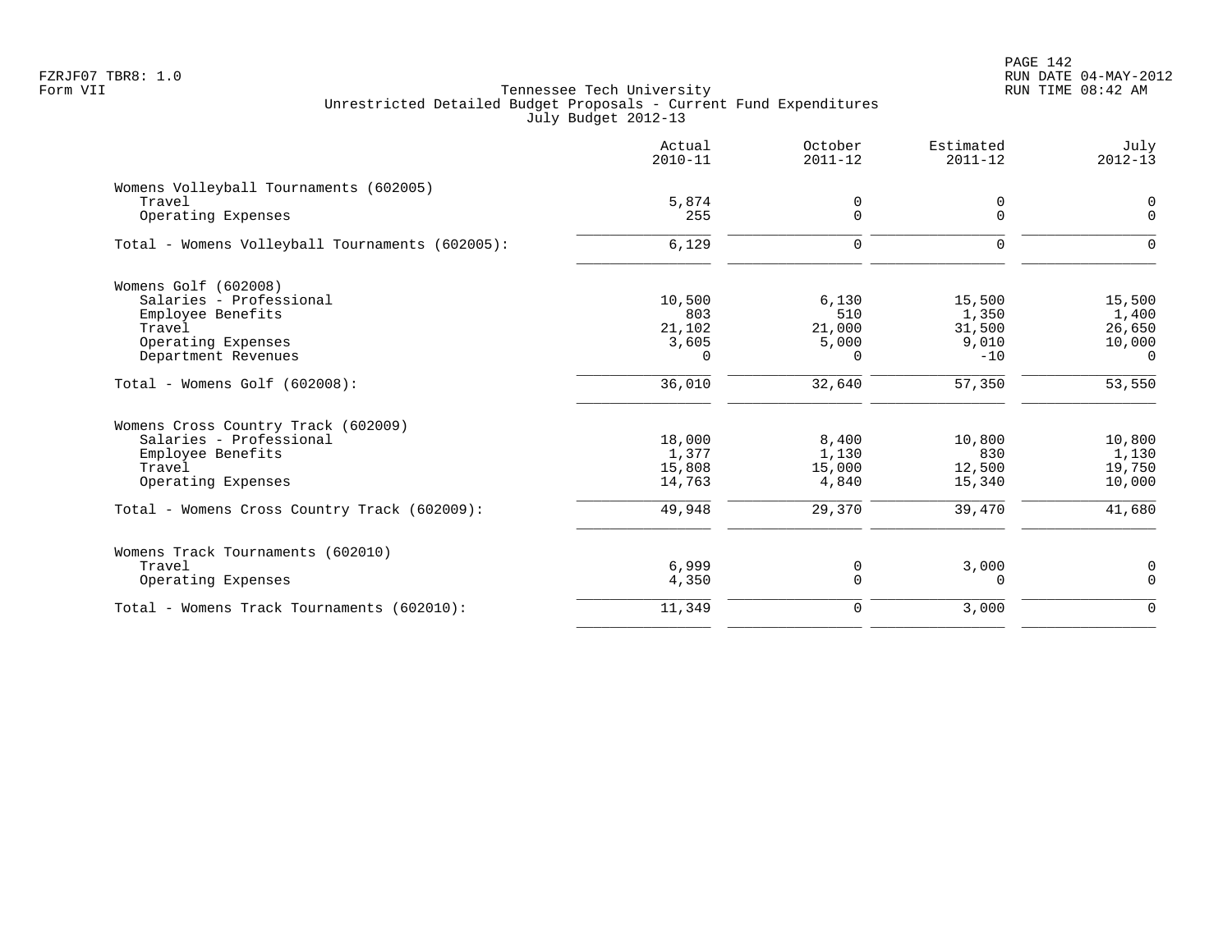Tennessee Tech University
Unrestricted Detailed Budget Proposals - Current Fund Expenditures
July Budget 2012-13

| | Actual 2010-11 | October 2011-12 | Estimated 2011-12 | July 2012-13 |
|---|---|---|---|---|
| **Womens Volleyball Tournaments (602005)** | | | | |
| Travel | 5,874 | 0 | 0 | 0 |
| Operating Expenses | 255 | 0 | 0 | 0 |
| Total - Womens Volleyball Tournaments (602005): | 6,129 | 0 | 0 | 0 |
| **Womens Golf (602008)** | | | | |
| Salaries - Professional | 10,500 | 6,130 | 15,500 | 15,500 |
| Employee Benefits | 803 | 510 | 1,350 | 1,400 |
| Travel | 21,102 | 21,000 | 31,500 | 26,650 |
| Operating Expenses | 3,605 | 5,000 | 9,010 | 10,000 |
| Department Revenues | 0 | 0 | -10 | 0 |
| Total - Womens Golf (602008): | 36,010 | 32,640 | 57,350 | 53,550 |
| **Womens Cross Country Track (602009)** | | | | |
| Salaries - Professional | 18,000 | 8,400 | 10,800 | 10,800 |
| Employee Benefits | 1,377 | 1,130 | 830 | 1,130 |
| Travel | 15,808 | 15,000 | 12,500 | 19,750 |
| Operating Expenses | 14,763 | 4,840 | 15,340 | 10,000 |
| Total - Womens Cross Country Track (602009): | 49,948 | 29,370 | 39,470 | 41,680 |
| **Womens Track Tournaments (602010)** | | | | |
| Travel | 6,999 | 0 | 3,000 | 0 |
| Operating Expenses | 4,350 | 0 | 0 | 0 |
| Total - Womens Track Tournaments (602010): | 11,349 | 0 | 3,000 | 0 |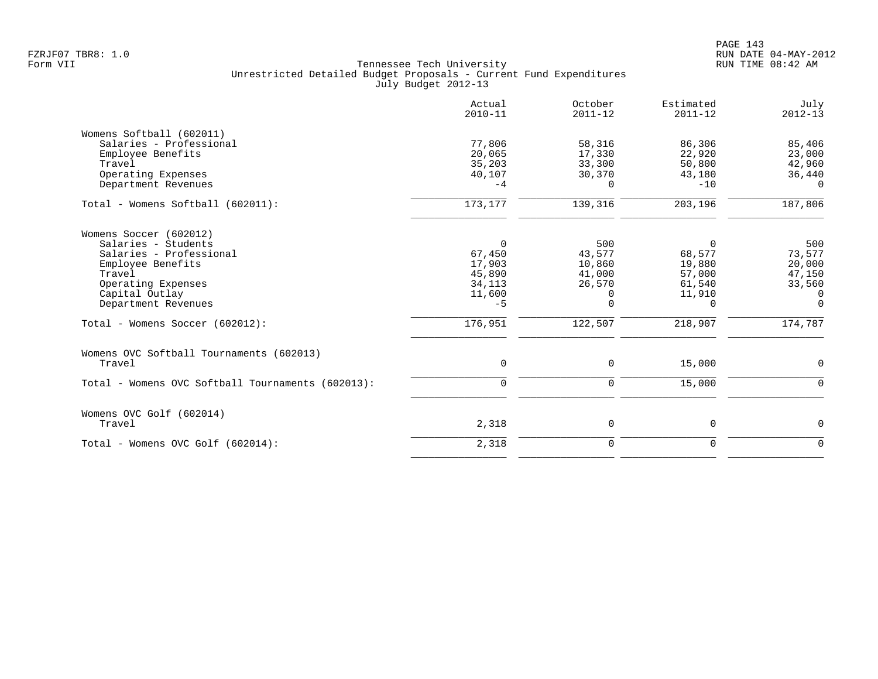FZRJF07 TBR8: 1.0
Form VII

Tennessee Tech University
Unrestricted Detailed Budget Proposals - Current Fund Expenditures
July Budget 2012-13

RUN DATE 04-MAY-2012
RUN TIME 08:42 AM

| | Actual 2010-11 | October 2011-12 | Estimated 2011-12 | July 2012-13 |
|---|---|---|---|---|
| **Womens Softball (602011)** | | | | |
| Salaries - Professional | 77,806 | 58,316 | 86,306 | 85,406 |
| Employee Benefits | 20,065 | 17,330 | 22,920 | 23,000 |
| Travel | 35,203 | 33,300 | 50,800 | 42,960 |
| Operating Expenses | 40,107 | 30,370 | 43,180 | 36,440 |
| Department Revenues | -4 | 0 | -10 | 0 |
| Total - Womens Softball (602011): | 173,177 | 139,316 | 203,196 | 187,806 |
| **Womens Soccer (602012)** | | | | |
| Salaries - Students | 0 | 500 | 0 | 500 |
| Salaries - Professional | 67,450 | 43,577 | 68,577 | 73,577 |
| Employee Benefits | 17,903 | 10,860 | 19,880 | 20,000 |
| Travel | 45,890 | 41,000 | 57,000 | 47,150 |
| Operating Expenses | 34,113 | 26,570 | 61,540 | 33,560 |
| Capital Outlay | 11,600 | 0 | 11,910 | 0 |
| Department Revenues | -5 | 0 | 0 | 0 |
| Total - Womens Soccer (602012): | 176,951 | 122,507 | 218,907 | 174,787 |
| **Womens OVC Softball Tournaments (602013)** | | | | |
| Travel | 0 | 0 | 15,000 | 0 |
| Total - Womens OVC Softball Tournaments (602013): | 0 | 0 | 15,000 | 0 |
| **Womens OVC Golf (602014)** | | | | |
| Travel | 2,318 | 0 | 0 | 0 |
| Total - Womens OVC Golf (602014): | 2,318 | 0 | 0 | 0 |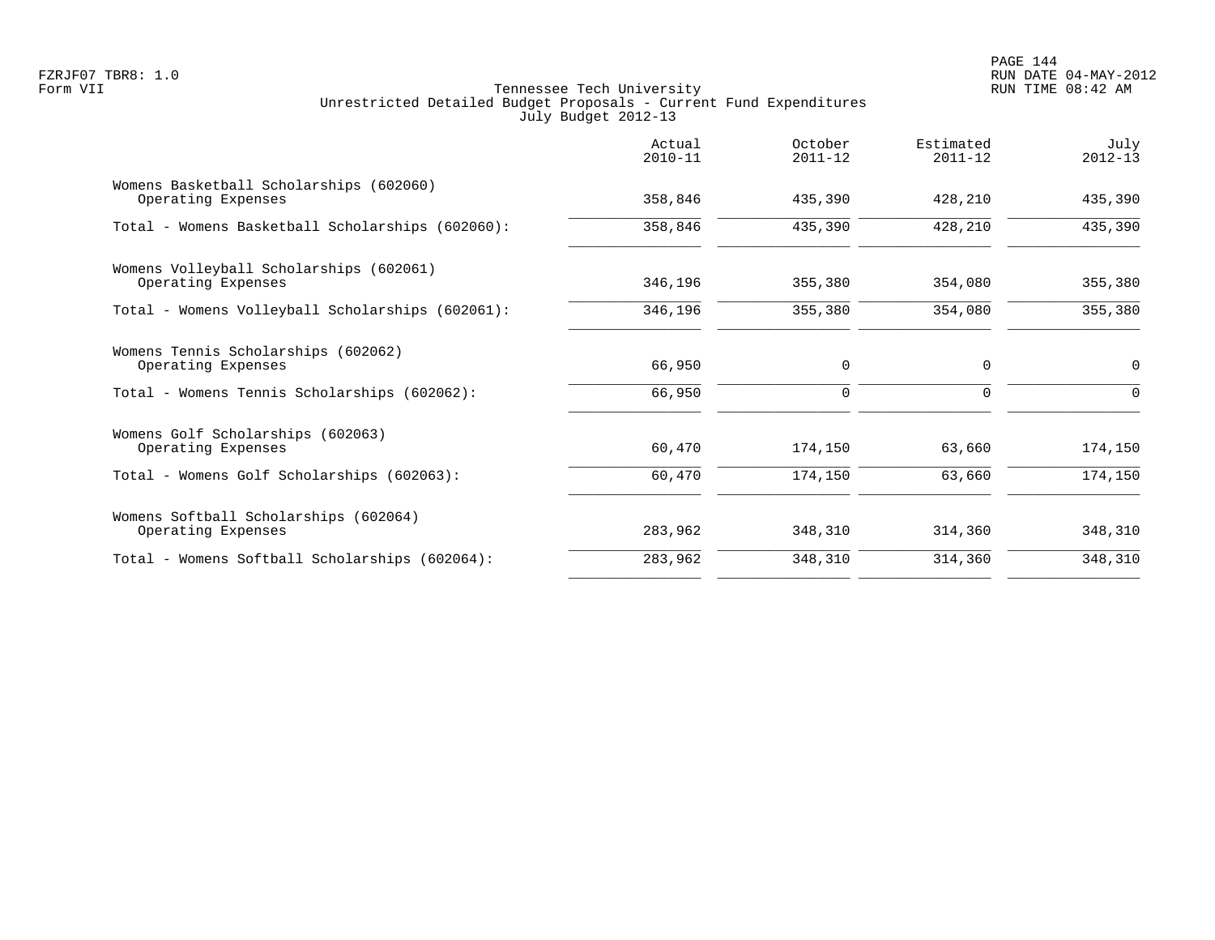Tennessee Tech University
Unrestricted Detailed Budget Proposals - Current Fund Expenditures
July Budget 2012-13

| | Actual 2010-11 | October 2011-12 | Estimated 2011-12 | July 2012-13 |
|---|---|---|---|---|
| Womens Basketball Scholarships (602060) | | | | |
| Operating Expenses | 358,846 | 435,390 | 428,210 | 435,390 |
| Total - Womens Basketball Scholarships (602060): | 358,846 | 435,390 | 428,210 | 435,390 |
| Womens Volleyball Scholarships (602061) | | | | |
| Operating Expenses | 346,196 | 355,380 | 354,080 | 355,380 |
| Total - Womens Volleyball Scholarships (602061): | 346,196 | 355,380 | 354,080 | 355,380 |
| Womens Tennis Scholarships (602062) | | | | |
| Operating Expenses | 66,950 | 0 | 0 | 0 |
| Total - Womens Tennis Scholarships (602062): | 66,950 | 0 | 0 | 0 |
| Womens Golf Scholarships (602063) | | | | |
| Operating Expenses | 60,470 | 174,150 | 63,660 | 174,150 |
| Total - Womens Golf Scholarships (602063): | 60,470 | 174,150 | 63,660 | 174,150 |
| Womens Softball Scholarships (602064) | | | | |
| Operating Expenses | 283,962 | 348,310 | 314,360 | 348,310 |
| Total - Womens Softball Scholarships (602064): | 283,962 | 348,310 | 314,360 | 348,310 |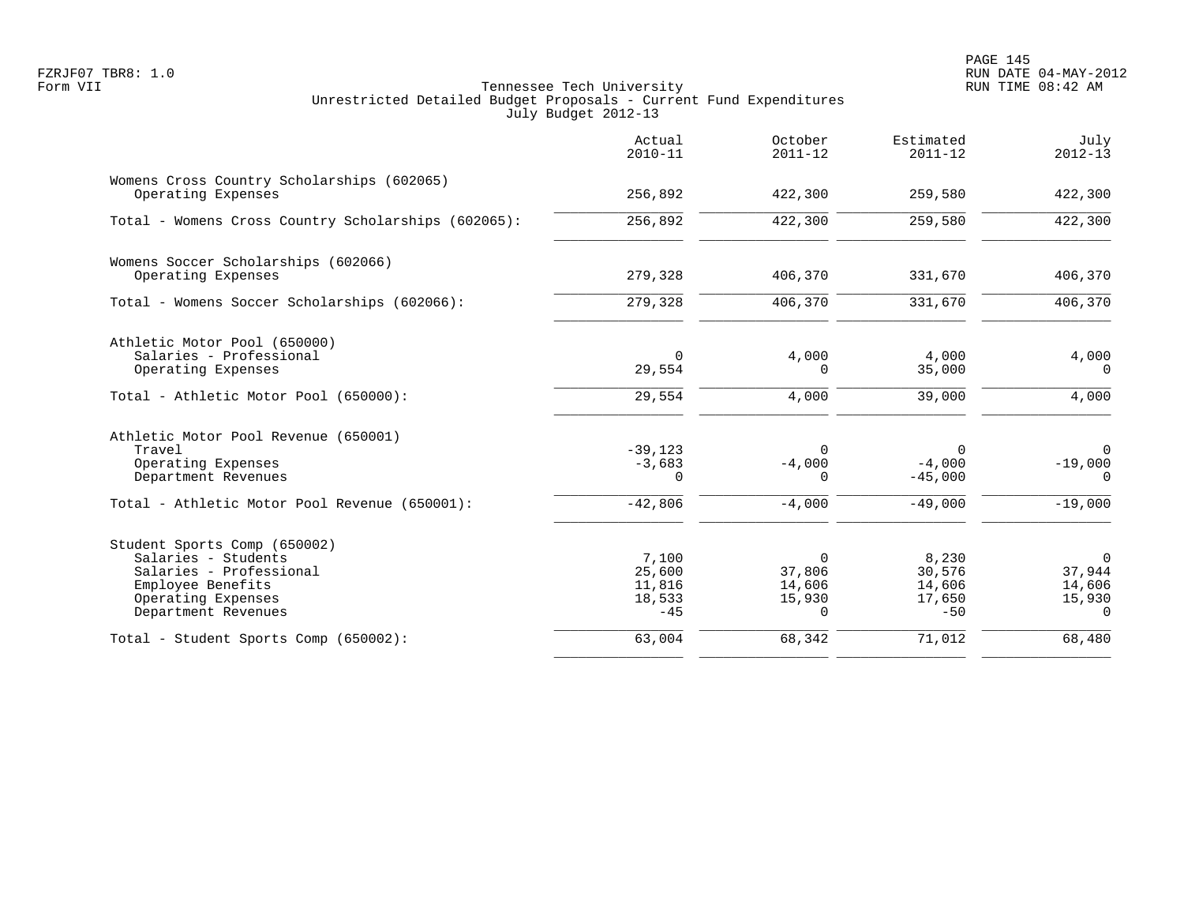Tennessee Tech University
Unrestricted Detailed Budget Proposals - Current Fund Expenditures
July Budget 2012-13

| | Actual 2010-11 | October 2011-12 | Estimated 2011-12 | July 2012-13 |
|---|---|---|---|---|
| **Womens Cross Country Scholarships (602065)** | | | | |
| Operating Expenses | 256,892 | 422,300 | 259,580 | 422,300 |
| Total - Womens Cross Country Scholarships (602065): | 256,892 | 422,300 | 259,580 | 422,300 |
| **Womens Soccer Scholarships (602066)** | | | | |
| Operating Expenses | 279,328 | 406,370 | 331,670 | 406,370 |
| Total - Womens Soccer Scholarships (602066): | 279,328 | 406,370 | 331,670 | 406,370 |
| **Athletic Motor Pool (650000)** | | | | |
| Salaries - Professional | 0 | 4,000 | 4,000 | 4,000 |
| Operating Expenses | 29,554 | 0 | 35,000 | 0 |
| Total - Athletic Motor Pool (650000): | 29,554 | 4,000 | 39,000 | 4,000 |
| **Athletic Motor Pool Revenue (650001)** | | | | |
| Travel | -39,123 | 0 | 0 | 0 |
| Operating Expenses | -3,683 | -4,000 | -4,000 | -19,000 |
| Department Revenues | 0 | 0 | -45,000 | 0 |
| Total - Athletic Motor Pool Revenue (650001): | -42,806 | -4,000 | -49,000 | -19,000 |
| **Student Sports Comp (650002)** | | | | |
| Salaries - Students | 7,100 | 0 | 8,230 | 0 |
| Salaries - Professional | 25,600 | 37,806 | 30,576 | 37,944 |
| Employee Benefits | 11,816 | 14,606 | 14,606 | 14,606 |
| Operating Expenses | 18,533 | 15,930 | 17,650 | 15,930 |
| Department Revenues | -45 | 0 | -50 | 0 |
| Total - Student Sports Comp (650002): | 63,004 | 68,342 | 71,012 | 68,480 |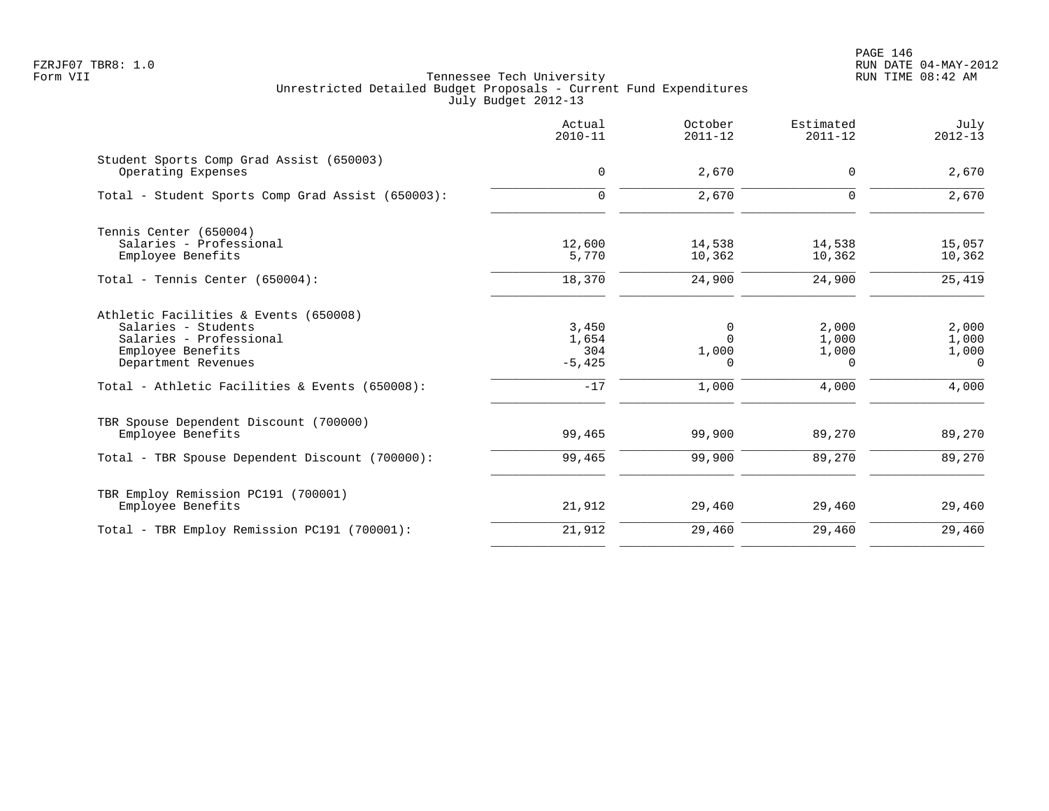Tennessee Tech University
Unrestricted Detailed Budget Proposals - Current Fund Expenditures
July Budget 2012-13

| | Actual 2010-11 | October 2011-12 | Estimated 2011-12 | July 2012-13 |
|---|---|---|---|---|
| **Student Sports Comp Grad Assist (650003)** | | | | |
| Operating Expenses | 0 | 2,670 | 0 | 2,670 |
| Total - Student Sports Comp Grad Assist (650003): | 0 | 2,670 | 0 | 2,670 |
| **Tennis Center (650004)** | | | | |
| Salaries - Professional | 12,600 | 14,538 | 14,538 | 15,057 |
| Employee Benefits | 5,770 | 10,362 | 10,362 | 10,362 |
| Total - Tennis Center (650004): | 18,370 | 24,900 | 24,900 | 25,419 |
| **Athletic Facilities & Events (650008)** | | | | |
| Salaries - Students | 3,450 | 0 | 2,000 | 2,000 |
| Salaries - Professional | 1,654 | 0 | 1,000 | 1,000 |
| Employee Benefits | 304 | 1,000 | 1,000 | 1,000 |
| Department Revenues | -5,425 | 0 | 0 | 0 |
| Total - Athletic Facilities & Events (650008): | -17 | 1,000 | 4,000 | 4,000 |
| **TBR Spouse Dependent Discount (700000)** | | | | |
| Employee Benefits | 99,465 | 99,900 | 89,270 | 89,270 |
| Total - TBR Spouse Dependent Discount (700000): | 99,465 | 99,900 | 89,270 | 89,270 |
| **TBR Employ Remission PC191 (700001)** | | | | |
| Employee Benefits | 21,912 | 29,460 | 29,460 | 29,460 |
| Total - TBR Employ Remission PC191 (700001): | 21,912 | 29,460 | 29,460 | 29,460 |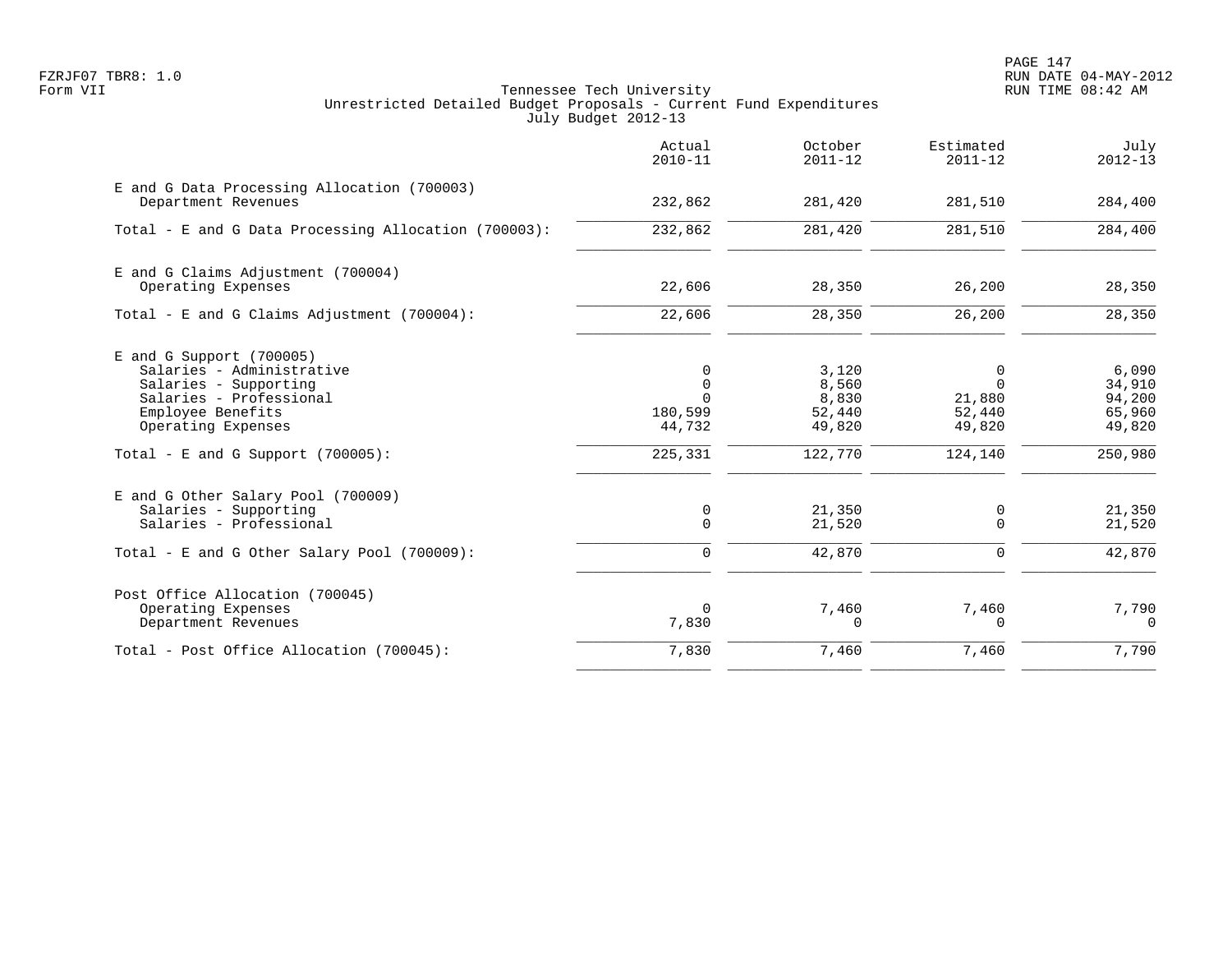Tennessee Tech University
Unrestricted Detailed Budget Proposals - Current Fund Expenditures
July Budget 2012-13

| | Actual 2010-11 | October 2011-12 | Estimated 2011-12 | July 2012-13 |
|---|---|---|---|---|
| **E and G Data Processing Allocation (700003)** | | | | |
| Department Revenues | 232,862 | 281,420 | 281,510 | 284,400 |
| Total - E and G Data Processing Allocation (700003): | 232,862 | 281,420 | 281,510 | 284,400 |
| **E and G Claims Adjustment (700004)** | | | | |
| Operating Expenses | 22,606 | 28,350 | 26,200 | 28,350 |
| Total - E and G Claims Adjustment (700004): | 22,606 | 28,350 | 26,200 | 28,350 |
| **E and G Support (700005)** | | | | |
| Salaries - Administrative | 0 | 3,120 | 0 | 6,090 |
| Salaries - Supporting | 0 | 8,560 | 0 | 34,910 |
| Salaries - Professional | 0 | 8,830 | 21,880 | 94,200 |
| Employee Benefits | 180,599 | 52,440 | 52,440 | 65,960 |
| Operating Expenses | 44,732 | 49,820 | 49,820 | 49,820 |
| Total - E and G Support (700005): | 225,331 | 122,770 | 124,140 | 250,980 |
| **E and G Other Salary Pool (700009)** | | | | |
| Salaries - Supporting | 0 | 21,350 | 0 | 21,350 |
| Salaries - Professional | 0 | 21,520 | 0 | 21,520 |
| Total - E and G Other Salary Pool (700009): | 0 | 42,870 | 0 | 42,870 |
| **Post Office Allocation (700045)** | | | | |
| Operating Expenses | 0 | 7,460 | 7,460 | 7,790 |
| Department Revenues | 7,830 | 0 | 0 | 0 |
| Total - Post Office Allocation (700045): | 7,830 | 7,460 | 7,460 | 7,790 |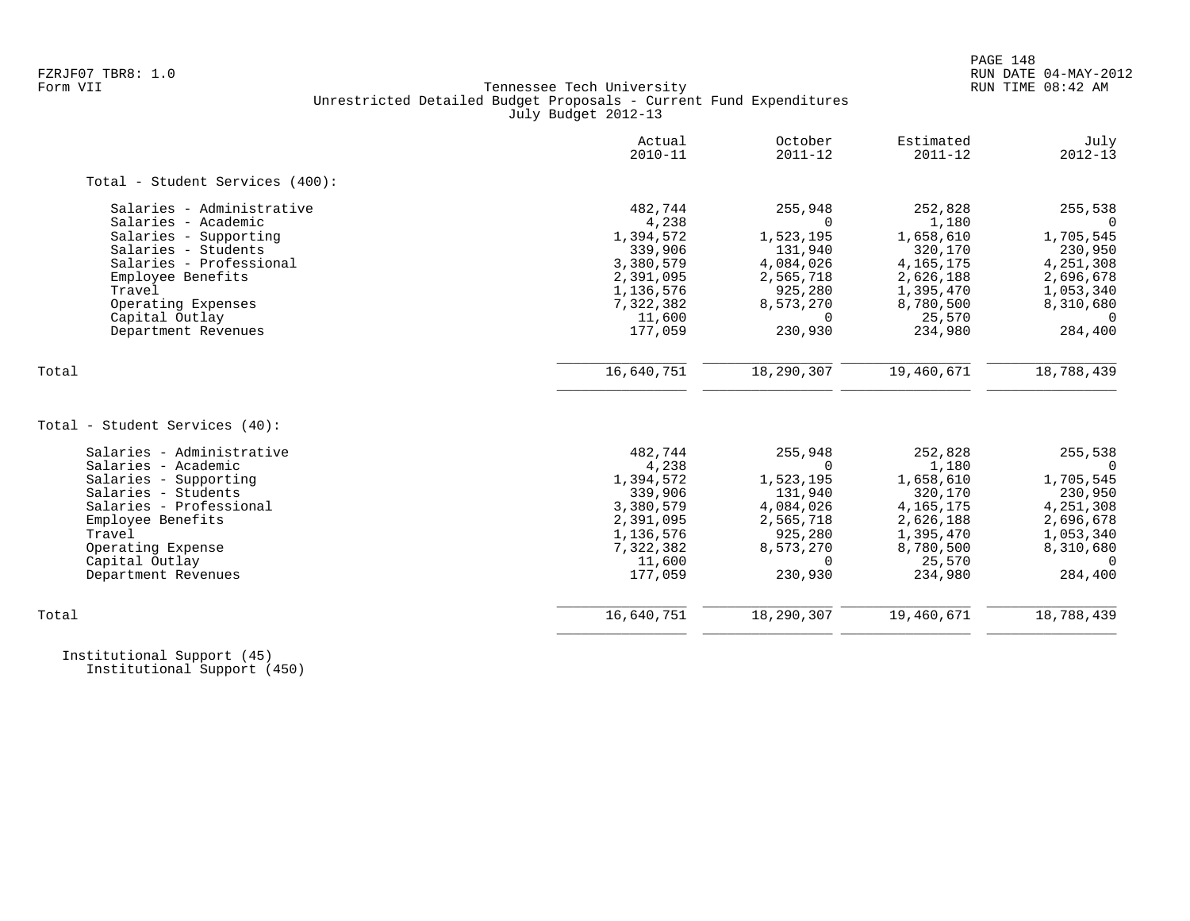Tennessee Tech University
Unrestricted Detailed Budget Proposals - Current Fund Expenditures
July Budget 2012-13

| | Actual 2010-11 | October 2011-12 | Estimated 2011-12 | July 2012-13 |
|---|---|---|---|---|
| **Total - Student Services (400):** | | | | |
| Salaries - Administrative | 482,744 | 255,948 | 252,828 | 255,538 |
| Salaries - Academic | 4,238 | 0 | 1,180 | 0 |
| Salaries - Supporting | 1,394,572 | 1,523,195 | 1,658,610 | 1,705,545 |
| Salaries - Students | 339,906 | 131,940 | 320,170 | 230,950 |
| Salaries - Professional | 3,380,579 | 4,084,026 | 4,165,175 | 4,251,308 |
| Employee Benefits | 2,391,095 | 2,565,718 | 2,626,188 | 2,696,678 |
| Travel | 1,136,576 | 925,280 | 1,395,470 | 1,053,340 |
| Operating Expenses | 7,322,382 | 8,573,270 | 8,780,500 | 8,310,680 |
| Capital Outlay | 11,600 | 0 | 25,570 | 0 |
| Department Revenues | 177,059 | 230,930 | 234,980 | 284,400 |
| Total | 16,640,751 | 18,290,307 | 19,460,671 | 18,788,439 |
| **Total - Student Services (40):** | | | | |
| Salaries - Administrative | 482,744 | 255,948 | 252,828 | 255,538 |
| Salaries - Academic | 4,238 | 0 | 1,180 | 0 |
| Salaries - Supporting | 1,394,572 | 1,523,195 | 1,658,610 | 1,705,545 |
| Salaries - Students | 339,906 | 131,940 | 320,170 | 230,950 |
| Salaries - Professional | 3,380,579 | 4,084,026 | 4,165,175 | 4,251,308 |
| Employee Benefits | 2,391,095 | 2,565,718 | 2,626,188 | 2,696,678 |
| Travel | 1,136,576 | 925,280 | 1,395,470 | 1,053,340 |
| Operating Expense | 7,322,382 | 8,573,270 | 8,780,500 | 8,310,680 |
| Capital Outlay | 11,600 | 0 | 25,570 | 0 |
| Department Revenues | 177,059 | 230,930 | 234,980 | 284,400 |
| Total | 16,640,751 | 18,290,307 | 19,460,671 | 18,788,439 |

Institutional Support (45)
Institutional Support (450)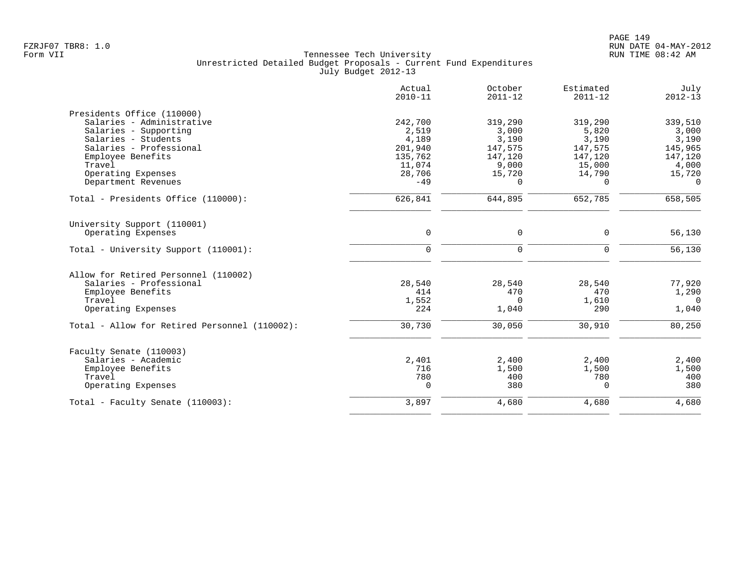Tennessee Tech University
Unrestricted Detailed Budget Proposals - Current Fund Expenditures
July Budget 2012-13

| | Actual 2010-11 | October 2011-12 | Estimated 2011-12 | July 2012-13 |
|---|---|---|---|---|
| **Presidents Office (110000)** | | | | |
| Salaries - Administrative | 242,700 | 319,290 | 319,290 | 339,510 |
| Salaries - Supporting | 2,519 | 3,000 | 5,820 | 3,000 |
| Salaries - Students | 4,189 | 3,190 | 3,190 | 3,190 |
| Salaries - Professional | 201,940 | 147,575 | 147,575 | 145,965 |
| Employee Benefits | 135,762 | 147,120 | 147,120 | 147,120 |
| Travel | 11,074 | 9,000 | 15,000 | 4,000 |
| Operating Expenses | 28,706 | 15,720 | 14,790 | 15,720 |
| Department Revenues | -49 | 0 | 0 | 0 |
| Total - Presidents Office (110000): | 626,841 | 644,895 | 652,785 | 658,505 |
| **University Support (110001)** | | | | |
| Operating Expenses | 0 | 0 | 0 | 56,130 |
| Total - University Support (110001): | 0 | 0 | 0 | 56,130 |
| **Allow for Retired Personnel (110002)** | | | | |
| Salaries - Professional | 28,540 | 28,540 | 28,540 | 77,920 |
| Employee Benefits | 414 | 470 | 470 | 1,290 |
| Travel | 1,552 | 0 | 1,610 | 0 |
| Operating Expenses | 224 | 1,040 | 290 | 1,040 |
| Total - Allow for Retired Personnel (110002): | 30,730 | 30,050 | 30,910 | 80,250 |
| **Faculty Senate (110003)** | | | | |
| Salaries - Academic | 2,401 | 2,400 | 2,400 | 2,400 |
| Employee Benefits | 716 | 1,500 | 1,500 | 1,500 |
| Travel | 780 | 400 | 780 | 400 |
| Operating Expenses | 0 | 380 | 0 | 380 |
| Total - Faculty Senate (110003): | 3,897 | 4,680 | 4,680 | 4,680 |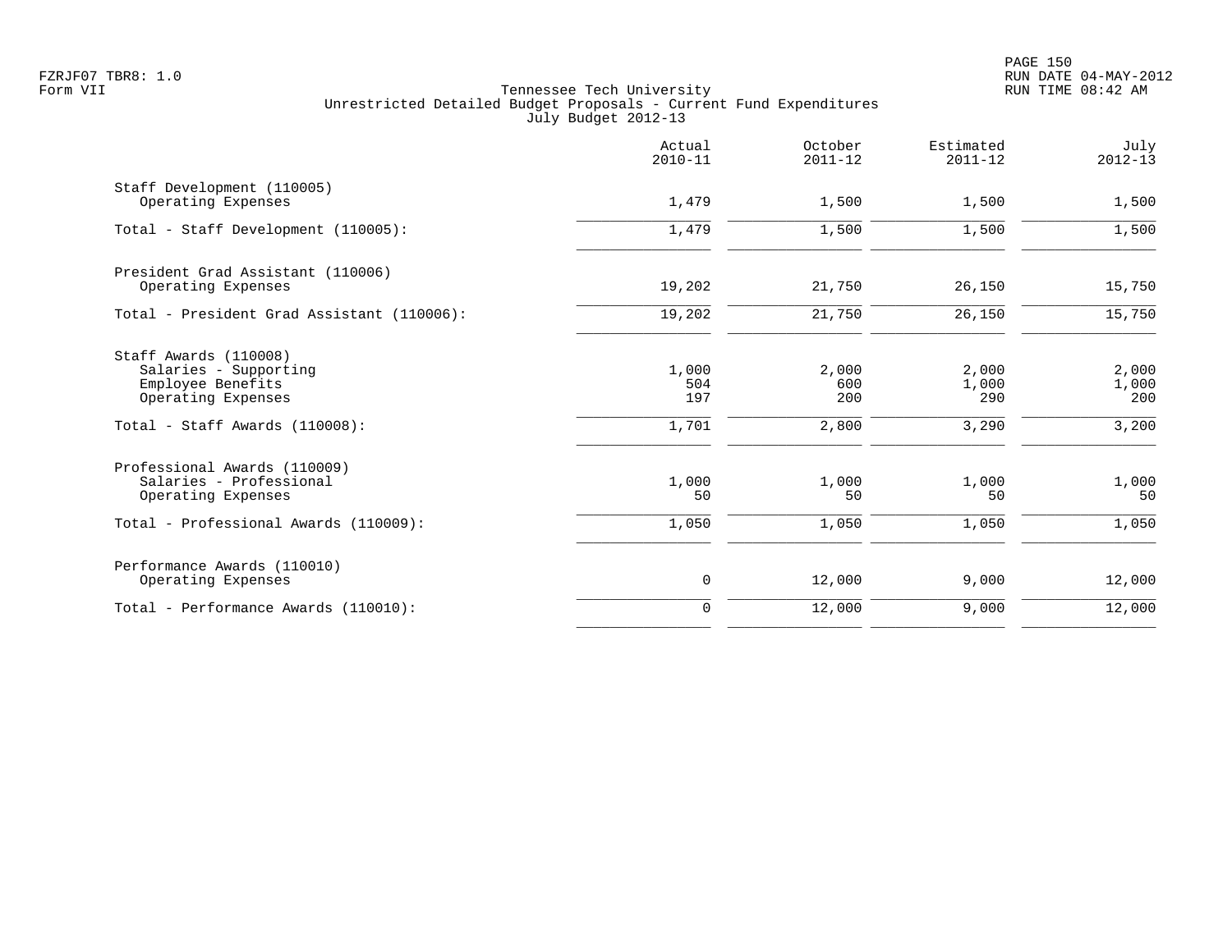Tennessee Tech University
Unrestricted Detailed Budget Proposals - Current Fund Expenditures
July Budget 2012-13

| | Actual 2010-11 | October 2011-12 | Estimated 2011-12 | July 2012-13 |
|---|---|---|---|---|
| Staff Development (110005) | | | | |
| Operating Expenses | 1,479 | 1,500 | 1,500 | 1,500 |
| Total - Staff Development (110005): | 1,479 | 1,500 | 1,500 | 1,500 |
| President Grad Assistant (110006) | | | | |
| Operating Expenses | 19,202 | 21,750 | 26,150 | 15,750 |
| Total - President Grad Assistant (110006): | 19,202 | 21,750 | 26,150 | 15,750 |
| Staff Awards (110008) | | | | |
| Salaries - Supporting | 1,000 | 2,000 | 2,000 | 2,000 |
| Employee Benefits | 504 | 600 | 1,000 | 1,000 |
| Operating Expenses | 197 | 200 | 290 | 200 |
| Total - Staff Awards (110008): | 1,701 | 2,800 | 3,290 | 3,200 |
| Professional Awards (110009) | | | | |
| Salaries - Professional | 1,000 | 1,000 | 1,000 | 1,000 |
| Operating Expenses | 50 | 50 | 50 | 50 |
| Total - Professional Awards (110009): | 1,050 | 1,050 | 1,050 | 1,050 |
| Performance Awards (110010) | | | | |
| Operating Expenses | 0 | 12,000 | 9,000 | 12,000 |
| Total - Performance Awards (110010): | 0 | 12,000 | 9,000 | 12,000 |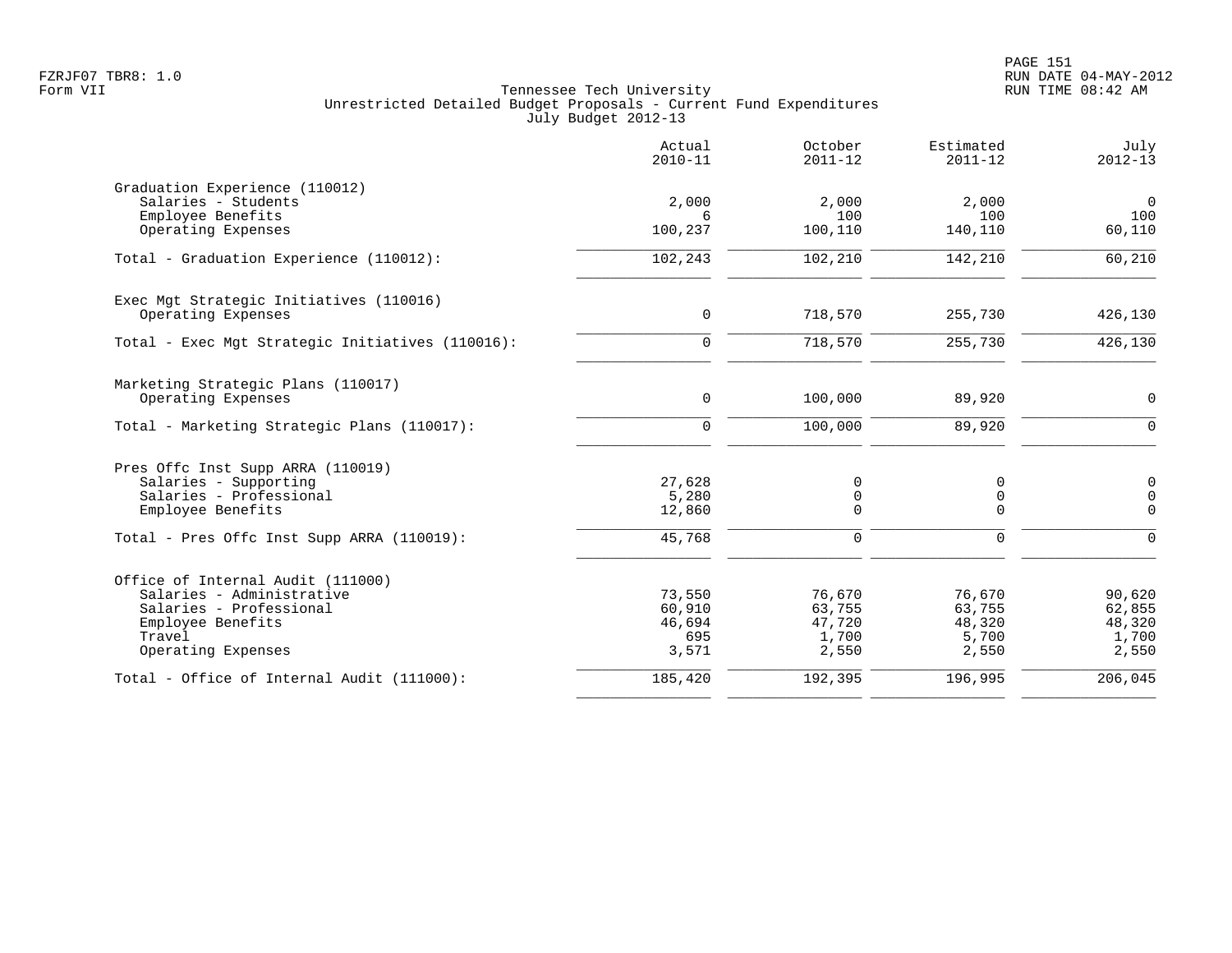Tennessee Tech University
Unrestricted Detailed Budget Proposals - Current Fund Expenditures
July Budget 2012-13

|  | Actual 2010-11 | October 2011-12 | Estimated 2011-12 | July 2012-13 |
|---|---|---|---|---|
| **Graduation Experience (110012)** |  |  |  |  |
| Salaries - Students | 2,000 | 2,000 | 2,000 | 0 |
| Employee Benefits | 6 | 100 | 100 | 100 |
| Operating Expenses | 100,237 | 100,110 | 140,110 | 60,110 |
| Total - Graduation Experience (110012): | 102,243 | 102,210 | 142,210 | 60,210 |
| **Exec Mgt Strategic Initiatives (110016)** |  |  |  |  |
| Operating Expenses | 0 | 718,570 | 255,730 | 426,130 |
| Total - Exec Mgt Strategic Initiatives (110016): | 0 | 718,570 | 255,730 | 426,130 |
| **Marketing Strategic Plans (110017)** |  |  |  |  |
| Operating Expenses | 0 | 100,000 | 89,920 | 0 |
| Total - Marketing Strategic Plans (110017): | 0 | 100,000 | 89,920 | 0 |
| **Pres Offc Inst Supp ARRA (110019)** |  |  |  |  |
| Salaries - Supporting | 27,628 | 0 | 0 | 0 |
| Salaries - Professional | 5,280 | 0 | 0 | 0 |
| Employee Benefits | 12,860 | 0 | 0 | 0 |
| Total - Pres Offc Inst Supp ARRA (110019): | 45,768 | 0 | 0 | 0 |
| **Office of Internal Audit (111000)** |  |  |  |  |
| Salaries - Administrative | 73,550 | 76,670 | 76,670 | 90,620 |
| Salaries - Professional | 60,910 | 63,755 | 63,755 | 62,855 |
| Employee Benefits | 46,694 | 47,720 | 48,320 | 48,320 |
| Travel | 695 | 1,700 | 5,700 | 1,700 |
| Operating Expenses | 3,571 | 2,550 | 2,550 | 2,550 |
| Total - Office of Internal Audit (111000): | 185,420 | 192,395 | 196,995 | 206,045 |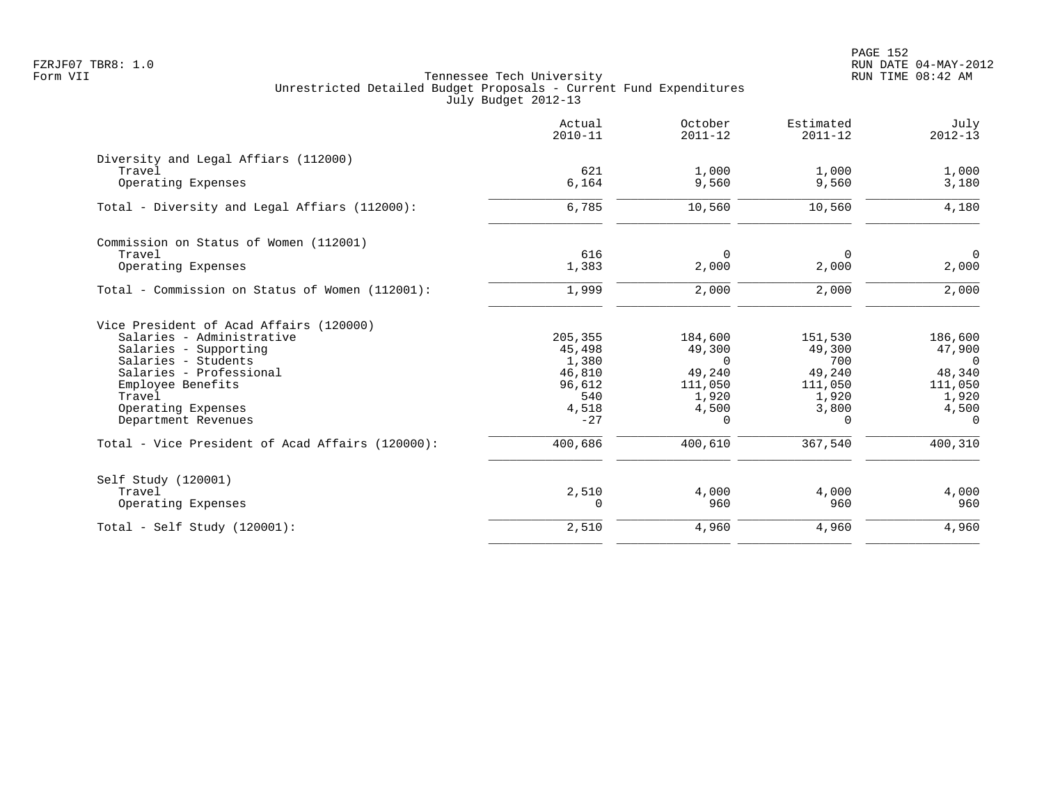FZRJF07 TBR8: 1.0
Form VII

Tennessee Tech University
Unrestricted Detailed Budget Proposals - Current Fund Expenditures
July Budget 2012-13

RUN DATE 04-MAY-2012
RUN TIME 08:42 AM

| | Actual 2010-11 | October 2011-12 | Estimated 2011-12 | July 2012-13 |
|---|---|---|---|---|
| **Diversity and Legal Affiars (112000)** | | | | |
| Travel | 621 | 1,000 | 1,000 | 1,000 |
| Operating Expenses | 6,164 | 9,560 | 9,560 | 3,180 |
| Total - Diversity and Legal Affiars (112000): | 6,785 | 10,560 | 10,560 | 4,180 |
| **Commission on Status of Women (112001)** | | | | |
| Travel | 616 | 0 | 0 | 0 |
| Operating Expenses | 1,383 | 2,000 | 2,000 | 2,000 |
| Total - Commission on Status of Women (112001): | 1,999 | 2,000 | 2,000 | 2,000 |
| **Vice President of Acad Affairs (120000)** | | | | |
| Salaries - Administrative | 205,355 | 184,600 | 151,530 | 186,600 |
| Salaries - Supporting | 45,498 | 49,300 | 49,300 | 47,900 |
| Salaries - Students | 1,380 | 0 | 700 | 0 |
| Salaries - Professional | 46,810 | 49,240 | 49,240 | 48,340 |
| Employee Benefits | 96,612 | 111,050 | 111,050 | 111,050 |
| Travel | 540 | 1,920 | 1,920 | 1,920 |
| Operating Expenses | 4,518 | 4,500 | 3,800 | 4,500 |
| Department Revenues | -27 | 0 | 0 | 0 |
| Total - Vice President of Acad Affairs (120000): | 400,686 | 400,610 | 367,540 | 400,310 |
| **Self Study (120001)** | | | | |
| Travel | 2,510 | 4,000 | 4,000 | 4,000 |
| Operating Expenses | 0 | 960 | 960 | 960 |
| Total - Self Study (120001): | 2,510 | 4,960 | 4,960 | 4,960 |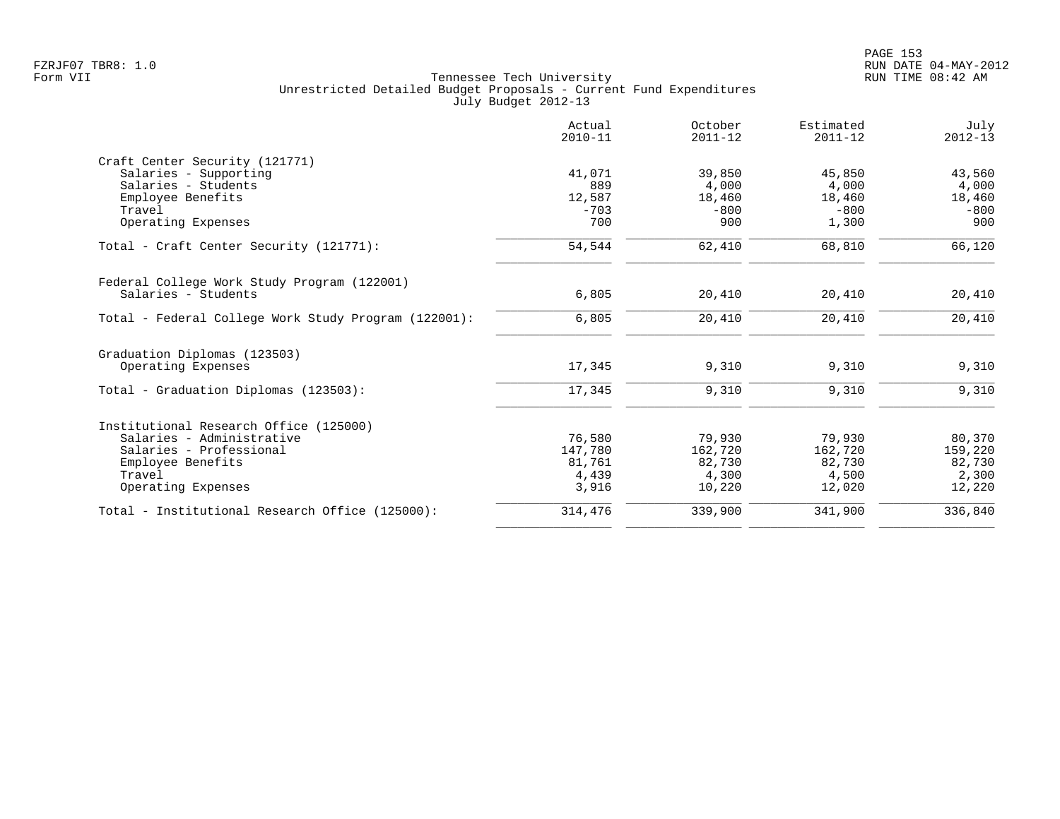Tennessee Tech University
Unrestricted Detailed Budget Proposals - Current Fund Expenditures
July Budget 2012-13

| | Actual 2010-11 | October 2011-12 | Estimated 2011-12 | July 2012-13 |
|---|---|---|---|---|
| **Craft Center Security (121771)** | | | | |
| Salaries - Supporting | 41,071 | 39,850 | 45,850 | 43,560 |
| Salaries - Students | 889 | 4,000 | 4,000 | 4,000 |
| Employee Benefits | 12,587 | 18,460 | 18,460 | 18,460 |
| Travel | -703 | -800 | -800 | -800 |
| Operating Expenses | 700 | 900 | 1,300 | 900 |
| Total - Craft Center Security (121771): | 54,544 | 62,410 | 68,810 | 66,120 |
| **Federal College Work Study Program (122001)** | | | | |
| Salaries - Students | 6,805 | 20,410 | 20,410 | 20,410 |
| Total - Federal College Work Study Program (122001): | 6,805 | 20,410 | 20,410 | 20,410 |
| **Graduation Diplomas (123503)** | | | | |
| Operating Expenses | 17,345 | 9,310 | 9,310 | 9,310 |
| Total - Graduation Diplomas (123503): | 17,345 | 9,310 | 9,310 | 9,310 |
| **Institutional Research Office (125000)** | | | | |
| Salaries - Administrative | 76,580 | 79,930 | 79,930 | 80,370 |
| Salaries - Professional | 147,780 | 162,720 | 162,720 | 159,220 |
| Employee Benefits | 81,761 | 82,730 | 82,730 | 82,730 |
| Travel | 4,439 | 4,300 | 4,500 | 2,300 |
| Operating Expenses | 3,916 | 10,220 | 12,020 | 12,220 |
| Total - Institutional Research Office (125000): | 314,476 | 339,900 | 341,900 | 336,840 |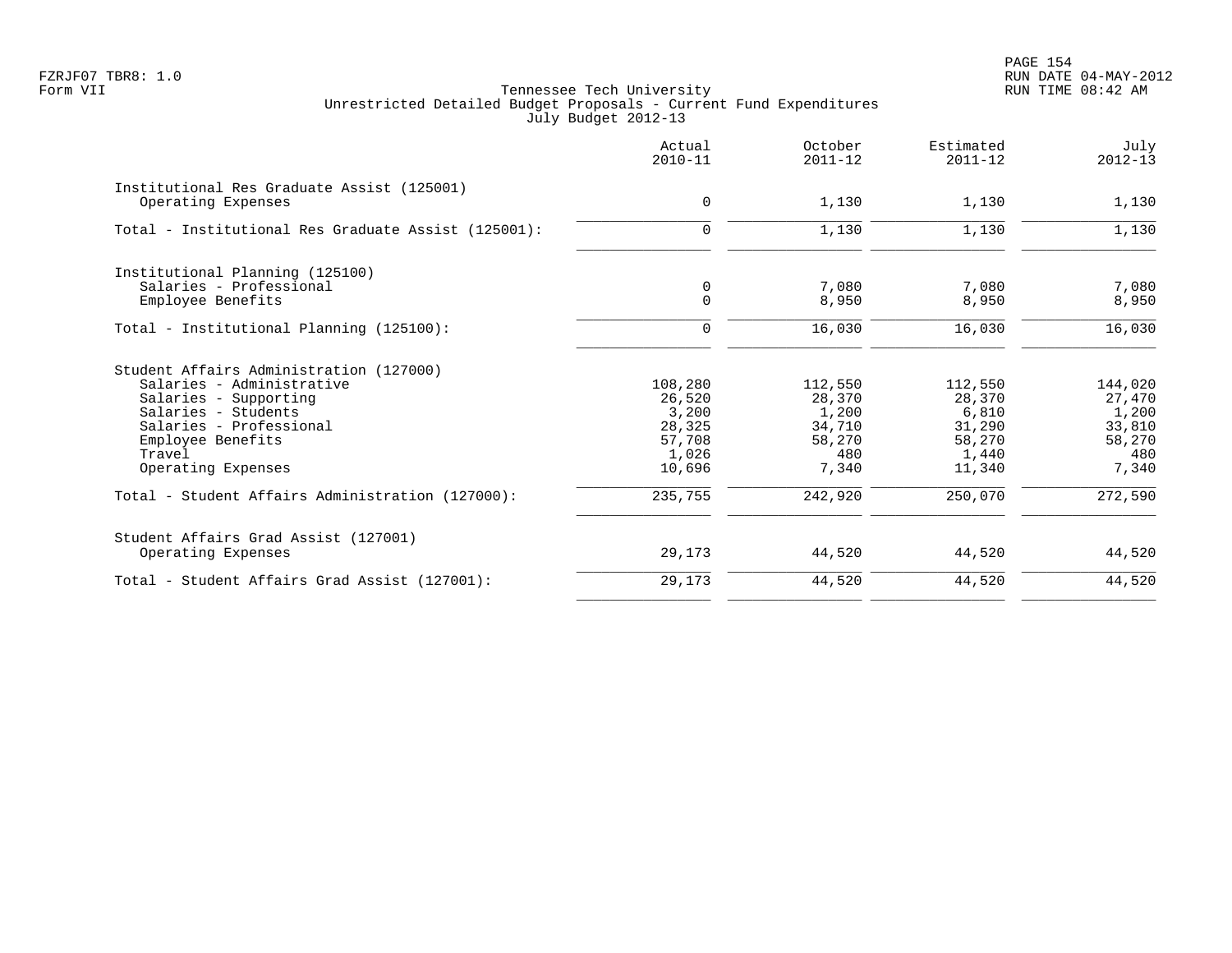Tennessee Tech University
Unrestricted Detailed Budget Proposals - Current Fund Expenditures
July Budget 2012-13

| | Actual 2010-11 | October 2011-12 | Estimated 2011-12 | July 2012-13 |
|---|---|---|---|---|
| **Institutional Res Graduate Assist (125001)** | | | | |
| Operating Expenses | 0 | 1,130 | 1,130 | 1,130 |
| Total - Institutional Res Graduate Assist (125001): | 0 | 1,130 | 1,130 | 1,130 |
| **Institutional Planning (125100)** | | | | |
| Salaries - Professional | 0 | 7,080 | 7,080 | 7,080 |
| Employee Benefits | 0 | 8,950 | 8,950 | 8,950 |
| Total - Institutional Planning (125100): | 0 | 16,030 | 16,030 | 16,030 |
| **Student Affairs Administration (127000)** | | | | |
| Salaries - Administrative | 108,280 | 112,550 | 112,550 | 144,020 |
| Salaries - Supporting | 26,520 | 28,370 | 28,370 | 27,470 |
| Salaries - Students | 3,200 | 1,200 | 6,810 | 1,200 |
| Salaries - Professional | 28,325 | 34,710 | 31,290 | 33,810 |
| Employee Benefits | 57,708 | 58,270 | 58,270 | 58,270 |
| Travel | 1,026 | 480 | 1,440 | 480 |
| Operating Expenses | 10,696 | 7,340 | 11,340 | 7,340 |
| Total - Student Affairs Administration (127000): | 235,755 | 242,920 | 250,070 | 272,590 |
| **Student Affairs Grad Assist (127001)** | | | | |
| Operating Expenses | 29,173 | 44,520 | 44,520 | 44,520 |
| Total - Student Affairs Grad Assist (127001): | 29,173 | 44,520 | 44,520 | 44,520 |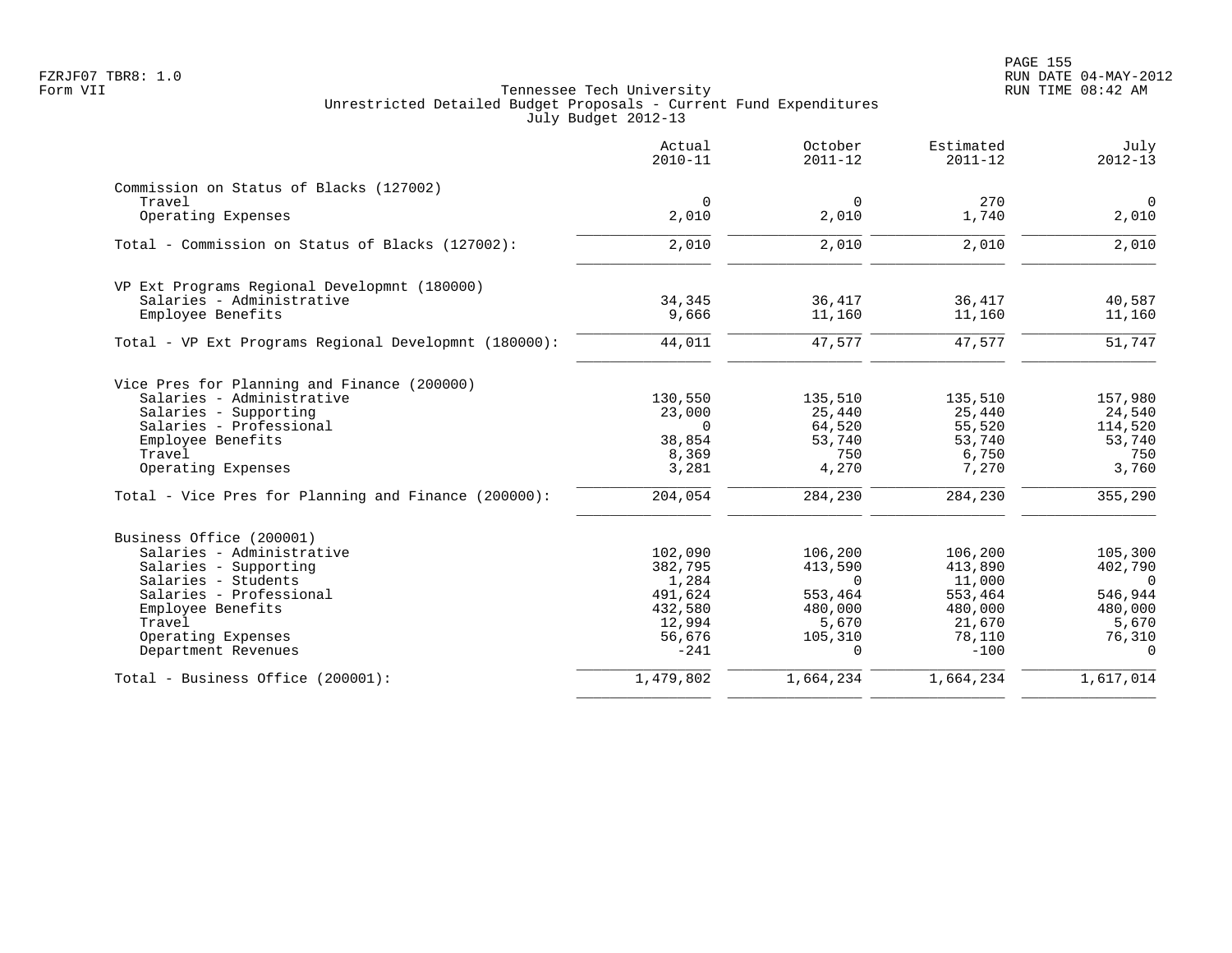Tennessee Tech University
Unrestricted Detailed Budget Proposals - Current Fund Expenditures
July Budget 2012-13

| | Actual 2010-11 | October 2011-12 | Estimated 2011-12 | July 2012-13 |
|---|---|---|---|---|
| **Commission on Status of Blacks (127002)** | | | | |
| Travel | 0 | 0 | 270 | 0 |
| Operating Expenses | 2,010 | 2,010 | 1,740 | 2,010 |
| Total - Commission on Status of Blacks (127002): | 2,010 | 2,010 | 2,010 | 2,010 |
| **VP Ext Programs Regional Developmnt (180000)** | | | | |
| Salaries - Administrative | 34,345 | 36,417 | 36,417 | 40,587 |
| Employee Benefits | 9,666 | 11,160 | 11,160 | 11,160 |
| Total - VP Ext Programs Regional Developmnt (180000): | 44,011 | 47,577 | 47,577 | 51,747 |
| **Vice Pres for Planning and Finance (200000)** | | | | |
| Salaries - Administrative | 130,550 | 135,510 | 135,510 | 157,980 |
| Salaries - Supporting | 23,000 | 25,440 | 25,440 | 24,540 |
| Salaries - Professional | 0 | 64,520 | 55,520 | 114,520 |
| Employee Benefits | 38,854 | 53,740 | 53,740 | 53,740 |
| Travel | 8,369 | 750 | 6,750 | 750 |
| Operating Expenses | 3,281 | 4,270 | 7,270 | 3,760 |
| Total - Vice Pres for Planning and Finance (200000): | 204,054 | 284,230 | 284,230 | 355,290 |
| **Business Office (200001)** | | | | |
| Salaries - Administrative | 102,090 | 106,200 | 106,200 | 105,300 |
| Salaries - Supporting | 382,795 | 413,590 | 413,890 | 402,790 |
| Salaries - Students | 1,284 | 0 | 11,000 | 0 |
| Salaries - Professional | 491,624 | 553,464 | 553,464 | 546,944 |
| Employee Benefits | 432,580 | 480,000 | 480,000 | 480,000 |
| Travel | 12,994 | 5,670 | 21,670 | 5,670 |
| Operating Expenses | 56,676 | 105,310 | 78,110 | 76,310 |
| Department Revenues | -241 | 0 | -100 | 0 |
| Total - Business Office (200001): | 1,479,802 | 1,664,234 | 1,664,234 | 1,617,014 |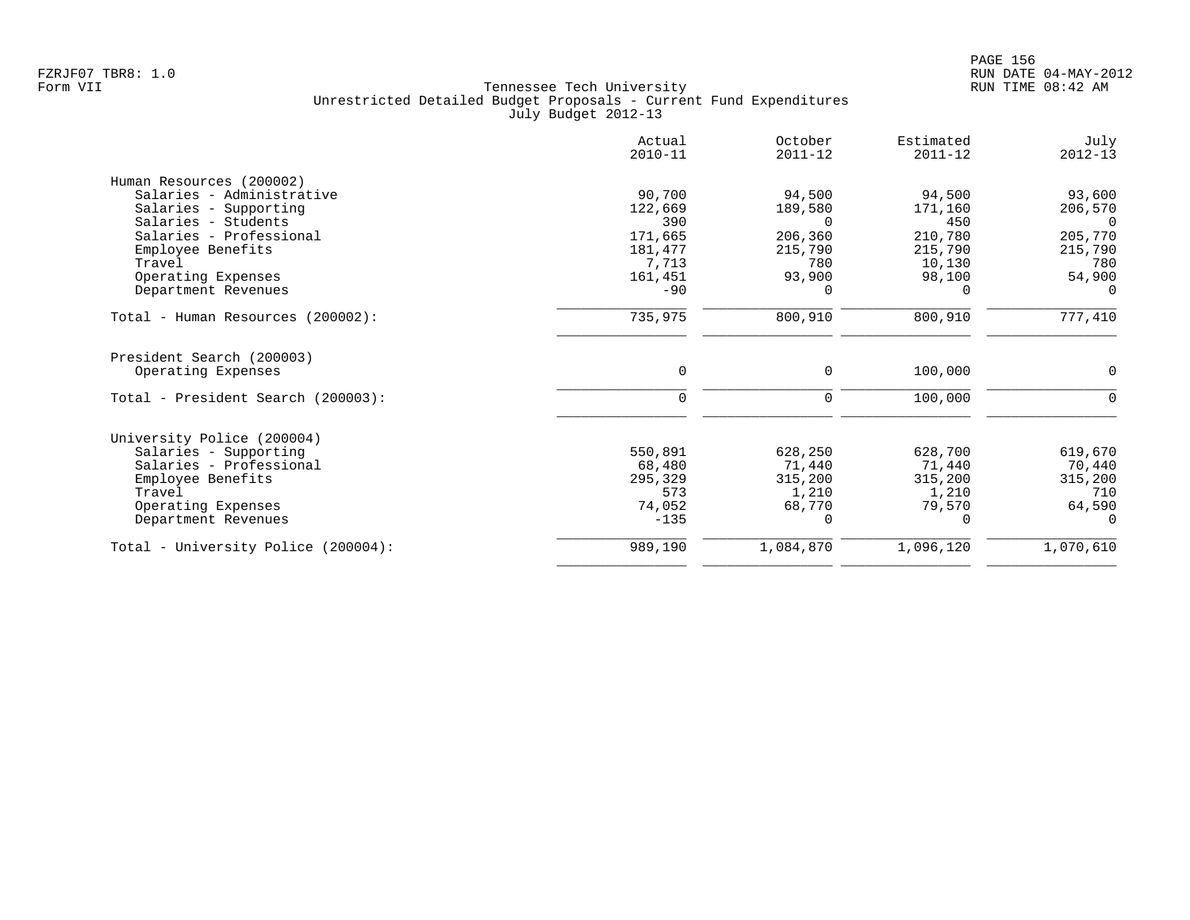Tennessee Tech University
Unrestricted Detailed Budget Proposals - Current Fund Expenditures
July Budget 2012-13

| | Actual 2010-11 | October 2011-12 | Estimated 2011-12 | July 2012-13 |
|---|---|---|---|---|
| **Human Resources (200002)** | | | | |
| Salaries - Administrative | 90,700 | 94,500 | 94,500 | 93,600 |
| Salaries - Supporting | 122,669 | 189,580 | 171,160 | 206,570 |
| Salaries - Students | 390 | 0 | 450 | 0 |
| Salaries - Professional | 171,665 | 206,360 | 210,780 | 205,770 |
| Employee Benefits | 181,477 | 215,790 | 215,790 | 215,790 |
| Travel | 7,713 | 780 | 10,130 | 780 |
| Operating Expenses | 161,451 | 93,900 | 98,100 | 54,900 |
| Department Revenues | -90 | 0 | 0 | 0 |
| Total - Human Resources (200002): | 735,975 | 800,910 | 800,910 | 777,410 |
| **President Search (200003)** | | | | |
| Operating Expenses | 0 | 0 | 100,000 | 0 |
| Total - President Search (200003): | 0 | 0 | 100,000 | 0 |
| **University Police (200004)** | | | | |
| Salaries - Supporting | 550,891 | 628,250 | 628,700 | 619,670 |
| Salaries - Professional | 68,480 | 71,440 | 71,440 | 70,440 |
| Employee Benefits | 295,329 | 315,200 | 315,200 | 315,200 |
| Travel | 573 | 1,210 | 1,210 | 710 |
| Operating Expenses | 74,052 | 68,770 | 79,570 | 64,590 |
| Department Revenues | -135 | 0 | 0 | 0 |
| Total - University Police (200004): | 989,190 | 1,084,870 | 1,096,120 | 1,070,610 |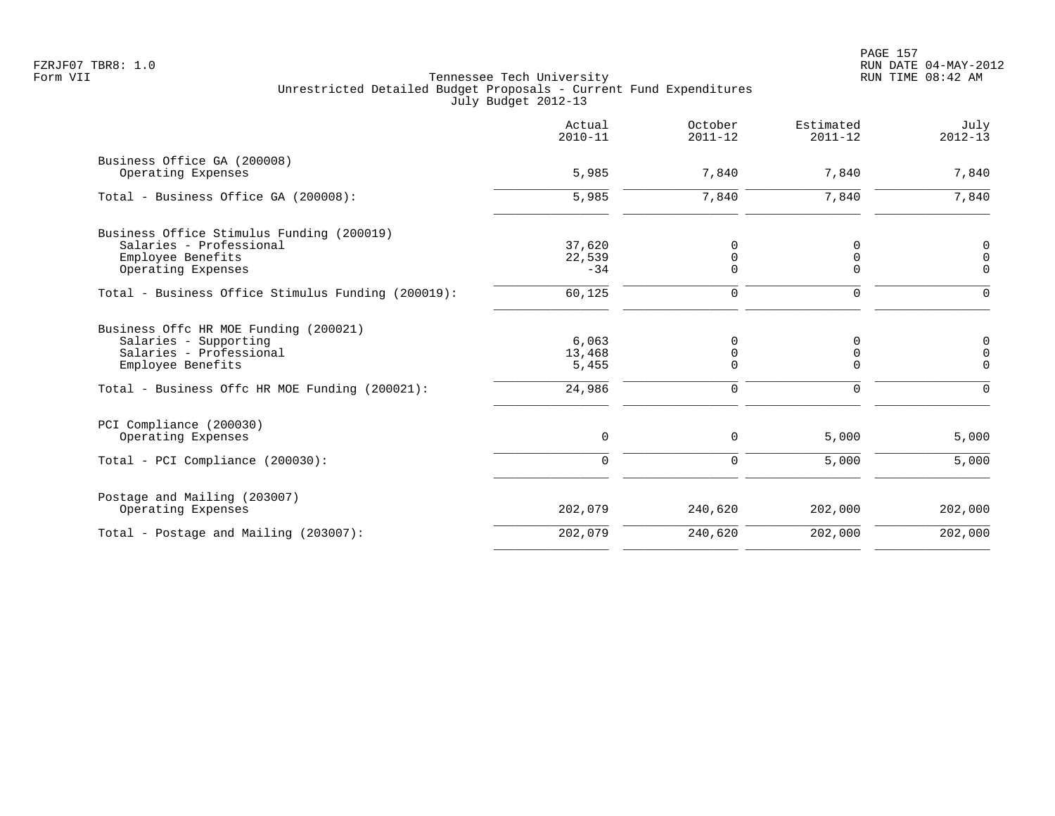Tennessee Tech University
Unrestricted Detailed Budget Proposals - Current Fund Expenditures
July Budget 2012-13

Form VII

|  | Actual 2010-11 | October 2011-12 | Estimated 2011-12 | July 2012-13 |
|---|---|---|---|---|
| Business Office GA (200008) |  |  |  |  |
| Operating Expenses | 5,985 | 7,840 | 7,840 | 7,840 |
| Total - Business Office GA (200008): | 5,985 | 7,840 | 7,840 | 7,840 |
| Business Office Stimulus Funding (200019) |  |  |  |  |
| Salaries - Professional | 37,620 | 0 | 0 | 0 |
| Employee Benefits | 22,539 | 0 | 0 | 0 |
| Operating Expenses | -34 | 0 | 0 | 0 |
| Total - Business Office Stimulus Funding (200019): | 60,125 | 0 | 0 | 0 |
| Business Offc HR MOE Funding (200021) |  |  |  |  |
| Salaries - Supporting | 6,063 | 0 | 0 | 0 |
| Salaries - Professional | 13,468 | 0 | 0 | 0 |
| Employee Benefits | 5,455 | 0 | 0 | 0 |
| Total - Business Offc HR MOE Funding (200021): | 24,986 | 0 | 0 | 0 |
| PCI Compliance (200030) |  |  |  |  |
| Operating Expenses | 0 | 0 | 5,000 | 5,000 |
| Total - PCI Compliance (200030): | 0 | 0 | 5,000 | 5,000 |
| Postage and Mailing (203007) |  |  |  |  |
| Operating Expenses | 202,079 | 240,620 | 202,000 | 202,000 |
| Total - Postage and Mailing (203007): | 202,079 | 240,620 | 202,000 | 202,000 |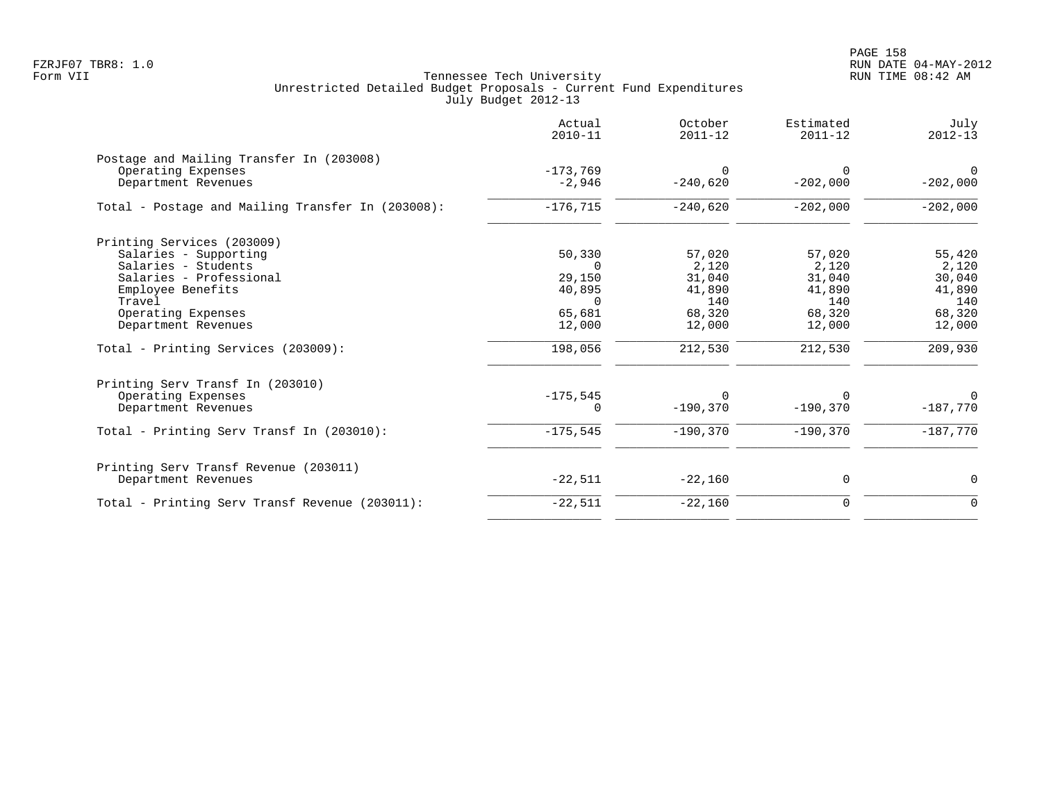FZRJF07 TBR8: 1.0
Form VII

Tennessee Tech University
Unrestricted Detailed Budget Proposals - Current Fund Expenditures
July Budget 2012-13

RUN DATE 04-MAY-2012
RUN TIME 08:42 AM

| | Actual 2010-11 | October 2011-12 | Estimated 2011-12 | July 2012-13 |
|---|---|---|---|---|
| **Postage and Mailing Transfer In (203008)** | | | | |
| Operating Expenses | -173,769 | 0 | 0 | 0 |
| Department Revenues | -2,946 | -240,620 | -202,000 | -202,000 |
| Total - Postage and Mailing Transfer In (203008): | -176,715 | -240,620 | -202,000 | -202,000 |
| **Printing Services (203009)** | | | | |
| Salaries - Supporting | 50,330 | 57,020 | 57,020 | 55,420 |
| Salaries - Students | 0 | 2,120 | 2,120 | 2,120 |
| Salaries - Professional | 29,150 | 31,040 | 31,040 | 30,040 |
| Employee Benefits | 40,895 | 41,890 | 41,890 | 41,890 |
| Travel | 0 | 140 | 140 | 140 |
| Operating Expenses | 65,681 | 68,320 | 68,320 | 68,320 |
| Department Revenues | 12,000 | 12,000 | 12,000 | 12,000 |
| Total - Printing Services (203009): | 198,056 | 212,530 | 212,530 | 209,930 |
| **Printing Serv Transf In (203010)** | | | | |
| Operating Expenses | -175,545 | 0 | 0 | 0 |
| Department Revenues | 0 | -190,370 | -190,370 | -187,770 |
| Total - Printing Serv Transf In (203010): | -175,545 | -190,370 | -190,370 | -187,770 |
| **Printing Serv Transf Revenue (203011)** | | | | |
| Department Revenues | -22,511 | -22,160 | 0 | 0 |
| Total - Printing Serv Transf Revenue (203011): | -22,511 | -22,160 | 0 | 0 |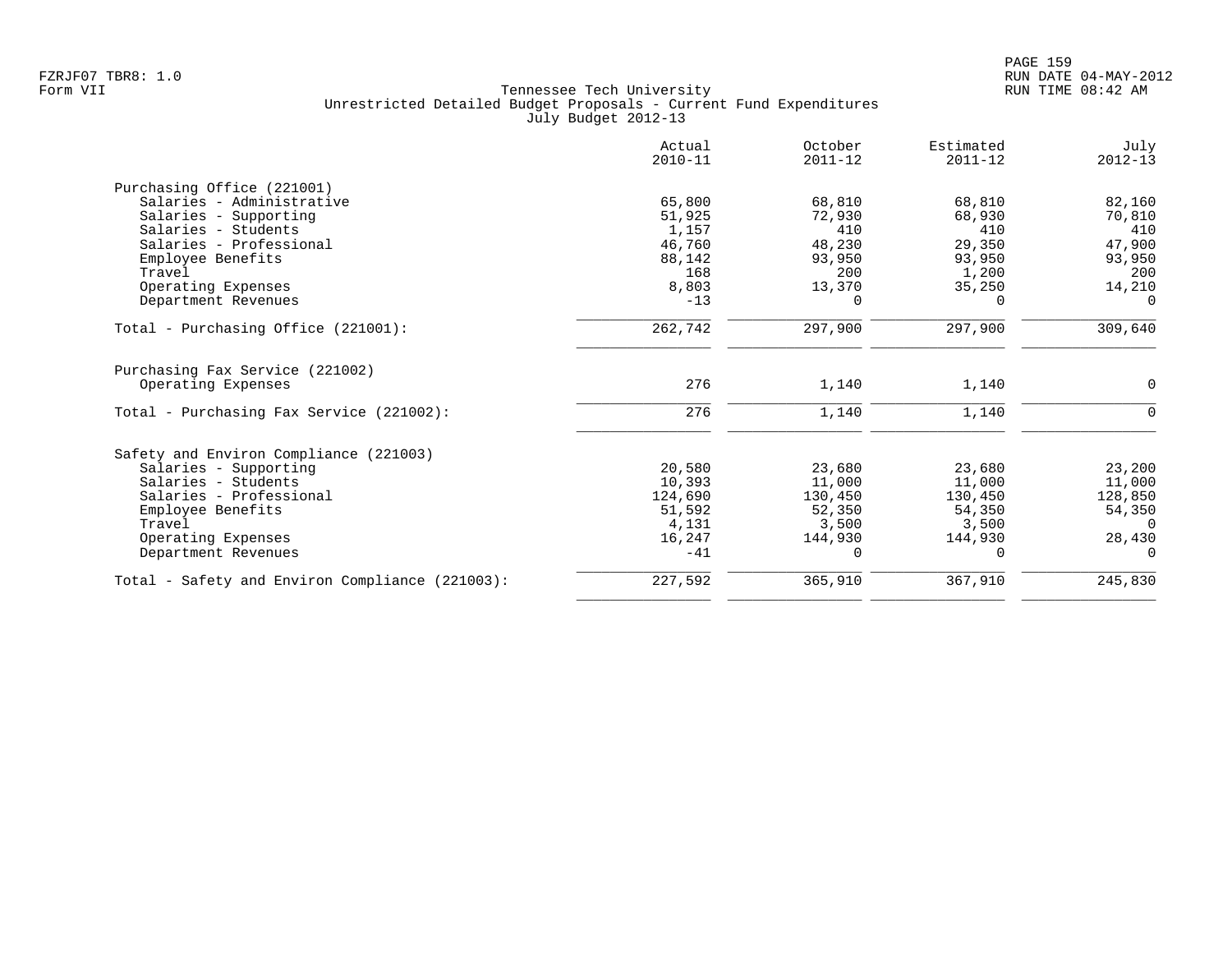Tennessee Tech University
Unrestricted Detailed Budget Proposals - Current Fund Expenditures
July Budget 2012-13

| | Actual 2010-11 | October 2011-12 | Estimated 2011-12 | July 2012-13 |
|---|---|---|---|---|
| **Purchasing Office (221001)** | | | | |
| Salaries - Administrative | 65,800 | 68,810 | 68,810 | 82,160 |
| Salaries - Supporting | 51,925 | 72,930 | 68,930 | 70,810 |
| Salaries - Students | 1,157 | 410 | 410 | 410 |
| Salaries - Professional | 46,760 | 48,230 | 29,350 | 47,900 |
| Employee Benefits | 88,142 | 93,950 | 93,950 | 93,950 |
| Travel | 168 | 200 | 1,200 | 200 |
| Operating Expenses | 8,803 | 13,370 | 35,250 | 14,210 |
| Department Revenues | -13 | 0 | 0 | 0 |
| Total - Purchasing Office (221001): | 262,742 | 297,900 | 297,900 | 309,640 |
| **Purchasing Fax Service (221002)** | | | | |
| Operating Expenses | 276 | 1,140 | 1,140 | 0 |
| Total - Purchasing Fax Service (221002): | 276 | 1,140 | 1,140 | 0 |
| **Safety and Environ Compliance (221003)** | | | | |
| Salaries - Supporting | 20,580 | 23,680 | 23,680 | 23,200 |
| Salaries - Students | 10,393 | 11,000 | 11,000 | 11,000 |
| Salaries - Professional | 124,690 | 130,450 | 130,450 | 128,850 |
| Employee Benefits | 51,592 | 52,350 | 54,350 | 54,350 |
| Travel | 4,131 | 3,500 | 3,500 | 0 |
| Operating Expenses | 16,247 | 144,930 | 144,930 | 28,430 |
| Department Revenues | -41 | 0 | 0 | 0 |
| Total - Safety and Environ Compliance (221003): | 227,592 | 365,910 | 367,910 | 245,830 |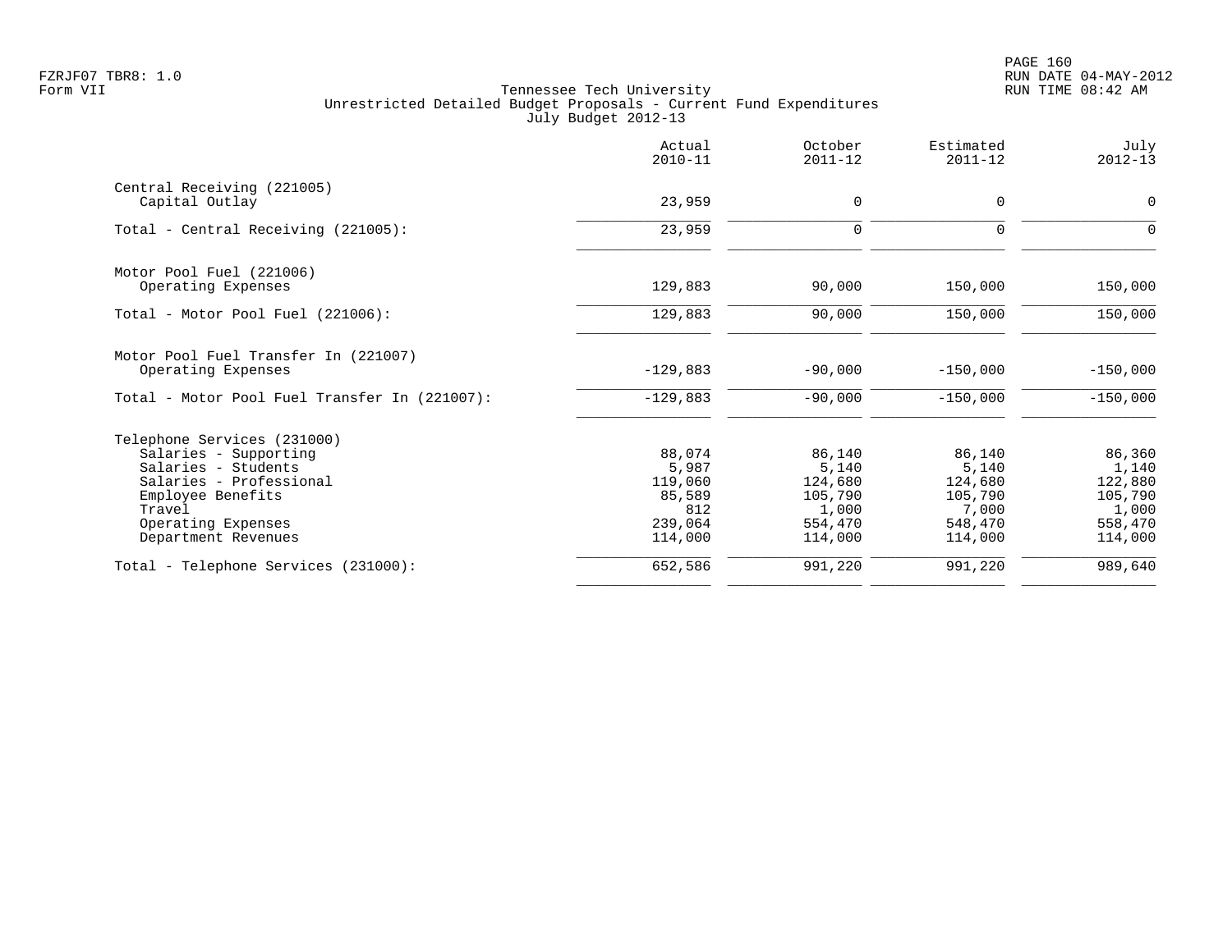FZRJF07 TBR8: 1.0
Form VII

Tennessee Tech University
Unrestricted Detailed Budget Proposals - Current Fund Expenditures
July Budget 2012-13

| | Actual 2010-11 | October 2011-12 | Estimated 2011-12 | July 2012-13 |
|---|---|---|---|---|
| Central Receiving (221005) | | | | |
| Capital Outlay | 23,959 | 0 | 0 | 0 |
| Total - Central Receiving (221005): | 23,959 | 0 | 0 | 0 |
| Motor Pool Fuel (221006) | | | | |
| Operating Expenses | 129,883 | 90,000 | 150,000 | 150,000 |
| Total - Motor Pool Fuel (221006): | 129,883 | 90,000 | 150,000 | 150,000 |
| Motor Pool Fuel Transfer In (221007) | | | | |
| Operating Expenses | -129,883 | -90,000 | -150,000 | -150,000 |
| Total - Motor Pool Fuel Transfer In (221007): | -129,883 | -90,000 | -150,000 | -150,000 |
| Telephone Services (231000) | | | | |
| Salaries - Supporting | 88,074 | 86,140 | 86,140 | 86,360 |
| Salaries - Students | 5,987 | 5,140 | 5,140 | 1,140 |
| Salaries - Professional | 119,060 | 124,680 | 124,680 | 122,880 |
| Employee Benefits | 85,589 | 105,790 | 105,790 | 105,790 |
| Travel | 812 | 1,000 | 7,000 | 1,000 |
| Operating Expenses | 239,064 | 554,470 | 548,470 | 558,470 |
| Department Revenues | 114,000 | 114,000 | 114,000 | 114,000 |
| Total - Telephone Services (231000): | 652,586 | 991,220 | 991,220 | 989,640 |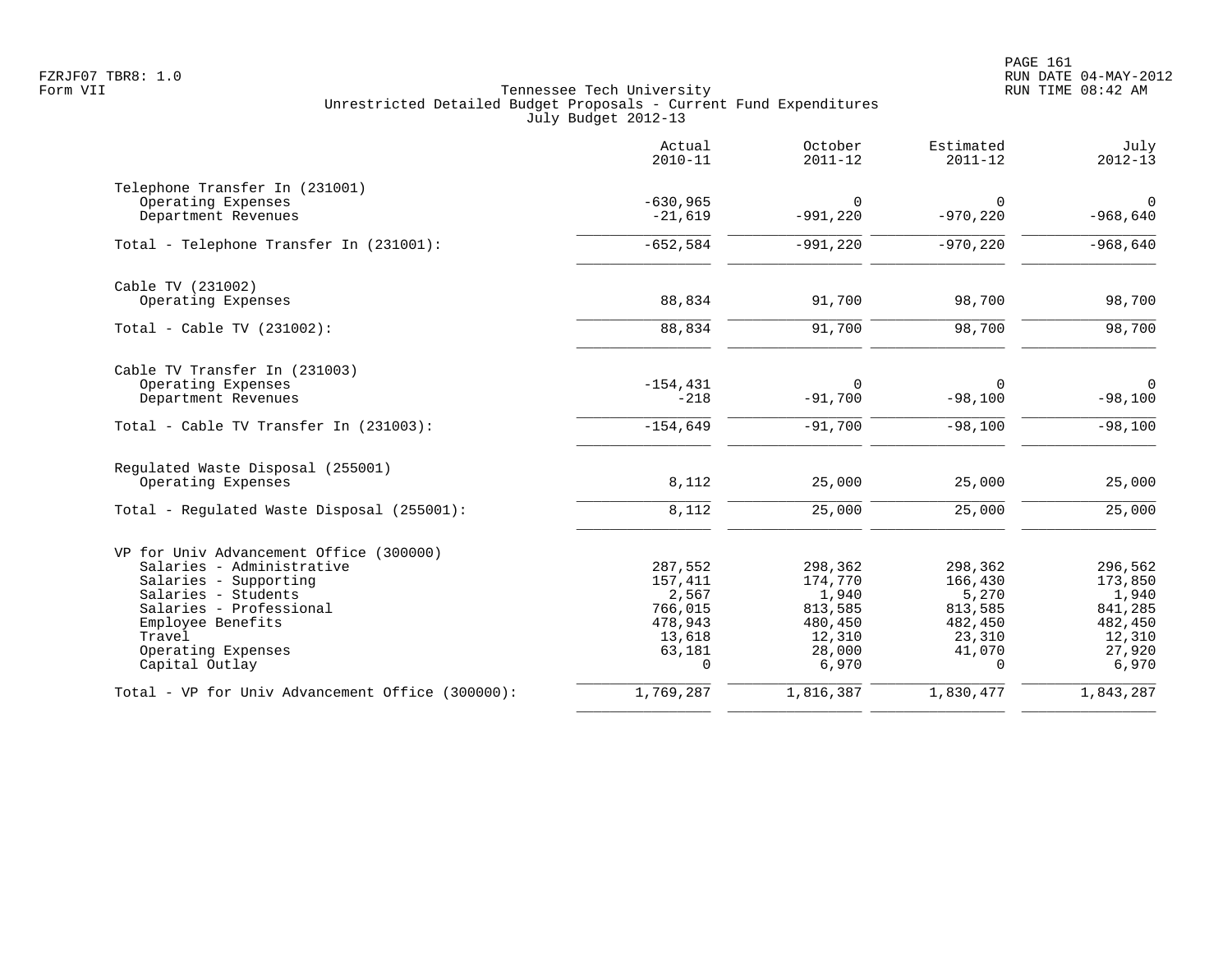Tennessee Tech University
Unrestricted Detailed Budget Proposals - Current Fund Expenditures
July Budget 2012-13

| | Actual 2010-11 | October 2011-12 | Estimated 2011-12 | July 2012-13 |
|---|---|---|---|---|
| **Telephone Transfer In (231001)** | | | | |
| Operating Expenses | -630,965 | 0 | 0 | 0 |
| Department Revenues | -21,619 | -991,220 | -970,220 | -968,640 |
| Total - Telephone Transfer In (231001): | -652,584 | -991,220 | -970,220 | -968,640 |
| **Cable TV (231002)** | | | | |
| Operating Expenses | 88,834 | 91,700 | 98,700 | 98,700 |
| Total - Cable TV (231002): | 88,834 | 91,700 | 98,700 | 98,700 |
| **Cable TV Transfer In (231003)** | | | | |
| Operating Expenses | -154,431 | 0 | 0 | 0 |
| Department Revenues | -218 | -91,700 | -98,100 | -98,100 |
| Total - Cable TV Transfer In (231003): | -154,649 | -91,700 | -98,100 | -98,100 |
| **Regulated Waste Disposal (255001)** | | | | |
| Operating Expenses | 8,112 | 25,000 | 25,000 | 25,000 |
| Total - Regulated Waste Disposal (255001): | 8,112 | 25,000 | 25,000 | 25,000 |
| **VP for Univ Advancement Office (300000)** | | | | |
| Salaries - Administrative | 287,552 | 298,362 | 298,362 | 296,562 |
| Salaries - Supporting | 157,411 | 174,770 | 166,430 | 173,850 |
| Salaries - Students | 2,567 | 1,940 | 5,270 | 1,940 |
| Salaries - Professional | 766,015 | 813,585 | 813,585 | 841,285 |
| Employee Benefits | 478,943 | 480,450 | 482,450 | 482,450 |
| Travel | 13,618 | 12,310 | 23,310 | 12,310 |
| Operating Expenses | 63,181 | 28,000 | 41,070 | 27,920 |
| Capital Outlay | 0 | 6,970 | 0 | 6,970 |
| Total - VP for Univ Advancement Office (300000): | 1,769,287 | 1,816,387 | 1,830,477 | 1,843,287 |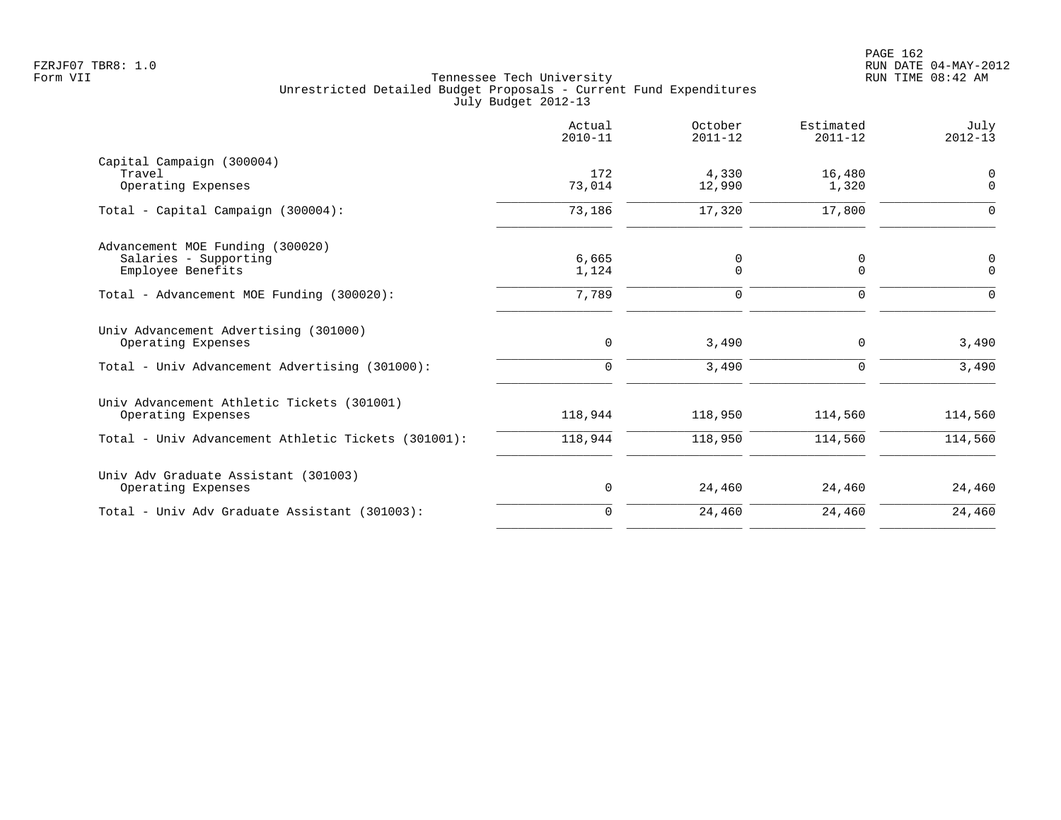Tennessee Tech University
Unrestricted Detailed Budget Proposals - Current Fund Expenditures
July Budget 2012-13

| | Actual 2010-11 | October 2011-12 | Estimated 2011-12 | July 2012-13 |
|---|---|---|---|---|
| Capital Campaign (300004) | | | | |
| Travel | 172 | 4,330 | 16,480 | 0 |
| Operating Expenses | 73,014 | 12,990 | 1,320 | 0 |
| Total - Capital Campaign (300004): | 73,186 | 17,320 | 17,800 | 0 |
| Advancement MOE Funding (300020) | | | | |
| Salaries - Supporting | 6,665 | 0 | 0 | 0 |
| Employee Benefits | 1,124 | 0 | 0 | 0 |
| Total - Advancement MOE Funding (300020): | 7,789 | 0 | 0 | 0 |
| Univ Advancement Advertising (301000) | | | | |
| Operating Expenses | 0 | 3,490 | 0 | 3,490 |
| Total - Univ Advancement Advertising (301000): | 0 | 3,490 | 0 | 3,490 |
| Univ Advancement Athletic Tickets (301001) | | | | |
| Operating Expenses | 118,944 | 118,950 | 114,560 | 114,560 |
| Total - Univ Advancement Athletic Tickets (301001): | 118,944 | 118,950 | 114,560 | 114,560 |
| Univ Adv Graduate Assistant (301003) | | | | |
| Operating Expenses | 0 | 24,460 | 24,460 | 24,460 |
| Total - Univ Adv Graduate Assistant (301003): | 0 | 24,460 | 24,460 | 24,460 |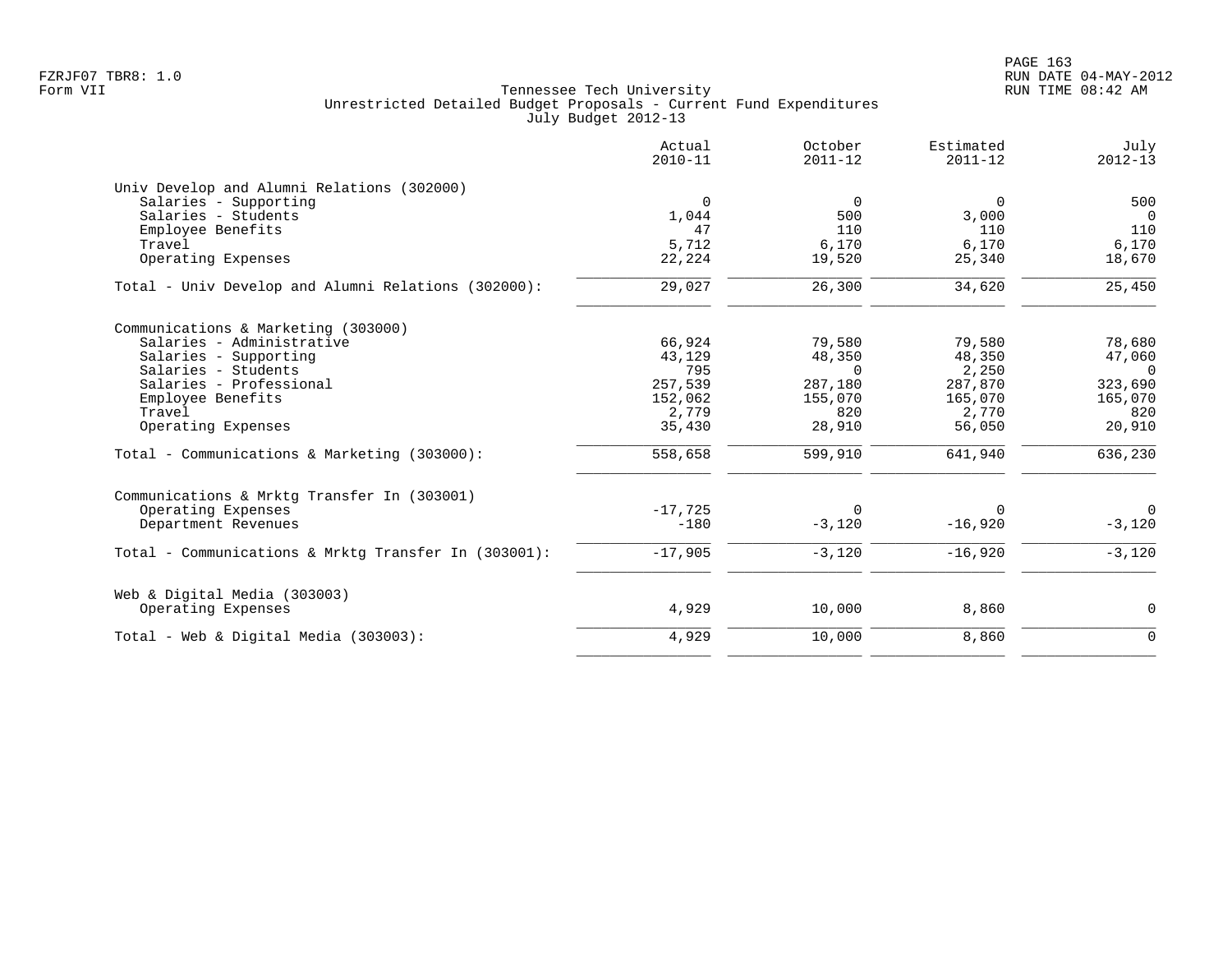FZRJF07 TBR8: 1.0
Form VII

Tennessee Tech University
Unrestricted Detailed Budget Proposals - Current Fund Expenditures
July Budget 2012-13

RUN DATE 04-MAY-2012
RUN TIME 08:42 AM

| | Actual 2010-11 | October 2011-12 | Estimated 2011-12 | July 2012-13 |
|---|---|---|---|---|
| **Univ Develop and Alumni Relations (302000)** | | | | |
| Salaries - Supporting | 0 | 0 | 0 | 500 |
| Salaries - Students | 1,044 | 500 | 3,000 | 0 |
| Employee Benefits | 47 | 110 | 110 | 110 |
| Travel | 5,712 | 6,170 | 6,170 | 6,170 |
| Operating Expenses | 22,224 | 19,520 | 25,340 | 18,670 |
| Total - Univ Develop and Alumni Relations (302000): | 29,027 | 26,300 | 34,620 | 25,450 |
| **Communications & Marketing (303000)** | | | | |
| Salaries - Administrative | 66,924 | 79,580 | 79,580 | 78,680 |
| Salaries - Supporting | 43,129 | 48,350 | 48,350 | 47,060 |
| Salaries - Students | 795 | 0 | 2,250 | 0 |
| Salaries - Professional | 257,539 | 287,180 | 287,870 | 323,690 |
| Employee Benefits | 152,062 | 155,070 | 165,070 | 165,070 |
| Travel | 2,779 | 820 | 2,770 | 820 |
| Operating Expenses | 35,430 | 28,910 | 56,050 | 20,910 |
| Total - Communications & Marketing (303000): | 558,658 | 599,910 | 641,940 | 636,230 |
| **Communications & Mrktg Transfer In (303001)** | | | | |
| Operating Expenses | -17,725 | 0 | 0 | 0 |
| Department Revenues | -180 | -3,120 | -16,920 | -3,120 |
| Total - Communications & Mrktg Transfer In (303001): | -17,905 | -3,120 | -16,920 | -3,120 |
| **Web & Digital Media (303003)** | | | | |
| Operating Expenses | 4,929 | 10,000 | 8,860 | 0 |
| Total - Web & Digital Media (303003): | 4,929 | 10,000 | 8,860 | 0 |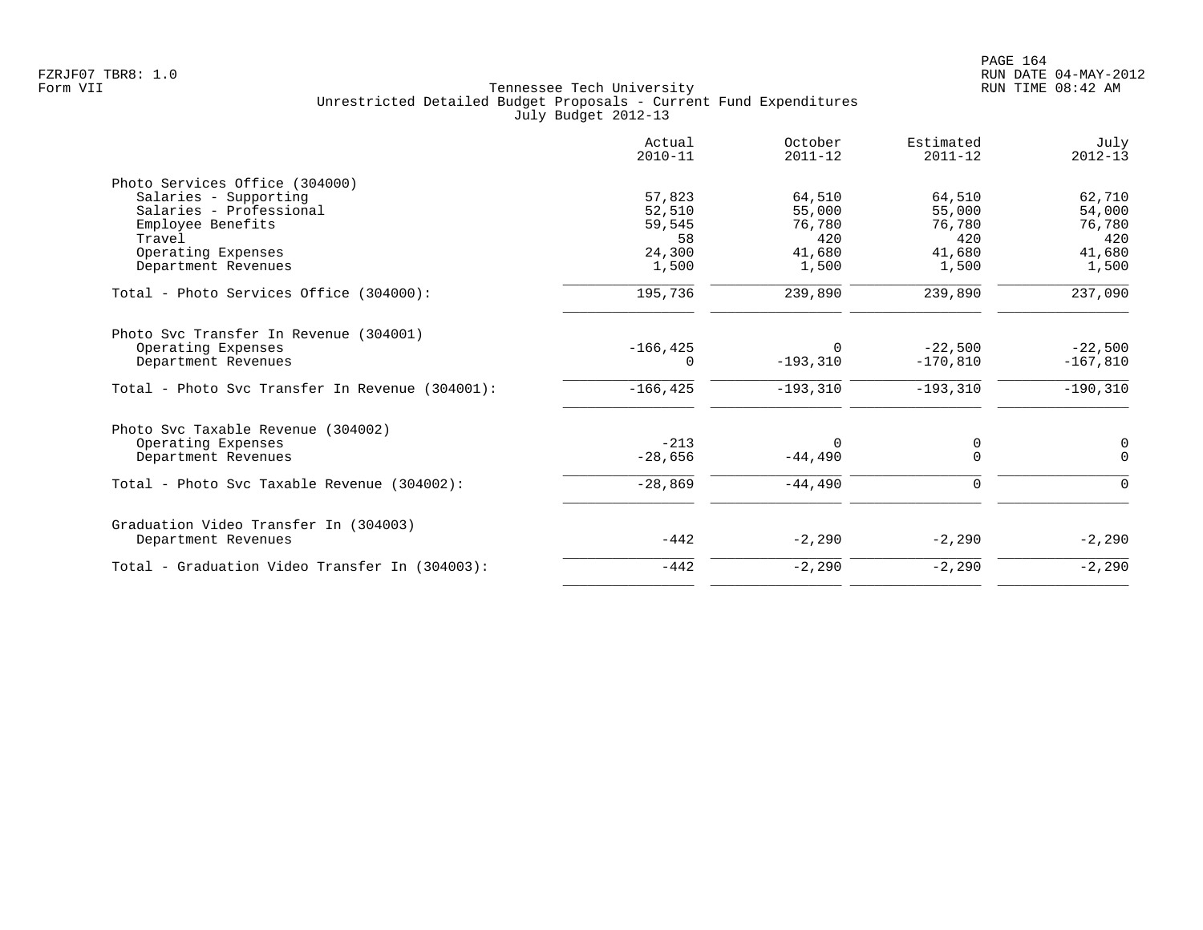FZRJF07 TBR8: 1.0
Form VII

# Tennessee Tech University
## Unrestricted Detailed Budget Proposals - Current Fund Expenditures
### July Budget 2012-13

| | Actual 2010-11 | October 2011-12 | Estimated 2011-12 | July 2012-13 |
|---|---:|---:|---:|---:|
| **Photo Services Office (304000)** | | | | |
| Salaries - Supporting | 57,823 | 64,510 | 64,510 | 62,710 |
| Salaries - Professional | 52,510 | 55,000 | 55,000 | 54,000 |
| Employee Benefits | 59,545 | 76,780 | 76,780 | 76,780 |
| Travel | 58 | 420 | 420 | 420 |
| Operating Expenses | 24,300 | 41,680 | 41,680 | 41,680 |
| Department Revenues | 1,500 | 1,500 | 1,500 | 1,500 |
| Total - Photo Services Office (304000): | 195,736 | 239,890 | 239,890 | 237,090 |
| **Photo Svc Transfer In Revenue (304001)** | | | | |
| Operating Expenses | -166,425 | 0 | -22,500 | -22,500 |
| Department Revenues | 0 | -193,310 | -170,810 | -167,810 |
| Total - Photo Svc Transfer In Revenue (304001): | -166,425 | -193,310 | -193,310 | -190,310 |
| **Photo Svc Taxable Revenue (304002)** | | | | |
| Operating Expenses | -213 | 0 | 0 | 0 |
| Department Revenues | -28,656 | -44,490 | 0 | 0 |
| Total - Photo Svc Taxable Revenue (304002): | -28,869 | -44,490 | 0 | 0 |
| **Graduation Video Transfer In (304003)** | | | | |
| Department Revenues | -442 | -2,290 | -2,290 | -2,290 |
| Total - Graduation Video Transfer In (304003): | -442 | -2,290 | -2,290 | -2,290 |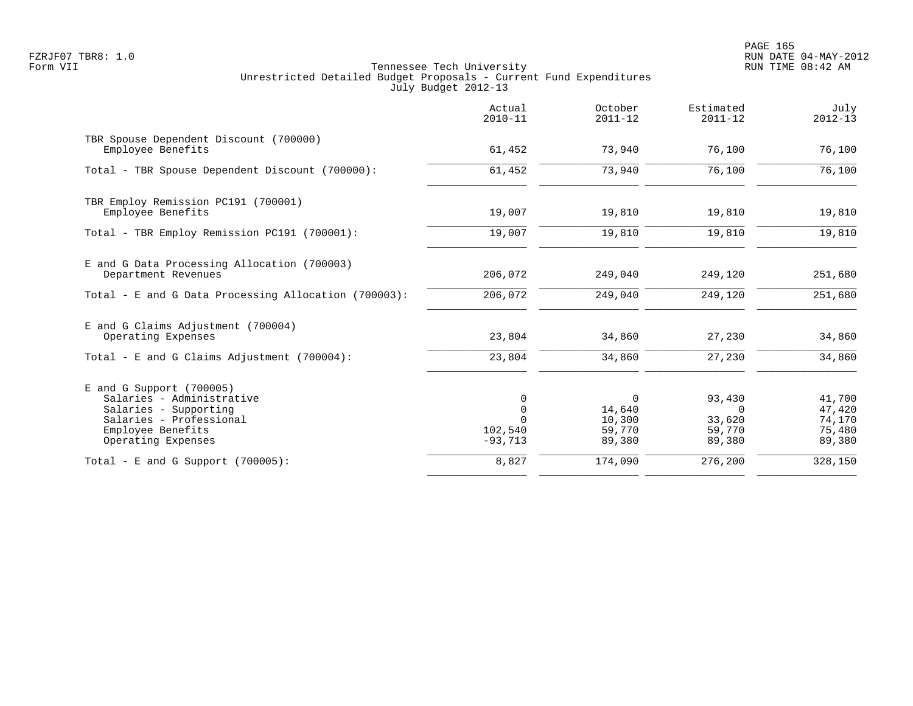FZRJF07 TBR8: 1.0
Form VII

Tennessee Tech University
Unrestricted Detailed Budget Proposals - Current Fund Expenditures
July Budget 2012-13

RUN DATE 04-MAY-2012
RUN TIME 08:42 AM

| | Actual 2010-11 | October 2011-12 | Estimated 2011-12 | July 2012-13 |
|---|---|---|---|---|
| TBR Spouse Dependent Discount (700000) | | | | |
| Employee Benefits | 61,452 | 73,940 | 76,100 | 76,100 |
| Total - TBR Spouse Dependent Discount (700000): | 61,452 | 73,940 | 76,100 | 76,100 |
| TBR Employ Remission PC191 (700001) | | | | |
| Employee Benefits | 19,007 | 19,810 | 19,810 | 19,810 |
| Total - TBR Employ Remission PC191 (700001): | 19,007 | 19,810 | 19,810 | 19,810 |
| E and G Data Processing Allocation (700003) | | | | |
| Department Revenues | 206,072 | 249,040 | 249,120 | 251,680 |
| Total - E and G Data Processing Allocation (700003): | 206,072 | 249,040 | 249,120 | 251,680 |
| E and G Claims Adjustment (700004) | | | | |
| Operating Expenses | 23,804 | 34,860 | 27,230 | 34,860 |
| Total - E and G Claims Adjustment (700004): | 23,804 | 34,860 | 27,230 | 34,860 |
| E and G Support (700005) | | | | |
| Salaries - Administrative | 0 | 0 | 93,430 | 41,700 |
| Salaries - Supporting | 0 | 14,640 | 0 | 47,420 |
| Salaries - Professional | 0 | 10,300 | 33,620 | 74,170 |
| Employee Benefits | 102,540 | 59,770 | 59,770 | 75,480 |
| Operating Expenses | -93,713 | 89,380 | 89,380 | 89,380 |
| Total - E and G Support (700005): | 8,827 | 174,090 | 276,200 | 328,150 |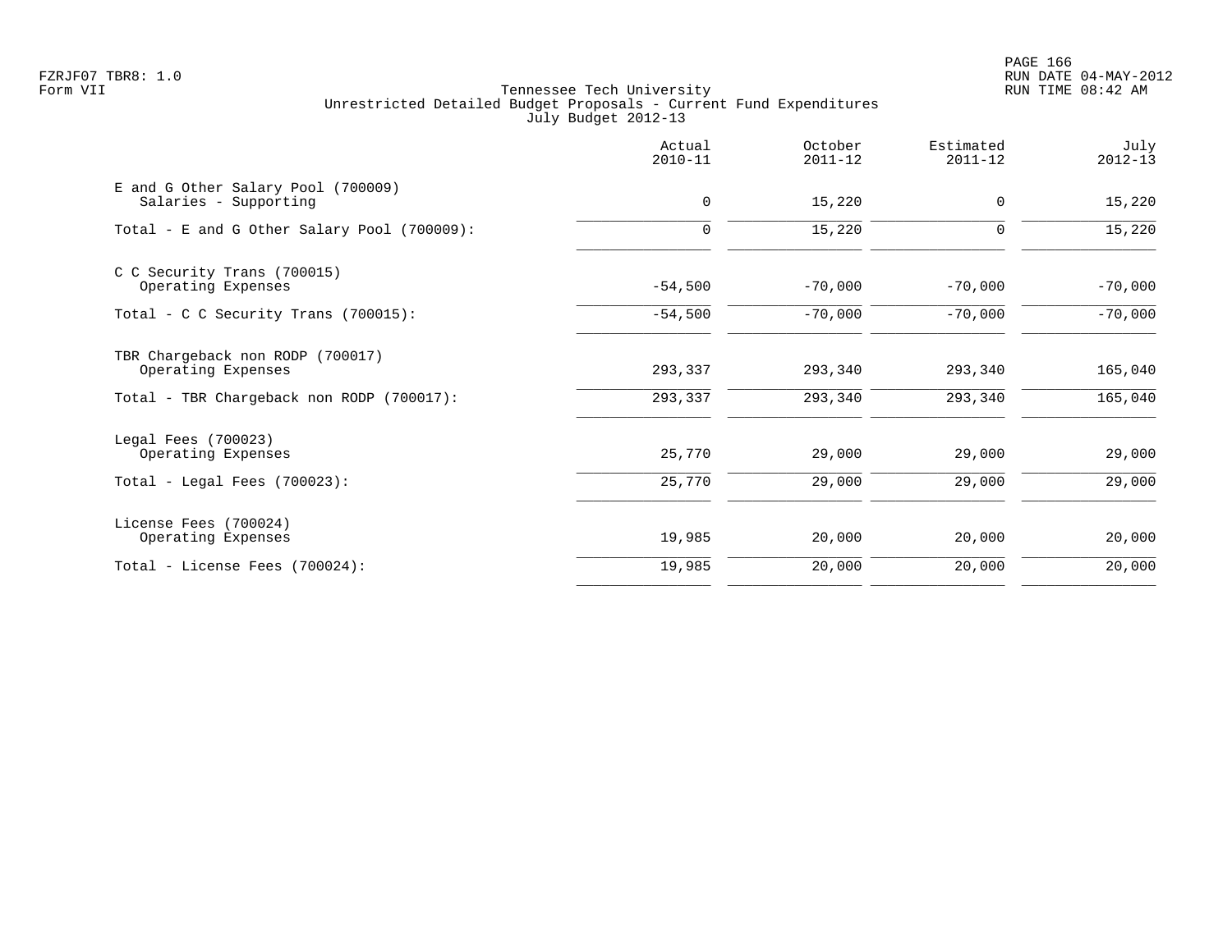FZRJF07 TBR8: 1.0
Form VII

Tennessee Tech University
Unrestricted Detailed Budget Proposals - Current Fund Expenditures
July Budget 2012-13

| | Actual 2010-11 | October 2011-12 | Estimated 2011-12 | July 2012-13 |
|---|---|---|---|---|
| E and G Other Salary Pool (700009) | | | | |
| Salaries - Supporting | 0 | 15,220 | 0 | 15,220 |
| Total - E and G Other Salary Pool (700009): | 0 | 15,220 | 0 | 15,220 |
| C C Security Trans (700015) | | | | |
| Operating Expenses | -54,500 | -70,000 | -70,000 | -70,000 |
| Total - C C Security Trans (700015): | -54,500 | -70,000 | -70,000 | -70,000 |
| TBR Chargeback non RODP (700017) | | | | |
| Operating Expenses | 293,337 | 293,340 | 293,340 | 165,040 |
| Total - TBR Chargeback non RODP (700017): | 293,337 | 293,340 | 293,340 | 165,040 |
| Legal Fees (700023) | | | | |
| Operating Expenses | 25,770 | 29,000 | 29,000 | 29,000 |
| Total - Legal Fees (700023): | 25,770 | 29,000 | 29,000 | 29,000 |
| License Fees (700024) | | | | |
| Operating Expenses | 19,985 | 20,000 | 20,000 | 20,000 |
| Total - License Fees (700024): | 19,985 | 20,000 | 20,000 | 20,000 |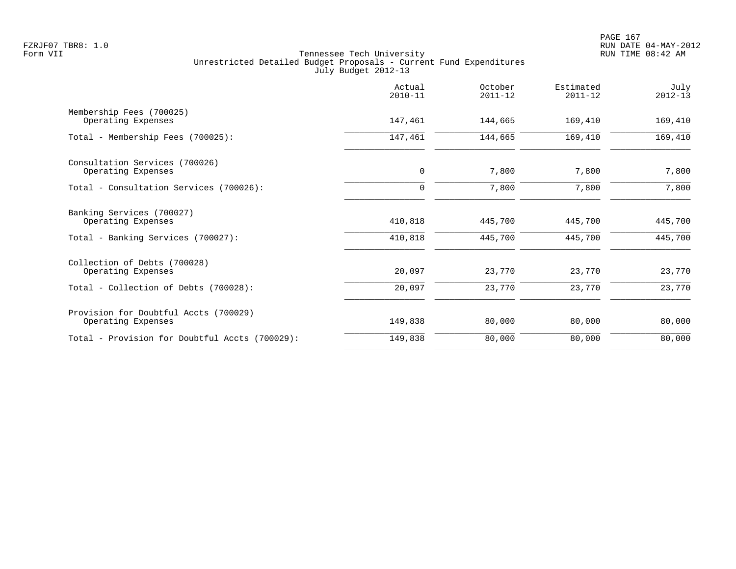Tennessee Tech University
Unrestricted Detailed Budget Proposals - Current Fund Expenditures
July Budget 2012-13

| | Actual 2010-11 | October 2011-12 | Estimated 2011-12 | July 2012-13 |
|---|---|---|---|---|
| Membership Fees (700025) | | | | |
| Operating Expenses | 147,461 | 144,665 | 169,410 | 169,410 |
| Total - Membership Fees (700025): | 147,461 | 144,665 | 169,410 | 169,410 |
| Consultation Services (700026) | | | | |
| Operating Expenses | 0 | 7,800 | 7,800 | 7,800 |
| Total - Consultation Services (700026): | 0 | 7,800 | 7,800 | 7,800 |
| Banking Services (700027) | | | | |
| Operating Expenses | 410,818 | 445,700 | 445,700 | 445,700 |
| Total - Banking Services (700027): | 410,818 | 445,700 | 445,700 | 445,700 |
| Collection of Debts (700028) | | | | |
| Operating Expenses | 20,097 | 23,770 | 23,770 | 23,770 |
| Total - Collection of Debts (700028): | 20,097 | 23,770 | 23,770 | 23,770 |
| Provision for Doubtful Accts (700029) | | | | |
| Operating Expenses | 149,838 | 80,000 | 80,000 | 80,000 |
| Total - Provision for Doubtful Accts (700029): | 149,838 | 80,000 | 80,000 | 80,000 |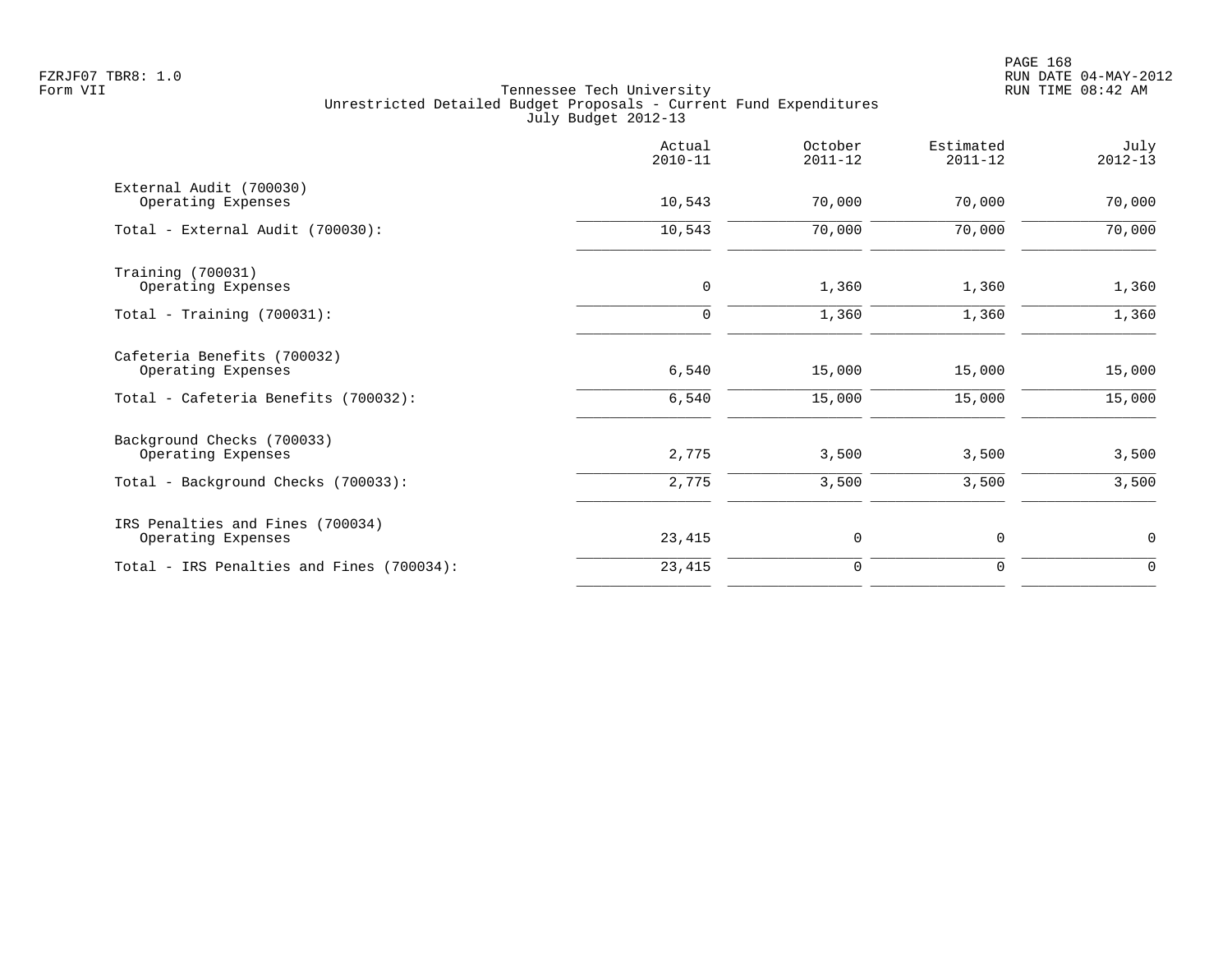FZRJF07 TBR8: 1.0
Form VII

Tennessee Tech University
Unrestricted Detailed Budget Proposals - Current Fund Expenditures
July Budget 2012-13

PAGE 168
RUN DATE 04-MAY-2012
RUN TIME 08:42 AM

| | Actual 2010-11 | October 2011-12 | Estimated 2011-12 | July 2012-13 |
|---|---|---|---|---|
| External Audit (700030) | | | | |
| Operating Expenses | 10,543 | 70,000 | 70,000 | 70,000 |
| Total - External Audit (700030): | 10,543 | 70,000 | 70,000 | 70,000 |
| Training (700031) | | | | |
| Operating Expenses | 0 | 1,360 | 1,360 | 1,360 |
| Total - Training (700031): | 0 | 1,360 | 1,360 | 1,360 |
| Cafeteria Benefits (700032) | | | | |
| Operating Expenses | 6,540 | 15,000 | 15,000 | 15,000 |
| Total - Cafeteria Benefits (700032): | 6,540 | 15,000 | 15,000 | 15,000 |
| Background Checks (700033) | | | | |
| Operating Expenses | 2,775 | 3,500 | 3,500 | 3,500 |
| Total - Background Checks (700033): | 2,775 | 3,500 | 3,500 | 3,500 |
| IRS Penalties and Fines (700034) | | | | |
| Operating Expenses | 23,415 | 0 | 0 | 0 |
| Total - IRS Penalties and Fines (700034): | 23,415 | 0 | 0 | 0 |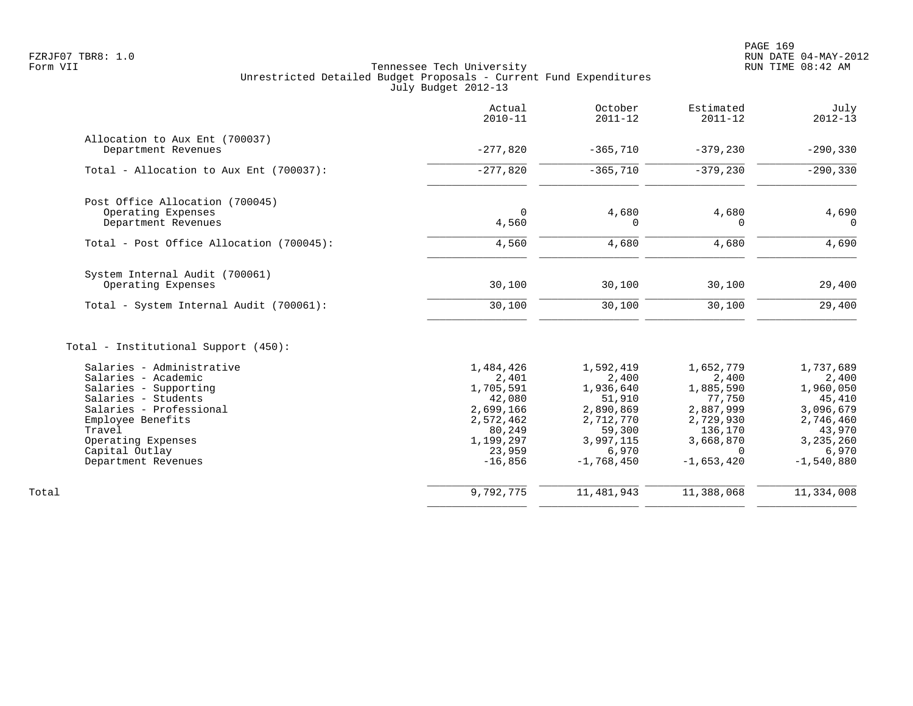FZRJF07 TBR8: 1.0
Form VII

Tennessee Tech University
Unrestricted Detailed Budget Proposals - Current Fund Expenditures
July Budget 2012-13

| | Actual 2010-11 | October 2011-12 | Estimated 2011-12 | July 2012-13 |
|---|---|---|---|---|
| Allocation to Aux Ent (700037) | | | | |
| Department Revenues | -277,820 | -365,710 | -379,230 | -290,330 |
| Total - Allocation to Aux Ent (700037): | -277,820 | -365,710 | -379,230 | -290,330 |
| Post Office Allocation (700045) | | | | |
| Operating Expenses | 0 | 4,680 | 4,680 | 4,690 |
| Department Revenues | 4,560 | 0 | 0 | 0 |
| Total - Post Office Allocation (700045): | 4,560 | 4,680 | 4,680 | 4,690 |
| System Internal Audit (700061) | | | | |
| Operating Expenses | 30,100 | 30,100 | 30,100 | 29,400 |
| Total - System Internal Audit (700061): | 30,100 | 30,100 | 30,100 | 29,400 |
| Total - Institutional Support (450): | | | | |
| Salaries - Administrative | 1,484,426 | 1,592,419 | 1,652,779 | 1,737,689 |
| Salaries - Academic | 2,401 | 2,400 | 2,400 | 2,400 |
| Salaries - Supporting | 1,705,591 | 1,936,640 | 1,885,590 | 1,960,050 |
| Salaries - Students | 42,080 | 51,910 | 77,750 | 45,410 |
| Salaries - Professional | 2,699,166 | 2,890,869 | 2,887,999 | 3,096,679 |
| Employee Benefits | 2,572,462 | 2,712,770 | 2,729,930 | 2,746,460 |
| Travel | 80,249 | 59,300 | 136,170 | 43,970 |
| Operating Expenses | 1,199,297 | 3,997,115 | 3,668,870 | 3,235,260 |
| Capital Outlay | 23,959 | 6,970 | 0 | 6,970 |
| Department Revenues | -16,856 | -1,768,450 | -1,653,420 | -1,540,880 |
| Total | 9,792,775 | 11,481,943 | 11,388,068 | 11,334,008 |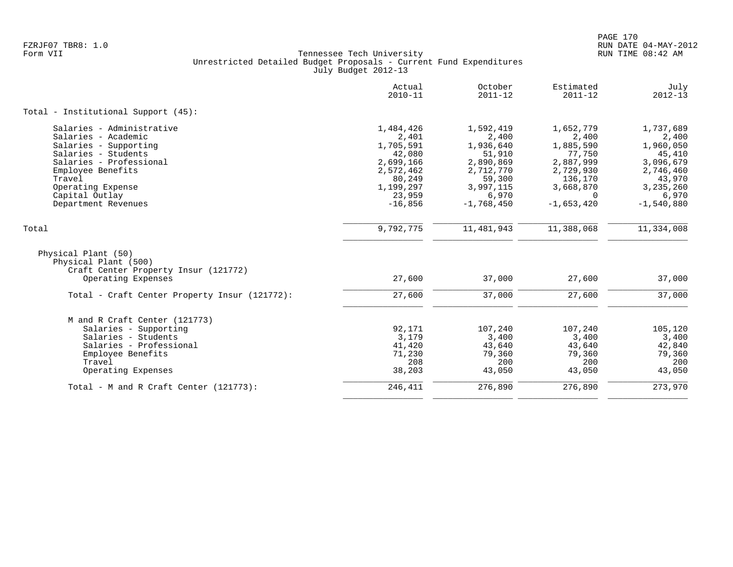Tennessee Tech University
Unrestricted Detailed Budget Proposals - Current Fund Expenditures
July Budget 2012-13

| | Actual 2010-11 | October 2011-12 | Estimated 2011-12 | July 2012-13 |
|---|---|---|---|---|
| **Total - Institutional Support (45):** | | | | |
| Salaries - Administrative | 1,484,426 | 1,592,419 | 1,652,779 | 1,737,689 |
| Salaries - Academic | 2,401 | 2,400 | 2,400 | 2,400 |
| Salaries - Supporting | 1,705,591 | 1,936,640 | 1,885,590 | 1,960,050 |
| Salaries - Students | 42,080 | 51,910 | 77,750 | 45,410 |
| Salaries - Professional | 2,699,166 | 2,890,869 | 2,887,999 | 3,096,679 |
| Employee Benefits | 2,572,462 | 2,712,770 | 2,729,930 | 2,746,460 |
| Travel | 80,249 | 59,300 | 136,170 | 43,970 |
| Operating Expense | 1,199,297 | 3,997,115 | 3,668,870 | 3,235,260 |
| Capital Outlay | 23,959 | 6,970 | 0 | 6,970 |
| Department Revenues | -16,856 | -1,768,450 | -1,653,420 | -1,540,880 |
| **Total** | 9,792,775 | 11,481,943 | 11,388,068 | 11,334,008 |
| Physical Plant (50) | | | | |
| Physical Plant (500) | | | | |
| Craft Center Property Insur (121772) | | | | |
| Operating Expenses | 27,600 | 37,000 | 27,600 | 37,000 |
| Total - Craft Center Property Insur (121772): | 27,600 | 37,000 | 27,600 | 37,000 |
| M and R Craft Center (121773) | | | | |
| Salaries - Supporting | 92,171 | 107,240 | 107,240 | 105,120 |
| Salaries - Students | 3,179 | 3,400 | 3,400 | 3,400 |
| Salaries - Professional | 41,420 | 43,640 | 43,640 | 42,840 |
| Employee Benefits | 71,230 | 79,360 | 79,360 | 79,360 |
| Travel | 208 | 200 | 200 | 200 |
| Operating Expenses | 38,203 | 43,050 | 43,050 | 43,050 |
| Total - M and R Craft Center (121773): | 246,411 | 276,890 | 276,890 | 273,970 |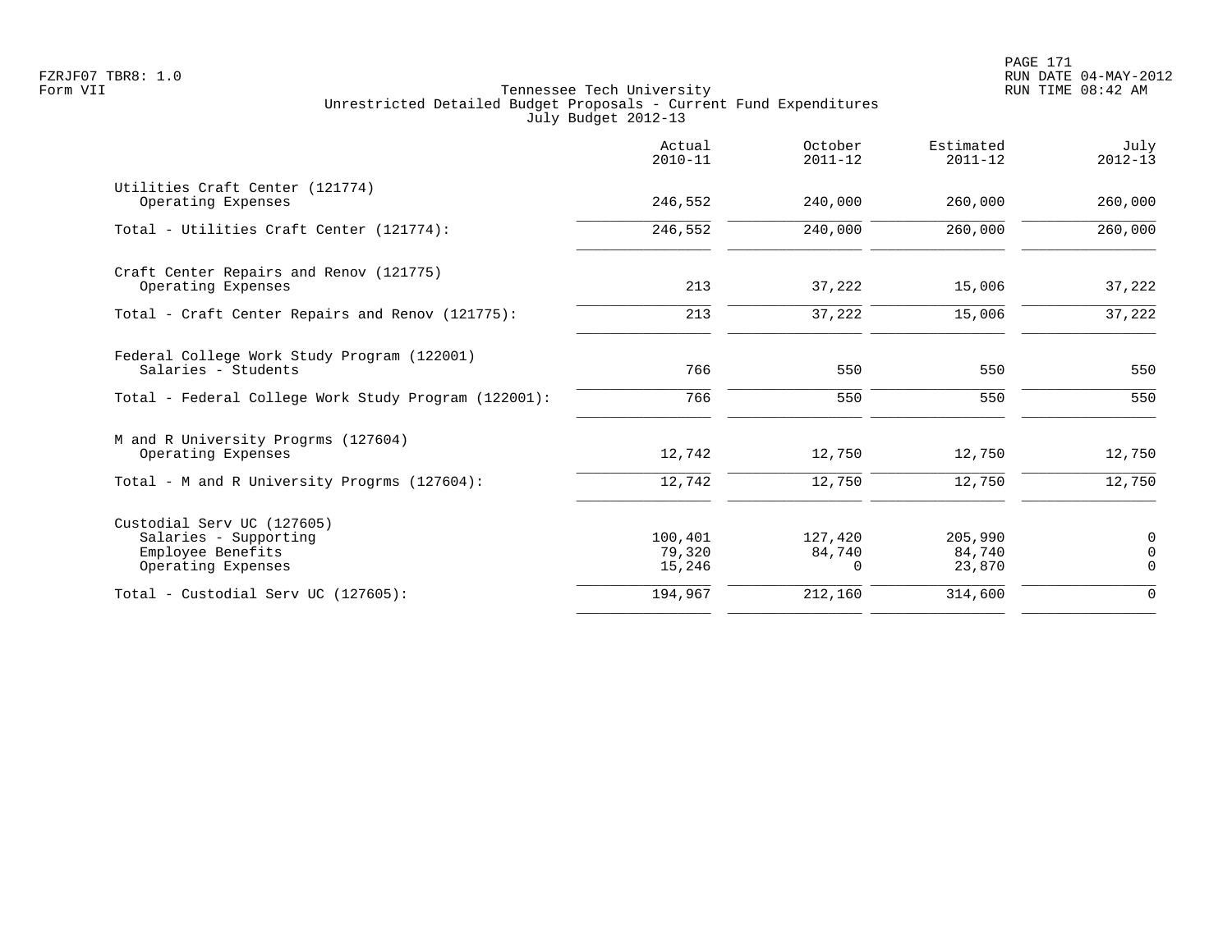Tennessee Tech University
Unrestricted Detailed Budget Proposals - Current Fund Expenditures
July Budget 2012-13

| | Actual 2010-11 | October 2011-12 | Estimated 2011-12 | July 2012-13 |
|---|---|---|---|---|
| **Utilities Craft Center (121774)** | | | | |
| Operating Expenses | 246,552 | 240,000 | 260,000 | 260,000 |
| Total - Utilities Craft Center (121774): | 246,552 | 240,000 | 260,000 | 260,000 |
| **Craft Center Repairs and Renov (121775)** | | | | |
| Operating Expenses | 213 | 37,222 | 15,006 | 37,222 |
| Total - Craft Center Repairs and Renov (121775): | 213 | 37,222 | 15,006 | 37,222 |
| **Federal College Work Study Program (122001)** | | | | |
| Salaries - Students | 766 | 550 | 550 | 550 |
| Total - Federal College Work Study Program (122001): | 766 | 550 | 550 | 550 |
| **M and R University Progrms (127604)** | | | | |
| Operating Expenses | 12,742 | 12,750 | 12,750 | 12,750 |
| Total - M and R University Progrms (127604): | 12,742 | 12,750 | 12,750 | 12,750 |
| **Custodial Serv UC (127605)** | | | | |
| Salaries - Supporting | 100,401 | 127,420 | 205,990 | 0 |
| Employee Benefits | 79,320 | 84,740 | 84,740 | 0 |
| Operating Expenses | 15,246 | 0 | 23,870 | 0 |
| Total - Custodial Serv UC (127605): | 194,967 | 212,160 | 314,600 | 0 |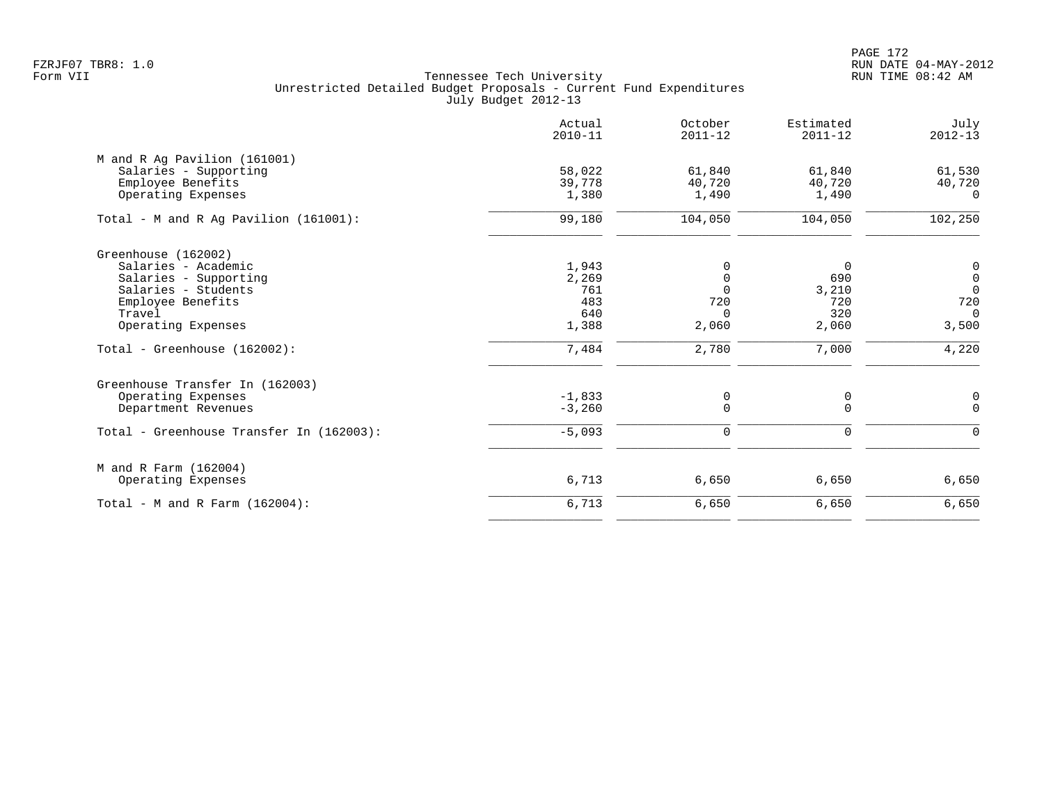FZRJF07 TBR8: 1.0
Form VII

Tennessee Tech University
Unrestricted Detailed Budget Proposals - Current Fund Expenditures
July Budget 2012-13

RUN DATE 04-MAY-2012
RUN TIME 08:42 AM

| | Actual 2010-11 | October 2011-12 | Estimated 2011-12 | July 2012-13 |
|---|---|---|---|---|
| **M and R Ag Pavilion (161001)** | | | | |
| Salaries - Supporting | 58,022 | 61,840 | 61,840 | 61,530 |
| Employee Benefits | 39,778 | 40,720 | 40,720 | 40,720 |
| Operating Expenses | 1,380 | 1,490 | 1,490 | 0 |
| Total - M and R Ag Pavilion (161001): | 99,180 | 104,050 | 104,050 | 102,250 |
| **Greenhouse (162002)** | | | | |
| Salaries - Academic | 1,943 | 0 | 0 | 0 |
| Salaries - Supporting | 2,269 | 0 | 690 | 0 |
| Salaries - Students | 761 | 0 | 3,210 | 0 |
| Employee Benefits | 483 | 720 | 720 | 720 |
| Travel | 640 | 0 | 320 | 0 |
| Operating Expenses | 1,388 | 2,060 | 2,060 | 3,500 |
| Total - Greenhouse (162002): | 7,484 | 2,780 | 7,000 | 4,220 |
| **Greenhouse Transfer In (162003)** | | | | |
| Operating Expenses | -1,833 | 0 | 0 | 0 |
| Department Revenues | -3,260 | 0 | 0 | 0 |
| Total - Greenhouse Transfer In (162003): | -5,093 | 0 | 0 | 0 |
| **M and R Farm (162004)** | | | | |
| Operating Expenses | 6,713 | 6,650 | 6,650 | 6,650 |
| Total - M and R Farm (162004): | 6,713 | 6,650 | 6,650 | 6,650 |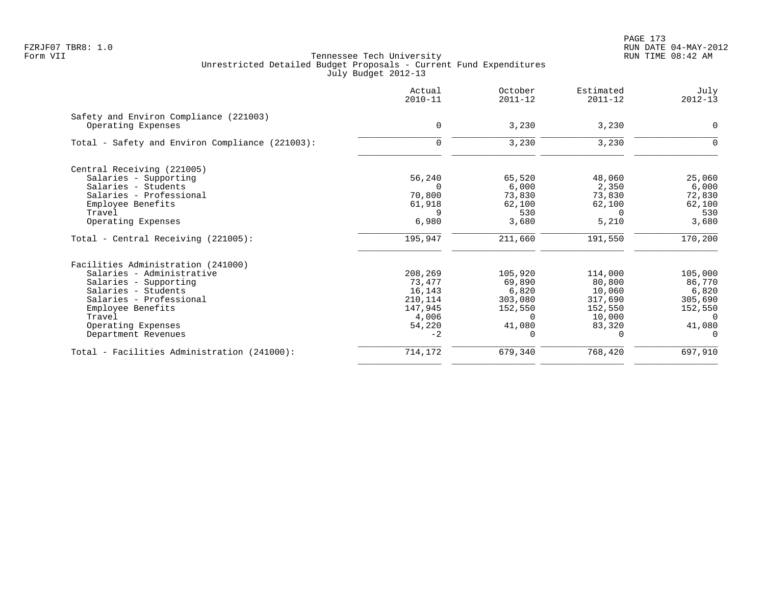FZRJF07 TBR8: 1.0
Form VII

Tennessee Tech University
Unrestricted Detailed Budget Proposals - Current Fund Expenditures
July Budget 2012-13

RUN DATE 04-MAY-2012
RUN TIME 08:42 AM

| | Actual 2010-11 | October 2011-12 | Estimated 2011-12 | July 2012-13 |
|---|---|---|---|---|
| **Safety and Environ Compliance (221003)** | | | | |
| Operating Expenses | 0 | 3,230 | 3,230 | 0 |
| Total - Safety and Environ Compliance (221003): | 0 | 3,230 | 3,230 | 0 |
| **Central Receiving (221005)** | | | | |
| Salaries - Supporting | 56,240 | 65,520 | 48,060 | 25,060 |
| Salaries - Students | 0 | 6,000 | 2,350 | 6,000 |
| Salaries - Professional | 70,800 | 73,830 | 73,830 | 72,830 |
| Employee Benefits | 61,918 | 62,100 | 62,100 | 62,100 |
| Travel | 9 | 530 | 0 | 530 |
| Operating Expenses | 6,980 | 3,680 | 5,210 | 3,680 |
| Total - Central Receiving (221005): | 195,947 | 211,660 | 191,550 | 170,200 |
| **Facilities Administration (241000)** | | | | |
| Salaries - Administrative | 208,269 | 105,920 | 114,000 | 105,000 |
| Salaries - Supporting | 73,477 | 69,890 | 80,800 | 86,770 |
| Salaries - Students | 16,143 | 6,820 | 10,060 | 6,820 |
| Salaries - Professional | 210,114 | 303,080 | 317,690 | 305,690 |
| Employee Benefits | 147,945 | 152,550 | 152,550 | 152,550 |
| Travel | 4,006 | 0 | 10,000 | 0 |
| Operating Expenses | 54,220 | 41,080 | 83,320 | 41,080 |
| Department Revenues | -2 | 0 | 0 | 0 |
| Total - Facilities Administration (241000): | 714,172 | 679,340 | 768,420 | 697,910 |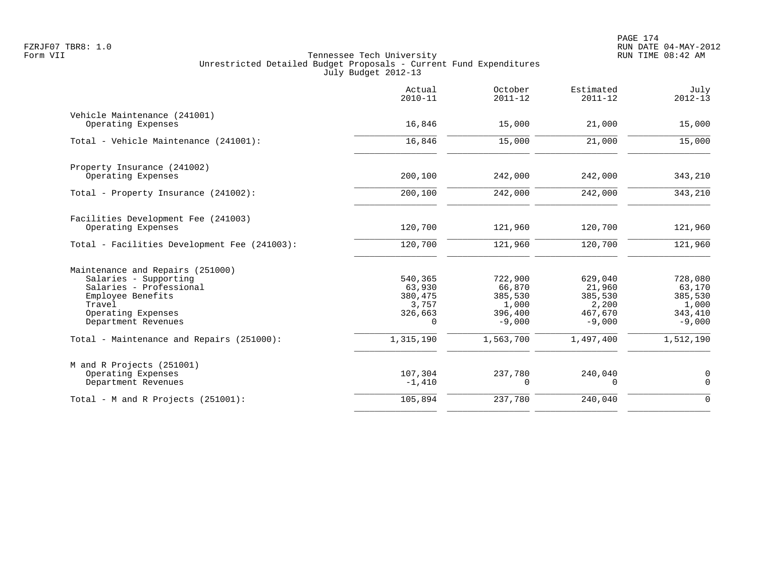Tennessee Tech University
Unrestricted Detailed Budget Proposals - Current Fund Expenditures
July Budget 2012-13

FZRJF07 TBR8: 1.0
Form VII

RUN DATE 04-MAY-2012
RUN TIME 08:42 AM

| | Actual 2010-11 | October 2011-12 | Estimated 2011-12 | July 2012-13 |
|---|---|---|---|---|
| **Vehicle Maintenance (241001)** | | | | |
| Operating Expenses | 16,846 | 15,000 | 21,000 | 15,000 |
| Total - Vehicle Maintenance (241001): | 16,846 | 15,000 | 21,000 | 15,000 |
| **Property Insurance (241002)** | | | | |
| Operating Expenses | 200,100 | 242,000 | 242,000 | 343,210 |
| Total - Property Insurance (241002): | 200,100 | 242,000 | 242,000 | 343,210 |
| **Facilities Development Fee (241003)** | | | | |
| Operating Expenses | 120,700 | 121,960 | 120,700 | 121,960 |
| Total - Facilities Development Fee (241003): | 120,700 | 121,960 | 120,700 | 121,960 |
| **Maintenance and Repairs (251000)** | | | | |
| Salaries - Supporting | 540,365 | 722,900 | 629,040 | 728,080 |
| Salaries - Professional | 63,930 | 66,870 | 21,960 | 63,170 |
| Employee Benefits | 380,475 | 385,530 | 385,530 | 385,530 |
| Travel | 3,757 | 1,000 | 2,200 | 1,000 |
| Operating Expenses | 326,663 | 396,400 | 467,670 | 343,410 |
| Department Revenues | 0 | -9,000 | -9,000 | -9,000 |
| Total - Maintenance and Repairs (251000): | 1,315,190 | 1,563,700 | 1,497,400 | 1,512,190 |
| **M and R Projects (251001)** | | | | |
| Operating Expenses | 107,304 | 237,780 | 240,040 | 0 |
| Department Revenues | -1,410 | 0 | 0 | 0 |
| Total - M and R Projects (251001): | 105,894 | 237,780 | 240,040 | 0 |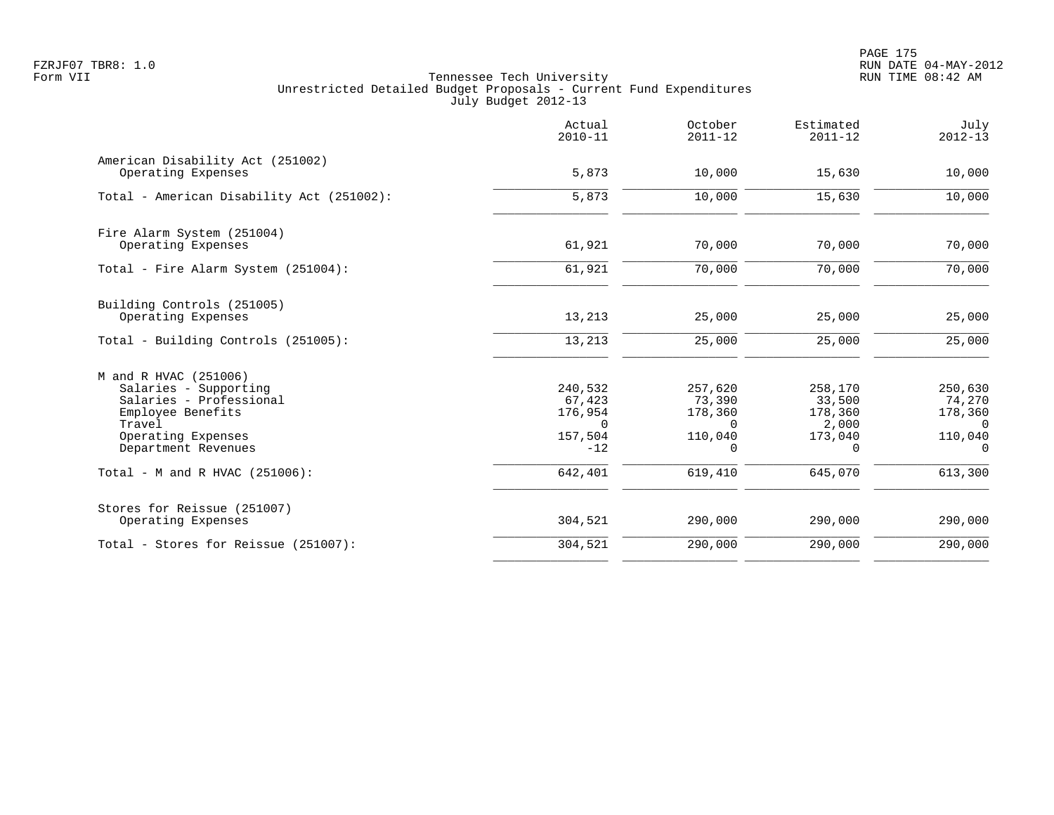Tennessee Tech University
Unrestricted Detailed Budget Proposals - Current Fund Expenditures
July Budget 2012-13

| | Actual 2010-11 | October 2011-12 | Estimated 2011-12 | July 2012-13 |
|---|---|---|---|---|
| **American Disability Act (251002)** | | | | |
| Operating Expenses | 5,873 | 10,000 | 15,630 | 10,000 |
| Total - American Disability Act (251002): | 5,873 | 10,000 | 15,630 | 10,000 |
| **Fire Alarm System (251004)** | | | | |
| Operating Expenses | 61,921 | 70,000 | 70,000 | 70,000 |
| Total - Fire Alarm System (251004): | 61,921 | 70,000 | 70,000 | 70,000 |
| **Building Controls (251005)** | | | | |
| Operating Expenses | 13,213 | 25,000 | 25,000 | 25,000 |
| Total - Building Controls (251005): | 13,213 | 25,000 | 25,000 | 25,000 |
| **M and R HVAC (251006)** | | | | |
| Salaries - Supporting | 240,532 | 257,620 | 258,170 | 250,630 |
| Salaries - Professional | 67,423 | 73,390 | 33,500 | 74,270 |
| Employee Benefits | 176,954 | 178,360 | 178,360 | 178,360 |
| Travel | 0 | 0 | 2,000 | 0 |
| Operating Expenses | 157,504 | 110,040 | 173,040 | 110,040 |
| Department Revenues | -12 | 0 | 0 | 0 |
| Total - M and R HVAC (251006): | 642,401 | 619,410 | 645,070 | 613,300 |
| **Stores for Reissue (251007)** | | | | |
| Operating Expenses | 304,521 | 290,000 | 290,000 | 290,000 |
| Total - Stores for Reissue (251007): | 304,521 | 290,000 | 290,000 | 290,000 |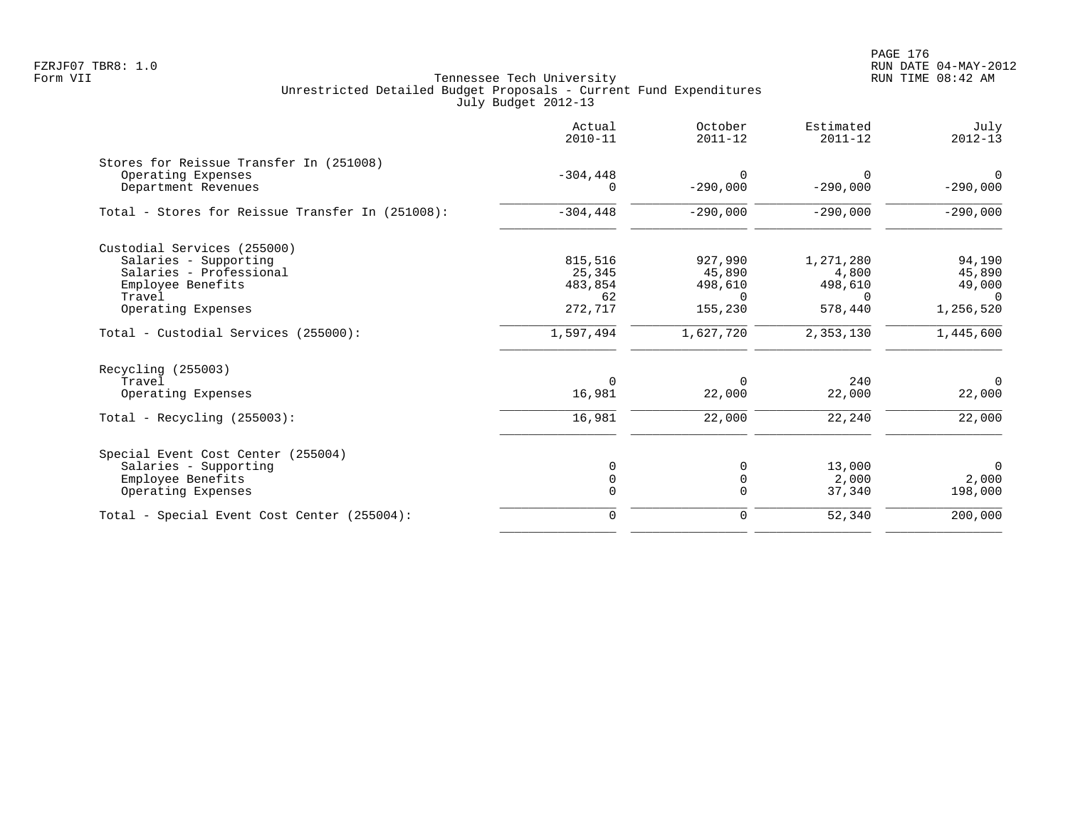FZRJF07 TBR8: 1.0
Form VII

Tennessee Tech University
Unrestricted Detailed Budget Proposals - Current Fund Expenditures
July Budget 2012-13

RUN DATE 04-MAY-2012
RUN TIME 08:42 AM

| | Actual 2010-11 | October 2011-12 | Estimated 2011-12 | July 2012-13 |
|---|---|---|---|---|
| **Stores for Reissue Transfer In (251008)** | | | | |
| Operating Expenses | -304,448 | 0 | 0 | 0 |
| Department Revenues | 0 | -290,000 | -290,000 | -290,000 |
| Total - Stores for Reissue Transfer In (251008): | -304,448 | -290,000 | -290,000 | -290,000 |
| **Custodial Services (255000)** | | | | |
| Salaries - Supporting | 815,516 | 927,990 | 1,271,280 | 94,190 |
| Salaries - Professional | 25,345 | 45,890 | 4,800 | 45,890 |
| Employee Benefits | 483,854 | 498,610 | 498,610 | 49,000 |
| Travel | 62 | 0 | 0 | 0 |
| Operating Expenses | 272,717 | 155,230 | 578,440 | 1,256,520 |
| Total - Custodial Services (255000): | 1,597,494 | 1,627,720 | 2,353,130 | 1,445,600 |
| **Recycling (255003)** | | | | |
| Travel | 0 | 0 | 240 | 0 |
| Operating Expenses | 16,981 | 22,000 | 22,000 | 22,000 |
| Total - Recycling (255003): | 16,981 | 22,000 | 22,240 | 22,000 |
| **Special Event Cost Center (255004)** | | | | |
| Salaries - Supporting | 0 | 0 | 13,000 | 0 |
| Employee Benefits | 0 | 0 | 2,000 | 2,000 |
| Operating Expenses | 0 | 0 | 37,340 | 198,000 |
| Total - Special Event Cost Center (255004): | 0 | 0 | 52,340 | 200,000 |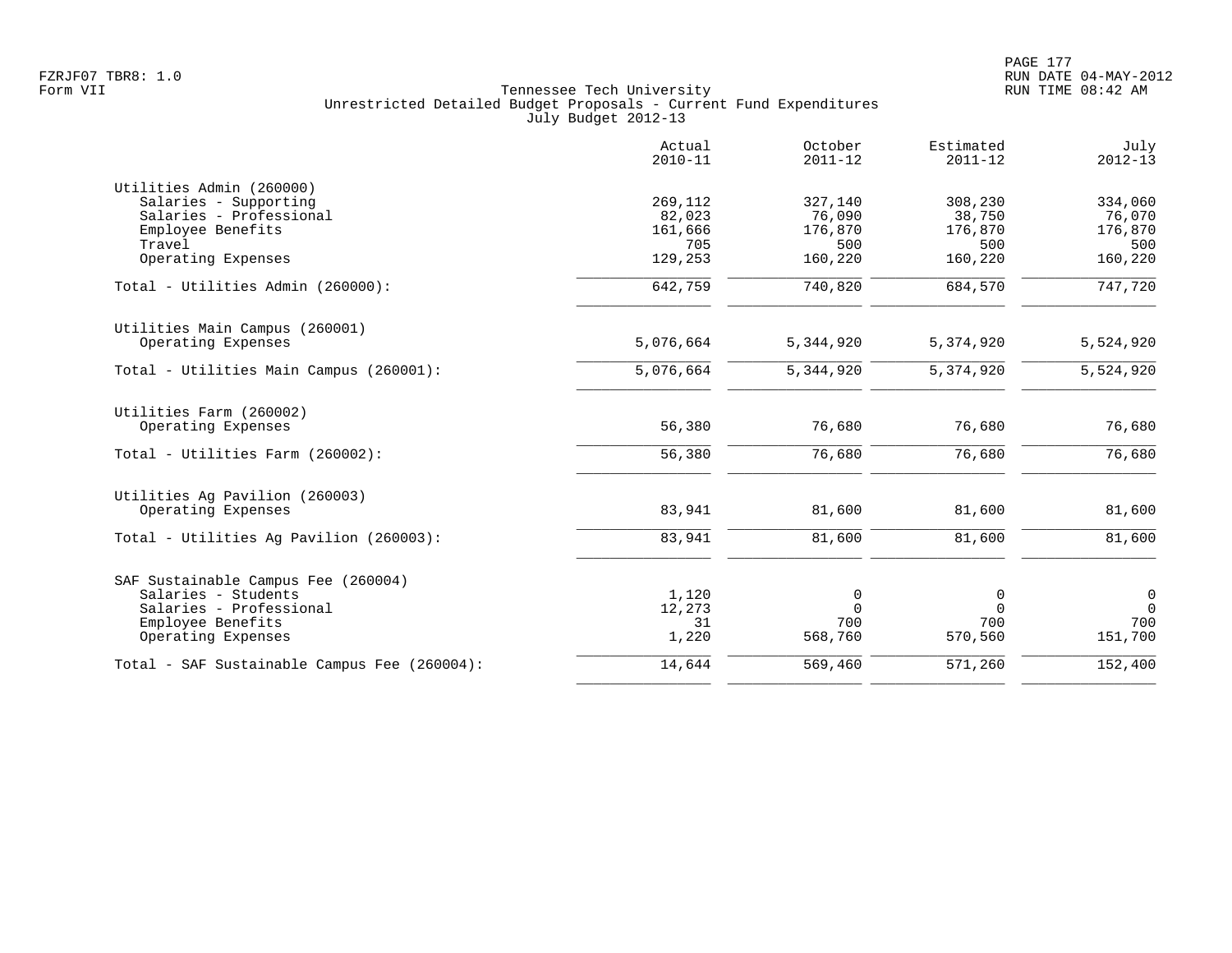Tennessee Tech University
Unrestricted Detailed Budget Proposals - Current Fund Expenditures
July Budget 2012-13

| | Actual 2010-11 | October 2011-12 | Estimated 2011-12 | July 2012-13 |
|---|---|---|---|---|
| **Utilities Admin (260000)** | | | | |
| Salaries - Supporting | 269,112 | 327,140 | 308,230 | 334,060 |
| Salaries - Professional | 82,023 | 76,090 | 38,750 | 76,070 |
| Employee Benefits | 161,666 | 176,870 | 176,870 | 176,870 |
| Travel | 705 | 500 | 500 | 500 |
| Operating Expenses | 129,253 | 160,220 | 160,220 | 160,220 |
| Total - Utilities Admin (260000): | 642,759 | 740,820 | 684,570 | 747,720 |
| **Utilities Main Campus (260001)** | | | | |
| Operating Expenses | 5,076,664 | 5,344,920 | 5,374,920 | 5,524,920 |
| Total - Utilities Main Campus (260001): | 5,076,664 | 5,344,920 | 5,374,920 | 5,524,920 |
| **Utilities Farm (260002)** | | | | |
| Operating Expenses | 56,380 | 76,680 | 76,680 | 76,680 |
| Total - Utilities Farm (260002): | 56,380 | 76,680 | 76,680 | 76,680 |
| **Utilities Ag Pavilion (260003)** | | | | |
| Operating Expenses | 83,941 | 81,600 | 81,600 | 81,600 |
| Total - Utilities Ag Pavilion (260003): | 83,941 | 81,600 | 81,600 | 81,600 |
| **SAF Sustainable Campus Fee (260004)** | | | | |
| Salaries - Students | 1,120 | 0 | 0 | 0 |
| Salaries - Professional | 12,273 | 0 | 0 | 0 |
| Employee Benefits | 31 | 700 | 700 | 700 |
| Operating Expenses | 1,220 | 568,760 | 570,560 | 151,700 |
| Total - SAF Sustainable Campus Fee (260004): | 14,644 | 569,460 | 571,260 | 152,400 |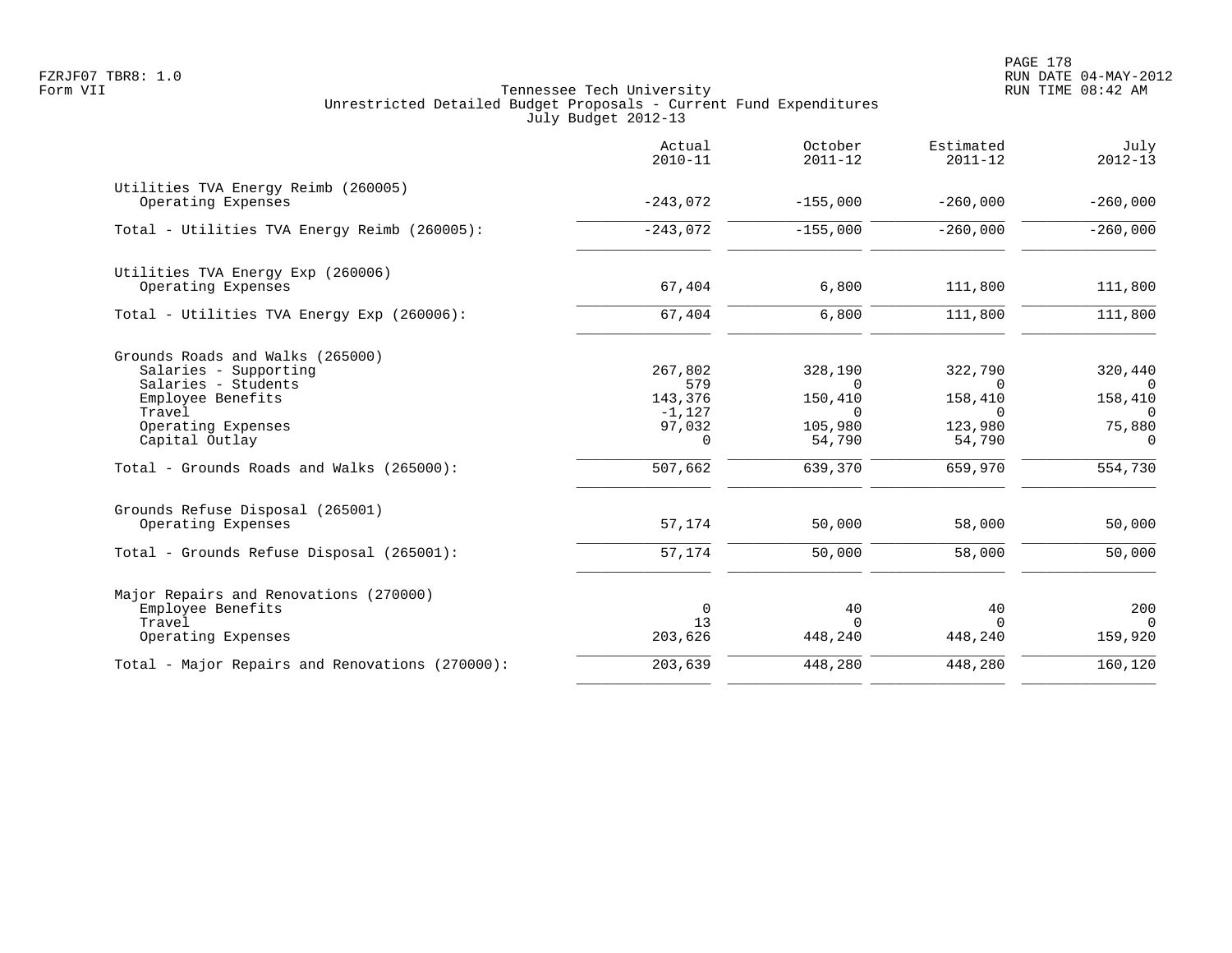Tennessee Tech University
Unrestricted Detailed Budget Proposals - Current Fund Expenditures
July Budget 2012-13

| | Actual 2010-11 | October 2011-12 | Estimated 2011-12 | July 2012-13 |
|---|---|---|---|---|
| **Utilities TVA Energy Reimb (260005)** | | | | |
| Operating Expenses | -243,072 | -155,000 | -260,000 | -260,000 |
| Total - Utilities TVA Energy Reimb (260005): | -243,072 | -155,000 | -260,000 | -260,000 |
| **Utilities TVA Energy Exp (260006)** | | | | |
| Operating Expenses | 67,404 | 6,800 | 111,800 | 111,800 |
| Total - Utilities TVA Energy Exp (260006): | 67,404 | 6,800 | 111,800 | 111,800 |
| **Grounds Roads and Walks (265000)** | | | | |
| Salaries - Supporting | 267,802 | 328,190 | 322,790 | 320,440 |
| Salaries - Students | 579 | 0 | 0 | 0 |
| Employee Benefits | 143,376 | 150,410 | 158,410 | 158,410 |
| Travel | -1,127 | 0 | 0 | 0 |
| Operating Expenses | 97,032 | 105,980 | 123,980 | 75,880 |
| Capital Outlay | 0 | 54,790 | 54,790 | 0 |
| Total - Grounds Roads and Walks (265000): | 507,662 | 639,370 | 659,970 | 554,730 |
| **Grounds Refuse Disposal (265001)** | | | | |
| Operating Expenses | 57,174 | 50,000 | 58,000 | 50,000 |
| Total - Grounds Refuse Disposal (265001): | 57,174 | 50,000 | 58,000 | 50,000 |
| **Major Repairs and Renovations (270000)** | | | | |
| Employee Benefits | 0 | 40 | 40 | 200 |
| Travel | 13 | 0 | 0 | 0 |
| Operating Expenses | 203,626 | 448,240 | 448,240 | 159,920 |
| Total - Major Repairs and Renovations (270000): | 203,639 | 448,280 | 448,280 | 160,120 |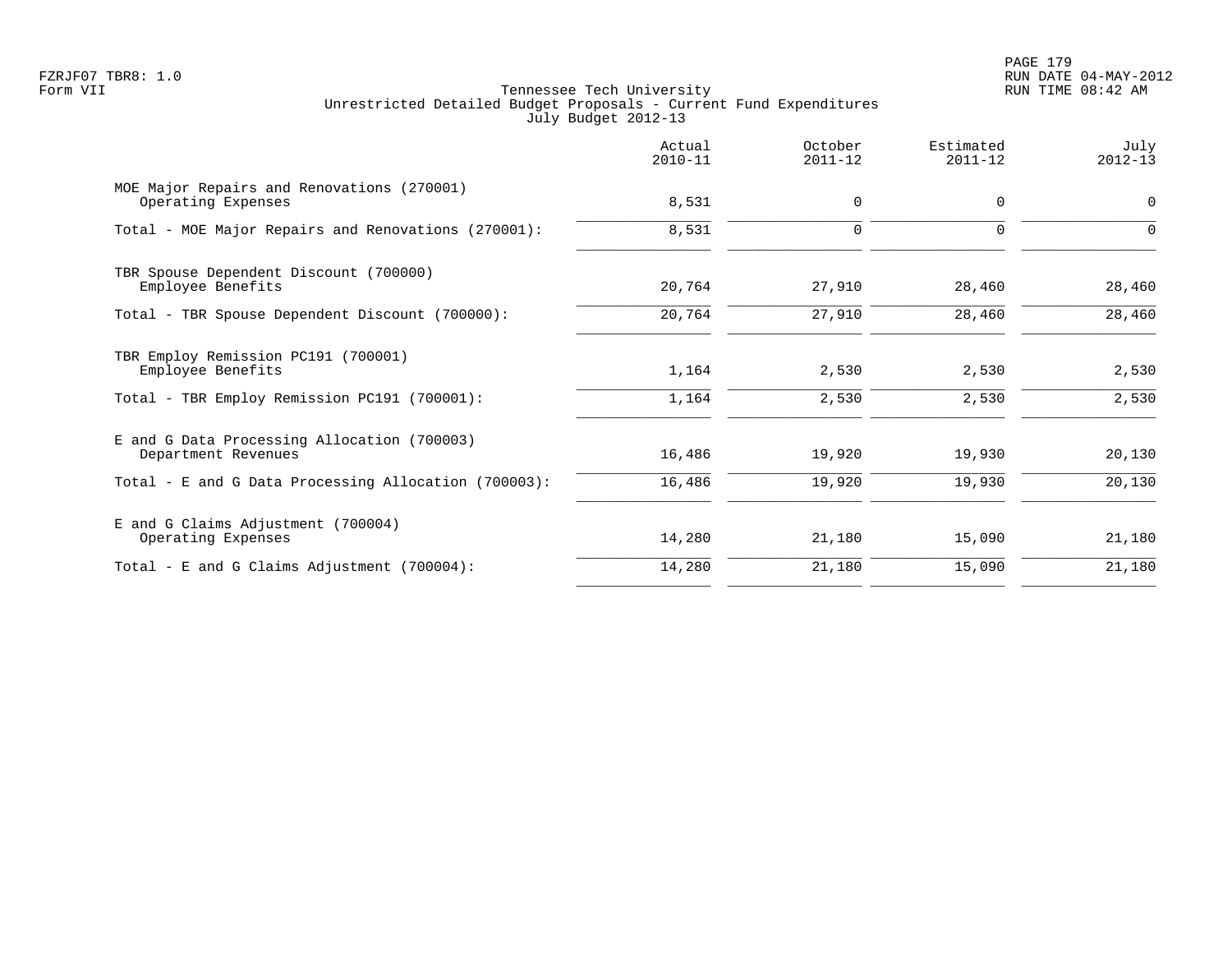FZRJF07 TBR8: 1.0
Form VII

Tennessee Tech University
Unrestricted Detailed Budget Proposals - Current Fund Expenditures
July Budget 2012-13

RUN DATE 04-MAY-2012
RUN TIME 08:42 AM

| | Actual 2010-11 | October 2011-12 | Estimated 2011-12 | July 2012-13 |
|---|---|---|---|---|
| MOE Major Repairs and Renovations (270001) | | | | |
| Operating Expenses | 8,531 | 0 | 0 | 0 |
| Total - MOE Major Repairs and Renovations (270001): | 8,531 | 0 | 0 | 0 |
| TBR Spouse Dependent Discount (700000) | | | | |
| Employee Benefits | 20,764 | 27,910 | 28,460 | 28,460 |
| Total - TBR Spouse Dependent Discount (700000): | 20,764 | 27,910 | 28,460 | 28,460 |
| TBR Employ Remission PC191 (700001) | | | | |
| Employee Benefits | 1,164 | 2,530 | 2,530 | 2,530 |
| Total - TBR Employ Remission PC191 (700001): | 1,164 | 2,530 | 2,530 | 2,530 |
| E and G Data Processing Allocation (700003) | | | | |
| Department Revenues | 16,486 | 19,920 | 19,930 | 20,130 |
| Total - E and G Data Processing Allocation (700003): | 16,486 | 19,920 | 19,930 | 20,130 |
| E and G Claims Adjustment (700004) | | | | |
| Operating Expenses | 14,280 | 21,180 | 15,090 | 21,180 |
| Total - E and G Claims Adjustment (700004): | 14,280 | 21,180 | 15,090 | 21,180 |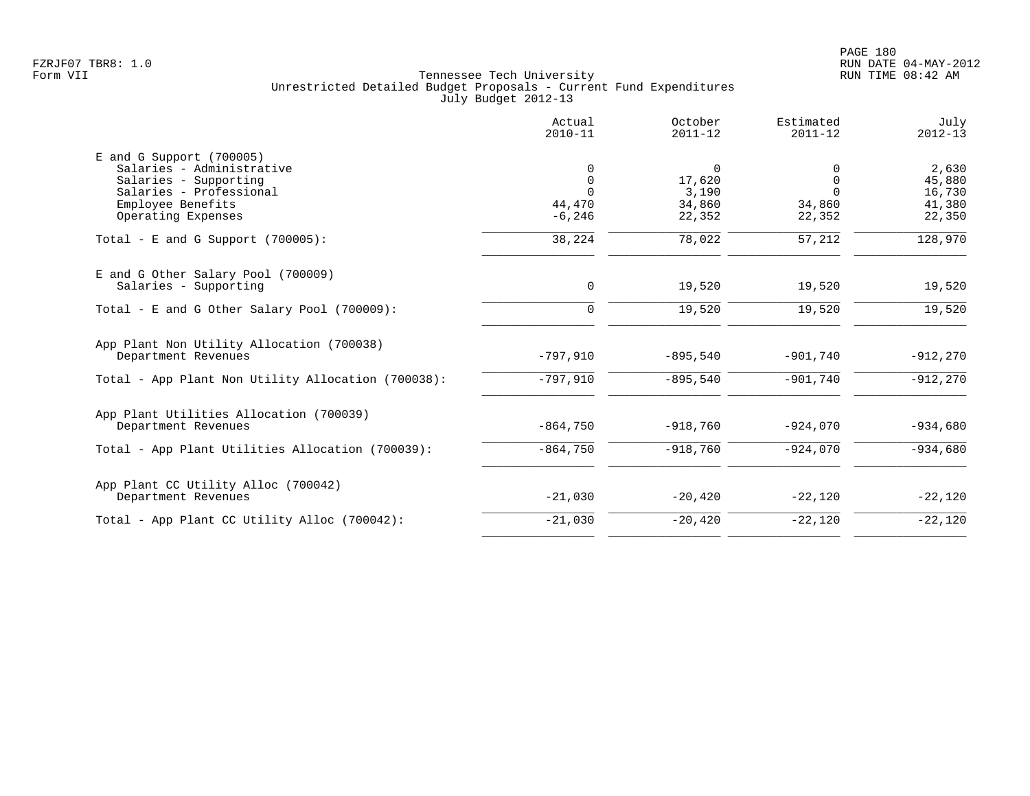FZRJF07 TBR8: 1.0
Form VII

Tennessee Tech University
Unrestricted Detailed Budget Proposals - Current Fund Expenditures
July Budget 2012-13

RUN DATE 04-MAY-2012
RUN TIME 08:42 AM

| | Actual 2010-11 | October 2011-12 | Estimated 2011-12 | July 2012-13 |
|---|---|---|---|---|
| **E and G Support (700005)** | | | | |
| Salaries - Administrative | 0 | 0 | 0 | 2,630 |
| Salaries - Supporting | 0 | 17,620 | 0 | 45,880 |
| Salaries - Professional | 0 | 3,190 | 0 | 16,730 |
| Employee Benefits | 44,470 | 34,860 | 34,860 | 41,380 |
| Operating Expenses | -6,246 | 22,352 | 22,352 | 22,350 |
| Total - E and G Support (700005): | 38,224 | 78,022 | 57,212 | 128,970 |
| **E and G Other Salary Pool (700009)** | | | | |
| Salaries - Supporting | 0 | 19,520 | 19,520 | 19,520 |
| Total - E and G Other Salary Pool (700009): | 0 | 19,520 | 19,520 | 19,520 |
| **App Plant Non Utility Allocation (700038)** | | | | |
| Department Revenues | -797,910 | -895,540 | -901,740 | -912,270 |
| Total - App Plant Non Utility Allocation (700038): | -797,910 | -895,540 | -901,740 | -912,270 |
| **App Plant Utilities Allocation (700039)** | | | | |
| Department Revenues | -864,750 | -918,760 | -924,070 | -934,680 |
| Total - App Plant Utilities Allocation (700039): | -864,750 | -918,760 | -924,070 | -934,680 |
| **App Plant CC Utility Alloc (700042)** | | | | |
| Department Revenues | -21,030 | -20,420 | -22,120 | -22,120 |
| Total - App Plant CC Utility Alloc (700042): | -21,030 | -20,420 | -22,120 | -22,120 |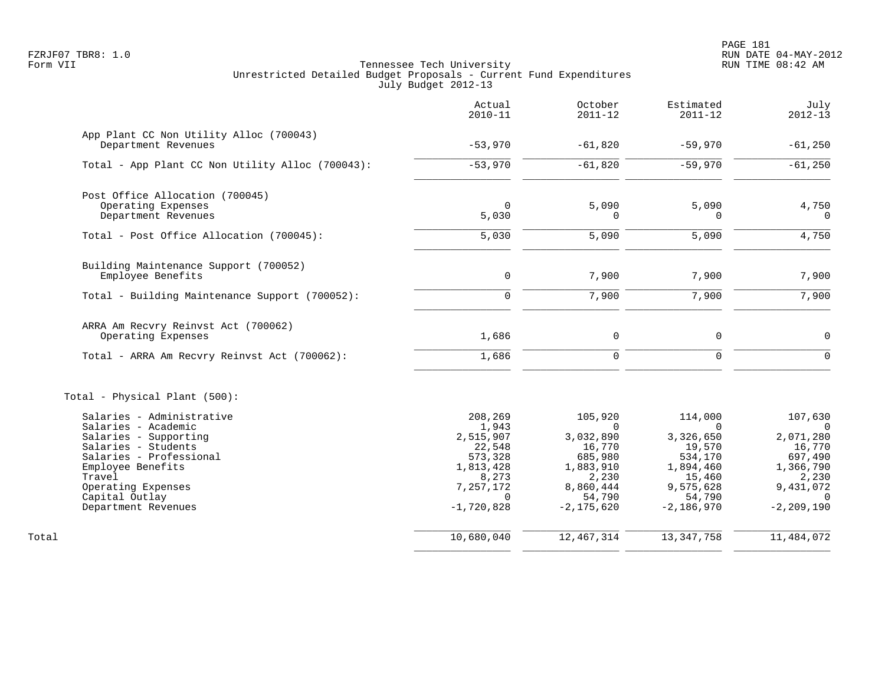FZRJF07 TBR8: 1.0
Form VII

Tennessee Tech University
Unrestricted Detailed Budget Proposals - Current Fund Expenditures
July Budget 2012-13

RUN DATE 04-MAY-2012
RUN TIME 08:42 AM

| | Actual 2010-11 | October 2011-12 | Estimated 2011-12 | July 2012-13 |
|---|---|---|---|---|
| **App Plant CC Non Utility Alloc (700043)** | | | | |
| Department Revenues | -53,970 | -61,820 | -59,970 | -61,250 |
| Total - App Plant CC Non Utility Alloc (700043): | -53,970 | -61,820 | -59,970 | -61,250 |
| **Post Office Allocation (700045)** | | | | |
| Operating Expenses | 0 | 5,090 | 5,090 | 4,750 |
| Department Revenues | 5,030 | 0 | 0 | 0 |
| Total - Post Office Allocation (700045): | 5,030 | 5,090 | 5,090 | 4,750 |
| **Building Maintenance Support (700052)** | | | | |
| Employee Benefits | 0 | 7,900 | 7,900 | 7,900 |
| Total - Building Maintenance Support (700052): | 0 | 7,900 | 7,900 | 7,900 |
| **ARRA Am Recvry Reinvst Act (700062)** | | | | |
| Operating Expenses | 1,686 | 0 | 0 | 0 |
| Total - ARRA Am Recvry Reinvst Act (700062): | 1,686 | 0 | 0 | 0 |
| **Total - Physical Plant (500):** | | | | |
| Salaries - Administrative | 208,269 | 105,920 | 114,000 | 107,630 |
| Salaries - Academic | 1,943 | 0 | 0 | 0 |
| Salaries - Supporting | 2,515,907 | 3,032,890 | 3,326,650 | 2,071,280 |
| Salaries - Students | 22,548 | 16,770 | 19,570 | 16,770 |
| Salaries - Professional | 573,328 | 685,980 | 534,170 | 697,490 |
| Employee Benefits | 1,813,428 | 1,883,910 | 1,894,460 | 1,366,790 |
| Travel | 8,273 | 2,230 | 15,460 | 2,230 |
| Operating Expenses | 7,257,172 | 8,860,444 | 9,575,628 | 9,431,072 |
| Capital Outlay | 0 | 54,790 | 54,790 | 0 |
| Department Revenues | -1,720,828 | -2,175,620 | -2,186,970 | -2,209,190 |
| Total | 10,680,040 | 12,467,314 | 13,347,758 | 11,484,072 |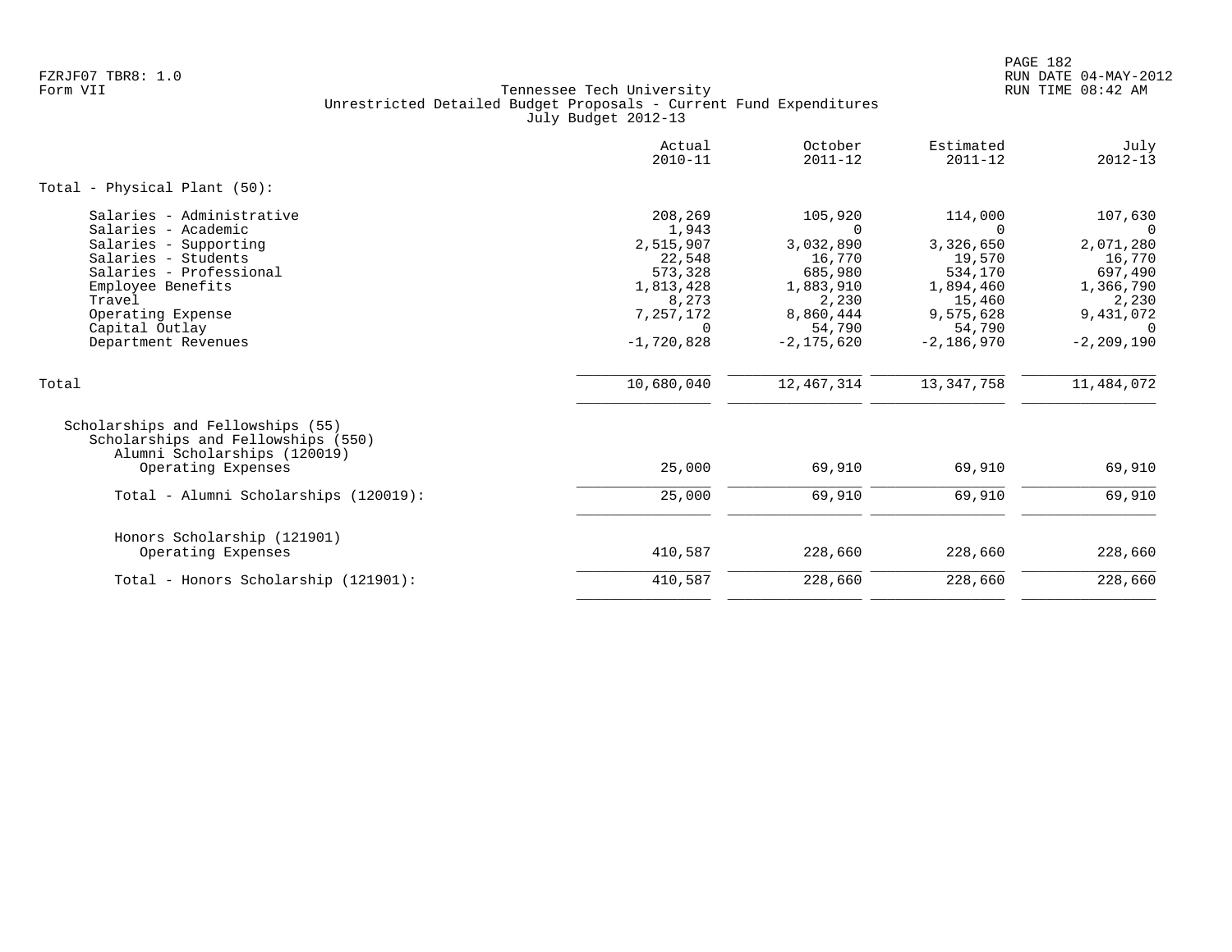FZRJF07 TBR8: 1.0
Form VII

Tennessee Tech University
Unrestricted Detailed Budget Proposals - Current Fund Expenditures
July Budget 2012-13

RUN DATE 04-MAY-2012
RUN TIME 08:42 AM

| | Actual 2010-11 | October 2011-12 | Estimated 2011-12 | July 2012-13 |
|---|---|---|---|---|
| **Total - Physical Plant (50):** | | | | |
| Salaries - Administrative | 208,269 | 105,920 | 114,000 | 107,630 |
| Salaries - Academic | 1,943 | 0 | 0 | 0 |
| Salaries - Supporting | 2,515,907 | 3,032,890 | 3,326,650 | 2,071,280 |
| Salaries - Students | 22,548 | 16,770 | 19,570 | 16,770 |
| Salaries - Professional | 573,328 | 685,980 | 534,170 | 697,490 |
| Employee Benefits | 1,813,428 | 1,883,910 | 1,894,460 | 1,366,790 |
| Travel | 8,273 | 2,230 | 15,460 | 2,230 |
| Operating Expense | 7,257,172 | 8,860,444 | 9,575,628 | 9,431,072 |
| Capital Outlay | 0 | 54,790 | 54,790 | 0 |
| Department Revenues | -1,720,828 | -2,175,620 | -2,186,970 | -2,209,190 |
| Total | 10,680,040 | 12,467,314 | 13,347,758 | 11,484,072 |
| Scholarships and Fellowships (55) | | | | |
| Scholarships and Fellowships (550) | | | | |
| Alumni Scholarships (120019) | | | | |
| Operating Expenses | 25,000 | 69,910 | 69,910 | 69,910 |
| Total - Alumni Scholarships (120019): | 25,000 | 69,910 | 69,910 | 69,910 |
| Honors Scholarship (121901) | | | | |
| Operating Expenses | 410,587 | 228,660 | 228,660 | 228,660 |
| Total - Honors Scholarship (121901): | 410,587 | 228,660 | 228,660 | 228,660 |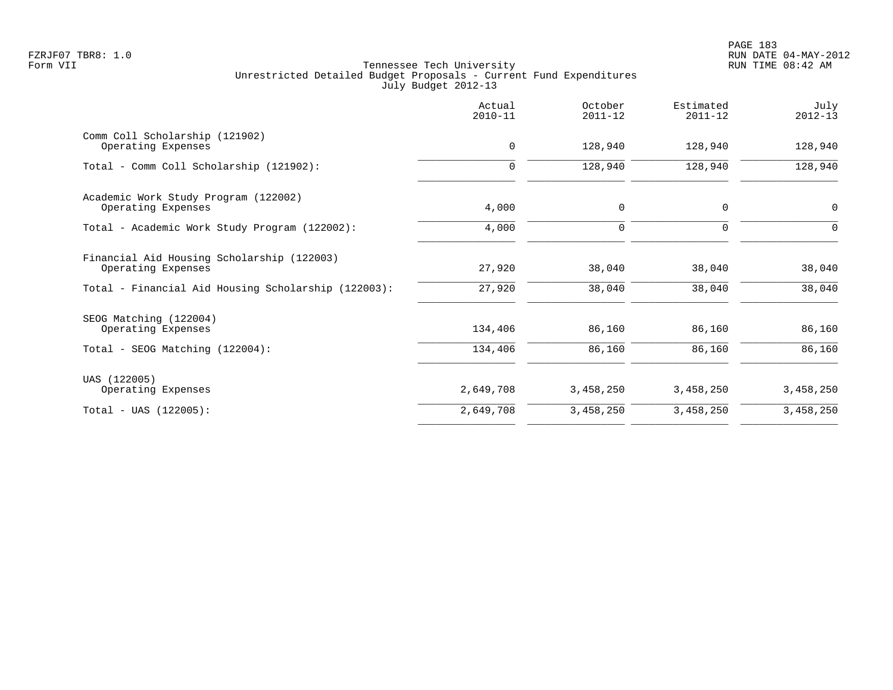Tennessee Tech University
Unrestricted Detailed Budget Proposals - Current Fund Expenditures
July Budget 2012-13

| | Actual 2010-11 | October 2011-12 | Estimated 2011-12 | July 2012-13 |
|---|---|---|---|---|
| Comm Coll Scholarship (121902) | | | | |
| Operating Expenses | 0 | 128,940 | 128,940 | 128,940 |
| Total - Comm Coll Scholarship (121902): | 0 | 128,940 | 128,940 | 128,940 |
| Academic Work Study Program (122002) | | | | |
| Operating Expenses | 4,000 | 0 | 0 | 0 |
| Total - Academic Work Study Program (122002): | 4,000 | 0 | 0 | 0 |
| Financial Aid Housing Scholarship (122003) | | | | |
| Operating Expenses | 27,920 | 38,040 | 38,040 | 38,040 |
| Total - Financial Aid Housing Scholarship (122003): | 27,920 | 38,040 | 38,040 | 38,040 |
| SEOG Matching (122004) | | | | |
| Operating Expenses | 134,406 | 86,160 | 86,160 | 86,160 |
| Total - SEOG Matching (122004): | 134,406 | 86,160 | 86,160 | 86,160 |
| UAS (122005) | | | | |
| Operating Expenses | 2,649,708 | 3,458,250 | 3,458,250 | 3,458,250 |
| Total - UAS (122005): | 2,649,708 | 3,458,250 | 3,458,250 | 3,458,250 |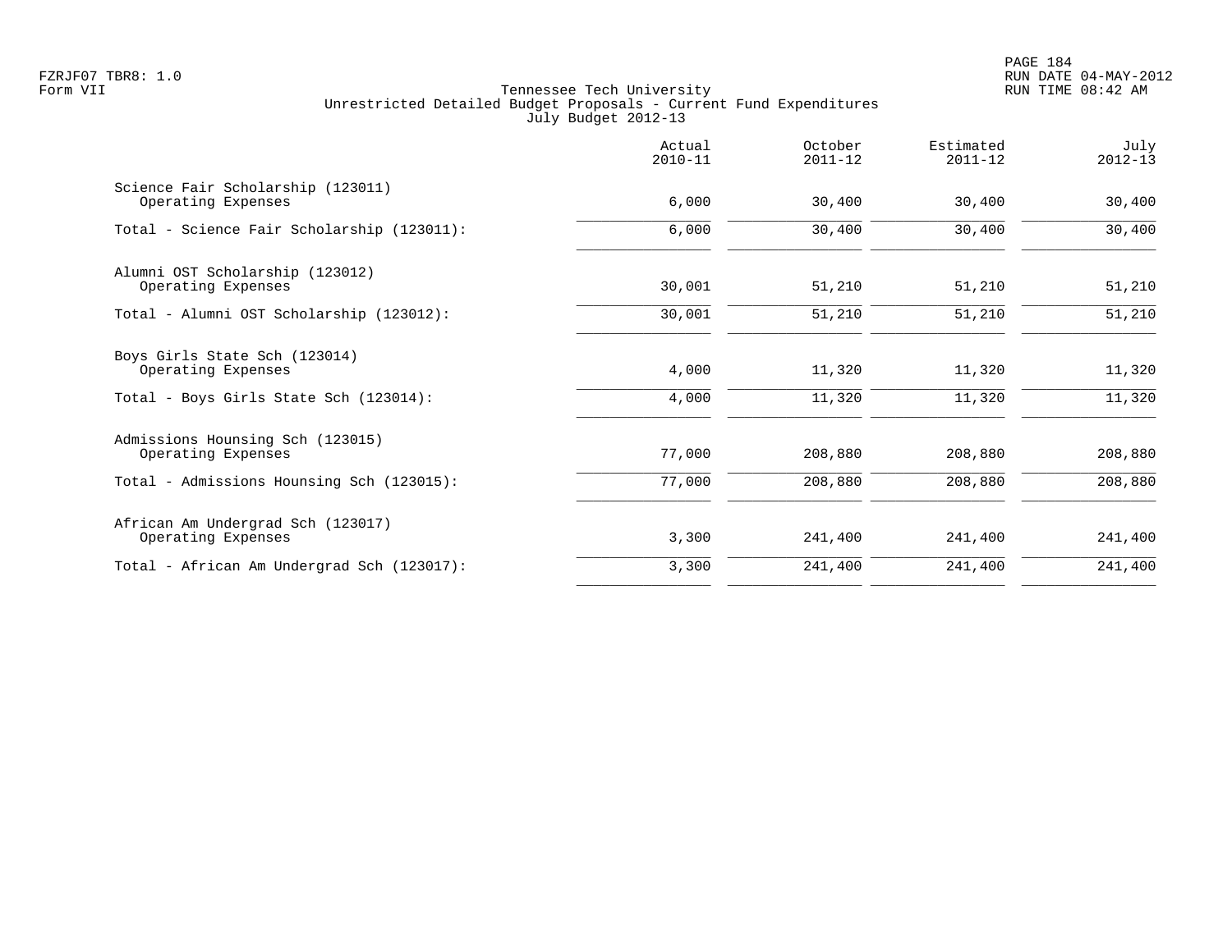FZRJF07 TBR8: 1.0
Form VII

# Tennessee Tech University
## Unrestricted Detailed Budget Proposals - Current Fund Expenditures
### July Budget 2012-13

| | Actual 2010-11 | October 2011-12 | Estimated 2011-12 | July 2012-13 |
|---|---|---|---|---|
| **Science Fair Scholarship (123011)** | | | | |
| Operating Expenses | 6,000 | 30,400 | 30,400 | 30,400 |
| Total - Science Fair Scholarship (123011): | 6,000 | 30,400 | 30,400 | 30,400 |
| **Alumni OST Scholarship (123012)** | | | | |
| Operating Expenses | 30,001 | 51,210 | 51,210 | 51,210 |
| Total - Alumni OST Scholarship (123012): | 30,001 | 51,210 | 51,210 | 51,210 |
| **Boys Girls State Sch (123014)** | | | | |
| Operating Expenses | 4,000 | 11,320 | 11,320 | 11,320 |
| Total - Boys Girls State Sch (123014): | 4,000 | 11,320 | 11,320 | 11,320 |
| **Admissions Hounsing Sch (123015)** | | | | |
| Operating Expenses | 77,000 | 208,880 | 208,880 | 208,880 |
| Total - Admissions Hounsing Sch (123015): | 77,000 | 208,880 | 208,880 | 208,880 |
| **African Am Undergrad Sch (123017)** | | | | |
| Operating Expenses | 3,300 | 241,400 | 241,400 | 241,400 |
| Total - African Am Undergrad Sch (123017): | 3,300 | 241,400 | 241,400 | 241,400 |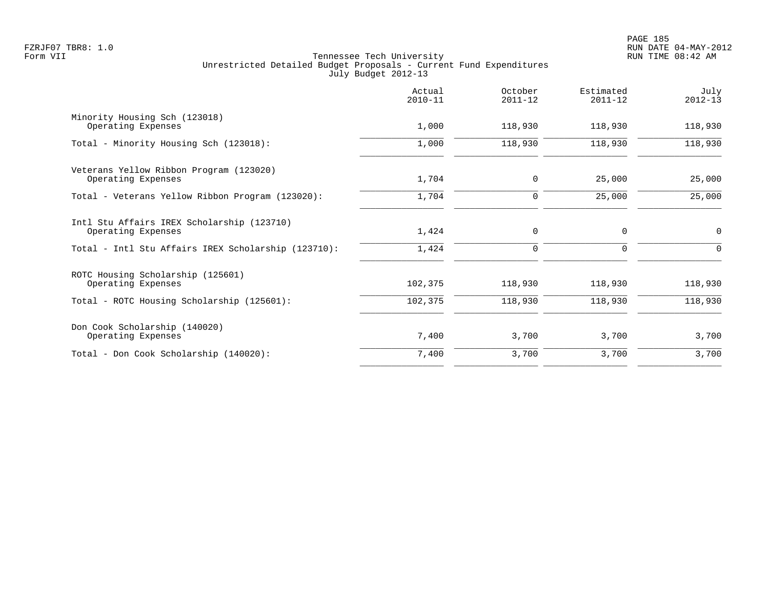Tennessee Tech University
Unrestricted Detailed Budget Proposals - Current Fund Expenditures
July Budget 2012-13

| | Actual 2010-11 | October 2011-12 | Estimated 2011-12 | July 2012-13 |
|---|---|---|---|---|
| Minority Housing Sch (123018) | | | | |
| Operating Expenses | 1,000 | 118,930 | 118,930 | 118,930 |
| Total - Minority Housing Sch (123018): | 1,000 | 118,930 | 118,930 | 118,930 |
| Veterans Yellow Ribbon Program (123020) | | | | |
| Operating Expenses | 1,704 | 0 | 25,000 | 25,000 |
| Total - Veterans Yellow Ribbon Program (123020): | 1,704 | 0 | 25,000 | 25,000 |
| Intl Stu Affairs IREX Scholarship (123710) | | | | |
| Operating Expenses | 1,424 | 0 | 0 | 0 |
| Total - Intl Stu Affairs IREX Scholarship (123710): | 1,424 | 0 | 0 | 0 |
| ROTC Housing Scholarship (125601) | | | | |
| Operating Expenses | 102,375 | 118,930 | 118,930 | 118,930 |
| Total - ROTC Housing Scholarship (125601): | 102,375 | 118,930 | 118,930 | 118,930 |
| Don Cook Scholarship (140020) | | | | |
| Operating Expenses | 7,400 | 3,700 | 3,700 | 3,700 |
| Total - Don Cook Scholarship (140020): | 7,400 | 3,700 | 3,700 | 3,700 |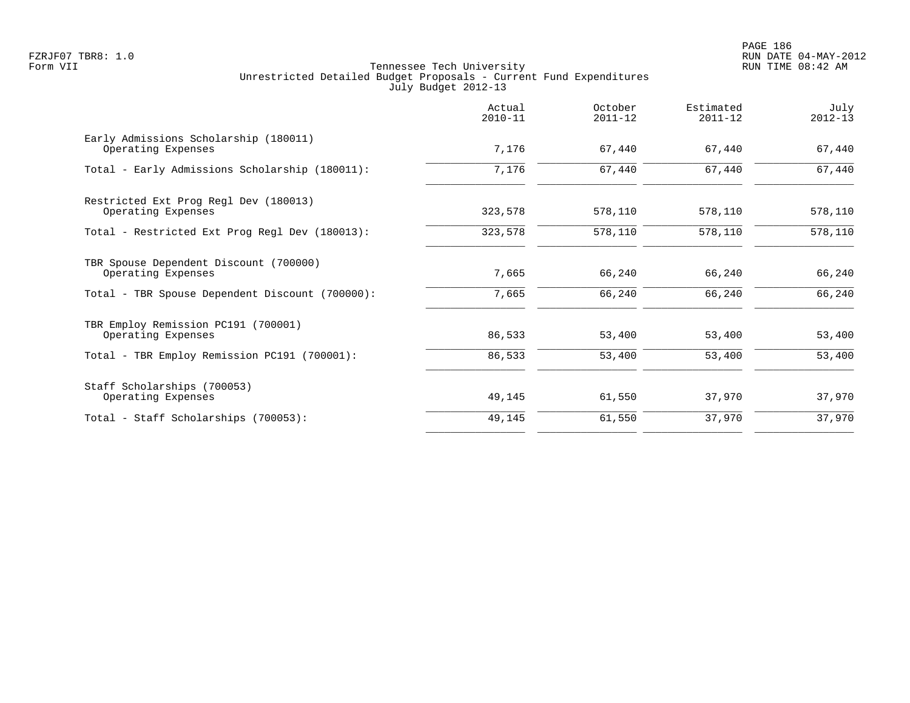Tennessee Tech University
Unrestricted Detailed Budget Proposals - Current Fund Expenditures
July Budget 2012-13

Form VII

| | Actual 2010-11 | October 2011-12 | Estimated 2011-12 | July 2012-13 |
|---|---|---|---|---|
| Early Admissions Scholarship (180011) | | | | |
| Operating Expenses | 7,176 | 67,440 | 67,440 | 67,440 |
| Total - Early Admissions Scholarship (180011): | 7,176 | 67,440 | 67,440 | 67,440 |
| Restricted Ext Prog Regl Dev (180013) | | | | |
| Operating Expenses | 323,578 | 578,110 | 578,110 | 578,110 |
| Total - Restricted Ext Prog Regl Dev (180013): | 323,578 | 578,110 | 578,110 | 578,110 |
| TBR Spouse Dependent Discount (700000) | | | | |
| Operating Expenses | 7,665 | 66,240 | 66,240 | 66,240 |
| Total - TBR Spouse Dependent Discount (700000): | 7,665 | 66,240 | 66,240 | 66,240 |
| TBR Employ Remission PC191 (700001) | | | | |
| Operating Expenses | 86,533 | 53,400 | 53,400 | 53,400 |
| Total - TBR Employ Remission PC191 (700001): | 86,533 | 53,400 | 53,400 | 53,400 |
| Staff Scholarships (700053) | | | | |
| Operating Expenses | 49,145 | 61,550 | 37,970 | 37,970 |
| Total - Staff Scholarships (700053): | 49,145 | 61,550 | 37,970 | 37,970 |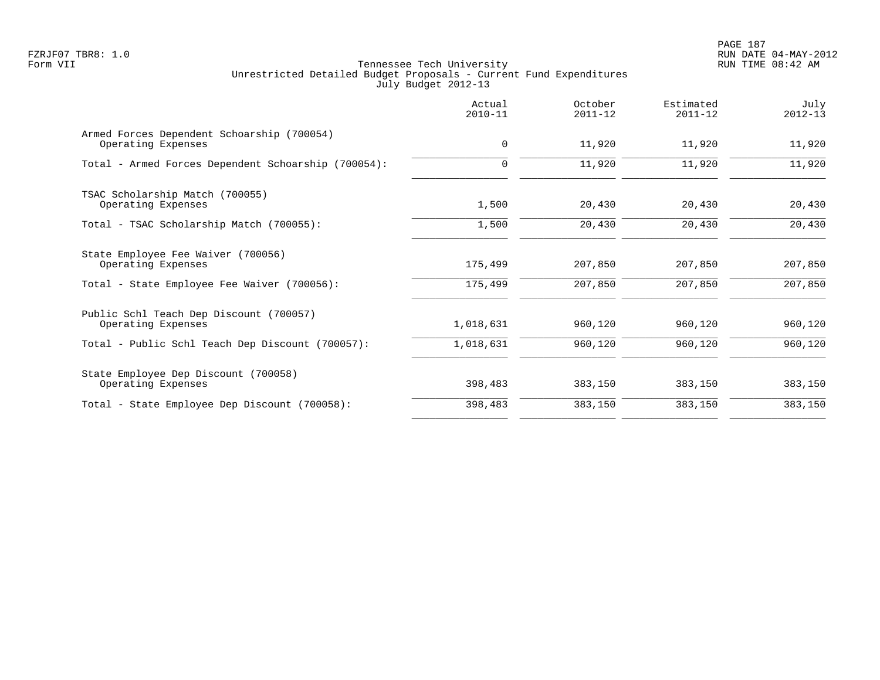Tennessee Tech University
Unrestricted Detailed Budget Proposals - Current Fund Expenditures
July Budget 2012-13

| | Actual 2010-11 | October 2011-12 | Estimated 2011-12 | July 2012-13 |
|---|---|---|---|---|
| Armed Forces Dependent Schoarship (700054) | | | | |
| Operating Expenses | 0 | 11,920 | 11,920 | 11,920 |
| Total - Armed Forces Dependent Schoarship (700054): | 0 | 11,920 | 11,920 | 11,920 |
| TSAC Scholarship Match (700055) | | | | |
| Operating Expenses | 1,500 | 20,430 | 20,430 | 20,430 |
| Total - TSAC Scholarship Match (700055): | 1,500 | 20,430 | 20,430 | 20,430 |
| State Employee Fee Waiver (700056) | | | | |
| Operating Expenses | 175,499 | 207,850 | 207,850 | 207,850 |
| Total - State Employee Fee Waiver (700056): | 175,499 | 207,850 | 207,850 | 207,850 |
| Public Schl Teach Dep Discount (700057) | | | | |
| Operating Expenses | 1,018,631 | 960,120 | 960,120 | 960,120 |
| Total - Public Schl Teach Dep Discount (700057): | 1,018,631 | 960,120 | 960,120 | 960,120 |
| State Employee Dep Discount (700058) | | | | |
| Operating Expenses | 398,483 | 383,150 | 383,150 | 383,150 |
| Total - State Employee Dep Discount (700058): | 398,483 | 383,150 | 383,150 | 383,150 |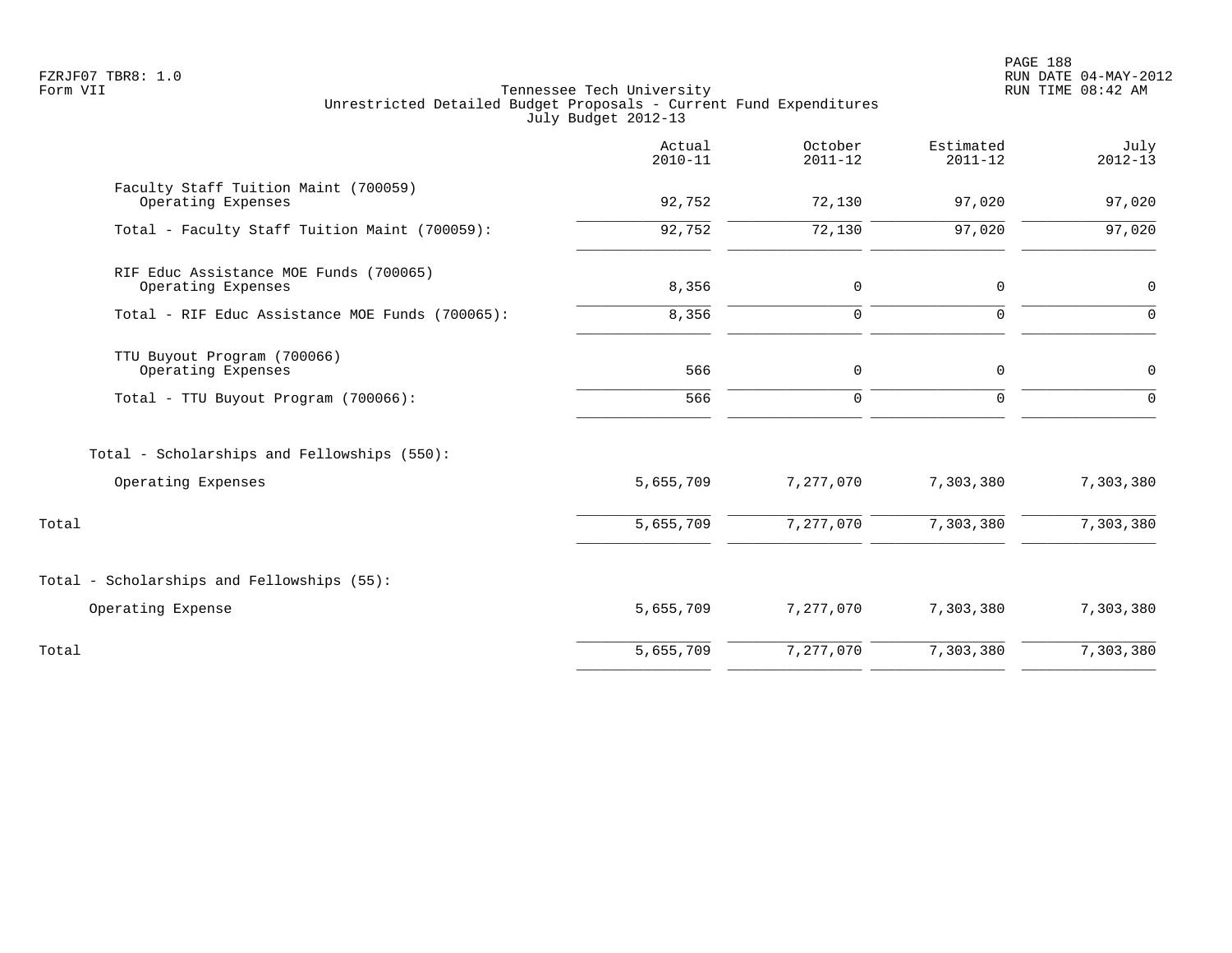FZRJF07 TBR8: 1.0
Form VII

Tennessee Tech University
Unrestricted Detailed Budget Proposals - Current Fund Expenditures
July Budget 2012-13

RUN DATE 04-MAY-2012
RUN TIME 08:42 AM

| | Actual 2010-11 | October 2011-12 | Estimated 2011-12 | July 2012-13 |
|---|---|---|---|---|
| Faculty Staff Tuition Maint (700059) | | | | |
| Operating Expenses | 92,752 | 72,130 | 97,020 | 97,020 |
| Total - Faculty Staff Tuition Maint (700059): | 92,752 | 72,130 | 97,020 | 97,020 |
| RIF Educ Assistance MOE Funds (700065) | | | | |
| Operating Expenses | 8,356 | 0 | 0 | 0 |
| Total - RIF Educ Assistance MOE Funds (700065): | 8,356 | 0 | 0 | 0 |
| TTU Buyout Program (700066) | | | | |
| Operating Expenses | 566 | 0 | 0 | 0 |
| Total - TTU Buyout Program (700066): | 566 | 0 | 0 | 0 |
| Total - Scholarships and Fellowships (550): | | | | |
| Operating Expenses | 5,655,709 | 7,277,070 | 7,303,380 | 7,303,380 |
| Total | 5,655,709 | 7,277,070 | 7,303,380 | 7,303,380 |
| Total - Scholarships and Fellowships (55): | | | | |
| Operating Expense | 5,655,709 | 7,277,070 | 7,303,380 | 7,303,380 |
| Total | 5,655,709 | 7,277,070 | 7,303,380 | 7,303,380 |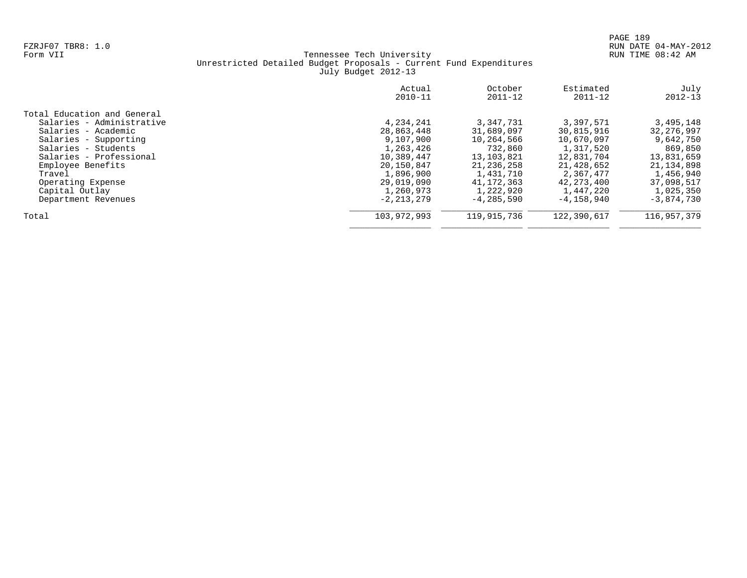FZRJF07 TBR8: 1.0
Form VII

Tennessee Tech University
Unrestricted Detailed Budget Proposals - Current Fund Expenditures
July Budget 2012-13

RUN DATE 04-MAY-2012
RUN TIME 08:42 AM

| | Actual 2010-11 | October 2011-12 | Estimated 2011-12 | July 2012-13 |
|---|---|---|---|---|
| Total Education and General | | | | |
| Salaries - Administrative | 4,234,241 | 3,347,731 | 3,397,571 | 3,495,148 |
| Salaries - Academic | 28,863,448 | 31,689,097 | 30,815,916 | 32,276,997 |
| Salaries - Supporting | 9,107,900 | 10,264,566 | 10,670,097 | 9,642,750 |
| Salaries - Students | 1,263,426 | 732,860 | 1,317,520 | 869,850 |
| Salaries - Professional | 10,389,447 | 13,103,821 | 12,831,704 | 13,831,659 |
| Employee Benefits | 20,150,847 | 21,236,258 | 21,428,652 | 21,134,898 |
| Travel | 1,896,900 | 1,431,710 | 2,367,477 | 1,456,940 |
| Operating Expense | 29,019,090 | 41,172,363 | 42,273,400 | 37,098,517 |
| Capital Outlay | 1,260,973 | 1,222,920 | 1,447,220 | 1,025,350 |
| Department Revenues | -2,213,279 | -4,285,590 | -4,158,940 | -3,874,730 |
| Total | 103,972,993 | 119,915,736 | 122,390,617 | 116,957,379 |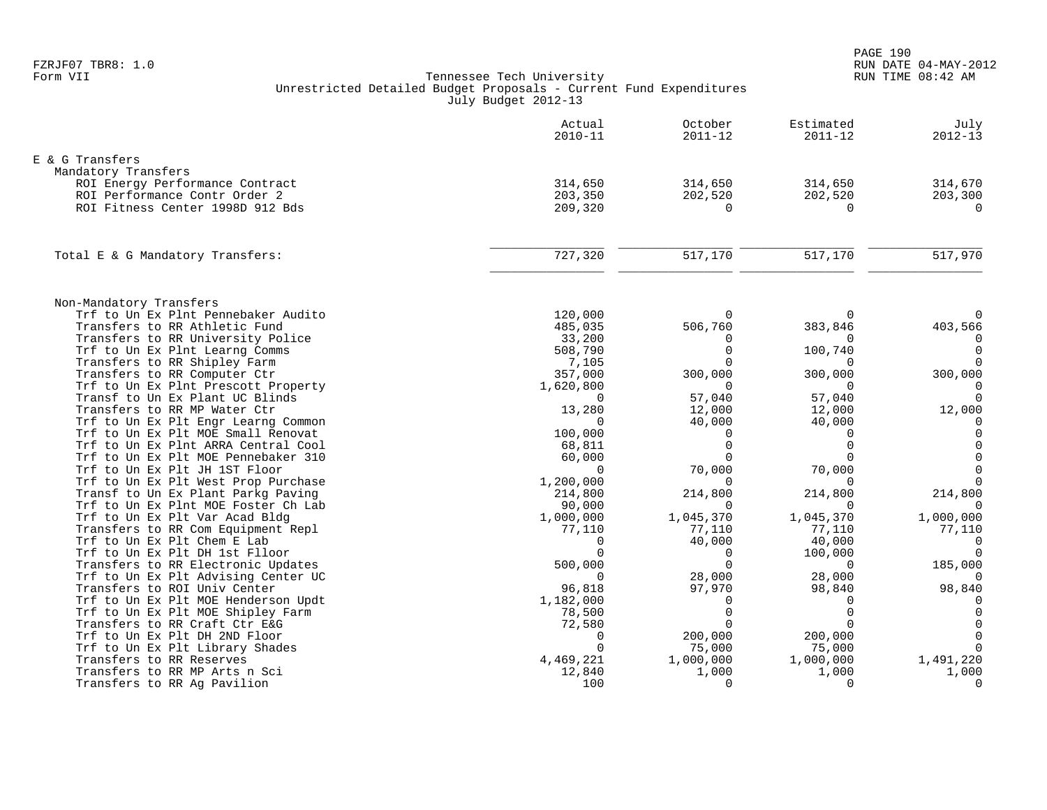FZRJF07 TBR8: 1.0
Form VII

Tennessee Tech University
Unrestricted Detailed Budget Proposals - Current Fund Expenditures
July Budget 2012-13

RUN DATE 04-MAY-2012
RUN TIME 08:42 AM

| | Actual 2010-11 | October 2011-12 | Estimated 2011-12 | July 2012-13 |
|---|---|---|---|---|
| **E & G Transfers** | | | | |
| Mandatory Transfers | | | | |
| ROI Energy Performance Contract | 314,650 | 314,650 | 314,650 | 314,670 |
| ROI Performance Contr Order 2 | 203,350 | 202,520 | 202,520 | 203,300 |
| ROI Fitness Center 1998D 912 Bds | 209,320 | 0 | 0 | 0 |
| Total E & G Mandatory Transfers: | 727,320 | 517,170 | 517,170 | 517,970 |
| Non-Mandatory Transfers | | | | |
| Trf to Un Ex Plnt Pennebaker Audito | 120,000 | 0 | 0 | 0 |
| Transfers to RR Athletic Fund | 485,035 | 506,760 | 383,846 | 403,566 |
| Transfers to RR University Police | 33,200 | 0 | 0 | 0 |
| Trf to Un Ex Plnt Learng Comms | 508,790 | 0 | 100,740 | 0 |
| Transfers to RR Shipley Farm | 7,105 | 0 | 0 | 0 |
| Transfers to RR Computer Ctr | 357,000 | 300,000 | 300,000 | 300,000 |
| Trf to Un Ex Plnt Prescott Property | 1,620,800 | 0 | 0 | 0 |
| Transf to Un Ex Plant UC Blinds | 0 | 57,040 | 57,040 | 0 |
| Transfers to RR MP Water Ctr | 13,280 | 12,000 | 12,000 | 12,000 |
| Trf to Un Ex Plt Engr Learng Common | 0 | 40,000 | 40,000 | 0 |
| Trf to Un Ex Plt MOE Small Renovat | 100,000 | 0 | 0 | 0 |
| Trf to Un Ex Plnt ARRA Central Cool | 68,811 | 0 | 0 | 0 |
| Trf to Un Ex Plt MOE Pennebaker 310 | 60,000 | 0 | 0 | 0 |
| Trf to Un Ex Plt JH 1ST Floor | 0 | 70,000 | 70,000 | 0 |
| Trf to Un Ex Plt West Prop Purchase | 1,200,000 | 0 | 0 | 0 |
| Transf to Un Ex Plant Parkg Paving | 214,800 | 214,800 | 214,800 | 214,800 |
| Trf to Un Ex Plnt MOE Foster Ch Lab | 90,000 | 0 | 0 | 0 |
| Trf to Un Ex Plt Var Acad Bldg | 1,000,000 | 1,045,370 | 1,045,370 | 1,000,000 |
| Transfers to RR Com Equipment Repl | 77,110 | 77,110 | 77,110 | 77,110 |
| Trf to Un Ex Plt Chem E Lab | 0 | 40,000 | 40,000 | 0 |
| Trf to Un Ex Plt DH 1st Flloor | 0 | 0 | 100,000 | 0 |
| Transfers to RR Electronic Updates | 500,000 | 0 | 0 | 185,000 |
| Trf to Un Ex Plt Advising Center UC | 0 | 28,000 | 28,000 | 0 |
| Transfers to ROI Univ Center | 96,818 | 97,970 | 98,840 | 98,840 |
| Trf to Un Ex Plt MOE Henderson Updt | 1,182,000 | 0 | 0 | 0 |
| Trf to Un Ex Plt MOE Shipley Farm | 78,500 | 0 | 0 | 0 |
| Transfers to RR Craft Ctr E&G | 72,580 | 0 | 0 | 0 |
| Trf to Un Ex Plt DH 2ND Floor | 0 | 200,000 | 200,000 | 0 |
| Trf to Un Ex Plt Library Shades | 0 | 75,000 | 75,000 | 0 |
| Transfers to RR Reserves | 4,469,221 | 1,000,000 | 1,000,000 | 1,491,220 |
| Transfers to RR MP Arts n Sci | 12,840 | 1,000 | 1,000 | 1,000 |
| Transfers to RR Ag Pavilion | 100 | 0 | 0 | 0 |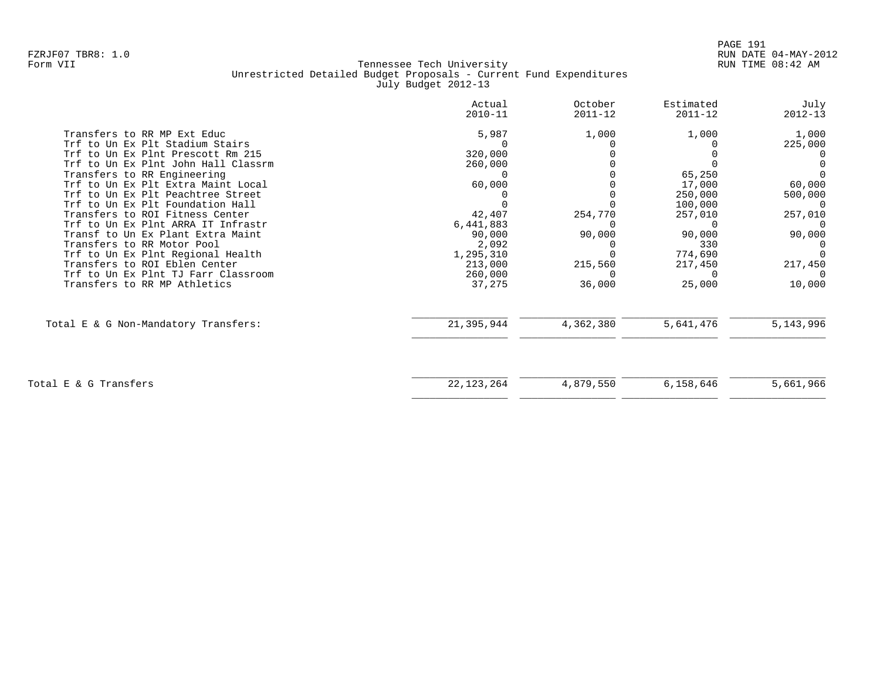Tennessee Tech University
Unrestricted Detailed Budget Proposals - Current Fund Expenditures
July Budget 2012-13

| | Actual 2010-11 | October 2011-12 | Estimated 2011-12 | July 2012-13 |
|---|---|---|---|---|
| Transfers to RR MP Ext Educ | 5,987 | 1,000 | 1,000 | 1,000 |
| Trf to Un Ex Plt Stadium Stairs | 0 | 0 | 0 | 225,000 |
| Trf to Un Ex Plnt Prescott Rm 215 | 320,000 | 0 | 0 | 0 |
| Trf to Un Ex Plnt John Hall Classrm | 260,000 | 0 | 0 | 0 |
| Transfers to RR Engineering | 0 | 0 | 65,250 | 0 |
| Trf to Un Ex Plt Extra Maint Local | 60,000 | 0 | 17,000 | 60,000 |
| Trf to Un Ex Plt Peachtree Street | 0 | 0 | 250,000 | 500,000 |
| Trf to Un Ex Plt Foundation Hall | 0 | 0 | 100,000 | 0 |
| Transfers to ROI Fitness Center | 42,407 | 254,770 | 257,010 | 257,010 |
| Trf to Un Ex Plnt ARRA IT Infrastr | 6,441,883 | 0 | 0 | 0 |
| Transf to Un Ex Plant Extra Maint | 90,000 | 90,000 | 90,000 | 90,000 |
| Transfers to RR Motor Pool | 2,092 | 0 | 330 | 0 |
| Trf to Un Ex Plnt Regional Health | 1,295,310 | 0 | 774,690 | 0 |
| Transfers to ROI Eblen Center | 213,000 | 215,560 | 217,450 | 217,450 |
| Trf to Un Ex Plnt TJ Farr Classroom | 260,000 | 0 | 0 | 0 |
| Transfers to RR MP Athletics | 37,275 | 36,000 | 25,000 | 10,000 |
| Total E & G Non-Mandatory Transfers: | 21,395,944 | 4,362,380 | 5,641,476 | 5,143,996 |
| Total E & G Transfers | 22,123,264 | 4,879,550 | 6,158,646 | 5,661,966 |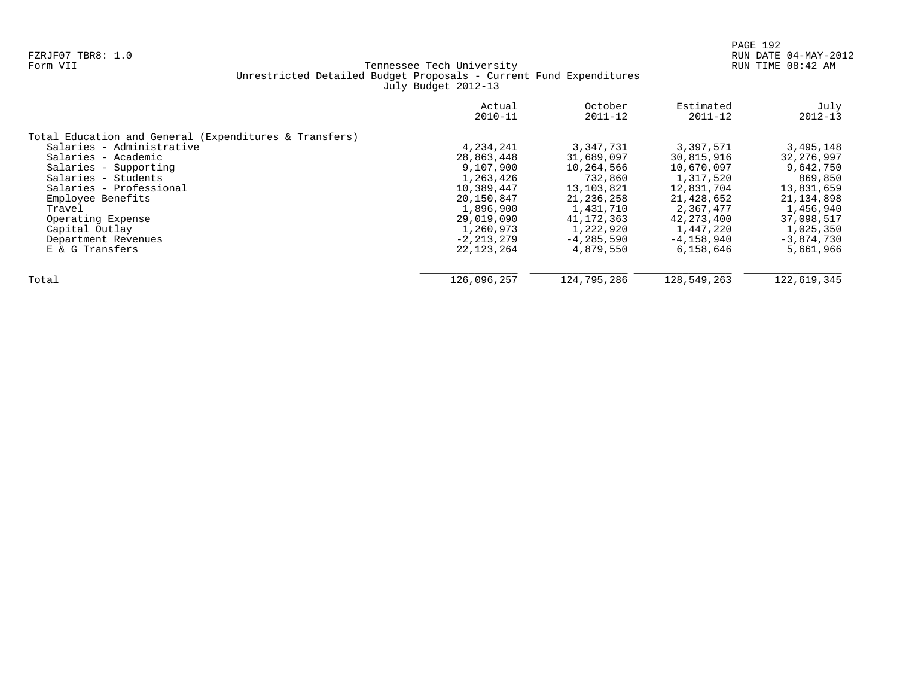FZRJF07 TBR8: 1.0
Form VII

# Tennessee Tech University
## Unrestricted Detailed Budget Proposals - Current Fund Expenditures
### July Budget 2012-13

RUN DATE 04-MAY-2012
RUN TIME 08:42 AM

| | Actual 2010-11 | October 2011-12 | Estimated 2011-12 | July 2012-13 |
|---|---|---|---|---|
| Total Education and General (Expenditures & Transfers) | | | | |
| Salaries - Administrative | 4,234,241 | 3,347,731 | 3,397,571 | 3,495,148 |
| Salaries - Academic | 28,863,448 | 31,689,097 | 30,815,916 | 32,276,997 |
| Salaries - Supporting | 9,107,900 | 10,264,566 | 10,670,097 | 9,642,750 |
| Salaries - Students | 1,263,426 | 732,860 | 1,317,520 | 869,850 |
| Salaries - Professional | 10,389,447 | 13,103,821 | 12,831,704 | 13,831,659 |
| Employee Benefits | 20,150,847 | 21,236,258 | 21,428,652 | 21,134,898 |
| Travel | 1,896,900 | 1,431,710 | 2,367,477 | 1,456,940 |
| Operating Expense | 29,019,090 | 41,172,363 | 42,273,400 | 37,098,517 |
| Capital Outlay | 1,260,973 | 1,222,920 | 1,447,220 | 1,025,350 |
| Department Revenues | -2,213,279 | -4,285,590 | -4,158,940 | -3,874,730 |
| E & G Transfers | 22,123,264 | 4,879,550 | 6,158,646 | 5,661,966 |
| Total | 126,096,257 | 124,795,286 | 128,549,263 | 122,619,345 |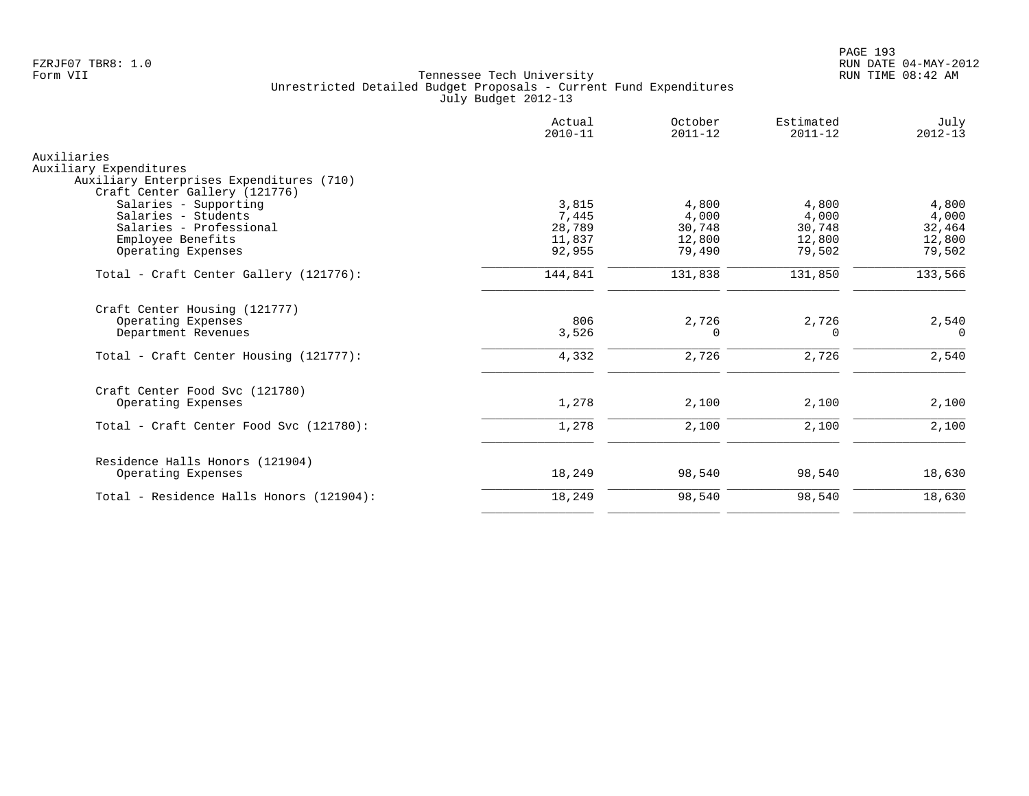Tennessee Tech University
Unrestricted Detailed Budget Proposals - Current Fund Expenditures
July Budget 2012-13

| | Actual 2010-11 | October 2011-12 | Estimated 2011-12 | July 2012-13 |
|---|---|---|---|---|
| Auxiliaries | | | | |
| Auxiliary Expenditures | | | | |
| Auxiliary Enterprises Expenditures (710) | | | | |
| Craft Center Gallery (121776) | | | | |
| Salaries - Supporting | 3,815 | 4,800 | 4,800 | 4,800 |
| Salaries - Students | 7,445 | 4,000 | 4,000 | 4,000 |
| Salaries - Professional | 28,789 | 30,748 | 30,748 | 32,464 |
| Employee Benefits | 11,837 | 12,800 | 12,800 | 12,800 |
| Operating Expenses | 92,955 | 79,490 | 79,502 | 79,502 |
| Total - Craft Center Gallery (121776): | 144,841 | 131,838 | 131,850 | 133,566 |
| Craft Center Housing (121777) | | | | |
| Operating Expenses | 806 | 2,726 | 2,726 | 2,540 |
| Department Revenues | 3,526 | 0 | 0 | 0 |
| Total - Craft Center Housing (121777): | 4,332 | 2,726 | 2,726 | 2,540 |
| Craft Center Food Svc (121780) | | | | |
| Operating Expenses | 1,278 | 2,100 | 2,100 | 2,100 |
| Total - Craft Center Food Svc (121780): | 1,278 | 2,100 | 2,100 | 2,100 |
| Residence Halls Honors (121904) | | | | |
| Operating Expenses | 18,249 | 98,540 | 98,540 | 18,630 |
| Total - Residence Halls Honors (121904): | 18,249 | 98,540 | 98,540 | 18,630 |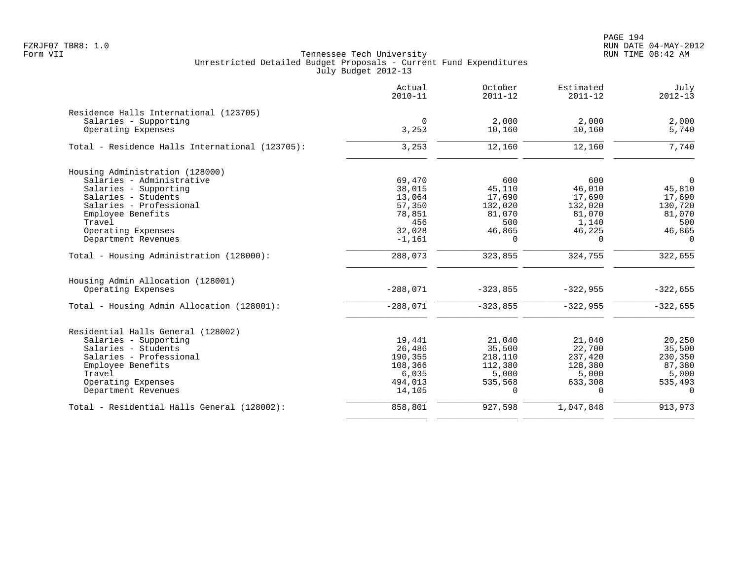Tennessee Tech University
Unrestricted Detailed Budget Proposals - Current Fund Expenditures
July Budget 2012-13

| | Actual 2010-11 | October 2011-12 | Estimated 2011-12 | July 2012-13 |
|---|---|---|---|---|
| **Residence Halls International (123705)** | | | | |
| Salaries - Supporting | 0 | 2,000 | 2,000 | 2,000 |
| Operating Expenses | 3,253 | 10,160 | 10,160 | 5,740 |
| Total - Residence Halls International (123705): | 3,253 | 12,160 | 12,160 | 7,740 |
| **Housing Administration (128000)** | | | | |
| Salaries - Administrative | 69,470 | 600 | 600 | 0 |
| Salaries - Supporting | 38,015 | 45,110 | 46,010 | 45,810 |
| Salaries - Students | 13,064 | 17,690 | 17,690 | 17,690 |
| Salaries - Professional | 57,350 | 132,020 | 132,020 | 130,720 |
| Employee Benefits | 78,851 | 81,070 | 81,070 | 81,070 |
| Travel | 456 | 500 | 1,140 | 500 |
| Operating Expenses | 32,028 | 46,865 | 46,225 | 46,865 |
| Department Revenues | -1,161 | 0 | 0 | 0 |
| Total - Housing Administration (128000): | 288,073 | 323,855 | 324,755 | 322,655 |
| **Housing Admin Allocation (128001)** | | | | |
| Operating Expenses | -288,071 | -323,855 | -322,955 | -322,655 |
| Total - Housing Admin Allocation (128001): | -288,071 | -323,855 | -322,955 | -322,655 |
| **Residential Halls General (128002)** | | | | |
| Salaries - Supporting | 19,441 | 21,040 | 21,040 | 20,250 |
| Salaries - Students | 26,486 | 35,500 | 22,700 | 35,500 |
| Salaries - Professional | 190,355 | 218,110 | 237,420 | 230,350 |
| Employee Benefits | 108,366 | 112,380 | 128,380 | 87,380 |
| Travel | 6,035 | 5,000 | 5,000 | 5,000 |
| Operating Expenses | 494,013 | 535,568 | 633,308 | 535,493 |
| Department Revenues | 14,105 | 0 | 0 | 0 |
| Total - Residential Halls General (128002): | 858,801 | 927,598 | 1,047,848 | 913,973 |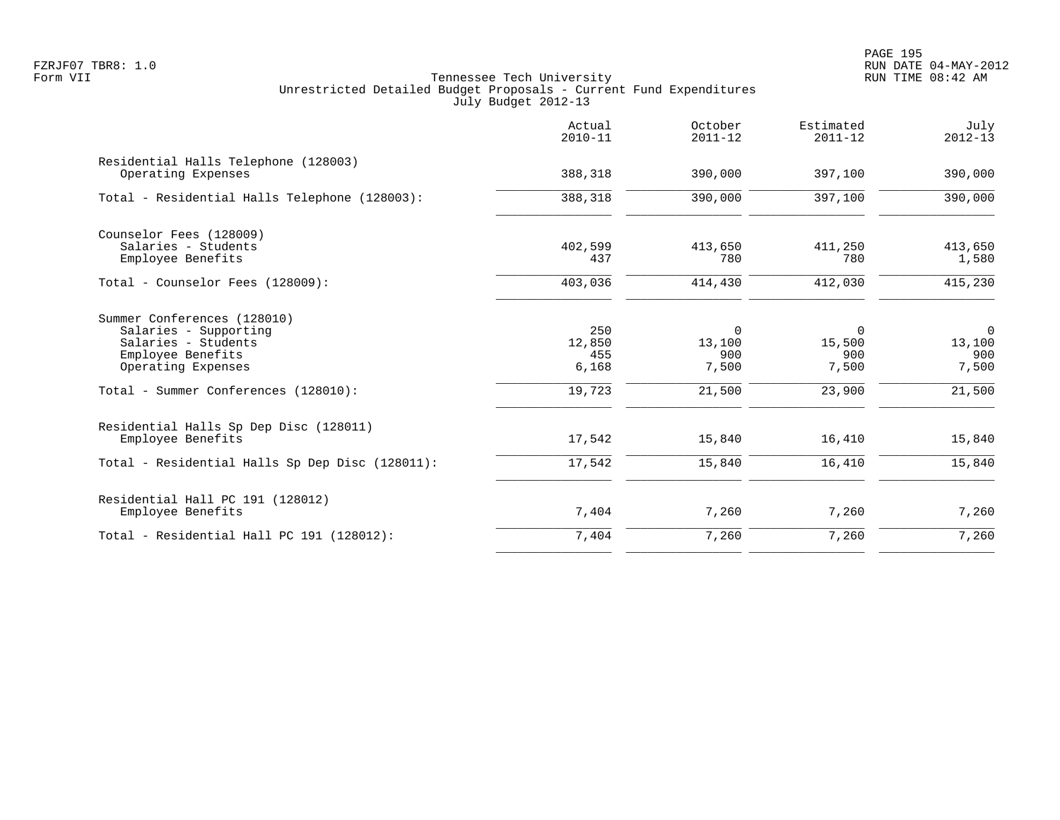FZRJF07 TBR8: 1.0
Form VII

Tennessee Tech University
Unrestricted Detailed Budget Proposals - Current Fund Expenditures
July Budget 2012-13

RUN DATE 04-MAY-2012
RUN TIME 08:42 AM

| | Actual 2010-11 | October 2011-12 | Estimated 2011-12 | July 2012-13 |
|---|---|---|---|---|
| **Residential Halls Telephone (128003)** | | | | |
| Operating Expenses | 388,318 | 390,000 | 397,100 | 390,000 |
| Total - Residential Halls Telephone (128003): | 388,318 | 390,000 | 397,100 | 390,000 |
| **Counselor Fees (128009)** | | | | |
| Salaries - Students | 402,599 | 413,650 | 411,250 | 413,650 |
| Employee Benefits | 437 | 780 | 780 | 1,580 |
| Total - Counselor Fees (128009): | 403,036 | 414,430 | 412,030 | 415,230 |
| **Summer Conferences (128010)** | | | | |
| Salaries - Supporting | 250 | 0 | 0 | 0 |
| Salaries - Students | 12,850 | 13,100 | 15,500 | 13,100 |
| Employee Benefits | 455 | 900 | 900 | 900 |
| Operating Expenses | 6,168 | 7,500 | 7,500 | 7,500 |
| Total - Summer Conferences (128010): | 19,723 | 21,500 | 23,900 | 21,500 |
| **Residential Halls Sp Dep Disc (128011)** | | | | |
| Employee Benefits | 17,542 | 15,840 | 16,410 | 15,840 |
| Total - Residential Halls Sp Dep Disc (128011): | 17,542 | 15,840 | 16,410 | 15,840 |
| **Residential Hall PC 191 (128012)** | | | | |
| Employee Benefits | 7,404 | 7,260 | 7,260 | 7,260 |
| Total - Residential Hall PC 191 (128012): | 7,404 | 7,260 | 7,260 | 7,260 |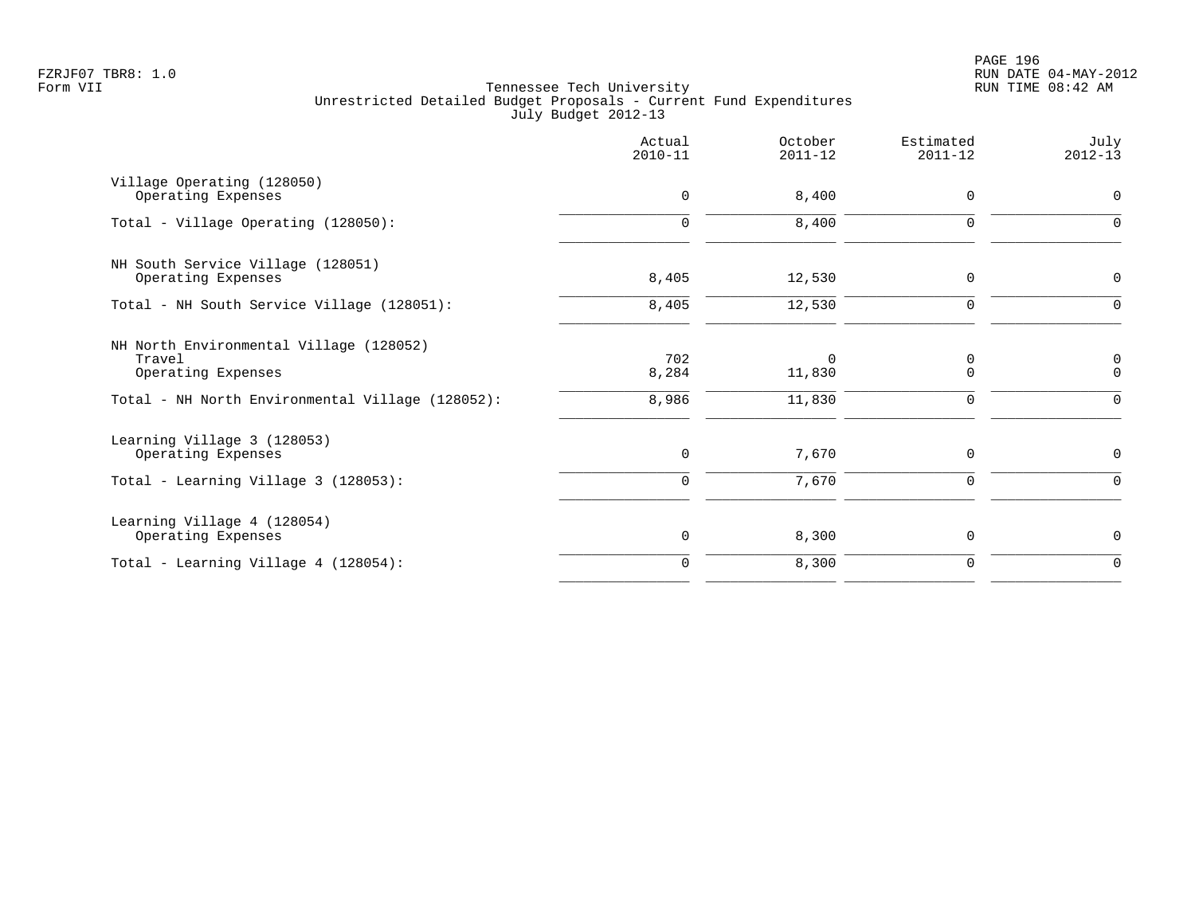Tennessee Tech University
Unrestricted Detailed Budget Proposals - Current Fund Expenditures
July Budget 2012-13

| | Actual 2010-11 | October 2011-12 | Estimated 2011-12 | July 2012-13 |
|---|---|---|---|---|
| **Village Operating (128050)** | | | | |
| Operating Expenses | 0 | 8,400 | 0 | 0 |
| Total - Village Operating (128050): | 0 | 8,400 | 0 | 0 |
| **NH South Service Village (128051)** | | | | |
| Operating Expenses | 8,405 | 12,530 | 0 | 0 |
| Total - NH South Service Village (128051): | 8,405 | 12,530 | 0 | 0 |
| **NH North Environmental Village (128052)** | | | | |
| Travel | 702 | 0 | 0 | 0 |
| Operating Expenses | 8,284 | 11,830 | 0 | 0 |
| Total - NH North Environmental Village (128052): | 8,986 | 11,830 | 0 | 0 |
| **Learning Village 3 (128053)** | | | | |
| Operating Expenses | 0 | 7,670 | 0 | 0 |
| Total - Learning Village 3 (128053): | 0 | 7,670 | 0 | 0 |
| **Learning Village 4 (128054)** | | | | |
| Operating Expenses | 0 | 8,300 | 0 | 0 |
| Total - Learning Village 4 (128054): | 0 | 8,300 | 0 | 0 |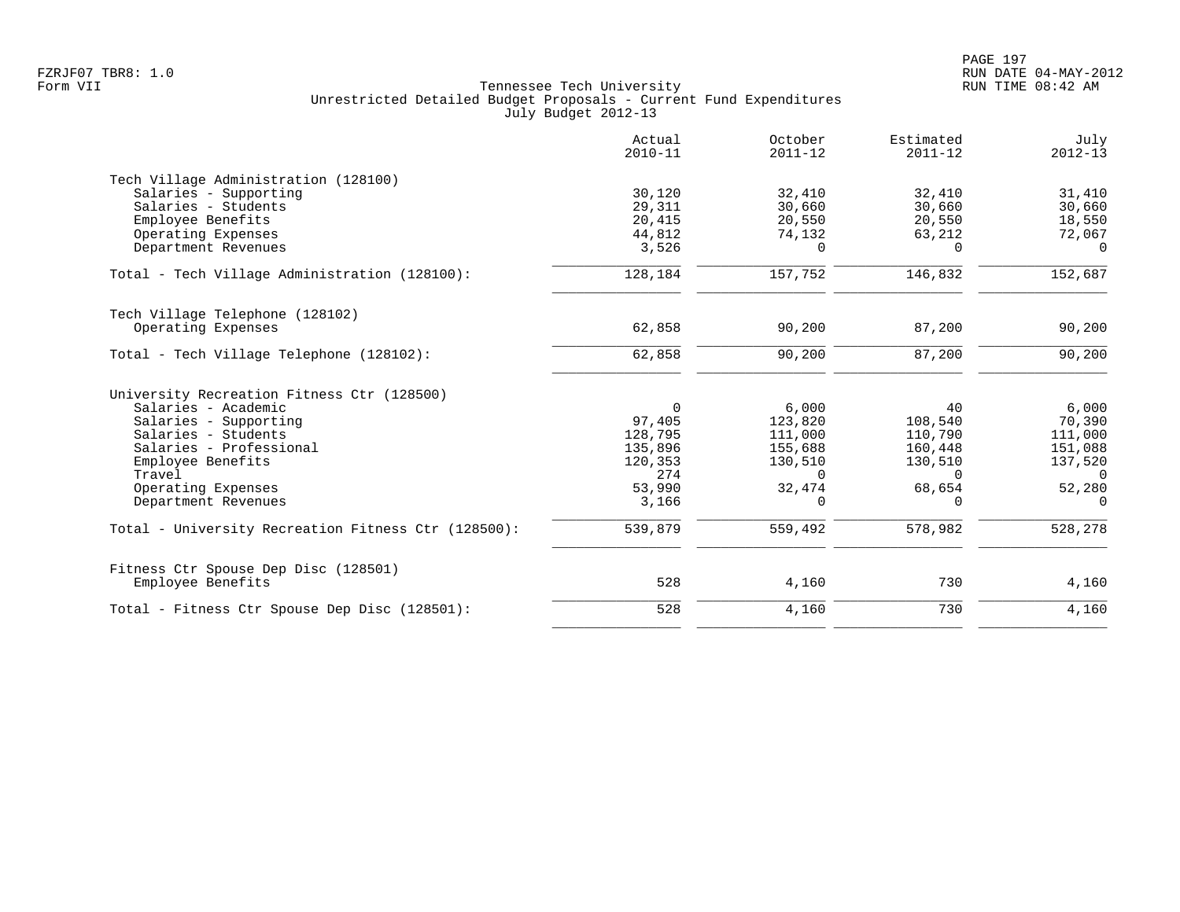FZRJF07 TBR8: 1.0
Form VII

# Tennessee Tech University
## Unrestricted Detailed Budget Proposals - Current Fund Expenditures
### July Budget 2012-13

| | Actual 2010-11 | October 2011-12 | Estimated 2011-12 | July 2012-13 |
|---|---|---|---|---|
| **Tech Village Administration (128100)** | | | | |
| Salaries - Supporting | 30,120 | 32,410 | 32,410 | 31,410 |
| Salaries - Students | 29,311 | 30,660 | 30,660 | 30,660 |
| Employee Benefits | 20,415 | 20,550 | 20,550 | 18,550 |
| Operating Expenses | 44,812 | 74,132 | 63,212 | 72,067 |
| Department Revenues | 3,526 | 0 | 0 | 0 |
| Total - Tech Village Administration (128100): | 128,184 | 157,752 | 146,832 | 152,687 |
| **Tech Village Telephone (128102)** | | | | |
| Operating Expenses | 62,858 | 90,200 | 87,200 | 90,200 |
| Total - Tech Village Telephone (128102): | 62,858 | 90,200 | 87,200 | 90,200 |
| **University Recreation Fitness Ctr (128500)** | | | | |
| Salaries - Academic | 0 | 6,000 | 40 | 6,000 |
| Salaries - Supporting | 97,405 | 123,820 | 108,540 | 70,390 |
| Salaries - Students | 128,795 | 111,000 | 110,790 | 111,000 |
| Salaries - Professional | 135,896 | 155,688 | 160,448 | 151,088 |
| Employee Benefits | 120,353 | 130,510 | 130,510 | 137,520 |
| Travel | 274 | 0 | 0 | 0 |
| Operating Expenses | 53,990 | 32,474 | 68,654 | 52,280 |
| Department Revenues | 3,166 | 0 | 0 | 0 |
| Total - University Recreation Fitness Ctr (128500): | 539,879 | 559,492 | 578,982 | 528,278 |
| **Fitness Ctr Spouse Dep Disc (128501)** | | | | |
| Employee Benefits | 528 | 4,160 | 730 | 4,160 |
| Total - Fitness Ctr Spouse Dep Disc (128501): | 528 | 4,160 | 730 | 4,160 |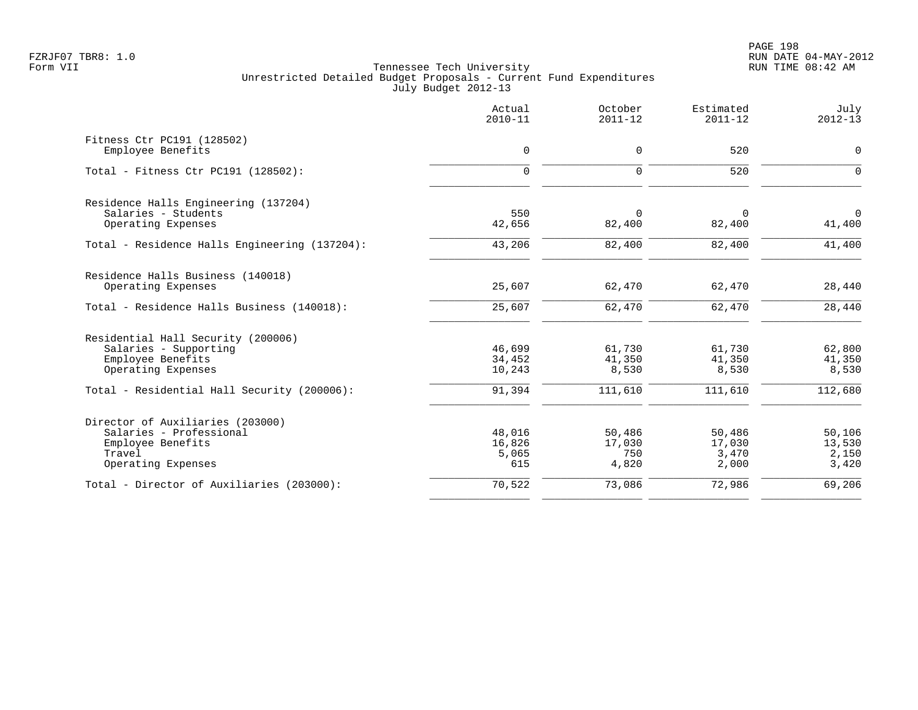Tennessee Tech University
Unrestricted Detailed Budget Proposals - Current Fund Expenditures
July Budget 2012-13

| | Actual 2010-11 | October 2011-12 | Estimated 2011-12 | July 2012-13 |
|---|---|---|---|---|
| Fitness Ctr PC191 (128502) | | | | |
| Employee Benefits | 0 | 0 | 520 | 0 |
| Total - Fitness Ctr PC191 (128502): | 0 | 0 | 520 | 0 |
| Residence Halls Engineering (137204) | | | | |
| Salaries - Students | 550 | 0 | 0 | 0 |
| Operating Expenses | 42,656 | 82,400 | 82,400 | 41,400 |
| Total - Residence Halls Engineering (137204): | 43,206 | 82,400 | 82,400 | 41,400 |
| Residence Halls Business (140018) | | | | |
| Operating Expenses | 25,607 | 62,470 | 62,470 | 28,440 |
| Total - Residence Halls Business (140018): | 25,607 | 62,470 | 62,470 | 28,440 |
| Residential Hall Security (200006) | | | | |
| Salaries - Supporting | 46,699 | 61,730 | 61,730 | 62,800 |
| Employee Benefits | 34,452 | 41,350 | 41,350 | 41,350 |
| Operating Expenses | 10,243 | 8,530 | 8,530 | 8,530 |
| Total - Residential Hall Security (200006): | 91,394 | 111,610 | 111,610 | 112,680 |
| Director of Auxiliaries (203000) | | | | |
| Salaries - Professional | 48,016 | 50,486 | 50,486 | 50,106 |
| Employee Benefits | 16,826 | 17,030 | 17,030 | 13,530 |
| Travel | 5,065 | 750 | 3,470 | 2,150 |
| Operating Expenses | 615 | 4,820 | 2,000 | 3,420 |
| Total - Director of Auxiliaries (203000): | 70,522 | 73,086 | 72,986 | 69,206 |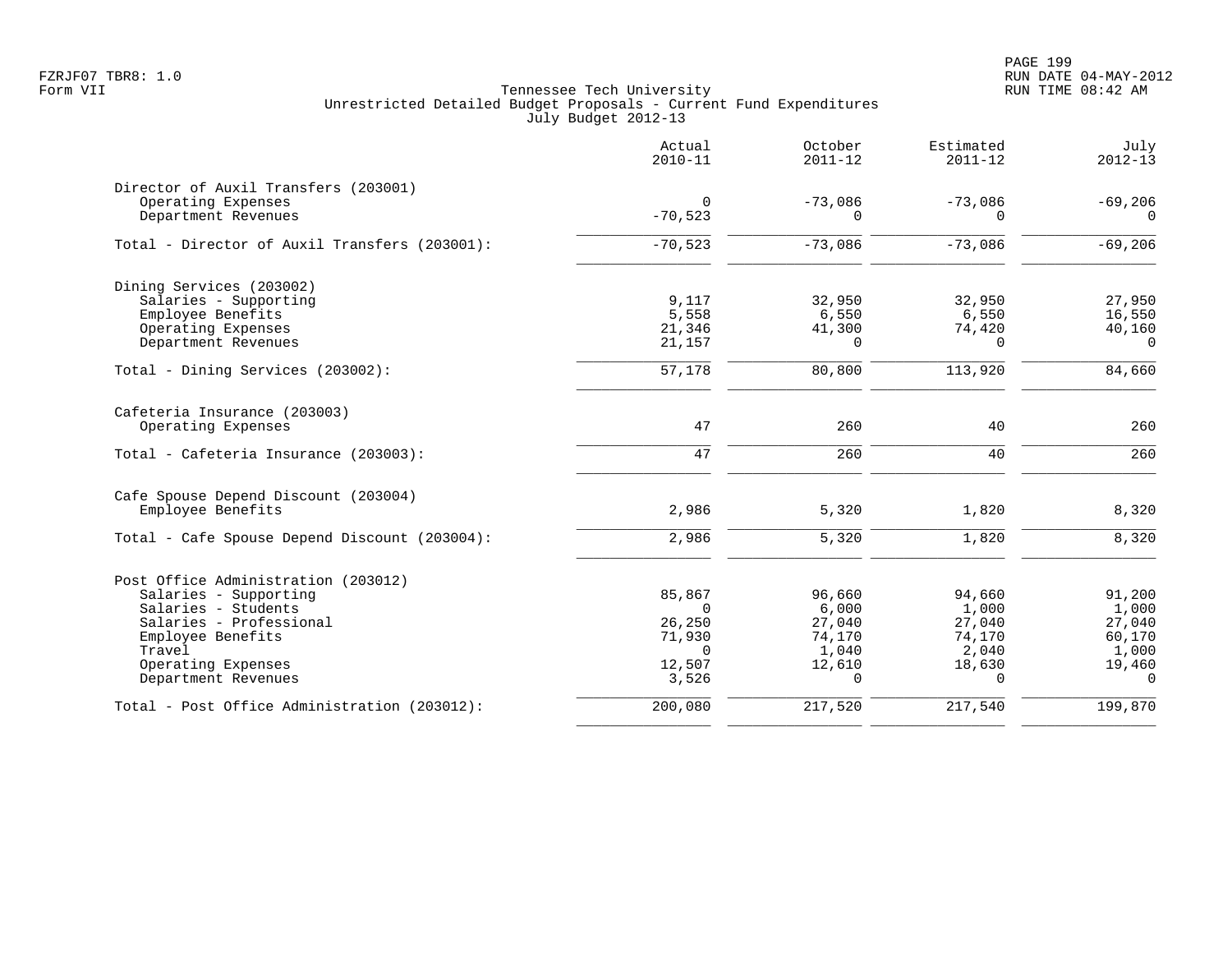Tennessee Tech University
Unrestricted Detailed Budget Proposals - Current Fund Expenditures
July Budget 2012-13

| | Actual 2010-11 | October 2011-12 | Estimated 2011-12 | July 2012-13 |
|---|---|---|---|---|
| **Director of Auxil Transfers (203001)** | | | | |
| Operating Expenses | 0 | -73,086 | -73,086 | -69,206 |
| Department Revenues | -70,523 | 0 | 0 | 0 |
| Total - Director of Auxil Transfers (203001): | -70,523 | -73,086 | -73,086 | -69,206 |
| **Dining Services (203002)** | | | | |
| Salaries - Supporting | 9,117 | 32,950 | 32,950 | 27,950 |
| Employee Benefits | 5,558 | 6,550 | 6,550 | 16,550 |
| Operating Expenses | 21,346 | 41,300 | 74,420 | 40,160 |
| Department Revenues | 21,157 | 0 | 0 | 0 |
| Total - Dining Services (203002): | 57,178 | 80,800 | 113,920 | 84,660 |
| **Cafeteria Insurance (203003)** | | | | |
| Operating Expenses | 47 | 260 | 40 | 260 |
| Total - Cafeteria Insurance (203003): | 47 | 260 | 40 | 260 |
| **Cafe Spouse Depend Discount (203004)** | | | | |
| Employee Benefits | 2,986 | 5,320 | 1,820 | 8,320 |
| Total - Cafe Spouse Depend Discount (203004): | 2,986 | 5,320 | 1,820 | 8,320 |
| **Post Office Administration (203012)** | | | | |
| Salaries - Supporting | 85,867 | 96,660 | 94,660 | 91,200 |
| Salaries - Students | 0 | 6,000 | 1,000 | 1,000 |
| Salaries - Professional | 26,250 | 27,040 | 27,040 | 27,040 |
| Employee Benefits | 71,930 | 74,170 | 74,170 | 60,170 |
| Travel | 0 | 1,040 | 2,040 | 1,000 |
| Operating Expenses | 12,507 | 12,610 | 18,630 | 19,460 |
| Department Revenues | 3,526 | 0 | 0 | 0 |
| Total - Post Office Administration (203012): | 200,080 | 217,520 | 217,540 | 199,870 |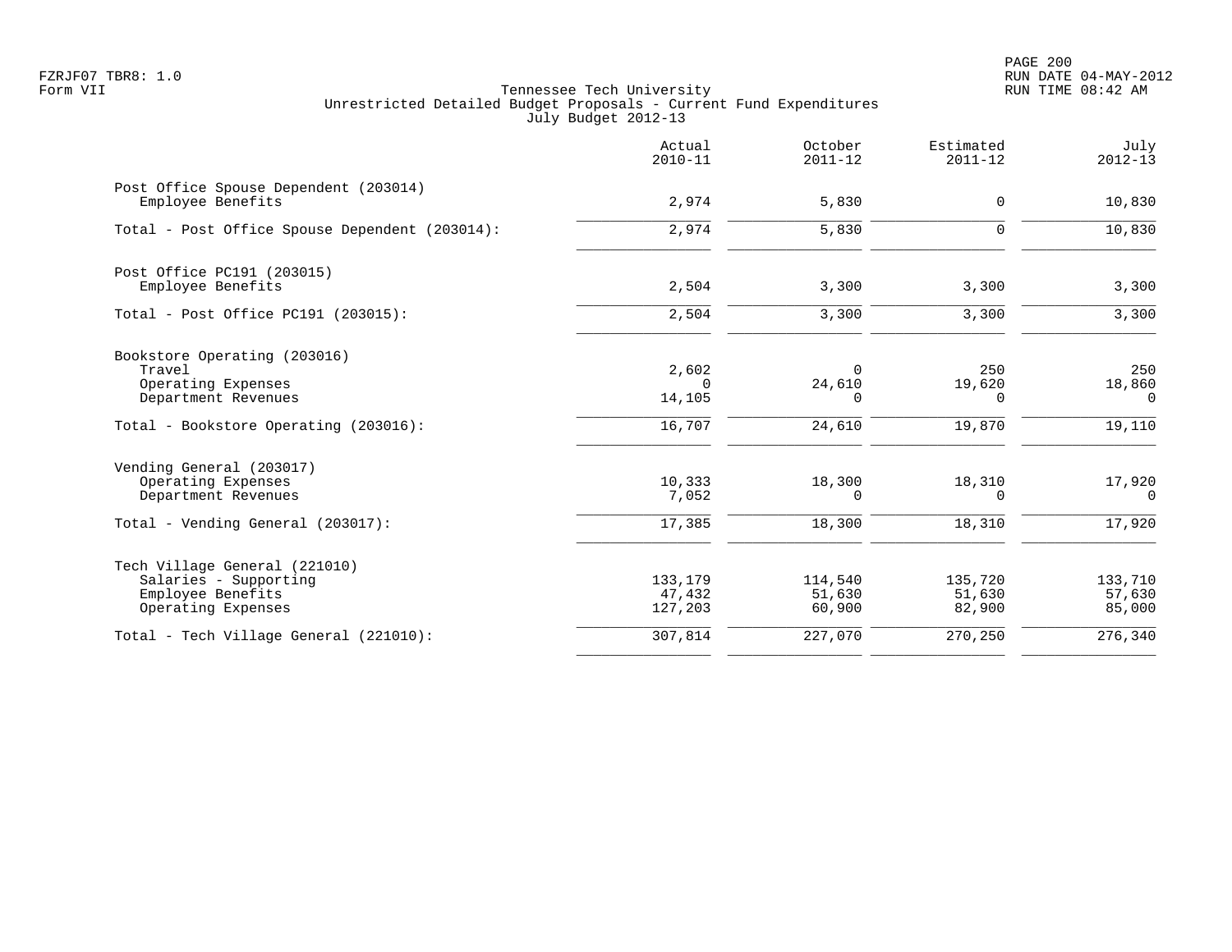Tennessee Tech University
Unrestricted Detailed Budget Proposals - Current Fund Expenditures
July Budget 2012-13

| | Actual 2010-11 | October 2011-12 | Estimated 2011-12 | July 2012-13 |
|---|---|---|---|---|
| **Post Office Spouse Dependent (203014)** | | | | |
| Employee Benefits | 2,974 | 5,830 | 0 | 10,830 |
| Total - Post Office Spouse Dependent (203014): | 2,974 | 5,830 | 0 | 10,830 |
| **Post Office PC191 (203015)** | | | | |
| Employee Benefits | 2,504 | 3,300 | 3,300 | 3,300 |
| Total - Post Office PC191 (203015): | 2,504 | 3,300 | 3,300 | 3,300 |
| **Bookstore Operating (203016)** | | | | |
| Travel | 2,602 | 0 | 250 | 250 |
| Operating Expenses | 0 | 24,610 | 19,620 | 18,860 |
| Department Revenues | 14,105 | 0 | 0 | 0 |
| Total - Bookstore Operating (203016): | 16,707 | 24,610 | 19,870 | 19,110 |
| **Vending General (203017)** | | | | |
| Operating Expenses | 10,333 | 18,300 | 18,310 | 17,920 |
| Department Revenues | 7,052 | 0 | 0 | 0 |
| Total - Vending General (203017): | 17,385 | 18,300 | 18,310 | 17,920 |
| **Tech Village General (221010)** | | | | |
| Salaries - Supporting | 133,179 | 114,540 | 135,720 | 133,710 |
| Employee Benefits | 47,432 | 51,630 | 51,630 | 57,630 |
| Operating Expenses | 127,203 | 60,900 | 82,900 | 85,000 |
| Total - Tech Village General (221010): | 307,814 | 227,070 | 270,250 | 276,340 |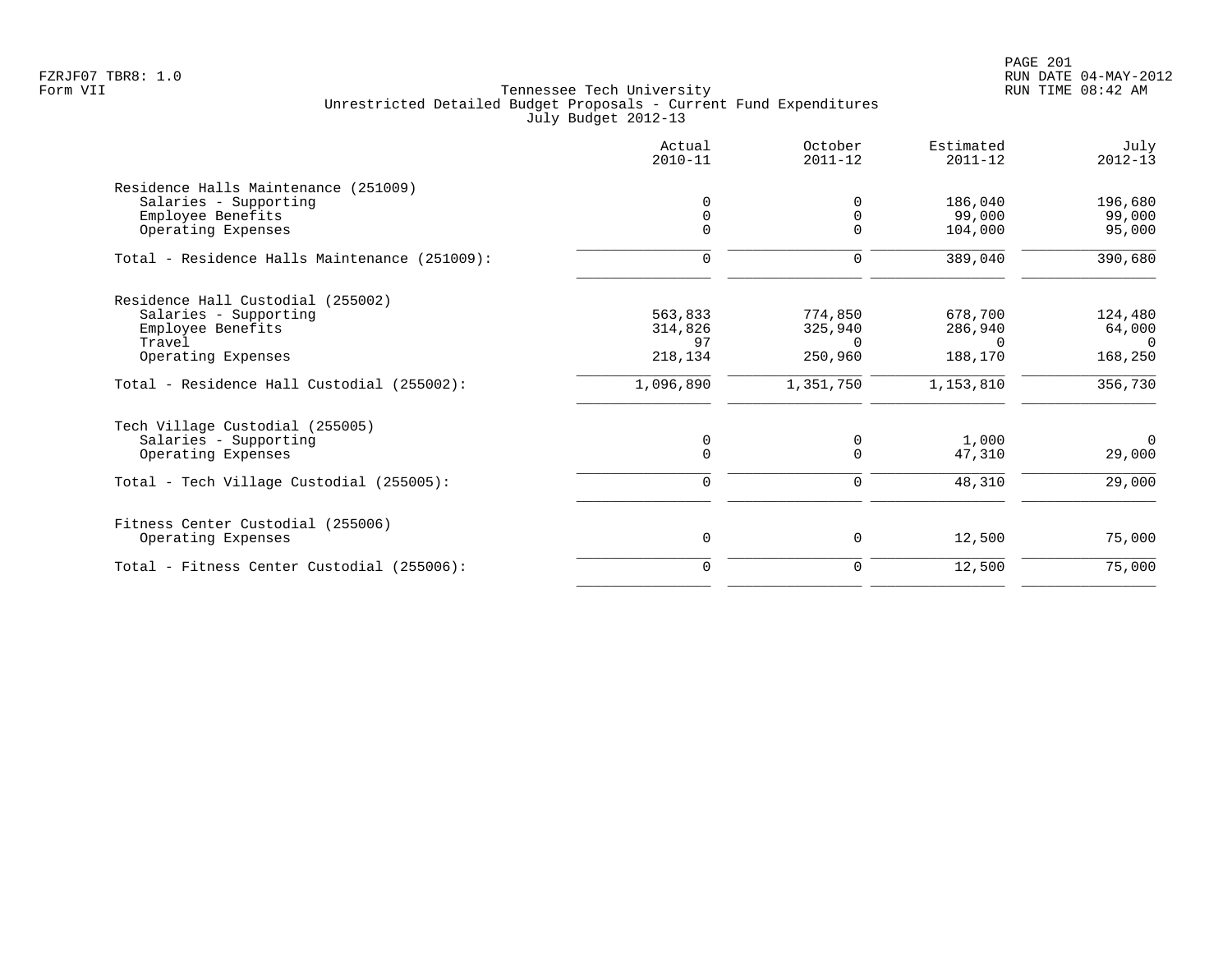Tennessee Tech University
Unrestricted Detailed Budget Proposals - Current Fund Expenditures
July Budget 2012-13

| | Actual 2010-11 | October 2011-12 | Estimated 2011-12 | July 2012-13 |
|---|---|---|---|---|
| **Residence Halls Maintenance (251009)** | | | | |
| Salaries - Supporting | 0 | 0 | 186,040 | 196,680 |
| Employee Benefits | 0 | 0 | 99,000 | 99,000 |
| Operating Expenses | 0 | 0 | 104,000 | 95,000 |
| Total - Residence Halls Maintenance (251009): | 0 | 0 | 389,040 | 390,680 |
| **Residence Hall Custodial (255002)** | | | | |
| Salaries - Supporting | 563,833 | 774,850 | 678,700 | 124,480 |
| Employee Benefits | 314,826 | 325,940 | 286,940 | 64,000 |
| Travel | 97 | 0 | 0 | 0 |
| Operating Expenses | 218,134 | 250,960 | 188,170 | 168,250 |
| Total - Residence Hall Custodial (255002): | 1,096,890 | 1,351,750 | 1,153,810 | 356,730 |
| **Tech Village Custodial (255005)** | | | | |
| Salaries - Supporting | 0 | 0 | 1,000 | 0 |
| Operating Expenses | 0 | 0 | 47,310 | 29,000 |
| Total - Tech Village Custodial (255005): | 0 | 0 | 48,310 | 29,000 |
| **Fitness Center Custodial (255006)** | | | | |
| Operating Expenses | 0 | 0 | 12,500 | 75,000 |
| Total - Fitness Center Custodial (255006): | 0 | 0 | 12,500 | 75,000 |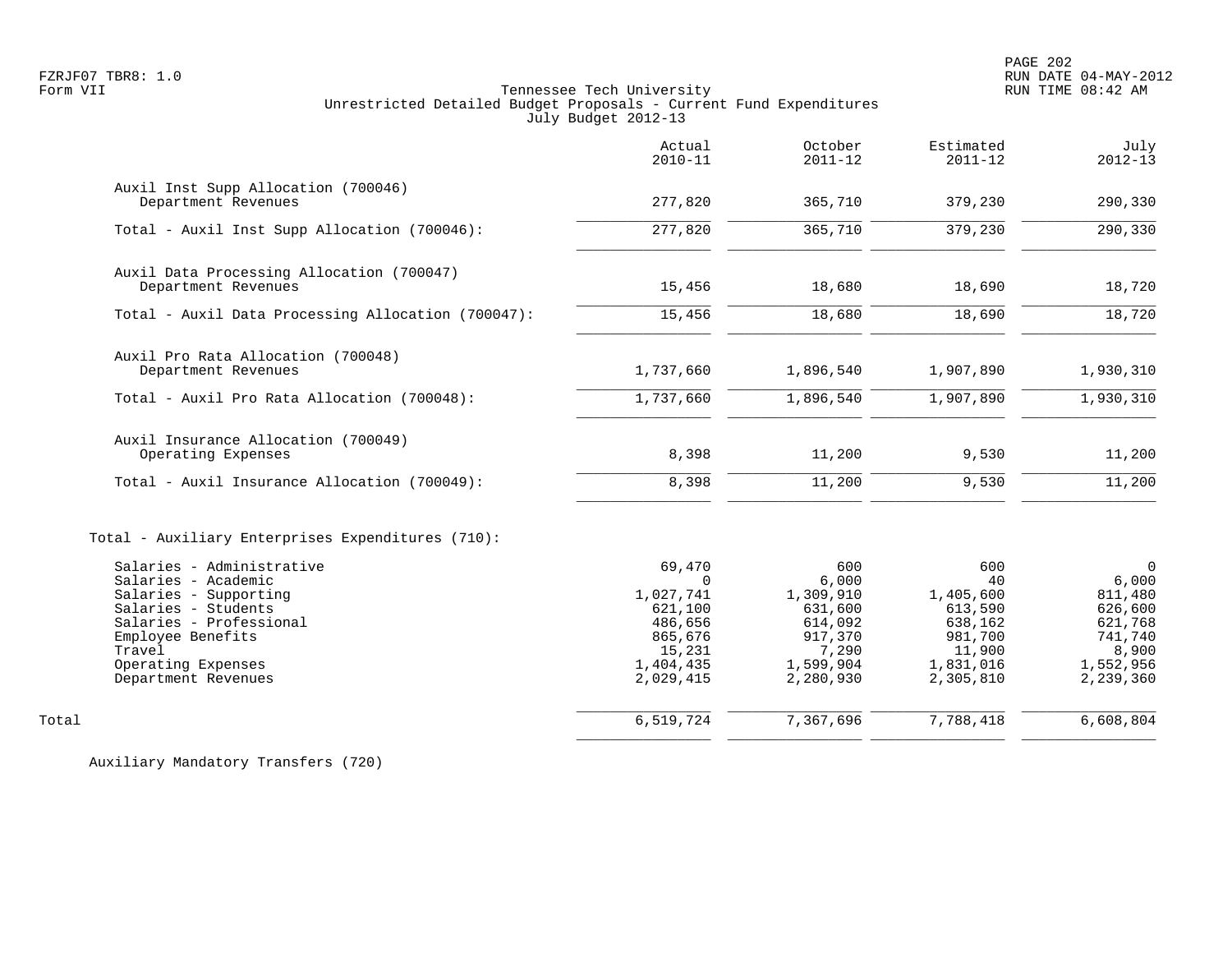Tennessee Tech University
Unrestricted Detailed Budget Proposals - Current Fund Expenditures
July Budget 2012-13

| | Actual 2010-11 | October 2011-12 | Estimated 2011-12 | July 2012-13 |
|---|---|---|---|---|
| **Auxil Inst Supp Allocation (700046)** | | | | |
| Department Revenues | 277,820 | 365,710 | 379,230 | 290,330 |
| Total - Auxil Inst Supp Allocation (700046): | 277,820 | 365,710 | 379,230 | 290,330 |
| **Auxil Data Processing Allocation (700047)** | | | | |
| Department Revenues | 15,456 | 18,680 | 18,690 | 18,720 |
| Total - Auxil Data Processing Allocation (700047): | 15,456 | 18,680 | 18,690 | 18,720 |
| **Auxil Pro Rata Allocation (700048)** | | | | |
| Department Revenues | 1,737,660 | 1,896,540 | 1,907,890 | 1,930,310 |
| Total - Auxil Pro Rata Allocation (700048): | 1,737,660 | 1,896,540 | 1,907,890 | 1,930,310 |
| **Auxil Insurance Allocation (700049)** | | | | |
| Operating Expenses | 8,398 | 11,200 | 9,530 | 11,200 |
| Total - Auxil Insurance Allocation (700049): | 8,398 | 11,200 | 9,530 | 11,200 |
| **Total - Auxiliary Enterprises Expenditures (710):** | | | | |
| Salaries - Administrative | 69,470 | 600 | 600 | 0 |
| Salaries - Academic | 0 | 6,000 | 40 | 6,000 |
| Salaries - Supporting | 1,027,741 | 1,309,910 | 1,405,600 | 811,480 |
| Salaries - Students | 621,100 | 631,600 | 613,590 | 626,600 |
| Salaries - Professional | 486,656 | 614,092 | 638,162 | 621,768 |
| Employee Benefits | 865,676 | 917,370 | 981,700 | 741,740 |
| Travel | 15,231 | 7,290 | 11,900 | 8,900 |
| Operating Expenses | 1,404,435 | 1,599,904 | 1,831,016 | 1,552,956 |
| Department Revenues | 2,029,415 | 2,280,930 | 2,305,810 | 2,239,360 |
| Total | 6,519,724 | 7,367,696 | 7,788,418 | 6,608,804 |

Auxiliary Mandatory Transfers (720)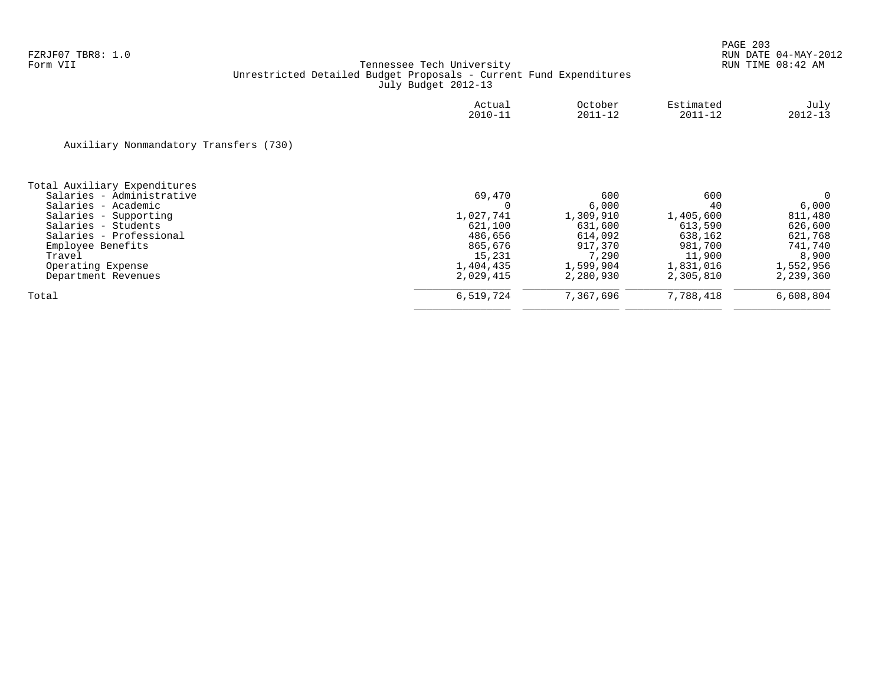FZRJF07 TBR8: 1.0
Form VII

Tennessee Tech University
Unrestricted Detailed Budget Proposals - Current Fund Expenditures
July Budget 2012-13

Auxiliary Nonmandatory Transfers (730)

| | Actual 2010-11 | October 2011-12 | Estimated 2011-12 | July 2012-13 |
|---|---|---|---|---|
| **Total Auxiliary Expenditures** | | | | |
| Salaries - Administrative | 69,470 | 600 | 600 | 0 |
| Salaries - Academic | 0 | 6,000 | 40 | 6,000 |
| Salaries - Supporting | 1,027,741 | 1,309,910 | 1,405,600 | 811,480 |
| Salaries - Students | 621,100 | 631,600 | 613,590 | 626,600 |
| Salaries - Professional | 486,656 | 614,092 | 638,162 | 621,768 |
| Employee Benefits | 865,676 | 917,370 | 981,700 | 741,740 |
| Travel | 15,231 | 7,290 | 11,900 | 8,900 |
| Operating Expense | 1,404,435 | 1,599,904 | 1,831,016 | 1,552,956 |
| Department Revenues | 2,029,415 | 2,280,930 | 2,305,810 | 2,239,360 |
| Total | 6,519,724 | 7,367,696 | 7,788,418 | 6,608,804 |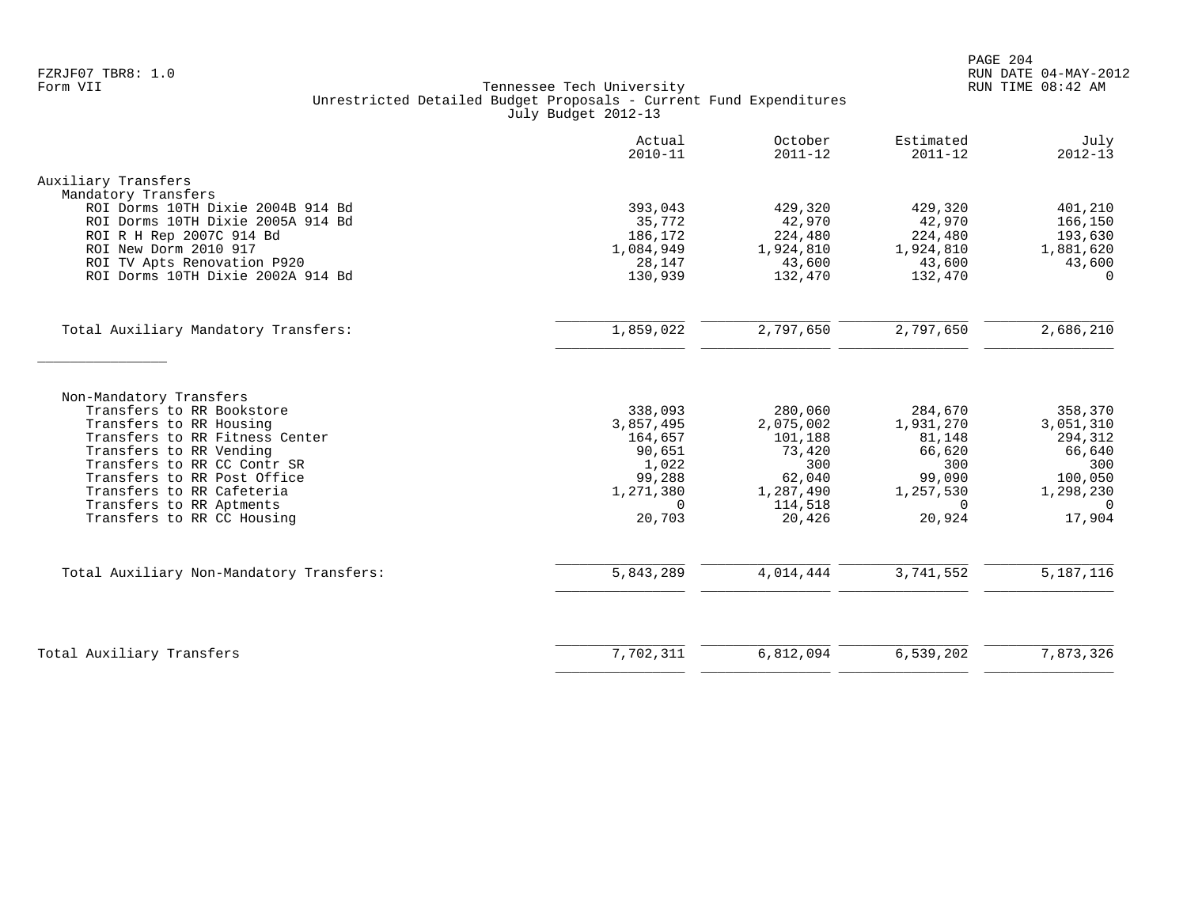FZRJF07 TBR8: 1.0
Form VII

Tennessee Tech University
Unrestricted Detailed Budget Proposals - Current Fund Expenditures
July Budget 2012-13

RUN DATE 04-MAY-2012
RUN TIME 08:42 AM

| | Actual 2010-11 | October 2011-12 | Estimated 2011-12 | July 2012-13 |
|---|---|---|---|---|
| **Auxiliary Transfers** | | | | |
| Mandatory Transfers | | | | |
| ROI Dorms 10TH Dixie 2004B 914 Bd | 393,043 | 429,320 | 429,320 | 401,210 |
| ROI Dorms 10TH Dixie 2005A 914 Bd | 35,772 | 42,970 | 42,970 | 166,150 |
| ROI R H Rep 2007C 914 Bd | 186,172 | 224,480 | 224,480 | 193,630 |
| ROI New Dorm 2010 917 | 1,084,949 | 1,924,810 | 1,924,810 | 1,881,620 |
| ROI TV Apts Renovation P920 | 28,147 | 43,600 | 43,600 | 43,600 |
| ROI Dorms 10TH Dixie 2002A 914 Bd | 130,939 | 132,470 | 132,470 | 0 |
| Total Auxiliary Mandatory Transfers: | 1,859,022 | 2,797,650 | 2,797,650 | 2,686,210 |
| Non-Mandatory Transfers | | | | |
| Transfers to RR Bookstore | 338,093 | 280,060 | 284,670 | 358,370 |
| Transfers to RR Housing | 3,857,495 | 2,075,002 | 1,931,270 | 3,051,310 |
| Transfers to RR Fitness Center | 164,657 | 101,188 | 81,148 | 294,312 |
| Transfers to RR Vending | 90,651 | 73,420 | 66,620 | 66,640 |
| Transfers to RR CC Contr SR | 1,022 | 300 | 300 | 300 |
| Transfers to RR Post Office | 99,288 | 62,040 | 99,090 | 100,050 |
| Transfers to RR Cafeteria | 1,271,380 | 1,287,490 | 1,257,530 | 1,298,230 |
| Transfers to RR Aptments | 0 | 114,518 | 0 | 0 |
| Transfers to RR CC Housing | 20,703 | 20,426 | 20,924 | 17,904 |
| Total Auxiliary Non-Mandatory Transfers: | 5,843,289 | 4,014,444 | 3,741,552 | 5,187,116 |
| Total Auxiliary Transfers | 7,702,311 | 6,812,094 | 6,539,202 | 7,873,326 |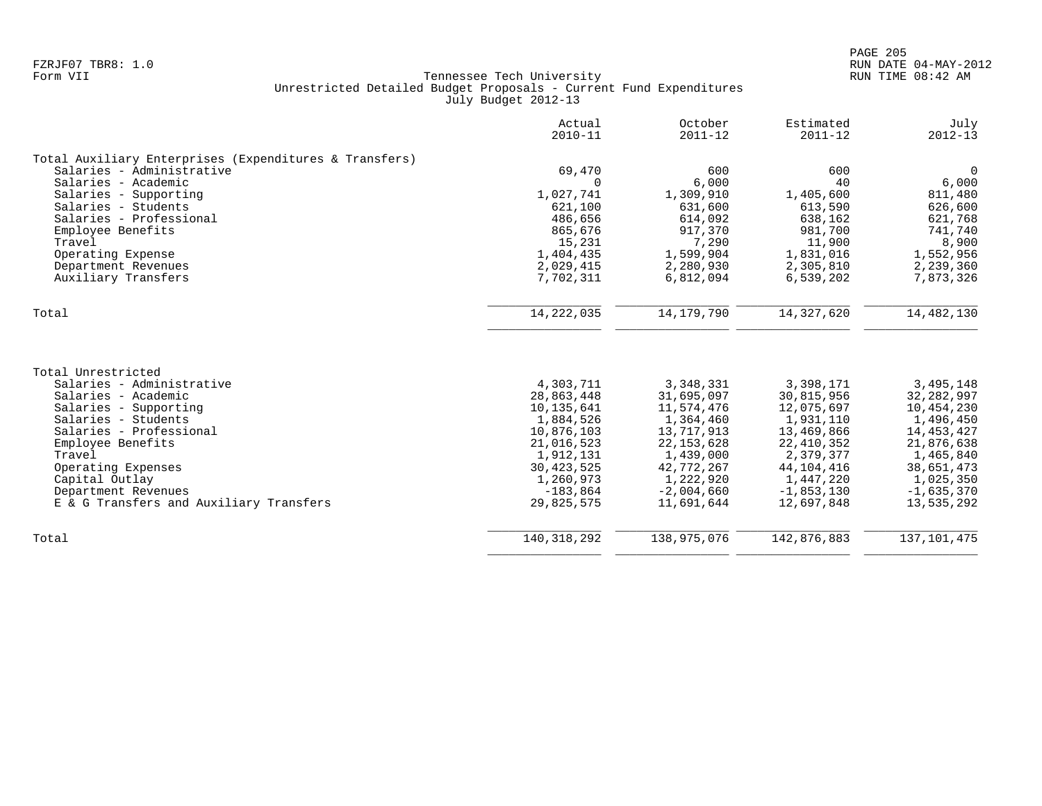FZRJF07 TBR8: 1.0
Form VII

Tennessee Tech University
Unrestricted Detailed Budget Proposals - Current Fund Expenditures
July Budget 2012-13

RUN DATE 04-MAY-2012
RUN TIME 08:42 AM

| | Actual 2010-11 | October 2011-12 | Estimated 2011-12 | July 2012-13 |
|---|---|---|---|---|
| **Total Auxiliary Enterprises (Expenditures & Transfers)** | | | | |
| Salaries - Administrative | 69,470 | 600 | 600 | 0 |
| Salaries - Academic | 0 | 6,000 | 40 | 6,000 |
| Salaries - Supporting | 1,027,741 | 1,309,910 | 1,405,600 | 811,480 |
| Salaries - Students | 621,100 | 631,600 | 613,590 | 626,600 |
| Salaries - Professional | 486,656 | 614,092 | 638,162 | 621,768 |
| Employee Benefits | 865,676 | 917,370 | 981,700 | 741,740 |
| Travel | 15,231 | 7,290 | 11,900 | 8,900 |
| Operating Expense | 1,404,435 | 1,599,904 | 1,831,016 | 1,552,956 |
| Department Revenues | 2,029,415 | 2,280,930 | 2,305,810 | 2,239,360 |
| Auxiliary Transfers | 7,702,311 | 6,812,094 | 6,539,202 | 7,873,326 |
| Total | 14,222,035 | 14,179,790 | 14,327,620 | 14,482,130 |
| **Total Unrestricted** | | | | |
| Salaries - Administrative | 4,303,711 | 3,348,331 | 3,398,171 | 3,495,148 |
| Salaries - Academic | 28,863,448 | 31,695,097 | 30,815,956 | 32,282,997 |
| Salaries - Supporting | 10,135,641 | 11,574,476 | 12,075,697 | 10,454,230 |
| Salaries - Students | 1,884,526 | 1,364,460 | 1,931,110 | 1,496,450 |
| Salaries - Professional | 10,876,103 | 13,717,913 | 13,469,866 | 14,453,427 |
| Employee Benefits | 21,016,523 | 22,153,628 | 22,410,352 | 21,876,638 |
| Travel | 1,912,131 | 1,439,000 | 2,379,377 | 1,465,840 |
| Operating Expenses | 30,423,525 | 42,772,267 | 44,104,416 | 38,651,473 |
| Capital Outlay | 1,260,973 | 1,222,920 | 1,447,220 | 1,025,350 |
| Department Revenues | -183,864 | -2,004,660 | -1,853,130 | -1,635,370 |
| E & G Transfers and Auxiliary Transfers | 29,825,575 | 11,691,644 | 12,697,848 | 13,535,292 |
| Total | 140,318,292 | 138,975,076 | 142,876,883 | 137,101,475 |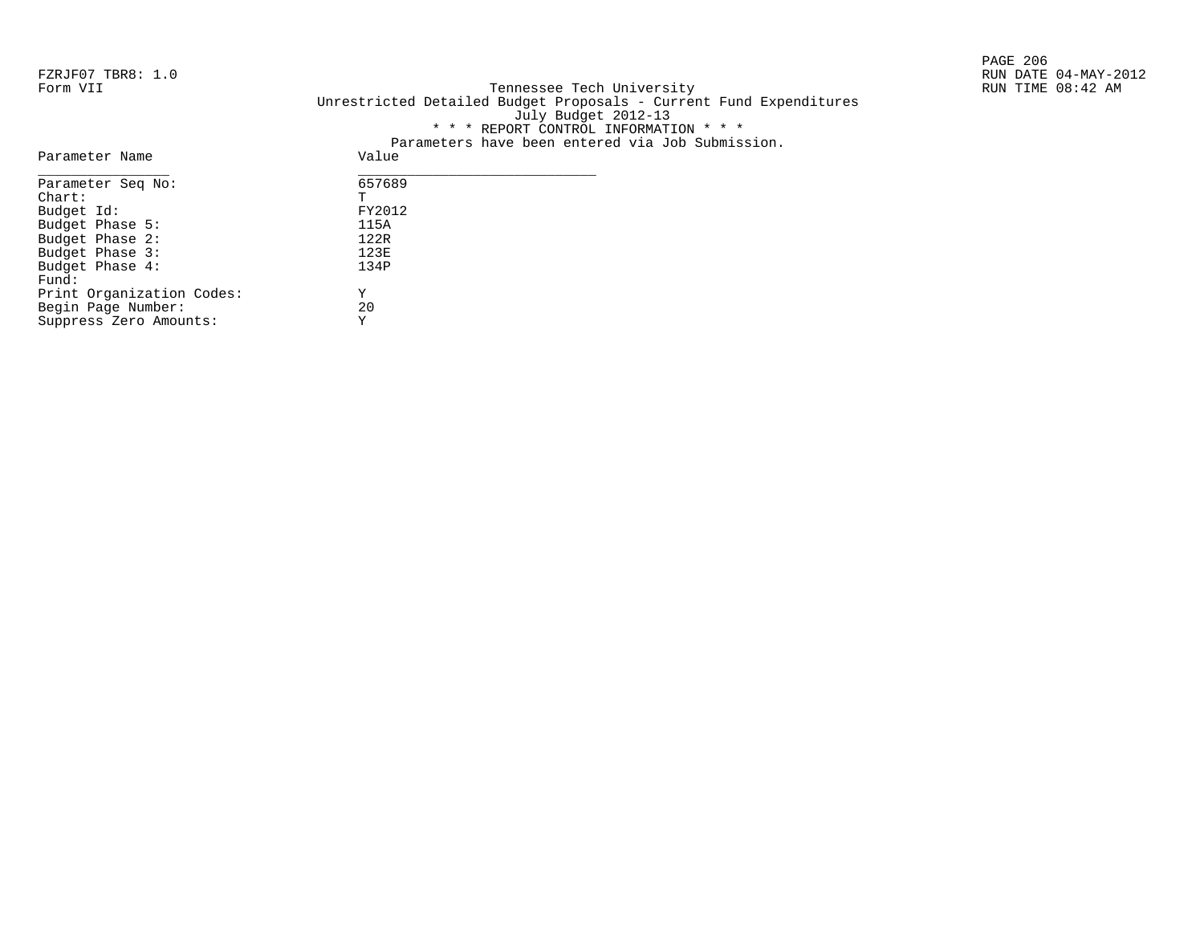FZRJF07 TBR8: 1.0
Form VII

Tennessee Tech University
Unrestricted Detailed Budget Proposals - Current Fund Expenditures
July Budget 2012-13
* * * REPORT CONTROL INFORMATION * * *
Parameters have been entered via Job Submission.

RUN DATE 04-MAY-2012
RUN TIME 08:42 AM

| Parameter Name | Value |
|---|---|
| Parameter Seq No: | 657689 |
| Chart: | T |
| Budget Id: | FY2012 |
| Budget Phase 5: | 115A |
| Budget Phase 2: | 122R |
| Budget Phase 3: | 123E |
| Budget Phase 4: | 134P |
| Fund: | |
| Print Organization Codes: | Y |
| Begin Page Number: | 20 |
| Suppress Zero Amounts: | Y |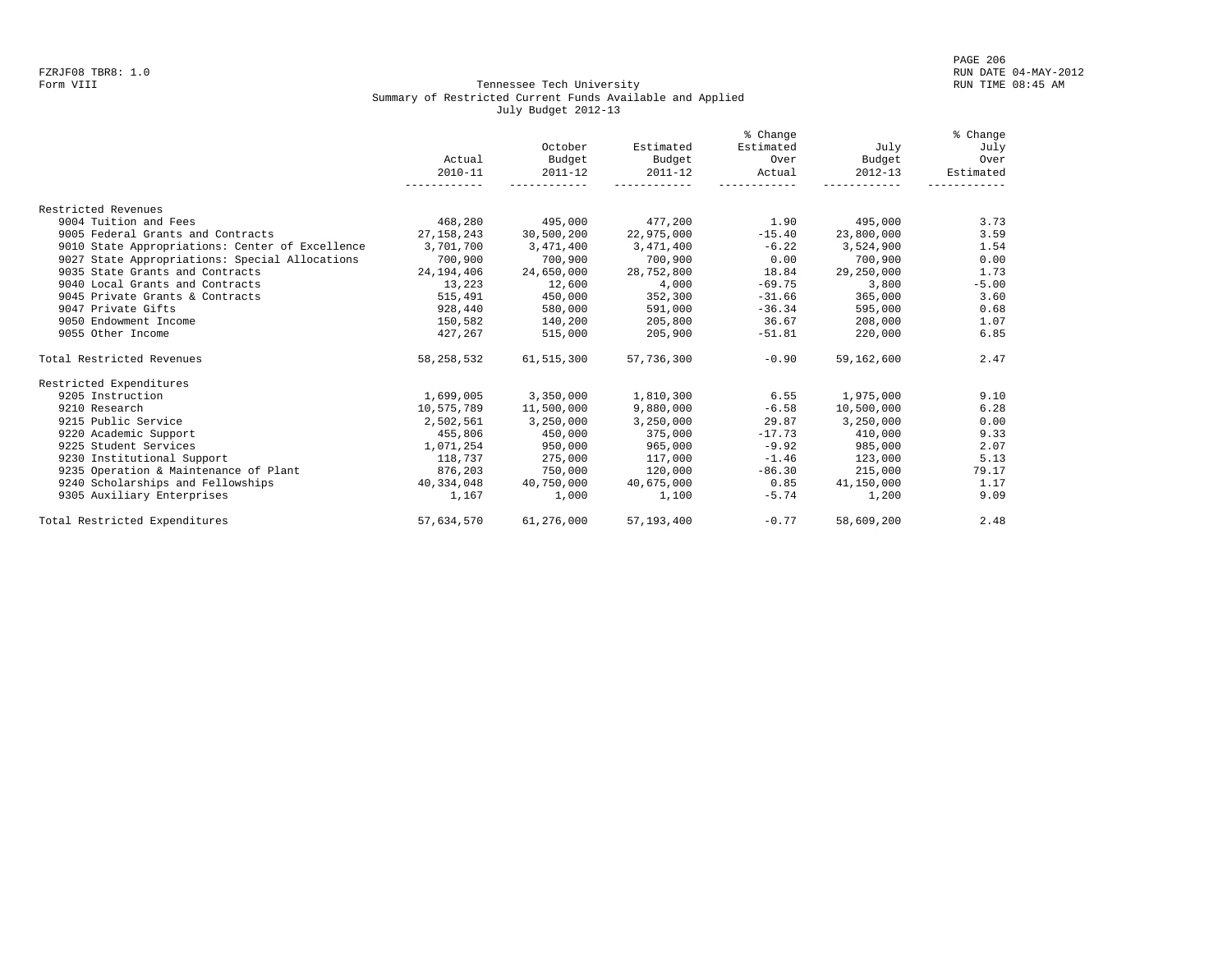FZRJF08 TBR8: 1.0
Form VIII

# Tennessee Tech University
## Summary of Restricted Current Funds Available and Applied
### July Budget 2012-13

| | Actual 2010-11 | October Budget 2011-12 | Estimated Budget 2011-12 | % Change Estimated Over Actual | July Budget 2012-13 | % Change July Over Estimated |
|---|---|---|---|---|---|---|
| **Restricted Revenues** | | | | | | |
| 9004 Tuition and Fees | 468,280 | 495,000 | 477,200 | 1.90 | 495,000 | 3.73 |
| 9005 Federal Grants and Contracts | 27,158,243 | 30,500,200 | 22,975,000 | -15.40 | 23,800,000 | 3.59 |
| 9010 State Appropriations: Center of Excellence | 3,701,700 | 3,471,400 | 3,471,400 | -6.22 | 3,524,900 | 1.54 |
| 9027 State Appropriations: Special Allocations | 700,900 | 700,900 | 700,900 | 0.00 | 700,900 | 0.00 |
| 9035 State Grants and Contracts | 24,194,406 | 24,650,000 | 28,752,800 | 18.84 | 29,250,000 | 1.73 |
| 9040 Local Grants and Contracts | 13,223 | 12,600 | 4,000 | -69.75 | 3,800 | -5.00 |
| 9045 Private Grants & Contracts | 515,491 | 450,000 | 352,300 | -31.66 | 365,000 | 3.60 |
| 9047 Private Gifts | 928,440 | 580,000 | 591,000 | -36.34 | 595,000 | 0.68 |
| 9050 Endowment Income | 150,582 | 140,200 | 205,800 | 36.67 | 208,000 | 1.07 |
| 9055 Other Income | 427,267 | 515,000 | 205,900 | -51.81 | 220,000 | 6.85 |
| **Total Restricted Revenues** | 58,258,532 | 61,515,300 | 57,736,300 | -0.90 | 59,162,600 | 2.47 |
| **Restricted Expenditures** | | | | | | |
| 9205 Instruction | 1,699,005 | 3,350,000 | 1,810,300 | 6.55 | 1,975,000 | 9.10 |
| 9210 Research | 10,575,789 | 11,500,000 | 9,880,000 | -6.58 | 10,500,000 | 6.28 |
| 9215 Public Service | 2,502,561 | 3,250,000 | 3,250,000 | 29.87 | 3,250,000 | 0.00 |
| 9220 Academic Support | 455,806 | 450,000 | 375,000 | -17.73 | 410,000 | 9.33 |
| 9225 Student Services | 1,071,254 | 950,000 | 965,000 | -9.92 | 985,000 | 2.07 |
| 9230 Institutional Support | 118,737 | 275,000 | 117,000 | -1.46 | 123,000 | 5.13 |
| 9235 Operation & Maintenance of Plant | 876,203 | 750,000 | 120,000 | -86.30 | 215,000 | 79.17 |
| 9240 Scholarships and Fellowships | 40,334,048 | 40,750,000 | 40,675,000 | 0.85 | 41,150,000 | 1.17 |
| 9305 Auxiliary Enterprises | 1,167 | 1,000 | 1,100 | -5.74 | 1,200 | 9.09 |
| **Total Restricted Expenditures** | 57,634,570 | 61,276,000 | 57,193,400 | -0.77 | 58,609,200 | 2.48 |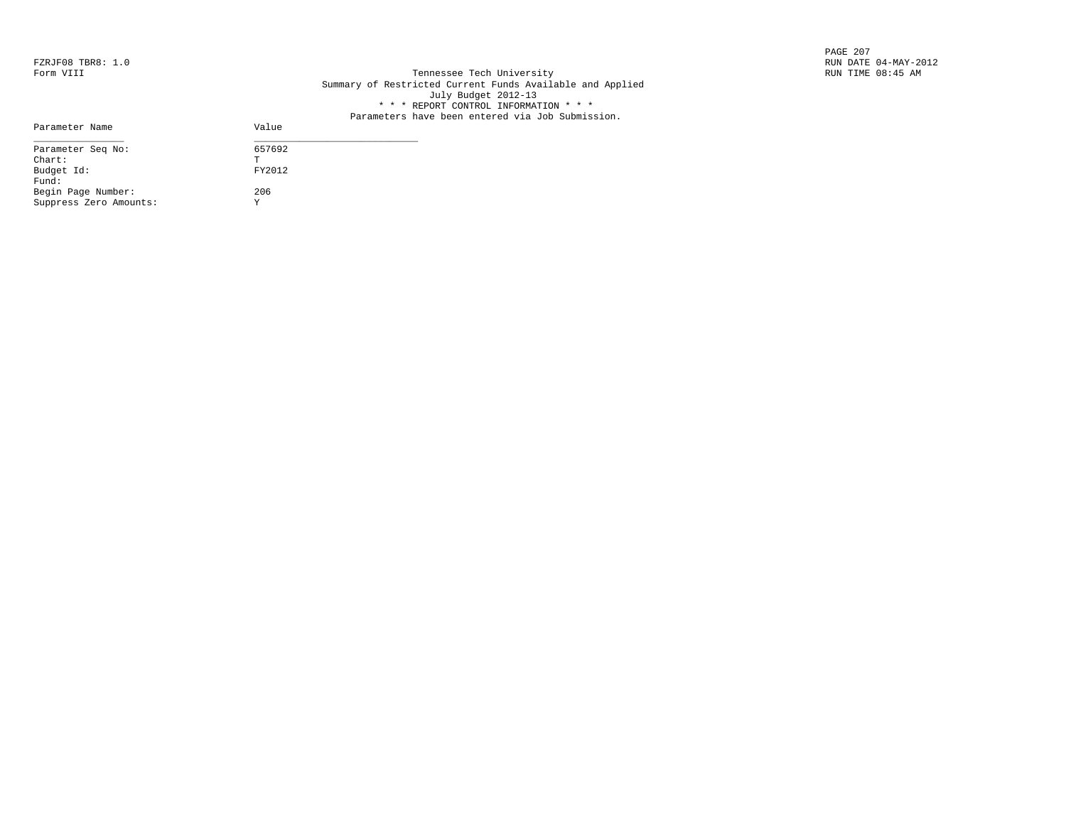FZRJF08 TBR8: 1.0

Form VIII

Tennessee Tech University

Summary of Restricted Current Funds Available and Applied

July Budget 2012-13

RUN DATE 04-MAY-2012

RUN TIME 08:45 AM

\* \* \* REPORT CONTROL INFORMATION \* \* \*

Parameters have been entered via Job Submission.

| Parameter Name | Value |
|---|---|
| Parameter Seq No: | 657692 |
| Chart: | T |
| Budget Id: | FY2012 |
| Fund: | |
| Begin Page Number: | 206 |
| Suppress Zero Amounts: | Y |